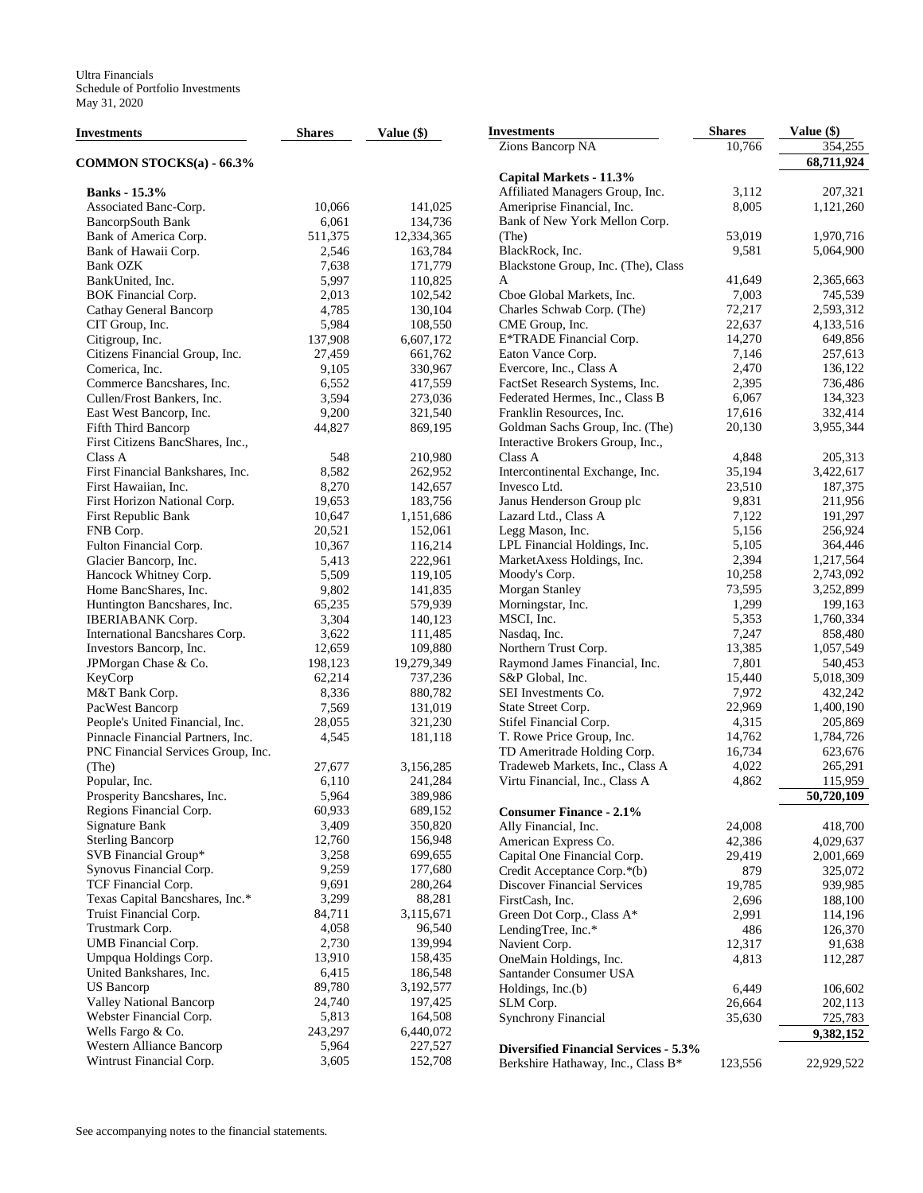Ultra Financials
Schedule of Portfolio Investments
May 31, 2020

| Investments | Shares | Value ($) |
|---|---|---|
| **COMMON STOCKS(a) - 66.3%** | | |
| **Banks - 15.3%** | | |
| Associated Banc-Corp. | 10,066 | 141,025 |
| BancorpSouth Bank | 6,061 | 134,736 |
| Bank of America Corp. | 511,375 | 12,334,365 |
| Bank of Hawaii Corp. | 2,546 | 163,784 |
| Bank OZK | 7,638 | 171,779 |
| BankUnited, Inc. | 5,997 | 110,825 |
| BOK Financial Corp. | 2,013 | 102,542 |
| Cathay General Bancorp | 4,785 | 130,104 |
| CIT Group, Inc. | 5,984 | 108,550 |
| Citigroup, Inc. | 137,908 | 6,607,172 |
| Citizens Financial Group, Inc. | 27,459 | 661,762 |
| Comerica, Inc. | 9,105 | 330,967 |
| Commerce Bancshares, Inc. | 6,552 | 417,559 |
| Cullen/Frost Bankers, Inc. | 3,594 | 273,036 |
| East West Bancorp, Inc. | 9,200 | 321,540 |
| Fifth Third Bancorp | 44,827 | 869,195 |
| First Citizens BancShares, Inc., Class A | 548 | 210,980 |
| First Financial Bankshares, Inc. | 8,582 | 262,952 |
| First Hawaiian, Inc. | 8,270 | 142,657 |
| First Horizon National Corp. | 19,653 | 183,756 |
| First Republic Bank | 10,647 | 1,151,686 |
| FNB Corp. | 20,521 | 152,061 |
| Fulton Financial Corp. | 10,367 | 116,214 |
| Glacier Bancorp, Inc. | 5,413 | 222,961 |
| Hancock Whitney Corp. | 5,509 | 119,105 |
| Home BancShares, Inc. | 9,802 | 141,835 |
| Huntington Bancshares, Inc. | 65,235 | 579,939 |
| IBERIABANK Corp. | 3,304 | 140,123 |
| International Bancshares Corp. | 3,622 | 111,485 |
| Investors Bancorp, Inc. | 12,659 | 109,880 |
| JPMorgan Chase & Co. | 198,123 | 19,279,349 |
| KeyCorp | 62,214 | 737,236 |
| M&T Bank Corp. | 8,336 | 880,782 |
| PacWest Bancorp | 7,569 | 131,019 |
| People's United Financial, Inc. | 28,055 | 321,230 |
| Pinnacle Financial Partners, Inc. | 4,545 | 181,118 |
| PNC Financial Services Group, Inc. (The) | 27,677 | 3,156,285 |
| Popular, Inc. | 6,110 | 241,284 |
| Prosperity Bancshares, Inc. | 5,964 | 389,986 |
| Regions Financial Corp. | 60,933 | 689,152 |
| Signature Bank | 3,409 | 350,820 |
| Sterling Bancorp | 12,760 | 156,948 |
| SVB Financial Group* | 3,258 | 699,655 |
| Synovus Financial Corp. | 9,259 | 177,680 |
| TCF Financial Corp. | 9,691 | 280,264 |
| Texas Capital Bancshares, Inc.* | 3,299 | 88,281 |
| Truist Financial Corp. | 84,711 | 3,115,671 |
| Trustmark Corp. | 4,058 | 96,540 |
| UMB Financial Corp. | 2,730 | 139,994 |
| Umpqua Holdings Corp. | 13,910 | 158,435 |
| United Bankshares, Inc. | 6,415 | 186,548 |
| US Bancorp | 89,780 | 3,192,577 |
| Valley National Bancorp | 24,740 | 197,425 |
| Webster Financial Corp. | 5,813 | 164,508 |
| Wells Fargo & Co. | 243,297 | 6,440,072 |
| Western Alliance Bancorp | 5,964 | 227,527 |
| Wintrust Financial Corp. | 3,605 | 152,708 |
| Zions Bancorp NA | 10,766 | 354,255 |
| | | **68,711,924** |
| **Capital Markets - 11.3%** | | |
| Affiliated Managers Group, Inc. | 3,112 | 207,321 |
| Ameriprise Financial, Inc. | 8,005 | 1,121,260 |
| Bank of New York Mellon Corp. (The) | 53,019 | 1,970,716 |
| BlackRock, Inc. | 9,581 | 5,064,900 |
| Blackstone Group, Inc. (The), Class A | 41,649 | 2,365,663 |
| Cboe Global Markets, Inc. | 7,003 | 745,539 |
| Charles Schwab Corp. (The) | 72,217 | 2,593,312 |
| CME Group, Inc. | 22,637 | 4,133,516 |
| E*TRADE Financial Corp. | 14,270 | 649,856 |
| Eaton Vance Corp. | 7,146 | 257,613 |
| Evercore, Inc., Class A | 2,470 | 136,122 |
| FactSet Research Systems, Inc. | 2,395 | 736,486 |
| Federated Hermes, Inc., Class B | 6,067 | 134,323 |
| Franklin Resources, Inc. | 17,616 | 332,414 |
| Goldman Sachs Group, Inc. (The) | 20,130 | 3,955,344 |
| Interactive Brokers Group, Inc., Class A | 4,848 | 205,313 |
| Intercontinental Exchange, Inc. | 35,194 | 3,422,617 |
| Invesco Ltd. | 23,510 | 187,375 |
| Janus Henderson Group plc | 9,831 | 211,956 |
| Lazard Ltd., Class A | 7,122 | 191,297 |
| Legg Mason, Inc. | 5,156 | 256,924 |
| LPL Financial Holdings, Inc. | 5,105 | 364,446 |
| MarketAxess Holdings, Inc. | 2,394 | 1,217,564 |
| Moody's Corp. | 10,258 | 2,743,092 |
| Morgan Stanley | 73,595 | 3,252,899 |
| Morningstar, Inc. | 1,299 | 199,163 |
| MSCI, Inc. | 5,353 | 1,760,334 |
| Nasdaq, Inc. | 7,247 | 858,480 |
| Northern Trust Corp. | 13,385 | 1,057,549 |
| Raymond James Financial, Inc. | 7,801 | 540,453 |
| S&P Global, Inc. | 15,440 | 5,018,309 |
| SEI Investments Co. | 7,972 | 432,242 |
| State Street Corp. | 22,969 | 1,400,190 |
| Stifel Financial Corp. | 4,315 | 205,869 |
| T. Rowe Price Group, Inc. | 14,762 | 1,784,726 |
| TD Ameritrade Holding Corp. | 16,734 | 623,676 |
| Tradeweb Markets, Inc., Class A | 4,022 | 265,291 |
| Virtu Financial, Inc., Class A | 4,862 | 115,959 |
| | | **50,720,109** |
| **Consumer Finance - 2.1%** | | |
| Ally Financial, Inc. | 24,008 | 418,700 |
| American Express Co. | 42,386 | 4,029,637 |
| Capital One Financial Corp. | 29,419 | 2,001,669 |
| Credit Acceptance Corp.*(b) | 879 | 325,072 |
| Discover Financial Services | 19,785 | 939,985 |
| FirstCash, Inc. | 2,696 | 188,100 |
| Green Dot Corp., Class A* | 2,991 | 114,196 |
| LendingTree, Inc.* | 486 | 126,370 |
| Navient Corp. | 12,317 | 91,638 |
| OneMain Holdings, Inc. | 4,813 | 112,287 |
| Santander Consumer USA Holdings, Inc.(b) | 6,449 | 106,602 |
| SLM Corp. | 26,664 | 202,113 |
| Synchrony Financial | 35,630 | 725,783 |
| | | **9,382,152** |
| **Diversified Financial Services - 5.3%** | | |
| Berkshire Hathaway, Inc., Class B* | 123,556 | 22,929,522 |

See accompanying notes to the financial statements.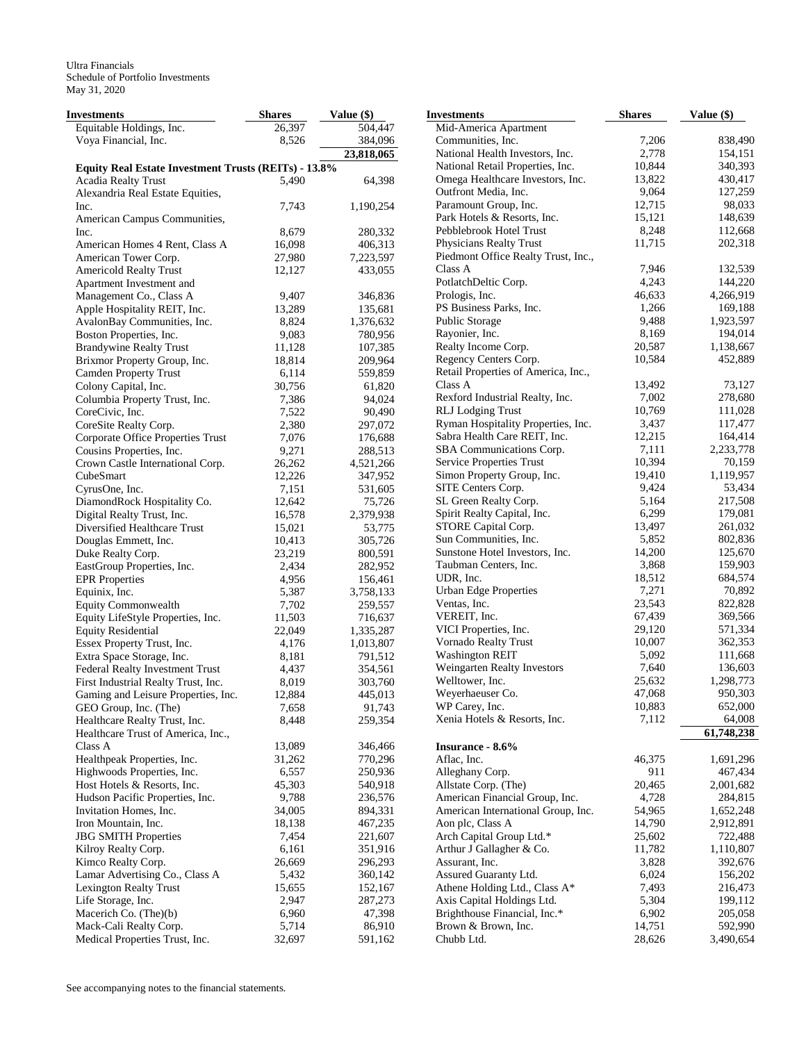Ultra Financials
Schedule of Portfolio Investments
May 31, 2020

| Investments | Shares | Value ($) |
|---|---|---|
| Equitable Holdings, Inc. | 26,397 | 504,447 |
| Voya Financial, Inc. | 8,526 | 384,096 |
| | | 23,818,065 |
| **Equity Real Estate Investment Trusts (REITs) - 13.8%** | | |
| Acadia Realty Trust | 5,490 | 64,398 |
| Alexandria Real Estate Equities, Inc. | 7,743 | 1,190,254 |
| American Campus Communities, Inc. | 8,679 | 280,332 |
| American Homes 4 Rent, Class A | 16,098 | 406,313 |
| American Tower Corp. | 27,980 | 7,223,597 |
| Americold Realty Trust | 12,127 | 433,055 |
| Apartment Investment and Management Co., Class A | 9,407 | 346,836 |
| Apple Hospitality REIT, Inc. | 13,289 | 135,681 |
| AvalonBay Communities, Inc. | 8,824 | 1,376,632 |
| Boston Properties, Inc. | 9,083 | 780,956 |
| Brandywine Realty Trust | 11,128 | 107,385 |
| Brixmor Property Group, Inc. | 18,814 | 209,964 |
| Camden Property Trust | 6,114 | 559,859 |
| Colony Capital, Inc. | 30,756 | 61,820 |
| Columbia Property Trust, Inc. | 7,386 | 94,024 |
| CoreCivic, Inc. | 7,522 | 90,490 |
| CoreSite Realty Corp. | 2,380 | 297,072 |
| Corporate Office Properties Trust | 7,076 | 176,688 |
| Cousins Properties, Inc. | 9,271 | 288,513 |
| Crown Castle International Corp. | 26,262 | 4,521,266 |
| CubeSmart | 12,226 | 347,952 |
| CyrusOne, Inc. | 7,151 | 531,605 |
| DiamondRock Hospitality Co. | 12,642 | 75,726 |
| Digital Realty Trust, Inc. | 16,578 | 2,379,938 |
| Diversified Healthcare Trust | 15,021 | 53,775 |
| Douglas Emmett, Inc. | 10,413 | 305,726 |
| Duke Realty Corp. | 23,219 | 800,591 |
| EastGroup Properties, Inc. | 2,434 | 282,952 |
| EPR Properties | 4,956 | 156,461 |
| Equinix, Inc. | 5,387 | 3,758,133 |
| Equity Commonwealth | 7,702 | 259,557 |
| Equity LifeStyle Properties, Inc. | 11,503 | 716,637 |
| Equity Residential | 22,049 | 1,335,287 |
| Essex Property Trust, Inc. | 4,176 | 1,013,807 |
| Extra Space Storage, Inc. | 8,181 | 791,512 |
| Federal Realty Investment Trust | 4,437 | 354,561 |
| First Industrial Realty Trust, Inc. | 8,019 | 303,760 |
| Gaming and Leisure Properties, Inc. | 12,884 | 445,013 |
| GEO Group, Inc. (The) | 7,658 | 91,743 |
| Healthcare Realty Trust, Inc. | 8,448 | 259,354 |
| Healthcare Trust of America, Inc., Class A | 13,089 | 346,466 |
| Healthpeak Properties, Inc. | 31,262 | 770,296 |
| Highwoods Properties, Inc. | 6,557 | 250,936 |
| Host Hotels & Resorts, Inc. | 45,303 | 540,918 |
| Hudson Pacific Properties, Inc. | 9,788 | 236,576 |
| Invitation Homes, Inc. | 34,005 | 894,331 |
| Iron Mountain, Inc. | 18,138 | 467,235 |
| JBG SMITH Properties | 7,454 | 221,607 |
| Kilroy Realty Corp. | 6,161 | 351,916 |
| Kimco Realty Corp. | 26,669 | 296,293 |
| Lamar Advertising Co., Class A | 5,432 | 360,142 |
| Lexington Realty Trust | 15,655 | 152,167 |
| Life Storage, Inc. | 2,947 | 287,273 |
| Macerich Co. (The)(b) | 6,960 | 47,398 |
| Mack-Cali Realty Corp. | 5,714 | 86,910 |
| Medical Properties Trust, Inc. | 32,697 | 591,162 |
| Mid-America Apartment Communities, Inc. | 7,206 | 838,490 |
| National Health Investors, Inc. | 2,778 | 154,151 |
| National Retail Properties, Inc. | 10,844 | 340,393 |
| Omega Healthcare Investors, Inc. | 13,822 | 430,417 |
| Outfront Media, Inc. | 9,064 | 127,259 |
| Paramount Group, Inc. | 12,715 | 98,033 |
| Park Hotels & Resorts, Inc. | 15,121 | 148,639 |
| Pebblebrook Hotel Trust | 8,248 | 112,668 |
| Physicians Realty Trust | 11,715 | 202,318 |
| Piedmont Office Realty Trust, Inc., Class A | 7,946 | 132,539 |
| PotlatchDeltic Corp. | 4,243 | 144,220 |
| Prologis, Inc. | 46,633 | 4,266,919 |
| PS Business Parks, Inc. | 1,266 | 169,188 |
| Public Storage | 9,488 | 1,923,597 |
| Rayonier, Inc. | 8,169 | 194,014 |
| Realty Income Corp. | 20,587 | 1,138,667 |
| Regency Centers Corp. | 10,584 | 452,889 |
| Retail Properties of America, Inc., Class A | 13,492 | 73,127 |
| Rexford Industrial Realty, Inc. | 7,002 | 278,680 |
| RLJ Lodging Trust | 10,769 | 111,028 |
| Ryman Hospitality Properties, Inc. | 3,437 | 117,477 |
| Sabra Health Care REIT, Inc. | 12,215 | 164,414 |
| SBA Communications Corp. | 7,111 | 2,233,778 |
| Service Properties Trust | 10,394 | 70,159 |
| Simon Property Group, Inc. | 19,410 | 1,119,957 |
| SITE Centers Corp. | 9,424 | 53,434 |
| SL Green Realty Corp. | 5,164 | 217,508 |
| Spirit Realty Capital, Inc. | 6,299 | 179,081 |
| STORE Capital Corp. | 13,497 | 261,032 |
| Sun Communities, Inc. | 5,852 | 802,836 |
| Sunstone Hotel Investors, Inc. | 14,200 | 125,670 |
| Taubman Centers, Inc. | 3,868 | 159,903 |
| UDR, Inc. | 18,512 | 684,574 |
| Urban Edge Properties | 7,271 | 70,892 |
| Ventas, Inc. | 23,543 | 822,828 |
| VEREIT, Inc. | 67,439 | 369,566 |
| VICI Properties, Inc. | 29,120 | 571,334 |
| Vornado Realty Trust | 10,007 | 362,353 |
| Washington REIT | 5,092 | 111,668 |
| Weingarten Realty Investors | 7,640 | 136,603 |
| Welltower, Inc. | 25,632 | 1,298,773 |
| Weyerhaeuser Co. | 47,068 | 950,303 |
| WP Carey, Inc. | 10,883 | 652,000 |
| Xenia Hotels & Resorts, Inc. | 7,112 | 64,008 |
| | | 61,748,238 |
| **Insurance - 8.6%** | | |
| Aflac, Inc. | 46,375 | 1,691,296 |
| Alleghany Corp. | 911 | 467,434 |
| Allstate Corp. (The) | 20,465 | 2,001,682 |
| American Financial Group, Inc. | 4,728 | 284,815 |
| American International Group, Inc. | 54,965 | 1,652,248 |
| Aon plc, Class A | 14,790 | 2,912,891 |
| Arch Capital Group Ltd.* | 25,602 | 722,488 |
| Arthur J Gallagher & Co. | 11,782 | 1,110,807 |
| Assurant, Inc. | 3,828 | 392,676 |
| Assured Guaranty Ltd. | 6,024 | 156,202 |
| Athene Holding Ltd., Class A* | 7,493 | 216,473 |
| Axis Capital Holdings Ltd. | 5,304 | 199,112 |
| Brighthouse Financial, Inc.* | 6,902 | 205,058 |
| Brown & Brown, Inc. | 14,751 | 592,990 |
| Chubb Ltd. | 28,626 | 3,490,654 |

See accompanying notes to the financial statements.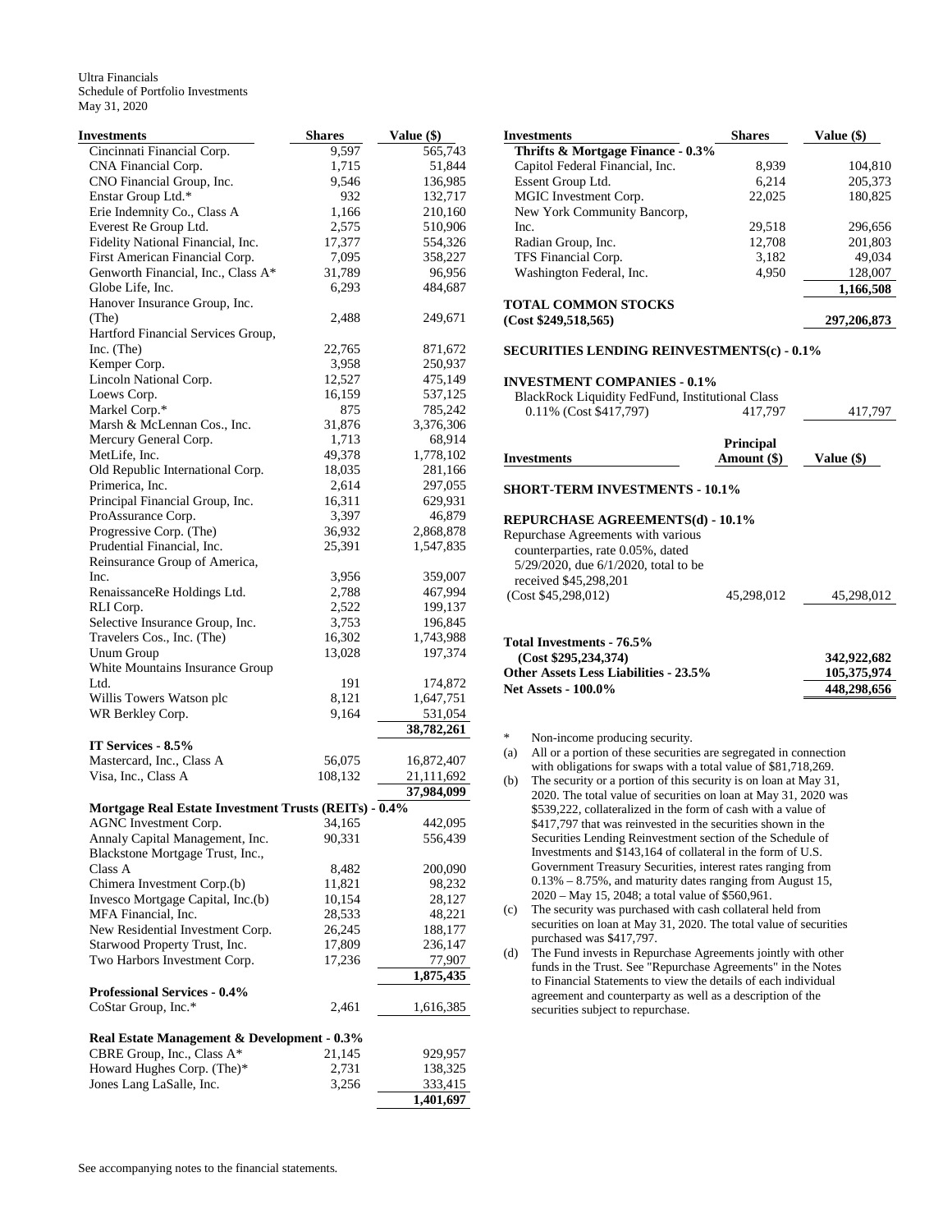Ultra Financials
Schedule of Portfolio Investments
May 31, 2020

| Investments | Shares | Value ($) |
|---|---|---|
| Cincinnati Financial Corp. | 9,597 | 565,743 |
| CNA Financial Corp. | 1,715 | 51,844 |
| CNO Financial Group, Inc. | 9,546 | 136,985 |
| Enstar Group Ltd.* | 932 | 132,717 |
| Erie Indemnity Co., Class A | 1,166 | 210,160 |
| Everest Re Group Ltd. | 2,575 | 510,906 |
| Fidelity National Financial, Inc. | 17,377 | 554,326 |
| First American Financial Corp. | 7,095 | 358,227 |
| Genworth Financial, Inc., Class A* | 31,789 | 96,956 |
| Globe Life, Inc. | 6,293 | 484,687 |
| Hanover Insurance Group, Inc. (The) | 2,488 | 249,671 |
| Hartford Financial Services Group, Inc. (The) | 22,765 | 871,672 |
| Kemper Corp. | 3,958 | 250,937 |
| Lincoln National Corp. | 12,527 | 475,149 |
| Loews Corp. | 16,159 | 537,125 |
| Markel Corp.* | 875 | 785,242 |
| Marsh & McLennan Cos., Inc. | 31,876 | 3,376,306 |
| Mercury General Corp. | 1,713 | 68,914 |
| MetLife, Inc. | 49,378 | 1,778,102 |
| Old Republic International Corp. | 18,035 | 281,166 |
| Primerica, Inc. | 2,614 | 297,055 |
| Principal Financial Group, Inc. | 16,311 | 629,931 |
| ProAssurance Corp. | 3,397 | 46,879 |
| Progressive Corp. (The) | 36,932 | 2,868,878 |
| Prudential Financial, Inc. | 25,391 | 1,547,835 |
| Reinsurance Group of America, Inc. | 3,956 | 359,007 |
| RenaissanceRe Holdings Ltd. | 2,788 | 467,994 |
| RLI Corp. | 2,522 | 199,137 |
| Selective Insurance Group, Inc. | 3,753 | 196,845 |
| Travelers Cos., Inc. (The) | 16,302 | 1,743,988 |
| Unum Group | 13,028 | 197,374 |
| White Mountains Insurance Group Ltd. | 191 | 174,872 |
| Willis Towers Watson plc | 8,121 | 1,647,751 |
| WR Berkley Corp. | 9,164 | 531,054 |
| | | **38,782,261** |
| **IT Services - 8.5%** | | |
| Mastercard, Inc., Class A | 56,075 | 16,872,407 |
| Visa, Inc., Class A | 108,132 | 21,111,692 |
| | | **37,984,099** |
| **Mortgage Real Estate Investment Trusts (REITs) - 0.4%** | | |
| AGNC Investment Corp. | 34,165 | 442,095 |
| Annaly Capital Management, Inc. | 90,331 | 556,439 |
| Blackstone Mortgage Trust, Inc., Class A | 8,482 | 200,090 |
| Chimera Investment Corp.(b) | 11,821 | 98,232 |
| Invesco Mortgage Capital, Inc.(b) | 10,154 | 28,127 |
| MFA Financial, Inc. | 28,533 | 48,221 |
| New Residential Investment Corp. | 26,245 | 188,177 |
| Starwood Property Trust, Inc. | 17,809 | 236,147 |
| Two Harbors Investment Corp. | 17,236 | 77,907 |
| | | **1,875,435** |
| **Professional Services - 0.4%** | | |
| CoStar Group, Inc.* | 2,461 | 1,616,385 |
| **Real Estate Management & Development - 0.3%** | | |
| CBRE Group, Inc., Class A* | 21,145 | 929,957 |
| Howard Hughes Corp. (The)* | 2,731 | 138,325 |
| Jones Lang LaSalle, Inc. | 3,256 | 333,415 |
| | | **1,401,697** |
| **Thrifts & Mortgage Finance - 0.3%** | | |
| Capitol Federal Financial, Inc. | 8,939 | 104,810 |
| Essent Group Ltd. | 6,214 | 205,373 |
| MGIC Investment Corp. | 22,025 | 180,825 |
| New York Community Bancorp, Inc. | 29,518 | 296,656 |
| Radian Group, Inc. | 12,708 | 201,803 |
| TFS Financial Corp. | 3,182 | 49,034 |
| Washington Federal, Inc. | 4,950 | 128,007 |
| | | **1,166,508** |
| **TOTAL COMMON STOCKS (Cost $249,518,565)** | | **297,206,873** |
| **SECURITIES LENDING REINVESTMENTS(c) - 0.1%** | | |
| **INVESTMENT COMPANIES - 0.1%** | | |
| BlackRock Liquidity FedFund, Institutional Class 0.11% (Cost $417,797) | 417,797 | 417,797 |

| Investments | Principal Amount ($) | Value ($) |
|---|---|---|
| **SHORT-TERM INVESTMENTS - 10.1%** | | |
| **REPURCHASE AGREEMENTS(d) - 10.1%** | | |
| Repurchase Agreements with various counterparties, rate 0.05%, dated 5/29/2020, due 6/1/2020, total to be received $45,298,201 (Cost $45,298,012) | 45,298,012 | 45,298,012 |
| **Total Investments - 76.5% (Cost $295,234,374)** | | **342,922,682** |
| **Other Assets Less Liabilities - 23.5%** | | **105,375,974** |
| **Net Assets - 100.0%** | | **448,298,656** |

\* Non-income producing security.

(a) All or a portion of these securities are segregated in connection with obligations for swaps with a total value of $81,718,269.

(b) The security or a portion of this security is on loan at May 31, 2020. The total value of securities on loan at May 31, 2020 was $539,222, collateralized in the form of cash with a value of $417,797 that was reinvested in the securities shown in the Securities Lending Reinvestment section of the Schedule of Investments and $143,164 of collateral in the form of U.S. Government Treasury Securities, interest rates ranging from 0.13% – 8.75%, and maturity dates ranging from August 15, 2020 – May 15, 2048; a total value of $560,961.

(c) The security was purchased with cash collateral held from securities on loan at May 31, 2020. The total value of securities purchased was $417,797.

(d) The Fund invests in Repurchase Agreements jointly with other funds in the Trust. See "Repurchase Agreements" in the Notes to Financial Statements to view the details of each individual agreement and counterparty as well as a description of the securities subject to repurchase.

See accompanying notes to the financial statements.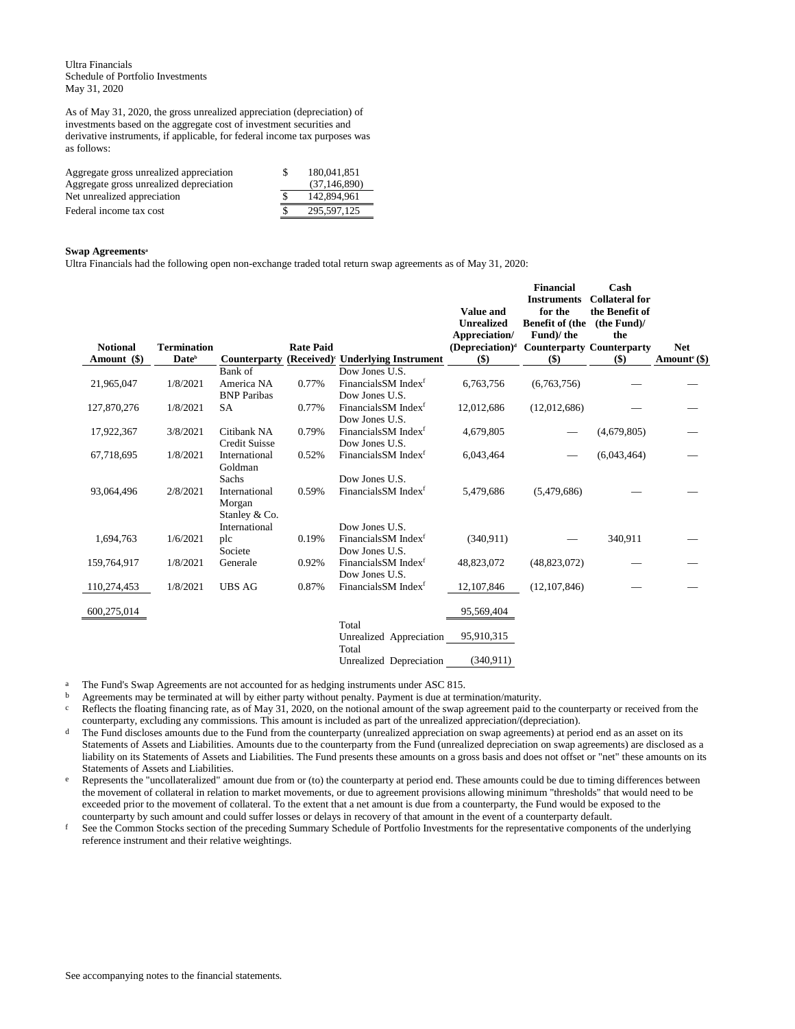Ultra Financials
Schedule of Portfolio Investments
May 31, 2020

As of May 31, 2020, the gross unrealized appreciation (depreciation) of investments based on the aggregate cost of investment securities and derivative instruments, if applicable, for federal income tax purposes was as follows:

| | | |
|---|---|---|
| Aggregate gross unrealized appreciation | $ | 180,041,851 |
| Aggregate gross unrealized depreciation | | (37,146,890) |
| Net unrealized appreciation | $ | 142,894,961 |
| Federal income tax cost | $ | 295,597,125 |

**Swap Agreements**[a]

Ultra Financials had the following open non-exchange traded total return swap agreements as of May 31, 2020:

| Notional Amount ($) | Termination Date[b] | Counterparty | Rate Paid (Received)[c] | Underlying Instrument | Value and Unrealized Appreciation/ (Depreciation)[d] ($) | Financial Instruments for the Benefit of (the Fund)/ the Counterparty ($) | Cash Collateral for the Benefit of (the Fund)/ the Counterparty ($) | Net Amount[e] ($) |
|---|---|---|---|---|---|---|---|---|
| 21,965,047 | 1/8/2021 | Bank of America NA | 0.77% | Dow Jones U.S. FinancialsSM Index[f] | 6,763,756 | (6,763,756) | — | — |
| 127,870,276 | 1/8/2021 | BNP Paribas SA | 0.77% | Dow Jones U.S. FinancialsSM Index[f] | 12,012,686 | (12,012,686) | — | — |
| 17,922,367 | 3/8/2021 | Citibank NA | 0.79% | Dow Jones U.S. FinancialsSM Index[f] | 4,679,805 | — | (4,679,805) | — |
| 67,718,695 | 1/8/2021 | Credit Suisse International | 0.52% | Dow Jones U.S. FinancialsSM Index[f] | 6,043,464 | — | (6,043,464) | — |
| 93,064,496 | 2/8/2021 | Goldman Sachs International | 0.59% | Dow Jones U.S. FinancialsSM Index[f] | 5,479,686 | (5,479,686) | — | — |
| 1,694,763 | 1/6/2021 | Morgan Stanley & Co. International plc | 0.19% | Dow Jones U.S. FinancialsSM Index[f] | (340,911) | — | 340,911 | — |
| 159,764,917 | 1/8/2021 | Societe Generale | 0.92% | Dow Jones U.S. FinancialsSM Index[f] | 48,823,072 | (48,823,072) | — | — |
| 110,274,453 | 1/8/2021 | UBS AG | 0.87% | Dow Jones U.S. FinancialsSM Index[f] | 12,107,846 | (12,107,846) | — | — |
| 600,275,014 | | | | | 95,569,404 | | | |
| | | | | Total Unrealized Appreciation | 95,910,315 | | | |
| | | | | Total Unrealized Depreciation | (340,911) | | | |

[a] The Fund's Swap Agreements are not accounted for as hedging instruments under ASC 815.

[b] Agreements may be terminated at will by either party without penalty. Payment is due at termination/maturity.

[c] Reflects the floating financing rate, as of May 31, 2020, on the notional amount of the swap agreement paid to the counterparty or received from the counterparty, excluding any commissions. This amount is included as part of the unrealized appreciation/(depreciation).

[d] The Fund discloses amounts due to the Fund from the counterparty (unrealized appreciation on swap agreements) at period end as an asset on its Statements of Assets and Liabilities. Amounts due to the counterparty from the Fund (unrealized depreciation on swap agreements) are disclosed as a liability on its Statements of Assets and Liabilities. The Fund presents these amounts on a gross basis and does not offset or "net" these amounts on its Statements of Assets and Liabilities.

[e] Represents the "uncollateralized" amount due from or (to) the counterparty at period end. These amounts could be due to timing differences between the movement of collateral in relation to market movements, or due to agreement provisions allowing minimum "thresholds" that would need to be exceeded prior to the movement of collateral. To the extent that a net amount is due from a counterparty, the Fund would be exposed to the counterparty by such amount and could suffer losses or delays in recovery of that amount in the event of a counterparty default.

[f] See the Common Stocks section of the preceding Summary Schedule of Portfolio Investments for the representative components of the underlying reference instrument and their relative weightings.

See accompanying notes to the financial statements.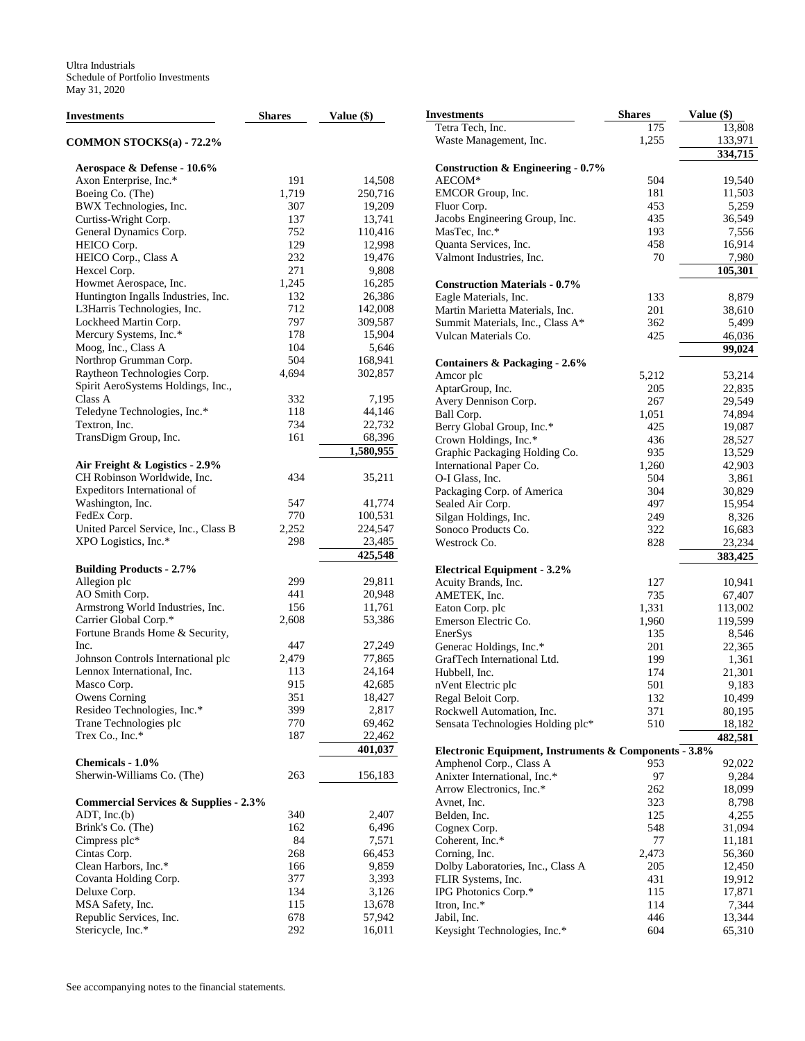Ultra Industrials
Schedule of Portfolio Investments
May 31, 2020

| Investments | Shares | Value ($) |
|---|---|---|
| **COMMON STOCKS(a) - 72.2%** | | |
| **Aerospace & Defense - 10.6%** | | |
| Axon Enterprise, Inc.* | 191 | 14,508 |
| Boeing Co. (The) | 1,719 | 250,716 |
| BWX Technologies, Inc. | 307 | 19,209 |
| Curtiss-Wright Corp. | 137 | 13,741 |
| General Dynamics Corp. | 752 | 110,416 |
| HEICO Corp. | 129 | 12,998 |
| HEICO Corp., Class A | 232 | 19,476 |
| Hexcel Corp. | 271 | 9,808 |
| Howmet Aerospace, Inc. | 1,245 | 16,285 |
| Huntington Ingalls Industries, Inc. | 132 | 26,386 |
| L3Harris Technologies, Inc. | 712 | 142,008 |
| Lockheed Martin Corp. | 797 | 309,587 |
| Mercury Systems, Inc.* | 178 | 15,904 |
| Moog, Inc., Class A | 104 | 5,646 |
| Northrop Grumman Corp. | 504 | 168,941 |
| Raytheon Technologies Corp. | 4,694 | 302,857 |
| Spirit AeroSystems Holdings, Inc., Class A | 332 | 7,195 |
| Teledyne Technologies, Inc.* | 118 | 44,146 |
| Textron, Inc. | 734 | 22,732 |
| TransDigm Group, Inc. | 161 | 68,396 |
| | | **1,580,955** |
| **Air Freight & Logistics - 2.9%** | | |
| CH Robinson Worldwide, Inc. | 434 | 35,211 |
| Expeditors International of Washington, Inc. | 547 | 41,774 |
| FedEx Corp. | 770 | 100,531 |
| United Parcel Service, Inc., Class B | 2,252 | 224,547 |
| XPO Logistics, Inc.* | 298 | 23,485 |
| | | **425,548** |
| **Building Products - 2.7%** | | |
| Allegion plc | 299 | 29,811 |
| AO Smith Corp. | 441 | 20,948 |
| Armstrong World Industries, Inc. | 156 | 11,761 |
| Carrier Global Corp.* | 2,608 | 53,386 |
| Fortune Brands Home & Security, Inc. | 447 | 27,249 |
| Johnson Controls International plc | 2,479 | 77,865 |
| Lennox International, Inc. | 113 | 24,164 |
| Masco Corp. | 915 | 42,685 |
| Owens Corning | 351 | 18,427 |
| Resideo Technologies, Inc.* | 399 | 2,817 |
| Trane Technologies plc | 770 | 69,462 |
| Trex Co., Inc.* | 187 | 22,462 |
| | | **401,037** |
| **Chemicals - 1.0%** | | |
| Sherwin-Williams Co. (The) | 263 | 156,183 |
| **Commercial Services & Supplies - 2.3%** | | |
| ADT, Inc.(b) | 340 | 2,407 |
| Brink's Co. (The) | 162 | 6,496 |
| Cimpress plc* | 84 | 7,571 |
| Cintas Corp. | 268 | 66,453 |
| Clean Harbors, Inc.* | 166 | 9,859 |
| Covanta Holding Corp. | 377 | 3,393 |
| Deluxe Corp. | 134 | 3,126 |
| MSA Safety, Inc. | 115 | 13,678 |
| Republic Services, Inc. | 678 | 57,942 |
| Stericycle, Inc.* | 292 | 16,011 |
| Tetra Tech, Inc. | 175 | 13,808 |
| Waste Management, Inc. | 1,255 | 133,971 |
| | | **334,715** |
| **Construction & Engineering - 0.7%** | | |
| AECOM* | 504 | 19,540 |
| EMCOR Group, Inc. | 181 | 11,503 |
| Fluor Corp. | 453 | 5,259 |
| Jacobs Engineering Group, Inc. | 435 | 36,549 |
| MasTec, Inc.* | 193 | 7,556 |
| Quanta Services, Inc. | 458 | 16,914 |
| Valmont Industries, Inc. | 70 | 7,980 |
| | | **105,301** |
| **Construction Materials - 0.7%** | | |
| Eagle Materials, Inc. | 133 | 8,879 |
| Martin Marietta Materials, Inc. | 201 | 38,610 |
| Summit Materials, Inc., Class A* | 362 | 5,499 |
| Vulcan Materials Co. | 425 | 46,036 |
| | | **99,024** |
| **Containers & Packaging - 2.6%** | | |
| Amcor plc | 5,212 | 53,214 |
| AptarGroup, Inc. | 205 | 22,835 |
| Avery Dennison Corp. | 267 | 29,549 |
| Ball Corp. | 1,051 | 74,894 |
| Berry Global Group, Inc.* | 425 | 19,087 |
| Crown Holdings, Inc.* | 436 | 28,527 |
| Graphic Packaging Holding Co. | 935 | 13,529 |
| International Paper Co. | 1,260 | 42,903 |
| O-I Glass, Inc. | 504 | 3,861 |
| Packaging Corp. of America | 304 | 30,829 |
| Sealed Air Corp. | 497 | 15,954 |
| Silgan Holdings, Inc. | 249 | 8,326 |
| Sonoco Products Co. | 322 | 16,683 |
| Westrock Co. | 828 | 23,234 |
| | | **383,425** |
| **Electrical Equipment - 3.2%** | | |
| Acuity Brands, Inc. | 127 | 10,941 |
| AMETEK, Inc. | 735 | 67,407 |
| Eaton Corp. plc | 1,331 | 113,002 |
| Emerson Electric Co. | 1,960 | 119,599 |
| EnerSys | 135 | 8,546 |
| Generac Holdings, Inc.* | 201 | 22,365 |
| GrafTech International Ltd. | 199 | 1,361 |
| Hubbell, Inc. | 174 | 21,301 |
| nVent Electric plc | 501 | 9,183 |
| Regal Beloit Corp. | 132 | 10,499 |
| Rockwell Automation, Inc. | 371 | 80,195 |
| Sensata Technologies Holding plc* | 510 | 18,182 |
| | | **482,581** |
| **Electronic Equipment, Instruments & Components - 3.8%** | | |
| Amphenol Corp., Class A | 953 | 92,022 |
| Anixter International, Inc.* | 97 | 9,284 |
| Arrow Electronics, Inc.* | 262 | 18,099 |
| Avnet, Inc. | 323 | 8,798 |
| Belden, Inc. | 125 | 4,255 |
| Cognex Corp. | 548 | 31,094 |
| Coherent, Inc.* | 77 | 11,181 |
| Corning, Inc. | 2,473 | 56,360 |
| Dolby Laboratories, Inc., Class A | 205 | 12,450 |
| FLIR Systems, Inc. | 431 | 19,912 |
| IPG Photonics Corp.* | 115 | 17,871 |
| Itron, Inc.* | 114 | 7,344 |
| Jabil, Inc. | 446 | 13,344 |
| Keysight Technologies, Inc.* | 604 | 65,310 |

See accompanying notes to the financial statements.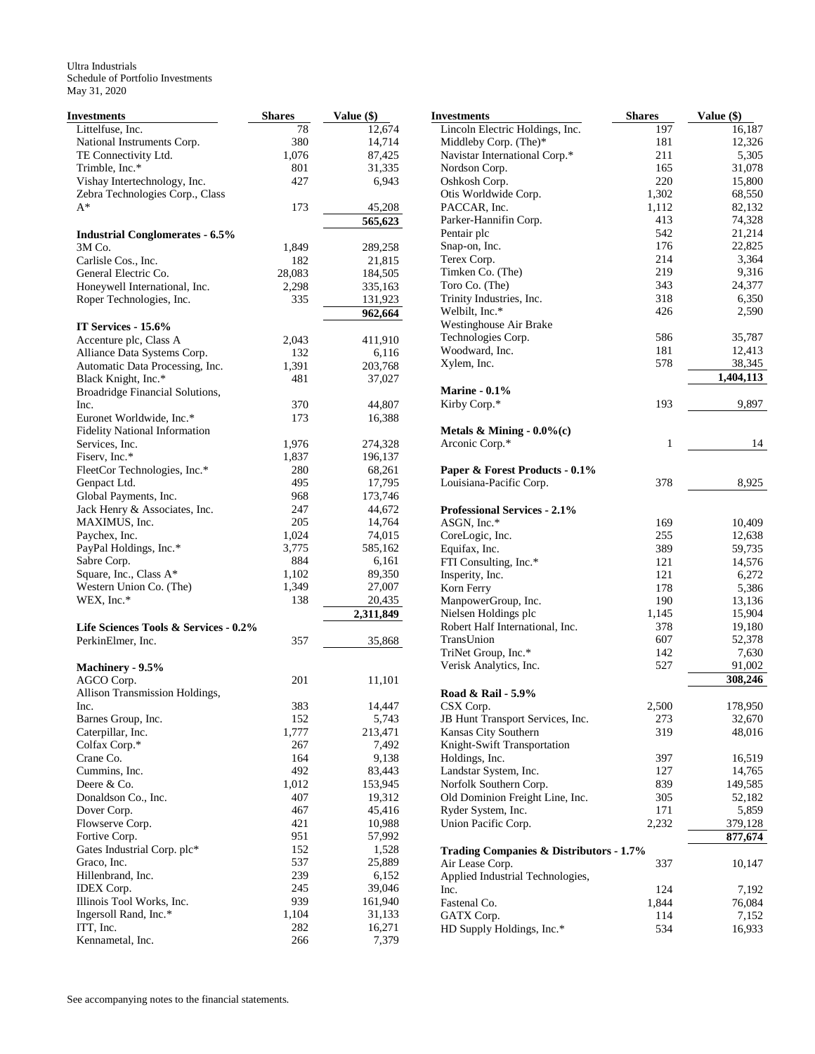Ultra Industrials
Schedule of Portfolio Investments
May 31, 2020

| Investments | Shares | Value ($) |
|---|---|---|
| Littelfuse, Inc. | 78 | 12,674 |
| National Instruments Corp. | 380 | 14,714 |
| TE Connectivity Ltd. | 1,076 | 87,425 |
| Trimble, Inc.* | 801 | 31,335 |
| Vishay Intertechnology, Inc. | 427 | 6,943 |
| Zebra Technologies Corp., Class A* | 173 | 45,208 |
| | | 565,623 |
| **Industrial Conglomerates - 6.5%** | | |
| 3M Co. | 1,849 | 289,258 |
| Carlisle Cos., Inc. | 182 | 21,815 |
| General Electric Co. | 28,083 | 184,505 |
| Honeywell International, Inc. | 2,298 | 335,163 |
| Roper Technologies, Inc. | 335 | 131,923 |
| | | 962,664 |
| **IT Services - 15.6%** | | |
| Accenture plc, Class A | 2,043 | 411,910 |
| Alliance Data Systems Corp. | 132 | 6,116 |
| Automatic Data Processing, Inc. | 1,391 | 203,768 |
| Black Knight, Inc.* | 481 | 37,027 |
| Broadridge Financial Solutions, Inc. | 370 | 44,807 |
| Euronet Worldwide, Inc.* | 173 | 16,388 |
| Fidelity National Information Services, Inc. | 1,976 | 274,328 |
| Fiserv, Inc.* | 1,837 | 196,137 |
| FleetCor Technologies, Inc.* | 280 | 68,261 |
| Genpact Ltd. | 495 | 17,795 |
| Global Payments, Inc. | 968 | 173,746 |
| Jack Henry & Associates, Inc. | 247 | 44,672 |
| MAXIMUS, Inc. | 205 | 14,764 |
| Paychex, Inc. | 1,024 | 74,015 |
| PayPal Holdings, Inc.* | 3,775 | 585,162 |
| Sabre Corp. | 884 | 6,161 |
| Square, Inc., Class A* | 1,102 | 89,350 |
| Western Union Co. (The) | 1,349 | 27,007 |
| WEX, Inc.* | 138 | 20,435 |
| | | 2,311,849 |
| **Life Sciences Tools & Services - 0.2%** | | |
| PerkinElmer, Inc. | 357 | 35,868 |
| **Machinery - 9.5%** | | |
| AGCO Corp. | 201 | 11,101 |
| Allison Transmission Holdings, Inc. | 383 | 14,447 |
| Barnes Group, Inc. | 152 | 5,743 |
| Caterpillar, Inc. | 1,777 | 213,471 |
| Colfax Corp.* | 267 | 7,492 |
| Crane Co. | 164 | 9,138 |
| Cummins, Inc. | 492 | 83,443 |
| Deere & Co. | 1,012 | 153,945 |
| Donaldson Co., Inc. | 407 | 19,312 |
| Dover Corp. | 467 | 45,416 |
| Flowserve Corp. | 421 | 10,988 |
| Fortive Corp. | 951 | 57,992 |
| Gates Industrial Corp. plc* | 152 | 1,528 |
| Graco, Inc. | 537 | 25,889 |
| Hillenbrand, Inc. | 239 | 6,152 |
| IDEX Corp. | 245 | 39,046 |
| Illinois Tool Works, Inc. | 939 | 161,940 |
| Ingersoll Rand, Inc.* | 1,104 | 31,133 |
| ITT, Inc. | 282 | 16,271 |
| Kennametal, Inc. | 266 | 7,379 |
| Lincoln Electric Holdings, Inc. | 197 | 16,187 |
| Middleby Corp. (The)* | 181 | 12,326 |
| Navistar International Corp.* | 211 | 5,305 |
| Nordson Corp. | 165 | 31,078 |
| Oshkosh Corp. | 220 | 15,800 |
| Otis Worldwide Corp. | 1,302 | 68,550 |
| PACCAR, Inc. | 1,112 | 82,132 |
| Parker-Hannifin Corp. | 413 | 74,328 |
| Pentair plc | 542 | 21,214 |
| Snap-on, Inc. | 176 | 22,825 |
| Terex Corp. | 214 | 3,364 |
| Timken Co. (The) | 219 | 9,316 |
| Toro Co. (The) | 343 | 24,377 |
| Trinity Industries, Inc. | 318 | 6,350 |
| Welbilt, Inc.* | 426 | 2,590 |
| Westinghouse Air Brake Technologies Corp. | 586 | 35,787 |
| Woodward, Inc. | 181 | 12,413 |
| Xylem, Inc. | 578 | 38,345 |
| | | 1,404,113 |
| **Marine - 0.1%** | | |
| Kirby Corp.* | 193 | 9,897 |
| **Metals & Mining - 0.0%(c)** | | |
| Arconic Corp.* | 1 | 14 |
| **Paper & Forest Products - 0.1%** | | |
| Louisiana-Pacific Corp. | 378 | 8,925 |
| **Professional Services - 2.1%** | | |
| ASGN, Inc.* | 169 | 10,409 |
| CoreLogic, Inc. | 255 | 12,638 |
| Equifax, Inc. | 389 | 59,735 |
| FTI Consulting, Inc.* | 121 | 14,576 |
| Insperity, Inc. | 121 | 6,272 |
| Korn Ferry | 178 | 5,386 |
| ManpowerGroup, Inc. | 190 | 13,136 |
| Nielsen Holdings plc | 1,145 | 15,904 |
| Robert Half International, Inc. | 378 | 19,180 |
| TransUnion | 607 | 52,378 |
| TriNet Group, Inc.* | 142 | 7,630 |
| Verisk Analytics, Inc. | 527 | 91,002 |
| | | 308,246 |
| **Road & Rail - 5.9%** | | |
| CSX Corp. | 2,500 | 178,950 |
| JB Hunt Transport Services, Inc. | 273 | 32,670 |
| Kansas City Southern | 319 | 48,016 |
| Knight-Swift Transportation Holdings, Inc. | 397 | 16,519 |
| Landstar System, Inc. | 127 | 14,765 |
| Norfolk Southern Corp. | 839 | 149,585 |
| Old Dominion Freight Line, Inc. | 305 | 52,182 |
| Ryder System, Inc. | 171 | 5,859 |
| Union Pacific Corp. | 2,232 | 379,128 |
| | | 877,674 |
| **Trading Companies & Distributors - 1.7%** | | |
| Air Lease Corp. | 337 | 10,147 |
| Applied Industrial Technologies, Inc. | 124 | 7,192 |
| Fastenal Co. | 1,844 | 76,084 |
| GATX Corp. | 114 | 7,152 |
| HD Supply Holdings, Inc.* | 534 | 16,933 |

See accompanying notes to the financial statements.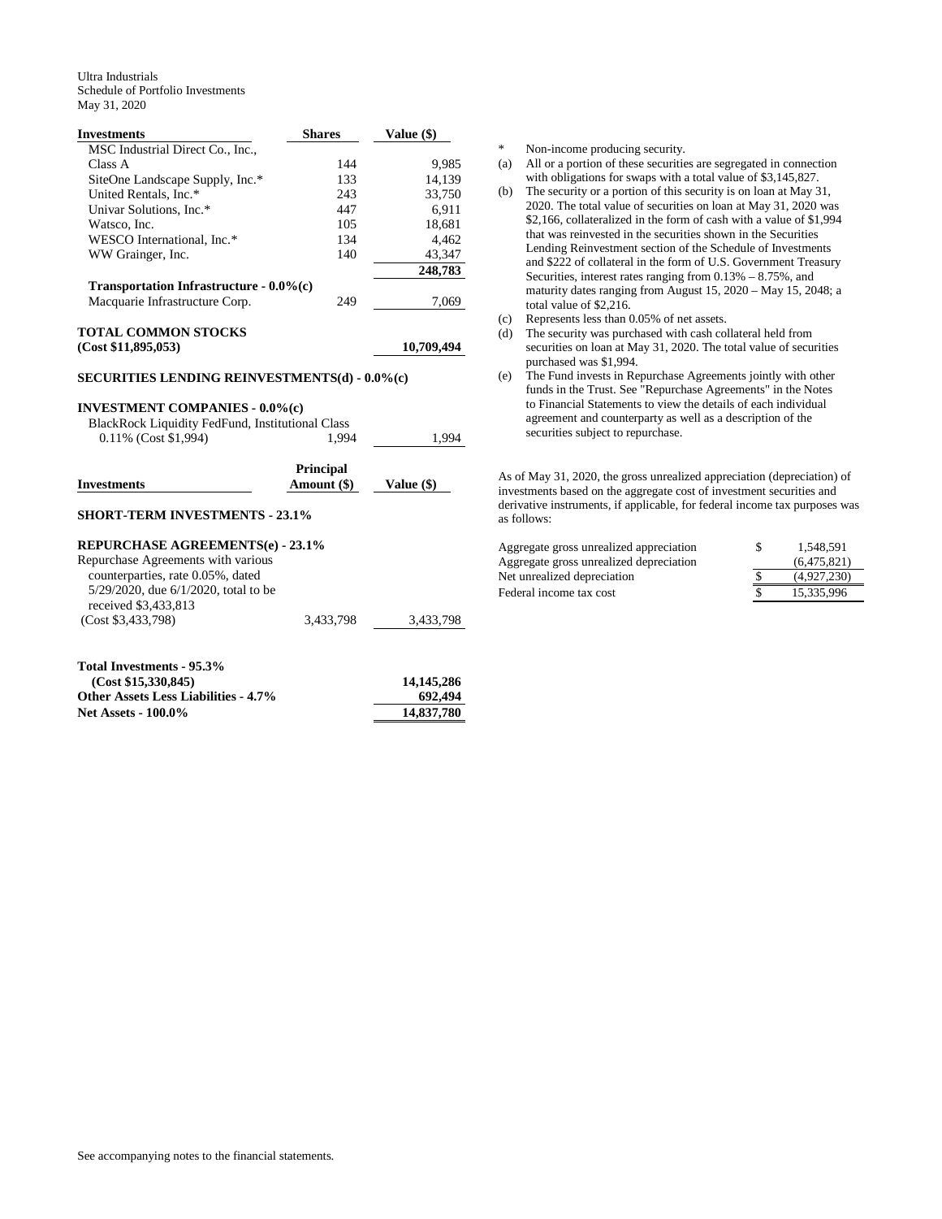Ultra Industrials
Schedule of Portfolio Investments
May 31, 2020

| Investments | Shares | Value ($) |
|---|---|---|
| MSC Industrial Direct Co., Inc., Class A | 144 | 9,985 |
| SiteOne Landscape Supply, Inc.* | 133 | 14,139 |
| United Rentals, Inc.* | 243 | 33,750 |
| Univar Solutions, Inc.* | 447 | 6,911 |
| Watsco, Inc. | 105 | 18,681 |
| WESCO International, Inc.* | 134 | 4,462 |
| WW Grainger, Inc. | 140 | 43,347 |
| | | **248,783** |
| **Transportation Infrastructure - 0.0%(c)** | | |
| Macquarie Infrastructure Corp. | 249 | 7,069 |
| **TOTAL COMMON STOCKS (Cost $11,895,053)** | | **10,709,494** |
| **SECURITIES LENDING REINVESTMENTS(d) - 0.0%(c)** | | |
| **INVESTMENT COMPANIES - 0.0%(c)** | | |
| BlackRock Liquidity FedFund, Institutional Class 0.11% (Cost $1,994) | 1,994 | 1,994 |

| Investments | Principal Amount ($) | Value ($) |
|---|---|---|
| **SHORT-TERM INVESTMENTS - 23.1%** | | |
| **REPURCHASE AGREEMENTS(e) - 23.1%** | | |
| Repurchase Agreements with various counterparties, rate 0.05%, dated 5/29/2020, due 6/1/2020, total to be received $3,433,813 (Cost $3,433,798) | 3,433,798 | 3,433,798 |
| **Total Investments - 95.3% (Cost $15,330,845)** | | **14,145,286** |
| **Other Assets Less Liabilities - 4.7%** | | **692,494** |
| **Net Assets - 100.0%** | | **14,837,780** |

\* Non-income producing security.

(a) All or a portion of these securities are segregated in connection with obligations for swaps with a total value of $3,145,827.

(b) The security or a portion of this security is on loan at May 31, 2020. The total value of securities on loan at May 31, 2020 was $2,166, collateralized in the form of cash with a value of $1,994 that was reinvested in the securities shown in the Securities Lending Reinvestment section of the Schedule of Investments and $222 of collateral in the form of U.S. Government Treasury Securities, interest rates ranging from 0.13% – 8.75%, and maturity dates ranging from August 15, 2020 – May 15, 2048; a total value of $2,216.

(c) Represents less than 0.05% of net assets.

(d) The security was purchased with cash collateral held from securities on loan at May 31, 2020. The total value of securities purchased was $1,994.

(e) The Fund invests in Repurchase Agreements jointly with other funds in the Trust. See "Repurchase Agreements" in the Notes to Financial Statements to view the details of each individual agreement and counterparty as well as a description of the securities subject to repurchase.

As of May 31, 2020, the gross unrealized appreciation (depreciation) of investments based on the aggregate cost of investment securities and derivative instruments, if applicable, for federal income tax purposes was as follows:

| | | |
|---|---|---|
| Aggregate gross unrealized appreciation | $ | 1,548,591 |
| Aggregate gross unrealized depreciation | | (6,475,821) |
| Net unrealized depreciation | $ | (4,927,230) |
| Federal income tax cost | $ | 15,335,996 |

See accompanying notes to the financial statements.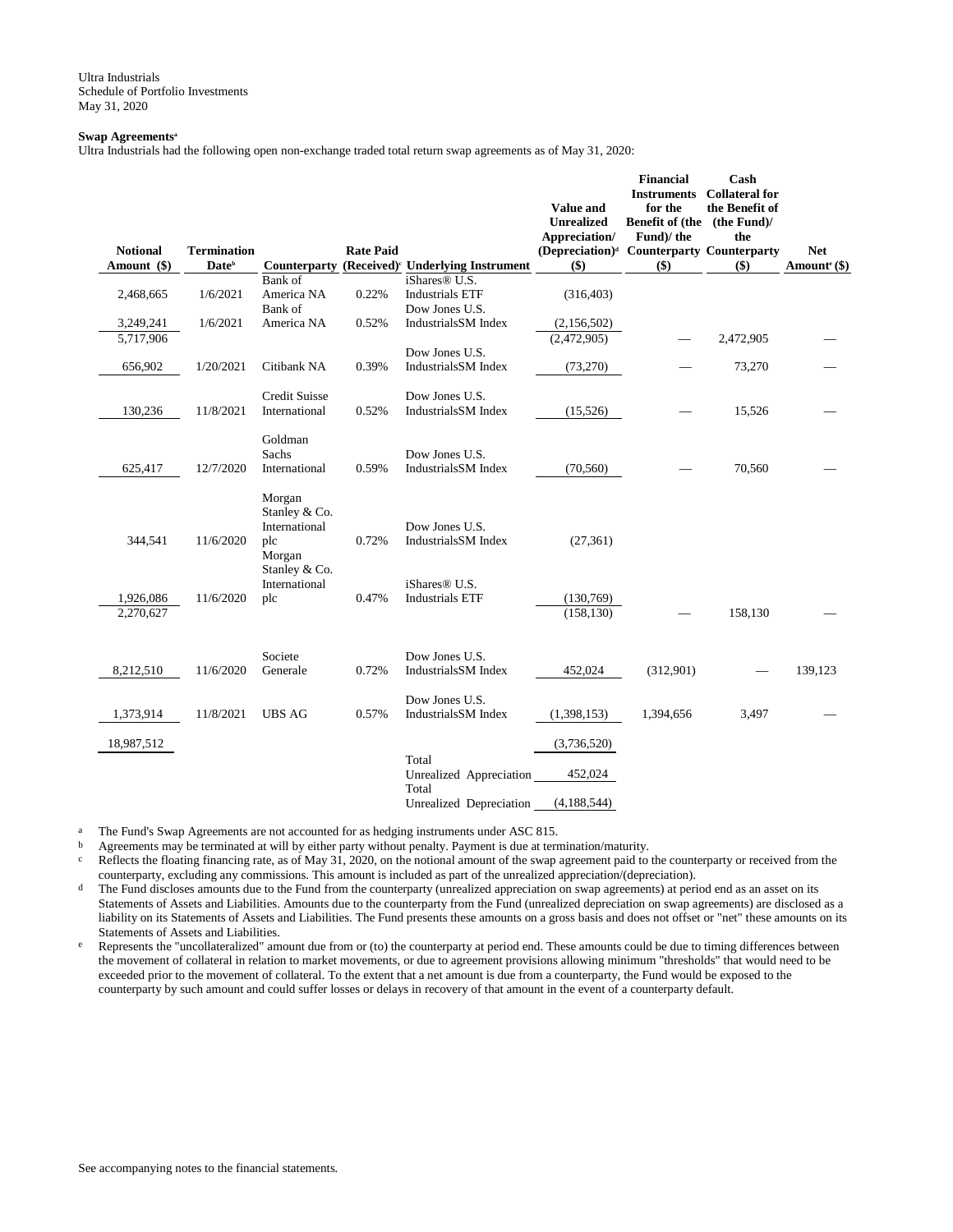Ultra Industrials
Schedule of Portfolio Investments
May 31, 2020

**Swap Agreements[a]**

Ultra Industrials had the following open non-exchange traded total return swap agreements as of May 31, 2020:

| Notional Amount ($) | Termination Date[b] | Counterparty | Rate Paid (Received)[c] | Underlying Instrument | Value and Unrealized Appreciation/ (Depreciation)[d] ($) | Financial Instruments for the Benefit of (the Fund)/ the Counterparty ($) | Cash Collateral for the Benefit of (the Fund)/ the Counterparty ($) | Net Amount[e] ($) |
|---|---|---|---|---|---|---|---|---|
| 2,468,665 | 1/6/2021 | Bank of America NA | 0.22% | iShares® U.S. Industrials ETF | (316,403) | | | |
| 3,249,241 | 1/6/2021 | Bank of America NA | 0.52% | Dow Jones U.S. IndustrialsSM Index | (2,156,502) | | | |
| 5,717,906 | | | | | (2,472,905) | — | 2,472,905 | — |
| 656,902 | 1/20/2021 | Citibank NA | 0.39% | Dow Jones U.S. IndustrialsSM Index | (73,270) | — | 73,270 | — |
| 130,236 | 11/8/2021 | Credit Suisse International | 0.52% | Dow Jones U.S. IndustrialsSM Index | (15,526) | — | 15,526 | — |
| 625,417 | 12/7/2020 | Goldman Sachs International | 0.59% | Dow Jones U.S. IndustrialsSM Index | (70,560) | — | 70,560 | — |
| 344,541 | 11/6/2020 | Morgan Stanley & Co. International plc | 0.72% | Dow Jones U.S. IndustrialsSM Index | (27,361) | | | |
| 1,926,086 | 11/6/2020 | Morgan Stanley & Co. International plc | 0.47% | iShares® U.S. Industrials ETF | (130,769) | | | |
| 2,270,627 | | | | | (158,130) | — | 158,130 | — |
| 8,212,510 | 11/6/2020 | Societe Generale | 0.72% | Dow Jones U.S. IndustrialsSM Index | 452,024 | (312,901) | — | 139,123 |
| 1,373,914 | 11/8/2021 | UBS AG | 0.57% | Dow Jones U.S. IndustrialsSM Index | (1,398,153) | 1,394,656 | 3,497 | — |
| 18,987,512 | | | | | (3,736,520) | | | |
| | | | | Total Unrealized Appreciation | 452,024 | | | |
| | | | | Total Unrealized Depreciation | (4,188,544) | | | |

[a] The Fund's Swap Agreements are not accounted for as hedging instruments under ASC 815.

[b] Agreements may be terminated at will by either party without penalty. Payment is due at termination/maturity.

[c] Reflects the floating financing rate, as of May 31, 2020, on the notional amount of the swap agreement paid to the counterparty or received from the counterparty, excluding any commissions. This amount is included as part of the unrealized appreciation/(depreciation).

[d] The Fund discloses amounts due to the Fund from the counterparty (unrealized appreciation on swap agreements) at period end as an asset on its Statements of Assets and Liabilities. Amounts due to the counterparty from the Fund (unrealized depreciation on swap agreements) are disclosed as a liability on its Statements of Assets and Liabilities. The Fund presents these amounts on a gross basis and does not offset or "net" these amounts on its Statements of Assets and Liabilities.

[e] Represents the "uncollateralized" amount due from or (to) the counterparty at period end. These amounts could be due to timing differences between the movement of collateral in relation to market movements, or due to agreement provisions allowing minimum "thresholds" that would need to be exceeded prior to the movement of collateral. To the extent that a net amount is due from a counterparty, the Fund would be exposed to the counterparty by such amount and could suffer losses or delays in recovery of that amount in the event of a counterparty default.

See accompanying notes to the financial statements.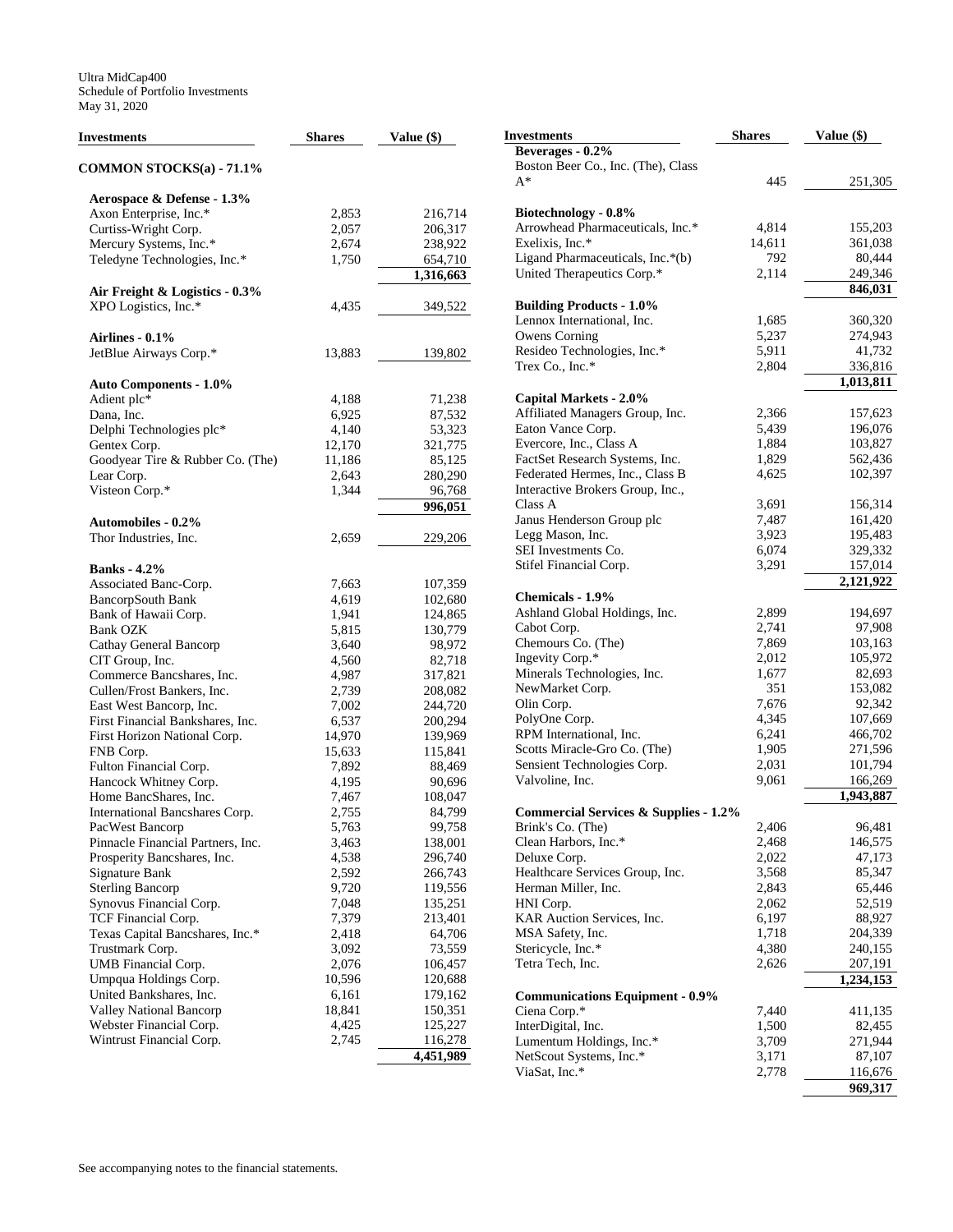Ultra MidCap400
Schedule of Portfolio Investments
May 31, 2020

| Investments | Shares | Value ($) |
|---|---|---|
| **COMMON STOCKS(a) - 71.1%** | | |
| **Aerospace & Defense - 1.3%** | | |
| Axon Enterprise, Inc.* | 2,853 | 216,714 |
| Curtiss-Wright Corp. | 2,057 | 206,317 |
| Mercury Systems, Inc.* | 2,674 | 238,922 |
| Teledyne Technologies, Inc.* | 1,750 | 654,710 |
| | | **1,316,663** |
| **Air Freight & Logistics - 0.3%** | | |
| XPO Logistics, Inc.* | 4,435 | 349,522 |
| **Airlines - 0.1%** | | |
| JetBlue Airways Corp.* | 13,883 | 139,802 |
| **Auto Components - 1.0%** | | |
| Adient plc* | 4,188 | 71,238 |
| Dana, Inc. | 6,925 | 87,532 |
| Delphi Technologies plc* | 4,140 | 53,323 |
| Gentex Corp. | 12,170 | 321,775 |
| Goodyear Tire & Rubber Co. (The) | 11,186 | 85,125 |
| Lear Corp. | 2,643 | 280,290 |
| Visteon Corp.* | 1,344 | 96,768 |
| | | **996,051** |
| **Automobiles - 0.2%** | | |
| Thor Industries, Inc. | 2,659 | 229,206 |
| **Banks - 4.2%** | | |
| Associated Banc-Corp. | 7,663 | 107,359 |
| BancorpSouth Bank | 4,619 | 102,680 |
| Bank of Hawaii Corp. | 1,941 | 124,865 |
| Bank OZK | 5,815 | 130,779 |
| Cathay General Bancorp | 3,640 | 98,972 |
| CIT Group, Inc. | 4,560 | 82,718 |
| Commerce Bancshares, Inc. | 4,987 | 317,821 |
| Cullen/Frost Bankers, Inc. | 2,739 | 208,082 |
| East West Bancorp, Inc. | 7,002 | 244,720 |
| First Financial Bankshares, Inc. | 6,537 | 200,294 |
| First Horizon National Corp. | 14,970 | 139,969 |
| FNB Corp. | 15,633 | 115,841 |
| Fulton Financial Corp. | 7,892 | 88,469 |
| Hancock Whitney Corp. | 4,195 | 90,696 |
| Home BancShares, Inc. | 7,467 | 108,047 |
| International Bancshares Corp. | 2,755 | 84,799 |
| PacWest Bancorp | 5,763 | 99,758 |
| Pinnacle Financial Partners, Inc. | 3,463 | 138,001 |
| Prosperity Bancshares, Inc. | 4,538 | 296,740 |
| Signature Bank | 2,592 | 266,743 |
| Sterling Bancorp | 9,720 | 119,556 |
| Synovus Financial Corp. | 7,048 | 135,251 |
| TCF Financial Corp. | 7,379 | 213,401 |
| Texas Capital Bancshares, Inc.* | 2,418 | 64,706 |
| Trustmark Corp. | 3,092 | 73,559 |
| UMB Financial Corp. | 2,076 | 106,457 |
| Umpqua Holdings Corp. | 10,596 | 120,688 |
| United Bankshares, Inc. | 6,161 | 179,162 |
| Valley National Bancorp | 18,841 | 150,351 |
| Webster Financial Corp. | 4,425 | 125,227 |
| Wintrust Financial Corp. | 2,745 | 116,278 |
| | | **4,451,989** |
| **Beverages - 0.2%** | | |
| Boston Beer Co., Inc. (The), Class A* | 445 | 251,305 |
| **Biotechnology - 0.8%** | | |
| Arrowhead Pharmaceuticals, Inc.* | 4,814 | 155,203 |
| Exelixis, Inc.* | 14,611 | 361,038 |
| Ligand Pharmaceuticals, Inc.*(b) | 792 | 80,444 |
| United Therapeutics Corp.* | 2,114 | 249,346 |
| | | **846,031** |
| **Building Products - 1.0%** | | |
| Lennox International, Inc. | 1,685 | 360,320 |
| Owens Corning | 5,237 | 274,943 |
| Resideo Technologies, Inc.* | 5,911 | 41,732 |
| Trex Co., Inc.* | 2,804 | 336,816 |
| | | **1,013,811** |
| **Capital Markets - 2.0%** | | |
| Affiliated Managers Group, Inc. | 2,366 | 157,623 |
| Eaton Vance Corp. | 5,439 | 196,076 |
| Evercore, Inc., Class A | 1,884 | 103,827 |
| FactSet Research Systems, Inc. | 1,829 | 562,436 |
| Federated Hermes, Inc., Class B | 4,625 | 102,397 |
| Interactive Brokers Group, Inc., Class A | 3,691 | 156,314 |
| Janus Henderson Group plc | 7,487 | 161,420 |
| Legg Mason, Inc. | 3,923 | 195,483 |
| SEI Investments Co. | 6,074 | 329,332 |
| Stifel Financial Corp. | 3,291 | 157,014 |
| | | **2,121,922** |
| **Chemicals - 1.9%** | | |
| Ashland Global Holdings, Inc. | 2,899 | 194,697 |
| Cabot Corp. | 2,741 | 97,908 |
| Chemours Co. (The) | 7,869 | 103,163 |
| Ingevity Corp.* | 2,012 | 105,972 |
| Minerals Technologies, Inc. | 1,677 | 82,693 |
| NewMarket Corp. | 351 | 153,082 |
| Olin Corp. | 7,676 | 92,342 |
| PolyOne Corp. | 4,345 | 107,669 |
| RPM International, Inc. | 6,241 | 466,702 |
| Scotts Miracle-Gro Co. (The) | 1,905 | 271,596 |
| Sensient Technologies Corp. | 2,031 | 101,794 |
| Valvoline, Inc. | 9,061 | 166,269 |
| | | **1,943,887** |
| **Commercial Services & Supplies - 1.2%** | | |
| Brink's Co. (The) | 2,406 | 96,481 |
| Clean Harbors, Inc.* | 2,468 | 146,575 |
| Deluxe Corp. | 2,022 | 47,173 |
| Healthcare Services Group, Inc. | 3,568 | 85,347 |
| Herman Miller, Inc. | 2,843 | 65,446 |
| HNI Corp. | 2,062 | 52,519 |
| KAR Auction Services, Inc. | 6,197 | 88,927 |
| MSA Safety, Inc. | 1,718 | 204,339 |
| Stericycle, Inc.* | 4,380 | 240,155 |
| Tetra Tech, Inc. | 2,626 | 207,191 |
| | | **1,234,153** |
| **Communications Equipment - 0.9%** | | |
| Ciena Corp.* | 7,440 | 411,135 |
| InterDigital, Inc. | 1,500 | 82,455 |
| Lumentum Holdings, Inc.* | 3,709 | 271,944 |
| NetScout Systems, Inc.* | 3,171 | 87,107 |
| ViaSat, Inc.* | 2,778 | 116,676 |
| | | **969,317** |

See accompanying notes to the financial statements.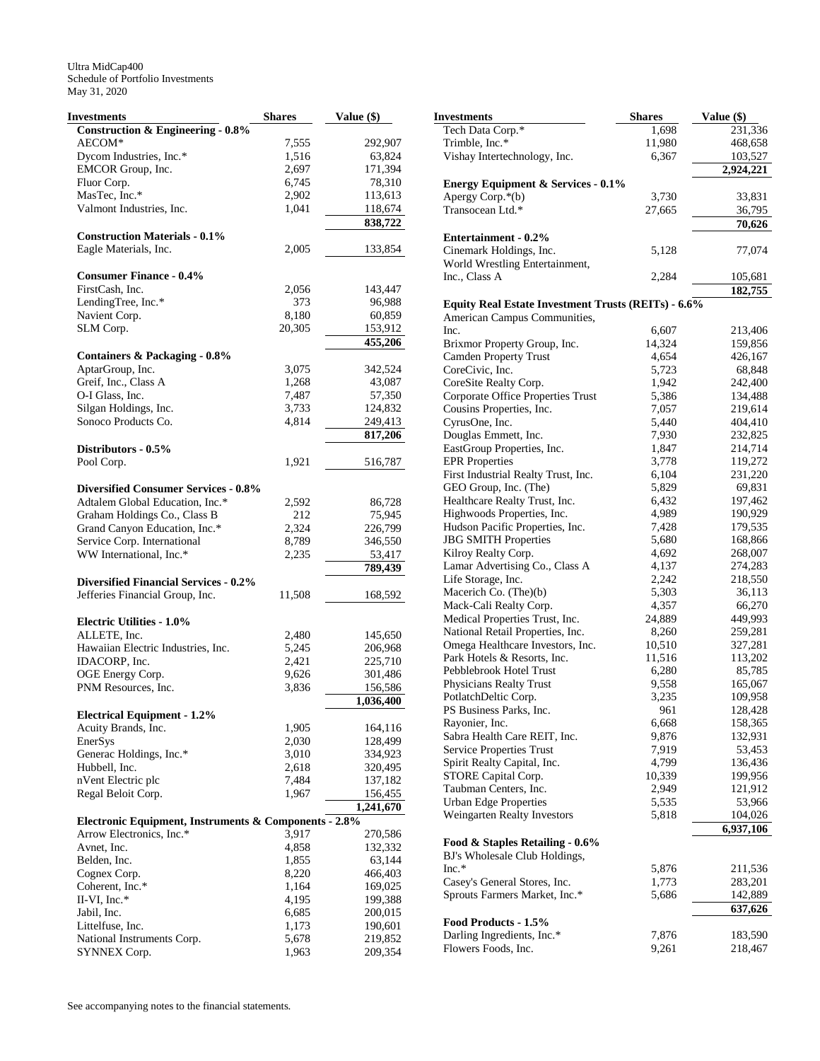Ultra MidCap400
Schedule of Portfolio Investments
May 31, 2020

| Investments | Shares | Value ($) |
|---|---|---|
| **Construction & Engineering - 0.8%** | | |
| AECOM* | 7,555 | 292,907 |
| Dycom Industries, Inc.* | 1,516 | 63,824 |
| EMCOR Group, Inc. | 2,697 | 171,394 |
| Fluor Corp. | 6,745 | 78,310 |
| MasTec, Inc.* | 2,902 | 113,613 |
| Valmont Industries, Inc. | 1,041 | 118,674 |
| | | **838,722** |
| **Construction Materials - 0.1%** | | |
| Eagle Materials, Inc. | 2,005 | 133,854 |
| **Consumer Finance - 0.4%** | | |
| FirstCash, Inc. | 2,056 | 143,447 |
| LendingTree, Inc.* | 373 | 96,988 |
| Navient Corp. | 8,180 | 60,859 |
| SLM Corp. | 20,305 | 153,912 |
| | | **455,206** |
| **Containers & Packaging - 0.8%** | | |
| AptarGroup, Inc. | 3,075 | 342,524 |
| Greif, Inc., Class A | 1,268 | 43,087 |
| O-I Glass, Inc. | 7,487 | 57,350 |
| Silgan Holdings, Inc. | 3,733 | 124,832 |
| Sonoco Products Co. | 4,814 | 249,413 |
| | | **817,206** |
| **Distributors - 0.5%** | | |
| Pool Corp. | 1,921 | 516,787 |
| **Diversified Consumer Services - 0.8%** | | |
| Adtalem Global Education, Inc.* | 2,592 | 86,728 |
| Graham Holdings Co., Class B | 212 | 75,945 |
| Grand Canyon Education, Inc.* | 2,324 | 226,799 |
| Service Corp. International | 8,789 | 346,550 |
| WW International, Inc.* | 2,235 | 53,417 |
| | | **789,439** |
| **Diversified Financial Services - 0.2%** | | |
| Jefferies Financial Group, Inc. | 11,508 | 168,592 |
| **Electric Utilities - 1.0%** | | |
| ALLETE, Inc. | 2,480 | 145,650 |
| Hawaiian Electric Industries, Inc. | 5,245 | 206,968 |
| IDACORP, Inc. | 2,421 | 225,710 |
| OGE Energy Corp. | 9,626 | 301,486 |
| PNM Resources, Inc. | 3,836 | 156,586 |
| | | **1,036,400** |
| **Electrical Equipment - 1.2%** | | |
| Acuity Brands, Inc. | 1,905 | 164,116 |
| EnerSys | 2,030 | 128,499 |
| Generac Holdings, Inc.* | 3,010 | 334,923 |
| Hubbell, Inc. | 2,618 | 320,495 |
| nVent Electric plc | 7,484 | 137,182 |
| Regal Beloit Corp. | 1,967 | 156,455 |
| | | **1,241,670** |
| **Electronic Equipment, Instruments & Components - 2.8%** | | |
| Arrow Electronics, Inc.* | 3,917 | 270,586 |
| Avnet, Inc. | 4,858 | 132,332 |
| Belden, Inc. | 1,855 | 63,144 |
| Cognex Corp. | 8,220 | 466,403 |
| Coherent, Inc.* | 1,164 | 169,025 |
| II-VI, Inc.* | 4,195 | 199,388 |
| Jabil, Inc. | 6,685 | 200,015 |
| Littelfuse, Inc. | 1,173 | 190,601 |
| National Instruments Corp. | 5,678 | 219,852 |
| SYNNEX Corp. | 1,963 | 209,354 |
| Tech Data Corp.* | 1,698 | 231,336 |
| Trimble, Inc.* | 11,980 | 468,658 |
| Vishay Intertechnology, Inc. | 6,367 | 103,527 |
| | | **2,924,221** |
| **Energy Equipment & Services - 0.1%** | | |
| Apergy Corp.*(b) | 3,730 | 33,831 |
| Transocean Ltd.* | 27,665 | 36,795 |
| | | **70,626** |
| **Entertainment - 0.2%** | | |
| Cinemark Holdings, Inc. | 5,128 | 77,074 |
| World Wrestling Entertainment, Inc., Class A | 2,284 | 105,681 |
| | | **182,755** |
| **Equity Real Estate Investment Trusts (REITs) - 6.6%** | | |
| American Campus Communities, Inc. | 6,607 | 213,406 |
| Brixmor Property Group, Inc. | 14,324 | 159,856 |
| Camden Property Trust | 4,654 | 426,167 |
| CoreCivic, Inc. | 5,723 | 68,848 |
| CoreSite Realty Corp. | 1,942 | 242,400 |
| Corporate Office Properties Trust | 5,386 | 134,488 |
| Cousins Properties, Inc. | 7,057 | 219,614 |
| CyrusOne, Inc. | 5,440 | 404,410 |
| Douglas Emmett, Inc. | 7,930 | 232,825 |
| EastGroup Properties, Inc. | 1,847 | 214,714 |
| EPR Properties | 3,778 | 119,272 |
| First Industrial Realty Trust, Inc. | 6,104 | 231,220 |
| GEO Group, Inc. (The) | 5,829 | 69,831 |
| Healthcare Realty Trust, Inc. | 6,432 | 197,462 |
| Highwoods Properties, Inc. | 4,989 | 190,929 |
| Hudson Pacific Properties, Inc. | 7,428 | 179,535 |
| JBG SMITH Properties | 5,680 | 168,866 |
| Kilroy Realty Corp. | 4,692 | 268,007 |
| Lamar Advertising Co., Class A | 4,137 | 274,283 |
| Life Storage, Inc. | 2,242 | 218,550 |
| Macerich Co. (The)(b) | 5,303 | 36,113 |
| Mack-Cali Realty Corp. | 4,357 | 66,270 |
| Medical Properties Trust, Inc. | 24,889 | 449,993 |
| National Retail Properties, Inc. | 8,260 | 259,281 |
| Omega Healthcare Investors, Inc. | 10,510 | 327,281 |
| Park Hotels & Resorts, Inc. | 11,516 | 113,202 |
| Pebblebrook Hotel Trust | 6,280 | 85,785 |
| Physicians Realty Trust | 9,558 | 165,067 |
| PotlatchDeltic Corp. | 3,235 | 109,958 |
| PS Business Parks, Inc. | 961 | 128,428 |
| Rayonier, Inc. | 6,668 | 158,365 |
| Sabra Health Care REIT, Inc. | 9,876 | 132,931 |
| Service Properties Trust | 7,919 | 53,453 |
| Spirit Realty Capital, Inc. | 4,799 | 136,436 |
| STORE Capital Corp. | 10,339 | 199,956 |
| Taubman Centers, Inc. | 2,949 | 121,912 |
| Urban Edge Properties | 5,535 | 53,966 |
| Weingarten Realty Investors | 5,818 | 104,026 |
| | | **6,937,106** |
| **Food & Staples Retailing - 0.6%** | | |
| BJ's Wholesale Club Holdings, Inc.* | 5,876 | 211,536 |
| Casey's General Stores, Inc. | 1,773 | 283,201 |
| Sprouts Farmers Market, Inc.* | 5,686 | 142,889 |
| | | **637,626** |
| **Food Products - 1.5%** | | |
| Darling Ingredients, Inc.* | 7,876 | 183,590 |
| Flowers Foods, Inc. | 9,261 | 218,467 |

See accompanying notes to the financial statements.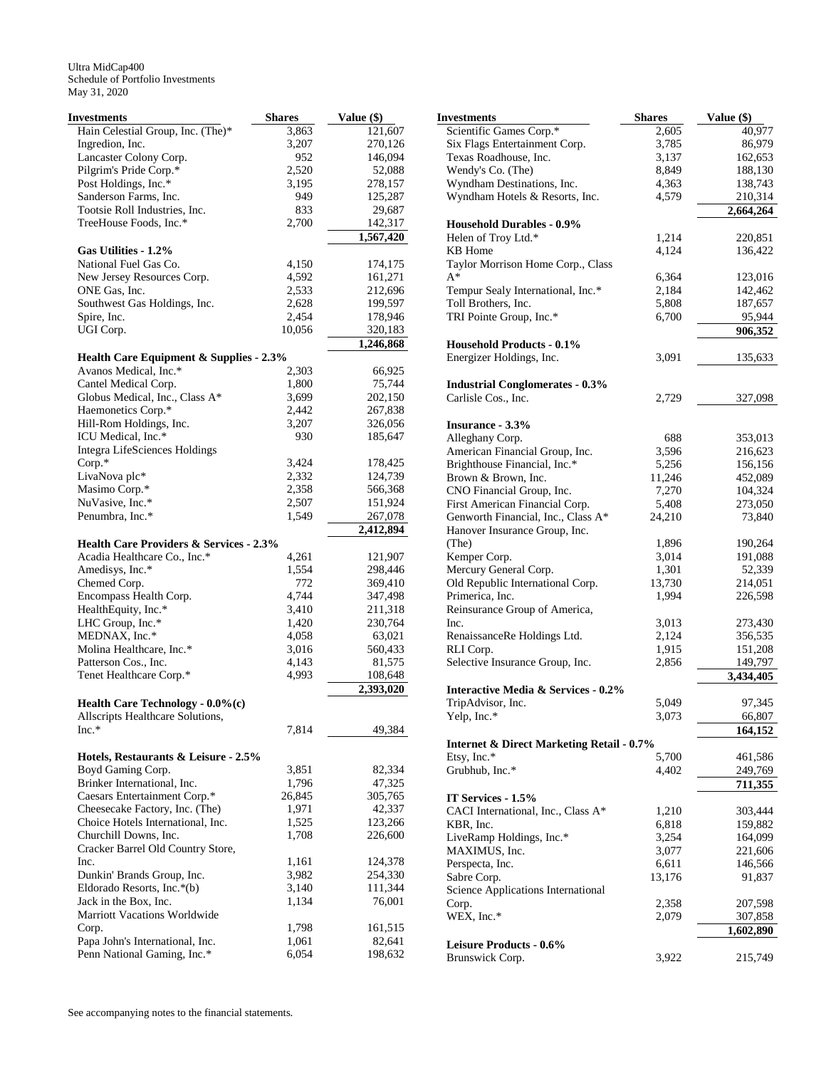Ultra MidCap400
Schedule of Portfolio Investments
May 31, 2020

| Investments | Shares | Value ($) |
|---|---|---|
| Hain Celestial Group, Inc. (The)* | 3,863 | 121,607 |
| Ingredion, Inc. | 3,207 | 270,126 |
| Lancaster Colony Corp. | 952 | 146,094 |
| Pilgrim's Pride Corp.* | 2,520 | 52,088 |
| Post Holdings, Inc.* | 3,195 | 278,157 |
| Sanderson Farms, Inc. | 949 | 125,287 |
| Tootsie Roll Industries, Inc. | 833 | 29,687 |
| TreeHouse Foods, Inc.* | 2,700 | 142,317 |
| | | **1,567,420** |
| **Gas Utilities - 1.2%** | | |
| National Fuel Gas Co. | 4,150 | 174,175 |
| New Jersey Resources Corp. | 4,592 | 161,271 |
| ONE Gas, Inc. | 2,533 | 212,696 |
| Southwest Gas Holdings, Inc. | 2,628 | 199,597 |
| Spire, Inc. | 2,454 | 178,946 |
| UGI Corp. | 10,056 | 320,183 |
| | | **1,246,868** |
| **Health Care Equipment & Supplies - 2.3%** | | |
| Avanos Medical, Inc.* | 2,303 | 66,925 |
| Cantel Medical Corp. | 1,800 | 75,744 |
| Globus Medical, Inc., Class A* | 3,699 | 202,150 |
| Haemonetics Corp.* | 2,442 | 267,838 |
| Hill-Rom Holdings, Inc. | 3,207 | 326,056 |
| ICU Medical, Inc.* | 930 | 185,647 |
| Integra LifeSciences Holdings Corp.* | 3,424 | 178,425 |
| LivaNova plc* | 2,332 | 124,739 |
| Masimo Corp.* | 2,358 | 566,368 |
| NuVasive, Inc.* | 2,507 | 151,924 |
| Penumbra, Inc.* | 1,549 | 267,078 |
| | | **2,412,894** |
| **Health Care Providers & Services - 2.3%** | | |
| Acadia Healthcare Co., Inc.* | 4,261 | 121,907 |
| Amedisys, Inc.* | 1,554 | 298,446 |
| Chemed Corp. | 772 | 369,410 |
| Encompass Health Corp. | 4,744 | 347,498 |
| HealthEquity, Inc.* | 3,410 | 211,318 |
| LHC Group, Inc.* | 1,420 | 230,764 |
| MEDNAX, Inc.* | 4,058 | 63,021 |
| Molina Healthcare, Inc.* | 3,016 | 560,433 |
| Patterson Cos., Inc. | 4,143 | 81,575 |
| Tenet Healthcare Corp.* | 4,993 | 108,648 |
| | | **2,393,020** |
| **Health Care Technology - 0.0%(c)** | | |
| Allscripts Healthcare Solutions, Inc.* | 7,814 | 49,384 |
| **Hotels, Restaurants & Leisure - 2.5%** | | |
| Boyd Gaming Corp. | 3,851 | 82,334 |
| Brinker International, Inc. | 1,796 | 47,325 |
| Caesars Entertainment Corp.* | 26,845 | 305,765 |
| Cheesecake Factory, Inc. (The) | 1,971 | 42,337 |
| Choice Hotels International, Inc. | 1,525 | 123,266 |
| Churchill Downs, Inc. | 1,708 | 226,600 |
| Cracker Barrel Old Country Store, Inc. | 1,161 | 124,378 |
| Dunkin' Brands Group, Inc. | 3,982 | 254,330 |
| Eldorado Resorts, Inc.*(b) | 3,140 | 111,344 |
| Jack in the Box, Inc. | 1,134 | 76,001 |
| Marriott Vacations Worldwide Corp. | 1,798 | 161,515 |
| Papa John's International, Inc. | 1,061 | 82,641 |
| Penn National Gaming, Inc.* | 6,054 | 198,632 |
| Scientific Games Corp.* | 2,605 | 40,977 |
| Six Flags Entertainment Corp. | 3,785 | 86,979 |
| Texas Roadhouse, Inc. | 3,137 | 162,653 |
| Wendy's Co. (The) | 8,849 | 188,130 |
| Wyndham Destinations, Inc. | 4,363 | 138,743 |
| Wyndham Hotels & Resorts, Inc. | 4,579 | 210,314 |
| | | **2,664,264** |
| **Household Durables - 0.9%** | | |
| Helen of Troy Ltd.* | 1,214 | 220,851 |
| KB Home | 4,124 | 136,422 |
| Taylor Morrison Home Corp., Class A* | 6,364 | 123,016 |
| Tempur Sealy International, Inc.* | 2,184 | 142,462 |
| Toll Brothers, Inc. | 5,808 | 187,657 |
| TRI Pointe Group, Inc.* | 6,700 | 95,944 |
| | | **906,352** |
| **Household Products - 0.1%** | | |
| Energizer Holdings, Inc. | 3,091 | 135,633 |
| **Industrial Conglomerates - 0.3%** | | |
| Carlisle Cos., Inc. | 2,729 | 327,098 |
| **Insurance - 3.3%** | | |
| Alleghany Corp. | 688 | 353,013 |
| American Financial Group, Inc. | 3,596 | 216,623 |
| Brighthouse Financial, Inc.* | 5,256 | 156,156 |
| Brown & Brown, Inc. | 11,246 | 452,089 |
| CNO Financial Group, Inc. | 7,270 | 104,324 |
| First American Financial Corp. | 5,408 | 273,050 |
| Genworth Financial, Inc., Class A* | 24,210 | 73,840 |
| Hanover Insurance Group, Inc. (The) | 1,896 | 190,264 |
| Kemper Corp. | 3,014 | 191,088 |
| Mercury General Corp. | 1,301 | 52,339 |
| Old Republic International Corp. | 13,730 | 214,051 |
| Primerica, Inc. | 1,994 | 226,598 |
| Reinsurance Group of America, Inc. | 3,013 | 273,430 |
| RenaissanceRe Holdings Ltd. | 2,124 | 356,535 |
| RLI Corp. | 1,915 | 151,208 |
| Selective Insurance Group, Inc. | 2,856 | 149,797 |
| | | **3,434,405** |
| **Interactive Media & Services - 0.2%** | | |
| TripAdvisor, Inc. | 5,049 | 97,345 |
| Yelp, Inc.* | 3,073 | 66,807 |
| | | **164,152** |
| **Internet & Direct Marketing Retail - 0.7%** | | |
| Etsy, Inc.* | 5,700 | 461,586 |
| Grubhub, Inc.* | 4,402 | 249,769 |
| | | **711,355** |
| **IT Services - 1.5%** | | |
| CACI International, Inc., Class A* | 1,210 | 303,444 |
| KBR, Inc. | 6,818 | 159,882 |
| LiveRamp Holdings, Inc.* | 3,254 | 164,099 |
| MAXIMUS, Inc. | 3,077 | 221,606 |
| Perspecta, Inc. | 6,611 | 146,566 |
| Sabre Corp. | 13,176 | 91,837 |
| Science Applications International Corp. | 2,358 | 207,598 |
| WEX, Inc.* | 2,079 | 307,858 |
| | | **1,602,890** |
| **Leisure Products - 0.6%** | | |
| Brunswick Corp. | 3,922 | 215,749 |

See accompanying notes to the financial statements.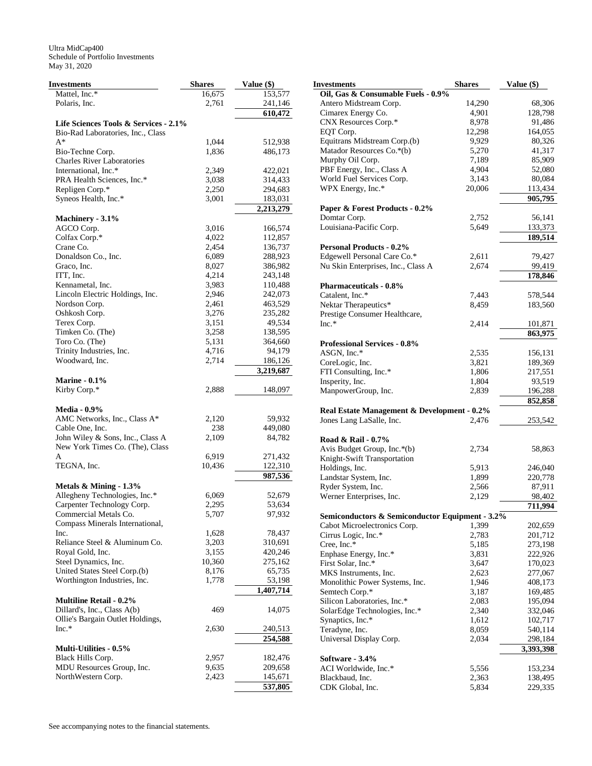Ultra MidCap400
Schedule of Portfolio Investments
May 31, 2020

| Investments | Shares | Value ($) |
|---|---|---|
| Mattel, Inc.* | 16,675 | 153,577 |
| Polaris, Inc. | 2,761 | 241,146 |
| | | 610,472 |
| **Life Sciences Tools & Services - 2.1%** | | |
| Bio-Rad Laboratories, Inc., Class A* | 1,044 | 512,938 |
| Bio-Techne Corp. | 1,836 | 486,173 |
| Charles River Laboratories International, Inc.* | 2,349 | 422,021 |
| PRA Health Sciences, Inc.* | 3,038 | 314,433 |
| Repligen Corp.* | 2,250 | 294,683 |
| Syneos Health, Inc.* | 3,001 | 183,031 |
| | | 2,213,279 |
| **Machinery - 3.1%** | | |
| AGCO Corp. | 3,016 | 166,574 |
| Colfax Corp.* | 4,022 | 112,857 |
| Crane Co. | 2,454 | 136,737 |
| Donaldson Co., Inc. | 6,089 | 288,923 |
| Graco, Inc. | 8,027 | 386,982 |
| ITT, Inc. | 4,214 | 243,148 |
| Kennametal, Inc. | 3,983 | 110,488 |
| Lincoln Electric Holdings, Inc. | 2,946 | 242,073 |
| Nordson Corp. | 2,461 | 463,529 |
| Oshkosh Corp. | 3,276 | 235,282 |
| Terex Corp. | 3,151 | 49,534 |
| Timken Co. (The) | 3,258 | 138,595 |
| Toro Co. (The) | 5,131 | 364,660 |
| Trinity Industries, Inc. | 4,716 | 94,179 |
| Woodward, Inc. | 2,714 | 186,126 |
| | | 3,219,687 |
| **Marine - 0.1%** | | |
| Kirby Corp.* | 2,888 | 148,097 |
| **Media - 0.9%** | | |
| AMC Networks, Inc., Class A* | 2,120 | 59,932 |
| Cable One, Inc. | 238 | 449,080 |
| John Wiley & Sons, Inc., Class A | 2,109 | 84,782 |
| New York Times Co. (The), Class A | 6,919 | 271,432 |
| TEGNA, Inc. | 10,436 | 122,310 |
| | | 987,536 |
| **Metals & Mining - 1.3%** | | |
| Allegheny Technologies, Inc.* | 6,069 | 52,679 |
| Carpenter Technology Corp. | 2,295 | 53,634 |
| Commercial Metals Co. | 5,707 | 97,932 |
| Compass Minerals International, Inc. | 1,628 | 78,437 |
| Reliance Steel & Aluminum Co. | 3,203 | 310,691 |
| Royal Gold, Inc. | 3,155 | 420,246 |
| Steel Dynamics, Inc. | 10,360 | 275,162 |
| United States Steel Corp.(b) | 8,176 | 65,735 |
| Worthington Industries, Inc. | 1,778 | 53,198 |
| | | 1,407,714 |
| **Multiline Retail - 0.2%** | | |
| Dillard's, Inc., Class A(b) | 469 | 14,075 |
| Ollie's Bargain Outlet Holdings, Inc.* | 2,630 | 240,513 |
| | | 254,588 |
| **Multi-Utilities - 0.5%** | | |
| Black Hills Corp. | 2,957 | 182,476 |
| MDU Resources Group, Inc. | 9,635 | 209,658 |
| NorthWestern Corp. | 2,423 | 145,671 |
| | | 537,805 |
| **Oil, Gas & Consumable Fuels - 0.9%** | | |
| Antero Midstream Corp. | 14,290 | 68,306 |
| Cimarex Energy Co. | 4,901 | 128,798 |
| CNX Resources Corp.* | 8,978 | 91,486 |
| EQT Corp. | 12,298 | 164,055 |
| Equitrans Midstream Corp.(b) | 9,929 | 80,326 |
| Matador Resources Co.*(b) | 5,270 | 41,317 |
| Murphy Oil Corp. | 7,189 | 85,909 |
| PBF Energy, Inc., Class A | 4,904 | 52,080 |
| World Fuel Services Corp. | 3,143 | 80,084 |
| WPX Energy, Inc.* | 20,006 | 113,434 |
| | | 905,795 |
| **Paper & Forest Products - 0.2%** | | |
| Domtar Corp. | 2,752 | 56,141 |
| Louisiana-Pacific Corp. | 5,649 | 133,373 |
| | | 189,514 |
| **Personal Products - 0.2%** | | |
| Edgewell Personal Care Co.* | 2,611 | 79,427 |
| Nu Skin Enterprises, Inc., Class A | 2,674 | 99,419 |
| | | 178,846 |
| **Pharmaceuticals - 0.8%** | | |
| Catalent, Inc.* | 7,443 | 578,544 |
| Nektar Therapeutics* | 8,459 | 183,560 |
| Prestige Consumer Healthcare, Inc.* | 2,414 | 101,871 |
| | | 863,975 |
| **Professional Services - 0.8%** | | |
| ASGN, Inc.* | 2,535 | 156,131 |
| CoreLogic, Inc. | 3,821 | 189,369 |
| FTI Consulting, Inc.* | 1,806 | 217,551 |
| Insperity, Inc. | 1,804 | 93,519 |
| ManpowerGroup, Inc. | 2,839 | 196,288 |
| | | 852,858 |
| **Real Estate Management & Development - 0.2%** | | |
| Jones Lang LaSalle, Inc. | 2,476 | 253,542 |
| **Road & Rail - 0.7%** | | |
| Avis Budget Group, Inc.*(b) | 2,734 | 58,863 |
| Knight-Swift Transportation Holdings, Inc. | 5,913 | 246,040 |
| Landstar System, Inc. | 1,899 | 220,778 |
| Ryder System, Inc. | 2,566 | 87,911 |
| Werner Enterprises, Inc. | 2,129 | 98,402 |
| | | 711,994 |
| **Semiconductors & Semiconductor Equipment - 3.2%** | | |
| Cabot Microelectronics Corp. | 1,399 | 202,659 |
| Cirrus Logic, Inc.* | 2,783 | 201,712 |
| Cree, Inc.* | 5,185 | 273,198 |
| Enphase Energy, Inc.* | 3,831 | 222,926 |
| First Solar, Inc.* | 3,647 | 170,023 |
| MKS Instruments, Inc. | 2,623 | 277,067 |
| Monolithic Power Systems, Inc. | 1,946 | 408,173 |
| Semtech Corp.* | 3,187 | 169,485 |
| Silicon Laboratories, Inc.* | 2,083 | 195,094 |
| SolarEdge Technologies, Inc.* | 2,340 | 332,046 |
| Synaptics, Inc.* | 1,612 | 102,717 |
| Teradyne, Inc. | 8,059 | 540,114 |
| Universal Display Corp. | 2,034 | 298,184 |
| | | 3,393,398 |
| **Software - 3.4%** | | |
| ACI Worldwide, Inc.* | 5,556 | 153,234 |
| Blackbaud, Inc. | 2,363 | 138,495 |
| CDK Global, Inc. | 5,834 | 229,335 |

See accompanying notes to the financial statements.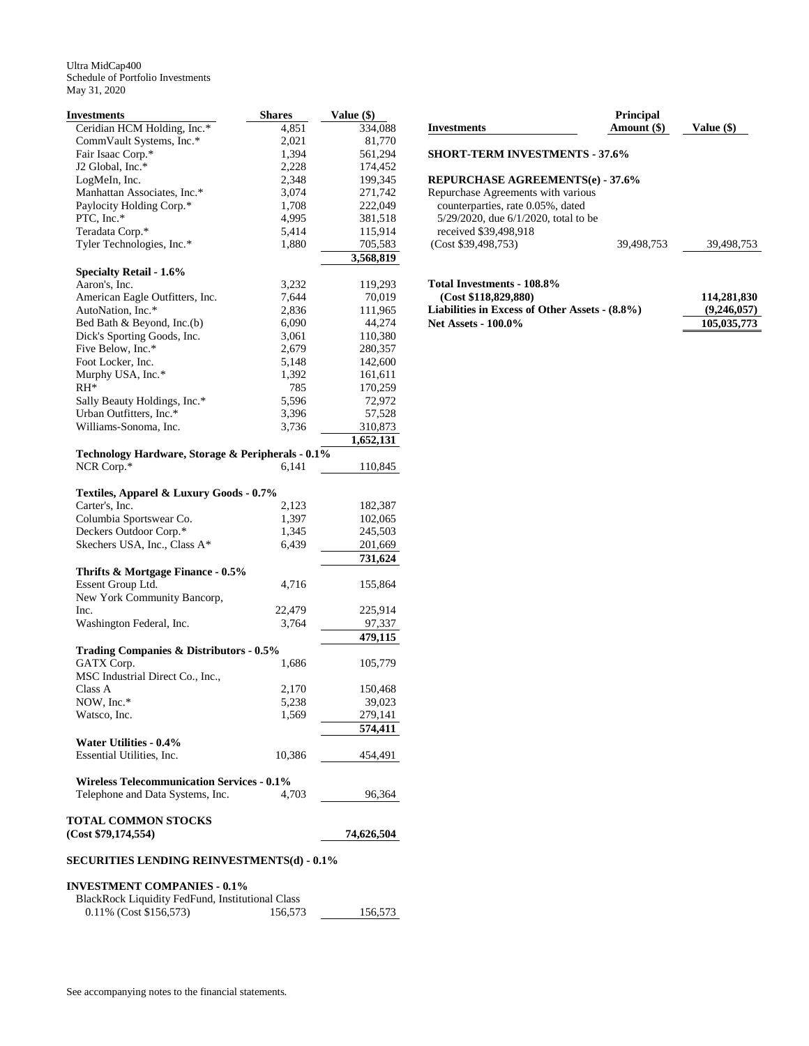Ultra MidCap400
Schedule of Portfolio Investments
May 31, 2020

| Investments | Shares | Value ($) |
|---|---|---|
| Ceridian HCM Holding, Inc.* | 4,851 | 334,088 |
| CommVault Systems, Inc.* | 2,021 | 81,770 |
| Fair Isaac Corp.* | 1,394 | 561,294 |
| J2 Global, Inc.* | 2,228 | 174,452 |
| LogMeIn, Inc. | 2,348 | 199,345 |
| Manhattan Associates, Inc.* | 3,074 | 271,742 |
| Paylocity Holding Corp.* | 1,708 | 222,049 |
| PTC, Inc.* | 4,995 | 381,518 |
| Teradata Corp.* | 5,414 | 115,914 |
| Tyler Technologies, Inc.* | 1,880 | 705,583 |
| | | **3,568,819** |
| **Specialty Retail - 1.6%** | | |
| Aaron's, Inc. | 3,232 | 119,293 |
| American Eagle Outfitters, Inc. | 7,644 | 70,019 |
| AutoNation, Inc.* | 2,836 | 111,965 |
| Bed Bath & Beyond, Inc.(b) | 6,090 | 44,274 |
| Dick's Sporting Goods, Inc. | 3,061 | 110,380 |
| Five Below, Inc.* | 2,679 | 280,357 |
| Foot Locker, Inc. | 5,148 | 142,600 |
| Murphy USA, Inc.* | 1,392 | 161,611 |
| RH* | 785 | 170,259 |
| Sally Beauty Holdings, Inc.* | 5,596 | 72,972 |
| Urban Outfitters, Inc.* | 3,396 | 57,528 |
| Williams-Sonoma, Inc. | 3,736 | 310,873 |
| | | **1,652,131** |
| **Technology Hardware, Storage & Peripherals - 0.1%** | | |
| NCR Corp.* | 6,141 | 110,845 |
| **Textiles, Apparel & Luxury Goods - 0.7%** | | |
| Carter's, Inc. | 2,123 | 182,387 |
| Columbia Sportswear Co. | 1,397 | 102,065 |
| Deckers Outdoor Corp.* | 1,345 | 245,503 |
| Skechers USA, Inc., Class A* | 6,439 | 201,669 |
| | | **731,624** |
| **Thrifts & Mortgage Finance - 0.5%** | | |
| Essent Group Ltd. | 4,716 | 155,864 |
| New York Community Bancorp, Inc. | 22,479 | 225,914 |
| Washington Federal, Inc. | 3,764 | 97,337 |
| | | **479,115** |
| **Trading Companies & Distributors - 0.5%** | | |
| GATX Corp. | 1,686 | 105,779 |
| MSC Industrial Direct Co., Inc., Class A | 2,170 | 150,468 |
| NOW, Inc.* | 5,238 | 39,023 |
| Watsco, Inc. | 1,569 | 279,141 |
| | | **574,411** |
| **Water Utilities - 0.4%** | | |
| Essential Utilities, Inc. | 10,386 | 454,491 |
| **Wireless Telecommunication Services - 0.1%** | | |
| Telephone and Data Systems, Inc. | 4,703 | 96,364 |
| **TOTAL COMMON STOCKS (Cost $79,174,554)** | | **74,626,504** |
| **SECURITIES LENDING REINVESTMENTS(d) - 0.1%** | | |
| **INVESTMENT COMPANIES - 0.1%** | | |
| BlackRock Liquidity FedFund, Institutional Class 0.11% (Cost $156,573) | 156,573 | 156,573 |

| Investments | Principal Amount ($) | Value ($) |
|---|---|---|
| **SHORT-TERM INVESTMENTS - 37.6%** | | |
| **REPURCHASE AGREEMENTS(e) - 37.6%** | | |
| Repurchase Agreements with various counterparties, rate 0.05%, dated 5/29/2020, due 6/1/2020, total to be received $39,498,918 (Cost $39,498,753) | 39,498,753 | 39,498,753 |
| **Total Investments - 108.8% (Cost $118,829,880)** | | **114,281,830** |
| **Liabilities in Excess of Other Assets - (8.8%)** | | **(9,246,057)** |
| **Net Assets - 100.0%** | | **105,035,773** |

See accompanying notes to the financial statements.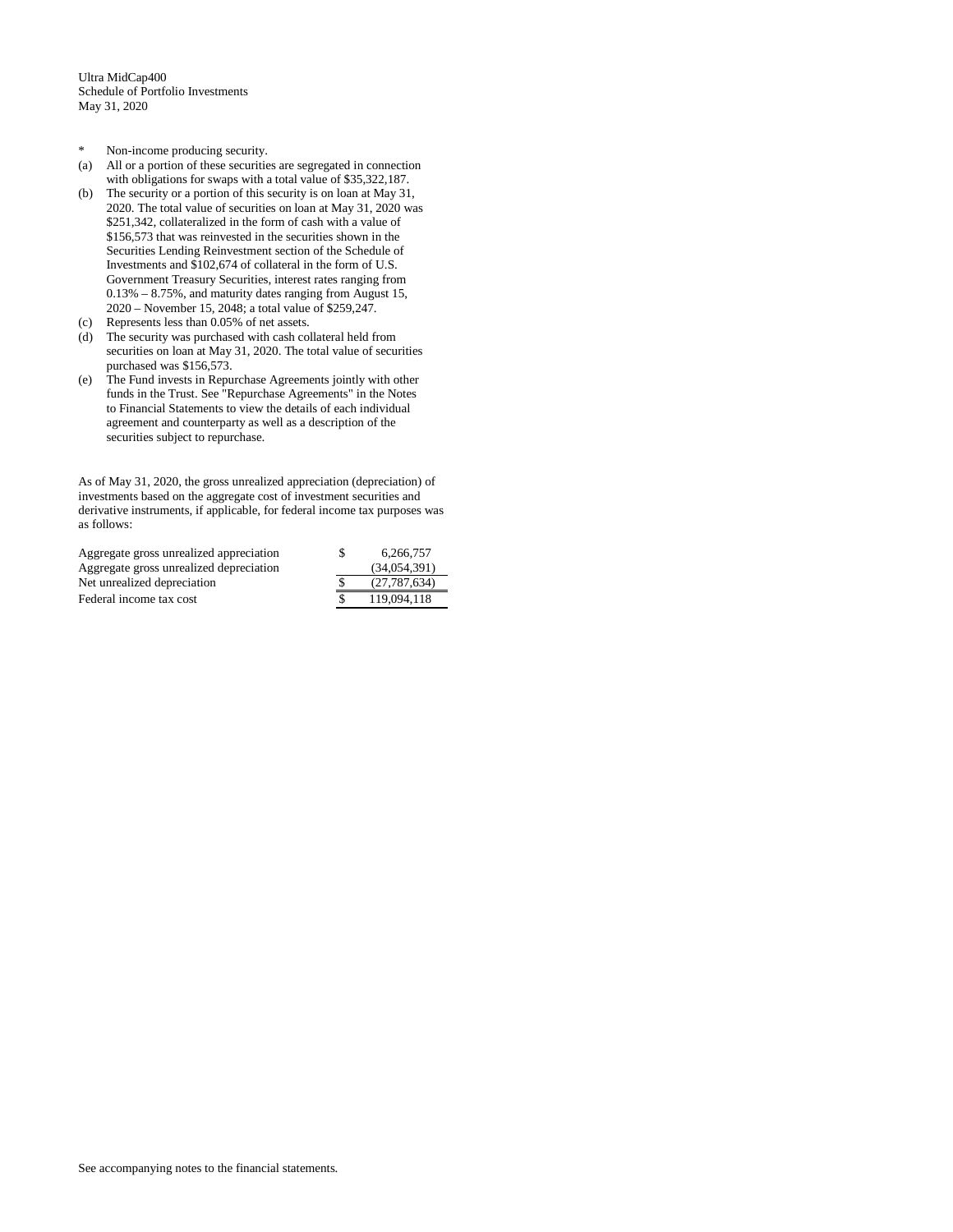Ultra MidCap400
Schedule of Portfolio Investments
May 31, 2020

- \* Non-income producing security.
- (a) All or a portion of these securities are segregated in connection with obligations for swaps with a total value of $35,322,187.
- (b) The security or a portion of this security is on loan at May 31, 2020. The total value of securities on loan at May 31, 2020 was $251,342, collateralized in the form of cash with a value of $156,573 that was reinvested in the securities shown in the Securities Lending Reinvestment section of the Schedule of Investments and $102,674 of collateral in the form of U.S. Government Treasury Securities, interest rates ranging from 0.13% – 8.75%, and maturity dates ranging from August 15, 2020 – November 15, 2048; a total value of $259,247.
- (c) Represents less than 0.05% of net assets.
- (d) The security was purchased with cash collateral held from securities on loan at May 31, 2020. The total value of securities purchased was $156,573.
- (e) The Fund invests in Repurchase Agreements jointly with other funds in the Trust. See "Repurchase Agreements" in the Notes to Financial Statements to view the details of each individual agreement and counterparty as well as a description of the securities subject to repurchase.

As of May 31, 2020, the gross unrealized appreciation (depreciation) of investments based on the aggregate cost of investment securities and derivative instruments, if applicable, for federal income tax purposes was as follows:

| | | |
|---|---|---|
| Aggregate gross unrealized appreciation | $ | 6,266,757 |
| Aggregate gross unrealized depreciation | | (34,054,391) |
| Net unrealized depreciation | $ | (27,787,634) |
| Federal income tax cost | $ | 119,094,118 |

See accompanying notes to the financial statements.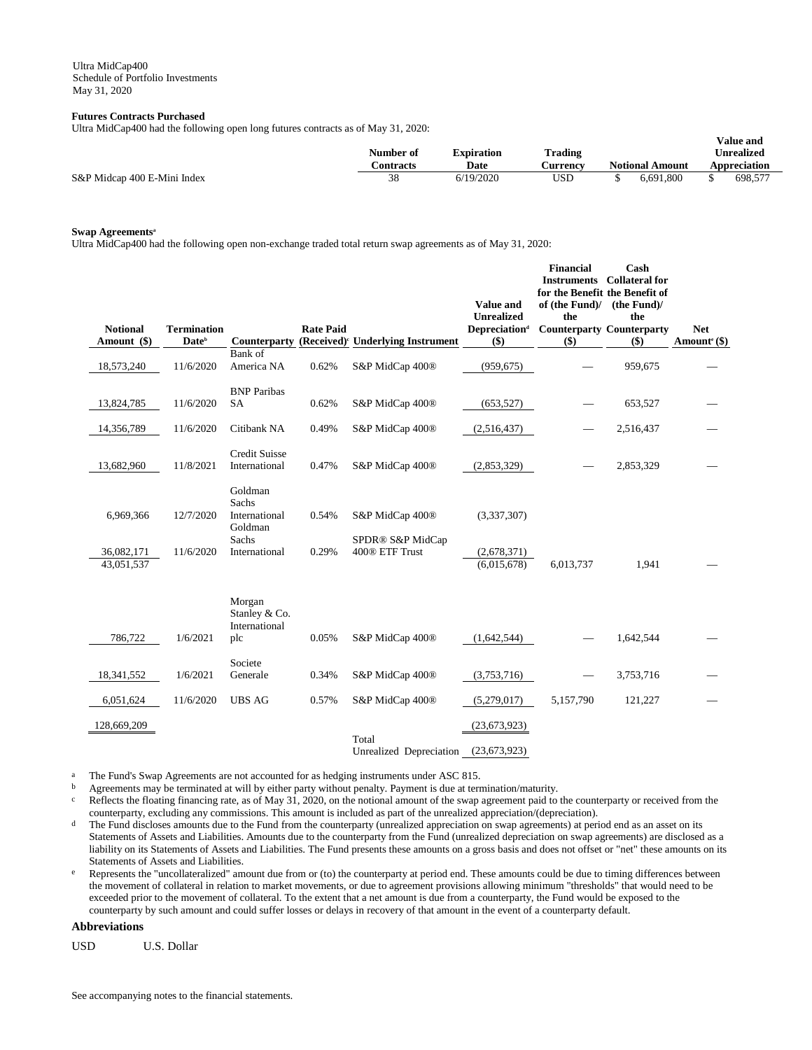Ultra MidCap400
Schedule of Portfolio Investments
May 31, 2020

**Futures Contracts Purchased**

Ultra MidCap400 had the following open long futures contracts as of May 31, 2020:

| | Number of Contracts | Expiration Date | Trading Currency | Notional Amount | Value and Unrealized Appreciation |
|---|---|---|---|---|---|
| S&P Midcap 400 E-Mini Index | 38 | 6/19/2020 | USD | $ 6,691,800 | $ 698,577 |

**Swap Agreements[a]**

Ultra MidCap400 had the following open non-exchange traded total return swap agreements as of May 31, 2020:

| Notional Amount ($) | Termination Date[b] | Counterparty | Rate Paid (Received)[c] | Underlying Instrument | Value and Unrealized Depreciation[d] ($) | Financial Instruments for the Benefit of (the Fund)/ the Counterparty ($) | Cash Collateral for the Benefit of (the Fund)/ the Counterparty ($) | Net Amount[e] ($) |
|---|---|---|---|---|---|---|---|---|
| 18,573,240 | 11/6/2020 | Bank of America NA | 0.62% | S&P MidCap 400® | (959,675) | — | 959,675 | — |
| 13,824,785 | 11/6/2020 | BNP Paribas SA | 0.62% | S&P MidCap 400® | (653,527) | — | 653,527 | — |
| 14,356,789 | 11/6/2020 | Citibank NA | 0.49% | S&P MidCap 400® | (2,516,437) | — | 2,516,437 | — |
| 13,682,960 | 11/8/2021 | Credit Suisse International | 0.47% | S&P MidCap 400® | (2,853,329) | — | 2,853,329 | — |
| 6,969,366 | 12/7/2020 | Goldman Sachs International | 0.54% | S&P MidCap 400® | (3,337,307) | | | |
| 36,082,171 | 11/6/2020 | Goldman Sachs International | 0.29% | SPDR® S&P MidCap 400® ETF Trust | (2,678,371) | | | |
| 43,051,537 | | | | | (6,015,678) | 6,013,737 | 1,941 | — |
| 786,722 | 1/6/2021 | Morgan Stanley & Co. International plc | 0.05% | S&P MidCap 400® | (1,642,544) | — | 1,642,544 | — |
| 18,341,552 | 1/6/2021 | Societe Generale | 0.34% | S&P MidCap 400® | (3,753,716) | — | 3,753,716 | — |
| 6,051,624 | 11/6/2020 | UBS AG | 0.57% | S&P MidCap 400® | (5,279,017) | 5,157,790 | 121,227 | — |
| 128,669,209 | | | | | (23,673,923) | | | |
| | | | | Total Unrealized Depreciation | (23,673,923) | | | |

[a] The Fund's Swap Agreements are not accounted for as hedging instruments under ASC 815.

[b] Agreements may be terminated at will by either party without penalty. Payment is due at termination/maturity.

[c] Reflects the floating financing rate, as of May 31, 2020, on the notional amount of the swap agreement paid to the counterparty or received from the counterparty, excluding any commissions. This amount is included as part of the unrealized appreciation/(depreciation).

[d] The Fund discloses amounts due to the Fund from the counterparty (unrealized appreciation on swap agreements) at period end as an asset on its Statements of Assets and Liabilities. Amounts due to the counterparty from the Fund (unrealized depreciation on swap agreements) are disclosed as a liability on its Statements of Assets and Liabilities. The Fund presents these amounts on a gross basis and does not offset or "net" these amounts on its Statements of Assets and Liabilities.

[e] Represents the "uncollateralized" amount due from or (to) the counterparty at period end. These amounts could be due to timing differences between the movement of collateral in relation to market movements, or due to agreement provisions allowing minimum "thresholds" that would need to be exceeded prior to the movement of collateral. To the extent that a net amount is due from a counterparty, the Fund would be exposed to the counterparty by such amount and could suffer losses or delays in recovery of that amount in the event of a counterparty default.

**Abbreviations**

USD U.S. Dollar

See accompanying notes to the financial statements.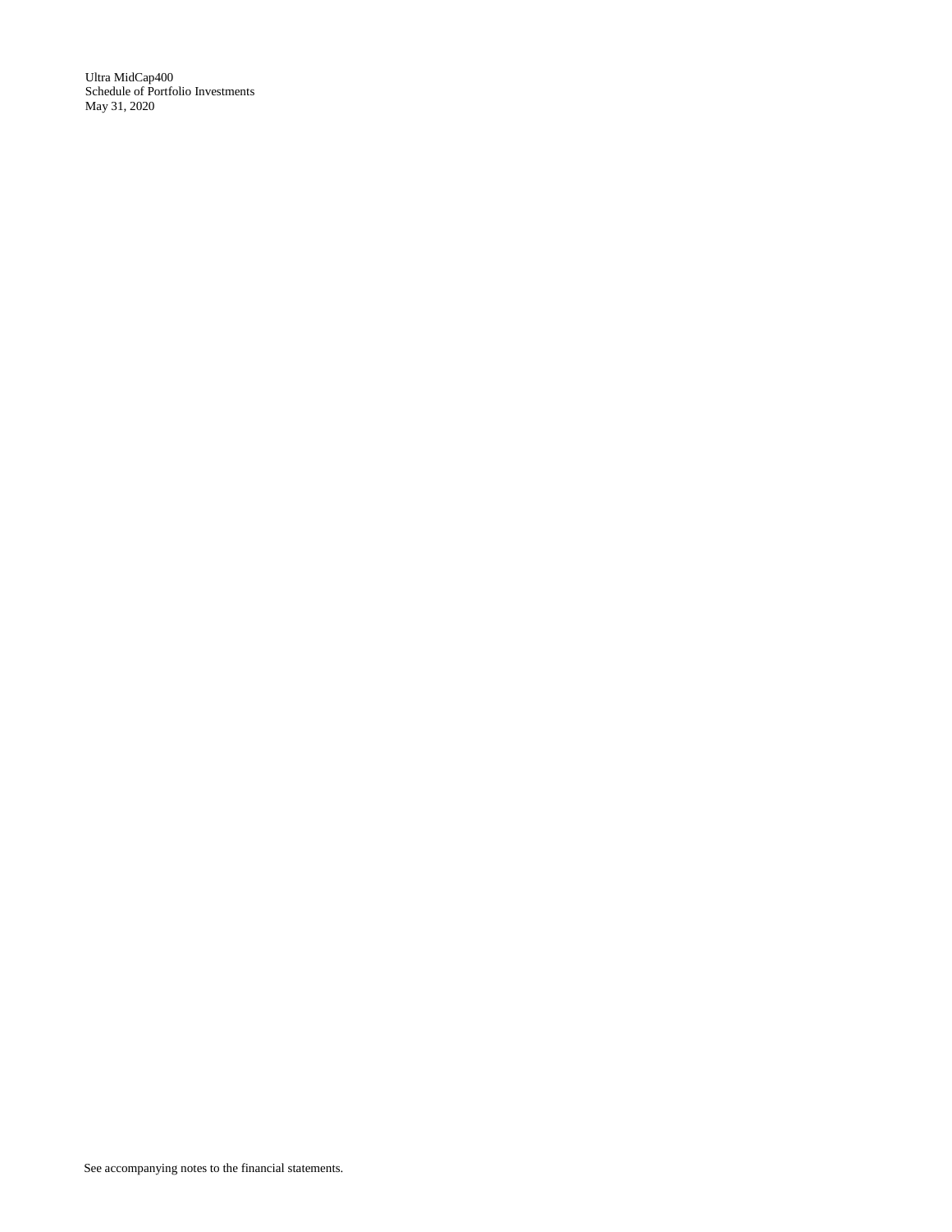Ultra MidCap400
Schedule of Portfolio Investments
May 31, 2020

See accompanying notes to the financial statements.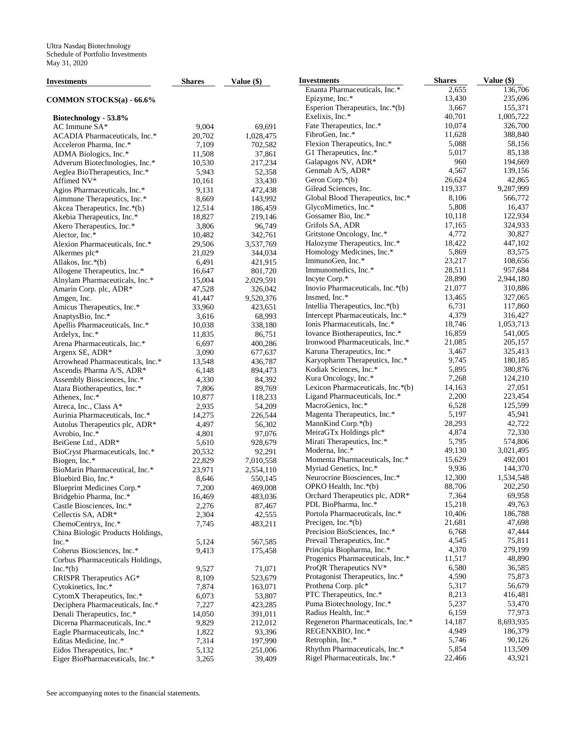Ultra Nasdaq Biotechnology
Schedule of Portfolio Investments
May 31, 2020

| Investments | Shares | Value ($) |
|---|---|---|
| **COMMON STOCKS(a) - 66.6%** | | |
| **Biotechnology - 53.8%** | | |
| AC Immune SA* | 9,004 | 69,691 |
| ACADIA Pharmaceuticals, Inc.* | 20,702 | 1,028,475 |
| Acceleron Pharma, Inc.* | 7,109 | 702,582 |
| ADMA Biologics, Inc.* | 11,508 | 37,861 |
| Adverum Biotechnologies, Inc.* | 10,530 | 217,234 |
| Aeglea BioTherapeutics, Inc.* | 5,943 | 52,358 |
| Affimed NV* | 10,161 | 33,430 |
| Agios Pharmaceuticals, Inc.* | 9,131 | 472,438 |
| Aimmune Therapeutics, Inc.* | 8,669 | 143,992 |
| Akcea Therapeutics, Inc.*(b) | 12,514 | 186,459 |
| Akebia Therapeutics, Inc.* | 18,827 | 219,146 |
| Akero Therapeutics, Inc.* | 3,806 | 96,749 |
| Alector, Inc.* | 10,482 | 342,761 |
| Alexion Pharmaceuticals, Inc.* | 29,506 | 3,537,769 |
| Alkermes plc* | 21,029 | 344,034 |
| Allakos, Inc.*(b) | 6,491 | 421,915 |
| Allogene Therapeutics, Inc.* | 16,647 | 801,720 |
| Alnylam Pharmaceuticals, Inc.* | 15,004 | 2,029,591 |
| Amarin Corp. plc, ADR* | 47,528 | 326,042 |
| Amgen, Inc. | 41,447 | 9,520,376 |
| Amicus Therapeutics, Inc.* | 33,960 | 423,651 |
| AnaptysBio, Inc.* | 3,616 | 68,993 |
| Apellis Pharmaceuticals, Inc.* | 10,038 | 338,180 |
| Ardelyx, Inc.* | 11,835 | 86,751 |
| Arena Pharmaceuticals, Inc.* | 6,697 | 400,286 |
| Argenx SE, ADR* | 3,090 | 677,637 |
| Arrowhead Pharmaceuticals, Inc.* | 13,548 | 436,787 |
| Ascendis Pharma A/S, ADR* | 6,148 | 894,473 |
| Assembly Biosciences, Inc.* | 4,330 | 84,392 |
| Atara Biotherapeutics, Inc.* | 7,806 | 89,769 |
| Athenex, Inc.* | 10,877 | 118,233 |
| Atreca, Inc., Class A* | 2,935 | 54,209 |
| Aurinia Pharmaceuticals, Inc.* | 14,275 | 226,544 |
| Autolus Therapeutics plc, ADR* | 4,497 | 56,302 |
| Avrobio, Inc.* | 4,801 | 97,076 |
| BeiGene Ltd., ADR* | 5,610 | 928,679 |
| BioCryst Pharmaceuticals, Inc.* | 20,532 | 92,291 |
| Biogen, Inc.* | 22,829 | 7,010,558 |
| BioMarin Pharmaceutical, Inc.* | 23,971 | 2,554,110 |
| Bluebird Bio, Inc.* | 8,646 | 550,145 |
| Blueprint Medicines Corp.* | 7,200 | 469,008 |
| Bridgebio Pharma, Inc.* | 16,469 | 483,036 |
| Castle Biosciences, Inc.* | 2,276 | 87,467 |
| Cellectis SA, ADR* | 2,304 | 42,555 |
| ChemoCentryx, Inc.* | 7,745 | 483,211 |
| China Biologic Products Holdings, Inc.* | 5,124 | 567,585 |
| Coherus Biosciences, Inc.* | 9,413 | 175,458 |
| Corbus Pharmaceuticals Holdings, Inc.*(b) | 9,527 | 71,071 |
| CRISPR Therapeutics AG* | 8,109 | 523,679 |
| Cytokinetics, Inc.* | 7,874 | 163,071 |
| CytomX Therapeutics, Inc.* | 6,073 | 53,807 |
| Deciphera Pharmaceuticals, Inc.* | 7,227 | 423,285 |
| Denali Therapeutics, Inc.* | 14,050 | 391,011 |
| Dicerna Pharmaceuticals, Inc.* | 9,829 | 212,012 |
| Eagle Pharmaceuticals, Inc.* | 1,822 | 93,396 |
| Editas Medicine, Inc.* | 7,314 | 197,990 |
| Eidos Therapeutics, Inc.* | 5,132 | 251,006 |
| Eiger BioPharmaceuticals, Inc.* | 3,265 | 39,409 |
| Enanta Pharmaceuticals, Inc.* | 2,655 | 136,706 |
| Epizyme, Inc.* | 13,430 | 235,696 |
| Esperion Therapeutics, Inc.*(b) | 3,667 | 155,371 |
| Exelixis, Inc.* | 40,701 | 1,005,722 |
| Fate Therapeutics, Inc.* | 10,074 | 326,700 |
| FibroGen, Inc.* | 11,628 | 388,840 |
| Flexion Therapeutics, Inc.* | 5,088 | 58,156 |
| G1 Therapeutics, Inc.* | 5,017 | 85,138 |
| Galapagos NV, ADR* | 960 | 194,669 |
| Genmab A/S, ADR* | 4,567 | 139,156 |
| Geron Corp.*(b) | 26,624 | 42,865 |
| Gilead Sciences, Inc. | 119,337 | 9,287,999 |
| Global Blood Therapeutics, Inc.* | 8,106 | 566,772 |
| GlycoMimetics, Inc.* | 5,808 | 16,437 |
| Gossamer Bio, Inc.* | 10,118 | 122,934 |
| Grifols SA, ADR | 17,165 | 324,933 |
| Gritstone Oncology, Inc.* | 4,772 | 30,827 |
| Halozyme Therapeutics, Inc.* | 18,422 | 447,102 |
| Homology Medicines, Inc.* | 5,869 | 83,575 |
| ImmunoGen, Inc.* | 23,217 | 108,656 |
| Immunomedics, Inc.* | 28,511 | 957,684 |
| Incyte Corp.* | 28,890 | 2,944,180 |
| Inovio Pharmaceuticals, Inc.*(b) | 21,077 | 310,886 |
| Insmed, Inc.* | 13,465 | 327,065 |
| Intellia Therapeutics, Inc.*(b) | 6,731 | 117,860 |
| Intercept Pharmaceuticals, Inc.* | 4,379 | 316,427 |
| Ionis Pharmaceuticals, Inc.* | 18,746 | 1,053,713 |
| Iovance Biotherapeutics, Inc.* | 16,859 | 541,005 |
| Ironwood Pharmaceuticals, Inc.* | 21,085 | 205,157 |
| Karuna Therapeutics, Inc.* | 3,467 | 325,413 |
| Karyopharm Therapeutics, Inc.* | 9,745 | 180,185 |
| Kodiak Sciences, Inc.* | 5,895 | 380,876 |
| Kura Oncology, Inc.* | 7,268 | 124,210 |
| Lexicon Pharmaceuticals, Inc.*(b) | 14,163 | 27,051 |
| Ligand Pharmaceuticals, Inc.* | 2,200 | 223,454 |
| MacroGenics, Inc.* | 6,528 | 125,599 |
| Magenta Therapeutics, Inc.* | 5,197 | 45,941 |
| MannKind Corp.*(b) | 28,293 | 42,722 |
| MeiraGTx Holdings plc* | 4,874 | 72,330 |
| Mirati Therapeutics, Inc.* | 5,795 | 574,806 |
| Moderna, Inc.* | 49,130 | 3,021,495 |
| Momenta Pharmaceuticals, Inc.* | 15,629 | 492,001 |
| Myriad Genetics, Inc.* | 9,936 | 144,370 |
| Neurocrine Biosciences, Inc.* | 12,300 | 1,534,548 |
| OPKO Health, Inc.*(b) | 88,706 | 202,250 |
| Orchard Therapeutics plc, ADR* | 7,364 | 69,958 |
| PDL BioPharma, Inc.* | 15,218 | 49,763 |
| Portola Pharmaceuticals, Inc.* | 10,406 | 186,788 |
| Precigen, Inc.*(b) | 21,681 | 47,698 |
| Precision BioSciences, Inc.* | 6,768 | 47,444 |
| Prevail Therapeutics, Inc.* | 4,545 | 75,811 |
| Principia Biopharma, Inc.* | 4,370 | 279,199 |
| Progenics Pharmaceuticals, Inc.* | 11,517 | 48,890 |
| ProQR Therapeutics NV* | 6,580 | 36,585 |
| Protagonist Therapeutics, Inc.* | 4,590 | 75,873 |
| Prothena Corp. plc* | 5,317 | 56,679 |
| PTC Therapeutics, Inc.* | 8,213 | 416,481 |
| Puma Biotechnology, Inc.* | 5,237 | 53,470 |
| Radius Health, Inc.* | 6,159 | 77,973 |
| Regeneron Pharmaceuticals, Inc.* | 14,187 | 8,693,935 |
| REGENXBIO, Inc.* | 4,949 | 186,379 |
| Retrophin, Inc.* | 5,746 | 90,126 |
| Rhythm Pharmaceuticals, Inc.* | 5,854 | 113,509 |
| Rigel Pharmaceuticals, Inc.* | 22,466 | 43,921 |

See accompanying notes to the financial statements.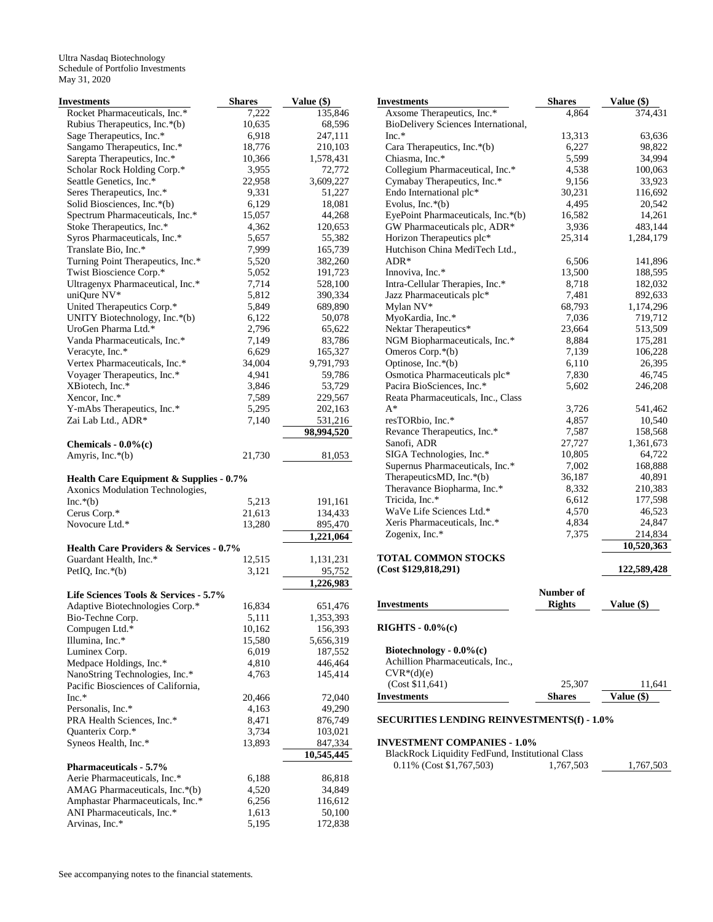Ultra Nasdaq Biotechnology
Schedule of Portfolio Investments
May 31, 2020

| Investments | Shares | Value ($) |
|---|---|---|
| Rocket Pharmaceuticals, Inc.* | 7,222 | 135,846 |
| Rubius Therapeutics, Inc.*(b) | 10,635 | 68,596 |
| Sage Therapeutics, Inc.* | 6,918 | 247,111 |
| Sangamo Therapeutics, Inc.* | 18,776 | 210,103 |
| Sarepta Therapeutics, Inc.* | 10,366 | 1,578,431 |
| Scholar Rock Holding Corp.* | 3,955 | 72,772 |
| Seattle Genetics, Inc.* | 22,958 | 3,609,227 |
| Seres Therapeutics, Inc.* | 9,331 | 51,227 |
| Solid Biosciences, Inc.*(b) | 6,129 | 18,081 |
| Spectrum Pharmaceuticals, Inc.* | 15,057 | 44,268 |
| Stoke Therapeutics, Inc.* | 4,362 | 120,653 |
| Syros Pharmaceuticals, Inc.* | 5,657 | 55,382 |
| Translate Bio, Inc.* | 7,999 | 165,739 |
| Turning Point Therapeutics, Inc.* | 5,520 | 382,260 |
| Twist Bioscience Corp.* | 5,052 | 191,723 |
| Ultragenyx Pharmaceutical, Inc.* | 7,714 | 528,100 |
| uniQure NV* | 5,812 | 390,334 |
| United Therapeutics Corp.* | 5,849 | 689,890 |
| UNITY Biotechnology, Inc.*(b) | 6,122 | 50,078 |
| UroGen Pharma Ltd.* | 2,796 | 65,622 |
| Vanda Pharmaceuticals, Inc.* | 7,149 | 83,786 |
| Veracyte, Inc.* | 6,629 | 165,327 |
| Vertex Pharmaceuticals, Inc.* | 34,004 | 9,791,793 |
| Voyager Therapeutics, Inc.* | 4,941 | 59,786 |
| XBiotech, Inc.* | 3,846 | 53,729 |
| Xencor, Inc.* | 7,589 | 229,567 |
| Y-mAbs Therapeutics, Inc.* | 5,295 | 202,163 |
| Zai Lab Ltd., ADR* | 7,140 | 531,216 |
| | | 98,994,520 |
| **Chemicals - 0.0%(c)** | | |
| Amyris, Inc.*(b) | 21,730 | 81,053 |
| **Health Care Equipment & Supplies - 0.7%** | | |
| Axonics Modulation Technologies, Inc.*(b) | 5,213 | 191,161 |
| Cerus Corp.* | 21,613 | 134,433 |
| Novocure Ltd.* | 13,280 | 895,470 |
| | | 1,221,064 |
| **Health Care Providers & Services - 0.7%** | | |
| Guardant Health, Inc.* | 12,515 | 1,131,231 |
| PetIQ, Inc.*(b) | 3,121 | 95,752 |
| | | 1,226,983 |
| **Life Sciences Tools & Services - 5.7%** | | |
| Adaptive Biotechnologies Corp.* | 16,834 | 651,476 |
| Bio-Techne Corp. | 5,111 | 1,353,393 |
| Compugen Ltd.* | 10,162 | 156,393 |
| Illumina, Inc.* | 15,580 | 5,656,319 |
| Luminex Corp. | 6,019 | 187,552 |
| Medpace Holdings, Inc.* | 4,810 | 446,464 |
| NanoString Technologies, Inc.* | 4,763 | 145,414 |
| Pacific Biosciences of California, Inc.* | 20,466 | 72,040 |
| Personalis, Inc.* | 4,163 | 49,290 |
| PRA Health Sciences, Inc.* | 8,471 | 876,749 |
| Quanterix Corp.* | 3,734 | 103,021 |
| Syneos Health, Inc.* | 13,893 | 847,334 |
| | | 10,545,445 |
| **Pharmaceuticals - 5.7%** | | |
| Aerie Pharmaceuticals, Inc.* | 6,188 | 86,818 |
| AMAG Pharmaceuticals, Inc.*(b) | 4,520 | 34,849 |
| Amphastar Pharmaceuticals, Inc.* | 6,256 | 116,612 |
| ANI Pharmaceuticals, Inc.* | 1,613 | 50,100 |
| Arvinas, Inc.* | 5,195 | 172,838 |
| Axsome Therapeutics, Inc.* | 4,864 | 374,431 |
| BioDelivery Sciences International, Inc.* | 13,313 | 63,636 |
| Cara Therapeutics, Inc.*(b) | 6,227 | 98,822 |
| Chiasma, Inc.* | 5,599 | 34,994 |
| Collegium Pharmaceutical, Inc.* | 4,538 | 100,063 |
| Cymabay Therapeutics, Inc.* | 9,156 | 33,923 |
| Endo International plc* | 30,231 | 116,692 |
| Evolus, Inc.*(b) | 4,495 | 20,542 |
| EyePoint Pharmaceuticals, Inc.*(b) | 16,582 | 14,261 |
| GW Pharmaceuticals plc, ADR* | 3,936 | 483,144 |
| Horizon Therapeutics plc* | 25,314 | 1,284,179 |
| Hutchison China MediTech Ltd., ADR* | 6,506 | 141,896 |
| Innoviva, Inc.* | 13,500 | 188,595 |
| Intra-Cellular Therapies, Inc.* | 8,718 | 182,032 |
| Jazz Pharmaceuticals plc* | 7,481 | 892,633 |
| Mylan NV* | 68,793 | 1,174,296 |
| MyoKardia, Inc.* | 7,036 | 719,712 |
| Nektar Therapeutics* | 23,664 | 513,509 |
| NGM Biopharmaceuticals, Inc.* | 8,884 | 175,281 |
| Omeros Corp.*(b) | 7,139 | 106,228 |
| Optinose, Inc.*(b) | 6,110 | 26,395 |
| Osmotica Pharmaceuticals plc* | 7,830 | 46,745 |
| Pacira BioSciences, Inc.* | 5,602 | 246,208 |
| Reata Pharmaceuticals, Inc., Class A* | 3,726 | 541,462 |
| resTORbio, Inc.* | 4,857 | 10,540 |
| Revance Therapeutics, Inc.* | 7,587 | 158,568 |
| Sanofi, ADR | 27,727 | 1,361,673 |
| SIGA Technologies, Inc.* | 10,805 | 64,722 |
| Supernus Pharmaceuticals, Inc.* | 7,002 | 168,888 |
| TherapeuticsMD, Inc.*(b) | 36,187 | 40,891 |
| Theravance Biopharma, Inc.* | 8,332 | 210,383 |
| Tricida, Inc.* | 6,612 | 177,598 |
| WaVe Life Sciences Ltd.* | 4,570 | 46,523 |
| Xeris Pharmaceuticals, Inc.* | 4,834 | 24,847 |
| Zogenix, Inc.* | 7,375 | 214,834 |
| | | 10,520,363 |
| **TOTAL COMMON STOCKS (Cost $129,818,291)** | | **122,589,428** |

| Investments | Number of Rights | Value ($) |
|---|---|---|
| **RIGHTS - 0.0%(c)** | | |
| **Biotechnology - 0.0%(c)** | | |
| Achillion Pharmaceuticals, Inc., CVR*(d)(e) (Cost $11,641) | 25,307 | 11,641 |

| Investments | Shares | Value ($) |
|---|---|---|
| **SECURITIES LENDING REINVESTMENTS(f) - 1.0%** | | |
| **INVESTMENT COMPANIES - 1.0%** | | |
| BlackRock Liquidity FedFund, Institutional Class 0.11% (Cost $1,767,503) | 1,767,503 | 1,767,503 |

See accompanying notes to the financial statements.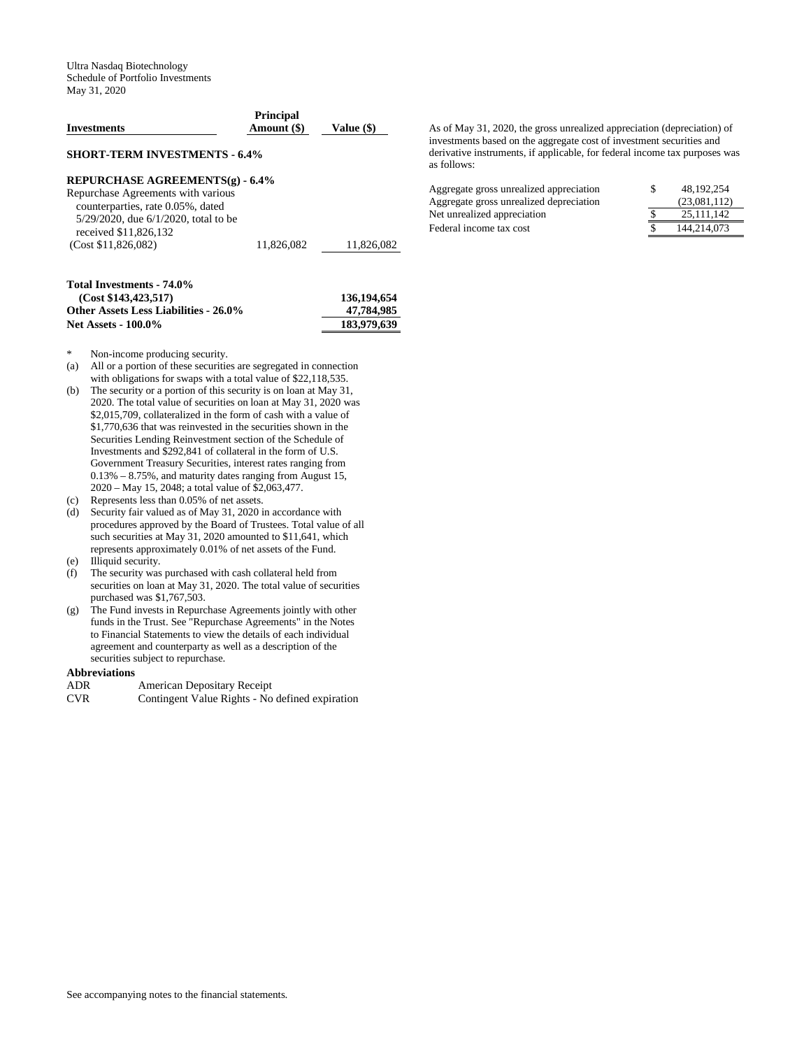Ultra Nasdaq Biotechnology
Schedule of Portfolio Investments
May 31, 2020

| Investments | Principal Amount ($) | Value ($) |
|---|---|---|
| **SHORT-TERM INVESTMENTS - 6.4%** | | |
| **REPURCHASE AGREEMENTS(g) - 6.4%** | | |
| Repurchase Agreements with various counterparties, rate 0.05%, dated 5/29/2020, due 6/1/2020, total to be received $11,826,132 (Cost $11,826,082) | 11,826,082 | 11,826,082 |
| **Total Investments - 74.0% (Cost $143,423,517)** | | **136,194,654** |
| **Other Assets Less Liabilities - 26.0%** | | **47,784,985** |
| **Net Assets - 100.0%** | | **183,979,639** |

\* Non-income producing security.

(a) All or a portion of these securities are segregated in connection with obligations for swaps with a total value of $22,118,535.

(b) The security or a portion of this security is on loan at May 31, 2020. The total value of securities on loan at May 31, 2020 was $2,015,709, collateralized in the form of cash with a value of $1,770,636 that was reinvested in the securities shown in the Securities Lending Reinvestment section of the Schedule of Investments and $292,841 of collateral in the form of U.S. Government Treasury Securities, interest rates ranging from 0.13% – 8.75%, and maturity dates ranging from August 15, 2020 – May 15, 2048; a total value of $2,063,477.

(c) Represents less than 0.05% of net assets.

(d) Security fair valued as of May 31, 2020 in accordance with procedures approved by the Board of Trustees. Total value of all such securities at May 31, 2020 amounted to $11,641, which represents approximately 0.01% of net assets of the Fund.

(e) Illiquid security.

(f) The security was purchased with cash collateral held from securities on loan at May 31, 2020. The total value of securities purchased was $1,767,503.

(g) The Fund invests in Repurchase Agreements jointly with other funds in the Trust. See "Repurchase Agreements" in the Notes to Financial Statements to view the details of each individual agreement and counterparty as well as a description of the securities subject to repurchase.

**Abbreviations**

| | |
|---|---|
| ADR | American Depositary Receipt |
| CVR | Contingent Value Rights - No defined expiration |

As of May 31, 2020, the gross unrealized appreciation (depreciation) of investments based on the aggregate cost of investment securities and derivative instruments, if applicable, for federal income tax purposes was as follows:

| | | |
|---|---|---|
| Aggregate gross unrealized appreciation | $ | 48,192,254 |
| Aggregate gross unrealized depreciation | | (23,081,112) |
| Net unrealized appreciation | $ | 25,111,142 |
| Federal income tax cost | $ | 144,214,073 |

See accompanying notes to the financial statements.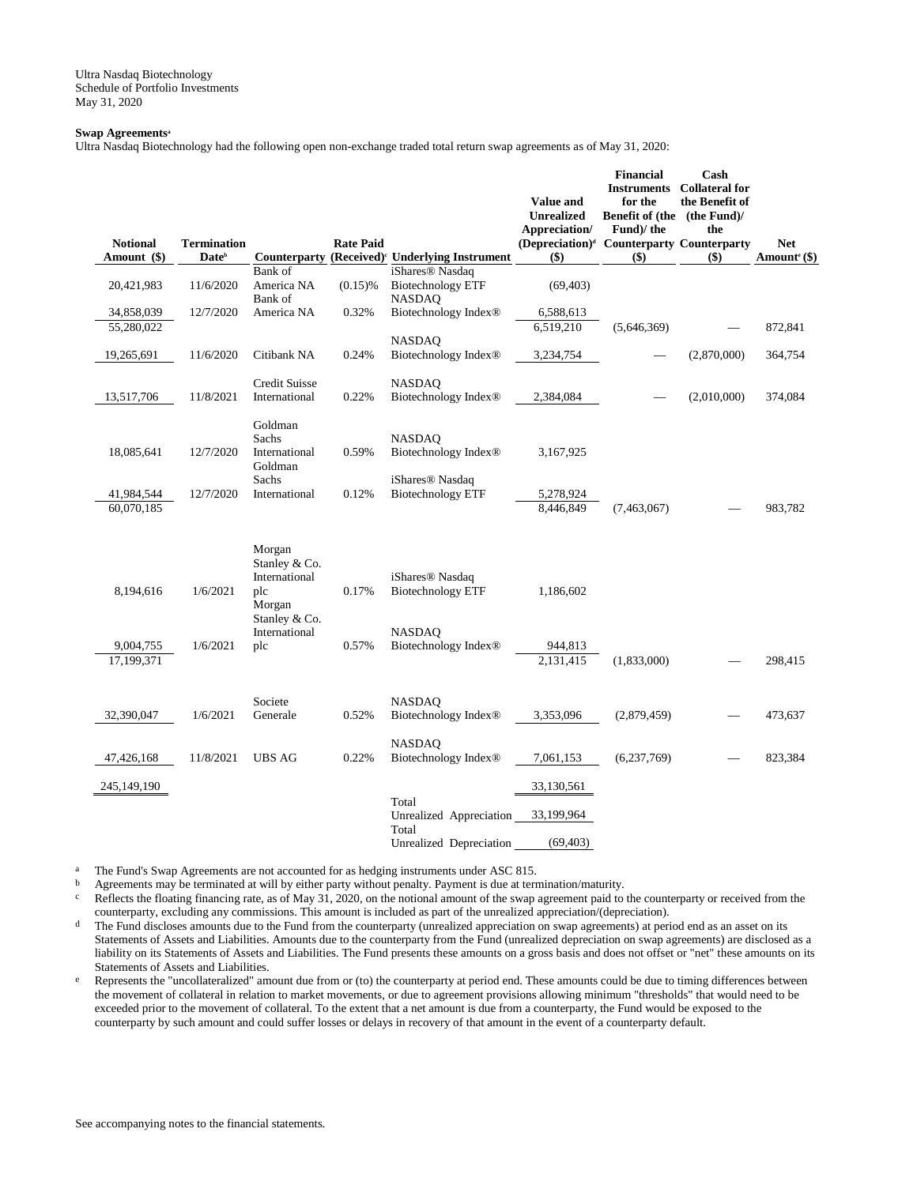Ultra Nasdaq Biotechnology
Schedule of Portfolio Investments
May 31, 2020

**Swap Agreements**[a]

Ultra Nasdaq Biotechnology had the following open non-exchange traded total return swap agreements as of May 31, 2020:

| Notional Amount ($) | Termination Date[b] | Counterparty | Rate Paid (Received)[c] | Underlying Instrument | Value and Unrealized Appreciation/ (Depreciation)[d] ($) | Financial Instruments for the Benefit of (the Fund)/ the Counterparty ($) | Cash Collateral for the Benefit of (the Fund)/ the Counterparty ($) | Net Amount[e] ($) |
|---|---|---|---|---|---|---|---|---|
| 20,421,983 | 11/6/2020 | Bank of America NA | (0.15)% | iShares® Nasdaq Biotechnology ETF | (69,403) | | | |
| 34,858,039 | 12/7/2020 | Bank of America NA | 0.32% | NASDAQ Biotechnology Index® | 6,588,613 | | | |
| 55,280,022 | | | | | 6,519,210 | (5,646,369) | — | 872,841 |
| 19,265,691 | 11/6/2020 | Citibank NA | 0.24% | NASDAQ Biotechnology Index® | 3,234,754 | — | (2,870,000) | 364,754 |
| 13,517,706 | 11/8/2021 | Credit Suisse International | 0.22% | NASDAQ Biotechnology Index® | 2,384,084 | — | (2,010,000) | 374,084 |
| 18,085,641 | 12/7/2020 | Goldman Sachs International | 0.59% | NASDAQ Biotechnology Index® | 3,167,925 | | | |
| 41,984,544 | 12/7/2020 | Goldman Sachs International | 0.12% | iShares® Nasdaq Biotechnology ETF | 5,278,924 | | | |
| 60,070,185 | | | | | 8,446,849 | (7,463,067) | — | 983,782 |
| 8,194,616 | 1/6/2021 | Morgan Stanley & Co. International plc | 0.17% | iShares® Nasdaq Biotechnology ETF | 1,186,602 | | | |
| 9,004,755 | 1/6/2021 | Morgan Stanley & Co. International plc | 0.57% | NASDAQ Biotechnology Index® | 944,813 | | | |
| 17,199,371 | | | | | 2,131,415 | (1,833,000) | — | 298,415 |
| 32,390,047 | 1/6/2021 | Societe Generale | 0.52% | NASDAQ Biotechnology Index® | 3,353,096 | (2,879,459) | — | 473,637 |
| 47,426,168 | 11/8/2021 | UBS AG | 0.22% | NASDAQ Biotechnology Index® | 7,061,153 | (6,237,769) | — | 823,384 |
| 245,149,190 | | | | | 33,130,561 | | | |
| | | | | Total Unrealized Appreciation | 33,199,964 | | | |
| | | | | Total Unrealized Depreciation | (69,403) | | | |

[a] The Fund's Swap Agreements are not accounted for as hedging instruments under ASC 815.

[b] Agreements may be terminated at will by either party without penalty. Payment is due at termination/maturity.

[c] Reflects the floating financing rate, as of May 31, 2020, on the notional amount of the swap agreement paid to the counterparty or received from the counterparty, excluding any commissions. This amount is included as part of the unrealized appreciation/(depreciation).

[d] The Fund discloses amounts due to the Fund from the counterparty (unrealized appreciation on swap agreements) at period end as an asset on its Statements of Assets and Liabilities. Amounts due to the counterparty from the Fund (unrealized depreciation on swap agreements) are disclosed as a liability on its Statements of Assets and Liabilities. The Fund presents these amounts on a gross basis and does not offset or "net" these amounts on its Statements of Assets and Liabilities.

[e] Represents the "uncollateralized" amount due from or (to) the counterparty at period end. These amounts could be due to timing differences between the movement of collateral in relation to market movements, or due to agreement provisions allowing minimum "thresholds" that would need to be exceeded prior to the movement of collateral. To the extent that a net amount is due from a counterparty, the Fund would be exposed to the counterparty by such amount and could suffer losses or delays in recovery of that amount in the event of a counterparty default.

See accompanying notes to the financial statements.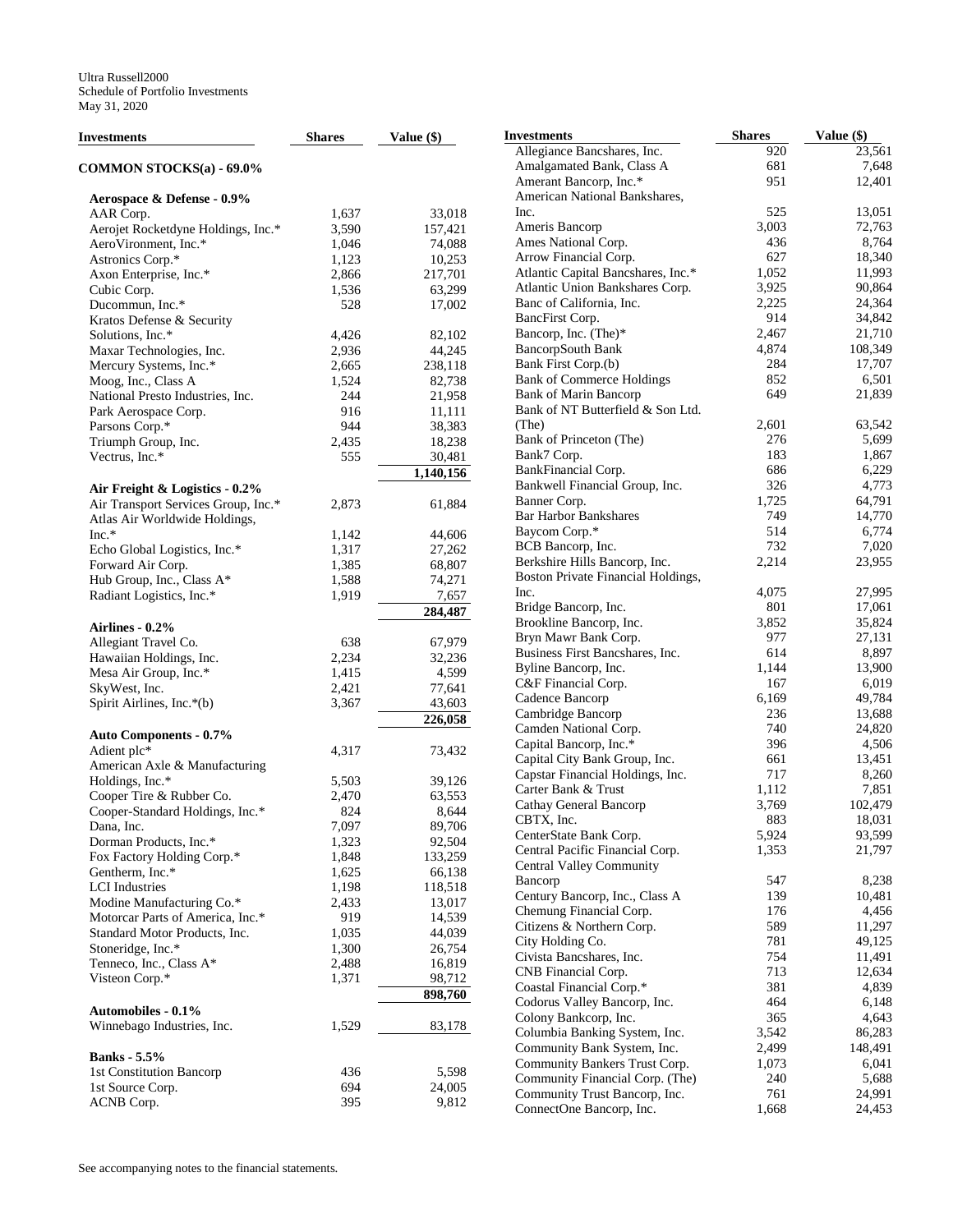Ultra Russell2000
Schedule of Portfolio Investments
May 31, 2020

| Investments | Shares | Value ($) |
|---|---|---|
| **COMMON STOCKS(a) - 69.0%** | | |
| **Aerospace & Defense - 0.9%** | | |
| AAR Corp. | 1,637 | 33,018 |
| Aerojet Rocketdyne Holdings, Inc.* | 3,590 | 157,421 |
| AeroVironment, Inc.* | 1,046 | 74,088 |
| Astronics Corp.* | 1,123 | 10,253 |
| Axon Enterprise, Inc.* | 2,866 | 217,701 |
| Cubic Corp. | 1,536 | 63,299 |
| Ducommun, Inc.* | 528 | 17,002 |
| Kratos Defense & Security Solutions, Inc.* | 4,426 | 82,102 |
| Maxar Technologies, Inc. | 2,936 | 44,245 |
| Mercury Systems, Inc.* | 2,665 | 238,118 |
| Moog, Inc., Class A | 1,524 | 82,738 |
| National Presto Industries, Inc. | 244 | 21,958 |
| Park Aerospace Corp. | 916 | 11,111 |
| Parsons Corp.* | 944 | 38,383 |
| Triumph Group, Inc. | 2,435 | 18,238 |
| Vectrus, Inc.* | 555 | 30,481 |
| | | **1,140,156** |
| **Air Freight & Logistics - 0.2%** | | |
| Air Transport Services Group, Inc.* | 2,873 | 61,884 |
| Atlas Air Worldwide Holdings, Inc.* | 1,142 | 44,606 |
| Echo Global Logistics, Inc.* | 1,317 | 27,262 |
| Forward Air Corp. | 1,385 | 68,807 |
| Hub Group, Inc., Class A* | 1,588 | 74,271 |
| Radiant Logistics, Inc.* | 1,919 | 7,657 |
| | | **284,487** |
| **Airlines - 0.2%** | | |
| Allegiant Travel Co. | 638 | 67,979 |
| Hawaiian Holdings, Inc. | 2,234 | 32,236 |
| Mesa Air Group, Inc.* | 1,415 | 4,599 |
| SkyWest, Inc. | 2,421 | 77,641 |
| Spirit Airlines, Inc.*(b) | 3,367 | 43,603 |
| | | **226,058** |
| **Auto Components - 0.7%** | | |
| Adient plc* | 4,317 | 73,432 |
| American Axle & Manufacturing Holdings, Inc.* | 5,503 | 39,126 |
| Cooper Tire & Rubber Co. | 2,470 | 63,553 |
| Cooper-Standard Holdings, Inc.* | 824 | 8,644 |
| Dana, Inc. | 7,097 | 89,706 |
| Dorman Products, Inc.* | 1,323 | 92,504 |
| Fox Factory Holding Corp.* | 1,848 | 133,259 |
| Gentherm, Inc.* | 1,625 | 66,138 |
| LCI Industries | 1,198 | 118,518 |
| Modine Manufacturing Co.* | 2,433 | 13,017 |
| Motorcar Parts of America, Inc.* | 919 | 14,539 |
| Standard Motor Products, Inc. | 1,035 | 44,039 |
| Stoneridge, Inc.* | 1,300 | 26,754 |
| Tenneco, Inc., Class A* | 2,488 | 16,819 |
| Visteon Corp.* | 1,371 | 98,712 |
| | | **898,760** |
| **Automobiles - 0.1%** | | |
| Winnebago Industries, Inc. | 1,529 | 83,178 |
| **Banks - 5.5%** | | |
| 1st Constitution Bancorp | 436 | 5,598 |
| 1st Source Corp. | 694 | 24,005 |
| ACNB Corp. | 395 | 9,812 |
| Allegiance Bancshares, Inc. | 920 | 23,561 |
| Amalgamated Bank, Class A | 681 | 7,648 |
| Amerant Bancorp, Inc.* | 951 | 12,401 |
| American National Bankshares, Inc. | 525 | 13,051 |
| Ameris Bancorp | 3,003 | 72,763 |
| Ames National Corp. | 436 | 8,764 |
| Arrow Financial Corp. | 627 | 18,340 |
| Atlantic Capital Bancshares, Inc.* | 1,052 | 11,993 |
| Atlantic Union Bankshares Corp. | 3,925 | 90,864 |
| Banc of California, Inc. | 2,225 | 24,364 |
| BancFirst Corp. | 914 | 34,842 |
| Bancorp, Inc. (The)* | 2,467 | 21,710 |
| BancorpSouth Bank | 4,874 | 108,349 |
| Bank First Corp.(b) | 284 | 17,707 |
| Bank of Commerce Holdings | 852 | 6,501 |
| Bank of Marin Bancorp | 649 | 21,839 |
| Bank of NT Butterfield & Son Ltd. (The) | 2,601 | 63,542 |
| Bank of Princeton (The) | 276 | 5,699 |
| Bank7 Corp. | 183 | 1,867 |
| BankFinancial Corp. | 686 | 6,229 |
| Bankwell Financial Group, Inc. | 326 | 4,773 |
| Banner Corp. | 1,725 | 64,791 |
| Bar Harbor Bankshares | 749 | 14,770 |
| Baycom Corp.* | 514 | 6,774 |
| BCB Bancorp, Inc. | 732 | 7,020 |
| Berkshire Hills Bancorp, Inc. | 2,214 | 23,955 |
| Boston Private Financial Holdings, Inc. | 4,075 | 27,995 |
| Bridge Bancorp, Inc. | 801 | 17,061 |
| Brookline Bancorp, Inc. | 3,852 | 35,824 |
| Bryn Mawr Bank Corp. | 977 | 27,131 |
| Business First Bancshares, Inc. | 614 | 8,897 |
| Byline Bancorp, Inc. | 1,144 | 13,900 |
| C&F Financial Corp. | 167 | 6,019 |
| Cadence Bancorp | 6,169 | 49,784 |
| Cambridge Bancorp | 236 | 13,688 |
| Camden National Corp. | 740 | 24,820 |
| Capital Bancorp, Inc.* | 396 | 4,506 |
| Capital City Bank Group, Inc. | 661 | 13,451 |
| Capstar Financial Holdings, Inc. | 717 | 8,260 |
| Carter Bank & Trust | 1,112 | 7,851 |
| Cathay General Bancorp | 3,769 | 102,479 |
| CBTX, Inc. | 883 | 18,031 |
| CenterState Bank Corp. | 5,924 | 93,599 |
| Central Pacific Financial Corp. | 1,353 | 21,797 |
| Central Valley Community Bancorp | 547 | 8,238 |
| Century Bancorp, Inc., Class A | 139 | 10,481 |
| Chemung Financial Corp. | 176 | 4,456 |
| Citizens & Northern Corp. | 589 | 11,297 |
| City Holding Co. | 781 | 49,125 |
| Civista Bancshares, Inc. | 754 | 11,491 |
| CNB Financial Corp. | 713 | 12,634 |
| Coastal Financial Corp.* | 381 | 4,839 |
| Codorus Valley Bancorp, Inc. | 464 | 6,148 |
| Colony Bankcorp, Inc. | 365 | 4,643 |
| Columbia Banking System, Inc. | 3,542 | 86,283 |
| Community Bank System, Inc. | 2,499 | 148,491 |
| Community Bankers Trust Corp. | 1,073 | 6,041 |
| Community Financial Corp. (The) | 240 | 5,688 |
| Community Trust Bancorp, Inc. | 761 | 24,991 |
| ConnectOne Bancorp, Inc. | 1,668 | 24,453 |

See accompanying notes to the financial statements.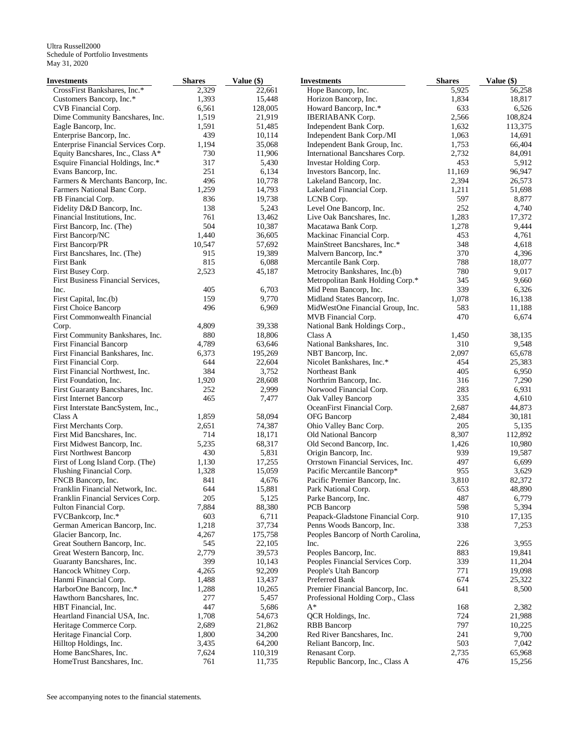Ultra Russell2000
Schedule of Portfolio Investments
May 31, 2020

| Investments | Shares | Value ($) |
|---|---|---|
| CrossFirst Bankshares, Inc.* | 2,329 | 22,661 |
| Customers Bancorp, Inc.* | 1,393 | 15,448 |
| CVB Financial Corp. | 6,561 | 128,005 |
| Dime Community Bancshares, Inc. | 1,519 | 21,919 |
| Eagle Bancorp, Inc. | 1,591 | 51,485 |
| Enterprise Bancorp, Inc. | 439 | 10,114 |
| Enterprise Financial Services Corp. | 1,194 | 35,068 |
| Equity Bancshares, Inc., Class A* | 730 | 11,906 |
| Esquire Financial Holdings, Inc.* | 317 | 5,430 |
| Evans Bancorp, Inc. | 251 | 6,134 |
| Farmers & Merchants Bancorp, Inc. | 496 | 10,778 |
| Farmers National Banc Corp. | 1,259 | 14,793 |
| FB Financial Corp. | 836 | 19,738 |
| Fidelity D&D Bancorp, Inc. | 138 | 5,243 |
| Financial Institutions, Inc. | 761 | 13,462 |
| First Bancorp, Inc. (The) | 504 | 10,387 |
| First Bancorp/NC | 1,440 | 36,605 |
| First Bancorp/PR | 10,547 | 57,692 |
| First Bancshares, Inc. (The) | 915 | 19,389 |
| First Bank | 815 | 6,088 |
| First Busey Corp. | 2,523 | 45,187 |
| First Business Financial Services, Inc. | 405 | 6,703 |
| First Capital, Inc.(b) | 159 | 9,770 |
| First Choice Bancorp | 496 | 6,969 |
| First Commonwealth Financial Corp. | 4,809 | 39,338 |
| First Community Bankshares, Inc. | 880 | 18,806 |
| First Financial Bancorp | 4,789 | 63,646 |
| First Financial Bankshares, Inc. | 6,373 | 195,269 |
| First Financial Corp. | 644 | 22,604 |
| First Financial Northwest, Inc. | 384 | 3,752 |
| First Foundation, Inc. | 1,920 | 28,608 |
| First Guaranty Bancshares, Inc. | 252 | 2,999 |
| First Internet Bancorp | 465 | 7,477 |
| First Interstate BancSystem, Inc., Class A | 1,859 | 58,094 |
| First Merchants Corp. | 2,651 | 74,387 |
| First Mid Bancshares, Inc. | 714 | 18,171 |
| First Midwest Bancorp, Inc. | 5,235 | 68,317 |
| First Northwest Bancorp | 430 | 5,831 |
| First of Long Island Corp. (The) | 1,130 | 17,255 |
| Flushing Financial Corp. | 1,328 | 15,059 |
| FNCB Bancorp, Inc. | 841 | 4,676 |
| Franklin Financial Network, Inc. | 644 | 15,881 |
| Franklin Financial Services Corp. | 205 | 5,125 |
| Fulton Financial Corp. | 7,884 | 88,380 |
| FVCBankcorp, Inc.* | 603 | 6,711 |
| German American Bancorp, Inc. | 1,218 | 37,734 |
| Glacier Bancorp, Inc. | 4,267 | 175,758 |
| Great Southern Bancorp, Inc. | 545 | 22,105 |
| Great Western Bancorp, Inc. | 2,779 | 39,573 |
| Guaranty Bancshares, Inc. | 399 | 10,143 |
| Hancock Whitney Corp. | 4,265 | 92,209 |
| Hanmi Financial Corp. | 1,488 | 13,437 |
| HarborOne Bancorp, Inc.* | 1,288 | 10,265 |
| Hawthorn Bancshares, Inc. | 277 | 5,457 |
| HBT Financial, Inc. | 447 | 5,686 |
| Heartland Financial USA, Inc. | 1,708 | 54,673 |
| Heritage Commerce Corp. | 2,689 | 21,862 |
| Heritage Financial Corp. | 1,800 | 34,200 |
| Hilltop Holdings, Inc. | 3,435 | 64,200 |
| Home BancShares, Inc. | 7,624 | 110,319 |
| HomeTrust Bancshares, Inc. | 761 | 11,735 |
| Hope Bancorp, Inc. | 5,925 | 56,258 |
| Horizon Bancorp, Inc. | 1,834 | 18,817 |
| Howard Bancorp, Inc.* | 633 | 6,526 |
| IBERIABANK Corp. | 2,566 | 108,824 |
| Independent Bank Corp. | 1,632 | 113,375 |
| Independent Bank Corp./MI | 1,063 | 14,691 |
| Independent Bank Group, Inc. | 1,753 | 66,404 |
| International Bancshares Corp. | 2,732 | 84,091 |
| Investar Holding Corp. | 453 | 5,912 |
| Investors Bancorp, Inc. | 11,169 | 96,947 |
| Lakeland Bancorp, Inc. | 2,394 | 26,573 |
| Lakeland Financial Corp. | 1,211 | 51,698 |
| LCNB Corp. | 597 | 8,877 |
| Level One Bancorp, Inc. | 252 | 4,740 |
| Live Oak Bancshares, Inc. | 1,283 | 17,372 |
| Macatawa Bank Corp. | 1,278 | 9,444 |
| Mackinac Financial Corp. | 453 | 4,761 |
| MainStreet Bancshares, Inc.* | 348 | 4,618 |
| Malvern Bancorp, Inc.* | 370 | 4,396 |
| Mercantile Bank Corp. | 788 | 18,077 |
| Metrocity Bankshares, Inc.(b) | 780 | 9,017 |
| Metropolitan Bank Holding Corp.* | 345 | 9,660 |
| Mid Penn Bancorp, Inc. | 339 | 6,326 |
| Midland States Bancorp, Inc. | 1,078 | 16,138 |
| MidWestOne Financial Group, Inc. | 583 | 11,188 |
| MVB Financial Corp. | 470 | 6,674 |
| National Bank Holdings Corp., Class A | 1,450 | 38,135 |
| National Bankshares, Inc. | 310 | 9,548 |
| NBT Bancorp, Inc. | 2,097 | 65,678 |
| Nicolet Bankshares, Inc.* | 454 | 25,383 |
| Northeast Bank | 405 | 6,950 |
| Northrim Bancorp, Inc. | 316 | 7,290 |
| Norwood Financial Corp. | 283 | 6,931 |
| Oak Valley Bancorp | 335 | 4,610 |
| OceanFirst Financial Corp. | 2,687 | 44,873 |
| OFG Bancorp | 2,484 | 30,181 |
| Ohio Valley Banc Corp. | 205 | 5,135 |
| Old National Bancorp | 8,307 | 112,892 |
| Old Second Bancorp, Inc. | 1,426 | 10,980 |
| Origin Bancorp, Inc. | 939 | 19,587 |
| Orrstown Financial Services, Inc. | 497 | 6,699 |
| Pacific Mercantile Bancorp* | 955 | 3,629 |
| Pacific Premier Bancorp, Inc. | 3,810 | 82,372 |
| Park National Corp. | 653 | 48,890 |
| Parke Bancorp, Inc. | 487 | 6,779 |
| PCB Bancorp | 598 | 5,394 |
| Peapack-Gladstone Financial Corp. | 910 | 17,135 |
| Penns Woods Bancorp, Inc. | 338 | 7,253 |
| Peoples Bancorp of North Carolina, Inc. | 226 | 3,955 |
| Peoples Bancorp, Inc. | 883 | 19,841 |
| Peoples Financial Services Corp. | 339 | 11,204 |
| People's Utah Bancorp | 771 | 19,098 |
| Preferred Bank | 674 | 25,322 |
| Premier Financial Bancorp, Inc. | 641 | 8,500 |
| Professional Holding Corp., Class A* | 168 | 2,382 |
| QCR Holdings, Inc. | 724 | 21,988 |
| RBB Bancorp | 797 | 10,225 |
| Red River Bancshares, Inc. | 241 | 9,700 |
| Reliant Bancorp, Inc. | 503 | 7,042 |
| Renasant Corp. | 2,735 | 65,968 |
| Republic Bancorp, Inc., Class A | 476 | 15,256 |

See accompanying notes to the financial statements.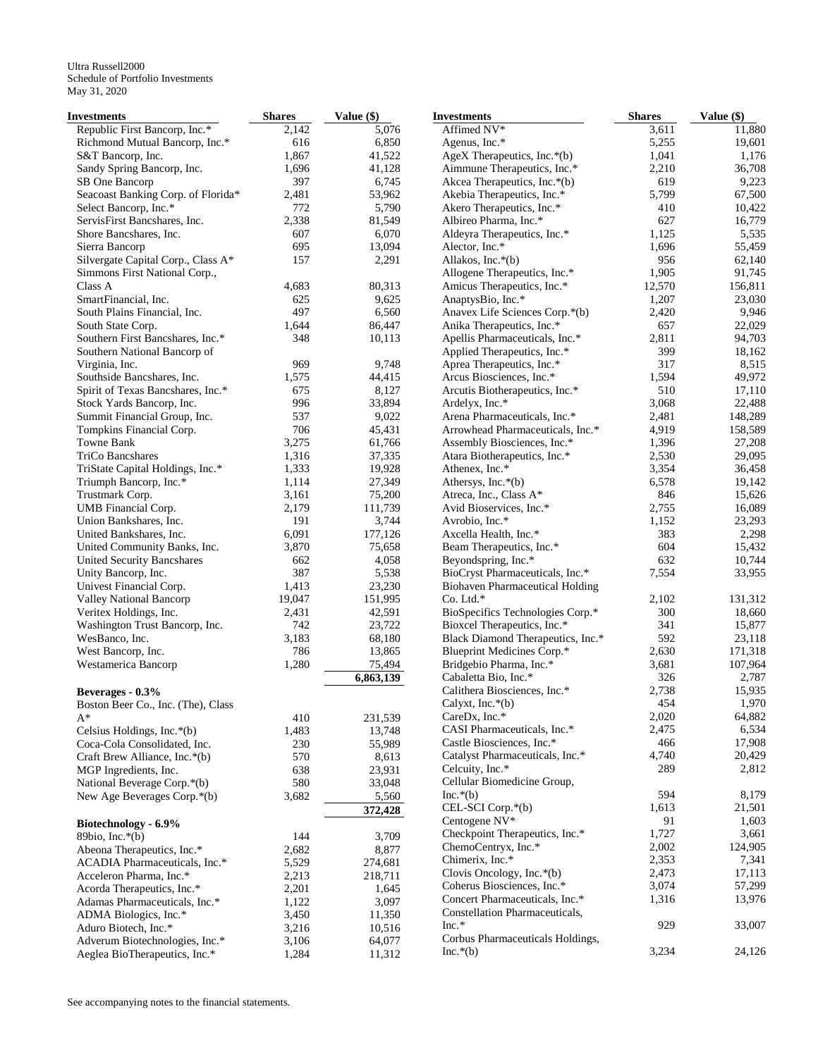Ultra Russell2000
Schedule of Portfolio Investments
May 31, 2020

| Investments | Shares | Value ($) |
|---|---|---|
| Republic First Bancorp, Inc.* | 2,142 | 5,076 |
| Richmond Mutual Bancorp, Inc.* | 616 | 6,850 |
| S&T Bancorp, Inc. | 1,867 | 41,522 |
| Sandy Spring Bancorp, Inc. | 1,696 | 41,128 |
| SB One Bancorp | 397 | 6,745 |
| Seacoast Banking Corp. of Florida* | 2,481 | 53,962 |
| Select Bancorp, Inc.* | 772 | 5,790 |
| ServisFirst Bancshares, Inc. | 2,338 | 81,549 |
| Shore Bancshares, Inc. | 607 | 6,070 |
| Sierra Bancorp | 695 | 13,094 |
| Silvergate Capital Corp., Class A* | 157 | 2,291 |
| Simmons First National Corp., Class A | 4,683 | 80,313 |
| SmartFinancial, Inc. | 625 | 9,625 |
| South Plains Financial, Inc. | 497 | 6,560 |
| South State Corp. | 1,644 | 86,447 |
| Southern First Bancshares, Inc.* | 348 | 10,113 |
| Southern National Bancorp of Virginia, Inc. | 969 | 9,748 |
| Southside Bancshares, Inc. | 1,575 | 44,415 |
| Spirit of Texas Bancshares, Inc.* | 675 | 8,127 |
| Stock Yards Bancorp, Inc. | 996 | 33,894 |
| Summit Financial Group, Inc. | 537 | 9,022 |
| Tompkins Financial Corp. | 706 | 45,431 |
| Towne Bank | 3,275 | 61,766 |
| TriCo Bancshares | 1,316 | 37,335 |
| TriState Capital Holdings, Inc.* | 1,333 | 19,928 |
| Triumph Bancorp, Inc.* | 1,114 | 27,349 |
| Trustmark Corp. | 3,161 | 75,200 |
| UMB Financial Corp. | 2,179 | 111,739 |
| Union Bankshares, Inc. | 191 | 3,744 |
| United Bankshares, Inc. | 6,091 | 177,126 |
| United Community Banks, Inc. | 3,870 | 75,658 |
| United Security Bancshares | 662 | 4,058 |
| Unity Bancorp, Inc. | 387 | 5,538 |
| Univest Financial Corp. | 1,413 | 23,230 |
| Valley National Bancorp | 19,047 | 151,995 |
| Veritex Holdings, Inc. | 2,431 | 42,591 |
| Washington Trust Bancorp, Inc. | 742 | 23,722 |
| WesBanco, Inc. | 3,183 | 68,180 |
| West Bancorp, Inc. | 786 | 13,865 |
| Westamerica Bancorp | 1,280 | 75,494 |
| | | **6,863,139** |
| **Beverages - 0.3%** | | |
| Boston Beer Co., Inc. (The), Class A* | 410 | 231,539 |
| Celsius Holdings, Inc.*(b) | 1,483 | 13,748 |
| Coca-Cola Consolidated, Inc. | 230 | 55,989 |
| Craft Brew Alliance, Inc.*(b) | 570 | 8,613 |
| MGP Ingredients, Inc. | 638 | 23,931 |
| National Beverage Corp.*(b) | 580 | 33,048 |
| New Age Beverages Corp.*(b) | 3,682 | 5,560 |
| | | **372,428** |
| **Biotechnology - 6.9%** | | |
| 89bio, Inc.*(b) | 144 | 3,709 |
| Abeona Therapeutics, Inc.* | 2,682 | 8,877 |
| ACADIA Pharmaceuticals, Inc.* | 5,529 | 274,681 |
| Acceleron Pharma, Inc.* | 2,213 | 218,711 |
| Acorda Therapeutics, Inc.* | 2,201 | 1,645 |
| Adamas Pharmaceuticals, Inc.* | 1,122 | 3,097 |
| ADMA Biologics, Inc.* | 3,450 | 11,350 |
| Aduro Biotech, Inc.* | 3,216 | 10,516 |
| Adverum Biotechnologies, Inc.* | 3,106 | 64,077 |
| Aeglea BioTherapeutics, Inc.* | 1,284 | 11,312 |
| Affimed NV* | 3,611 | 11,880 |
| Agenus, Inc.* | 5,255 | 19,601 |
| AgeX Therapeutics, Inc.*(b) | 1,041 | 1,176 |
| Aimmune Therapeutics, Inc.* | 2,210 | 36,708 |
| Akcea Therapeutics, Inc.*(b) | 619 | 9,223 |
| Akebia Therapeutics, Inc.* | 5,799 | 67,500 |
| Akero Therapeutics, Inc.* | 410 | 10,422 |
| Albireo Pharma, Inc.* | 627 | 16,779 |
| Aldeyra Therapeutics, Inc.* | 1,125 | 5,535 |
| Alector, Inc.* | 1,696 | 55,459 |
| Allakos, Inc.*(b) | 956 | 62,140 |
| Allogene Therapeutics, Inc.* | 1,905 | 91,745 |
| Amicus Therapeutics, Inc.* | 12,570 | 156,811 |
| AnaptysBio, Inc.* | 1,207 | 23,030 |
| Anavex Life Sciences Corp.*(b) | 2,420 | 9,946 |
| Anika Therapeutics, Inc.* | 657 | 22,029 |
| Apellis Pharmaceuticals, Inc.* | 2,811 | 94,703 |
| Applied Therapeutics, Inc.* | 399 | 18,162 |
| Aprea Therapeutics, Inc.* | 317 | 8,515 |
| Arcus Biosciences, Inc.* | 1,594 | 49,972 |
| Arcutis Biotherapeutics, Inc.* | 510 | 17,110 |
| Ardelyx, Inc.* | 3,068 | 22,488 |
| Arena Pharmaceuticals, Inc.* | 2,481 | 148,289 |
| Arrowhead Pharmaceuticals, Inc.* | 4,919 | 158,589 |
| Assembly Biosciences, Inc.* | 1,396 | 27,208 |
| Atara Biotherapeutics, Inc.* | 2,530 | 29,095 |
| Athenex, Inc.* | 3,354 | 36,458 |
| Athersys, Inc.*(b) | 6,578 | 19,142 |
| Atreca, Inc., Class A* | 846 | 15,626 |
| Avid Bioservices, Inc.* | 2,755 | 16,089 |
| Avrobio, Inc.* | 1,152 | 23,293 |
| Axcella Health, Inc.* | 383 | 2,298 |
| Beam Therapeutics, Inc.* | 604 | 15,432 |
| Beyondspring, Inc.* | 632 | 10,744 |
| BioCryst Pharmaceuticals, Inc.* | 7,554 | 33,955 |
| Biohaven Pharmaceutical Holding Co. Ltd.* | 2,102 | 131,312 |
| BioSpecifics Technologies Corp.* | 300 | 18,660 |
| Bioxcel Therapeutics, Inc.* | 341 | 15,877 |
| Black Diamond Therapeutics, Inc.* | 592 | 23,118 |
| Blueprint Medicines Corp.* | 2,630 | 171,318 |
| Bridgebio Pharma, Inc.* | 3,681 | 107,964 |
| Cabaletta Bio, Inc.* | 326 | 2,787 |
| Calithera Biosciences, Inc.* | 2,738 | 15,935 |
| Calyxt, Inc.*(b) | 454 | 1,970 |
| CareDx, Inc.* | 2,020 | 64,882 |
| CASI Pharmaceuticals, Inc.* | 2,475 | 6,534 |
| Castle Biosciences, Inc.* | 466 | 17,908 |
| Catalyst Pharmaceuticals, Inc.* | 4,740 | 20,429 |
| Celcuity, Inc.* | 289 | 2,812 |
| Cellular Biomedicine Group, Inc.*(b) | 594 | 8,179 |
| CEL-SCI Corp.*(b) | 1,613 | 21,501 |
| Centogene NV* | 91 | 1,603 |
| Checkpoint Therapeutics, Inc.* | 1,727 | 3,661 |
| ChemoCentryx, Inc.* | 2,002 | 124,905 |
| Chimerix, Inc.* | 2,353 | 7,341 |
| Clovis Oncology, Inc.*(b) | 2,473 | 17,113 |
| Coherus Biosciences, Inc.* | 3,074 | 57,299 |
| Concert Pharmaceuticals, Inc.* | 1,316 | 13,976 |
| Constellation Pharmaceuticals, Inc.* | 929 | 33,007 |
| Corbus Pharmaceuticals Holdings, Inc.*(b) | 3,234 | 24,126 |

See accompanying notes to the financial statements.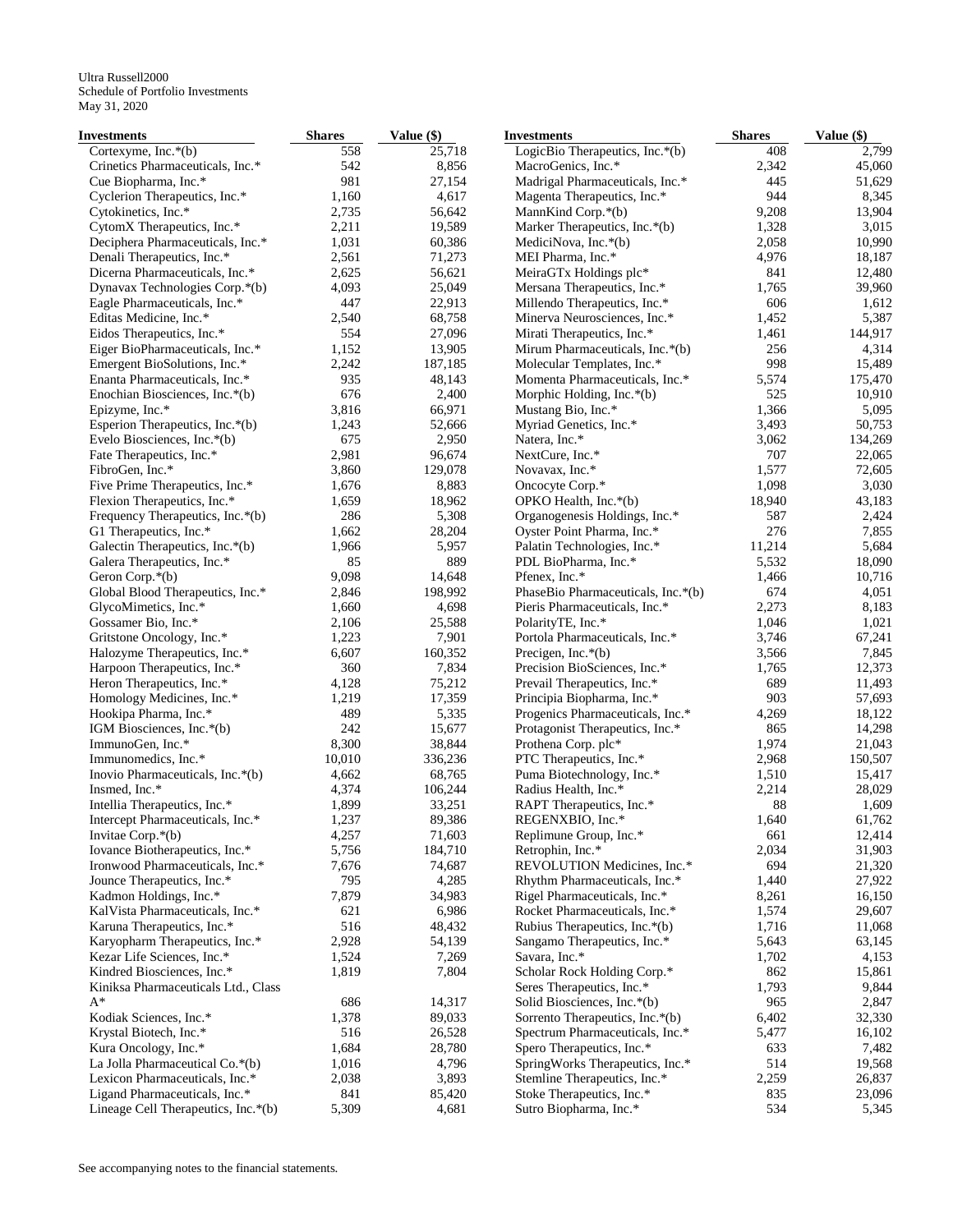Ultra Russell2000
Schedule of Portfolio Investments
May 31, 2020

| Investments | Shares | Value ($) |
|---|---|---|
| Cortexyme, Inc.*(b) | 558 | 25,718 |
| Crinetics Pharmaceuticals, Inc.* | 542 | 8,856 |
| Cue Biopharma, Inc.* | 981 | 27,154 |
| Cyclerion Therapeutics, Inc.* | 1,160 | 4,617 |
| Cytokinetics, Inc.* | 2,735 | 56,642 |
| CytomX Therapeutics, Inc.* | 2,211 | 19,589 |
| Deciphera Pharmaceuticals, Inc.* | 1,031 | 60,386 |
| Denali Therapeutics, Inc.* | 2,561 | 71,273 |
| Dicerna Pharmaceuticals, Inc.* | 2,625 | 56,621 |
| Dynavax Technologies Corp.*(b) | 4,093 | 25,049 |
| Eagle Pharmaceuticals, Inc.* | 447 | 22,913 |
| Editas Medicine, Inc.* | 2,540 | 68,758 |
| Eidos Therapeutics, Inc.* | 554 | 27,096 |
| Eiger BioPharmaceuticals, Inc.* | 1,152 | 13,905 |
| Emergent BioSolutions, Inc.* | 2,242 | 187,185 |
| Enanta Pharmaceuticals, Inc.* | 935 | 48,143 |
| Enochian Biosciences, Inc.*(b) | 676 | 2,400 |
| Epizyme, Inc.* | 3,816 | 66,971 |
| Esperion Therapeutics, Inc.*(b) | 1,243 | 52,666 |
| Evelo Biosciences, Inc.*(b) | 675 | 2,950 |
| Fate Therapeutics, Inc.* | 2,981 | 96,674 |
| FibroGen, Inc.* | 3,860 | 129,078 |
| Five Prime Therapeutics, Inc.* | 1,676 | 8,883 |
| Flexion Therapeutics, Inc.* | 1,659 | 18,962 |
| Frequency Therapeutics, Inc.*(b) | 286 | 5,308 |
| G1 Therapeutics, Inc.* | 1,662 | 28,204 |
| Galectin Therapeutics, Inc.*(b) | 1,966 | 5,957 |
| Galera Therapeutics, Inc.* | 85 | 889 |
| Geron Corp.*(b) | 9,098 | 14,648 |
| Global Blood Therapeutics, Inc.* | 2,846 | 198,992 |
| GlycoMimetics, Inc.* | 1,660 | 4,698 |
| Gossamer Bio, Inc.* | 2,106 | 25,588 |
| Gritstone Oncology, Inc.* | 1,223 | 7,901 |
| Halozyme Therapeutics, Inc.* | 6,607 | 160,352 |
| Harpoon Therapeutics, Inc.* | 360 | 7,834 |
| Heron Therapeutics, Inc.* | 4,128 | 75,212 |
| Homology Medicines, Inc.* | 1,219 | 17,359 |
| Hookipa Pharma, Inc.* | 489 | 5,335 |
| IGM Biosciences, Inc.*(b) | 242 | 15,677 |
| ImmunoGen, Inc.* | 8,300 | 38,844 |
| Immunomedics, Inc.* | 10,010 | 336,236 |
| Inovio Pharmaceuticals, Inc.*(b) | 4,662 | 68,765 |
| Insmed, Inc.* | 4,374 | 106,244 |
| Intellia Therapeutics, Inc.* | 1,899 | 33,251 |
| Intercept Pharmaceuticals, Inc.* | 1,237 | 89,386 |
| Invitae Corp.*(b) | 4,257 | 71,603 |
| Iovance Biotherapeutics, Inc.* | 5,756 | 184,710 |
| Ironwood Pharmaceuticals, Inc.* | 7,676 | 74,687 |
| Jounce Therapeutics, Inc.* | 795 | 4,285 |
| Kadmon Holdings, Inc.* | 7,879 | 34,983 |
| KalVista Pharmaceuticals, Inc.* | 621 | 6,986 |
| Karuna Therapeutics, Inc.* | 516 | 48,432 |
| Karyopharm Therapeutics, Inc.* | 2,928 | 54,139 |
| Kezar Life Sciences, Inc.* | 1,524 | 7,269 |
| Kindred Biosciences, Inc.* | 1,819 | 7,804 |
| Kiniksa Pharmaceuticals Ltd., Class A* | 686 | 14,317 |
| Kodiak Sciences, Inc.* | 1,378 | 89,033 |
| Krystal Biotech, Inc.* | 516 | 26,528 |
| Kura Oncology, Inc.* | 1,684 | 28,780 |
| La Jolla Pharmaceutical Co.*(b) | 1,016 | 4,796 |
| Lexicon Pharmaceuticals, Inc.* | 2,038 | 3,893 |
| Ligand Pharmaceuticals, Inc.* | 841 | 85,420 |
| Lineage Cell Therapeutics, Inc.*(b) | 5,309 | 4,681 |
| LogicBio Therapeutics, Inc.*(b) | 408 | 2,799 |
| MacroGenics, Inc.* | 2,342 | 45,060 |
| Madrigal Pharmaceuticals, Inc.* | 445 | 51,629 |
| Magenta Therapeutics, Inc.* | 944 | 8,345 |
| MannKind Corp.*(b) | 9,208 | 13,904 |
| Marker Therapeutics, Inc.*(b) | 1,328 | 3,015 |
| MediciNova, Inc.*(b) | 2,058 | 10,990 |
| MEI Pharma, Inc.* | 4,976 | 18,187 |
| MeiraGTx Holdings plc* | 841 | 12,480 |
| Mersana Therapeutics, Inc.* | 1,765 | 39,960 |
| Millendo Therapeutics, Inc.* | 606 | 1,612 |
| Minerva Neurosciences, Inc.* | 1,452 | 5,387 |
| Mirati Therapeutics, Inc.* | 1,461 | 144,917 |
| Mirum Pharmaceuticals, Inc.*(b) | 256 | 4,314 |
| Molecular Templates, Inc.* | 998 | 15,489 |
| Momenta Pharmaceuticals, Inc.* | 5,574 | 175,470 |
| Morphic Holding, Inc.*(b) | 525 | 10,910 |
| Mustang Bio, Inc.* | 1,366 | 5,095 |
| Myriad Genetics, Inc.* | 3,493 | 50,753 |
| Natera, Inc.* | 3,062 | 134,269 |
| NextCure, Inc.* | 707 | 22,065 |
| Novavax, Inc.* | 1,577 | 72,605 |
| Oncocyte Corp.* | 1,098 | 3,030 |
| OPKO Health, Inc.*(b) | 18,940 | 43,183 |
| Organogenesis Holdings, Inc.* | 587 | 2,424 |
| Oyster Point Pharma, Inc.* | 276 | 7,855 |
| Palatin Technologies, Inc.* | 11,214 | 5,684 |
| PDL BioPharma, Inc.* | 5,532 | 18,090 |
| Pfenex, Inc.* | 1,466 | 10,716 |
| PhaseBio Pharmaceuticals, Inc.*(b) | 674 | 4,051 |
| Pieris Pharmaceuticals, Inc.* | 2,273 | 8,183 |
| PolarityTE, Inc.* | 1,046 | 1,021 |
| Portola Pharmaceuticals, Inc.* | 3,746 | 67,241 |
| Precigen, Inc.*(b) | 3,566 | 7,845 |
| Precision BioSciences, Inc.* | 1,765 | 12,373 |
| Prevail Therapeutics, Inc.* | 689 | 11,493 |
| Principia Biopharma, Inc.* | 903 | 57,693 |
| Progenics Pharmaceuticals, Inc.* | 4,269 | 18,122 |
| Protagonist Therapeutics, Inc.* | 865 | 14,298 |
| Prothena Corp. plc* | 1,974 | 21,043 |
| PTC Therapeutics, Inc.* | 2,968 | 150,507 |
| Puma Biotechnology, Inc.* | 1,510 | 15,417 |
| Radius Health, Inc.* | 2,214 | 28,029 |
| RAPT Therapeutics, Inc.* | 88 | 1,609 |
| REGENXBIO, Inc.* | 1,640 | 61,762 |
| Replimune Group, Inc.* | 661 | 12,414 |
| Retrophin, Inc.* | 2,034 | 31,903 |
| REVOLUTION Medicines, Inc.* | 694 | 21,320 |
| Rhythm Pharmaceuticals, Inc.* | 1,440 | 27,922 |
| Rigel Pharmaceuticals, Inc.* | 8,261 | 16,150 |
| Rocket Pharmaceuticals, Inc.* | 1,574 | 29,607 |
| Rubius Therapeutics, Inc.*(b) | 1,716 | 11,068 |
| Sangamo Therapeutics, Inc.* | 5,643 | 63,145 |
| Savara, Inc.* | 1,702 | 4,153 |
| Scholar Rock Holding Corp.* | 862 | 15,861 |
| Seres Therapeutics, Inc.* | 1,793 | 9,844 |
| Solid Biosciences, Inc.*(b) | 965 | 2,847 |
| Sorrento Therapeutics, Inc.*(b) | 6,402 | 32,330 |
| Spectrum Pharmaceuticals, Inc.* | 5,477 | 16,102 |
| Spero Therapeutics, Inc.* | 633 | 7,482 |
| SpringWorks Therapeutics, Inc.* | 514 | 19,568 |
| Stemline Therapeutics, Inc.* | 2,259 | 26,837 |
| Stoke Therapeutics, Inc.* | 835 | 23,096 |
| Sutro Biopharma, Inc.* | 534 | 5,345 |

See accompanying notes to the financial statements.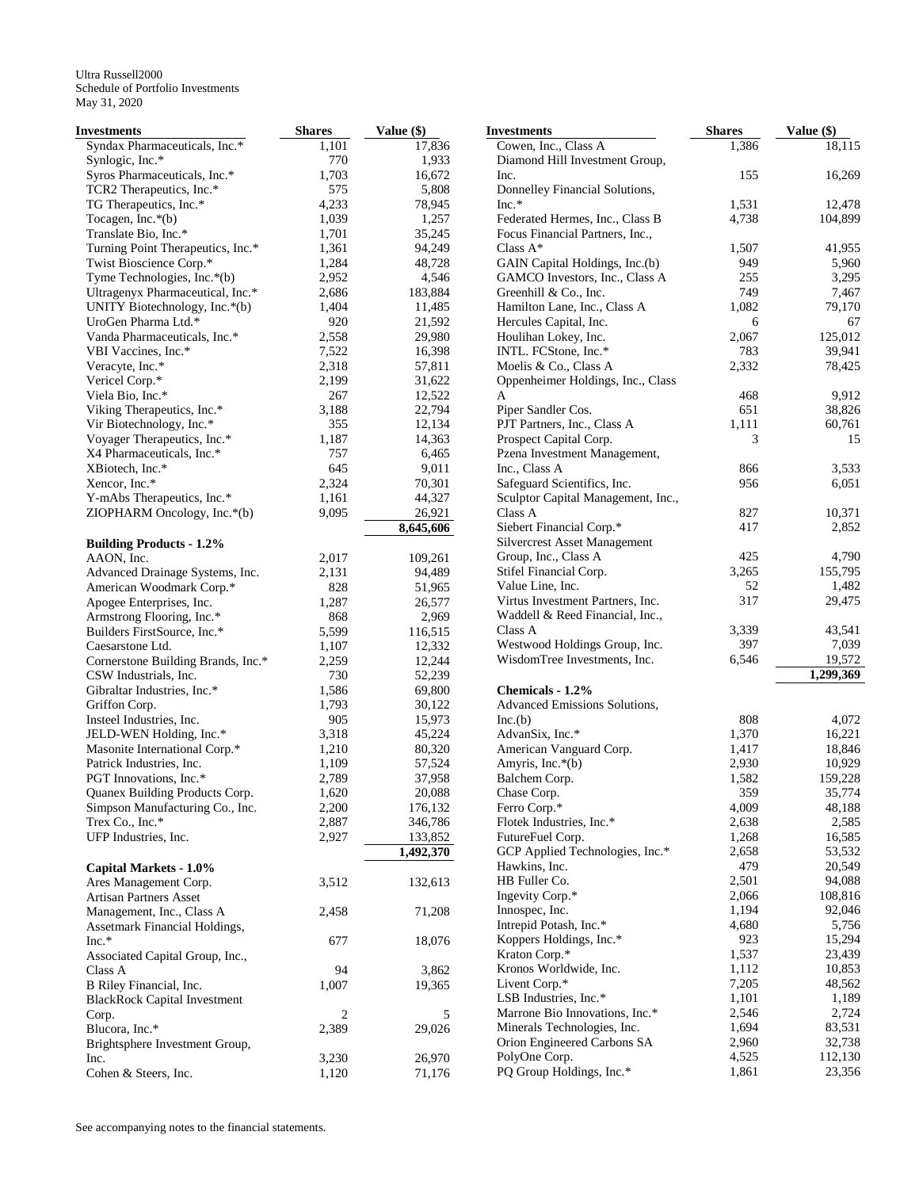Ultra Russell2000
Schedule of Portfolio Investments
May 31, 2020

| Investments | Shares | Value ($) |
|---|---|---|
| Syndax Pharmaceuticals, Inc.* | 1,101 | 17,836 |
| Synlogic, Inc.* | 770 | 1,933 |
| Syros Pharmaceuticals, Inc.* | 1,703 | 16,672 |
| TCR2 Therapeutics, Inc.* | 575 | 5,808 |
| TG Therapeutics, Inc.* | 4,233 | 78,945 |
| Tocagen, Inc.*(b) | 1,039 | 1,257 |
| Translate Bio, Inc.* | 1,701 | 35,245 |
| Turning Point Therapeutics, Inc.* | 1,361 | 94,249 |
| Twist Bioscience Corp.* | 1,284 | 48,728 |
| Tyme Technologies, Inc.*(b) | 2,952 | 4,546 |
| Ultragenyx Pharmaceutical, Inc.* | 2,686 | 183,884 |
| UNITY Biotechnology, Inc.*(b) | 1,404 | 11,485 |
| UroGen Pharma Ltd.* | 920 | 21,592 |
| Vanda Pharmaceuticals, Inc.* | 2,558 | 29,980 |
| VBI Vaccines, Inc.* | 7,522 | 16,398 |
| Veracyte, Inc.* | 2,318 | 57,811 |
| Vericel Corp.* | 2,199 | 31,622 |
| Viela Bio, Inc.* | 267 | 12,522 |
| Viking Therapeutics, Inc.* | 3,188 | 22,794 |
| Vir Biotechnology, Inc.* | 355 | 12,134 |
| Voyager Therapeutics, Inc.* | 1,187 | 14,363 |
| X4 Pharmaceuticals, Inc.* | 757 | 6,465 |
| XBiotech, Inc.* | 645 | 9,011 |
| Xencor, Inc.* | 2,324 | 70,301 |
| Y-mAbs Therapeutics, Inc.* | 1,161 | 44,327 |
| ZIOPHARM Oncology, Inc.*(b) | 9,095 | 26,921 |
| | | **8,645,606** |
| **Building Products - 1.2%** | | |
| AAON, Inc. | 2,017 | 109,261 |
| Advanced Drainage Systems, Inc. | 2,131 | 94,489 |
| American Woodmark Corp.* | 828 | 51,965 |
| Apogee Enterprises, Inc. | 1,287 | 26,577 |
| Armstrong Flooring, Inc.* | 868 | 2,969 |
| Builders FirstSource, Inc.* | 5,599 | 116,515 |
| Caesarstone Ltd. | 1,107 | 12,332 |
| Cornerstone Building Brands, Inc.* | 2,259 | 12,244 |
| CSW Industrials, Inc. | 730 | 52,239 |
| Gibraltar Industries, Inc.* | 1,586 | 69,800 |
| Griffon Corp. | 1,793 | 30,122 |
| Insteel Industries, Inc. | 905 | 15,973 |
| JELD-WEN Holding, Inc.* | 3,318 | 45,224 |
| Masonite International Corp.* | 1,210 | 80,320 |
| Patrick Industries, Inc. | 1,109 | 57,524 |
| PGT Innovations, Inc.* | 2,789 | 37,958 |
| Quanex Building Products Corp. | 1,620 | 20,088 |
| Simpson Manufacturing Co., Inc. | 2,200 | 176,132 |
| Trex Co., Inc.* | 2,887 | 346,786 |
| UFP Industries, Inc. | 2,927 | 133,852 |
| | | **1,492,370** |
| **Capital Markets - 1.0%** | | |
| Ares Management Corp. | 3,512 | 132,613 |
| Artisan Partners Asset Management, Inc., Class A | 2,458 | 71,208 |
| Assetmark Financial Holdings, Inc.* | 677 | 18,076 |
| Associated Capital Group, Inc., Class A | 94 | 3,862 |
| B Riley Financial, Inc. | 1,007 | 19,365 |
| BlackRock Capital Investment Corp. | 2 | 5 |
| Blucora, Inc.* | 2,389 | 29,026 |
| Brightsphere Investment Group, Inc. | 3,230 | 26,970 |
| Cohen & Steers, Inc. | 1,120 | 71,176 |
| Cowen, Inc., Class A | 1,386 | 18,115 |
| Diamond Hill Investment Group, Inc. | 155 | 16,269 |
| Donnelley Financial Solutions, Inc.* | 1,531 | 12,478 |
| Federated Hermes, Inc., Class B | 4,738 | 104,899 |
| Focus Financial Partners, Inc., Class A* | 1,507 | 41,955 |
| GAIN Capital Holdings, Inc.(b) | 949 | 5,960 |
| GAMCO Investors, Inc., Class A | 255 | 3,295 |
| Greenhill & Co., Inc. | 749 | 7,467 |
| Hamilton Lane, Inc., Class A | 1,082 | 79,170 |
| Hercules Capital, Inc. | 6 | 67 |
| Houlihan Lokey, Inc. | 2,067 | 125,012 |
| INTL. FCStone, Inc.* | 783 | 39,941 |
| Moelis & Co., Class A | 2,332 | 78,425 |
| Oppenheimer Holdings, Inc., Class A | 468 | 9,912 |
| Piper Sandler Cos. | 651 | 38,826 |
| PJT Partners, Inc., Class A | 1,111 | 60,761 |
| Prospect Capital Corp. | 3 | 15 |
| Pzena Investment Management, Inc., Class A | 866 | 3,533 |
| Safeguard Scientifics, Inc. | 956 | 6,051 |
| Sculptor Capital Management, Inc., Class A | 827 | 10,371 |
| Siebert Financial Corp.* | 417 | 2,852 |
| Silvercrest Asset Management Group, Inc., Class A | 425 | 4,790 |
| Stifel Financial Corp. | 3,265 | 155,795 |
| Value Line, Inc. | 52 | 1,482 |
| Virtus Investment Partners, Inc. | 317 | 29,475 |
| Waddell & Reed Financial, Inc., Class A | 3,339 | 43,541 |
| Westwood Holdings Group, Inc. | 397 | 7,039 |
| WisdomTree Investments, Inc. | 6,546 | 19,572 |
| | | **1,299,369** |
| **Chemicals - 1.2%** | | |
| Advanced Emissions Solutions, Inc.(b) | 808 | 4,072 |
| AdvanSix, Inc.* | 1,370 | 16,221 |
| American Vanguard Corp. | 1,417 | 18,846 |
| Amyris, Inc.*(b) | 2,930 | 10,929 |
| Balchem Corp. | 1,582 | 159,228 |
| Chase Corp. | 359 | 35,774 |
| Ferro Corp.* | 4,009 | 48,188 |
| Flotek Industries, Inc.* | 2,638 | 2,585 |
| FutureFuel Corp. | 1,268 | 16,585 |
| GCP Applied Technologies, Inc.* | 2,658 | 53,532 |
| Hawkins, Inc. | 479 | 20,549 |
| HB Fuller Co. | 2,501 | 94,088 |
| Ingevity Corp.* | 2,066 | 108,816 |
| Innospec, Inc. | 1,194 | 92,046 |
| Intrepid Potash, Inc.* | 4,680 | 5,756 |
| Koppers Holdings, Inc.* | 923 | 15,294 |
| Kraton Corp.* | 1,537 | 23,439 |
| Kronos Worldwide, Inc. | 1,112 | 10,853 |
| Livent Corp.* | 7,205 | 48,562 |
| LSB Industries, Inc.* | 1,101 | 1,189 |
| Marrone Bio Innovations, Inc.* | 2,546 | 2,724 |
| Minerals Technologies, Inc. | 1,694 | 83,531 |
| Orion Engineered Carbons SA | 2,960 | 32,738 |
| PolyOne Corp. | 4,525 | 112,130 |
| PQ Group Holdings, Inc.* | 1,861 | 23,356 |

See accompanying notes to the financial statements.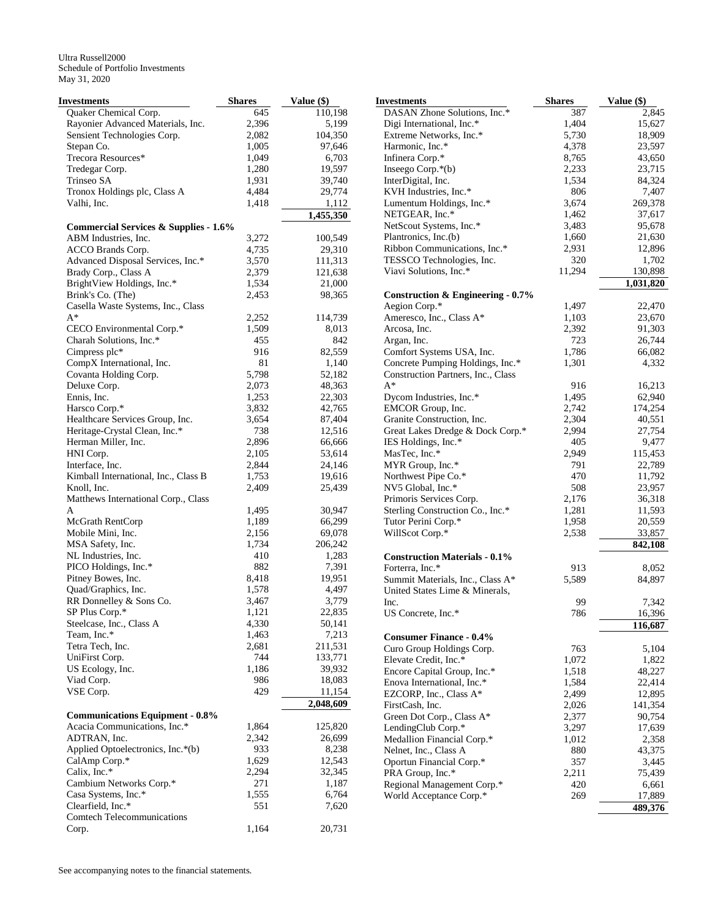Ultra Russell2000
Schedule of Portfolio Investments
May 31, 2020

| Investments | Shares | Value ($) |
|---|---|---|
| Quaker Chemical Corp. | 645 | 110,198 |
| Rayonier Advanced Materials, Inc. | 2,396 | 5,199 |
| Sensient Technologies Corp. | 2,082 | 104,350 |
| Stepan Co. | 1,005 | 97,646 |
| Trecora Resources* | 1,049 | 6,703 |
| Tredegar Corp. | 1,280 | 19,597 |
| Trinseo SA | 1,931 | 39,740 |
| Tronox Holdings plc, Class A | 4,484 | 29,774 |
| Valhi, Inc. | 1,418 | 1,112 |
| | | **1,455,350** |
| **Commercial Services & Supplies - 1.6%** | | |
| ABM Industries, Inc. | 3,272 | 100,549 |
| ACCO Brands Corp. | 4,735 | 29,310 |
| Advanced Disposal Services, Inc.* | 3,570 | 111,313 |
| Brady Corp., Class A | 2,379 | 121,638 |
| BrightView Holdings, Inc.* | 1,534 | 21,000 |
| Brink's Co. (The) | 2,453 | 98,365 |
| Casella Waste Systems, Inc., Class A* | 2,252 | 114,739 |
| CECO Environmental Corp.* | 1,509 | 8,013 |
| Charah Solutions, Inc.* | 455 | 842 |
| Cimpress plc* | 916 | 82,559 |
| CompX International, Inc. | 81 | 1,140 |
| Covanta Holding Corp. | 5,798 | 52,182 |
| Deluxe Corp. | 2,073 | 48,363 |
| Ennis, Inc. | 1,253 | 22,303 |
| Harsco Corp.* | 3,832 | 42,765 |
| Healthcare Services Group, Inc. | 3,654 | 87,404 |
| Heritage-Crystal Clean, Inc.* | 738 | 12,516 |
| Herman Miller, Inc. | 2,896 | 66,666 |
| HNI Corp. | 2,105 | 53,614 |
| Interface, Inc. | 2,844 | 24,146 |
| Kimball International, Inc., Class B | 1,753 | 19,616 |
| Knoll, Inc. | 2,409 | 25,439 |
| Matthews International Corp., Class A | 1,495 | 30,947 |
| McGrath RentCorp | 1,189 | 66,299 |
| Mobile Mini, Inc. | 2,156 | 69,078 |
| MSA Safety, Inc. | 1,734 | 206,242 |
| NL Industries, Inc. | 410 | 1,283 |
| PICO Holdings, Inc.* | 882 | 7,391 |
| Pitney Bowes, Inc. | 8,418 | 19,951 |
| Quad/Graphics, Inc. | 1,578 | 4,497 |
| RR Donnelley & Sons Co. | 3,467 | 3,779 |
| SP Plus Corp.* | 1,121 | 22,835 |
| Steelcase, Inc., Class A | 4,330 | 50,141 |
| Team, Inc.* | 1,463 | 7,213 |
| Tetra Tech, Inc. | 2,681 | 211,531 |
| UniFirst Corp. | 744 | 133,771 |
| US Ecology, Inc. | 1,186 | 39,932 |
| Viad Corp. | 986 | 18,083 |
| VSE Corp. | 429 | 11,154 |
| | | **2,048,609** |
| **Communications Equipment - 0.8%** | | |
| Acacia Communications, Inc.* | 1,864 | 125,820 |
| ADTRAN, Inc. | 2,342 | 26,699 |
| Applied Optoelectronics, Inc.*(b) | 933 | 8,238 |
| CalAmp Corp.* | 1,629 | 12,543 |
| Calix, Inc.* | 2,294 | 32,345 |
| Cambium Networks Corp.* | 271 | 1,187 |
| Casa Systems, Inc.* | 1,555 | 6,764 |
| Clearfield, Inc.* | 551 | 7,620 |
| Comtech Telecommunications Corp. | 1,164 | 20,731 |
| DASAN Zhone Solutions, Inc.* | 387 | 2,845 |
| Digi International, Inc.* | 1,404 | 15,627 |
| Extreme Networks, Inc.* | 5,730 | 18,909 |
| Harmonic, Inc.* | 4,378 | 23,597 |
| Infinera Corp.* | 8,765 | 43,650 |
| Inseego Corp.*(b) | 2,233 | 23,715 |
| InterDigital, Inc. | 1,534 | 84,324 |
| KVH Industries, Inc.* | 806 | 7,407 |
| Lumentum Holdings, Inc.* | 3,674 | 269,378 |
| NETGEAR, Inc.* | 1,462 | 37,617 |
| NetScout Systems, Inc.* | 3,483 | 95,678 |
| Plantronics, Inc.(b) | 1,660 | 21,630 |
| Ribbon Communications, Inc.* | 2,931 | 12,896 |
| TESSCO Technologies, Inc. | 320 | 1,702 |
| Viavi Solutions, Inc.* | 11,294 | 130,898 |
| | | **1,031,820** |
| **Construction & Engineering - 0.7%** | | |
| Aegion Corp.* | 1,497 | 22,470 |
| Ameresco, Inc., Class A* | 1,103 | 23,670 |
| Arcosa, Inc. | 2,392 | 91,303 |
| Argan, Inc. | 723 | 26,744 |
| Comfort Systems USA, Inc. | 1,786 | 66,082 |
| Concrete Pumping Holdings, Inc.* | 1,301 | 4,332 |
| Construction Partners, Inc., Class A* | 916 | 16,213 |
| Dycom Industries, Inc.* | 1,495 | 62,940 |
| EMCOR Group, Inc. | 2,742 | 174,254 |
| Granite Construction, Inc. | 2,304 | 40,551 |
| Great Lakes Dredge & Dock Corp.* | 2,994 | 27,754 |
| IES Holdings, Inc.* | 405 | 9,477 |
| MasTec, Inc.* | 2,949 | 115,453 |
| MYR Group, Inc.* | 791 | 22,789 |
| Northwest Pipe Co.* | 470 | 11,792 |
| NV5 Global, Inc.* | 508 | 23,957 |
| Primoris Services Corp. | 2,176 | 36,318 |
| Sterling Construction Co., Inc.* | 1,281 | 11,593 |
| Tutor Perini Corp.* | 1,958 | 20,559 |
| WillScot Corp.* | 2,538 | 33,857 |
| | | **842,108** |
| **Construction Materials - 0.1%** | | |
| Forterra, Inc.* | 913 | 8,052 |
| Summit Materials, Inc., Class A* | 5,589 | 84,897 |
| United States Lime & Minerals, Inc. | 99 | 7,342 |
| US Concrete, Inc.* | 786 | 16,396 |
| | | **116,687** |
| **Consumer Finance - 0.4%** | | |
| Curo Group Holdings Corp. | 763 | 5,104 |
| Elevate Credit, Inc.* | 1,072 | 1,822 |
| Encore Capital Group, Inc.* | 1,518 | 48,227 |
| Enova International, Inc.* | 1,584 | 22,414 |
| EZCORP, Inc., Class A* | 2,499 | 12,895 |
| FirstCash, Inc. | 2,026 | 141,354 |
| Green Dot Corp., Class A* | 2,377 | 90,754 |
| LendingClub Corp.* | 3,297 | 17,639 |
| Medallion Financial Corp.* | 1,012 | 2,358 |
| Nelnet, Inc., Class A | 880 | 43,375 |
| Oportun Financial Corp.* | 357 | 3,445 |
| PRA Group, Inc.* | 2,211 | 75,439 |
| Regional Management Corp.* | 420 | 6,661 |
| World Acceptance Corp.* | 269 | 17,889 |
| | | **489,376** |

See accompanying notes to the financial statements.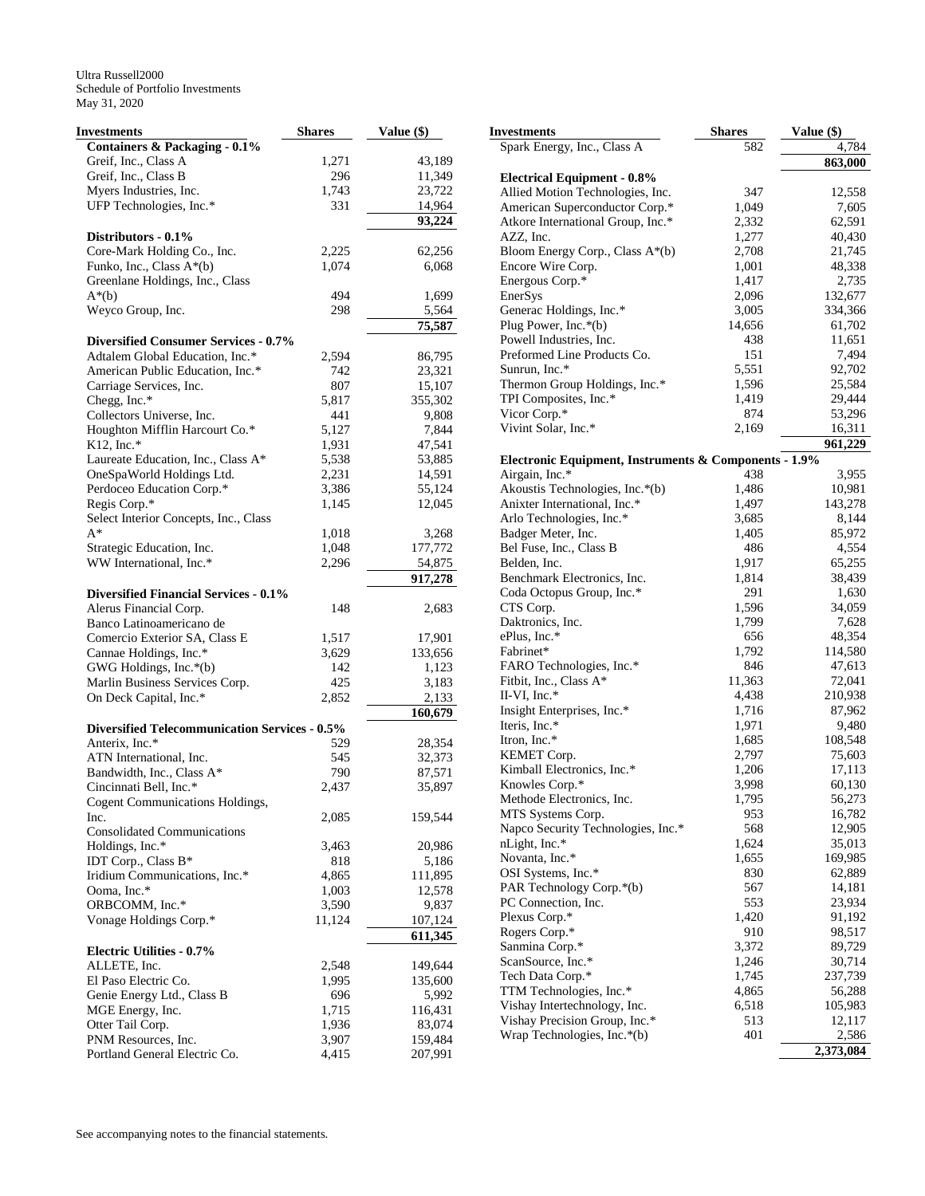Ultra Russell2000
Schedule of Portfolio Investments
May 31, 2020

| Investments | Shares | Value ($) |
|---|---|---|
| **Containers & Packaging - 0.1%** | | |
| Greif, Inc., Class A | 1,271 | 43,189 |
| Greif, Inc., Class B | 296 | 11,349 |
| Myers Industries, Inc. | 1,743 | 23,722 |
| UFP Technologies, Inc.* | 331 | 14,964 |
| | | **93,224** |
| **Distributors - 0.1%** | | |
| Core-Mark Holding Co., Inc. | 2,225 | 62,256 |
| Funko, Inc., Class A*(b) | 1,074 | 6,068 |
| Greenlane Holdings, Inc., Class A*(b) | 494 | 1,699 |
| Weyco Group, Inc. | 298 | 5,564 |
| | | **75,587** |
| **Diversified Consumer Services - 0.7%** | | |
| Adtalem Global Education, Inc.* | 2,594 | 86,795 |
| American Public Education, Inc.* | 742 | 23,321 |
| Carriage Services, Inc. | 807 | 15,107 |
| Chegg, Inc.* | 5,817 | 355,302 |
| Collectors Universe, Inc. | 441 | 9,808 |
| Houghton Mifflin Harcourt Co.* | 5,127 | 7,844 |
| K12, Inc.* | 1,931 | 47,541 |
| Laureate Education, Inc., Class A* | 5,538 | 53,885 |
| OneSpaWorld Holdings Ltd. | 2,231 | 14,591 |
| Perdoceo Education Corp.* | 3,386 | 55,124 |
| Regis Corp.* | 1,145 | 12,045 |
| Select Interior Concepts, Inc., Class A* | 1,018 | 3,268 |
| Strategic Education, Inc. | 1,048 | 177,772 |
| WW International, Inc.* | 2,296 | 54,875 |
| | | **917,278** |
| **Diversified Financial Services - 0.1%** | | |
| Alerus Financial Corp. | 148 | 2,683 |
| Banco Latinoamericano de Comercio Exterior SA, Class E | 1,517 | 17,901 |
| Cannae Holdings, Inc.* | 3,629 | 133,656 |
| GWG Holdings, Inc.*(b) | 142 | 1,123 |
| Marlin Business Services Corp. | 425 | 3,183 |
| On Deck Capital, Inc.* | 2,852 | 2,133 |
| | | **160,679** |
| **Diversified Telecommunication Services - 0.5%** | | |
| Anterix, Inc.* | 529 | 28,354 |
| ATN International, Inc. | 545 | 32,373 |
| Bandwidth, Inc., Class A* | 790 | 87,571 |
| Cincinnati Bell, Inc.* | 2,437 | 35,897 |
| Cogent Communications Holdings, Inc. | 2,085 | 159,544 |
| Consolidated Communications Holdings, Inc.* | 3,463 | 20,986 |
| IDT Corp., Class B* | 818 | 5,186 |
| Iridium Communications, Inc.* | 4,865 | 111,895 |
| Ooma, Inc.* | 1,003 | 12,578 |
| ORBCOMM, Inc.* | 3,590 | 9,837 |
| Vonage Holdings Corp.* | 11,124 | 107,124 |
| | | **611,345** |
| **Electric Utilities - 0.7%** | | |
| ALLETE, Inc. | 2,548 | 149,644 |
| El Paso Electric Co. | 1,995 | 135,600 |
| Genie Energy Ltd., Class B | 696 | 5,992 |
| MGE Energy, Inc. | 1,715 | 116,431 |
| Otter Tail Corp. | 1,936 | 83,074 |
| PNM Resources, Inc. | 3,907 | 159,484 |
| Portland General Electric Co. | 4,415 | 207,991 |
| Spark Energy, Inc., Class A | 582 | 4,784 |
| | | **863,000** |
| **Electrical Equipment - 0.8%** | | |
| Allied Motion Technologies, Inc. | 347 | 12,558 |
| American Superconductor Corp.* | 1,049 | 7,605 |
| Atkore International Group, Inc.* | 2,332 | 62,591 |
| AZZ, Inc. | 1,277 | 40,430 |
| Bloom Energy Corp., Class A*(b) | 2,708 | 21,745 |
| Encore Wire Corp. | 1,001 | 48,338 |
| Energous Corp.* | 1,417 | 2,735 |
| EnerSys | 2,096 | 132,677 |
| Generac Holdings, Inc.* | 3,005 | 334,366 |
| Plug Power, Inc.*(b) | 14,656 | 61,702 |
| Powell Industries, Inc. | 438 | 11,651 |
| Preformed Line Products Co. | 151 | 7,494 |
| Sunrun, Inc.* | 5,551 | 92,702 |
| Thermon Group Holdings, Inc.* | 1,596 | 25,584 |
| TPI Composites, Inc.* | 1,419 | 29,444 |
| Vicor Corp.* | 874 | 53,296 |
| Vivint Solar, Inc.* | 2,169 | 16,311 |
| | | **961,229** |
| **Electronic Equipment, Instruments & Components - 1.9%** | | |
| Airgain, Inc.* | 438 | 3,955 |
| Akoustis Technologies, Inc.*(b) | 1,486 | 10,981 |
| Anixter International, Inc.* | 1,497 | 143,278 |
| Arlo Technologies, Inc.* | 3,685 | 8,144 |
| Badger Meter, Inc. | 1,405 | 85,972 |
| Bel Fuse, Inc., Class B | 486 | 4,554 |
| Belden, Inc. | 1,917 | 65,255 |
| Benchmark Electronics, Inc. | 1,814 | 38,439 |
| Coda Octopus Group, Inc.* | 291 | 1,630 |
| CTS Corp. | 1,596 | 34,059 |
| Daktronics, Inc. | 1,799 | 7,628 |
| ePlus, Inc.* | 656 | 48,354 |
| Fabrinet* | 1,792 | 114,580 |
| FARO Technologies, Inc.* | 846 | 47,613 |
| Fitbit, Inc., Class A* | 11,363 | 72,041 |
| II-VI, Inc.* | 4,438 | 210,938 |
| Insight Enterprises, Inc.* | 1,716 | 87,962 |
| Iteris, Inc.* | 1,971 | 9,480 |
| Itron, Inc.* | 1,685 | 108,548 |
| KEMET Corp. | 2,797 | 75,603 |
| Kimball Electronics, Inc.* | 1,206 | 17,113 |
| Knowles Corp.* | 3,998 | 60,130 |
| Methode Electronics, Inc. | 1,795 | 56,273 |
| MTS Systems Corp. | 953 | 16,782 |
| Napco Security Technologies, Inc.* | 568 | 12,905 |
| nLight, Inc.* | 1,624 | 35,013 |
| Novanta, Inc.* | 1,655 | 169,985 |
| OSI Systems, Inc.* | 830 | 62,889 |
| PAR Technology Corp.*(b) | 567 | 14,181 |
| PC Connection, Inc. | 553 | 23,934 |
| Plexus Corp.* | 1,420 | 91,192 |
| Rogers Corp.* | 910 | 98,517 |
| Sanmina Corp.* | 3,372 | 89,729 |
| ScanSource, Inc.* | 1,246 | 30,714 |
| Tech Data Corp.* | 1,745 | 237,739 |
| TTM Technologies, Inc.* | 4,865 | 56,288 |
| Vishay Intertechnology, Inc. | 6,518 | 105,983 |
| Vishay Precision Group, Inc.* | 513 | 12,117 |
| Wrap Technologies, Inc.*(b) | 401 | 2,586 |
| | | **2,373,084** |

See accompanying notes to the financial statements.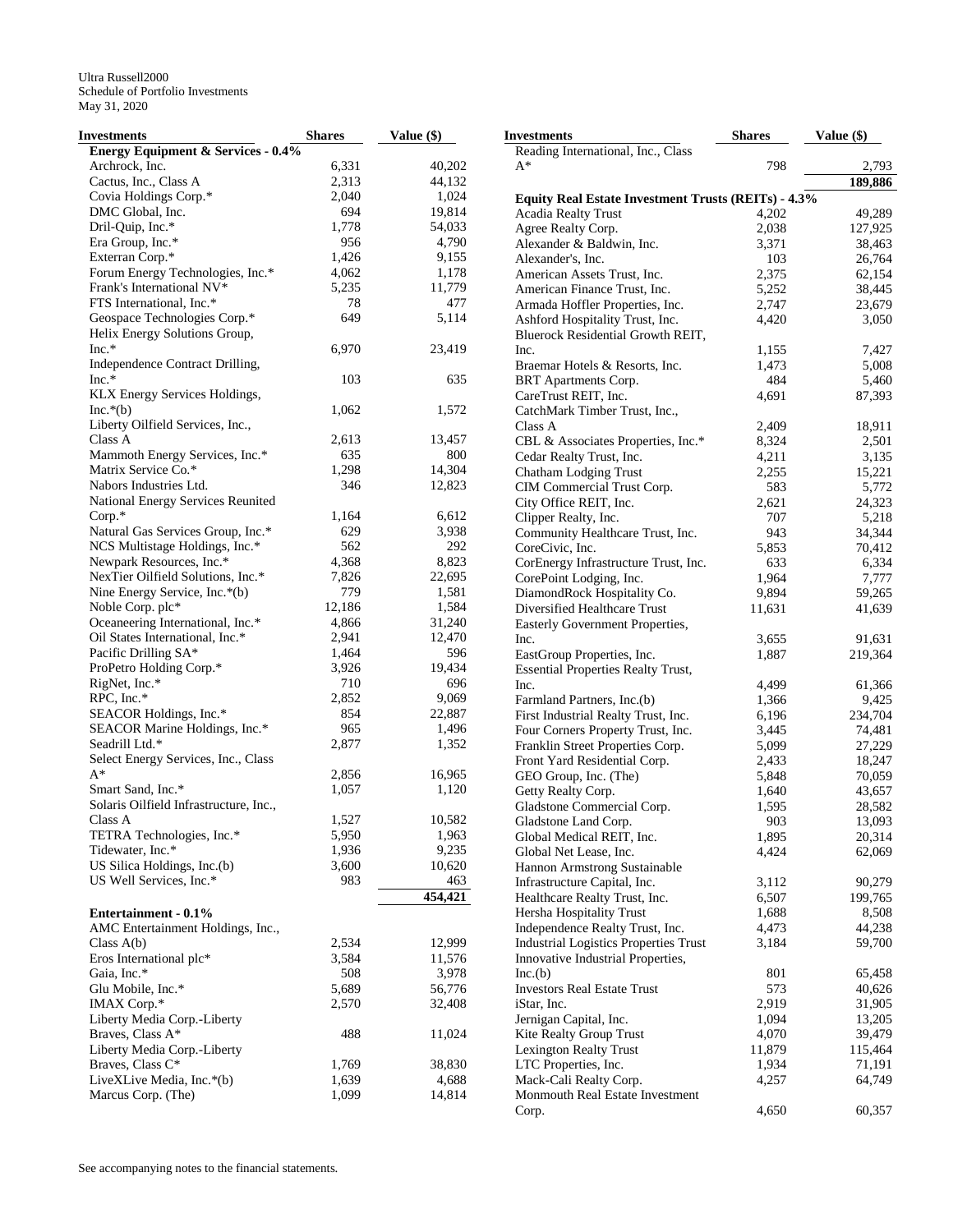Ultra Russell2000
Schedule of Portfolio Investments
May 31, 2020

| Investments | Shares | Value ($) |
|---|---|---|
| **Energy Equipment & Services - 0.4%** | | |
| Archrock, Inc. | 6,331 | 40,202 |
| Cactus, Inc., Class A | 2,313 | 44,132 |
| Covia Holdings Corp.* | 2,040 | 1,024 |
| DMC Global, Inc. | 694 | 19,814 |
| Dril-Quip, Inc.* | 1,778 | 54,033 |
| Era Group, Inc.* | 956 | 4,790 |
| Exterran Corp.* | 1,426 | 9,155 |
| Forum Energy Technologies, Inc.* | 4,062 | 1,178 |
| Frank's International NV* | 5,235 | 11,779 |
| FTS International, Inc.* | 78 | 477 |
| Geospace Technologies Corp.* | 649 | 5,114 |
| Helix Energy Solutions Group, Inc.* | 6,970 | 23,419 |
| Independence Contract Drilling, Inc.* | 103 | 635 |
| KLX Energy Services Holdings, Inc.*(b) | 1,062 | 1,572 |
| Liberty Oilfield Services, Inc., Class A | 2,613 | 13,457 |
| Mammoth Energy Services, Inc.* | 635 | 800 |
| Matrix Service Co.* | 1,298 | 14,304 |
| Nabors Industries Ltd. | 346 | 12,823 |
| National Energy Services Reunited Corp.* | 1,164 | 6,612 |
| Natural Gas Services Group, Inc.* | 629 | 3,938 |
| NCS Multistage Holdings, Inc.* | 562 | 292 |
| Newpark Resources, Inc.* | 4,368 | 8,823 |
| NexTier Oilfield Solutions, Inc.* | 7,826 | 22,695 |
| Nine Energy Service, Inc.*(b) | 779 | 1,581 |
| Noble Corp. plc* | 12,186 | 1,584 |
| Oceaneering International, Inc.* | 4,866 | 31,240 |
| Oil States International, Inc.* | 2,941 | 12,470 |
| Pacific Drilling SA* | 1,464 | 596 |
| ProPetro Holding Corp.* | 3,926 | 19,434 |
| RigNet, Inc.* | 710 | 696 |
| RPC, Inc.* | 2,852 | 9,069 |
| SEACOR Holdings, Inc.* | 854 | 22,887 |
| SEACOR Marine Holdings, Inc.* | 965 | 1,496 |
| Seadrill Ltd.* | 2,877 | 1,352 |
| Select Energy Services, Inc., Class A* | 2,856 | 16,965 |
| Smart Sand, Inc.* | 1,057 | 1,120 |
| Solaris Oilfield Infrastructure, Inc., Class A | 1,527 | 10,582 |
| TETRA Technologies, Inc.* | 5,950 | 1,963 |
| Tidewater, Inc.* | 1,936 | 9,235 |
| US Silica Holdings, Inc.(b) | 3,600 | 10,620 |
| US Well Services, Inc.* | 983 | 463 |
| | | **454,421** |
| **Entertainment - 0.1%** | | |
| AMC Entertainment Holdings, Inc., Class A(b) | 2,534 | 12,999 |
| Eros International plc* | 3,584 | 11,576 |
| Gaia, Inc.* | 508 | 3,978 |
| Glu Mobile, Inc.* | 5,689 | 56,776 |
| IMAX Corp.* | 2,570 | 32,408 |
| Liberty Media Corp.-Liberty Braves, Class A* | 488 | 11,024 |
| Liberty Media Corp.-Liberty Braves, Class C* | 1,769 | 38,830 |
| LiveXLive Media, Inc.*(b) | 1,639 | 4,688 |
| Marcus Corp. (The) | 1,099 | 14,814 |
| Reading International, Inc., Class A* | 798 | 2,793 |
| | | **189,886** |
| **Equity Real Estate Investment Trusts (REITs) - 4.3%** | | |
| Acadia Realty Trust | 4,202 | 49,289 |
| Agree Realty Corp. | 2,038 | 127,925 |
| Alexander & Baldwin, Inc. | 3,371 | 38,463 |
| Alexander's, Inc. | 103 | 26,764 |
| American Assets Trust, Inc. | 2,375 | 62,154 |
| American Finance Trust, Inc. | 5,252 | 38,445 |
| Armada Hoffler Properties, Inc. | 2,747 | 23,679 |
| Ashford Hospitality Trust, Inc. | 4,420 | 3,050 |
| Bluerock Residential Growth REIT, Inc. | 1,155 | 7,427 |
| Braemar Hotels & Resorts, Inc. | 1,473 | 5,008 |
| BRT Apartments Corp. | 484 | 5,460 |
| CareTrust REIT, Inc. | 4,691 | 87,393 |
| CatchMark Timber Trust, Inc., Class A | 2,409 | 18,911 |
| CBL & Associates Properties, Inc.* | 8,324 | 2,501 |
| Cedar Realty Trust, Inc. | 4,211 | 3,135 |
| Chatham Lodging Trust | 2,255 | 15,221 |
| CIM Commercial Trust Corp. | 583 | 5,772 |
| City Office REIT, Inc. | 2,621 | 24,323 |
| Clipper Realty, Inc. | 707 | 5,218 |
| Community Healthcare Trust, Inc. | 943 | 34,344 |
| CoreCivic, Inc. | 5,853 | 70,412 |
| CorEnergy Infrastructure Trust, Inc. | 633 | 6,334 |
| CorePoint Lodging, Inc. | 1,964 | 7,777 |
| DiamondRock Hospitality Co. | 9,894 | 59,265 |
| Diversified Healthcare Trust | 11,631 | 41,639 |
| Easterly Government Properties, Inc. | 3,655 | 91,631 |
| EastGroup Properties, Inc. | 1,887 | 219,364 |
| Essential Properties Realty Trust, Inc. | 4,499 | 61,366 |
| Farmland Partners, Inc.(b) | 1,366 | 9,425 |
| First Industrial Realty Trust, Inc. | 6,196 | 234,704 |
| Four Corners Property Trust, Inc. | 3,445 | 74,481 |
| Franklin Street Properties Corp. | 5,099 | 27,229 |
| Front Yard Residential Corp. | 2,433 | 18,247 |
| GEO Group, Inc. (The) | 5,848 | 70,059 |
| Getty Realty Corp. | 1,640 | 43,657 |
| Gladstone Commercial Corp. | 1,595 | 28,582 |
| Gladstone Land Corp. | 903 | 13,093 |
| Global Medical REIT, Inc. | 1,895 | 20,314 |
| Global Net Lease, Inc. | 4,424 | 62,069 |
| Hannon Armstrong Sustainable Infrastructure Capital, Inc. | 3,112 | 90,279 |
| Healthcare Realty Trust, Inc. | 6,507 | 199,765 |
| Hersha Hospitality Trust | 1,688 | 8,508 |
| Independence Realty Trust, Inc. | 4,473 | 44,238 |
| Industrial Logistics Properties Trust | 3,184 | 59,700 |
| Innovative Industrial Properties, Inc.(b) | 801 | 65,458 |
| Investors Real Estate Trust | 573 | 40,626 |
| iStar, Inc. | 2,919 | 31,905 |
| Jernigan Capital, Inc. | 1,094 | 13,205 |
| Kite Realty Group Trust | 4,070 | 39,479 |
| Lexington Realty Trust | 11,879 | 115,464 |
| LTC Properties, Inc. | 1,934 | 71,191 |
| Mack-Cali Realty Corp. | 4,257 | 64,749 |
| Monmouth Real Estate Investment Corp. | 4,650 | 60,357 |

See accompanying notes to the financial statements.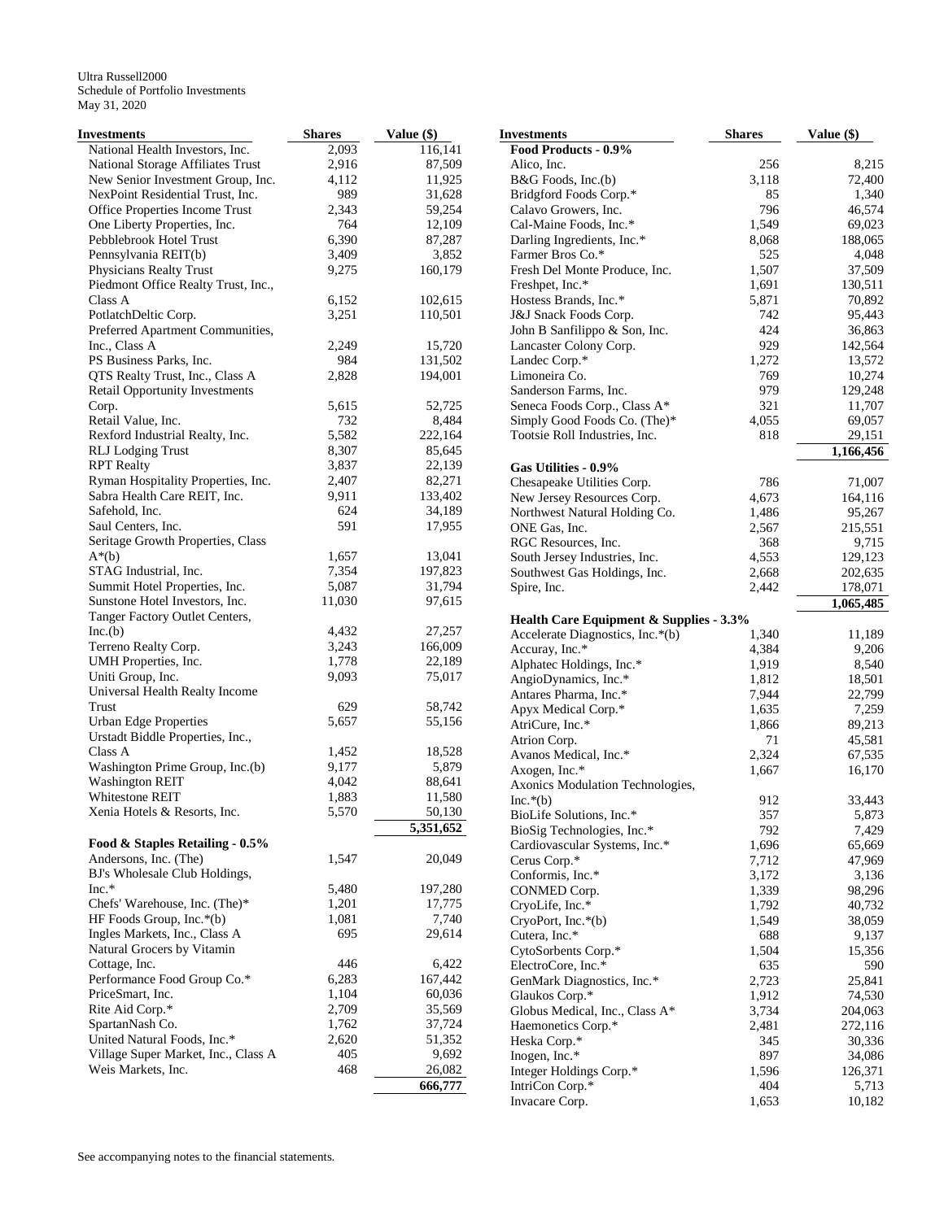Ultra Russell2000
Schedule of Portfolio Investments
May 31, 2020

| Investments | Shares | Value ($) |
|---|---|---|
| National Health Investors, Inc. | 2,093 | 116,141 |
| National Storage Affiliates Trust | 2,916 | 87,509 |
| New Senior Investment Group, Inc. | 4,112 | 11,925 |
| NexPoint Residential Trust, Inc. | 989 | 31,628 |
| Office Properties Income Trust | 2,343 | 59,254 |
| One Liberty Properties, Inc. | 764 | 12,109 |
| Pebblebrook Hotel Trust | 6,390 | 87,287 |
| Pennsylvania REIT(b) | 3,409 | 3,852 |
| Physicians Realty Trust | 9,275 | 160,179 |
| Piedmont Office Realty Trust, Inc., Class A | 6,152 | 102,615 |
| PotlatchDeltic Corp. | 3,251 | 110,501 |
| Preferred Apartment Communities, Inc., Class A | 2,249 | 15,720 |
| PS Business Parks, Inc. | 984 | 131,502 |
| QTS Realty Trust, Inc., Class A | 2,828 | 194,001 |
| Retail Opportunity Investments Corp. | 5,615 | 52,725 |
| Retail Value, Inc. | 732 | 8,484 |
| Rexford Industrial Realty, Inc. | 5,582 | 222,164 |
| RLJ Lodging Trust | 8,307 | 85,645 |
| RPT Realty | 3,837 | 22,139 |
| Ryman Hospitality Properties, Inc. | 2,407 | 82,271 |
| Sabra Health Care REIT, Inc. | 9,911 | 133,402 |
| Safehold, Inc. | 624 | 34,189 |
| Saul Centers, Inc. | 591 | 17,955 |
| Seritage Growth Properties, Class A*(b) | 1,657 | 13,041 |
| STAG Industrial, Inc. | 7,354 | 197,823 |
| Summit Hotel Properties, Inc. | 5,087 | 31,794 |
| Sunstone Hotel Investors, Inc. | 11,030 | 97,615 |
| Tanger Factory Outlet Centers, Inc.(b) | 4,432 | 27,257 |
| Terreno Realty Corp. | 3,243 | 166,009 |
| UMH Properties, Inc. | 1,778 | 22,189 |
| Uniti Group, Inc. | 9,093 | 75,017 |
| Universal Health Realty Income Trust | 629 | 58,742 |
| Urban Edge Properties | 5,657 | 55,156 |
| Urstadt Biddle Properties, Inc., Class A | 1,452 | 18,528 |
| Washington Prime Group, Inc.(b) | 9,177 | 5,879 |
| Washington REIT | 4,042 | 88,641 |
| Whitestone REIT | 1,883 | 11,580 |
| Xenia Hotels & Resorts, Inc. | 5,570 | 50,130 |
| | | **5,351,652** |
| **Food & Staples Retailing - 0.5%** | | |
| Andersons, Inc. (The) | 1,547 | 20,049 |
| BJ's Wholesale Club Holdings, Inc.* | 5,480 | 197,280 |
| Chefs' Warehouse, Inc. (The)* | 1,201 | 17,775 |
| HF Foods Group, Inc.*(b) | 1,081 | 7,740 |
| Ingles Markets, Inc., Class A | 695 | 29,614 |
| Natural Grocers by Vitamin Cottage, Inc. | 446 | 6,422 |
| Performance Food Group Co.* | 6,283 | 167,442 |
| PriceSmart, Inc. | 1,104 | 60,036 |
| Rite Aid Corp.* | 2,709 | 35,569 |
| SpartanNash Co. | 1,762 | 37,724 |
| United Natural Foods, Inc.* | 2,620 | 51,352 |
| Village Super Market, Inc., Class A | 405 | 9,692 |
| Weis Markets, Inc. | 468 | 26,082 |
| | | **666,777** |
| **Food Products - 0.9%** | | |
| Alico, Inc. | 256 | 8,215 |
| B&G Foods, Inc.(b) | 3,118 | 72,400 |
| Bridgford Foods Corp.* | 85 | 1,340 |
| Calavo Growers, Inc. | 796 | 46,574 |
| Cal-Maine Foods, Inc.* | 1,549 | 69,023 |
| Darling Ingredients, Inc.* | 8,068 | 188,065 |
| Farmer Bros Co.* | 525 | 4,048 |
| Fresh Del Monte Produce, Inc. | 1,507 | 37,509 |
| Freshpet, Inc.* | 1,691 | 130,511 |
| Hostess Brands, Inc.* | 5,871 | 70,892 |
| J&J Snack Foods Corp. | 742 | 95,443 |
| John B Sanfilippo & Son, Inc. | 424 | 36,863 |
| Lancaster Colony Corp. | 929 | 142,564 |
| Landec Corp.* | 1,272 | 13,572 |
| Limoneira Co. | 769 | 10,274 |
| Sanderson Farms, Inc. | 979 | 129,248 |
| Seneca Foods Corp., Class A* | 321 | 11,707 |
| Simply Good Foods Co. (The)* | 4,055 | 69,057 |
| Tootsie Roll Industries, Inc. | 818 | 29,151 |
| | | **1,166,456** |
| **Gas Utilities - 0.9%** | | |
| Chesapeake Utilities Corp. | 786 | 71,007 |
| New Jersey Resources Corp. | 4,673 | 164,116 |
| Northwest Natural Holding Co. | 1,486 | 95,267 |
| ONE Gas, Inc. | 2,567 | 215,551 |
| RGC Resources, Inc. | 368 | 9,715 |
| South Jersey Industries, Inc. | 4,553 | 129,123 |
| Southwest Gas Holdings, Inc. | 2,668 | 202,635 |
| Spire, Inc. | 2,442 | 178,071 |
| | | **1,065,485** |
| **Health Care Equipment & Supplies - 3.3%** | | |
| Accelerate Diagnostics, Inc.*(b) | 1,340 | 11,189 |
| Accuray, Inc.* | 4,384 | 9,206 |
| Alphatec Holdings, Inc.* | 1,919 | 8,540 |
| AngioDynamics, Inc.* | 1,812 | 18,501 |
| Antares Pharma, Inc.* | 7,944 | 22,799 |
| Apyx Medical Corp.* | 1,635 | 7,259 |
| AtriCure, Inc.* | 1,866 | 89,213 |
| Atrion Corp. | 71 | 45,581 |
| Avanos Medical, Inc.* | 2,324 | 67,535 |
| Axogen, Inc.* | 1,667 | 16,170 |
| Axonics Modulation Technologies, Inc.*(b) | 912 | 33,443 |
| BioLife Solutions, Inc.* | 357 | 5,873 |
| BioSig Technologies, Inc.* | 792 | 7,429 |
| Cardiovascular Systems, Inc.* | 1,696 | 65,669 |
| Cerus Corp.* | 7,712 | 47,969 |
| Conformis, Inc.* | 3,172 | 3,136 |
| CONMED Corp. | 1,339 | 98,296 |
| CryoLife, Inc.* | 1,792 | 40,732 |
| CryoPort, Inc.*(b) | 1,549 | 38,059 |
| Cutera, Inc.* | 688 | 9,137 |
| CytoSorbents Corp.* | 1,504 | 15,356 |
| ElectroCore, Inc.* | 635 | 590 |
| GenMark Diagnostics, Inc.* | 2,723 | 25,841 |
| Glaukos Corp.* | 1,912 | 74,530 |
| Globus Medical, Inc., Class A* | 3,734 | 204,063 |
| Haemonetics Corp.* | 2,481 | 272,116 |
| Heska Corp.* | 345 | 30,336 |
| Inogen, Inc.* | 897 | 34,086 |
| Integer Holdings Corp.* | 1,596 | 126,371 |
| IntriCon Corp.* | 404 | 5,713 |
| Invacare Corp. | 1,653 | 10,182 |

See accompanying notes to the financial statements.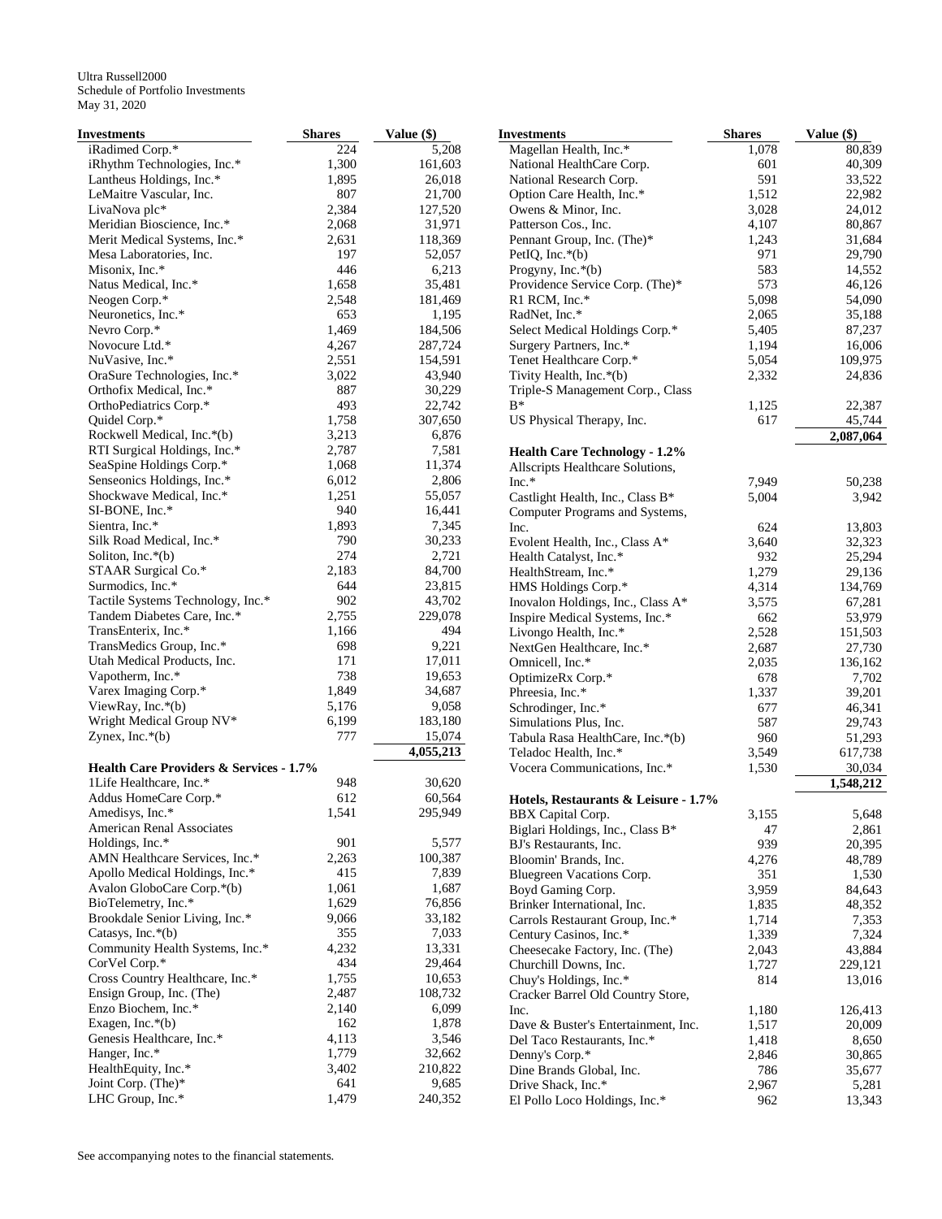Ultra Russell2000
Schedule of Portfolio Investments
May 31, 2020

| Investments | Shares | Value ($) |
|---|---|---|
| iRadimed Corp.* | 224 | 5,208 |
| iRhythm Technologies, Inc.* | 1,300 | 161,603 |
| Lantheus Holdings, Inc.* | 1,895 | 26,018 |
| LeMaitre Vascular, Inc. | 807 | 21,700 |
| LivaNova plc* | 2,384 | 127,520 |
| Meridian Bioscience, Inc.* | 2,068 | 31,971 |
| Merit Medical Systems, Inc.* | 2,631 | 118,369 |
| Mesa Laboratories, Inc. | 197 | 52,057 |
| Misonix, Inc.* | 446 | 6,213 |
| Natus Medical, Inc.* | 1,658 | 35,481 |
| Neogen Corp.* | 2,548 | 181,469 |
| Neuronetics, Inc.* | 653 | 1,195 |
| Nevro Corp.* | 1,469 | 184,506 |
| Novocure Ltd.* | 4,267 | 287,724 |
| NuVasive, Inc.* | 2,551 | 154,591 |
| OraSure Technologies, Inc.* | 3,022 | 43,940 |
| Orthofix Medical, Inc.* | 887 | 30,229 |
| OrthoPediatrics Corp.* | 493 | 22,742 |
| Quidel Corp.* | 1,758 | 307,650 |
| Rockwell Medical, Inc.*(b) | 3,213 | 6,876 |
| RTI Surgical Holdings, Inc.* | 2,787 | 7,581 |
| SeaSpine Holdings Corp.* | 1,068 | 11,374 |
| Senseonics Holdings, Inc.* | 6,012 | 2,806 |
| Shockwave Medical, Inc.* | 1,251 | 55,057 |
| SI-BONE, Inc.* | 940 | 16,441 |
| Sientra, Inc.* | 1,893 | 7,345 |
| Silk Road Medical, Inc.* | 790 | 30,233 |
| Soliton, Inc.*(b) | 274 | 2,721 |
| STAAR Surgical Co.* | 2,183 | 84,700 |
| Surmodics, Inc.* | 644 | 23,815 |
| Tactile Systems Technology, Inc.* | 902 | 43,702 |
| Tandem Diabetes Care, Inc.* | 2,755 | 229,078 |
| TransEnterix, Inc.* | 1,166 | 494 |
| TransMedics Group, Inc.* | 698 | 9,221 |
| Utah Medical Products, Inc. | 171 | 17,011 |
| Vapotherm, Inc.* | 738 | 19,653 |
| Varex Imaging Corp.* | 1,849 | 34,687 |
| ViewRay, Inc.*(b) | 5,176 | 9,058 |
| Wright Medical Group NV* | 6,199 | 183,180 |
| Zynex, Inc.*(b) | 777 | 15,074 |
| | | **4,055,213** |
| **Health Care Providers & Services - 1.7%** | | |
| 1Life Healthcare, Inc.* | 948 | 30,620 |
| Addus HomeCare Corp.* | 612 | 60,564 |
| Amedisys, Inc.* | 1,541 | 295,949 |
| American Renal Associates Holdings, Inc.* | 901 | 5,577 |
| AMN Healthcare Services, Inc.* | 2,263 | 100,387 |
| Apollo Medical Holdings, Inc.* | 415 | 7,839 |
| Avalon GloboCare Corp.*(b) | 1,061 | 1,687 |
| BioTelemetry, Inc.* | 1,629 | 76,856 |
| Brookdale Senior Living, Inc.* | 9,066 | 33,182 |
| Catasys, Inc.*(b) | 355 | 7,033 |
| Community Health Systems, Inc.* | 4,232 | 13,331 |
| CorVel Corp.* | 434 | 29,464 |
| Cross Country Healthcare, Inc.* | 1,755 | 10,653 |
| Ensign Group, Inc. (The) | 2,487 | 108,732 |
| Enzo Biochem, Inc.* | 2,140 | 6,099 |
| Exagen, Inc.*(b) | 162 | 1,878 |
| Genesis Healthcare, Inc.* | 4,113 | 3,546 |
| Hanger, Inc.* | 1,779 | 32,662 |
| HealthEquity, Inc.* | 3,402 | 210,822 |
| Joint Corp. (The)* | 641 | 9,685 |
| LHC Group, Inc.* | 1,479 | 240,352 |
| Magellan Health, Inc.* | 1,078 | 80,839 |
| National HealthCare Corp. | 601 | 40,309 |
| National Research Corp. | 591 | 33,522 |
| Option Care Health, Inc.* | 1,512 | 22,982 |
| Owens & Minor, Inc. | 3,028 | 24,012 |
| Patterson Cos., Inc. | 4,107 | 80,867 |
| Pennant Group, Inc. (The)* | 1,243 | 31,684 |
| PetIQ, Inc.*(b) | 971 | 29,790 |
| Progyny, Inc.*(b) | 583 | 14,552 |
| Providence Service Corp. (The)* | 573 | 46,126 |
| R1 RCM, Inc.* | 5,098 | 54,090 |
| RadNet, Inc.* | 2,065 | 35,188 |
| Select Medical Holdings Corp.* | 5,405 | 87,237 |
| Surgery Partners, Inc.* | 1,194 | 16,006 |
| Tenet Healthcare Corp.* | 5,054 | 109,975 |
| Tivity Health, Inc.*(b) | 2,332 | 24,836 |
| Triple-S Management Corp., Class B* | 1,125 | 22,387 |
| US Physical Therapy, Inc. | 617 | 45,744 |
| | | **2,087,064** |
| **Health Care Technology - 1.2%** | | |
| Allscripts Healthcare Solutions, Inc.* | 7,949 | 50,238 |
| Castlight Health, Inc., Class B* | 5,004 | 3,942 |
| Computer Programs and Systems, Inc. | 624 | 13,803 |
| Evolent Health, Inc., Class A* | 3,640 | 32,323 |
| Health Catalyst, Inc.* | 932 | 25,294 |
| HealthStream, Inc.* | 1,279 | 29,136 |
| HMS Holdings Corp.* | 4,314 | 134,769 |
| Inovalon Holdings, Inc., Class A* | 3,575 | 67,281 |
| Inspire Medical Systems, Inc.* | 662 | 53,979 |
| Livongo Health, Inc.* | 2,528 | 151,503 |
| NextGen Healthcare, Inc.* | 2,687 | 27,730 |
| Omnicell, Inc.* | 2,035 | 136,162 |
| OptimizeRx Corp.* | 678 | 7,702 |
| Phreesia, Inc.* | 1,337 | 39,201 |
| Schrodinger, Inc.* | 677 | 46,341 |
| Simulations Plus, Inc. | 587 | 29,743 |
| Tabula Rasa HealthCare, Inc.*(b) | 960 | 51,293 |
| Teladoc Health, Inc.* | 3,549 | 617,738 |
| Vocera Communications, Inc.* | 1,530 | 30,034 |
| | | **1,548,212** |
| **Hotels, Restaurants & Leisure - 1.7%** | | |
| BBX Capital Corp. | 3,155 | 5,648 |
| Biglari Holdings, Inc., Class B* | 47 | 2,861 |
| BJ's Restaurants, Inc. | 939 | 20,395 |
| Bloomin' Brands, Inc. | 4,276 | 48,789 |
| Bluegreen Vacations Corp. | 351 | 1,530 |
| Boyd Gaming Corp. | 3,959 | 84,643 |
| Brinker International, Inc. | 1,835 | 48,352 |
| Carrols Restaurant Group, Inc.* | 1,714 | 7,353 |
| Century Casinos, Inc.* | 1,339 | 7,324 |
| Cheesecake Factory, Inc. (The) | 2,043 | 43,884 |
| Churchill Downs, Inc. | 1,727 | 229,121 |
| Chuy's Holdings, Inc.* | 814 | 13,016 |
| Cracker Barrel Old Country Store, Inc. | 1,180 | 126,413 |
| Dave & Buster's Entertainment, Inc. | 1,517 | 20,009 |
| Del Taco Restaurants, Inc.* | 1,418 | 8,650 |
| Denny's Corp.* | 2,846 | 30,865 |
| Dine Brands Global, Inc. | 786 | 35,677 |
| Drive Shack, Inc.* | 2,967 | 5,281 |
| El Pollo Loco Holdings, Inc.* | 962 | 13,343 |

See accompanying notes to the financial statements.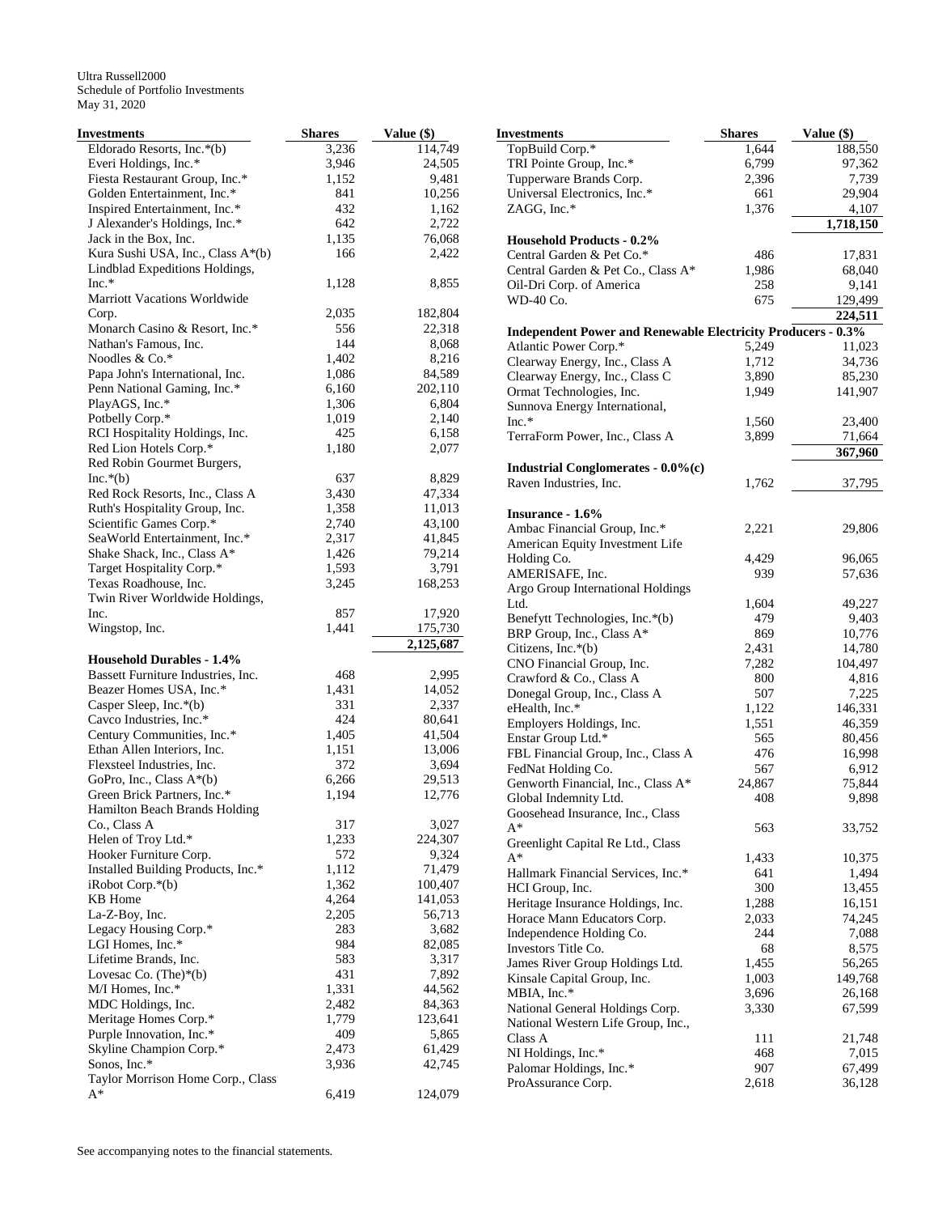Ultra Russell2000
Schedule of Portfolio Investments
May 31, 2020

| Investments | Shares | Value ($) |
|---|---|---|
| Eldorado Resorts, Inc.*(b) | 3,236 | 114,749 |
| Everi Holdings, Inc.* | 3,946 | 24,505 |
| Fiesta Restaurant Group, Inc.* | 1,152 | 9,481 |
| Golden Entertainment, Inc.* | 841 | 10,256 |
| Inspired Entertainment, Inc.* | 432 | 1,162 |
| J Alexander's Holdings, Inc.* | 642 | 2,722 |
| Jack in the Box, Inc. | 1,135 | 76,068 |
| Kura Sushi USA, Inc., Class A*(b) | 166 | 2,422 |
| Lindblad Expeditions Holdings, Inc.* | 1,128 | 8,855 |
| Marriott Vacations Worldwide Corp. | 2,035 | 182,804 |
| Monarch Casino & Resort, Inc.* | 556 | 22,318 |
| Nathan's Famous, Inc. | 144 | 8,068 |
| Noodles & Co.* | 1,402 | 8,216 |
| Papa John's International, Inc. | 1,086 | 84,589 |
| Penn National Gaming, Inc.* | 6,160 | 202,110 |
| PlayAGS, Inc.* | 1,306 | 6,804 |
| Potbelly Corp.* | 1,019 | 2,140 |
| RCI Hospitality Holdings, Inc. | 425 | 6,158 |
| Red Lion Hotels Corp.* | 1,180 | 2,077 |
| Red Robin Gourmet Burgers, Inc.*(b) | 637 | 8,829 |
| Red Rock Resorts, Inc., Class A | 3,430 | 47,334 |
| Ruth's Hospitality Group, Inc. | 1,358 | 11,013 |
| Scientific Games Corp.* | 2,740 | 43,100 |
| SeaWorld Entertainment, Inc.* | 2,317 | 41,845 |
| Shake Shack, Inc., Class A* | 1,426 | 79,214 |
| Target Hospitality Corp.* | 1,593 | 3,791 |
| Texas Roadhouse, Inc. | 3,245 | 168,253 |
| Twin River Worldwide Holdings, Inc. | 857 | 17,920 |
| Wingstop, Inc. | 1,441 | 175,730 |
| | | **2,125,687** |
| **Household Durables - 1.4%** | | |
| Bassett Furniture Industries, Inc. | 468 | 2,995 |
| Beazer Homes USA, Inc.* | 1,431 | 14,052 |
| Casper Sleep, Inc.*(b) | 331 | 2,337 |
| Cavco Industries, Inc.* | 424 | 80,641 |
| Century Communities, Inc.* | 1,405 | 41,504 |
| Ethan Allen Interiors, Inc. | 1,151 | 13,006 |
| Flexsteel Industries, Inc. | 372 | 3,694 |
| GoPro, Inc., Class A*(b) | 6,266 | 29,513 |
| Green Brick Partners, Inc.* | 1,194 | 12,776 |
| Hamilton Beach Brands Holding Co., Class A | 317 | 3,027 |
| Helen of Troy Ltd.* | 1,233 | 224,307 |
| Hooker Furniture Corp. | 572 | 9,324 |
| Installed Building Products, Inc.* | 1,112 | 71,479 |
| iRobot Corp.*(b) | 1,362 | 100,407 |
| KB Home | 4,264 | 141,053 |
| La-Z-Boy, Inc. | 2,205 | 56,713 |
| Legacy Housing Corp.* | 283 | 3,682 |
| LGI Homes, Inc.* | 984 | 82,085 |
| Lifetime Brands, Inc. | 583 | 3,317 |
| Lovesac Co. (The)*(b) | 431 | 7,892 |
| M/I Homes, Inc.* | 1,331 | 44,562 |
| MDC Holdings, Inc. | 2,482 | 84,363 |
| Meritage Homes Corp.* | 1,779 | 123,641 |
| Purple Innovation, Inc.* | 409 | 5,865 |
| Skyline Champion Corp.* | 2,473 | 61,429 |
| Sonos, Inc.* | 3,936 | 42,745 |
| Taylor Morrison Home Corp., Class A* | 6,419 | 124,079 |
| TopBuild Corp.* | 1,644 | 188,550 |
| TRI Pointe Group, Inc.* | 6,799 | 97,362 |
| Tupperware Brands Corp. | 2,396 | 7,739 |
| Universal Electronics, Inc.* | 661 | 29,904 |
| ZAGG, Inc.* | 1,376 | 4,107 |
| | | **1,718,150** |
| **Household Products - 0.2%** | | |
| Central Garden & Pet Co.* | 486 | 17,831 |
| Central Garden & Pet Co., Class A* | 1,986 | 68,040 |
| Oil-Dri Corp. of America | 258 | 9,141 |
| WD-40 Co. | 675 | 129,499 |
| | | **224,511** |
| **Independent Power and Renewable Electricity Producers - 0.3%** | | |
| Atlantic Power Corp.* | 5,249 | 11,023 |
| Clearway Energy, Inc., Class A | 1,712 | 34,736 |
| Clearway Energy, Inc., Class C | 3,890 | 85,230 |
| Ormat Technologies, Inc. | 1,949 | 141,907 |
| Sunnova Energy International, Inc.* | 1,560 | 23,400 |
| TerraForm Power, Inc., Class A | 3,899 | 71,664 |
| | | **367,960** |
| **Industrial Conglomerates - 0.0%(c)** | | |
| Raven Industries, Inc. | 1,762 | 37,795 |
| **Insurance - 1.6%** | | |
| Ambac Financial Group, Inc.* | 2,221 | 29,806 |
| American Equity Investment Life Holding Co. | 4,429 | 96,065 |
| AMERISAFE, Inc. | 939 | 57,636 |
| Argo Group International Holdings Ltd. | 1,604 | 49,227 |
| Benefytt Technologies, Inc.*(b) | 479 | 9,403 |
| BRP Group, Inc., Class A* | 869 | 10,776 |
| Citizens, Inc.*(b) | 2,431 | 14,780 |
| CNO Financial Group, Inc. | 7,282 | 104,497 |
| Crawford & Co., Class A | 800 | 4,816 |
| Donegal Group, Inc., Class A | 507 | 7,225 |
| eHealth, Inc.* | 1,122 | 146,331 |
| Employers Holdings, Inc. | 1,551 | 46,359 |
| Enstar Group Ltd.* | 565 | 80,456 |
| FBL Financial Group, Inc., Class A | 476 | 16,998 |
| FedNat Holding Co. | 567 | 6,912 |
| Genworth Financial, Inc., Class A* | 24,867 | 75,844 |
| Global Indemnity Ltd. | 408 | 9,898 |
| Goosehead Insurance, Inc., Class A* | 563 | 33,752 |
| Greenlight Capital Re Ltd., Class A* | 1,433 | 10,375 |
| Hallmark Financial Services, Inc.* | 641 | 1,494 |
| HCI Group, Inc. | 300 | 13,455 |
| Heritage Insurance Holdings, Inc. | 1,288 | 16,151 |
| Horace Mann Educators Corp. | 2,033 | 74,245 |
| Independence Holding Co. | 244 | 7,088 |
| Investors Title Co. | 68 | 8,575 |
| James River Group Holdings Ltd. | 1,455 | 56,265 |
| Kinsale Capital Group, Inc. | 1,003 | 149,768 |
| MBIA, Inc.* | 3,696 | 26,168 |
| National General Holdings Corp. | 3,330 | 67,599 |
| National Western Life Group, Inc., Class A | 111 | 21,748 |
| NI Holdings, Inc.* | 468 | 7,015 |
| Palomar Holdings, Inc.* | 907 | 67,499 |
| ProAssurance Corp. | 2,618 | 36,128 |

See accompanying notes to the financial statements.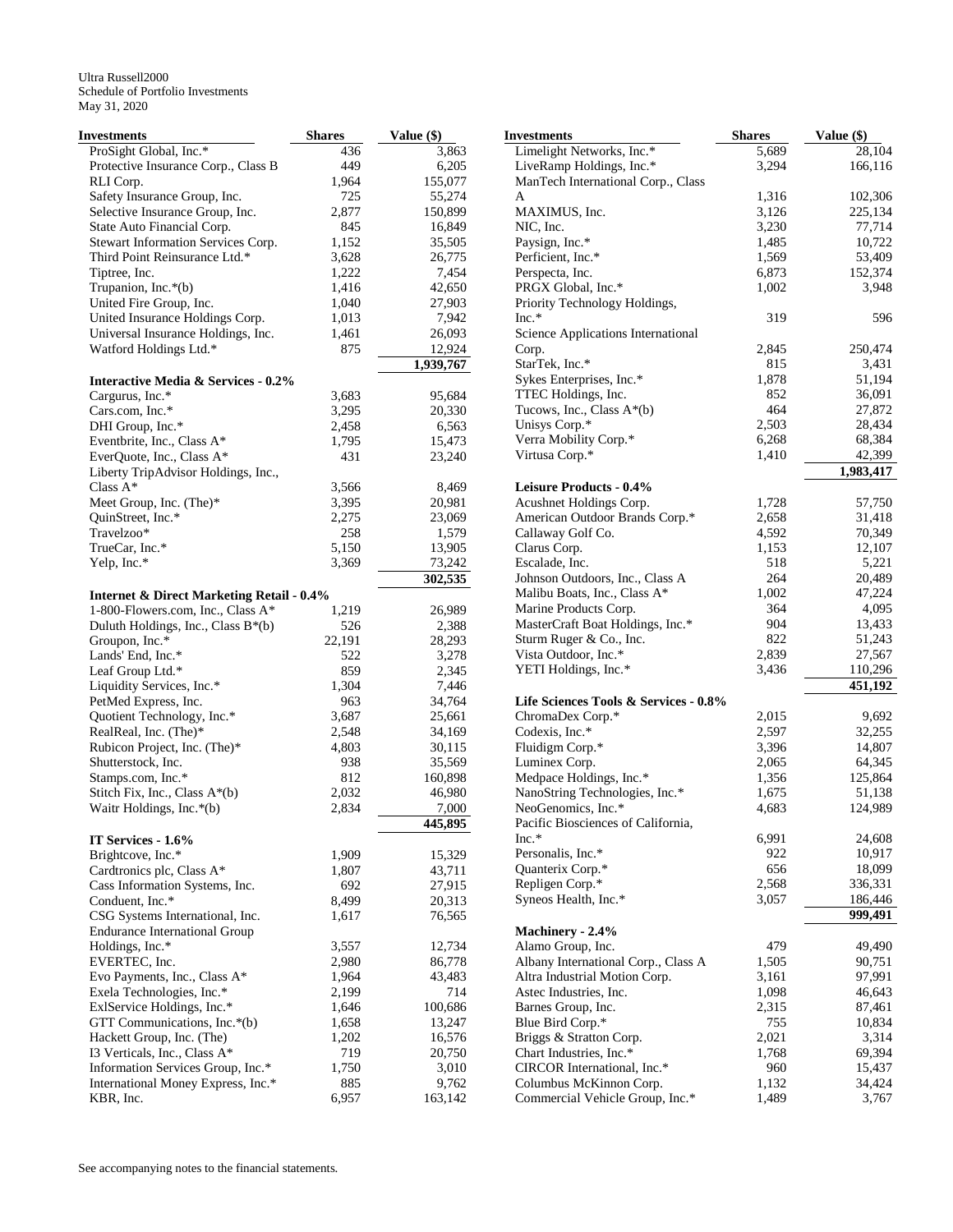Ultra Russell2000
Schedule of Portfolio Investments
May 31, 2020

| Investments | Shares | Value ($) |
|---|---|---|
| ProSight Global, Inc.* | 436 | 3,863 |
| Protective Insurance Corp., Class B | 449 | 6,205 |
| RLI Corp. | 1,964 | 155,077 |
| Safety Insurance Group, Inc. | 725 | 55,274 |
| Selective Insurance Group, Inc. | 2,877 | 150,899 |
| State Auto Financial Corp. | 845 | 16,849 |
| Stewart Information Services Corp. | 1,152 | 35,505 |
| Third Point Reinsurance Ltd.* | 3,628 | 26,775 |
| Tiptree, Inc. | 1,222 | 7,454 |
| Trupanion, Inc.*(b) | 1,416 | 42,650 |
| United Fire Group, Inc. | 1,040 | 27,903 |
| United Insurance Holdings Corp. | 1,013 | 7,942 |
| Universal Insurance Holdings, Inc. | 1,461 | 26,093 |
| Watford Holdings Ltd.* | 875 | 12,924 |
| | | **1,939,767** |
| **Interactive Media & Services - 0.2%** | | |
| Cargurus, Inc.* | 3,683 | 95,684 |
| Cars.com, Inc.* | 3,295 | 20,330 |
| DHI Group, Inc.* | 2,458 | 6,563 |
| Eventbrite, Inc., Class A* | 1,795 | 15,473 |
| EverQuote, Inc., Class A* | 431 | 23,240 |
| Liberty TripAdvisor Holdings, Inc., Class A* | 3,566 | 8,469 |
| Meet Group, Inc. (The)* | 3,395 | 20,981 |
| QuinStreet, Inc.* | 2,275 | 23,069 |
| Travelzoo* | 258 | 1,579 |
| TrueCar, Inc.* | 5,150 | 13,905 |
| Yelp, Inc.* | 3,369 | 73,242 |
| | | **302,535** |
| **Internet & Direct Marketing Retail - 0.4%** | | |
| 1-800-Flowers.com, Inc., Class A* | 1,219 | 26,989 |
| Duluth Holdings, Inc., Class B*(b) | 526 | 2,388 |
| Groupon, Inc.* | 22,191 | 28,293 |
| Lands' End, Inc.* | 522 | 3,278 |
| Leaf Group Ltd.* | 859 | 2,345 |
| Liquidity Services, Inc.* | 1,304 | 7,446 |
| PetMed Express, Inc. | 963 | 34,764 |
| Quotient Technology, Inc.* | 3,687 | 25,661 |
| RealReal, Inc. (The)* | 2,548 | 34,169 |
| Rubicon Project, Inc. (The)* | 4,803 | 30,115 |
| Shutterstock, Inc. | 938 | 35,569 |
| Stamps.com, Inc.* | 812 | 160,898 |
| Stitch Fix, Inc., Class A*(b) | 2,032 | 46,980 |
| Waitr Holdings, Inc.*(b) | 2,834 | 7,000 |
| | | **445,895** |
| **IT Services - 1.6%** | | |
| Brightcove, Inc.* | 1,909 | 15,329 |
| Cardtronics plc, Class A* | 1,807 | 43,711 |
| Cass Information Systems, Inc. | 692 | 27,915 |
| Conduent, Inc.* | 8,499 | 20,313 |
| CSG Systems International, Inc. | 1,617 | 76,565 |
| Endurance International Group Holdings, Inc.* | 3,557 | 12,734 |
| EVERTEC, Inc. | 2,980 | 86,778 |
| Evo Payments, Inc., Class A* | 1,964 | 43,483 |
| Exela Technologies, Inc.* | 2,199 | 714 |
| ExlService Holdings, Inc.* | 1,646 | 100,686 |
| GTT Communications, Inc.*(b) | 1,658 | 13,247 |
| Hackett Group, Inc. (The) | 1,202 | 16,576 |
| I3 Verticals, Inc., Class A* | 719 | 20,750 |
| Information Services Group, Inc.* | 1,750 | 3,010 |
| International Money Express, Inc.* | 885 | 9,762 |
| KBR, Inc. | 6,957 | 163,142 |
| Limelight Networks, Inc.* | 5,689 | 28,104 |
| LiveRamp Holdings, Inc.* | 3,294 | 166,116 |
| ManTech International Corp., Class A | 1,316 | 102,306 |
| MAXIMUS, Inc. | 3,126 | 225,134 |
| NIC, Inc. | 3,230 | 77,714 |
| Paysign, Inc.* | 1,485 | 10,722 |
| Perficient, Inc.* | 1,569 | 53,409 |
| Perspecta, Inc. | 6,873 | 152,374 |
| PRGX Global, Inc.* | 1,002 | 3,948 |
| Priority Technology Holdings, Inc.* | 319 | 596 |
| Science Applications International Corp. | 2,845 | 250,474 |
| StarTek, Inc.* | 815 | 3,431 |
| Sykes Enterprises, Inc.* | 1,878 | 51,194 |
| TTEC Holdings, Inc. | 852 | 36,091 |
| Tucows, Inc., Class A*(b) | 464 | 27,872 |
| Unisys Corp.* | 2,503 | 28,434 |
| Verra Mobility Corp.* | 6,268 | 68,384 |
| Virtusa Corp.* | 1,410 | 42,399 |
| | | **1,983,417** |
| **Leisure Products - 0.4%** | | |
| Acushnet Holdings Corp. | 1,728 | 57,750 |
| American Outdoor Brands Corp.* | 2,658 | 31,418 |
| Callaway Golf Co. | 4,592 | 70,349 |
| Clarus Corp. | 1,153 | 12,107 |
| Escalade, Inc. | 518 | 5,221 |
| Johnson Outdoors, Inc., Class A | 264 | 20,489 |
| Malibu Boats, Inc., Class A* | 1,002 | 47,224 |
| Marine Products Corp. | 364 | 4,095 |
| MasterCraft Boat Holdings, Inc.* | 904 | 13,433 |
| Sturm Ruger & Co., Inc. | 822 | 51,243 |
| Vista Outdoor, Inc.* | 2,839 | 27,567 |
| YETI Holdings, Inc.* | 3,436 | 110,296 |
| | | **451,192** |
| **Life Sciences Tools & Services - 0.8%** | | |
| ChromaDex Corp.* | 2,015 | 9,692 |
| Codexis, Inc.* | 2,597 | 32,255 |
| Fluidigm Corp.* | 3,396 | 14,807 |
| Luminex Corp. | 2,065 | 64,345 |
| Medpace Holdings, Inc.* | 1,356 | 125,864 |
| NanoString Technologies, Inc.* | 1,675 | 51,138 |
| NeoGenomics, Inc.* | 4,683 | 124,989 |
| Pacific Biosciences of California, Inc.* | 6,991 | 24,608 |
| Personalis, Inc.* | 922 | 10,917 |
| Quanterix Corp.* | 656 | 18,099 |
| Repligen Corp.* | 2,568 | 336,331 |
| Syneos Health, Inc.* | 3,057 | 186,446 |
| | | **999,491** |
| **Machinery - 2.4%** | | |
| Alamo Group, Inc. | 479 | 49,490 |
| Albany International Corp., Class A | 1,505 | 90,751 |
| Altra Industrial Motion Corp. | 3,161 | 97,991 |
| Astec Industries, Inc. | 1,098 | 46,643 |
| Barnes Group, Inc. | 2,315 | 87,461 |
| Blue Bird Corp.* | 755 | 10,834 |
| Briggs & Stratton Corp. | 2,021 | 3,314 |
| Chart Industries, Inc.* | 1,768 | 69,394 |
| CIRCOR International, Inc.* | 960 | 15,437 |
| Columbus McKinnon Corp. | 1,132 | 34,424 |
| Commercial Vehicle Group, Inc.* | 1,489 | 3,767 |

See accompanying notes to the financial statements.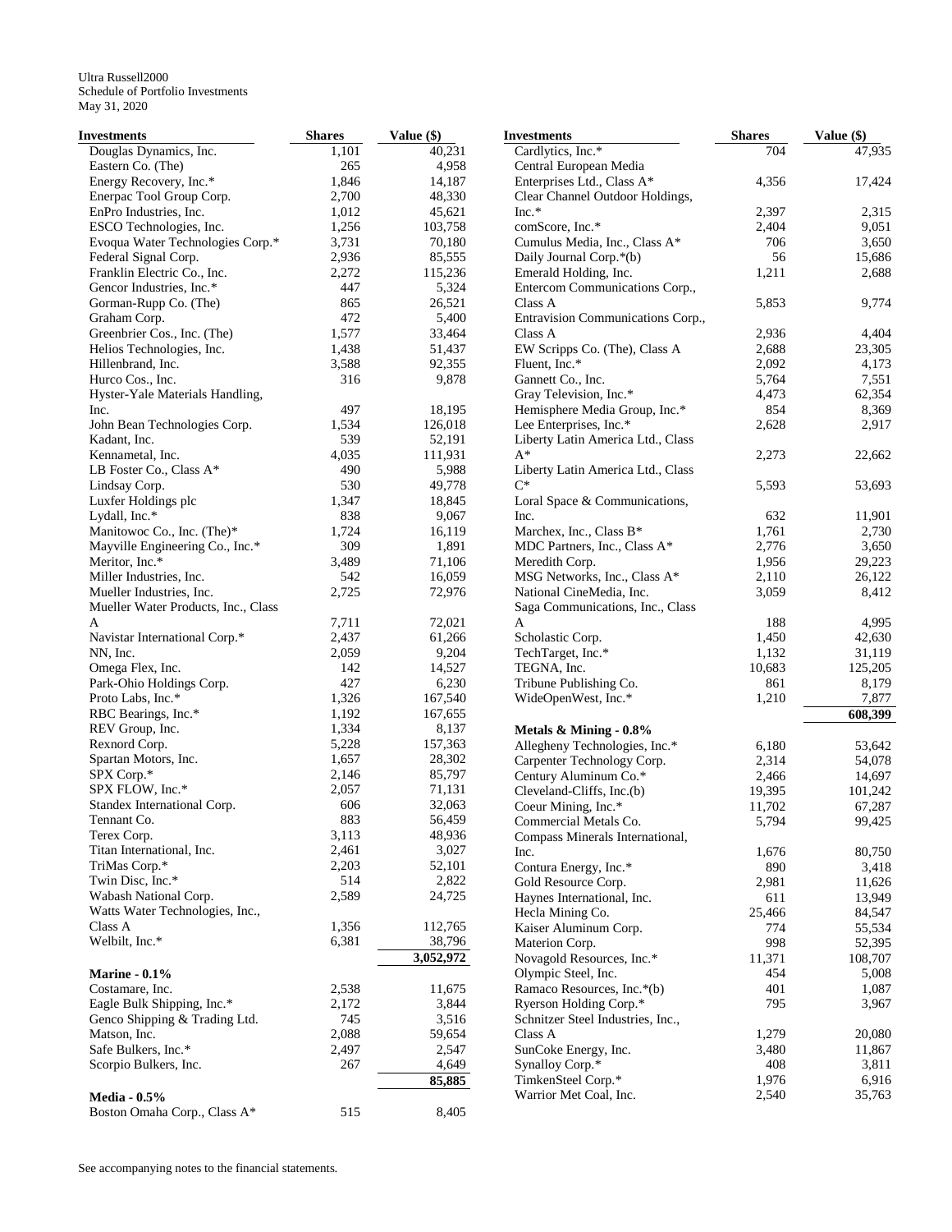Ultra Russell2000
Schedule of Portfolio Investments
May 31, 2020

| Investments | Shares | Value ($) |
|---|---|---|
| Douglas Dynamics, Inc. | 1,101 | 40,231 |
| Eastern Co. (The) | 265 | 4,958 |
| Energy Recovery, Inc.* | 1,846 | 14,187 |
| Enerpac Tool Group Corp. | 2,700 | 48,330 |
| EnPro Industries, Inc. | 1,012 | 45,621 |
| ESCO Technologies, Inc. | 1,256 | 103,758 |
| Evoqua Water Technologies Corp.* | 3,731 | 70,180 |
| Federal Signal Corp. | 2,936 | 85,555 |
| Franklin Electric Co., Inc. | 2,272 | 115,236 |
| Gencor Industries, Inc.* | 447 | 5,324 |
| Gorman-Rupp Co. (The) | 865 | 26,521 |
| Graham Corp. | 472 | 5,400 |
| Greenbrier Cos., Inc. (The) | 1,577 | 33,464 |
| Helios Technologies, Inc. | 1,438 | 51,437 |
| Hillenbrand, Inc. | 3,588 | 92,355 |
| Hurco Cos., Inc. | 316 | 9,878 |
| Hyster-Yale Materials Handling, Inc. | 497 | 18,195 |
| John Bean Technologies Corp. | 1,534 | 126,018 |
| Kadant, Inc. | 539 | 52,191 |
| Kennametal, Inc. | 4,035 | 111,931 |
| LB Foster Co., Class A* | 490 | 5,988 |
| Lindsay Corp. | 530 | 49,778 |
| Luxfer Holdings plc | 1,347 | 18,845 |
| Lydall, Inc.* | 838 | 9,067 |
| Manitowoc Co., Inc. (The)* | 1,724 | 16,119 |
| Mayville Engineering Co., Inc.* | 309 | 1,891 |
| Meritor, Inc.* | 3,489 | 71,106 |
| Miller Industries, Inc. | 542 | 16,059 |
| Mueller Industries, Inc. | 2,725 | 72,976 |
| Mueller Water Products, Inc., Class A | 7,711 | 72,021 |
| Navistar International Corp.* | 2,437 | 61,266 |
| NN, Inc. | 2,059 | 9,204 |
| Omega Flex, Inc. | 142 | 14,527 |
| Park-Ohio Holdings Corp. | 427 | 6,230 |
| Proto Labs, Inc.* | 1,326 | 167,540 |
| RBC Bearings, Inc.* | 1,192 | 167,655 |
| REV Group, Inc. | 1,334 | 8,137 |
| Rexnord Corp. | 5,228 | 157,363 |
| Spartan Motors, Inc. | 1,657 | 28,302 |
| SPX Corp.* | 2,146 | 85,797 |
| SPX FLOW, Inc.* | 2,057 | 71,131 |
| Standex International Corp. | 606 | 32,063 |
| Tennant Co. | 883 | 56,459 |
| Terex Corp. | 3,113 | 48,936 |
| Titan International, Inc. | 2,461 | 3,027 |
| TriMas Corp.* | 2,203 | 52,101 |
| Twin Disc, Inc.* | 514 | 2,822 |
| Wabash National Corp. | 2,589 | 24,725 |
| Watts Water Technologies, Inc., Class A | 1,356 | 112,765 |
| Welbilt, Inc.* | 6,381 | 38,796 |
| | | **3,052,972** |
| **Marine - 0.1%** | | |
| Costamare, Inc. | 2,538 | 11,675 |
| Eagle Bulk Shipping, Inc.* | 2,172 | 3,844 |
| Genco Shipping & Trading Ltd. | 745 | 3,516 |
| Matson, Inc. | 2,088 | 59,654 |
| Safe Bulkers, Inc.* | 2,497 | 2,547 |
| Scorpio Bulkers, Inc. | 267 | 4,649 |
| | | **85,885** |
| **Media - 0.5%** | | |
| Boston Omaha Corp., Class A* | 515 | 8,405 |
| Cardlytics, Inc.* | 704 | 47,935 |
| Central European Media Enterprises Ltd., Class A* | 4,356 | 17,424 |
| Clear Channel Outdoor Holdings, Inc.* | 2,397 | 2,315 |
| comScore, Inc.* | 2,404 | 9,051 |
| Cumulus Media, Inc., Class A* | 706 | 3,650 |
| Daily Journal Corp.*(b) | 56 | 15,686 |
| Emerald Holding, Inc. | 1,211 | 2,688 |
| Entercom Communications Corp., Class A | 5,853 | 9,774 |
| Entravision Communications Corp., Class A | 2,936 | 4,404 |
| EW Scripps Co. (The), Class A | 2,688 | 23,305 |
| Fluent, Inc.* | 2,092 | 4,173 |
| Gannett Co., Inc. | 5,764 | 7,551 |
| Gray Television, Inc.* | 4,473 | 62,354 |
| Hemisphere Media Group, Inc.* | 854 | 8,369 |
| Lee Enterprises, Inc.* | 2,628 | 2,917 |
| Liberty Latin America Ltd., Class A* | 2,273 | 22,662 |
| Liberty Latin America Ltd., Class C* | 5,593 | 53,693 |
| Loral Space & Communications, Inc. | 632 | 11,901 |
| Marchex, Inc., Class B* | 1,761 | 2,730 |
| MDC Partners, Inc., Class A* | 2,776 | 3,650 |
| Meredith Corp. | 1,956 | 29,223 |
| MSG Networks, Inc., Class A* | 2,110 | 26,122 |
| National CineMedia, Inc. | 3,059 | 8,412 |
| Saga Communications, Inc., Class A | 188 | 4,995 |
| Scholastic Corp. | 1,450 | 42,630 |
| TechTarget, Inc.* | 1,132 | 31,119 |
| TEGNA, Inc. | 10,683 | 125,205 |
| Tribune Publishing Co. | 861 | 8,179 |
| WideOpenWest, Inc.* | 1,210 | 7,877 |
| | | **608,399** |
| **Metals & Mining - 0.8%** | | |
| Allegheny Technologies, Inc.* | 6,180 | 53,642 |
| Carpenter Technology Corp. | 2,314 | 54,078 |
| Century Aluminum Co.* | 2,466 | 14,697 |
| Cleveland-Cliffs, Inc.(b) | 19,395 | 101,242 |
| Coeur Mining, Inc.* | 11,702 | 67,287 |
| Commercial Metals Co. | 5,794 | 99,425 |
| Compass Minerals International, Inc. | 1,676 | 80,750 |
| Contura Energy, Inc.* | 890 | 3,418 |
| Gold Resource Corp. | 2,981 | 11,626 |
| Haynes International, Inc. | 611 | 13,949 |
| Hecla Mining Co. | 25,466 | 84,547 |
| Kaiser Aluminum Corp. | 774 | 55,534 |
| Materion Corp. | 998 | 52,395 |
| Novagold Resources, Inc.* | 11,371 | 108,707 |
| Olympic Steel, Inc. | 454 | 5,008 |
| Ramaco Resources, Inc.*(b) | 401 | 1,087 |
| Ryerson Holding Corp.* | 795 | 3,967 |
| Schnitzer Steel Industries, Inc., Class A | 1,279 | 20,080 |
| SunCoke Energy, Inc. | 3,480 | 11,867 |
| Synalloy Corp.* | 408 | 3,811 |
| TimkenSteel Corp.* | 1,976 | 6,916 |
| Warrior Met Coal, Inc. | 2,540 | 35,763 |

See accompanying notes to the financial statements.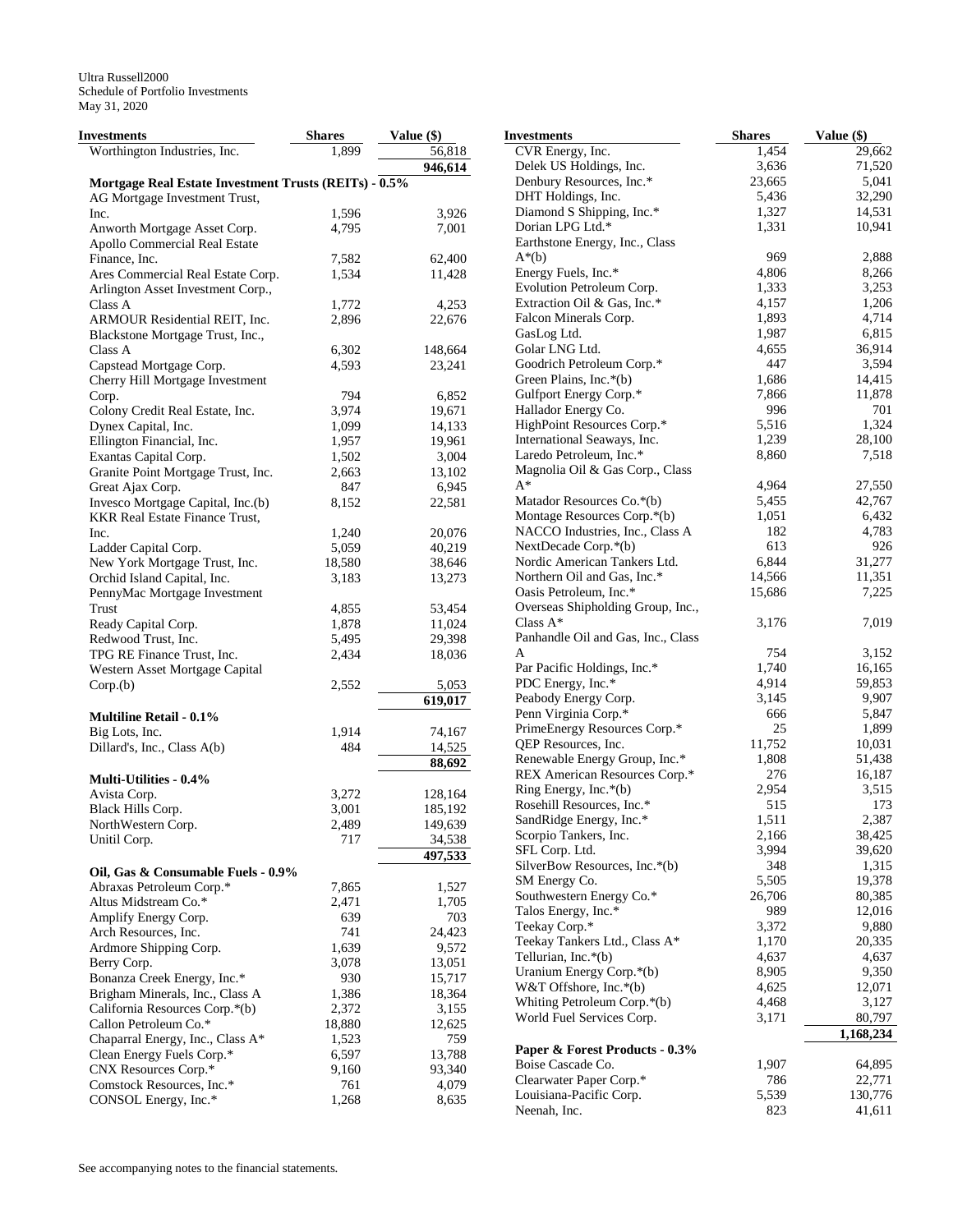Ultra Russell2000
Schedule of Portfolio Investments
May 31, 2020

| Investments | Shares | Value ($) |
|---|---|---|
| Worthington Industries, Inc. | 1,899 | 56,818 |
| | | **946,614** |
| **Mortgage Real Estate Investment Trusts (REITs) - 0.5%** | | |
| AG Mortgage Investment Trust, Inc. | 1,596 | 3,926 |
| Anworth Mortgage Asset Corp. | 4,795 | 7,001 |
| Apollo Commercial Real Estate Finance, Inc. | 7,582 | 62,400 |
| Ares Commercial Real Estate Corp. | 1,534 | 11,428 |
| Arlington Asset Investment Corp., Class A | 1,772 | 4,253 |
| ARMOUR Residential REIT, Inc. | 2,896 | 22,676 |
| Blackstone Mortgage Trust, Inc., Class A | 6,302 | 148,664 |
| Capstead Mortgage Corp. | 4,593 | 23,241 |
| Cherry Hill Mortgage Investment Corp. | 794 | 6,852 |
| Colony Credit Real Estate, Inc. | 3,974 | 19,671 |
| Dynex Capital, Inc. | 1,099 | 14,133 |
| Ellington Financial, Inc. | 1,957 | 19,961 |
| Exantas Capital Corp. | 1,502 | 3,004 |
| Granite Point Mortgage Trust, Inc. | 2,663 | 13,102 |
| Great Ajax Corp. | 847 | 6,945 |
| Invesco Mortgage Capital, Inc.(b) | 8,152 | 22,581 |
| KKR Real Estate Finance Trust, Inc. | 1,240 | 20,076 |
| Ladder Capital Corp. | 5,059 | 40,219 |
| New York Mortgage Trust, Inc. | 18,580 | 38,646 |
| Orchid Island Capital, Inc. | 3,183 | 13,273 |
| PennyMac Mortgage Investment Trust | 4,855 | 53,454 |
| Ready Capital Corp. | 1,878 | 11,024 |
| Redwood Trust, Inc. | 5,495 | 29,398 |
| TPG RE Finance Trust, Inc. | 2,434 | 18,036 |
| Western Asset Mortgage Capital Corp.(b) | 2,552 | 5,053 |
| | | **619,017** |
| **Multiline Retail - 0.1%** | | |
| Big Lots, Inc. | 1,914 | 74,167 |
| Dillard's, Inc., Class A(b) | 484 | 14,525 |
| | | **88,692** |
| **Multi-Utilities - 0.4%** | | |
| Avista Corp. | 3,272 | 128,164 |
| Black Hills Corp. | 3,001 | 185,192 |
| NorthWestern Corp. | 2,489 | 149,639 |
| Unitil Corp. | 717 | 34,538 |
| | | **497,533** |
| **Oil, Gas & Consumable Fuels - 0.9%** | | |
| Abraxas Petroleum Corp.* | 7,865 | 1,527 |
| Altus Midstream Co.* | 2,471 | 1,705 |
| Amplify Energy Corp. | 639 | 703 |
| Arch Resources, Inc. | 741 | 24,423 |
| Ardmore Shipping Corp. | 1,639 | 9,572 |
| Berry Corp. | 3,078 | 13,051 |
| Bonanza Creek Energy, Inc.* | 930 | 15,717 |
| Brigham Minerals, Inc., Class A | 1,386 | 18,364 |
| California Resources Corp.*(b) | 2,372 | 3,155 |
| Callon Petroleum Co.* | 18,880 | 12,625 |
| Chaparral Energy, Inc., Class A* | 1,523 | 759 |
| Clean Energy Fuels Corp.* | 6,597 | 13,788 |
| CNX Resources Corp.* | 9,160 | 93,340 |
| Comstock Resources, Inc.* | 761 | 4,079 |
| CONSOL Energy, Inc.* | 1,268 | 8,635 |
| CVR Energy, Inc. | 1,454 | 29,662 |
| Delek US Holdings, Inc. | 3,636 | 71,520 |
| Denbury Resources, Inc.* | 23,665 | 5,041 |
| DHT Holdings, Inc. | 5,436 | 32,290 |
| Diamond S Shipping, Inc.* | 1,327 | 14,531 |
| Dorian LPG Ltd.* | 1,331 | 10,941 |
| Earthstone Energy, Inc., Class A*(b) | 969 | 2,888 |
| Energy Fuels, Inc.* | 4,806 | 8,266 |
| Evolution Petroleum Corp. | 1,333 | 3,253 |
| Extraction Oil & Gas, Inc.* | 4,157 | 1,206 |
| Falcon Minerals Corp. | 1,893 | 4,714 |
| GasLog Ltd. | 1,987 | 6,815 |
| Golar LNG Ltd. | 4,655 | 36,914 |
| Goodrich Petroleum Corp.* | 447 | 3,594 |
| Green Plains, Inc.*(b) | 1,686 | 14,415 |
| Gulfport Energy Corp.* | 7,866 | 11,878 |
| Hallador Energy Co. | 996 | 701 |
| HighPoint Resources Corp.* | 5,516 | 1,324 |
| International Seaways, Inc. | 1,239 | 28,100 |
| Laredo Petroleum, Inc.* | 8,860 | 7,518 |
| Magnolia Oil & Gas Corp., Class A* | 4,964 | 27,550 |
| Matador Resources Co.*(b) | 5,455 | 42,767 |
| Montage Resources Corp.*(b) | 1,051 | 6,432 |
| NACCO Industries, Inc., Class A | 182 | 4,783 |
| NextDecade Corp.*(b) | 613 | 926 |
| Nordic American Tankers Ltd. | 6,844 | 31,277 |
| Northern Oil and Gas, Inc.* | 14,566 | 11,351 |
| Oasis Petroleum, Inc.* | 15,686 | 7,225 |
| Overseas Shipholding Group, Inc., Class A* | 3,176 | 7,019 |
| Panhandle Oil and Gas, Inc., Class A | 754 | 3,152 |
| Par Pacific Holdings, Inc.* | 1,740 | 16,165 |
| PDC Energy, Inc.* | 4,914 | 59,853 |
| Peabody Energy Corp. | 3,145 | 9,907 |
| Penn Virginia Corp.* | 666 | 5,847 |
| PrimeEnergy Resources Corp.* | 25 | 1,899 |
| QEP Resources, Inc. | 11,752 | 10,031 |
| Renewable Energy Group, Inc.* | 1,808 | 51,438 |
| REX American Resources Corp.* | 276 | 16,187 |
| Ring Energy, Inc.*(b) | 2,954 | 3,515 |
| Rosehill Resources, Inc.* | 515 | 173 |
| SandRidge Energy, Inc.* | 1,511 | 2,387 |
| Scorpio Tankers, Inc. | 2,166 | 38,425 |
| SFL Corp. Ltd. | 3,994 | 39,620 |
| SilverBow Resources, Inc.*(b) | 348 | 1,315 |
| SM Energy Co. | 5,505 | 19,378 |
| Southwestern Energy Co.* | 26,706 | 80,385 |
| Talos Energy, Inc.* | 989 | 12,016 |
| Teekay Corp.* | 3,372 | 9,880 |
| Teekay Tankers Ltd., Class A* | 1,170 | 20,335 |
| Tellurian, Inc.*(b) | 4,637 | 4,637 |
| Uranium Energy Corp.*(b) | 8,905 | 9,350 |
| W&T Offshore, Inc.*(b) | 4,625 | 12,071 |
| Whiting Petroleum Corp.*(b) | 4,468 | 3,127 |
| World Fuel Services Corp. | 3,171 | 80,797 |
| | | **1,168,234** |
| **Paper & Forest Products - 0.3%** | | |
| Boise Cascade Co. | 1,907 | 64,895 |
| Clearwater Paper Corp.* | 786 | 22,771 |
| Louisiana-Pacific Corp. | 5,539 | 130,776 |
| Neenah, Inc. | 823 | 41,611 |

See accompanying notes to the financial statements.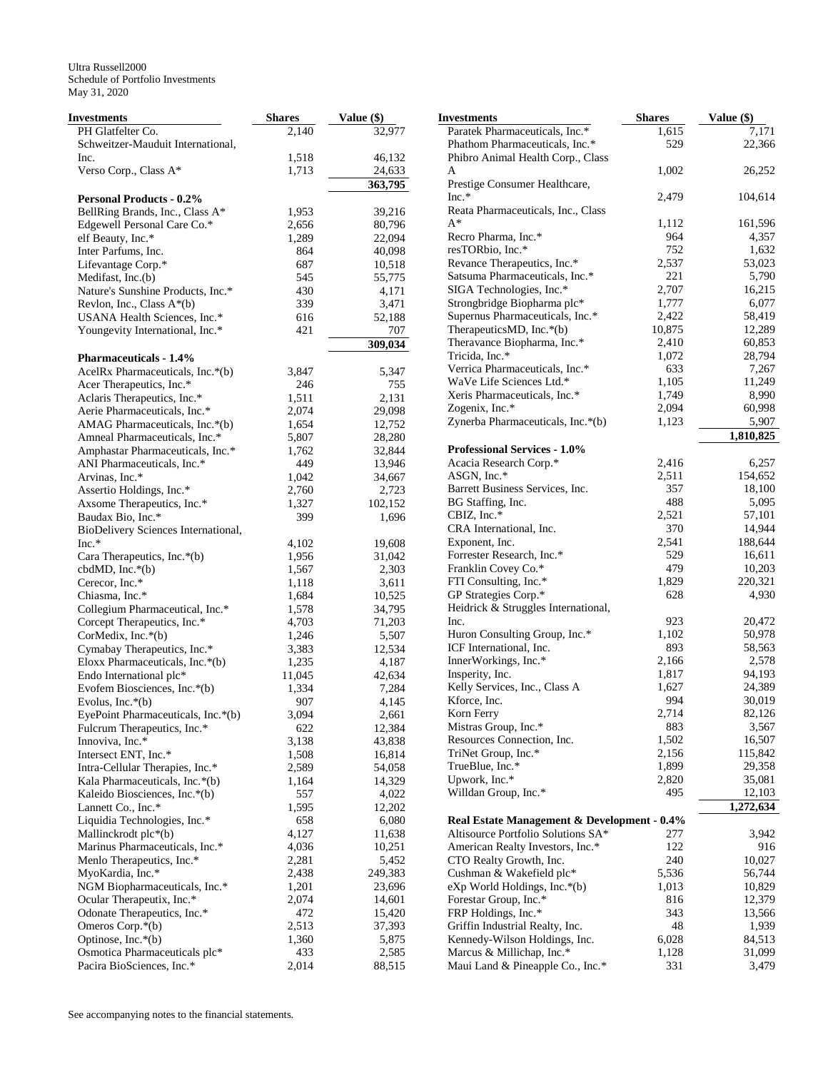Ultra Russell2000
Schedule of Portfolio Investments
May 31, 2020

| Investments | Shares | Value ($) |
|---|---|---|
| PH Glatfelter Co. | 2,140 | 32,977 |
| Schweitzer-Mauduit International, Inc. | 1,518 | 46,132 |
| Verso Corp., Class A* | 1,713 | 24,633 |
| | | 363,795 |
| **Personal Products - 0.2%** | | |
| BellRing Brands, Inc., Class A* | 1,953 | 39,216 |
| Edgewell Personal Care Co.* | 2,656 | 80,796 |
| elf Beauty, Inc.* | 1,289 | 22,094 |
| Inter Parfums, Inc. | 864 | 40,098 |
| Lifevantage Corp.* | 687 | 10,518 |
| Medifast, Inc.(b) | 545 | 55,775 |
| Nature's Sunshine Products, Inc.* | 430 | 4,171 |
| Revlon, Inc., Class A*(b) | 339 | 3,471 |
| USANA Health Sciences, Inc.* | 616 | 52,188 |
| Youngevity International, Inc.* | 421 | 707 |
| | | 309,034 |
| **Pharmaceuticals - 1.4%** | | |
| AcelRx Pharmaceuticals, Inc.*(b) | 3,847 | 5,347 |
| Acer Therapeutics, Inc.* | 246 | 755 |
| Aclaris Therapeutics, Inc.* | 1,511 | 2,131 |
| Aerie Pharmaceuticals, Inc.* | 2,074 | 29,098 |
| AMAG Pharmaceuticals, Inc.*(b) | 1,654 | 12,752 |
| Amneal Pharmaceuticals, Inc.* | 5,807 | 28,280 |
| Amphastar Pharmaceuticals, Inc.* | 1,762 | 32,844 |
| ANI Pharmaceuticals, Inc.* | 449 | 13,946 |
| Arvinas, Inc.* | 1,042 | 34,667 |
| Assertio Holdings, Inc.* | 2,760 | 2,723 |
| Axsome Therapeutics, Inc.* | 1,327 | 102,152 |
| Baudax Bio, Inc.* | 399 | 1,696 |
| BioDelivery Sciences International, Inc.* | 4,102 | 19,608 |
| Cara Therapeutics, Inc.*(b) | 1,956 | 31,042 |
| cbdMD, Inc.*(b) | 1,567 | 2,303 |
| Cerecor, Inc.* | 1,118 | 3,611 |
| Chiasma, Inc.* | 1,684 | 10,525 |
| Collegium Pharmaceutical, Inc.* | 1,578 | 34,795 |
| Corcept Therapeutics, Inc.* | 4,703 | 71,203 |
| CorMedix, Inc.*(b) | 1,246 | 5,507 |
| Cymabay Therapeutics, Inc.* | 3,383 | 12,534 |
| Eloxx Pharmaceuticals, Inc.*(b) | 1,235 | 4,187 |
| Endo International plc* | 11,045 | 42,634 |
| Evofem Biosciences, Inc.*(b) | 1,334 | 7,284 |
| Evolus, Inc.*(b) | 907 | 4,145 |
| EyePoint Pharmaceuticals, Inc.*(b) | 3,094 | 2,661 |
| Fulcrum Therapeutics, Inc.* | 622 | 12,384 |
| Innoviva, Inc.* | 3,138 | 43,838 |
| Intersect ENT, Inc.* | 1,508 | 16,814 |
| Intra-Cellular Therapies, Inc.* | 2,589 | 54,058 |
| Kala Pharmaceuticals, Inc.*(b) | 1,164 | 14,329 |
| Kaleido Biosciences, Inc.*(b) | 557 | 4,022 |
| Lannett Co., Inc.* | 1,595 | 12,202 |
| Liquidia Technologies, Inc.* | 658 | 6,080 |
| Mallinckrodt plc*(b) | 4,127 | 11,638 |
| Marinus Pharmaceuticals, Inc.* | 4,036 | 10,251 |
| Menlo Therapeutics, Inc.* | 2,281 | 5,452 |
| MyoKardia, Inc.* | 2,438 | 249,383 |
| NGM Biopharmaceuticals, Inc.* | 1,201 | 23,696 |
| Ocular Therapeutix, Inc.* | 2,074 | 14,601 |
| Odonate Therapeutics, Inc.* | 472 | 15,420 |
| Omeros Corp.*(b) | 2,513 | 37,393 |
| Optinose, Inc.*(b) | 1,360 | 5,875 |
| Osmotica Pharmaceuticals plc* | 433 | 2,585 |
| Pacira BioSciences, Inc.* | 2,014 | 88,515 |
| Paratek Pharmaceuticals, Inc.* | 1,615 | 7,171 |
| Phathom Pharmaceuticals, Inc.* | 529 | 22,366 |
| Phibro Animal Health Corp., Class A | 1,002 | 26,252 |
| Prestige Consumer Healthcare, Inc.* | 2,479 | 104,614 |
| Reata Pharmaceuticals, Inc., Class A* | 1,112 | 161,596 |
| Recro Pharma, Inc.* | 964 | 4,357 |
| resTORbio, Inc.* | 752 | 1,632 |
| Revance Therapeutics, Inc.* | 2,537 | 53,023 |
| Satsuma Pharmaceuticals, Inc.* | 221 | 5,790 |
| SIGA Technologies, Inc.* | 2,707 | 16,215 |
| Strongbridge Biopharma plc* | 1,777 | 6,077 |
| Supernus Pharmaceuticals, Inc.* | 2,422 | 58,419 |
| TherapeuticsMD, Inc.*(b) | 10,875 | 12,289 |
| Theravance Biopharma, Inc.* | 2,410 | 60,853 |
| Tricida, Inc.* | 1,072 | 28,794 |
| Verrica Pharmaceuticals, Inc.* | 633 | 7,267 |
| WaVe Life Sciences Ltd.* | 1,105 | 11,249 |
| Xeris Pharmaceuticals, Inc.* | 1,749 | 8,990 |
| Zogenix, Inc.* | 2,094 | 60,998 |
| Zynerba Pharmaceuticals, Inc.*(b) | 1,123 | 5,907 |
| | | 1,810,825 |
| **Professional Services - 1.0%** | | |
| Acacia Research Corp.* | 2,416 | 6,257 |
| ASGN, Inc.* | 2,511 | 154,652 |
| Barrett Business Services, Inc. | 357 | 18,100 |
| BG Staffing, Inc. | 488 | 5,095 |
| CBIZ, Inc.* | 2,521 | 57,101 |
| CRA International, Inc. | 370 | 14,944 |
| Exponent, Inc. | 2,541 | 188,644 |
| Forrester Research, Inc.* | 529 | 16,611 |
| Franklin Covey Co.* | 479 | 10,203 |
| FTI Consulting, Inc.* | 1,829 | 220,321 |
| GP Strategies Corp.* | 628 | 4,930 |
| Heidrick & Struggles International, Inc. | 923 | 20,472 |
| Huron Consulting Group, Inc.* | 1,102 | 50,978 |
| ICF International, Inc. | 893 | 58,563 |
| InnerWorkings, Inc.* | 2,166 | 2,578 |
| Insperity, Inc. | 1,817 | 94,193 |
| Kelly Services, Inc., Class A | 1,627 | 24,389 |
| Kforce, Inc. | 994 | 30,019 |
| Korn Ferry | 2,714 | 82,126 |
| Mistras Group, Inc.* | 883 | 3,567 |
| Resources Connection, Inc. | 1,502 | 16,507 |
| TriNet Group, Inc.* | 2,156 | 115,842 |
| TrueBlue, Inc.* | 1,899 | 29,358 |
| Upwork, Inc.* | 2,820 | 35,081 |
| Willdan Group, Inc.* | 495 | 12,103 |
| | | 1,272,634 |
| **Real Estate Management & Development - 0.4%** | | |
| Altisource Portfolio Solutions SA* | 277 | 3,942 |
| American Realty Investors, Inc.* | 122 | 916 |
| CTO Realty Growth, Inc. | 240 | 10,027 |
| Cushman & Wakefield plc* | 5,536 | 56,744 |
| eXp World Holdings, Inc.*(b) | 1,013 | 10,829 |
| Forestar Group, Inc.* | 816 | 12,379 |
| FRP Holdings, Inc.* | 343 | 13,566 |
| Griffin Industrial Realty, Inc. | 48 | 1,939 |
| Kennedy-Wilson Holdings, Inc. | 6,028 | 84,513 |
| Marcus & Millichap, Inc.* | 1,128 | 31,099 |
| Maui Land & Pineapple Co., Inc.* | 331 | 3,479 |

See accompanying notes to the financial statements.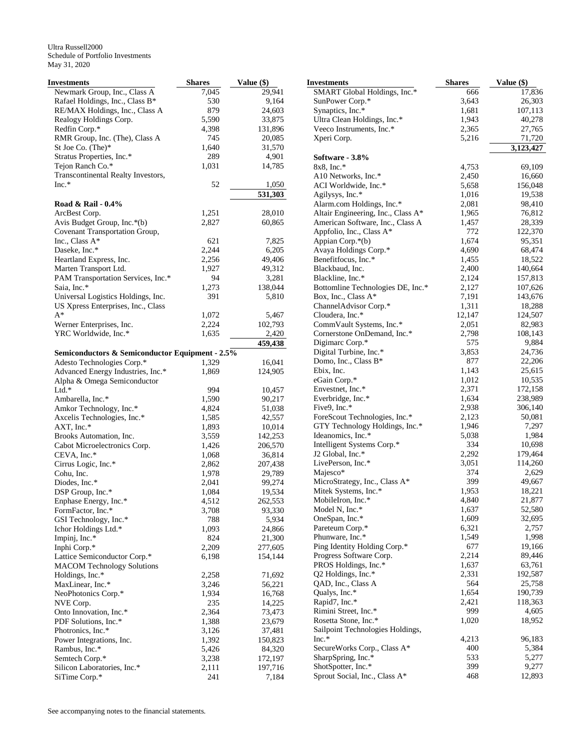Ultra Russell2000
Schedule of Portfolio Investments
May 31, 2020

| Investments | Shares | Value ($) |
|---|---|---|
| Newmark Group, Inc., Class A | 7,045 | 29,941 |
| Rafael Holdings, Inc., Class B* | 530 | 9,164 |
| RE/MAX Holdings, Inc., Class A | 879 | 24,603 |
| Realogy Holdings Corp. | 5,590 | 33,875 |
| Redfin Corp.* | 4,398 | 131,896 |
| RMR Group, Inc. (The), Class A | 745 | 20,085 |
| St Joe Co. (The)* | 1,640 | 31,570 |
| Stratus Properties, Inc.* | 289 | 4,901 |
| Tejon Ranch Co.* | 1,031 | 14,785 |
| Transcontinental Realty Investors, Inc.* | 52 | 1,050 |
| | | 531,303 |
| **Road & Rail - 0.4%** | | |
| ArcBest Corp. | 1,251 | 28,010 |
| Avis Budget Group, Inc.*(b) | 2,827 | 60,865 |
| Covenant Transportation Group, Inc., Class A* | 621 | 7,825 |
| Daseke, Inc.* | 2,244 | 6,205 |
| Heartland Express, Inc. | 2,256 | 49,406 |
| Marten Transport Ltd. | 1,927 | 49,312 |
| PAM Transportation Services, Inc.* | 94 | 3,281 |
| Saia, Inc.* | 1,273 | 138,044 |
| Universal Logistics Holdings, Inc. | 391 | 5,810 |
| US Xpress Enterprises, Inc., Class A* | 1,072 | 5,467 |
| Werner Enterprises, Inc. | 2,224 | 102,793 |
| YRC Worldwide, Inc.* | 1,635 | 2,420 |
| | | 459,438 |
| **Semiconductors & Semiconductor Equipment - 2.5%** | | |
| Adesto Technologies Corp.* | 1,329 | 16,041 |
| Advanced Energy Industries, Inc.* | 1,869 | 124,905 |
| Alpha & Omega Semiconductor Ltd.* | 994 | 10,457 |
| Ambarella, Inc.* | 1,590 | 90,217 |
| Amkor Technology, Inc.* | 4,824 | 51,038 |
| Axcelis Technologies, Inc.* | 1,585 | 42,557 |
| AXT, Inc.* | 1,893 | 10,014 |
| Brooks Automation, Inc. | 3,559 | 142,253 |
| Cabot Microelectronics Corp. | 1,426 | 206,570 |
| CEVA, Inc.* | 1,068 | 36,814 |
| Cirrus Logic, Inc.* | 2,862 | 207,438 |
| Cohu, Inc. | 1,978 | 29,789 |
| Diodes, Inc.* | 2,041 | 99,274 |
| DSP Group, Inc.* | 1,084 | 19,534 |
| Enphase Energy, Inc.* | 4,512 | 262,553 |
| FormFactor, Inc.* | 3,708 | 93,330 |
| GSI Technology, Inc.* | 788 | 5,934 |
| Ichor Holdings Ltd.* | 1,093 | 24,866 |
| Impinj, Inc.* | 824 | 21,300 |
| Inphi Corp.* | 2,209 | 277,605 |
| Lattice Semiconductor Corp.* | 6,198 | 154,144 |
| MACOM Technology Solutions Holdings, Inc.* | 2,258 | 71,692 |
| MaxLinear, Inc.* | 3,246 | 56,221 |
| NeoPhotonics Corp.* | 1,934 | 16,768 |
| NVE Corp. | 235 | 14,225 |
| Onto Innovation, Inc.* | 2,364 | 73,473 |
| PDF Solutions, Inc.* | 1,388 | 23,679 |
| Photronics, Inc.* | 3,126 | 37,481 |
| Power Integrations, Inc. | 1,392 | 150,823 |
| Rambus, Inc.* | 5,426 | 84,320 |
| Semtech Corp.* | 3,238 | 172,197 |
| Silicon Laboratories, Inc.* | 2,111 | 197,716 |
| SiTime Corp.* | 241 | 7,184 |
| SMART Global Holdings, Inc.* | 666 | 17,836 |
| SunPower Corp.* | 3,643 | 26,303 |
| Synaptics, Inc.* | 1,681 | 107,113 |
| Ultra Clean Holdings, Inc.* | 1,943 | 40,278 |
| Veeco Instruments, Inc.* | 2,365 | 27,765 |
| Xperi Corp. | 5,216 | 71,720 |
| | | 3,123,427 |
| **Software - 3.8%** | | |
| 8x8, Inc.* | 4,753 | 69,109 |
| A10 Networks, Inc.* | 2,450 | 16,660 |
| ACI Worldwide, Inc.* | 5,658 | 156,048 |
| Agilysys, Inc.* | 1,016 | 19,538 |
| Alarm.com Holdings, Inc.* | 2,081 | 98,410 |
| Altair Engineering, Inc., Class A* | 1,965 | 76,812 |
| American Software, Inc., Class A | 1,457 | 28,339 |
| Appfolio, Inc., Class A* | 772 | 122,370 |
| Appian Corp.*(b) | 1,674 | 95,351 |
| Avaya Holdings Corp.* | 4,690 | 68,474 |
| Benefitfocus, Inc.* | 1,455 | 18,522 |
| Blackbaud, Inc. | 2,400 | 140,664 |
| Blackline, Inc.* | 2,124 | 157,813 |
| Bottomline Technologies DE, Inc.* | 2,127 | 107,626 |
| Box, Inc., Class A* | 7,191 | 143,676 |
| ChannelAdvisor Corp.* | 1,311 | 18,288 |
| Cloudera, Inc.* | 12,147 | 124,507 |
| CommVault Systems, Inc.* | 2,051 | 82,983 |
| Cornerstone OnDemand, Inc.* | 2,798 | 108,143 |
| Digimarc Corp.* | 575 | 9,884 |
| Digital Turbine, Inc.* | 3,853 | 24,736 |
| Domo, Inc., Class B* | 877 | 22,206 |
| Ebix, Inc. | 1,143 | 25,615 |
| eGain Corp.* | 1,012 | 10,535 |
| Envestnet, Inc.* | 2,371 | 172,158 |
| Everbridge, Inc.* | 1,634 | 238,989 |
| Five9, Inc.* | 2,938 | 306,140 |
| ForeScout Technologies, Inc.* | 2,123 | 50,081 |
| GTY Technology Holdings, Inc.* | 1,946 | 7,297 |
| Ideanomics, Inc.* | 5,038 | 1,984 |
| Intelligent Systems Corp.* | 334 | 10,698 |
| J2 Global, Inc.* | 2,292 | 179,464 |
| LivePerson, Inc.* | 3,051 | 114,260 |
| Majesco* | 374 | 2,629 |
| MicroStrategy, Inc., Class A* | 399 | 49,667 |
| Mitek Systems, Inc.* | 1,953 | 18,221 |
| MobileIron, Inc.* | 4,840 | 21,877 |
| Model N, Inc.* | 1,637 | 52,580 |
| OneSpan, Inc.* | 1,609 | 32,695 |
| Pareteum Corp.* | 6,321 | 2,757 |
| Phunware, Inc.* | 1,549 | 1,998 |
| Ping Identity Holding Corp.* | 677 | 19,166 |
| Progress Software Corp. | 2,214 | 89,446 |
| PROS Holdings, Inc.* | 1,637 | 63,761 |
| Q2 Holdings, Inc.* | 2,331 | 192,587 |
| QAD, Inc., Class A | 564 | 25,758 |
| Qualys, Inc.* | 1,654 | 190,739 |
| Rapid7, Inc.* | 2,421 | 118,363 |
| Rimini Street, Inc.* | 999 | 4,605 |
| Rosetta Stone, Inc.* | 1,020 | 18,952 |
| Sailpoint Technologies Holdings, Inc.* | 4,213 | 96,183 |
| SecureWorks Corp., Class A* | 400 | 5,384 |
| SharpSpring, Inc.* | 533 | 5,277 |
| ShotSpotter, Inc.* | 399 | 9,277 |
| Sprout Social, Inc., Class A* | 468 | 12,893 |

See accompanying notes to the financial statements.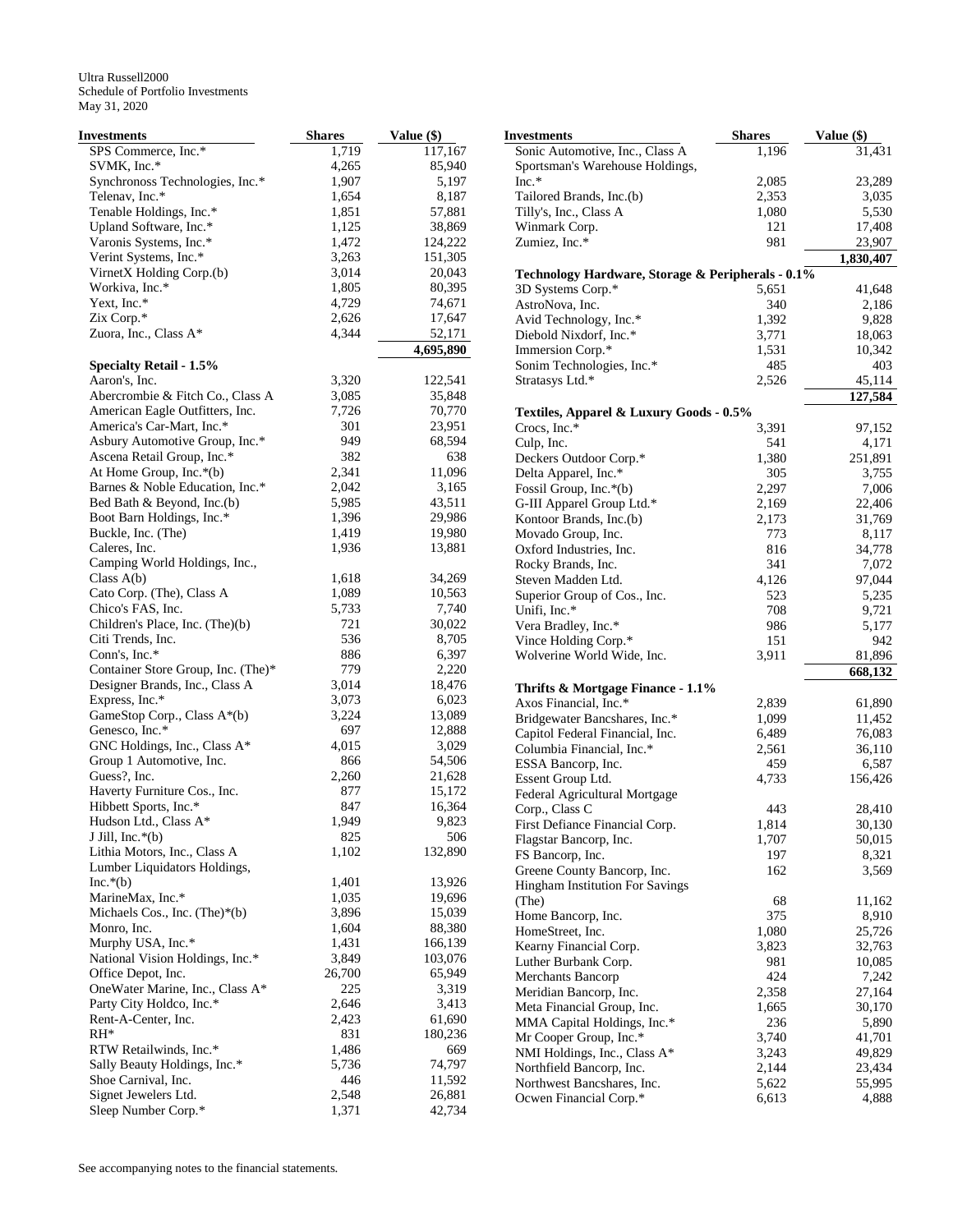Ultra Russell2000
Schedule of Portfolio Investments
May 31, 2020

| Investments | Shares | Value ($) |
|---|---|---|
| SPS Commerce, Inc.* | 1,719 | 117,167 |
| SVMK, Inc.* | 4,265 | 85,940 |
| Synchronoss Technologies, Inc.* | 1,907 | 5,197 |
| Telenav, Inc.* | 1,654 | 8,187 |
| Tenable Holdings, Inc.* | 1,851 | 57,881 |
| Upland Software, Inc.* | 1,125 | 38,869 |
| Varonis Systems, Inc.* | 1,472 | 124,222 |
| Verint Systems, Inc.* | 3,263 | 151,305 |
| VirnetX Holding Corp.(b) | 3,014 | 20,043 |
| Workiva, Inc.* | 1,805 | 80,395 |
| Yext, Inc.* | 4,729 | 74,671 |
| Zix Corp.* | 2,626 | 17,647 |
| Zuora, Inc., Class A* | 4,344 | 52,171 |
| | | **4,695,890** |
| **Specialty Retail - 1.5%** | | |
| Aaron's, Inc. | 3,320 | 122,541 |
| Abercrombie & Fitch Co., Class A | 3,085 | 35,848 |
| American Eagle Outfitters, Inc. | 7,726 | 70,770 |
| America's Car-Mart, Inc.* | 301 | 23,951 |
| Asbury Automotive Group, Inc.* | 949 | 68,594 |
| Ascena Retail Group, Inc.* | 382 | 638 |
| At Home Group, Inc.*(b) | 2,341 | 11,096 |
| Barnes & Noble Education, Inc.* | 2,042 | 3,165 |
| Bed Bath & Beyond, Inc.(b) | 5,985 | 43,511 |
| Boot Barn Holdings, Inc.* | 1,396 | 29,986 |
| Buckle, Inc. (The) | 1,419 | 19,980 |
| Caleres, Inc. | 1,936 | 13,881 |
| Camping World Holdings, Inc., Class A(b) | 1,618 | 34,269 |
| Cato Corp. (The), Class A | 1,089 | 10,563 |
| Chico's FAS, Inc. | 5,733 | 7,740 |
| Children's Place, Inc. (The)(b) | 721 | 30,022 |
| Citi Trends, Inc. | 536 | 8,705 |
| Conn's, Inc.* | 886 | 6,397 |
| Container Store Group, Inc. (The)* | 779 | 2,220 |
| Designer Brands, Inc., Class A | 3,014 | 18,476 |
| Express, Inc.* | 3,073 | 6,023 |
| GameStop Corp., Class A*(b) | 3,224 | 13,089 |
| Genesco, Inc.* | 697 | 12,888 |
| GNC Holdings, Inc., Class A* | 4,015 | 3,029 |
| Group 1 Automotive, Inc. | 866 | 54,506 |
| Guess?, Inc. | 2,260 | 21,628 |
| Haverty Furniture Cos., Inc. | 877 | 15,172 |
| Hibbett Sports, Inc.* | 847 | 16,364 |
| Hudson Ltd., Class A* | 1,949 | 9,823 |
| J Jill, Inc.*(b) | 825 | 506 |
| Lithia Motors, Inc., Class A | 1,102 | 132,890 |
| Lumber Liquidators Holdings, Inc.*(b) | 1,401 | 13,926 |
| MarineMax, Inc.* | 1,035 | 19,696 |
| Michaels Cos., Inc. (The)*(b) | 3,896 | 15,039 |
| Monro, Inc. | 1,604 | 88,380 |
| Murphy USA, Inc.* | 1,431 | 166,139 |
| National Vision Holdings, Inc.* | 3,849 | 103,076 |
| Office Depot, Inc. | 26,700 | 65,949 |
| OneWater Marine, Inc., Class A* | 225 | 3,319 |
| Party City Holdco, Inc.* | 2,646 | 3,413 |
| Rent-A-Center, Inc. | 2,423 | 61,690 |
| RH* | 831 | 180,236 |
| RTW Retailwinds, Inc.* | 1,486 | 669 |
| Sally Beauty Holdings, Inc.* | 5,736 | 74,797 |
| Shoe Carnival, Inc. | 446 | 11,592 |
| Signet Jewelers Ltd. | 2,548 | 26,881 |
| Sleep Number Corp.* | 1,371 | 42,734 |
| Sonic Automotive, Inc., Class A | 1,196 | 31,431 |
| Sportsman's Warehouse Holdings, Inc.* | 2,085 | 23,289 |
| Tailored Brands, Inc.(b) | 2,353 | 3,035 |
| Tilly's, Inc., Class A | 1,080 | 5,530 |
| Winmark Corp. | 121 | 17,408 |
| Zumiez, Inc.* | 981 | 23,907 |
| | | **1,830,407** |
| **Technology Hardware, Storage & Peripherals - 0.1%** | | |
| 3D Systems Corp.* | 5,651 | 41,648 |
| AstroNova, Inc. | 340 | 2,186 |
| Avid Technology, Inc.* | 1,392 | 9,828 |
| Diebold Nixdorf, Inc.* | 3,771 | 18,063 |
| Immersion Corp.* | 1,531 | 10,342 |
| Sonim Technologies, Inc.* | 485 | 403 |
| Stratasys Ltd.* | 2,526 | 45,114 |
| | | **127,584** |
| **Textiles, Apparel & Luxury Goods - 0.5%** | | |
| Crocs, Inc.* | 3,391 | 97,152 |
| Culp, Inc. | 541 | 4,171 |
| Deckers Outdoor Corp.* | 1,380 | 251,891 |
| Delta Apparel, Inc.* | 305 | 3,755 |
| Fossil Group, Inc.*(b) | 2,297 | 7,006 |
| G-III Apparel Group Ltd.* | 2,169 | 22,406 |
| Kontoor Brands, Inc.(b) | 2,173 | 31,769 |
| Movado Group, Inc. | 773 | 8,117 |
| Oxford Industries, Inc. | 816 | 34,778 |
| Rocky Brands, Inc. | 341 | 7,072 |
| Steven Madden Ltd. | 4,126 | 97,044 |
| Superior Group of Cos., Inc. | 523 | 5,235 |
| Unifi, Inc.* | 708 | 9,721 |
| Vera Bradley, Inc.* | 986 | 5,177 |
| Vince Holding Corp.* | 151 | 942 |
| Wolverine World Wide, Inc. | 3,911 | 81,896 |
| | | **668,132** |
| **Thrifts & Mortgage Finance - 1.1%** | | |
| Axos Financial, Inc.* | 2,839 | 61,890 |
| Bridgewater Bancshares, Inc.* | 1,099 | 11,452 |
| Capitol Federal Financial, Inc. | 6,489 | 76,083 |
| Columbia Financial, Inc.* | 2,561 | 36,110 |
| ESSA Bancorp, Inc. | 459 | 6,587 |
| Essent Group Ltd. | 4,733 | 156,426 |
| Federal Agricultural Mortgage Corp., Class C | 443 | 28,410 |
| First Defiance Financial Corp. | 1,814 | 30,130 |
| Flagstar Bancorp, Inc. | 1,707 | 50,015 |
| FS Bancorp, Inc. | 197 | 8,321 |
| Greene County Bancorp, Inc. | 162 | 3,569 |
| Hingham Institution For Savings (The) | 68 | 11,162 |
| Home Bancorp, Inc. | 375 | 8,910 |
| HomeStreet, Inc. | 1,080 | 25,726 |
| Kearny Financial Corp. | 3,823 | 32,763 |
| Luther Burbank Corp. | 981 | 10,085 |
| Merchants Bancorp | 424 | 7,242 |
| Meridian Bancorp, Inc. | 2,358 | 27,164 |
| Meta Financial Group, Inc. | 1,665 | 30,170 |
| MMA Capital Holdings, Inc.* | 236 | 5,890 |
| Mr Cooper Group, Inc.* | 3,740 | 41,701 |
| NMI Holdings, Inc., Class A* | 3,243 | 49,829 |
| Northfield Bancorp, Inc. | 2,144 | 23,434 |
| Northwest Bancshares, Inc. | 5,622 | 55,995 |
| Ocwen Financial Corp.* | 6,613 | 4,888 |

See accompanying notes to the financial statements.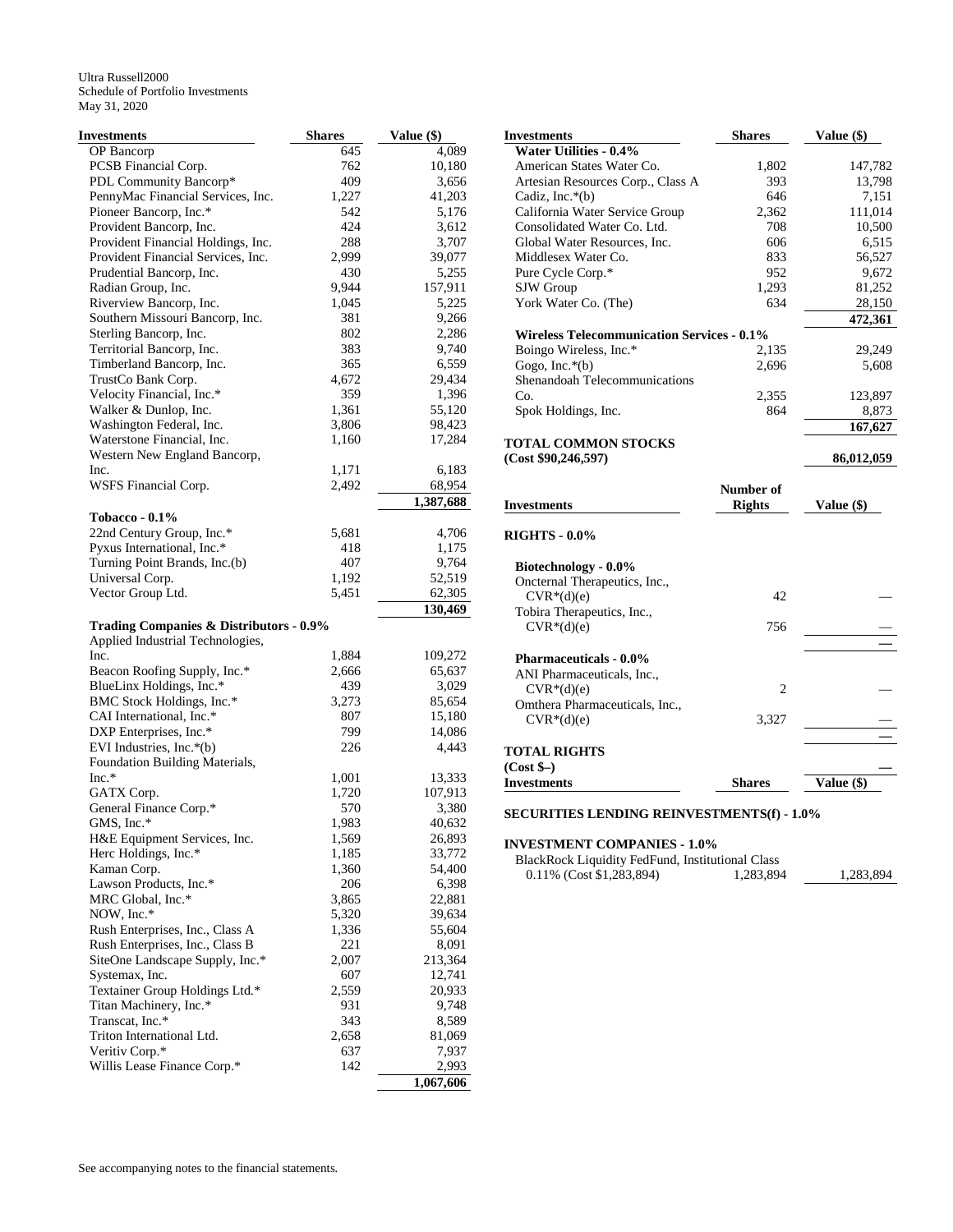Ultra Russell2000
Schedule of Portfolio Investments
May 31, 2020

| Investments | Shares | Value ($) |
|---|---|---|
| OP Bancorp | 645 | 4,089 |
| PCSB Financial Corp. | 762 | 10,180 |
| PDL Community Bancorp* | 409 | 3,656 |
| PennyMac Financial Services, Inc. | 1,227 | 41,203 |
| Pioneer Bancorp, Inc.* | 542 | 5,176 |
| Provident Bancorp, Inc. | 424 | 3,612 |
| Provident Financial Holdings, Inc. | 288 | 3,707 |
| Provident Financial Services, Inc. | 2,999 | 39,077 |
| Prudential Bancorp, Inc. | 430 | 5,255 |
| Radian Group, Inc. | 9,944 | 157,911 |
| Riverview Bancorp, Inc. | 1,045 | 5,225 |
| Southern Missouri Bancorp, Inc. | 381 | 9,266 |
| Sterling Bancorp, Inc. | 802 | 2,286 |
| Territorial Bancorp, Inc. | 383 | 9,740 |
| Timberland Bancorp, Inc. | 365 | 6,559 |
| TrustCo Bank Corp. | 4,672 | 29,434 |
| Velocity Financial, Inc.* | 359 | 1,396 |
| Walker & Dunlop, Inc. | 1,361 | 55,120 |
| Washington Federal, Inc. | 3,806 | 98,423 |
| Waterstone Financial, Inc. | 1,160 | 17,284 |
| Western New England Bancorp, Inc. | 1,171 | 6,183 |
| WSFS Financial Corp. | 2,492 | 68,954 |
| | | **1,387,688** |
| **Tobacco - 0.1%** | | |
| 22nd Century Group, Inc.* | 5,681 | 4,706 |
| Pyxus International, Inc.* | 418 | 1,175 |
| Turning Point Brands, Inc.(b) | 407 | 9,764 |
| Universal Corp. | 1,192 | 52,519 |
| Vector Group Ltd. | 5,451 | 62,305 |
| | | **130,469** |
| **Trading Companies & Distributors - 0.9%** | | |
| Applied Industrial Technologies, Inc. | 1,884 | 109,272 |
| Beacon Roofing Supply, Inc.* | 2,666 | 65,637 |
| BlueLinx Holdings, Inc.* | 439 | 3,029 |
| BMC Stock Holdings, Inc.* | 3,273 | 85,654 |
| CAI International, Inc.* | 807 | 15,180 |
| DXP Enterprises, Inc.* | 799 | 14,086 |
| EVI Industries, Inc.*(b) | 226 | 4,443 |
| Foundation Building Materials, Inc.* | 1,001 | 13,333 |
| GATX Corp. | 1,720 | 107,913 |
| General Finance Corp.* | 570 | 3,380 |
| GMS, Inc.* | 1,983 | 40,632 |
| H&E Equipment Services, Inc. | 1,569 | 26,893 |
| Herc Holdings, Inc.* | 1,185 | 33,772 |
| Kaman Corp. | 1,360 | 54,400 |
| Lawson Products, Inc.* | 206 | 6,398 |
| MRC Global, Inc.* | 3,865 | 22,881 |
| NOW, Inc.* | 5,320 | 39,634 |
| Rush Enterprises, Inc., Class A | 1,336 | 55,604 |
| Rush Enterprises, Inc., Class B | 221 | 8,091 |
| SiteOne Landscape Supply, Inc.* | 2,007 | 213,364 |
| Systemax, Inc. | 607 | 12,741 |
| Textainer Group Holdings Ltd.* | 2,559 | 20,933 |
| Titan Machinery, Inc.* | 931 | 9,748 |
| Transcat, Inc.* | 343 | 8,589 |
| Triton International Ltd. | 2,658 | 81,069 |
| Veritiv Corp.* | 637 | 7,937 |
| Willis Lease Finance Corp.* | 142 | 2,993 |
| | | **1,067,606** |
| **Water Utilities - 0.4%** | | |
| American States Water Co. | 1,802 | 147,782 |
| Artesian Resources Corp., Class A | 393 | 13,798 |
| Cadiz, Inc.*(b) | 646 | 7,151 |
| California Water Service Group | 2,362 | 111,014 |
| Consolidated Water Co. Ltd. | 708 | 10,500 |
| Global Water Resources, Inc. | 606 | 6,515 |
| Middlesex Water Co. | 833 | 56,527 |
| Pure Cycle Corp.* | 952 | 9,672 |
| SJW Group | 1,293 | 81,252 |
| York Water Co. (The) | 634 | 28,150 |
| | | **472,361** |
| **Wireless Telecommunication Services - 0.1%** | | |
| Boingo Wireless, Inc.* | 2,135 | 29,249 |
| Gogo, Inc.*(b) | 2,696 | 5,608 |
| Shenandoah Telecommunications Co. | 2,355 | 123,897 |
| Spok Holdings, Inc. | 864 | 8,873 |
| | | **167,627** |
| **TOTAL COMMON STOCKS (Cost $90,246,597)** | | **86,012,059** |

| Investments | Number of Rights | Value ($) |
|---|---|---|
| **RIGHTS - 0.0%** | | |
| **Biotechnology - 0.0%** | | |
| Oncternal Therapeutics, Inc., CVR*(d)(e) | 42 | — |
| Tobira Therapeutics, Inc., CVR*(d)(e) | 756 | — |
| | | — |
| **Pharmaceuticals - 0.0%** | | |
| ANI Pharmaceuticals, Inc., CVR*(d)(e) | 2 | — |
| Omthera Pharmaceuticals, Inc., CVR*(d)(e) | 3,327 | — |
| | | — |
| **TOTAL RIGHTS (Cost $–)** | | **—** |

| Investments | Shares | Value ($) |
|---|---|---|
| **SECURITIES LENDING REINVESTMENTS(f) - 1.0%** | | |
| **INVESTMENT COMPANIES - 1.0%** | | |
| BlackRock Liquidity FedFund, Institutional Class 0.11% (Cost $1,283,894) | 1,283,894 | 1,283,894 |

See accompanying notes to the financial statements.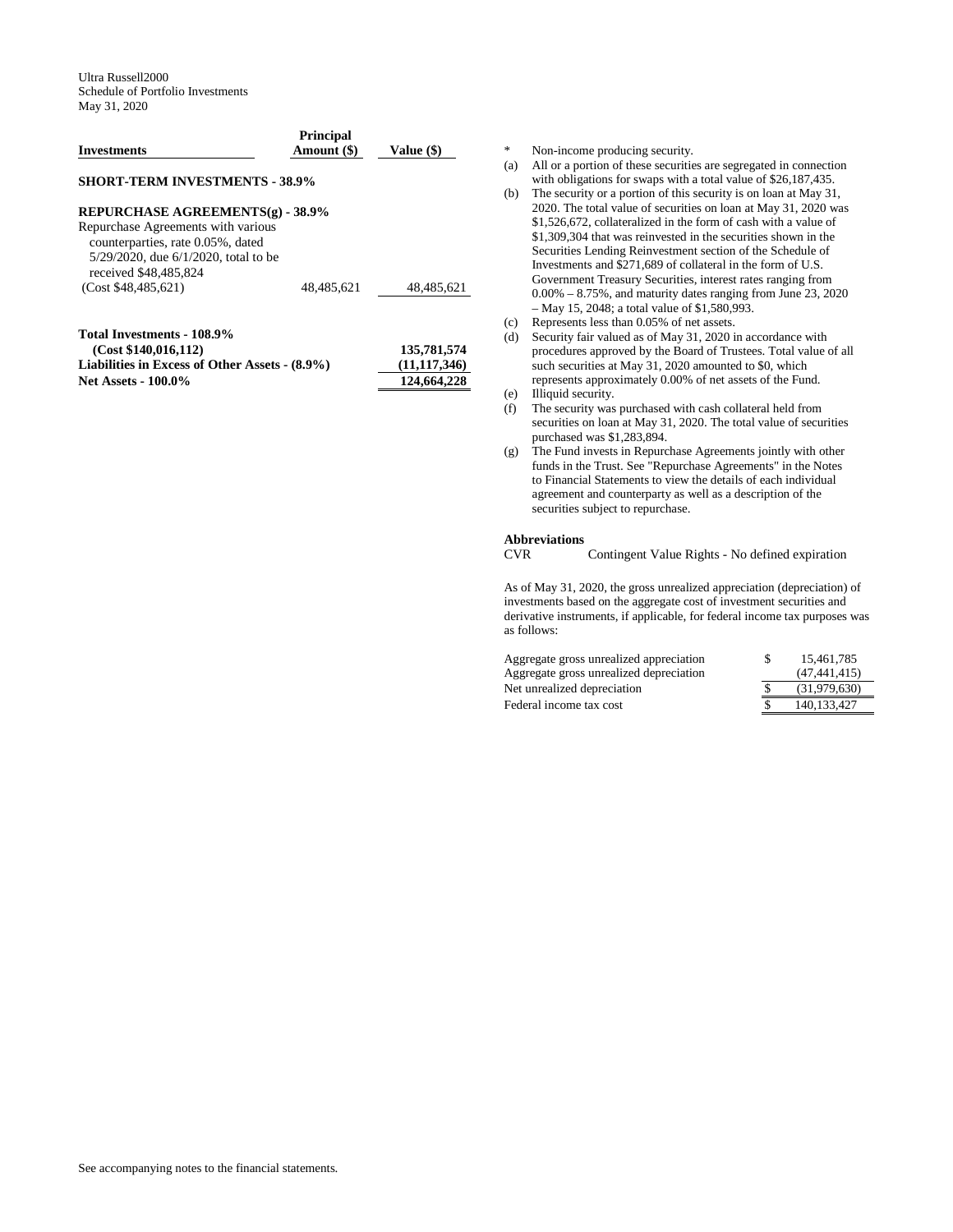Ultra Russell2000
Schedule of Portfolio Investments
May 31, 2020

| Investments | Principal Amount ($) | Value ($) |
|---|---|---|
| **SHORT-TERM INVESTMENTS - 38.9%** | | |
| **REPURCHASE AGREEMENTS(g) - 38.9%** | | |
| Repurchase Agreements with various counterparties, rate 0.05%, dated 5/29/2020, due 6/1/2020, total to be received $48,485,824 (Cost $48,485,621) | 48,485,621 | 48,485,621 |
| **Total Investments - 108.9% (Cost $140,016,112)** | | **135,781,574** |
| **Liabilities in Excess of Other Assets - (8.9%)** | | **(11,117,346)** |
| **Net Assets - 100.0%** | | **124,664,228** |

- \* Non-income producing security.
- (a) All or a portion of these securities are segregated in connection with obligations for swaps with a total value of $26,187,435.
- (b) The security or a portion of this security is on loan at May 31, 2020. The total value of securities on loan at May 31, 2020 was $1,526,672, collateralized in the form of cash with a value of $1,309,304 that was reinvested in the securities shown in the Securities Lending Reinvestment section of the Schedule of Investments and $271,689 of collateral in the form of U.S. Government Treasury Securities, interest rates ranging from 0.00% – 8.75%, and maturity dates ranging from June 23, 2020 – May 15, 2048; a total value of $1,580,993.
- (c) Represents less than 0.05% of net assets.
- (d) Security fair valued as of May 31, 2020 in accordance with procedures approved by the Board of Trustees. Total value of all such securities at May 31, 2020 amounted to $0, which represents approximately 0.00% of net assets of the Fund.
- (e) Illiquid security.
- (f) The security was purchased with cash collateral held from securities on loan at May 31, 2020. The total value of securities purchased was $1,283,894.
- (g) The Fund invests in Repurchase Agreements jointly with other funds in the Trust. See "Repurchase Agreements" in the Notes to Financial Statements to view the details of each individual agreement and counterparty as well as a description of the securities subject to repurchase.

**Abbreviations**

CVR Contingent Value Rights - No defined expiration

As of May 31, 2020, the gross unrealized appreciation (depreciation) of investments based on the aggregate cost of investment securities and derivative instruments, if applicable, for federal income tax purposes was as follows:

| | |
|---|---|
| Aggregate gross unrealized appreciation | $ 15,461,785 |
| Aggregate gross unrealized depreciation | (47,441,415) |
| Net unrealized depreciation | $ (31,979,630) |
| Federal income tax cost | $ 140,133,427 |

See accompanying notes to the financial statements.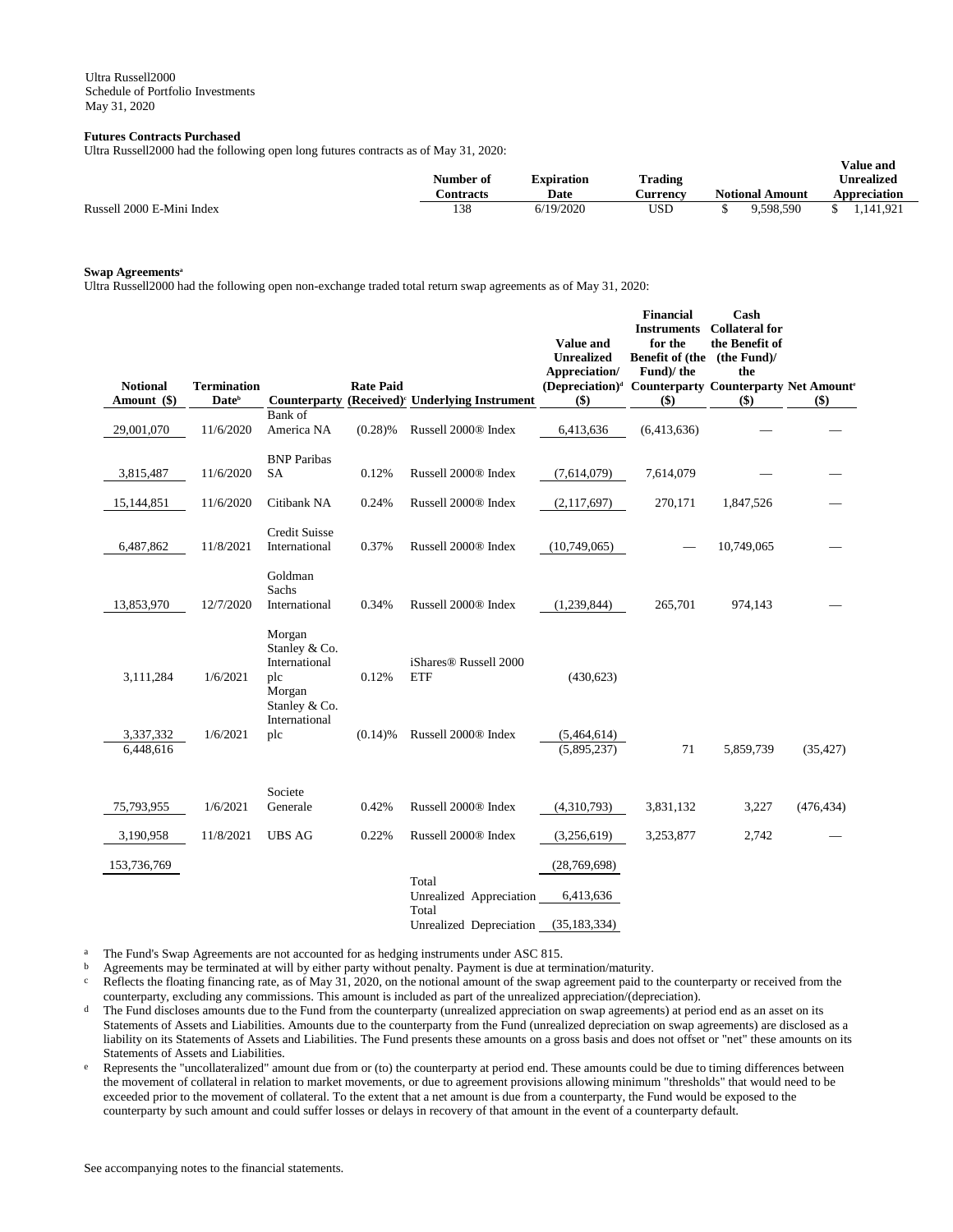Ultra Russell2000
Schedule of Portfolio Investments
May 31, 2020

**Futures Contracts Purchased**

Ultra Russell2000 had the following open long futures contracts as of May 31, 2020:

| | Number of Contracts | Expiration Date | Trading Currency | Notional Amount | Value and Unrealized Appreciation |
|---|---|---|---|---|---|
| Russell 2000 E-Mini Index | 138 | 6/19/2020 | USD | $ 9,598,590 | $ 1,141,921 |

**Swap Agreements[a]**

Ultra Russell2000 had the following open non-exchange traded total return swap agreements as of May 31, 2020:

| Notional Amount ($) | Termination Date[b] | Counterparty | Rate Paid (Received)[c] | Underlying Instrument | Value and Unrealized Appreciation/ (Depreciation)[d] ($) | Financial Instruments for the Benefit of (the Fund)/ the Counterparty ($) | Cash Collateral for the Benefit of (the Fund)/ the Counterparty ($) | Net Amount[e] ($) |
|---|---|---|---|---|---|---|---|---|
| 29,001,070 | 11/6/2020 | Bank of America NA | (0.28)% | Russell 2000® Index | 6,413,636 | (6,413,636) | — | — |
| 3,815,487 | 11/6/2020 | BNP Paribas SA | 0.12% | Russell 2000® Index | (7,614,079) | 7,614,079 | — | — |
| 15,144,851 | 11/6/2020 | Citibank NA | 0.24% | Russell 2000® Index | (2,117,697) | 270,171 | 1,847,526 | — |
| 6,487,862 | 11/8/2021 | Credit Suisse International | 0.37% | Russell 2000® Index | (10,749,065) | — | 10,749,065 | — |
| 13,853,970 | 12/7/2020 | Goldman Sachs International | 0.34% | Russell 2000® Index | (1,239,844) | 265,701 | 974,143 | — |
| 3,111,284 | 1/6/2021 | Morgan Stanley & Co. International plc | 0.12% | iShares® Russell 2000 ETF | (430,623) | | | |
| 3,337,332 | 1/6/2021 | Morgan Stanley & Co. International plc | (0.14)% | Russell 2000® Index | (5,464,614) | | | |
| 6,448,616 | | | | | (5,895,237) | 71 | 5,859,739 | (35,427) |
| 75,793,955 | 1/6/2021 | Societe Generale | 0.42% | Russell 2000® Index | (4,310,793) | 3,831,132 | 3,227 | (476,434) |
| 3,190,958 | 11/8/2021 | UBS AG | 0.22% | Russell 2000® Index | (3,256,619) | 3,253,877 | 2,742 | — |
| 153,736,769 | | | | | (28,769,698) | | | |
| | | | | Total Unrealized Appreciation | 6,413,636 | | | |
| | | | | Total Unrealized Depreciation | (35,183,334) | | | |

[a] The Fund's Swap Agreements are not accounted for as hedging instruments under ASC 815.

[b] Agreements may be terminated at will by either party without penalty. Payment is due at termination/maturity.

[c] Reflects the floating financing rate, as of May 31, 2020, on the notional amount of the swap agreement paid to the counterparty or received from the counterparty, excluding any commissions. This amount is included as part of the unrealized appreciation/(depreciation).

[d] The Fund discloses amounts due to the Fund from the counterparty (unrealized appreciation on swap agreements) at period end as an asset on its Statements of Assets and Liabilities. Amounts due to the counterparty from the Fund (unrealized depreciation on swap agreements) are disclosed as a liability on its Statements of Assets and Liabilities. The Fund presents these amounts on a gross basis and does not offset or "net" these amounts on its Statements of Assets and Liabilities.

[e] Represents the "uncollateralized" amount due from or (to) the counterparty at period end. These amounts could be due to timing differences between the movement of collateral in relation to market movements, or due to agreement provisions allowing minimum "thresholds" that would need to be exceeded prior to the movement of collateral. To the extent that a net amount is due from a counterparty, the Fund would be exposed to the counterparty by such amount and could suffer losses or delays in recovery of that amount in the event of a counterparty default.

See accompanying notes to the financial statements.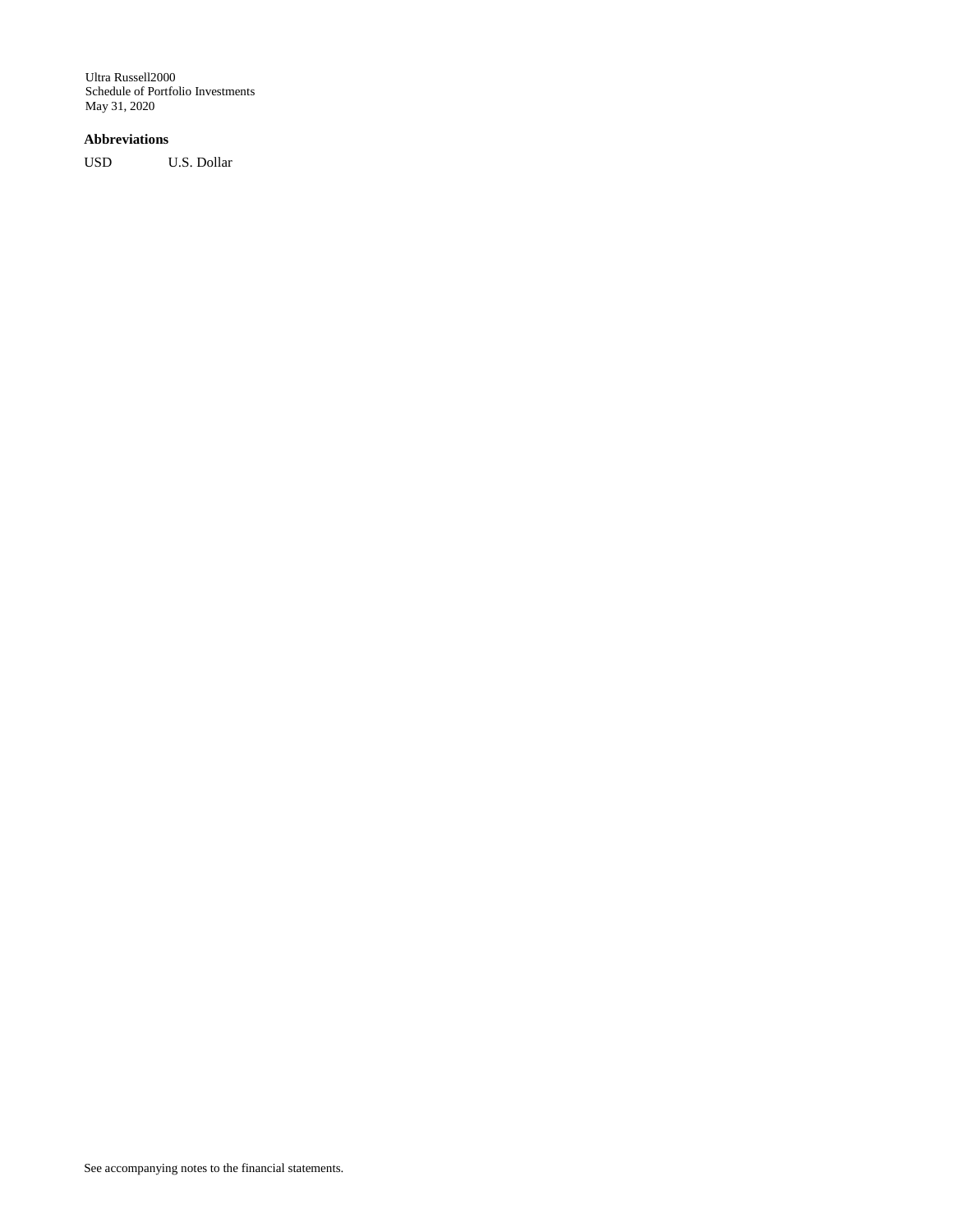Ultra Russell2000
Schedule of Portfolio Investments
May 31, 2020

**Abbreviations**

| | |
|---|---|
| USD | U.S. Dollar |

See accompanying notes to the financial statements.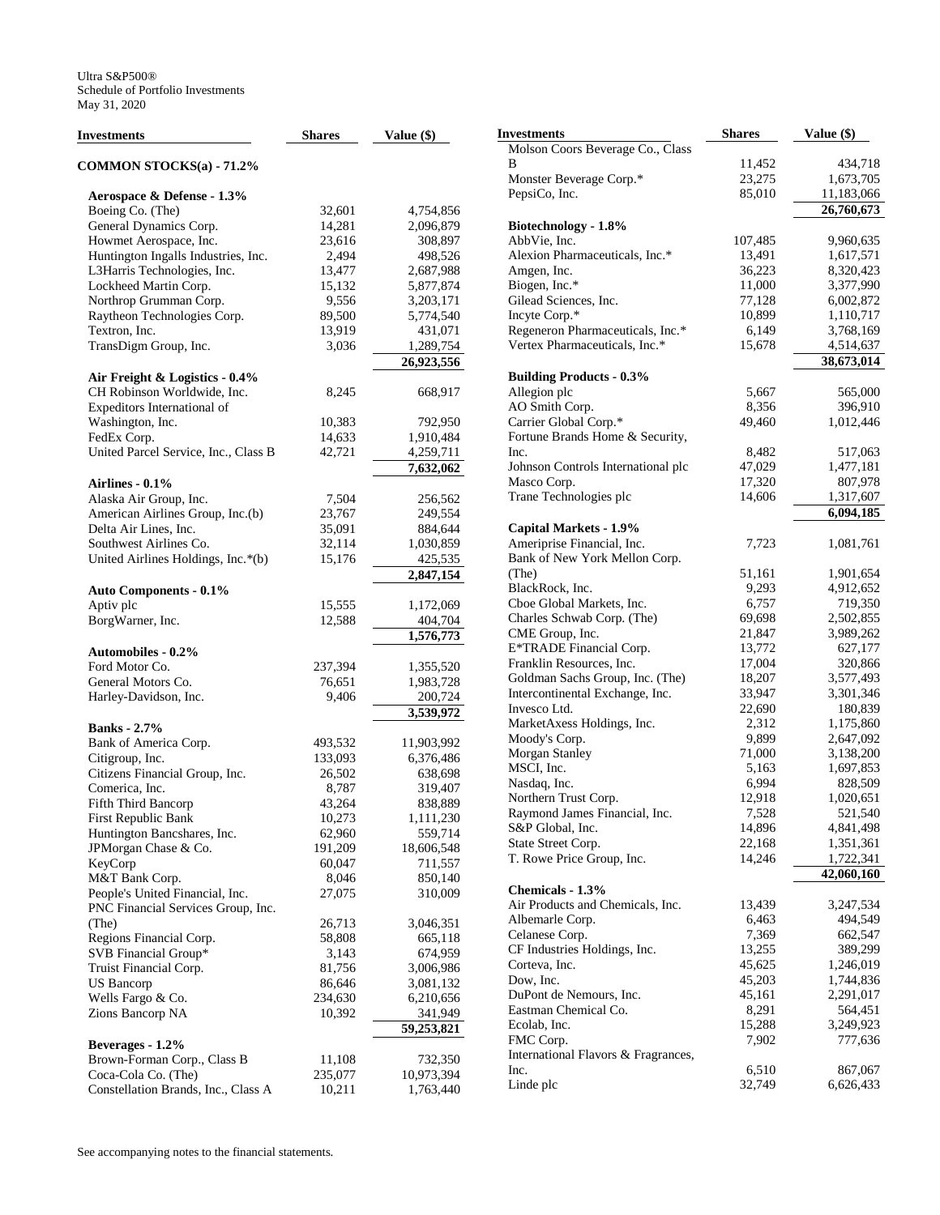Ultra S&P500®
Schedule of Portfolio Investments
May 31, 2020

| Investments | Shares | Value ($) |
|---|---|---|
| **COMMON STOCKS(a) - 71.2%** | | |
| **Aerospace & Defense - 1.3%** | | |
| Boeing Co. (The) | 32,601 | 4,754,856 |
| General Dynamics Corp. | 14,281 | 2,096,879 |
| Howmet Aerospace, Inc. | 23,616 | 308,897 |
| Huntington Ingalls Industries, Inc. | 2,494 | 498,526 |
| L3Harris Technologies, Inc. | 13,477 | 2,687,988 |
| Lockheed Martin Corp. | 15,132 | 5,877,874 |
| Northrop Grumman Corp. | 9,556 | 3,203,171 |
| Raytheon Technologies Corp. | 89,500 | 5,774,540 |
| Textron, Inc. | 13,919 | 431,071 |
| TransDigm Group, Inc. | 3,036 | 1,289,754 |
| | | **26,923,556** |
| **Air Freight & Logistics - 0.4%** | | |
| CH Robinson Worldwide, Inc. | 8,245 | 668,917 |
| Expeditors International of Washington, Inc. | 10,383 | 792,950 |
| FedEx Corp. | 14,633 | 1,910,484 |
| United Parcel Service, Inc., Class B | 42,721 | 4,259,711 |
| | | **7,632,062** |
| **Airlines - 0.1%** | | |
| Alaska Air Group, Inc. | 7,504 | 256,562 |
| American Airlines Group, Inc.(b) | 23,767 | 249,554 |
| Delta Air Lines, Inc. | 35,091 | 884,644 |
| Southwest Airlines Co. | 32,114 | 1,030,859 |
| United Airlines Holdings, Inc.*(b) | 15,176 | 425,535 |
| | | **2,847,154** |
| **Auto Components - 0.1%** | | |
| Aptiv plc | 15,555 | 1,172,069 |
| BorgWarner, Inc. | 12,588 | 404,704 |
| | | **1,576,773** |
| **Automobiles - 0.2%** | | |
| Ford Motor Co. | 237,394 | 1,355,520 |
| General Motors Co. | 76,651 | 1,983,728 |
| Harley-Davidson, Inc. | 9,406 | 200,724 |
| | | **3,539,972** |
| **Banks - 2.7%** | | |
| Bank of America Corp. | 493,532 | 11,903,992 |
| Citigroup, Inc. | 133,093 | 6,376,486 |
| Citizens Financial Group, Inc. | 26,502 | 638,698 |
| Comerica, Inc. | 8,787 | 319,407 |
| Fifth Third Bancorp | 43,264 | 838,889 |
| First Republic Bank | 10,273 | 1,111,230 |
| Huntington Bancshares, Inc. | 62,960 | 559,714 |
| JPMorgan Chase & Co. | 191,209 | 18,606,548 |
| KeyCorp | 60,047 | 711,557 |
| M&T Bank Corp. | 8,046 | 850,140 |
| People's United Financial, Inc. | 27,075 | 310,009 |
| PNC Financial Services Group, Inc. (The) | 26,713 | 3,046,351 |
| Regions Financial Corp. | 58,808 | 665,118 |
| SVB Financial Group* | 3,143 | 674,959 |
| Truist Financial Corp. | 81,756 | 3,006,986 |
| US Bancorp | 86,646 | 3,081,132 |
| Wells Fargo & Co. | 234,630 | 6,210,656 |
| Zions Bancorp NA | 10,392 | 341,949 |
| | | **59,253,821** |
| **Beverages - 1.2%** | | |
| Brown-Forman Corp., Class B | 11,108 | 732,350 |
| Coca-Cola Co. (The) | 235,077 | 10,973,394 |
| Constellation Brands, Inc., Class A | 10,211 | 1,763,440 |
| Molson Coors Beverage Co., Class B | 11,452 | 434,718 |
| Monster Beverage Corp.* | 23,275 | 1,673,705 |
| PepsiCo, Inc. | 85,010 | 11,183,066 |
| | | **26,760,673** |
| **Biotechnology - 1.8%** | | |
| AbbVie, Inc. | 107,485 | 9,960,635 |
| Alexion Pharmaceuticals, Inc.* | 13,491 | 1,617,571 |
| Amgen, Inc. | 36,223 | 8,320,423 |
| Biogen, Inc.* | 11,000 | 3,377,990 |
| Gilead Sciences, Inc. | 77,128 | 6,002,872 |
| Incyte Corp.* | 10,899 | 1,110,717 |
| Regeneron Pharmaceuticals, Inc.* | 6,149 | 3,768,169 |
| Vertex Pharmaceuticals, Inc.* | 15,678 | 4,514,637 |
| | | **38,673,014** |
| **Building Products - 0.3%** | | |
| Allegion plc | 5,667 | 565,000 |
| AO Smith Corp. | 8,356 | 396,910 |
| Carrier Global Corp.* | 49,460 | 1,012,446 |
| Fortune Brands Home & Security, Inc. | 8,482 | 517,063 |
| Johnson Controls International plc | 47,029 | 1,477,181 |
| Masco Corp. | 17,320 | 807,978 |
| Trane Technologies plc | 14,606 | 1,317,607 |
| | | **6,094,185** |
| **Capital Markets - 1.9%** | | |
| Ameriprise Financial, Inc. | 7,723 | 1,081,761 |
| Bank of New York Mellon Corp. (The) | 51,161 | 1,901,654 |
| BlackRock, Inc. | 9,293 | 4,912,652 |
| Cboe Global Markets, Inc. | 6,757 | 719,350 |
| Charles Schwab Corp. (The) | 69,698 | 2,502,855 |
| CME Group, Inc. | 21,847 | 3,989,262 |
| E*TRADE Financial Corp. | 13,772 | 627,177 |
| Franklin Resources, Inc. | 17,004 | 320,866 |
| Goldman Sachs Group, Inc. (The) | 18,207 | 3,577,493 |
| Intercontinental Exchange, Inc. | 33,947 | 3,301,346 |
| Invesco Ltd. | 22,690 | 180,839 |
| MarketAxess Holdings, Inc. | 2,312 | 1,175,860 |
| Moody's Corp. | 9,899 | 2,647,092 |
| Morgan Stanley | 71,000 | 3,138,200 |
| MSCI, Inc. | 5,163 | 1,697,853 |
| Nasdaq, Inc. | 6,994 | 828,509 |
| Northern Trust Corp. | 12,918 | 1,020,651 |
| Raymond James Financial, Inc. | 7,528 | 521,540 |
| S&P Global, Inc. | 14,896 | 4,841,498 |
| State Street Corp. | 22,168 | 1,351,361 |
| T. Rowe Price Group, Inc. | 14,246 | 1,722,341 |
| | | **42,060,160** |
| **Chemicals - 1.3%** | | |
| Air Products and Chemicals, Inc. | 13,439 | 3,247,534 |
| Albemarle Corp. | 6,463 | 494,549 |
| Celanese Corp. | 7,369 | 662,547 |
| CF Industries Holdings, Inc. | 13,255 | 389,299 |
| Corteva, Inc. | 45,625 | 1,246,019 |
| Dow, Inc. | 45,203 | 1,744,836 |
| DuPont de Nemours, Inc. | 45,161 | 2,291,017 |
| Eastman Chemical Co. | 8,291 | 564,451 |
| Ecolab, Inc. | 15,288 | 3,249,923 |
| FMC Corp. | 7,902 | 777,636 |
| International Flavors & Fragrances, Inc. | 6,510 | 867,067 |
| Linde plc | 32,749 | 6,626,433 |

See accompanying notes to the financial statements.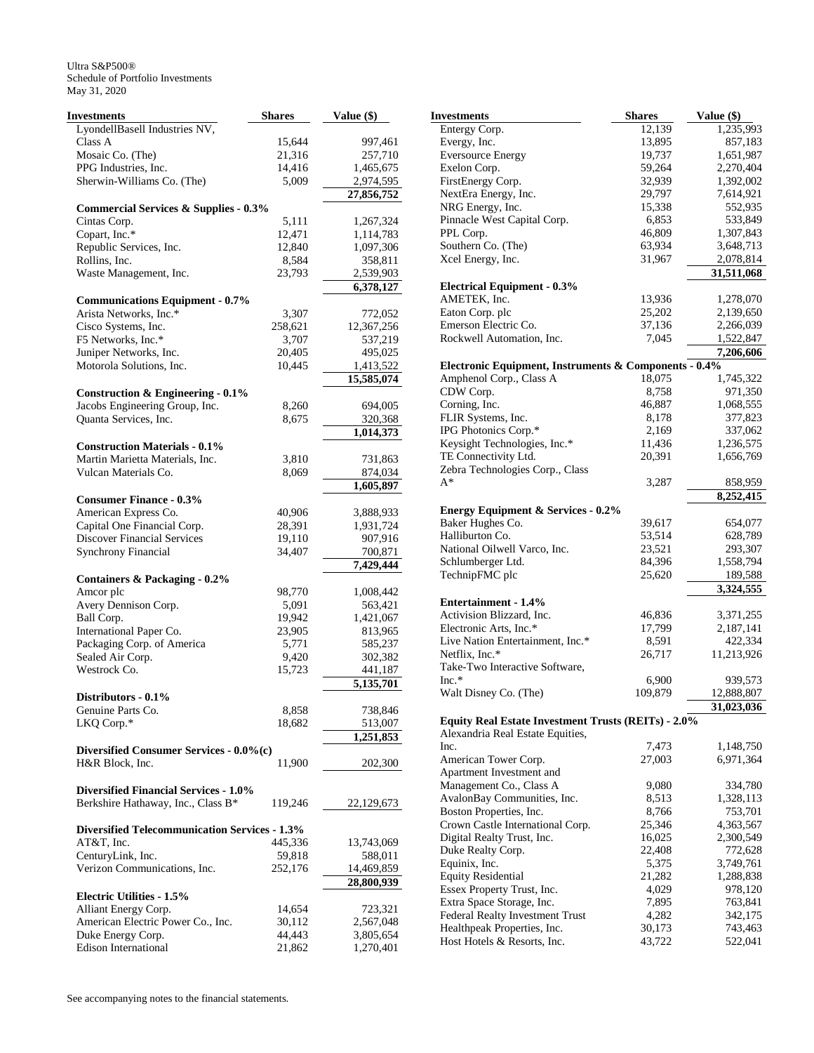Ultra S&P500®
Schedule of Portfolio Investments
May 31, 2020

| Investments | Shares | Value ($) |
|---|---|---|
| LyondellBasell Industries NV, Class A | 15,644 | 997,461 |
| Mosaic Co. (The) | 21,316 | 257,710 |
| PPG Industries, Inc. | 14,416 | 1,465,675 |
| Sherwin-Williams Co. (The) | 5,009 | 2,974,595 |
| | | **27,856,752** |
| **Commercial Services & Supplies - 0.3%** | | |
| Cintas Corp. | 5,111 | 1,267,324 |
| Copart, Inc.* | 12,471 | 1,114,783 |
| Republic Services, Inc. | 12,840 | 1,097,306 |
| Rollins, Inc. | 8,584 | 358,811 |
| Waste Management, Inc. | 23,793 | 2,539,903 |
| | | **6,378,127** |
| **Communications Equipment - 0.7%** | | |
| Arista Networks, Inc.* | 3,307 | 772,052 |
| Cisco Systems, Inc. | 258,621 | 12,367,256 |
| F5 Networks, Inc.* | 3,707 | 537,219 |
| Juniper Networks, Inc. | 20,405 | 495,025 |
| Motorola Solutions, Inc. | 10,445 | 1,413,522 |
| | | **15,585,074** |
| **Construction & Engineering - 0.1%** | | |
| Jacobs Engineering Group, Inc. | 8,260 | 694,005 |
| Quanta Services, Inc. | 8,675 | 320,368 |
| | | **1,014,373** |
| **Construction Materials - 0.1%** | | |
| Martin Marietta Materials, Inc. | 3,810 | 731,863 |
| Vulcan Materials Co. | 8,069 | 874,034 |
| | | **1,605,897** |
| **Consumer Finance - 0.3%** | | |
| American Express Co. | 40,906 | 3,888,933 |
| Capital One Financial Corp. | 28,391 | 1,931,724 |
| Discover Financial Services | 19,110 | 907,916 |
| Synchrony Financial | 34,407 | 700,871 |
| | | **7,429,444** |
| **Containers & Packaging - 0.2%** | | |
| Amcor plc | 98,770 | 1,008,442 |
| Avery Dennison Corp. | 5,091 | 563,421 |
| Ball Corp. | 19,942 | 1,421,067 |
| International Paper Co. | 23,905 | 813,965 |
| Packaging Corp. of America | 5,771 | 585,237 |
| Sealed Air Corp. | 9,420 | 302,382 |
| Westrock Co. | 15,723 | 441,187 |
| | | **5,135,701** |
| **Distributors - 0.1%** | | |
| Genuine Parts Co. | 8,858 | 738,846 |
| LKQ Corp.* | 18,682 | 513,007 |
| | | **1,251,853** |
| **Diversified Consumer Services - 0.0%(c)** | | |
| H&R Block, Inc. | 11,900 | 202,300 |
| **Diversified Financial Services - 1.0%** | | |
| Berkshire Hathaway, Inc., Class B* | 119,246 | 22,129,673 |
| **Diversified Telecommunication Services - 1.3%** | | |
| AT&T, Inc. | 445,336 | 13,743,069 |
| CenturyLink, Inc. | 59,818 | 588,011 |
| Verizon Communications, Inc. | 252,176 | 14,469,859 |
| | | **28,800,939** |
| **Electric Utilities - 1.5%** | | |
| Alliant Energy Corp. | 14,654 | 723,321 |
| American Electric Power Co., Inc. | 30,112 | 2,567,048 |
| Duke Energy Corp. | 44,443 | 3,805,654 |
| Edison International | 21,862 | 1,270,401 |
| Entergy Corp. | 12,139 | 1,235,993 |
| Evergy, Inc. | 13,895 | 857,183 |
| Eversource Energy | 19,737 | 1,651,987 |
| Exelon Corp. | 59,264 | 2,270,404 |
| FirstEnergy Corp. | 32,939 | 1,392,002 |
| NextEra Energy, Inc. | 29,797 | 7,614,921 |
| NRG Energy, Inc. | 15,338 | 552,935 |
| Pinnacle West Capital Corp. | 6,853 | 533,849 |
| PPL Corp. | 46,809 | 1,307,843 |
| Southern Co. (The) | 63,934 | 3,648,713 |
| Xcel Energy, Inc. | 31,967 | 2,078,814 |
| | | **31,511,068** |
| **Electrical Equipment - 0.3%** | | |
| AMETEK, Inc. | 13,936 | 1,278,070 |
| Eaton Corp. plc | 25,202 | 2,139,650 |
| Emerson Electric Co. | 37,136 | 2,266,039 |
| Rockwell Automation, Inc. | 7,045 | 1,522,847 |
| | | **7,206,606** |
| **Electronic Equipment, Instruments & Components - 0.4%** | | |
| Amphenol Corp., Class A | 18,075 | 1,745,322 |
| CDW Corp. | 8,758 | 971,350 |
| Corning, Inc. | 46,887 | 1,068,555 |
| FLIR Systems, Inc. | 8,178 | 377,823 |
| IPG Photonics Corp.* | 2,169 | 337,062 |
| Keysight Technologies, Inc.* | 11,436 | 1,236,575 |
| TE Connectivity Ltd. | 20,391 | 1,656,769 |
| Zebra Technologies Corp., Class A* | 3,287 | 858,959 |
| | | **8,252,415** |
| **Energy Equipment & Services - 0.2%** | | |
| Baker Hughes Co. | 39,617 | 654,077 |
| Halliburton Co. | 53,514 | 628,789 |
| National Oilwell Varco, Inc. | 23,521 | 293,307 |
| Schlumberger Ltd. | 84,396 | 1,558,794 |
| TechnipFMC plc | 25,620 | 189,588 |
| | | **3,324,555** |
| **Entertainment - 1.4%** | | |
| Activision Blizzard, Inc. | 46,836 | 3,371,255 |
| Electronic Arts, Inc.* | 17,799 | 2,187,141 |
| Live Nation Entertainment, Inc.* | 8,591 | 422,334 |
| Netflix, Inc.* | 26,717 | 11,213,926 |
| Take-Two Interactive Software, Inc.* | 6,900 | 939,573 |
| Walt Disney Co. (The) | 109,879 | 12,888,807 |
| | | **31,023,036** |
| **Equity Real Estate Investment Trusts (REITs) - 2.0%** | | |
| Alexandria Real Estate Equities, Inc. | 7,473 | 1,148,750 |
| American Tower Corp. | 27,003 | 6,971,364 |
| Apartment Investment and Management Co., Class A | 9,080 | 334,780 |
| AvalonBay Communities, Inc. | 8,513 | 1,328,113 |
| Boston Properties, Inc. | 8,766 | 753,701 |
| Crown Castle International Corp. | 25,346 | 4,363,567 |
| Digital Realty Trust, Inc. | 16,025 | 2,300,549 |
| Duke Realty Corp. | 22,408 | 772,628 |
| Equinix, Inc. | 5,375 | 3,749,761 |
| Equity Residential | 21,282 | 1,288,838 |
| Essex Property Trust, Inc. | 4,029 | 978,120 |
| Extra Space Storage, Inc. | 7,895 | 763,841 |
| Federal Realty Investment Trust | 4,282 | 342,175 |
| Healthpeak Properties, Inc. | 30,173 | 743,463 |
| Host Hotels & Resorts, Inc. | 43,722 | 522,041 |

See accompanying notes to the financial statements.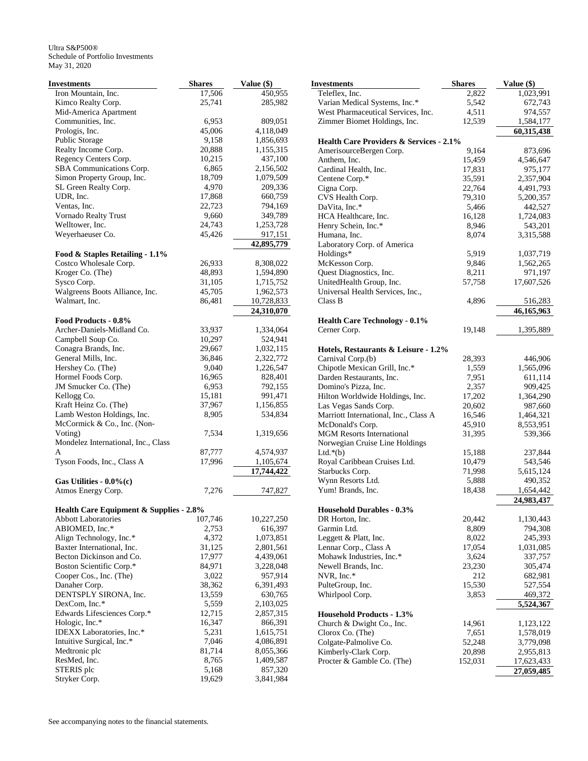Ultra S&P500®
Schedule of Portfolio Investments
May 31, 2020

| Investments | Shares | Value ($) |
|---|---|---|
| Iron Mountain, Inc. | 17,506 | 450,955 |
| Kimco Realty Corp. | 25,741 | 285,982 |
| Mid-America Apartment Communities, Inc. | 6,953 | 809,051 |
| Prologis, Inc. | 45,006 | 4,118,049 |
| Public Storage | 9,158 | 1,856,693 |
| Realty Income Corp. | 20,888 | 1,155,315 |
| Regency Centers Corp. | 10,215 | 437,100 |
| SBA Communications Corp. | 6,865 | 2,156,502 |
| Simon Property Group, Inc. | 18,709 | 1,079,509 |
| SL Green Realty Corp. | 4,970 | 209,336 |
| UDR, Inc. | 17,868 | 660,759 |
| Ventas, Inc. | 22,723 | 794,169 |
| Vornado Realty Trust | 9,660 | 349,789 |
| Welltower, Inc. | 24,743 | 1,253,728 |
| Weyerhaeuser Co. | 45,426 | 917,151 |
| | | **42,895,779** |
| **Food & Staples Retailing - 1.1%** | | |
| Costco Wholesale Corp. | 26,933 | 8,308,022 |
| Kroger Co. (The) | 48,893 | 1,594,890 |
| Sysco Corp. | 31,105 | 1,715,752 |
| Walgreens Boots Alliance, Inc. | 45,705 | 1,962,573 |
| Walmart, Inc. | 86,481 | 10,728,833 |
| | | **24,310,070** |
| **Food Products - 0.8%** | | |
| Archer-Daniels-Midland Co. | 33,937 | 1,334,064 |
| Campbell Soup Co. | 10,297 | 524,941 |
| Conagra Brands, Inc. | 29,667 | 1,032,115 |
| General Mills, Inc. | 36,846 | 2,322,772 |
| Hershey Co. (The) | 9,040 | 1,226,547 |
| Hormel Foods Corp. | 16,965 | 828,401 |
| JM Smucker Co. (The) | 6,953 | 792,155 |
| Kellogg Co. | 15,181 | 991,471 |
| Kraft Heinz Co. (The) | 37,967 | 1,156,855 |
| Lamb Weston Holdings, Inc. | 8,905 | 534,834 |
| McCormick & Co., Inc. (Non-Voting) | 7,534 | 1,319,656 |
| Mondelez International, Inc., Class A | 87,777 | 4,574,937 |
| Tyson Foods, Inc., Class A | 17,996 | 1,105,674 |
| | | **17,744,422** |
| **Gas Utilities - 0.0%(c)** | | |
| Atmos Energy Corp. | 7,276 | 747,827 |
| **Health Care Equipment & Supplies - 2.8%** | | |
| Abbott Laboratories | 107,746 | 10,227,250 |
| ABIOMED, Inc.* | 2,753 | 616,397 |
| Align Technology, Inc.* | 4,372 | 1,073,851 |
| Baxter International, Inc. | 31,125 | 2,801,561 |
| Becton Dickinson and Co. | 17,977 | 4,439,061 |
| Boston Scientific Corp.* | 84,971 | 3,228,048 |
| Cooper Cos., Inc. (The) | 3,022 | 957,914 |
| Danaher Corp. | 38,362 | 6,391,493 |
| DENTSPLY SIRONA, Inc. | 13,559 | 630,765 |
| DexCom, Inc.* | 5,559 | 2,103,025 |
| Edwards Lifesciences Corp.* | 12,715 | 2,857,315 |
| Hologic, Inc.* | 16,347 | 866,391 |
| IDEXX Laboratories, Inc.* | 5,231 | 1,615,751 |
| Intuitive Surgical, Inc.* | 7,046 | 4,086,891 |
| Medtronic plc | 81,714 | 8,055,366 |
| ResMed, Inc. | 8,765 | 1,409,587 |
| STERIS plc | 5,168 | 857,320 |
| Stryker Corp. | 19,629 | 3,841,984 |
| Teleflex, Inc. | 2,822 | 1,023,991 |
| Varian Medical Systems, Inc.* | 5,542 | 672,743 |
| West Pharmaceutical Services, Inc. | 4,511 | 974,557 |
| Zimmer Biomet Holdings, Inc. | 12,539 | 1,584,177 |
| | | **60,315,438** |
| **Health Care Providers & Services - 2.1%** | | |
| AmerisourceBergen Corp. | 9,164 | 873,696 |
| Anthem, Inc. | 15,459 | 4,546,647 |
| Cardinal Health, Inc. | 17,831 | 975,177 |
| Centene Corp.* | 35,591 | 2,357,904 |
| Cigna Corp. | 22,764 | 4,491,793 |
| CVS Health Corp. | 79,310 | 5,200,357 |
| DaVita, Inc.* | 5,466 | 442,527 |
| HCA Healthcare, Inc. | 16,128 | 1,724,083 |
| Henry Schein, Inc.* | 8,946 | 543,201 |
| Humana, Inc. | 8,074 | 3,315,588 |
| Laboratory Corp. of America Holdings* | 5,919 | 1,037,719 |
| McKesson Corp. | 9,846 | 1,562,265 |
| Quest Diagnostics, Inc. | 8,211 | 971,197 |
| UnitedHealth Group, Inc. | 57,758 | 17,607,526 |
| Universal Health Services, Inc., Class B | 4,896 | 516,283 |
| | | **46,165,963** |
| **Health Care Technology - 0.1%** | | |
| Cerner Corp. | 19,148 | 1,395,889 |
| **Hotels, Restaurants & Leisure - 1.2%** | | |
| Carnival Corp.(b) | 28,393 | 446,906 |
| Chipotle Mexican Grill, Inc.* | 1,559 | 1,565,096 |
| Darden Restaurants, Inc. | 7,951 | 611,114 |
| Domino's Pizza, Inc. | 2,357 | 909,425 |
| Hilton Worldwide Holdings, Inc. | 17,202 | 1,364,290 |
| Las Vegas Sands Corp. | 20,602 | 987,660 |
| Marriott International, Inc., Class A | 16,546 | 1,464,321 |
| McDonald's Corp. | 45,910 | 8,553,951 |
| MGM Resorts International | 31,395 | 539,366 |
| Norwegian Cruise Line Holdings Ltd.*(b) | 15,188 | 237,844 |
| Royal Caribbean Cruises Ltd. | 10,479 | 543,546 |
| Starbucks Corp. | 71,998 | 5,615,124 |
| Wynn Resorts Ltd. | 5,888 | 490,352 |
| Yum! Brands, Inc. | 18,438 | 1,654,442 |
| | | **24,983,437** |
| **Household Durables - 0.3%** | | |
| DR Horton, Inc. | 20,442 | 1,130,443 |
| Garmin Ltd. | 8,809 | 794,308 |
| Leggett & Platt, Inc. | 8,022 | 245,393 |
| Lennar Corp., Class A | 17,054 | 1,031,085 |
| Mohawk Industries, Inc.* | 3,624 | 337,757 |
| Newell Brands, Inc. | 23,230 | 305,474 |
| NVR, Inc.* | 212 | 682,981 |
| PulteGroup, Inc. | 15,530 | 527,554 |
| Whirlpool Corp. | 3,853 | 469,372 |
| | | **5,524,367** |
| **Household Products - 1.3%** | | |
| Church & Dwight Co., Inc. | 14,961 | 1,123,122 |
| Clorox Co. (The) | 7,651 | 1,578,019 |
| Colgate-Palmolive Co. | 52,248 | 3,779,098 |
| Kimberly-Clark Corp. | 20,898 | 2,955,813 |
| Procter & Gamble Co. (The) | 152,031 | 17,623,433 |
| | | **27,059,485** |

See accompanying notes to the financial statements.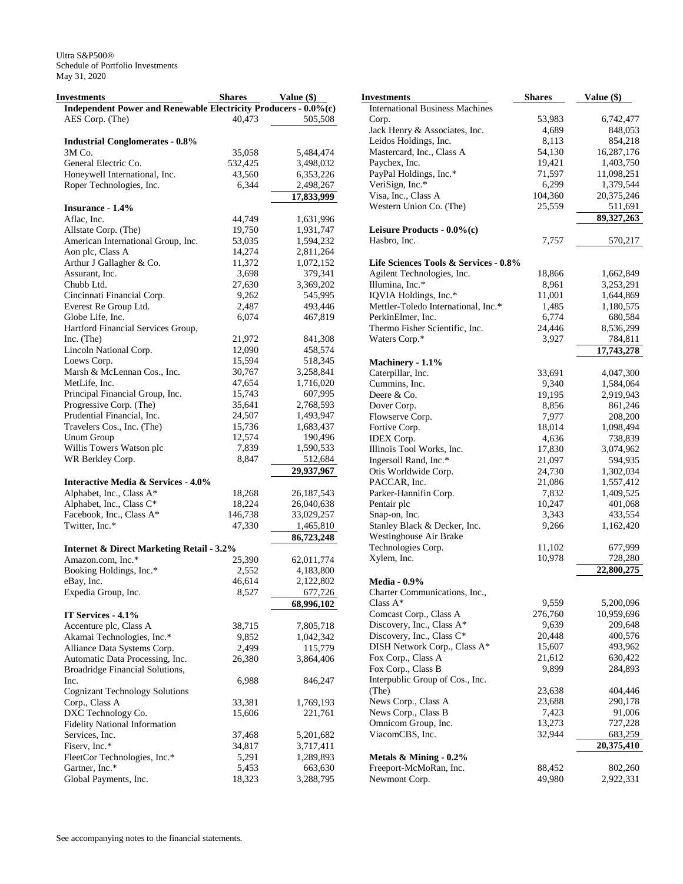Ultra S&P500®
Schedule of Portfolio Investments
May 31, 2020

| Investments | Shares | Value ($) |
|---|---|---|
| **Independent Power and Renewable Electricity Producers - 0.0%(c)** | | |
| AES Corp. (The) | 40,473 | 505,508 |
| **Industrial Conglomerates - 0.8%** | | |
| 3M Co. | 35,058 | 5,484,474 |
| General Electric Co. | 532,425 | 3,498,032 |
| Honeywell International, Inc. | 43,560 | 6,353,226 |
| Roper Technologies, Inc. | 6,344 | 2,498,267 |
| | | **17,833,999** |
| **Insurance - 1.4%** | | |
| Aflac, Inc. | 44,749 | 1,631,996 |
| Allstate Corp. (The) | 19,750 | 1,931,747 |
| American International Group, Inc. | 53,035 | 1,594,232 |
| Aon plc, Class A | 14,274 | 2,811,264 |
| Arthur J Gallagher & Co. | 11,372 | 1,072,152 |
| Assurant, Inc. | 3,698 | 379,341 |
| Chubb Ltd. | 27,630 | 3,369,202 |
| Cincinnati Financial Corp. | 9,262 | 545,995 |
| Everest Re Group Ltd. | 2,487 | 493,446 |
| Globe Life, Inc. | 6,074 | 467,819 |
| Hartford Financial Services Group, Inc. (The) | 21,972 | 841,308 |
| Lincoln National Corp. | 12,090 | 458,574 |
| Loews Corp. | 15,594 | 518,345 |
| Marsh & McLennan Cos., Inc. | 30,767 | 3,258,841 |
| MetLife, Inc. | 47,654 | 1,716,020 |
| Principal Financial Group, Inc. | 15,743 | 607,995 |
| Progressive Corp. (The) | 35,641 | 2,768,593 |
| Prudential Financial, Inc. | 24,507 | 1,493,947 |
| Travelers Cos., Inc. (The) | 15,736 | 1,683,437 |
| Unum Group | 12,574 | 190,496 |
| Willis Towers Watson plc | 7,839 | 1,590,533 |
| WR Berkley Corp. | 8,847 | 512,684 |
| | | **29,937,967** |
| **Interactive Media & Services - 4.0%** | | |
| Alphabet, Inc., Class A* | 18,268 | 26,187,543 |
| Alphabet, Inc., Class C* | 18,224 | 26,040,638 |
| Facebook, Inc., Class A* | 146,738 | 33,029,257 |
| Twitter, Inc.* | 47,330 | 1,465,810 |
| | | **86,723,248** |
| **Internet & Direct Marketing Retail - 3.2%** | | |
| Amazon.com, Inc.* | 25,390 | 62,011,774 |
| Booking Holdings, Inc.* | 2,552 | 4,183,800 |
| eBay, Inc. | 46,614 | 2,122,802 |
| Expedia Group, Inc. | 8,527 | 677,726 |
| | | **68,996,102** |
| **IT Services - 4.1%** | | |
| Accenture plc, Class A | 38,715 | 7,805,718 |
| Akamai Technologies, Inc.* | 9,852 | 1,042,342 |
| Alliance Data Systems Corp. | 2,499 | 115,779 |
| Automatic Data Processing, Inc. | 26,380 | 3,864,406 |
| Broadridge Financial Solutions, Inc. | 6,988 | 846,247 |
| Cognizant Technology Solutions Corp., Class A | 33,381 | 1,769,193 |
| DXC Technology Co. | 15,606 | 221,761 |
| Fidelity National Information Services, Inc. | 37,468 | 5,201,682 |
| Fiserv, Inc.* | 34,817 | 3,717,411 |
| FleetCor Technologies, Inc.* | 5,291 | 1,289,893 |
| Gartner, Inc.* | 5,453 | 663,630 |
| Global Payments, Inc. | 18,323 | 3,288,795 |
| International Business Machines Corp. | 53,983 | 6,742,477 |
| Jack Henry & Associates, Inc. | 4,689 | 848,053 |
| Leidos Holdings, Inc. | 8,113 | 854,218 |
| Mastercard, Inc., Class A | 54,130 | 16,287,176 |
| Paychex, Inc. | 19,421 | 1,403,750 |
| PayPal Holdings, Inc.* | 71,597 | 11,098,251 |
| VeriSign, Inc.* | 6,299 | 1,379,544 |
| Visa, Inc., Class A | 104,360 | 20,375,246 |
| Western Union Co. (The) | 25,559 | 511,691 |
| | | **89,327,263** |
| **Leisure Products - 0.0%(c)** | | |
| Hasbro, Inc. | 7,757 | 570,217 |
| **Life Sciences Tools & Services - 0.8%** | | |
| Agilent Technologies, Inc. | 18,866 | 1,662,849 |
| Illumina, Inc.* | 8,961 | 3,253,291 |
| IQVIA Holdings, Inc.* | 11,001 | 1,644,869 |
| Mettler-Toledo International, Inc.* | 1,485 | 1,180,575 |
| PerkinElmer, Inc. | 6,774 | 680,584 |
| Thermo Fisher Scientific, Inc. | 24,446 | 8,536,299 |
| Waters Corp.* | 3,927 | 784,811 |
| | | **17,743,278** |
| **Machinery - 1.1%** | | |
| Caterpillar, Inc. | 33,691 | 4,047,300 |
| Cummins, Inc. | 9,340 | 1,584,064 |
| Deere & Co. | 19,195 | 2,919,943 |
| Dover Corp. | 8,856 | 861,246 |
| Flowserve Corp. | 7,977 | 208,200 |
| Fortive Corp. | 18,014 | 1,098,494 |
| IDEX Corp. | 4,636 | 738,839 |
| Illinois Tool Works, Inc. | 17,830 | 3,074,962 |
| Ingersoll Rand, Inc.* | 21,097 | 594,935 |
| Otis Worldwide Corp. | 24,730 | 1,302,034 |
| PACCAR, Inc. | 21,086 | 1,557,412 |
| Parker-Hannifin Corp. | 7,832 | 1,409,525 |
| Pentair plc | 10,247 | 401,068 |
| Snap-on, Inc. | 3,343 | 433,554 |
| Stanley Black & Decker, Inc. | 9,266 | 1,162,420 |
| Westinghouse Air Brake Technologies Corp. | 11,102 | 677,999 |
| Xylem, Inc. | 10,978 | 728,280 |
| | | **22,800,275** |
| **Media - 0.9%** | | |
| Charter Communications, Inc., Class A* | 9,559 | 5,200,096 |
| Comcast Corp., Class A | 276,760 | 10,959,696 |
| Discovery, Inc., Class A* | 9,639 | 209,648 |
| Discovery, Inc., Class C* | 20,448 | 400,576 |
| DISH Network Corp., Class A* | 15,607 | 493,962 |
| Fox Corp., Class A | 21,612 | 630,422 |
| Fox Corp., Class B | 9,899 | 284,893 |
| Interpublic Group of Cos., Inc. (The) | 23,638 | 404,446 |
| News Corp., Class A | 23,688 | 290,178 |
| News Corp., Class B | 7,423 | 91,006 |
| Omnicom Group, Inc. | 13,273 | 727,228 |
| ViacomCBS, Inc. | 32,944 | 683,259 |
| | | **20,375,410** |
| **Metals & Mining - 0.2%** | | |
| Freeport-McMoRan, Inc. | 88,452 | 802,260 |
| Newmont Corp. | 49,980 | 2,922,331 |

See accompanying notes to the financial statements.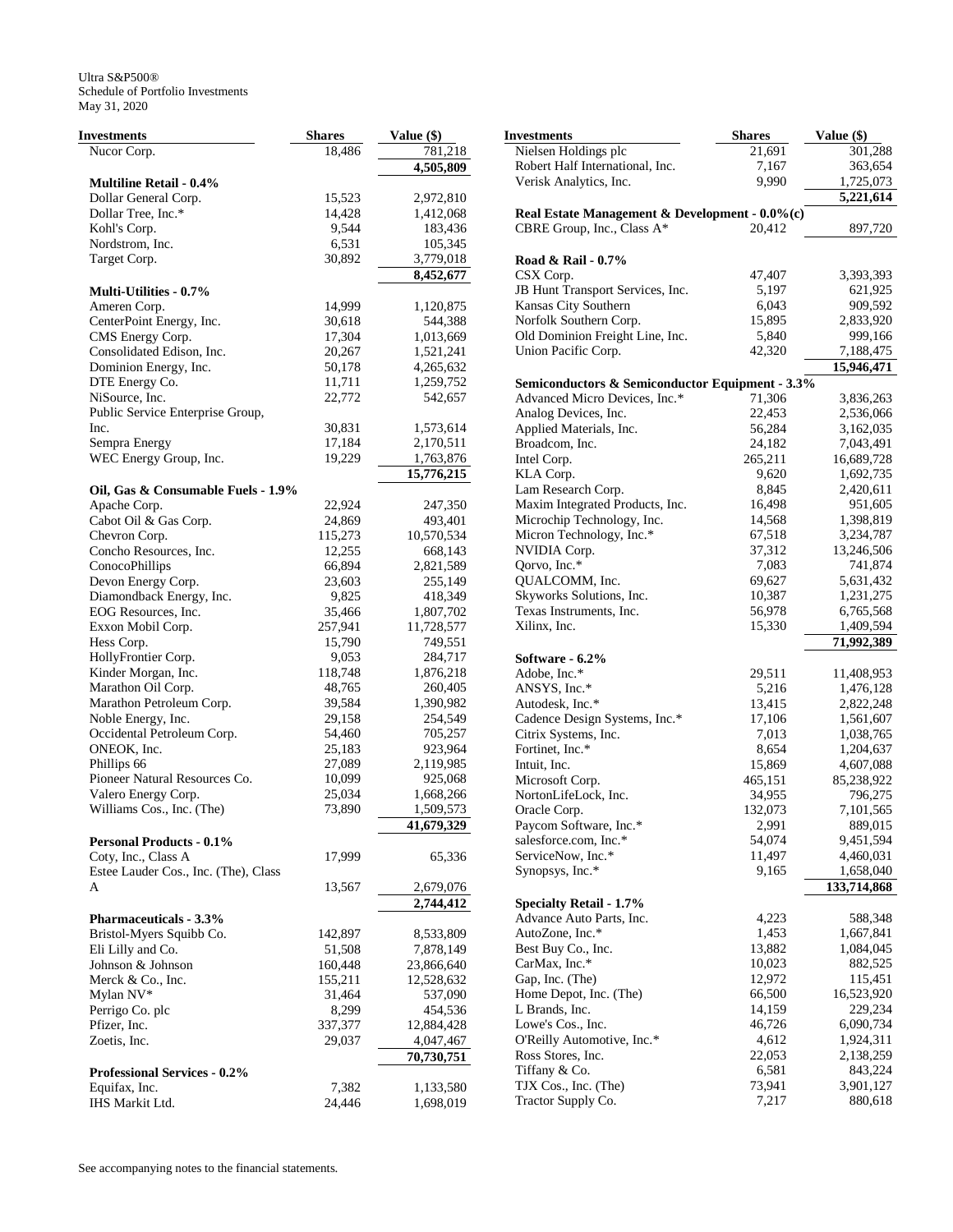Ultra S&P500®
Schedule of Portfolio Investments
May 31, 2020

| Investments | Shares | Value ($) |
|---|---|---|
| Nucor Corp. | 18,486 | 781,218 |
| | | **4,505,809** |
| **Multiline Retail - 0.4%** | | |
| Dollar General Corp. | 15,523 | 2,972,810 |
| Dollar Tree, Inc.* | 14,428 | 1,412,068 |
| Kohl's Corp. | 9,544 | 183,436 |
| Nordstrom, Inc. | 6,531 | 105,345 |
| Target Corp. | 30,892 | 3,779,018 |
| | | **8,452,677** |
| **Multi-Utilities - 0.7%** | | |
| Ameren Corp. | 14,999 | 1,120,875 |
| CenterPoint Energy, Inc. | 30,618 | 544,388 |
| CMS Energy Corp. | 17,304 | 1,013,669 |
| Consolidated Edison, Inc. | 20,267 | 1,521,241 |
| Dominion Energy, Inc. | 50,178 | 4,265,632 |
| DTE Energy Co. | 11,711 | 1,259,752 |
| NiSource, Inc. | 22,772 | 542,657 |
| Public Service Enterprise Group, Inc. | 30,831 | 1,573,614 |
| Sempra Energy | 17,184 | 2,170,511 |
| WEC Energy Group, Inc. | 19,229 | 1,763,876 |
| | | **15,776,215** |
| **Oil, Gas & Consumable Fuels - 1.9%** | | |
| Apache Corp. | 22,924 | 247,350 |
| Cabot Oil & Gas Corp. | 24,869 | 493,401 |
| Chevron Corp. | 115,273 | 10,570,534 |
| Concho Resources, Inc. | 12,255 | 668,143 |
| ConocoPhillips | 66,894 | 2,821,589 |
| Devon Energy Corp. | 23,603 | 255,149 |
| Diamondback Energy, Inc. | 9,825 | 418,349 |
| EOG Resources, Inc. | 35,466 | 1,807,702 |
| Exxon Mobil Corp. | 257,941 | 11,728,577 |
| Hess Corp. | 15,790 | 749,551 |
| HollyFrontier Corp. | 9,053 | 284,717 |
| Kinder Morgan, Inc. | 118,748 | 1,876,218 |
| Marathon Oil Corp. | 48,765 | 260,405 |
| Marathon Petroleum Corp. | 39,584 | 1,390,982 |
| Noble Energy, Inc. | 29,158 | 254,549 |
| Occidental Petroleum Corp. | 54,460 | 705,257 |
| ONEOK, Inc. | 25,183 | 923,964 |
| Phillips 66 | 27,089 | 2,119,985 |
| Pioneer Natural Resources Co. | 10,099 | 925,068 |
| Valero Energy Corp. | 25,034 | 1,668,266 |
| Williams Cos., Inc. (The) | 73,890 | 1,509,573 |
| | | **41,679,329** |
| **Personal Products - 0.1%** | | |
| Coty, Inc., Class A | 17,999 | 65,336 |
| Estee Lauder Cos., Inc. (The), Class A | 13,567 | 2,679,076 |
| | | **2,744,412** |
| **Pharmaceuticals - 3.3%** | | |
| Bristol-Myers Squibb Co. | 142,897 | 8,533,809 |
| Eli Lilly and Co. | 51,508 | 7,878,149 |
| Johnson & Johnson | 160,448 | 23,866,640 |
| Merck & Co., Inc. | 155,211 | 12,528,632 |
| Mylan NV* | 31,464 | 537,090 |
| Perrigo Co. plc | 8,299 | 454,536 |
| Pfizer, Inc. | 337,377 | 12,884,428 |
| Zoetis, Inc. | 29,037 | 4,047,467 |
| | | **70,730,751** |
| **Professional Services - 0.2%** | | |
| Equifax, Inc. | 7,382 | 1,133,580 |
| IHS Markit Ltd. | 24,446 | 1,698,019 |
| Nielsen Holdings plc | 21,691 | 301,288 |
| Robert Half International, Inc. | 7,167 | 363,654 |
| Verisk Analytics, Inc. | 9,990 | 1,725,073 |
| | | **5,221,614** |
| **Real Estate Management & Development - 0.0%(c)** | | |
| CBRE Group, Inc., Class A* | 20,412 | 897,720 |
| **Road & Rail - 0.7%** | | |
| CSX Corp. | 47,407 | 3,393,393 |
| JB Hunt Transport Services, Inc. | 5,197 | 621,925 |
| Kansas City Southern | 6,043 | 909,592 |
| Norfolk Southern Corp. | 15,895 | 2,833,920 |
| Old Dominion Freight Line, Inc. | 5,840 | 999,166 |
| Union Pacific Corp. | 42,320 | 7,188,475 |
| | | **15,946,471** |
| **Semiconductors & Semiconductor Equipment - 3.3%** | | |
| Advanced Micro Devices, Inc.* | 71,306 | 3,836,263 |
| Analog Devices, Inc. | 22,453 | 2,536,066 |
| Applied Materials, Inc. | 56,284 | 3,162,035 |
| Broadcom, Inc. | 24,182 | 7,043,491 |
| Intel Corp. | 265,211 | 16,689,728 |
| KLA Corp. | 9,620 | 1,692,735 |
| Lam Research Corp. | 8,845 | 2,420,611 |
| Maxim Integrated Products, Inc. | 16,498 | 951,605 |
| Microchip Technology, Inc. | 14,568 | 1,398,819 |
| Micron Technology, Inc.* | 67,518 | 3,234,787 |
| NVIDIA Corp. | 37,312 | 13,246,506 |
| Qorvo, Inc.* | 7,083 | 741,874 |
| QUALCOMM, Inc. | 69,627 | 5,631,432 |
| Skyworks Solutions, Inc. | 10,387 | 1,231,275 |
| Texas Instruments, Inc. | 56,978 | 6,765,568 |
| Xilinx, Inc. | 15,330 | 1,409,594 |
| | | **71,992,389** |
| **Software - 6.2%** | | |
| Adobe, Inc.* | 29,511 | 11,408,953 |
| ANSYS, Inc.* | 5,216 | 1,476,128 |
| Autodesk, Inc.* | 13,415 | 2,822,248 |
| Cadence Design Systems, Inc.* | 17,106 | 1,561,607 |
| Citrix Systems, Inc. | 7,013 | 1,038,765 |
| Fortinet, Inc.* | 8,654 | 1,204,637 |
| Intuit, Inc. | 15,869 | 4,607,088 |
| Microsoft Corp. | 465,151 | 85,238,922 |
| NortonLifeLock, Inc. | 34,955 | 796,275 |
| Oracle Corp. | 132,073 | 7,101,565 |
| Paycom Software, Inc.* | 2,991 | 889,015 |
| salesforce.com, Inc.* | 54,074 | 9,451,594 |
| ServiceNow, Inc.* | 11,497 | 4,460,031 |
| Synopsys, Inc.* | 9,165 | 1,658,040 |
| | | **133,714,868** |
| **Specialty Retail - 1.7%** | | |
| Advance Auto Parts, Inc. | 4,223 | 588,348 |
| AutoZone, Inc.* | 1,453 | 1,667,841 |
| Best Buy Co., Inc. | 13,882 | 1,084,045 |
| CarMax, Inc.* | 10,023 | 882,525 |
| Gap, Inc. (The) | 12,972 | 115,451 |
| Home Depot, Inc. (The) | 66,500 | 16,523,920 |
| L Brands, Inc. | 14,159 | 229,234 |
| Lowe's Cos., Inc. | 46,726 | 6,090,734 |
| O'Reilly Automotive, Inc.* | 4,612 | 1,924,311 |
| Ross Stores, Inc. | 22,053 | 2,138,259 |
| Tiffany & Co. | 6,581 | 843,224 |
| TJX Cos., Inc. (The) | 73,941 | 3,901,127 |
| Tractor Supply Co. | 7,217 | 880,618 |

See accompanying notes to the financial statements.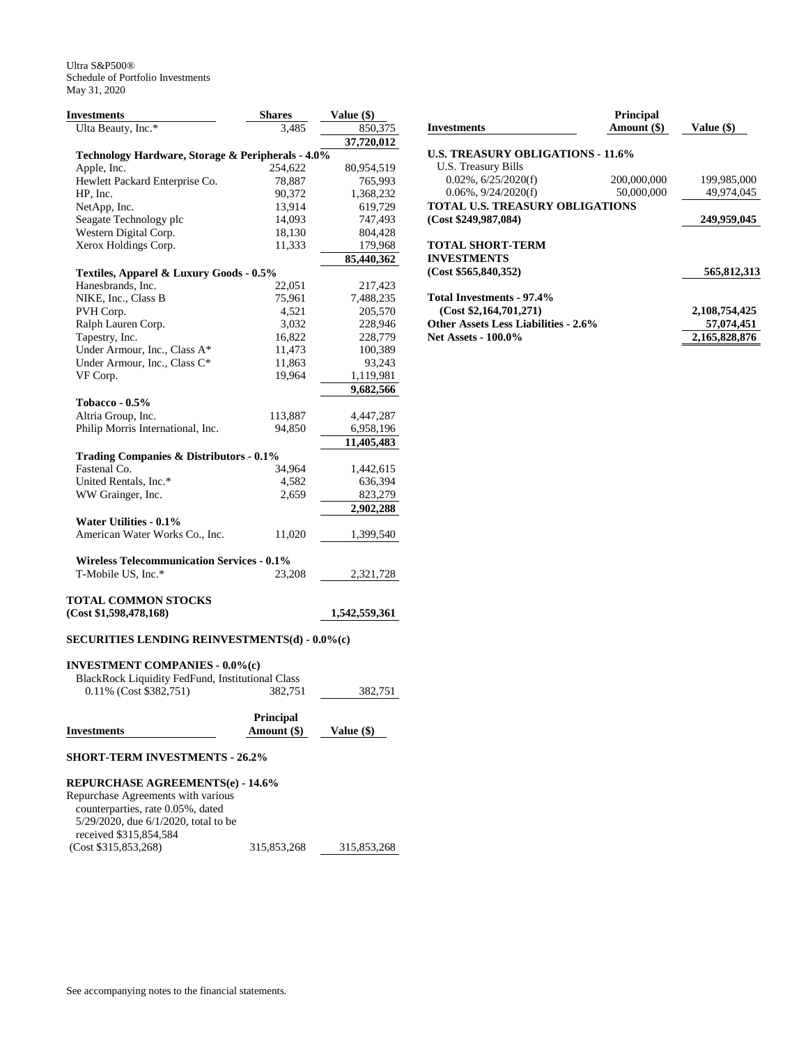Ultra S&P500®
Schedule of Portfolio Investments
May 31, 2020

| Investments | Shares | Value ($) |
|---|---|---|
| Ulta Beauty, Inc.* | 3,485 | 850,375 |
| | | **37,720,012** |
| **Technology Hardware, Storage & Peripherals - 4.0%** | | |
| Apple, Inc. | 254,622 | 80,954,519 |
| Hewlett Packard Enterprise Co. | 78,887 | 765,993 |
| HP, Inc. | 90,372 | 1,368,232 |
| NetApp, Inc. | 13,914 | 619,729 |
| Seagate Technology plc | 14,093 | 747,493 |
| Western Digital Corp. | 18,130 | 804,428 |
| Xerox Holdings Corp. | 11,333 | 179,968 |
| | | **85,440,362** |
| **Textiles, Apparel & Luxury Goods - 0.5%** | | |
| Hanesbrands, Inc. | 22,051 | 217,423 |
| NIKE, Inc., Class B | 75,961 | 7,488,235 |
| PVH Corp. | 4,521 | 205,570 |
| Ralph Lauren Corp. | 3,032 | 228,946 |
| Tapestry, Inc. | 16,822 | 228,779 |
| Under Armour, Inc., Class A* | 11,473 | 100,389 |
| Under Armour, Inc., Class C* | 11,863 | 93,243 |
| VF Corp. | 19,964 | 1,119,981 |
| | | **9,682,566** |
| **Tobacco - 0.5%** | | |
| Altria Group, Inc. | 113,887 | 4,447,287 |
| Philip Morris International, Inc. | 94,850 | 6,958,196 |
| | | **11,405,483** |
| **Trading Companies & Distributors - 0.1%** | | |
| Fastenal Co. | 34,964 | 1,442,615 |
| United Rentals, Inc.* | 4,582 | 636,394 |
| WW Grainger, Inc. | 2,659 | 823,279 |
| | | **2,902,288** |
| **Water Utilities - 0.1%** | | |
| American Water Works Co., Inc. | 11,020 | 1,399,540 |
| **Wireless Telecommunication Services - 0.1%** | | |
| T-Mobile US, Inc.* | 23,208 | 2,321,728 |
| **TOTAL COMMON STOCKS (Cost $1,598,478,168)** | | **1,542,559,361** |

**SECURITIES LENDING REINVESTMENTS(d) - 0.0%(c)**

**INVESTMENT COMPANIES - 0.0%(c)**

| Investments | Shares | Value ($) |
|---|---|---|
| BlackRock Liquidity FedFund, Institutional Class 0.11% (Cost $382,751) | 382,751 | 382,751 |

| Investments | Principal Amount ($) | Value ($) |
|---|---|---|
| **SHORT-TERM INVESTMENTS - 26.2%** | | |
| **REPURCHASE AGREEMENTS(e) - 14.6%** | | |
| Repurchase Agreements with various counterparties, rate 0.05%, dated 5/29/2020, due 6/1/2020, total to be received $315,854,584 (Cost $315,853,268) | 315,853,268 | 315,853,268 |
| **U.S. TREASURY OBLIGATIONS - 11.6%** | | |
| U.S. Treasury Bills | | |
| 0.02%, 6/25/2020(f) | 200,000,000 | 199,985,000 |
| 0.06%, 9/24/2020(f) | 50,000,000 | 49,974,045 |
| **TOTAL U.S. TREASURY OBLIGATIONS (Cost $249,987,084)** | | **249,959,045** |
| **TOTAL SHORT-TERM INVESTMENTS (Cost $565,840,352)** | | **565,812,313** |
| **Total Investments - 97.4% (Cost $2,164,701,271)** | | **2,108,754,425** |
| **Other Assets Less Liabilities - 2.6%** | | **57,074,451** |
| **Net Assets - 100.0%** | | **2,165,828,876** |

See accompanying notes to the financial statements.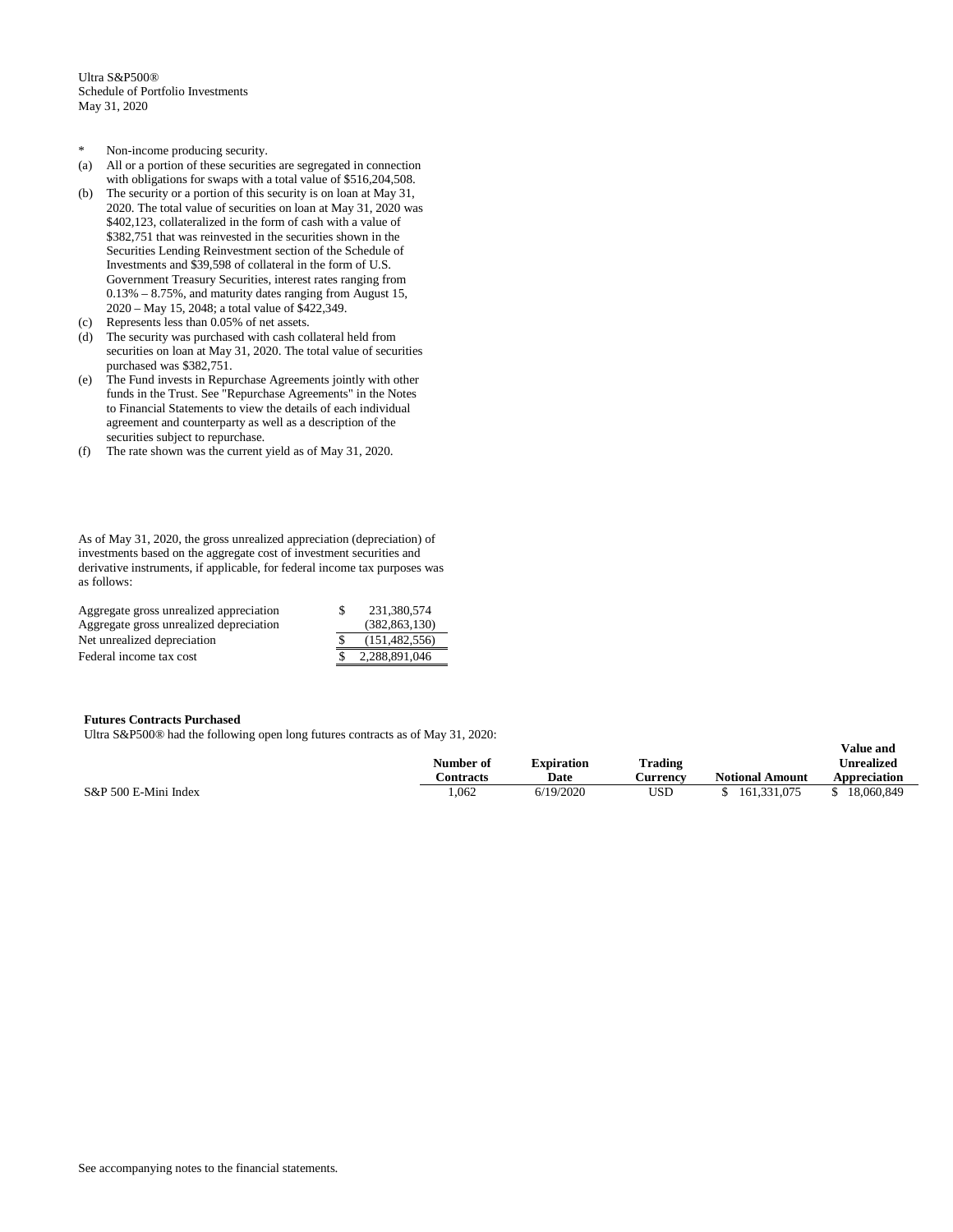Ultra S&P500®
Schedule of Portfolio Investments
May 31, 2020

- \* Non-income producing security.
- (a) All or a portion of these securities are segregated in connection with obligations for swaps with a total value of $516,204,508.
- (b) The security or a portion of this security is on loan at May 31, 2020. The total value of securities on loan at May 31, 2020 was $402,123, collateralized in the form of cash with a value of $382,751 that was reinvested in the securities shown in the Securities Lending Reinvestment section of the Schedule of Investments and $39,598 of collateral in the form of U.S. Government Treasury Securities, interest rates ranging from 0.13% – 8.75%, and maturity dates ranging from August 15, 2020 – May 15, 2048; a total value of $422,349.
- (c) Represents less than 0.05% of net assets.
- (d) The security was purchased with cash collateral held from securities on loan at May 31, 2020. The total value of securities purchased was $382,751.
- (e) The Fund invests in Repurchase Agreements jointly with other funds in the Trust. See "Repurchase Agreements" in the Notes to Financial Statements to view the details of each individual agreement and counterparty as well as a description of the securities subject to repurchase.
- (f) The rate shown was the current yield as of May 31, 2020.

As of May 31, 2020, the gross unrealized appreciation (depreciation) of investments based on the aggregate cost of investment securities and derivative instruments, if applicable, for federal income tax purposes was as follows:

| | |
|---|---|
| Aggregate gross unrealized appreciation | $ 231,380,574 |
| Aggregate gross unrealized depreciation | (382,863,130) |
| Net unrealized depreciation | $ (151,482,556) |
| Federal income tax cost | $ 2,288,891,046 |

**Futures Contracts Purchased**

Ultra S&P500® had the following open long futures contracts as of May 31, 2020:

| | Number of Contracts | Expiration Date | Trading Currency | Notional Amount | Value and Unrealized Appreciation |
|---|---|---|---|---|---|
| S&P 500 E-Mini Index | 1,062 | 6/19/2020 | USD | $ 161,331,075 | $ 18,060,849 |

See accompanying notes to the financial statements.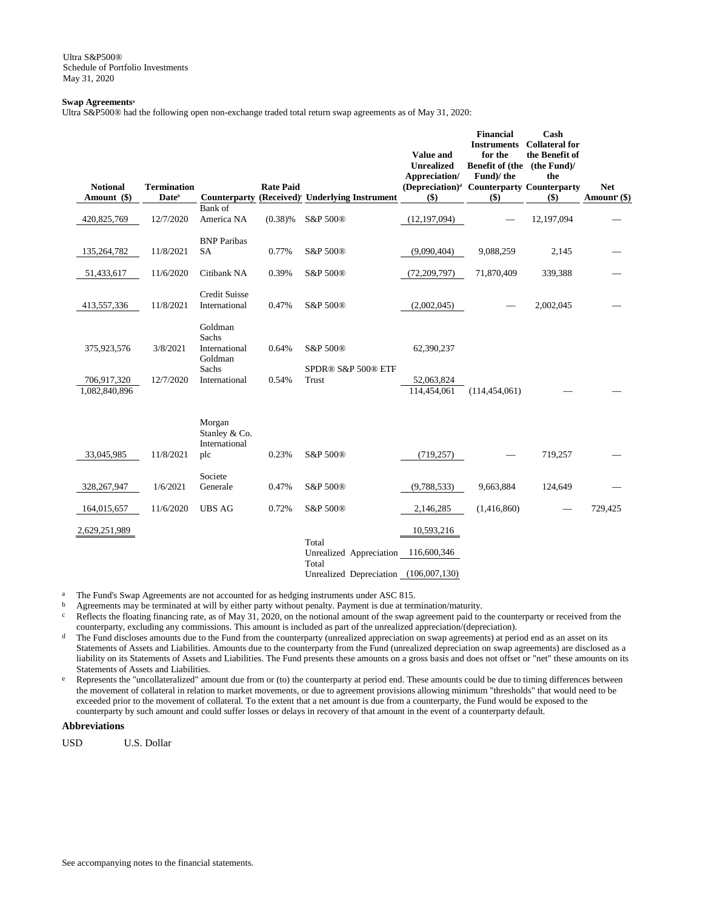Ultra S&P500®
Schedule of Portfolio Investments
May 31, 2020

**Swap Agreements**[a]

Ultra S&P500® had the following open non-exchange traded total return swap agreements as of May 31, 2020:

| Notional Amount ($) | Termination Date[b] | Counterparty | Rate Paid (Received)[c] | Underlying Instrument | Value and Unrealized Appreciation/ (Depreciation)[d] ($) | Financial Instruments for the Benefit of (the Fund)/ the Counterparty ($) | Cash Collateral for the Benefit of (the Fund)/ the Counterparty ($) | Net Amount[e] ($) |
|---|---|---|---|---|---|---|---|---|
| 420,825,769 | 12/7/2020 | Bank of America NA | (0.38)% | S&P 500® | (12,197,094) | — | 12,197,094 | — |
| 135,264,782 | 11/8/2021 | BNP Paribas SA | 0.77% | S&P 500® | (9,090,404) | 9,088,259 | 2,145 | — |
| 51,433,617 | 11/6/2020 | Citibank NA | 0.39% | S&P 500® | (72,209,797) | 71,870,409 | 339,388 | — |
| 413,557,336 | 11/8/2021 | Credit Suisse International | 0.47% | S&P 500® | (2,002,045) | — | 2,002,045 | — |
| 375,923,576 | 3/8/2021 | Goldman Sachs International | 0.64% | S&P 500® | 62,390,237 | | | |
| 706,917,320 | 12/7/2020 | Goldman Sachs International | 0.54% | SPDR® S&P 500® ETF Trust | 52,063,824 | | | |
| 1,082,840,896 | | | | | 114,454,061 | (114,454,061) | — | — |
| 33,045,985 | 11/8/2021 | Morgan Stanley & Co. International plc | 0.23% | S&P 500® | (719,257) | — | 719,257 | — |
| 328,267,947 | 1/6/2021 | Societe Generale | 0.47% | S&P 500® | (9,788,533) | 9,663,884 | 124,649 | — |
| 164,015,657 | 11/6/2020 | UBS AG | 0.72% | S&P 500® | 2,146,285 | (1,416,860) | — | 729,425 |
| 2,629,251,989 | | | | | 10,593,216 | | | |
| | | | | Total Unrealized Appreciation | 116,600,346 | | | |
| | | | | Total Unrealized Depreciation | (106,007,130) | | | |

[a] The Fund's Swap Agreements are not accounted for as hedging instruments under ASC 815.

[b] Agreements may be terminated at will by either party without penalty. Payment is due at termination/maturity.

[c] Reflects the floating financing rate, as of May 31, 2020, on the notional amount of the swap agreement paid to the counterparty or received from the counterparty, excluding any commissions. This amount is included as part of the unrealized appreciation/(depreciation).

[d] The Fund discloses amounts due to the Fund from the counterparty (unrealized appreciation on swap agreements) at period end as an asset on its Statements of Assets and Liabilities. Amounts due to the counterparty from the Fund (unrealized depreciation on swap agreements) are disclosed as a liability on its Statements of Assets and Liabilities. The Fund presents these amounts on a gross basis and does not offset or "net" these amounts on its Statements of Assets and Liabilities.

[e] Represents the "uncollateralized" amount due from or (to) the counterparty at period end. These amounts could be due to timing differences between the movement of collateral in relation to market movements, or due to agreement provisions allowing minimum "thresholds" that would need to be exceeded prior to the movement of collateral. To the extent that a net amount is due from a counterparty, the Fund would be exposed to the counterparty by such amount and could suffer losses or delays in recovery of that amount in the event of a counterparty default.

**Abbreviations**

USD U.S. Dollar

See accompanying notes to the financial statements.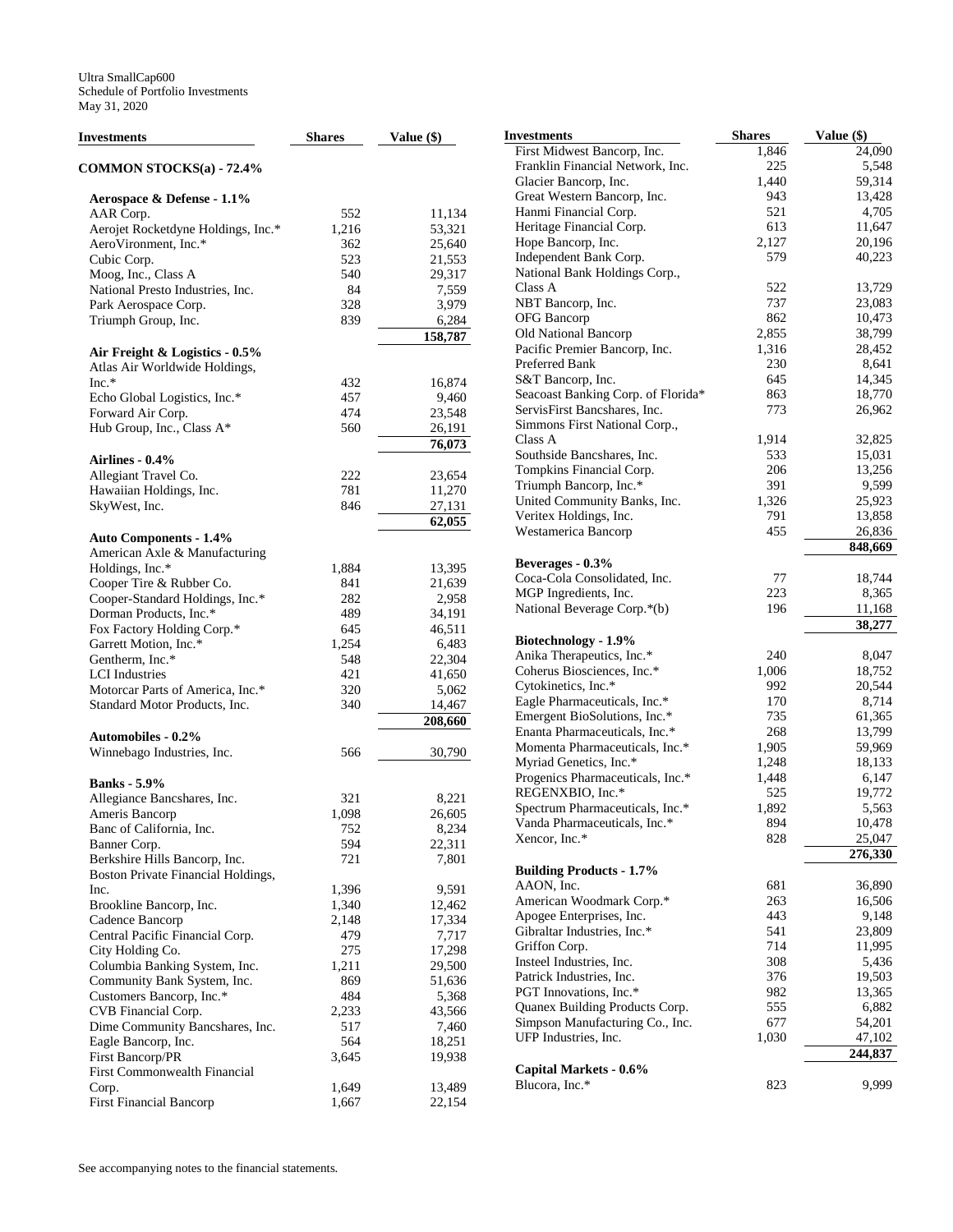Ultra SmallCap600
Schedule of Portfolio Investments
May 31, 2020

| Investments | Shares | Value ($) |
|---|---|---|
| **COMMON STOCKS(a) - 72.4%** | | |
| **Aerospace & Defense - 1.1%** | | |
| AAR Corp. | 552 | 11,134 |
| Aerojet Rocketdyne Holdings, Inc.* | 1,216 | 53,321 |
| AeroVironment, Inc.* | 362 | 25,640 |
| Cubic Corp. | 523 | 21,553 |
| Moog, Inc., Class A | 540 | 29,317 |
| National Presto Industries, Inc. | 84 | 7,559 |
| Park Aerospace Corp. | 328 | 3,979 |
| Triumph Group, Inc. | 839 | 6,284 |
| | | **158,787** |
| **Air Freight & Logistics - 0.5%** | | |
| Atlas Air Worldwide Holdings, Inc.* | 432 | 16,874 |
| Echo Global Logistics, Inc.* | 457 | 9,460 |
| Forward Air Corp. | 474 | 23,548 |
| Hub Group, Inc., Class A* | 560 | 26,191 |
| | | **76,073** |
| **Airlines - 0.4%** | | |
| Allegiant Travel Co. | 222 | 23,654 |
| Hawaiian Holdings, Inc. | 781 | 11,270 |
| SkyWest, Inc. | 846 | 27,131 |
| | | **62,055** |
| **Auto Components - 1.4%** | | |
| American Axle & Manufacturing Holdings, Inc.* | 1,884 | 13,395 |
| Cooper Tire & Rubber Co. | 841 | 21,639 |
| Cooper-Standard Holdings, Inc.* | 282 | 2,958 |
| Dorman Products, Inc.* | 489 | 34,191 |
| Fox Factory Holding Corp.* | 645 | 46,511 |
| Garrett Motion, Inc.* | 1,254 | 6,483 |
| Gentherm, Inc.* | 548 | 22,304 |
| LCI Industries | 421 | 41,650 |
| Motorcar Parts of America, Inc.* | 320 | 5,062 |
| Standard Motor Products, Inc. | 340 | 14,467 |
| | | **208,660** |
| **Automobiles - 0.2%** | | |
| Winnebago Industries, Inc. | 566 | 30,790 |
| **Banks - 5.9%** | | |
| Allegiance Bancshares, Inc. | 321 | 8,221 |
| Ameris Bancorp | 1,098 | 26,605 |
| Banc of California, Inc. | 752 | 8,234 |
| Banner Corp. | 594 | 22,311 |
| Berkshire Hills Bancorp, Inc. | 721 | 7,801 |
| Boston Private Financial Holdings, Inc. | 1,396 | 9,591 |
| Brookline Bancorp, Inc. | 1,340 | 12,462 |
| Cadence Bancorp | 2,148 | 17,334 |
| Central Pacific Financial Corp. | 479 | 7,717 |
| City Holding Co. | 275 | 17,298 |
| Columbia Banking System, Inc. | 1,211 | 29,500 |
| Community Bank System, Inc. | 869 | 51,636 |
| Customers Bancorp, Inc.* | 484 | 5,368 |
| CVB Financial Corp. | 2,233 | 43,566 |
| Dime Community Bancshares, Inc. | 517 | 7,460 |
| Eagle Bancorp, Inc. | 564 | 18,251 |
| First Bancorp/PR | 3,645 | 19,938 |
| First Commonwealth Financial Corp. | 1,649 | 13,489 |
| First Financial Bancorp | 1,667 | 22,154 |
| First Midwest Bancorp, Inc. | 1,846 | 24,090 |
| Franklin Financial Network, Inc. | 225 | 5,548 |
| Glacier Bancorp, Inc. | 1,440 | 59,314 |
| Great Western Bancorp, Inc. | 943 | 13,428 |
| Hanmi Financial Corp. | 521 | 4,705 |
| Heritage Financial Corp. | 613 | 11,647 |
| Hope Bancorp, Inc. | 2,127 | 20,196 |
| Independent Bank Corp. | 579 | 40,223 |
| National Bank Holdings Corp., Class A | 522 | 13,729 |
| NBT Bancorp, Inc. | 737 | 23,083 |
| OFG Bancorp | 862 | 10,473 |
| Old National Bancorp | 2,855 | 38,799 |
| Pacific Premier Bancorp, Inc. | 1,316 | 28,452 |
| Preferred Bank | 230 | 8,641 |
| S&T Bancorp, Inc. | 645 | 14,345 |
| Seacoast Banking Corp. of Florida* | 863 | 18,770 |
| ServisFirst Bancshares, Inc. | 773 | 26,962 |
| Simmons First National Corp., Class A | 1,914 | 32,825 |
| Southside Bancshares, Inc. | 533 | 15,031 |
| Tompkins Financial Corp. | 206 | 13,256 |
| Triumph Bancorp, Inc.* | 391 | 9,599 |
| United Community Banks, Inc. | 1,326 | 25,923 |
| Veritex Holdings, Inc. | 791 | 13,858 |
| Westamerica Bancorp | 455 | 26,836 |
| | | **848,669** |
| **Beverages - 0.3%** | | |
| Coca-Cola Consolidated, Inc. | 77 | 18,744 |
| MGP Ingredients, Inc. | 223 | 8,365 |
| National Beverage Corp.*(b) | 196 | 11,168 |
| | | **38,277** |
| **Biotechnology - 1.9%** | | |
| Anika Therapeutics, Inc.* | 240 | 8,047 |
| Coherus Biosciences, Inc.* | 1,006 | 18,752 |
| Cytokinetics, Inc.* | 992 | 20,544 |
| Eagle Pharmaceuticals, Inc.* | 170 | 8,714 |
| Emergent BioSolutions, Inc.* | 735 | 61,365 |
| Enanta Pharmaceuticals, Inc.* | 268 | 13,799 |
| Momenta Pharmaceuticals, Inc.* | 1,905 | 59,969 |
| Myriad Genetics, Inc.* | 1,248 | 18,133 |
| Progenics Pharmaceuticals, Inc.* | 1,448 | 6,147 |
| REGENXBIO, Inc.* | 525 | 19,772 |
| Spectrum Pharmaceuticals, Inc.* | 1,892 | 5,563 |
| Vanda Pharmaceuticals, Inc.* | 894 | 10,478 |
| Xencor, Inc.* | 828 | 25,047 |
| | | **276,330** |
| **Building Products - 1.7%** | | |
| AAON, Inc. | 681 | 36,890 |
| American Woodmark Corp.* | 263 | 16,506 |
| Apogee Enterprises, Inc. | 443 | 9,148 |
| Gibraltar Industries, Inc.* | 541 | 23,809 |
| Griffon Corp. | 714 | 11,995 |
| Insteel Industries, Inc. | 308 | 5,436 |
| Patrick Industries, Inc. | 376 | 19,503 |
| PGT Innovations, Inc.* | 982 | 13,365 |
| Quanex Building Products Corp. | 555 | 6,882 |
| Simpson Manufacturing Co., Inc. | 677 | 54,201 |
| UFP Industries, Inc. | 1,030 | 47,102 |
| | | **244,837** |
| **Capital Markets - 0.6%** | | |
| Blucora, Inc.* | 823 | 9,999 |

See accompanying notes to the financial statements.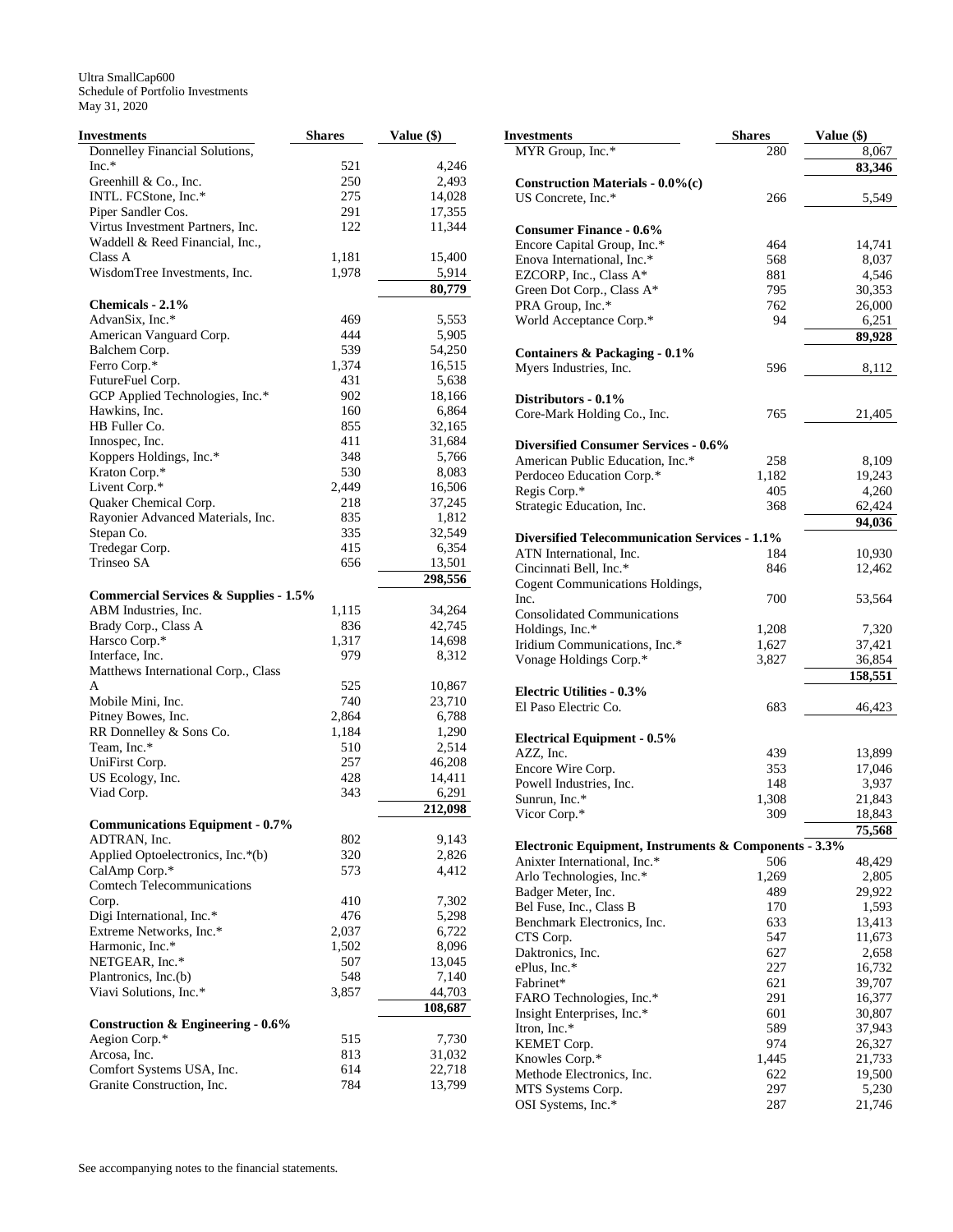Ultra SmallCap600
Schedule of Portfolio Investments
May 31, 2020

| Investments | Shares | Value ($) |
|---|---|---|
| Donnelley Financial Solutions, Inc.* | 521 | 4,246 |
| Greenhill & Co., Inc. | 250 | 2,493 |
| INTL. FCStone, Inc.* | 275 | 14,028 |
| Piper Sandler Cos. | 291 | 17,355 |
| Virtus Investment Partners, Inc. | 122 | 11,344 |
| Waddell & Reed Financial, Inc., Class A | 1,181 | 15,400 |
| WisdomTree Investments, Inc. | 1,978 | 5,914 |
| | | 80,779 |
| **Chemicals - 2.1%** | | |
| AdvanSix, Inc.* | 469 | 5,553 |
| American Vanguard Corp. | 444 | 5,905 |
| Balchem Corp. | 539 | 54,250 |
| Ferro Corp.* | 1,374 | 16,515 |
| FutureFuel Corp. | 431 | 5,638 |
| GCP Applied Technologies, Inc.* | 902 | 18,166 |
| Hawkins, Inc. | 160 | 6,864 |
| HB Fuller Co. | 855 | 32,165 |
| Innospec, Inc. | 411 | 31,684 |
| Koppers Holdings, Inc.* | 348 | 5,766 |
| Kraton Corp.* | 530 | 8,083 |
| Livent Corp.* | 2,449 | 16,506 |
| Quaker Chemical Corp. | 218 | 37,245 |
| Rayonier Advanced Materials, Inc. | 835 | 1,812 |
| Stepan Co. | 335 | 32,549 |
| Tredegar Corp. | 415 | 6,354 |
| Trinseo SA | 656 | 13,501 |
| | | 298,556 |
| **Commercial Services & Supplies - 1.5%** | | |
| ABM Industries, Inc. | 1,115 | 34,264 |
| Brady Corp., Class A | 836 | 42,745 |
| Harsco Corp.* | 1,317 | 14,698 |
| Interface, Inc. | 979 | 8,312 |
| Matthews International Corp., Class A | 525 | 10,867 |
| Mobile Mini, Inc. | 740 | 23,710 |
| Pitney Bowes, Inc. | 2,864 | 6,788 |
| RR Donnelley & Sons Co. | 1,184 | 1,290 |
| Team, Inc.* | 510 | 2,514 |
| UniFirst Corp. | 257 | 46,208 |
| US Ecology, Inc. | 428 | 14,411 |
| Viad Corp. | 343 | 6,291 |
| | | 212,098 |
| **Communications Equipment - 0.7%** | | |
| ADTRAN, Inc. | 802 | 9,143 |
| Applied Optoelectronics, Inc.*(b) | 320 | 2,826 |
| CalAmp Corp.* | 573 | 4,412 |
| Comtech Telecommunications Corp. | 410 | 7,302 |
| Digi International, Inc.* | 476 | 5,298 |
| Extreme Networks, Inc.* | 2,037 | 6,722 |
| Harmonic, Inc.* | 1,502 | 8,096 |
| NETGEAR, Inc.* | 507 | 13,045 |
| Plantronics, Inc.(b) | 548 | 7,140 |
| Viavi Solutions, Inc.* | 3,857 | 44,703 |
| | | 108,687 |
| **Construction & Engineering - 0.6%** | | |
| Aegion Corp.* | 515 | 7,730 |
| Arcosa, Inc. | 813 | 31,032 |
| Comfort Systems USA, Inc. | 614 | 22,718 |
| Granite Construction, Inc. | 784 | 13,799 |
| MYR Group, Inc.* | 280 | 8,067 |
| | | 83,346 |
| **Construction Materials - 0.0%(c)** | | |
| US Concrete, Inc.* | 266 | 5,549 |
| **Consumer Finance - 0.6%** | | |
| Encore Capital Group, Inc.* | 464 | 14,741 |
| Enova International, Inc.* | 568 | 8,037 |
| EZCORP, Inc., Class A* | 881 | 4,546 |
| Green Dot Corp., Class A* | 795 | 30,353 |
| PRA Group, Inc.* | 762 | 26,000 |
| World Acceptance Corp.* | 94 | 6,251 |
| | | 89,928 |
| **Containers & Packaging - 0.1%** | | |
| Myers Industries, Inc. | 596 | 8,112 |
| **Distributors - 0.1%** | | |
| Core-Mark Holding Co., Inc. | 765 | 21,405 |
| **Diversified Consumer Services - 0.6%** | | |
| American Public Education, Inc.* | 258 | 8,109 |
| Perdoceo Education Corp.* | 1,182 | 19,243 |
| Regis Corp.* | 405 | 4,260 |
| Strategic Education, Inc. | 368 | 62,424 |
| | | 94,036 |
| **Diversified Telecommunication Services - 1.1%** | | |
| ATN International, Inc. | 184 | 10,930 |
| Cincinnati Bell, Inc.* | 846 | 12,462 |
| Cogent Communications Holdings, Inc. | 700 | 53,564 |
| Consolidated Communications Holdings, Inc.* | 1,208 | 7,320 |
| Iridium Communications, Inc.* | 1,627 | 37,421 |
| Vonage Holdings Corp.* | 3,827 | 36,854 |
| | | 158,551 |
| **Electric Utilities - 0.3%** | | |
| El Paso Electric Co. | 683 | 46,423 |
| **Electrical Equipment - 0.5%** | | |
| AZZ, Inc. | 439 | 13,899 |
| Encore Wire Corp. | 353 | 17,046 |
| Powell Industries, Inc. | 148 | 3,937 |
| Sunrun, Inc.* | 1,308 | 21,843 |
| Vicor Corp.* | 309 | 18,843 |
| | | 75,568 |
| **Electronic Equipment, Instruments & Components - 3.3%** | | |
| Anixter International, Inc.* | 506 | 48,429 |
| Arlo Technologies, Inc.* | 1,269 | 2,805 |
| Badger Meter, Inc. | 489 | 29,922 |
| Bel Fuse, Inc., Class B | 170 | 1,593 |
| Benchmark Electronics, Inc. | 633 | 13,413 |
| CTS Corp. | 547 | 11,673 |
| Daktronics, Inc. | 627 | 2,658 |
| ePlus, Inc.* | 227 | 16,732 |
| Fabrinet* | 621 | 39,707 |
| FARO Technologies, Inc.* | 291 | 16,377 |
| Insight Enterprises, Inc.* | 601 | 30,807 |
| Itron, Inc.* | 589 | 37,943 |
| KEMET Corp. | 974 | 26,327 |
| Knowles Corp.* | 1,445 | 21,733 |
| Methode Electronics, Inc. | 622 | 19,500 |
| MTS Systems Corp. | 297 | 5,230 |
| OSI Systems, Inc.* | 287 | 21,746 |

See accompanying notes to the financial statements.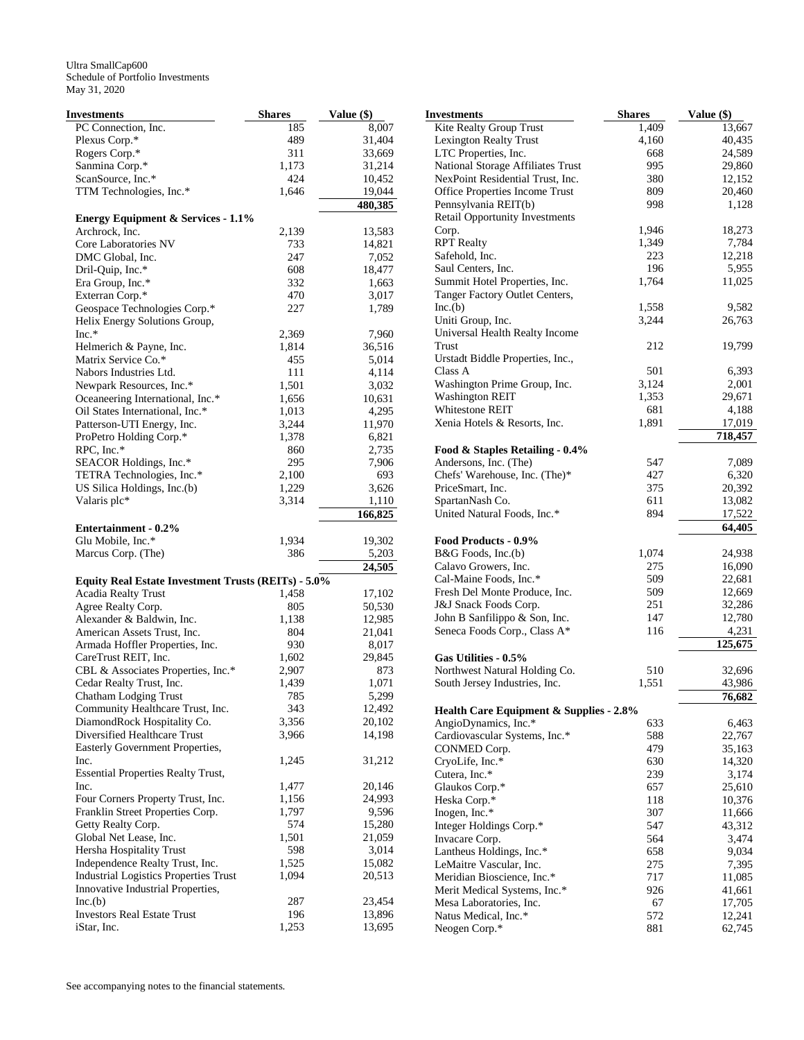Ultra SmallCap600
Schedule of Portfolio Investments
May 31, 2020

| Investments | Shares | Value ($) |
|---|---|---|
| PC Connection, Inc. | 185 | 8,007 |
| Plexus Corp.* | 489 | 31,404 |
| Rogers Corp.* | 311 | 33,669 |
| Sanmina Corp.* | 1,173 | 31,214 |
| ScanSource, Inc.* | 424 | 10,452 |
| TTM Technologies, Inc.* | 1,646 | 19,044 |
| | | **480,385** |
| **Energy Equipment & Services - 1.1%** | | |
| Archrock, Inc. | 2,139 | 13,583 |
| Core Laboratories NV | 733 | 14,821 |
| DMC Global, Inc. | 247 | 7,052 |
| Dril-Quip, Inc.* | 608 | 18,477 |
| Era Group, Inc.* | 332 | 1,663 |
| Exterran Corp.* | 470 | 3,017 |
| Geospace Technologies Corp.* | 227 | 1,789 |
| Helix Energy Solutions Group, Inc.* | 2,369 | 7,960 |
| Helmerich & Payne, Inc. | 1,814 | 36,516 |
| Matrix Service Co.* | 455 | 5,014 |
| Nabors Industries Ltd. | 111 | 4,114 |
| Newpark Resources, Inc.* | 1,501 | 3,032 |
| Oceaneering International, Inc.* | 1,656 | 10,631 |
| Oil States International, Inc.* | 1,013 | 4,295 |
| Patterson-UTI Energy, Inc. | 3,244 | 11,970 |
| ProPetro Holding Corp.* | 1,378 | 6,821 |
| RPC, Inc.* | 860 | 2,735 |
| SEACOR Holdings, Inc.* | 295 | 7,906 |
| TETRA Technologies, Inc.* | 2,100 | 693 |
| US Silica Holdings, Inc.(b) | 1,229 | 3,626 |
| Valaris plc* | 3,314 | 1,110 |
| | | **166,825** |
| **Entertainment - 0.2%** | | |
| Glu Mobile, Inc.* | 1,934 | 19,302 |
| Marcus Corp. (The) | 386 | 5,203 |
| | | **24,505** |
| **Equity Real Estate Investment Trusts (REITs) - 5.0%** | | |
| Acadia Realty Trust | 1,458 | 17,102 |
| Agree Realty Corp. | 805 | 50,530 |
| Alexander & Baldwin, Inc. | 1,138 | 12,985 |
| American Assets Trust, Inc. | 804 | 21,041 |
| Armada Hoffler Properties, Inc. | 930 | 8,017 |
| CareTrust REIT, Inc. | 1,602 | 29,845 |
| CBL & Associates Properties, Inc.* | 2,907 | 873 |
| Cedar Realty Trust, Inc. | 1,439 | 1,071 |
| Chatham Lodging Trust | 785 | 5,299 |
| Community Healthcare Trust, Inc. | 343 | 12,492 |
| DiamondRock Hospitality Co. | 3,356 | 20,102 |
| Diversified Healthcare Trust | 3,966 | 14,198 |
| Easterly Government Properties, Inc. | 1,245 | 31,212 |
| Essential Properties Realty Trust, Inc. | 1,477 | 20,146 |
| Four Corners Property Trust, Inc. | 1,156 | 24,993 |
| Franklin Street Properties Corp. | 1,797 | 9,596 |
| Getty Realty Corp. | 574 | 15,280 |
| Global Net Lease, Inc. | 1,501 | 21,059 |
| Hersha Hospitality Trust | 598 | 3,014 |
| Independence Realty Trust, Inc. | 1,525 | 15,082 |
| Industrial Logistics Properties Trust | 1,094 | 20,513 |
| Innovative Industrial Properties, Inc.(b) | 287 | 23,454 |
| Investors Real Estate Trust | 196 | 13,896 |
| iStar, Inc. | 1,253 | 13,695 |
| Kite Realty Group Trust | 1,409 | 13,667 |
| Lexington Realty Trust | 4,160 | 40,435 |
| LTC Properties, Inc. | 668 | 24,589 |
| National Storage Affiliates Trust | 995 | 29,860 |
| NexPoint Residential Trust, Inc. | 380 | 12,152 |
| Office Properties Income Trust | 809 | 20,460 |
| Pennsylvania REIT(b) | 998 | 1,128 |
| Retail Opportunity Investments Corp. | 1,946 | 18,273 |
| RPT Realty | 1,349 | 7,784 |
| Safehold, Inc. | 223 | 12,218 |
| Saul Centers, Inc. | 196 | 5,955 |
| Summit Hotel Properties, Inc. | 1,764 | 11,025 |
| Tanger Factory Outlet Centers, Inc.(b) | 1,558 | 9,582 |
| Uniti Group, Inc. | 3,244 | 26,763 |
| Universal Health Realty Income Trust | 212 | 19,799 |
| Urstadt Biddle Properties, Inc., Class A | 501 | 6,393 |
| Washington Prime Group, Inc. | 3,124 | 2,001 |
| Washington REIT | 1,353 | 29,671 |
| Whitestone REIT | 681 | 4,188 |
| Xenia Hotels & Resorts, Inc. | 1,891 | 17,019 |
| | | **718,457** |
| **Food & Staples Retailing - 0.4%** | | |
| Andersons, Inc. (The) | 547 | 7,089 |
| Chefs' Warehouse, Inc. (The)* | 427 | 6,320 |
| PriceSmart, Inc. | 375 | 20,392 |
| SpartanNash Co. | 611 | 13,082 |
| United Natural Foods, Inc.* | 894 | 17,522 |
| | | **64,405** |
| **Food Products - 0.9%** | | |
| B&G Foods, Inc.(b) | 1,074 | 24,938 |
| Calavo Growers, Inc. | 275 | 16,090 |
| Cal-Maine Foods, Inc.* | 509 | 22,681 |
| Fresh Del Monte Produce, Inc. | 509 | 12,669 |
| J&J Snack Foods Corp. | 251 | 32,286 |
| John B Sanfilippo & Son, Inc. | 147 | 12,780 |
| Seneca Foods Corp., Class A* | 116 | 4,231 |
| | | **125,675** |
| **Gas Utilities - 0.5%** | | |
| Northwest Natural Holding Co. | 510 | 32,696 |
| South Jersey Industries, Inc. | 1,551 | 43,986 |
| | | **76,682** |
| **Health Care Equipment & Supplies - 2.8%** | | |
| AngioDynamics, Inc.* | 633 | 6,463 |
| Cardiovascular Systems, Inc.* | 588 | 22,767 |
| CONMED Corp. | 479 | 35,163 |
| CryoLife, Inc.* | 630 | 14,320 |
| Cutera, Inc.* | 239 | 3,174 |
| Glaukos Corp.* | 657 | 25,610 |
| Heska Corp.* | 118 | 10,376 |
| Inogen, Inc.* | 307 | 11,666 |
| Integer Holdings Corp.* | 547 | 43,312 |
| Invacare Corp. | 564 | 3,474 |
| Lantheus Holdings, Inc.* | 658 | 9,034 |
| LeMaitre Vascular, Inc. | 275 | 7,395 |
| Meridian Bioscience, Inc.* | 717 | 11,085 |
| Merit Medical Systems, Inc.* | 926 | 41,661 |
| Mesa Laboratories, Inc. | 67 | 17,705 |
| Natus Medical, Inc.* | 572 | 12,241 |
| Neogen Corp.* | 881 | 62,745 |

See accompanying notes to the financial statements.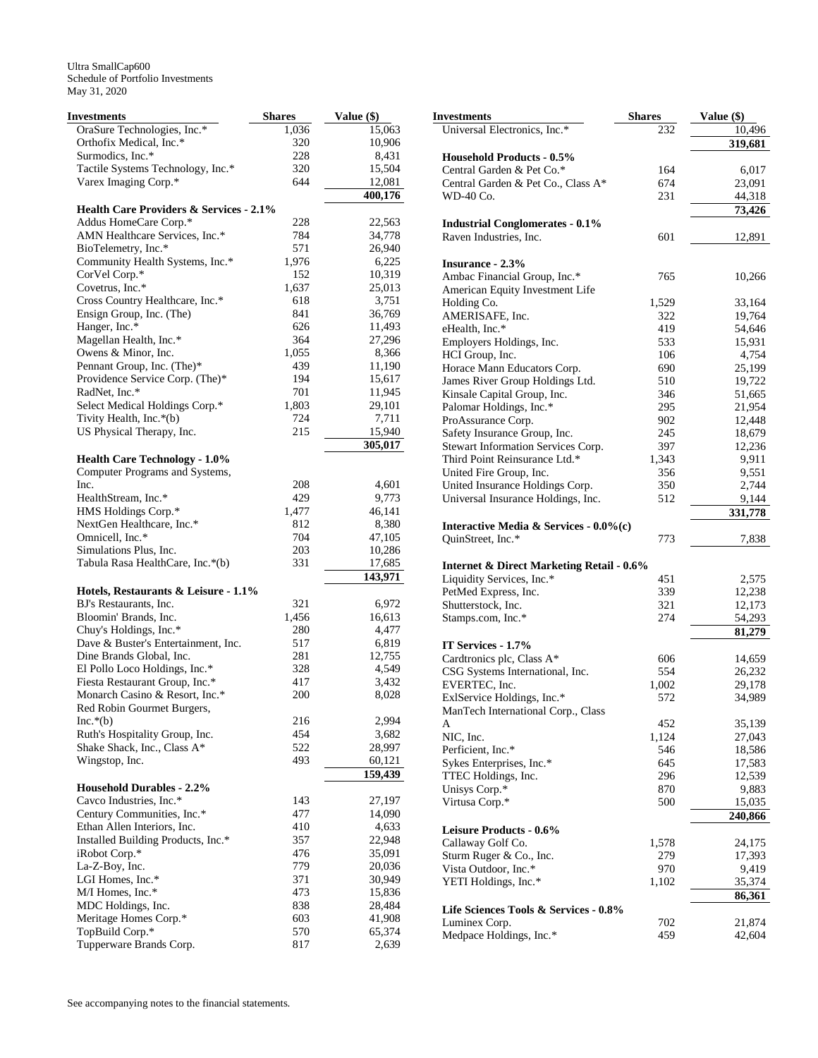Ultra SmallCap600
Schedule of Portfolio Investments
May 31, 2020

| Investments | Shares | Value ($) |
|---|---|---|
| OraSure Technologies, Inc.* | 1,036 | 15,063 |
| Orthofix Medical, Inc.* | 320 | 10,906 |
| Surmodics, Inc.* | 228 | 8,431 |
| Tactile Systems Technology, Inc.* | 320 | 15,504 |
| Varex Imaging Corp.* | 644 | 12,081 |
| | | 400,176 |
| **Health Care Providers & Services - 2.1%** | | |
| Addus HomeCare Corp.* | 228 | 22,563 |
| AMN Healthcare Services, Inc.* | 784 | 34,778 |
| BioTelemetry, Inc.* | 571 | 26,940 |
| Community Health Systems, Inc.* | 1,976 | 6,225 |
| CorVel Corp.* | 152 | 10,319 |
| Covetrus, Inc.* | 1,637 | 25,013 |
| Cross Country Healthcare, Inc.* | 618 | 3,751 |
| Ensign Group, Inc. (The) | 841 | 36,769 |
| Hanger, Inc.* | 626 | 11,493 |
| Magellan Health, Inc.* | 364 | 27,296 |
| Owens & Minor, Inc. | 1,055 | 8,366 |
| Pennant Group, Inc. (The)* | 439 | 11,190 |
| Providence Service Corp. (The)* | 194 | 15,617 |
| RadNet, Inc.* | 701 | 11,945 |
| Select Medical Holdings Corp.* | 1,803 | 29,101 |
| Tivity Health, Inc.*(b) | 724 | 7,711 |
| US Physical Therapy, Inc. | 215 | 15,940 |
| | | 305,017 |
| **Health Care Technology - 1.0%** | | |
| Computer Programs and Systems, Inc. | 208 | 4,601 |
| HealthStream, Inc.* | 429 | 9,773 |
| HMS Holdings Corp.* | 1,477 | 46,141 |
| NextGen Healthcare, Inc.* | 812 | 8,380 |
| Omnicell, Inc.* | 704 | 47,105 |
| Simulations Plus, Inc. | 203 | 10,286 |
| Tabula Rasa HealthCare, Inc.*(b) | 331 | 17,685 |
| | | 143,971 |
| **Hotels, Restaurants & Leisure - 1.1%** | | |
| BJ's Restaurants, Inc. | 321 | 6,972 |
| Bloomin' Brands, Inc. | 1,456 | 16,613 |
| Chuy's Holdings, Inc.* | 280 | 4,477 |
| Dave & Buster's Entertainment, Inc. | 517 | 6,819 |
| Dine Brands Global, Inc. | 281 | 12,755 |
| El Pollo Loco Holdings, Inc.* | 328 | 4,549 |
| Fiesta Restaurant Group, Inc.* | 417 | 3,432 |
| Monarch Casino & Resort, Inc.* | 200 | 8,028 |
| Red Robin Gourmet Burgers, Inc.*(b) | 216 | 2,994 |
| Ruth's Hospitality Group, Inc. | 454 | 3,682 |
| Shake Shack, Inc., Class A* | 522 | 28,997 |
| Wingstop, Inc. | 493 | 60,121 |
| | | 159,439 |
| **Household Durables - 2.2%** | | |
| Cavco Industries, Inc.* | 143 | 27,197 |
| Century Communities, Inc.* | 477 | 14,090 |
| Ethan Allen Interiors, Inc. | 410 | 4,633 |
| Installed Building Products, Inc.* | 357 | 22,948 |
| iRobot Corp.* | 476 | 35,091 |
| La-Z-Boy, Inc. | 779 | 20,036 |
| LGI Homes, Inc.* | 371 | 30,949 |
| M/I Homes, Inc.* | 473 | 15,836 |
| MDC Holdings, Inc. | 838 | 28,484 |
| Meritage Homes Corp.* | 603 | 41,908 |
| TopBuild Corp.* | 570 | 65,374 |
| Tupperware Brands Corp. | 817 | 2,639 |
| Universal Electronics, Inc.* | 232 | 10,496 |
| | | 319,681 |
| **Household Products - 0.5%** | | |
| Central Garden & Pet Co.* | 164 | 6,017 |
| Central Garden & Pet Co., Class A* | 674 | 23,091 |
| WD-40 Co. | 231 | 44,318 |
| | | 73,426 |
| **Industrial Conglomerates - 0.1%** | | |
| Raven Industries, Inc. | 601 | 12,891 |
| **Insurance - 2.3%** | | |
| Ambac Financial Group, Inc.* | 765 | 10,266 |
| American Equity Investment Life Holding Co. | 1,529 | 33,164 |
| AMERISAFE, Inc. | 322 | 19,764 |
| eHealth, Inc.* | 419 | 54,646 |
| Employers Holdings, Inc. | 533 | 15,931 |
| HCI Group, Inc. | 106 | 4,754 |
| Horace Mann Educators Corp. | 690 | 25,199 |
| James River Group Holdings Ltd. | 510 | 19,722 |
| Kinsale Capital Group, Inc. | 346 | 51,665 |
| Palomar Holdings, Inc.* | 295 | 21,954 |
| ProAssurance Corp. | 902 | 12,448 |
| Safety Insurance Group, Inc. | 245 | 18,679 |
| Stewart Information Services Corp. | 397 | 12,236 |
| Third Point Reinsurance Ltd.* | 1,343 | 9,911 |
| United Fire Group, Inc. | 356 | 9,551 |
| United Insurance Holdings Corp. | 350 | 2,744 |
| Universal Insurance Holdings, Inc. | 512 | 9,144 |
| | | 331,778 |
| **Interactive Media & Services - 0.0%(c)** | | |
| QuinStreet, Inc.* | 773 | 7,838 |
| **Internet & Direct Marketing Retail - 0.6%** | | |
| Liquidity Services, Inc.* | 451 | 2,575 |
| PetMed Express, Inc. | 339 | 12,238 |
| Shutterstock, Inc. | 321 | 12,173 |
| Stamps.com, Inc.* | 274 | 54,293 |
| | | 81,279 |
| **IT Services - 1.7%** | | |
| Cardtronics plc, Class A* | 606 | 14,659 |
| CSG Systems International, Inc. | 554 | 26,232 |
| EVERTEC, Inc. | 1,002 | 29,178 |
| ExlService Holdings, Inc.* | 572 | 34,989 |
| ManTech International Corp., Class A | 452 | 35,139 |
| NIC, Inc. | 1,124 | 27,043 |
| Perficient, Inc.* | 546 | 18,586 |
| Sykes Enterprises, Inc.* | 645 | 17,583 |
| TTEC Holdings, Inc. | 296 | 12,539 |
| Unisys Corp.* | 870 | 9,883 |
| Virtusa Corp.* | 500 | 15,035 |
| | | 240,866 |
| **Leisure Products - 0.6%** | | |
| Callaway Golf Co. | 1,578 | 24,175 |
| Sturm Ruger & Co., Inc. | 279 | 17,393 |
| Vista Outdoor, Inc.* | 970 | 9,419 |
| YETI Holdings, Inc.* | 1,102 | 35,374 |
| | | 86,361 |
| **Life Sciences Tools & Services - 0.8%** | | |
| Luminex Corp. | 702 | 21,874 |
| Medpace Holdings, Inc.* | 459 | 42,604 |

See accompanying notes to the financial statements.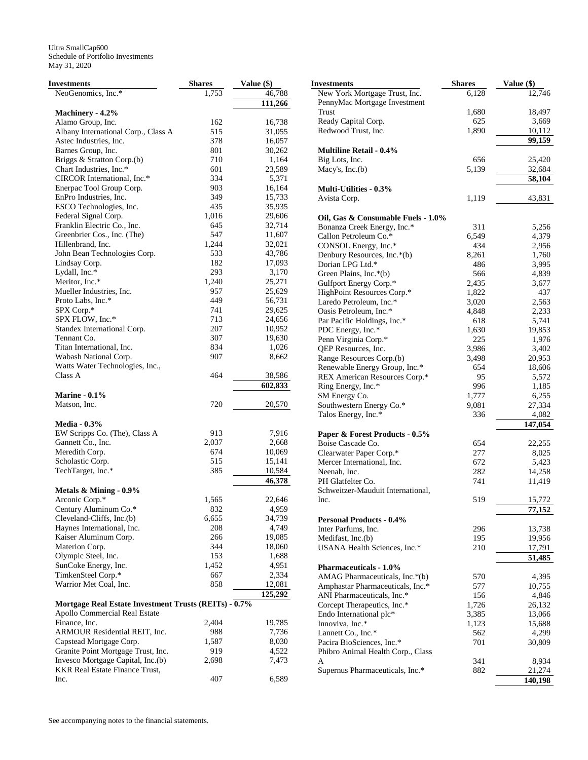Ultra SmallCap600
Schedule of Portfolio Investments
May 31, 2020

| Investments | Shares | Value ($) |
|---|---|---|
| NeoGenomics, Inc.* | 1,753 | 46,788 |
| | | 111,266 |
| **Machinery - 4.2%** | | |
| Alamo Group, Inc. | 162 | 16,738 |
| Albany International Corp., Class A | 515 | 31,055 |
| Astec Industries, Inc. | 378 | 16,057 |
| Barnes Group, Inc. | 801 | 30,262 |
| Briggs & Stratton Corp.(b) | 710 | 1,164 |
| Chart Industries, Inc.* | 601 | 23,589 |
| CIRCOR International, Inc.* | 334 | 5,371 |
| Enerpac Tool Group Corp. | 903 | 16,164 |
| EnPro Industries, Inc. | 349 | 15,733 |
| ESCO Technologies, Inc. | 435 | 35,935 |
| Federal Signal Corp. | 1,016 | 29,606 |
| Franklin Electric Co., Inc. | 645 | 32,714 |
| Greenbrier Cos., Inc. (The) | 547 | 11,607 |
| Hillenbrand, Inc. | 1,244 | 32,021 |
| John Bean Technologies Corp. | 533 | 43,786 |
| Lindsay Corp. | 182 | 17,093 |
| Lydall, Inc.* | 293 | 3,170 |
| Meritor, Inc.* | 1,240 | 25,271 |
| Mueller Industries, Inc. | 957 | 25,629 |
| Proto Labs, Inc.* | 449 | 56,731 |
| SPX Corp.* | 741 | 29,625 |
| SPX FLOW, Inc.* | 713 | 24,656 |
| Standex International Corp. | 207 | 10,952 |
| Tennant Co. | 307 | 19,630 |
| Titan International, Inc. | 834 | 1,026 |
| Wabash National Corp. | 907 | 8,662 |
| Watts Water Technologies, Inc., Class A | 464 | 38,586 |
| | | 602,833 |
| **Marine - 0.1%** | | |
| Matson, Inc. | 720 | 20,570 |
| **Media - 0.3%** | | |
| EW Scripps Co. (The), Class A | 913 | 7,916 |
| Gannett Co., Inc. | 2,037 | 2,668 |
| Meredith Corp. | 674 | 10,069 |
| Scholastic Corp. | 515 | 15,141 |
| TechTarget, Inc.* | 385 | 10,584 |
| | | 46,378 |
| **Metals & Mining - 0.9%** | | |
| Arconic Corp.* | 1,565 | 22,646 |
| Century Aluminum Co.* | 832 | 4,959 |
| Cleveland-Cliffs, Inc.(b) | 6,655 | 34,739 |
| Haynes International, Inc. | 208 | 4,749 |
| Kaiser Aluminum Corp. | 266 | 19,085 |
| Materion Corp. | 344 | 18,060 |
| Olympic Steel, Inc. | 153 | 1,688 |
| SunCoke Energy, Inc. | 1,452 | 4,951 |
| TimkenSteel Corp.* | 667 | 2,334 |
| Warrior Met Coal, Inc. | 858 | 12,081 |
| | | 125,292 |
| **Mortgage Real Estate Investment Trusts (REITs) - 0.7%** | | |
| Apollo Commercial Real Estate Finance, Inc. | 2,404 | 19,785 |
| ARMOUR Residential REIT, Inc. | 988 | 7,736 |
| Capstead Mortgage Corp. | 1,587 | 8,030 |
| Granite Point Mortgage Trust, Inc. | 919 | 4,522 |
| Invesco Mortgage Capital, Inc.(b) | 2,698 | 7,473 |
| KKR Real Estate Finance Trust, Inc. | 407 | 6,589 |
| New York Mortgage Trust, Inc. | 6,128 | 12,746 |
| PennyMac Mortgage Investment Trust | 1,680 | 18,497 |
| Ready Capital Corp. | 625 | 3,669 |
| Redwood Trust, Inc. | 1,890 | 10,112 |
| | | 99,159 |
| **Multiline Retail - 0.4%** | | |
| Big Lots, Inc. | 656 | 25,420 |
| Macy's, Inc.(b) | 5,139 | 32,684 |
| | | 58,104 |
| **Multi-Utilities - 0.3%** | | |
| Avista Corp. | 1,119 | 43,831 |
| **Oil, Gas & Consumable Fuels - 1.0%** | | |
| Bonanza Creek Energy, Inc.* | 311 | 5,256 |
| Callon Petroleum Co.* | 6,549 | 4,379 |
| CONSOL Energy, Inc.* | 434 | 2,956 |
| Denbury Resources, Inc.*(b) | 8,261 | 1,760 |
| Dorian LPG Ltd.* | 486 | 3,995 |
| Green Plains, Inc.*(b) | 566 | 4,839 |
| Gulfport Energy Corp.* | 2,435 | 3,677 |
| HighPoint Resources Corp.* | 1,822 | 437 |
| Laredo Petroleum, Inc.* | 3,020 | 2,563 |
| Oasis Petroleum, Inc.* | 4,848 | 2,233 |
| Par Pacific Holdings, Inc.* | 618 | 5,741 |
| PDC Energy, Inc.* | 1,630 | 19,853 |
| Penn Virginia Corp.* | 225 | 1,976 |
| QEP Resources, Inc. | 3,986 | 3,402 |
| Range Resources Corp.(b) | 3,498 | 20,953 |
| Renewable Energy Group, Inc.* | 654 | 18,606 |
| REX American Resources Corp.* | 95 | 5,572 |
| Ring Energy, Inc.* | 996 | 1,185 |
| SM Energy Co. | 1,777 | 6,255 |
| Southwestern Energy Co.* | 9,081 | 27,334 |
| Talos Energy, Inc.* | 336 | 4,082 |
| | | 147,054 |
| **Paper & Forest Products - 0.5%** | | |
| Boise Cascade Co. | 654 | 22,255 |
| Clearwater Paper Corp.* | 277 | 8,025 |
| Mercer International, Inc. | 672 | 5,423 |
| Neenah, Inc. | 282 | 14,258 |
| PH Glatfelter Co. | 741 | 11,419 |
| Schweitzer-Mauduit International, Inc. | 519 | 15,772 |
| | | 77,152 |
| **Personal Products - 0.4%** | | |
| Inter Parfums, Inc. | 296 | 13,738 |
| Medifast, Inc.(b) | 195 | 19,956 |
| USANA Health Sciences, Inc.* | 210 | 17,791 |
| | | 51,485 |
| **Pharmaceuticals - 1.0%** | | |
| AMAG Pharmaceuticals, Inc.*(b) | 570 | 4,395 |
| Amphastar Pharmaceuticals, Inc.* | 577 | 10,755 |
| ANI Pharmaceuticals, Inc.* | 156 | 4,846 |
| Corcept Therapeutics, Inc.* | 1,726 | 26,132 |
| Endo International plc* | 3,385 | 13,066 |
| Innoviva, Inc.* | 1,123 | 15,688 |
| Lannett Co., Inc.* | 562 | 4,299 |
| Pacira BioSciences, Inc.* | 701 | 30,809 |
| Phibro Animal Health Corp., Class A | 341 | 8,934 |
| Supernus Pharmaceuticals, Inc.* | 882 | 21,274 |
| | | 140,198 |

See accompanying notes to the financial statements.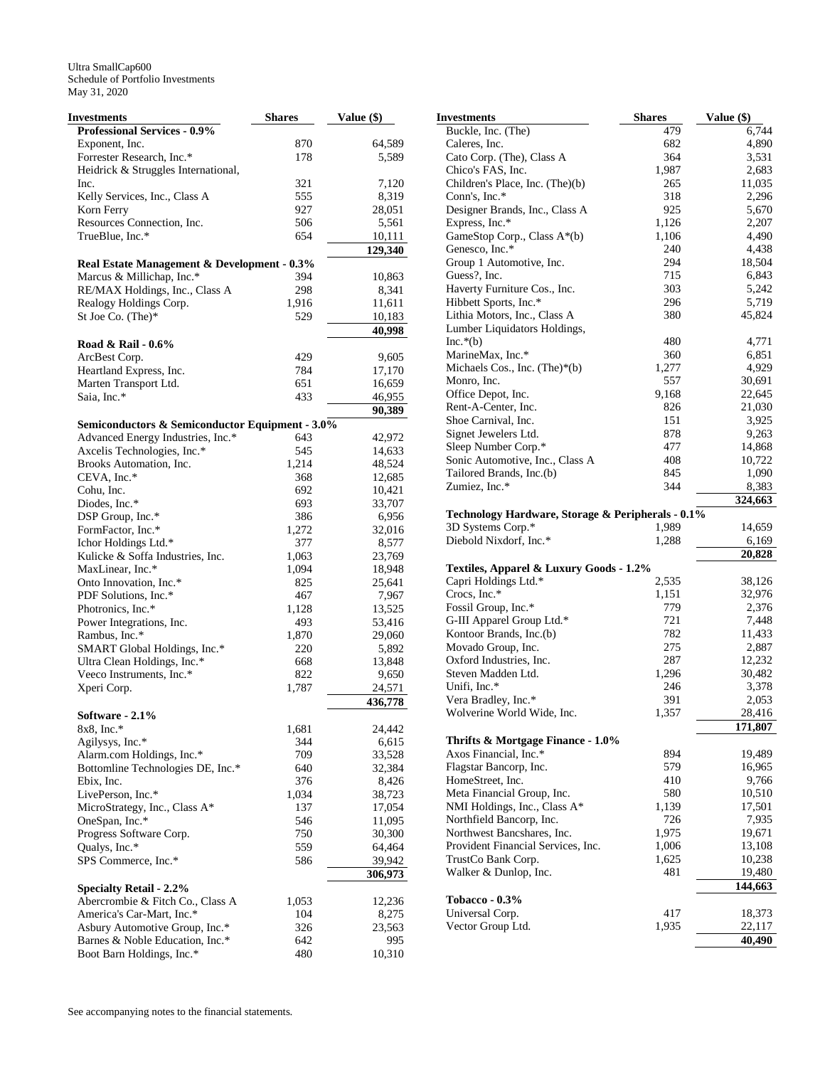Ultra SmallCap600
Schedule of Portfolio Investments
May 31, 2020

| Investments | Shares | Value ($) |
|---|---|---|
| **Professional Services - 0.9%** | | |
| Exponent, Inc. | 870 | 64,589 |
| Forrester Research, Inc.* | 178 | 5,589 |
| Heidrick & Struggles International, Inc. | 321 | 7,120 |
| Kelly Services, Inc., Class A | 555 | 8,319 |
| Korn Ferry | 927 | 28,051 |
| Resources Connection, Inc. | 506 | 5,561 |
| TrueBlue, Inc.* | 654 | 10,111 |
| | | **129,340** |
| **Real Estate Management & Development - 0.3%** | | |
| Marcus & Millichap, Inc.* | 394 | 10,863 |
| RE/MAX Holdings, Inc., Class A | 298 | 8,341 |
| Realogy Holdings Corp. | 1,916 | 11,611 |
| St Joe Co. (The)* | 529 | 10,183 |
| | | **40,998** |
| **Road & Rail - 0.6%** | | |
| ArcBest Corp. | 429 | 9,605 |
| Heartland Express, Inc. | 784 | 17,170 |
| Marten Transport Ltd. | 651 | 16,659 |
| Saia, Inc.* | 433 | 46,955 |
| | | **90,389** |
| **Semiconductors & Semiconductor Equipment - 3.0%** | | |
| Advanced Energy Industries, Inc.* | 643 | 42,972 |
| Axcelis Technologies, Inc.* | 545 | 14,633 |
| Brooks Automation, Inc. | 1,214 | 48,524 |
| CEVA, Inc.* | 368 | 12,685 |
| Cohu, Inc. | 692 | 10,421 |
| Diodes, Inc.* | 693 | 33,707 |
| DSP Group, Inc.* | 386 | 6,956 |
| FormFactor, Inc.* | 1,272 | 32,016 |
| Ichor Holdings Ltd.* | 377 | 8,577 |
| Kulicke & Soffa Industries, Inc. | 1,063 | 23,769 |
| MaxLinear, Inc.* | 1,094 | 18,948 |
| Onto Innovation, Inc.* | 825 | 25,641 |
| PDF Solutions, Inc.* | 467 | 7,967 |
| Photronics, Inc.* | 1,128 | 13,525 |
| Power Integrations, Inc. | 493 | 53,416 |
| Rambus, Inc.* | 1,870 | 29,060 |
| SMART Global Holdings, Inc.* | 220 | 5,892 |
| Ultra Clean Holdings, Inc.* | 668 | 13,848 |
| Veeco Instruments, Inc.* | 822 | 9,650 |
| Xperi Corp. | 1,787 | 24,571 |
| | | **436,778** |
| **Software - 2.1%** | | |
| 8x8, Inc.* | 1,681 | 24,442 |
| Agilysys, Inc.* | 344 | 6,615 |
| Alarm.com Holdings, Inc.* | 709 | 33,528 |
| Bottomline Technologies DE, Inc.* | 640 | 32,384 |
| Ebix, Inc. | 376 | 8,426 |
| LivePerson, Inc.* | 1,034 | 38,723 |
| MicroStrategy, Inc., Class A* | 137 | 17,054 |
| OneSpan, Inc.* | 546 | 11,095 |
| Progress Software Corp. | 750 | 30,300 |
| Qualys, Inc.* | 559 | 64,464 |
| SPS Commerce, Inc.* | 586 | 39,942 |
| | | **306,973** |
| **Specialty Retail - 2.2%** | | |
| Abercrombie & Fitch Co., Class A | 1,053 | 12,236 |
| America's Car-Mart, Inc.* | 104 | 8,275 |
| Asbury Automotive Group, Inc.* | 326 | 23,563 |
| Barnes & Noble Education, Inc.* | 642 | 995 |
| Boot Barn Holdings, Inc.* | 480 | 10,310 |
| Buckle, Inc. (The) | 479 | 6,744 |
| Caleres, Inc. | 682 | 4,890 |
| Cato Corp. (The), Class A | 364 | 3,531 |
| Chico's FAS, Inc. | 1,987 | 2,683 |
| Children's Place, Inc. (The)(b) | 265 | 11,035 |
| Conn's, Inc.* | 318 | 2,296 |
| Designer Brands, Inc., Class A | 925 | 5,670 |
| Express, Inc.* | 1,126 | 2,207 |
| GameStop Corp., Class A*(b) | 1,106 | 4,490 |
| Genesco, Inc.* | 240 | 4,438 |
| Group 1 Automotive, Inc. | 294 | 18,504 |
| Guess?, Inc. | 715 | 6,843 |
| Haverty Furniture Cos., Inc. | 303 | 5,242 |
| Hibbett Sports, Inc.* | 296 | 5,719 |
| Lithia Motors, Inc., Class A | 380 | 45,824 |
| Lumber Liquidators Holdings, Inc.*(b) | 480 | 4,771 |
| MarineMax, Inc.* | 360 | 6,851 |
| Michaels Cos., Inc. (The)*(b) | 1,277 | 4,929 |
| Monro, Inc. | 557 | 30,691 |
| Office Depot, Inc. | 9,168 | 22,645 |
| Rent-A-Center, Inc. | 826 | 21,030 |
| Shoe Carnival, Inc. | 151 | 3,925 |
| Signet Jewelers Ltd. | 878 | 9,263 |
| Sleep Number Corp.* | 477 | 14,868 |
| Sonic Automotive, Inc., Class A | 408 | 10,722 |
| Tailored Brands, Inc.(b) | 845 | 1,090 |
| Zumiez, Inc.* | 344 | 8,383 |
| | | **324,663** |
| **Technology Hardware, Storage & Peripherals - 0.1%** | | |
| 3D Systems Corp.* | 1,989 | 14,659 |
| Diebold Nixdorf, Inc.* | 1,288 | 6,169 |
| | | **20,828** |
| **Textiles, Apparel & Luxury Goods - 1.2%** | | |
| Capri Holdings Ltd.* | 2,535 | 38,126 |
| Crocs, Inc.* | 1,151 | 32,976 |
| Fossil Group, Inc.* | 779 | 2,376 |
| G-III Apparel Group Ltd.* | 721 | 7,448 |
| Kontoor Brands, Inc.(b) | 782 | 11,433 |
| Movado Group, Inc. | 275 | 2,887 |
| Oxford Industries, Inc. | 287 | 12,232 |
| Steven Madden Ltd. | 1,296 | 30,482 |
| Unifi, Inc.* | 246 | 3,378 |
| Vera Bradley, Inc.* | 391 | 2,053 |
| Wolverine World Wide, Inc. | 1,357 | 28,416 |
| | | **171,807** |
| **Thrifts & Mortgage Finance - 1.0%** | | |
| Axos Financial, Inc.* | 894 | 19,489 |
| Flagstar Bancorp, Inc. | 579 | 16,965 |
| HomeStreet, Inc. | 410 | 9,766 |
| Meta Financial Group, Inc. | 580 | 10,510 |
| NMI Holdings, Inc., Class A* | 1,139 | 17,501 |
| Northfield Bancorp, Inc. | 726 | 7,935 |
| Northwest Bancshares, Inc. | 1,975 | 19,671 |
| Provident Financial Services, Inc. | 1,006 | 13,108 |
| TrustCo Bank Corp. | 1,625 | 10,238 |
| Walker & Dunlop, Inc. | 481 | 19,480 |
| | | **144,663** |
| **Tobacco - 0.3%** | | |
| Universal Corp. | 417 | 18,373 |
| Vector Group Ltd. | 1,935 | 22,117 |
| | | **40,490** |

See accompanying notes to the financial statements.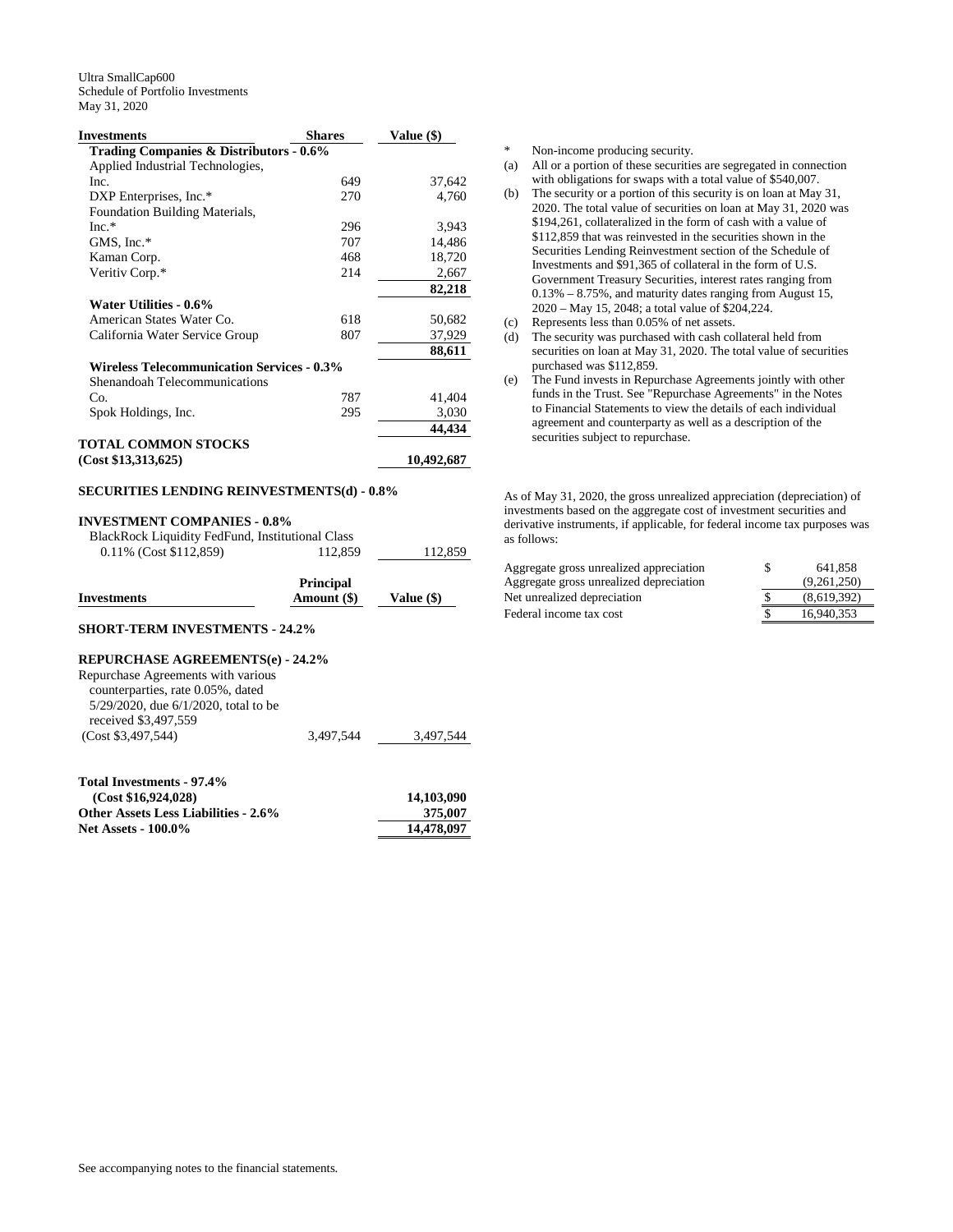Ultra SmallCap600
Schedule of Portfolio Investments
May 31, 2020

| Investments | Shares | Value ($) |
|---|---|---|
| **Trading Companies & Distributors - 0.6%** | | |
| Applied Industrial Technologies, Inc. | 649 | 37,642 |
| DXP Enterprises, Inc.* | 270 | 4,760 |
| Foundation Building Materials, Inc.* | 296 | 3,943 |
| GMS, Inc.* | 707 | 14,486 |
| Kaman Corp. | 468 | 18,720 |
| Veritiv Corp.* | 214 | 2,667 |
| | | **82,218** |
| **Water Utilities - 0.6%** | | |
| American States Water Co. | 618 | 50,682 |
| California Water Service Group | 807 | 37,929 |
| | | **88,611** |
| **Wireless Telecommunication Services - 0.3%** | | |
| Shenandoah Telecommunications Co. | 787 | 41,404 |
| Spok Holdings, Inc. | 295 | 3,030 |
| | | **44,434** |
| **TOTAL COMMON STOCKS (Cost $13,313,625)** | | **10,492,687** |
| **SECURITIES LENDING REINVESTMENTS(d) - 0.8%** | | |
| **INVESTMENT COMPANIES - 0.8%** | | |
| BlackRock Liquidity FedFund, Institutional Class 0.11% (Cost $112,859) | 112,859 | 112,859 |

| Investments | Principal Amount ($) | Value ($) |
|---|---|---|
| **SHORT-TERM INVESTMENTS - 24.2%** | | |
| **REPURCHASE AGREEMENTS(e) - 24.2%** | | |
| Repurchase Agreements with various counterparties, rate 0.05%, dated 5/29/2020, due 6/1/2020, total to be received $3,497,559 (Cost $3,497,544) | 3,497,544 | 3,497,544 |
| **Total Investments - 97.4% (Cost $16,924,028)** | | **14,103,090** |
| **Other Assets Less Liabilities - 2.6%** | | **375,007** |
| **Net Assets - 100.0%** | | **14,478,097** |

\* Non-income producing security.

(a) All or a portion of these securities are segregated in connection with obligations for swaps with a total value of $540,007.

(b) The security or a portion of this security is on loan at May 31, 2020. The total value of securities on loan at May 31, 2020 was $194,261, collateralized in the form of cash with a value of $112,859 that was reinvested in the securities shown in the Securities Lending Reinvestment section of the Schedule of Investments and $91,365 of collateral in the form of U.S. Government Treasury Securities, interest rates ranging from 0.13% – 8.75%, and maturity dates ranging from August 15, 2020 – May 15, 2048; a total value of $204,224.

(c) Represents less than 0.05% of net assets.

(d) The security was purchased with cash collateral held from securities on loan at May 31, 2020. The total value of securities purchased was $112,859.

(e) The Fund invests in Repurchase Agreements jointly with other funds in the Trust. See "Repurchase Agreements" in the Notes to Financial Statements to view the details of each individual agreement and counterparty as well as a description of the securities subject to repurchase.

As of May 31, 2020, the gross unrealized appreciation (depreciation) of investments based on the aggregate cost of investment securities and derivative instruments, if applicable, for federal income tax purposes was as follows:

| | | |
|---|---|---|
| Aggregate gross unrealized appreciation | $ | 641,858 |
| Aggregate gross unrealized depreciation | | (9,261,250) |
| Net unrealized depreciation | $ | (8,619,392) |
| Federal income tax cost | $ | 16,940,353 |

See accompanying notes to the financial statements.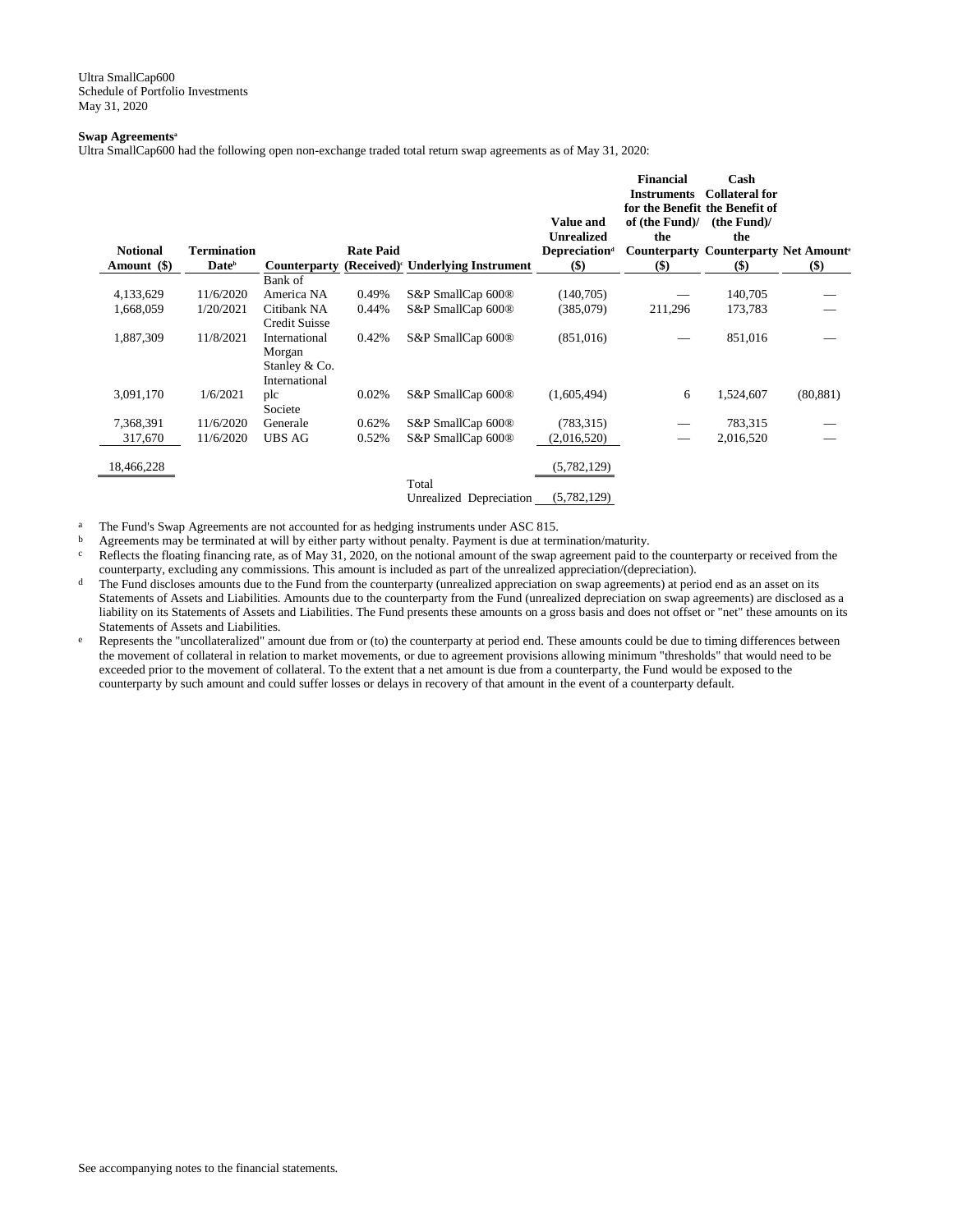Ultra SmallCap600
Schedule of Portfolio Investments
May 31, 2020

**Swap Agreements**[a]

Ultra SmallCap600 had the following open non-exchange traded total return swap agreements as of May 31, 2020:

| Notional Amount ($) | Termination Date[b] | Counterparty | Rate Paid (Received)[c] | Underlying Instrument | Value and Unrealized Depreciation[d] ($) | Financial Instruments for the Benefit of (the Fund)/ the Counterparty ($) | Cash Collateral for the Benefit of (the Fund)/ the Counterparty ($) | Net Amount[e] ($) |
|---|---|---|---|---|---|---|---|---|
| 4,133,629 | 11/6/2020 | Bank of America NA | 0.49% | S&P SmallCap 600® | (140,705) | — | 140,705 | — |
| 1,668,059 | 1/20/2021 | Citibank NA | 0.44% | S&P SmallCap 600® | (385,079) | 211,296 | 173,783 | — |
| 1,887,309 | 11/8/2021 | Credit Suisse International | 0.42% | S&P SmallCap 600® | (851,016) | — | 851,016 | — |
| 3,091,170 | 1/6/2021 | Morgan Stanley & Co. International plc | 0.02% | S&P SmallCap 600® | (1,605,494) | 6 | 1,524,607 | (80,881) |
| 7,368,391 | 11/6/2020 | Societe Generale | 0.62% | S&P SmallCap 600® | (783,315) | — | 783,315 | — |
| 317,670 | 11/6/2020 | UBS AG | 0.52% | S&P SmallCap 600® | (2,016,520) | — | 2,016,520 | — |
| 18,466,228 | | | | | (5,782,129) | | | |
| | | | | Total Unrealized Depreciation | (5,782,129) | | | |

[a] The Fund's Swap Agreements are not accounted for as hedging instruments under ASC 815.

[b] Agreements may be terminated at will by either party without penalty. Payment is due at termination/maturity.

[c] Reflects the floating financing rate, as of May 31, 2020, on the notional amount of the swap agreement paid to the counterparty or received from the counterparty, excluding any commissions. This amount is included as part of the unrealized appreciation/(depreciation).

[d] The Fund discloses amounts due to the Fund from the counterparty (unrealized appreciation on swap agreements) at period end as an asset on its Statements of Assets and Liabilities. Amounts due to the counterparty from the Fund (unrealized depreciation on swap agreements) are disclosed as a liability on its Statements of Assets and Liabilities. The Fund presents these amounts on a gross basis and does not offset or "net" these amounts on its Statements of Assets and Liabilities.

[e] Represents the "uncollateralized" amount due from or (to) the counterparty at period end. These amounts could be due to timing differences between the movement of collateral in relation to market movements, or due to agreement provisions allowing minimum "thresholds" that would need to be exceeded prior to the movement of collateral. To the extent that a net amount is due from a counterparty, the Fund would be exposed to the counterparty by such amount and could suffer losses or delays in recovery of that amount in the event of a counterparty default.

See accompanying notes to the financial statements.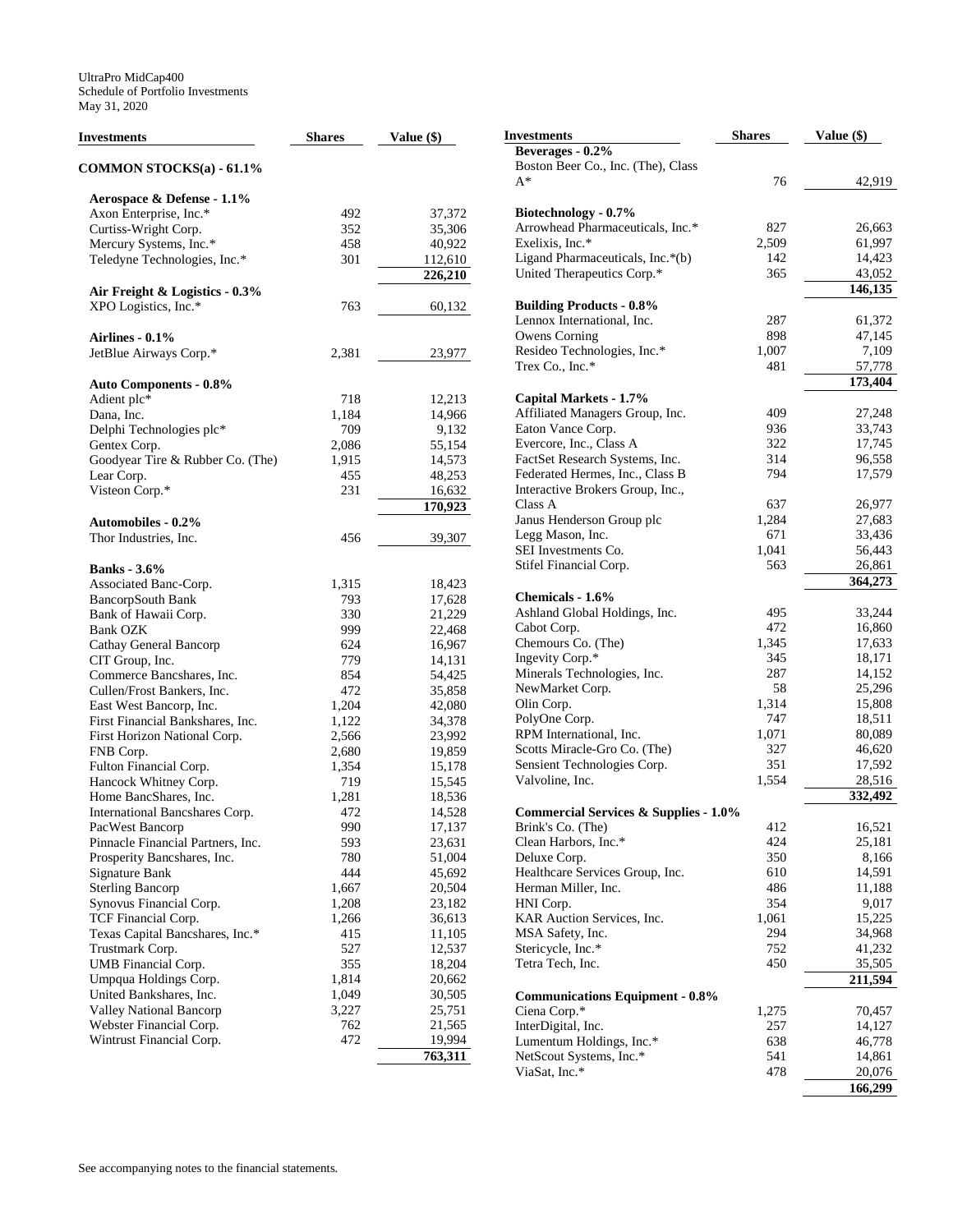UltraPro MidCap400
Schedule of Portfolio Investments
May 31, 2020

| Investments | Shares | Value ($) |
|---|---|---|
| **COMMON STOCKS(a) - 61.1%** | | |
| **Aerospace & Defense - 1.1%** | | |
| Axon Enterprise, Inc.* | 492 | 37,372 |
| Curtiss-Wright Corp. | 352 | 35,306 |
| Mercury Systems, Inc.* | 458 | 40,922 |
| Teledyne Technologies, Inc.* | 301 | 112,610 |
| | | **226,210** |
| **Air Freight & Logistics - 0.3%** | | |
| XPO Logistics, Inc.* | 763 | 60,132 |
| **Airlines - 0.1%** | | |
| JetBlue Airways Corp.* | 2,381 | 23,977 |
| **Auto Components - 0.8%** | | |
| Adient plc* | 718 | 12,213 |
| Dana, Inc. | 1,184 | 14,966 |
| Delphi Technologies plc* | 709 | 9,132 |
| Gentex Corp. | 2,086 | 55,154 |
| Goodyear Tire & Rubber Co. (The) | 1,915 | 14,573 |
| Lear Corp. | 455 | 48,253 |
| Visteon Corp.* | 231 | 16,632 |
| | | **170,923** |
| **Automobiles - 0.2%** | | |
| Thor Industries, Inc. | 456 | 39,307 |
| **Banks - 3.6%** | | |
| Associated Banc-Corp. | 1,315 | 18,423 |
| BancorpSouth Bank | 793 | 17,628 |
| Bank of Hawaii Corp. | 330 | 21,229 |
| Bank OZK | 999 | 22,468 |
| Cathay General Bancorp | 624 | 16,967 |
| CIT Group, Inc. | 779 | 14,131 |
| Commerce Bancshares, Inc. | 854 | 54,425 |
| Cullen/Frost Bankers, Inc. | 472 | 35,858 |
| East West Bancorp, Inc. | 1,204 | 42,080 |
| First Financial Bankshares, Inc. | 1,122 | 34,378 |
| First Horizon National Corp. | 2,566 | 23,992 |
| FNB Corp. | 2,680 | 19,859 |
| Fulton Financial Corp. | 1,354 | 15,178 |
| Hancock Whitney Corp. | 719 | 15,545 |
| Home BancShares, Inc. | 1,281 | 18,536 |
| International Bancshares Corp. | 472 | 14,528 |
| PacWest Bancorp | 990 | 17,137 |
| Pinnacle Financial Partners, Inc. | 593 | 23,631 |
| Prosperity Bancshares, Inc. | 780 | 51,004 |
| Signature Bank | 444 | 45,692 |
| Sterling Bancorp | 1,667 | 20,504 |
| Synovus Financial Corp. | 1,208 | 23,182 |
| TCF Financial Corp. | 1,266 | 36,613 |
| Texas Capital Bancshares, Inc.* | 415 | 11,105 |
| Trustmark Corp. | 527 | 12,537 |
| UMB Financial Corp. | 355 | 18,204 |
| Umpqua Holdings Corp. | 1,814 | 20,662 |
| United Bankshares, Inc. | 1,049 | 30,505 |
| Valley National Bancorp | 3,227 | 25,751 |
| Webster Financial Corp. | 762 | 21,565 |
| Wintrust Financial Corp. | 472 | 19,994 |
| | | **763,311** |
| **Beverages - 0.2%** | | |
| Boston Beer Co., Inc. (The), Class A* | 76 | 42,919 |
| **Biotechnology - 0.7%** | | |
| Arrowhead Pharmaceuticals, Inc.* | 827 | 26,663 |
| Exelixis, Inc.* | 2,509 | 61,997 |
| Ligand Pharmaceuticals, Inc.*(b) | 142 | 14,423 |
| United Therapeutics Corp.* | 365 | 43,052 |
| | | **146,135** |
| **Building Products - 0.8%** | | |
| Lennox International, Inc. | 287 | 61,372 |
| Owens Corning | 898 | 47,145 |
| Resideo Technologies, Inc.* | 1,007 | 7,109 |
| Trex Co., Inc.* | 481 | 57,778 |
| | | **173,404** |
| **Capital Markets - 1.7%** | | |
| Affiliated Managers Group, Inc. | 409 | 27,248 |
| Eaton Vance Corp. | 936 | 33,743 |
| Evercore, Inc., Class A | 322 | 17,745 |
| FactSet Research Systems, Inc. | 314 | 96,558 |
| Federated Hermes, Inc., Class B | 794 | 17,579 |
| Interactive Brokers Group, Inc., Class A | 637 | 26,977 |
| Janus Henderson Group plc | 1,284 | 27,683 |
| Legg Mason, Inc. | 671 | 33,436 |
| SEI Investments Co. | 1,041 | 56,443 |
| Stifel Financial Corp. | 563 | 26,861 |
| | | **364,273** |
| **Chemicals - 1.6%** | | |
| Ashland Global Holdings, Inc. | 495 | 33,244 |
| Cabot Corp. | 472 | 16,860 |
| Chemours Co. (The) | 1,345 | 17,633 |
| Ingevity Corp.* | 345 | 18,171 |
| Minerals Technologies, Inc. | 287 | 14,152 |
| NewMarket Corp. | 58 | 25,296 |
| Olin Corp. | 1,314 | 15,808 |
| PolyOne Corp. | 747 | 18,511 |
| RPM International, Inc. | 1,071 | 80,089 |
| Scotts Miracle-Gro Co. (The) | 327 | 46,620 |
| Sensient Technologies Corp. | 351 | 17,592 |
| Valvoline, Inc. | 1,554 | 28,516 |
| | | **332,492** |
| **Commercial Services & Supplies - 1.0%** | | |
| Brink's Co. (The) | 412 | 16,521 |
| Clean Harbors, Inc.* | 424 | 25,181 |
| Deluxe Corp. | 350 | 8,166 |
| Healthcare Services Group, Inc. | 610 | 14,591 |
| Herman Miller, Inc. | 486 | 11,188 |
| HNI Corp. | 354 | 9,017 |
| KAR Auction Services, Inc. | 1,061 | 15,225 |
| MSA Safety, Inc. | 294 | 34,968 |
| Stericycle, Inc.* | 752 | 41,232 |
| Tetra Tech, Inc. | 450 | 35,505 |
| | | **211,594** |
| **Communications Equipment - 0.8%** | | |
| Ciena Corp.* | 1,275 | 70,457 |
| InterDigital, Inc. | 257 | 14,127 |
| Lumentum Holdings, Inc.* | 638 | 46,778 |
| NetScout Systems, Inc.* | 541 | 14,861 |
| ViaSat, Inc.* | 478 | 20,076 |
| | | **166,299** |

See accompanying notes to the financial statements.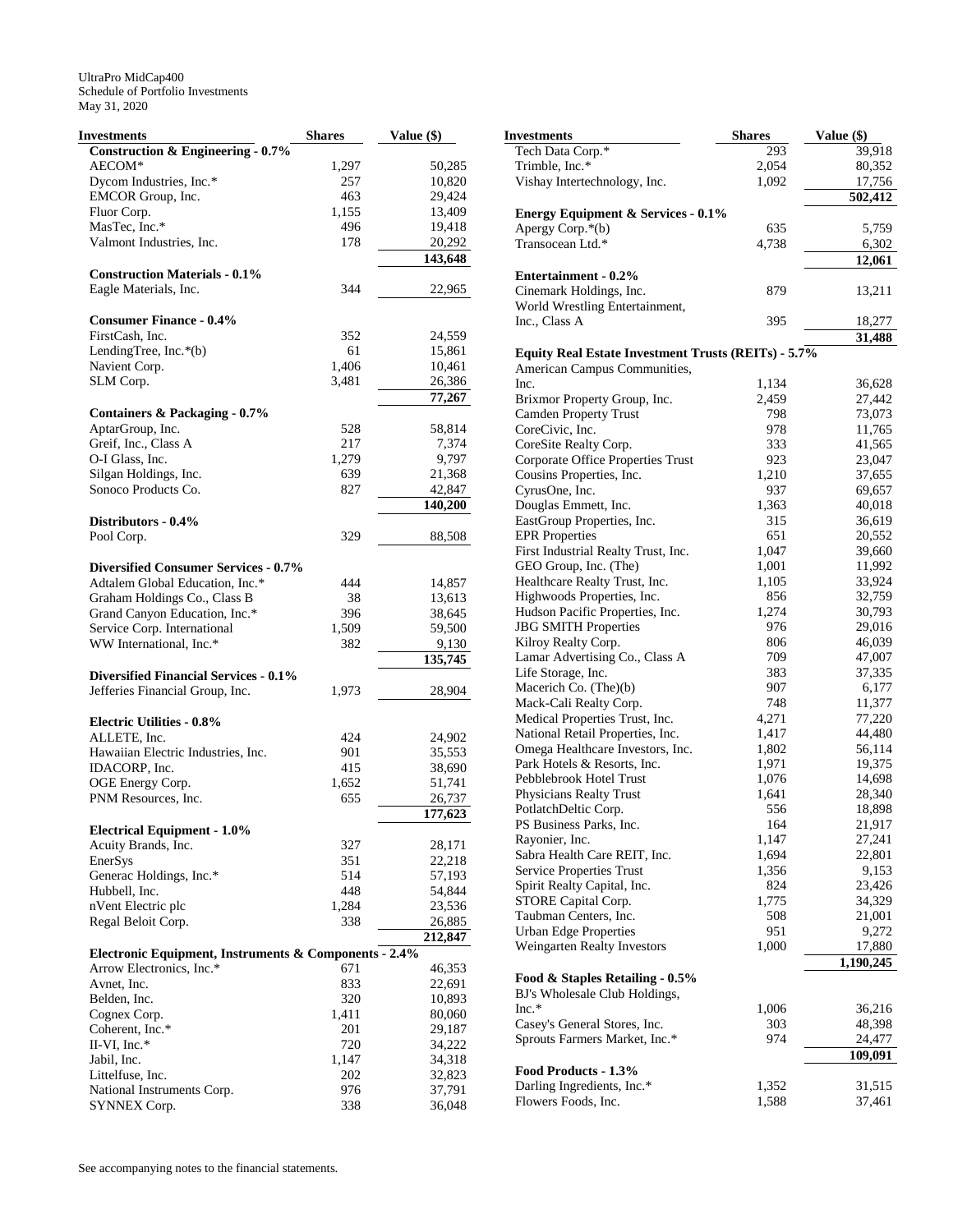UltraPro MidCap400
Schedule of Portfolio Investments
May 31, 2020

| Investments | Shares | Value ($) |
|---|---|---|
| **Construction & Engineering - 0.7%** | | |
| AECOM* | 1,297 | 50,285 |
| Dycom Industries, Inc.* | 257 | 10,820 |
| EMCOR Group, Inc. | 463 | 29,424 |
| Fluor Corp. | 1,155 | 13,409 |
| MasTec, Inc.* | 496 | 19,418 |
| Valmont Industries, Inc. | 178 | 20,292 |
| | | **143,648** |
| **Construction Materials - 0.1%** | | |
| Eagle Materials, Inc. | 344 | 22,965 |
| **Consumer Finance - 0.4%** | | |
| FirstCash, Inc. | 352 | 24,559 |
| LendingTree, Inc.*(b) | 61 | 15,861 |
| Navient Corp. | 1,406 | 10,461 |
| SLM Corp. | 3,481 | 26,386 |
| | | **77,267** |
| **Containers & Packaging - 0.7%** | | |
| AptarGroup, Inc. | 528 | 58,814 |
| Greif, Inc., Class A | 217 | 7,374 |
| O-I Glass, Inc. | 1,279 | 9,797 |
| Silgan Holdings, Inc. | 639 | 21,368 |
| Sonoco Products Co. | 827 | 42,847 |
| | | **140,200** |
| **Distributors - 0.4%** | | |
| Pool Corp. | 329 | 88,508 |
| **Diversified Consumer Services - 0.7%** | | |
| Adtalem Global Education, Inc.* | 444 | 14,857 |
| Graham Holdings Co., Class B | 38 | 13,613 |
| Grand Canyon Education, Inc.* | 396 | 38,645 |
| Service Corp. International | 1,509 | 59,500 |
| WW International, Inc.* | 382 | 9,130 |
| | | **135,745** |
| **Diversified Financial Services - 0.1%** | | |
| Jefferies Financial Group, Inc. | 1,973 | 28,904 |
| **Electric Utilities - 0.8%** | | |
| ALLETE, Inc. | 424 | 24,902 |
| Hawaiian Electric Industries, Inc. | 901 | 35,553 |
| IDACORP, Inc. | 415 | 38,690 |
| OGE Energy Corp. | 1,652 | 51,741 |
| PNM Resources, Inc. | 655 | 26,737 |
| | | **177,623** |
| **Electrical Equipment - 1.0%** | | |
| Acuity Brands, Inc. | 327 | 28,171 |
| EnerSys | 351 | 22,218 |
| Generac Holdings, Inc.* | 514 | 57,193 |
| Hubbell, Inc. | 448 | 54,844 |
| nVent Electric plc | 1,284 | 23,536 |
| Regal Beloit Corp. | 338 | 26,885 |
| | | **212,847** |
| **Electronic Equipment, Instruments & Components - 2.4%** | | |
| Arrow Electronics, Inc.* | 671 | 46,353 |
| Avnet, Inc. | 833 | 22,691 |
| Belden, Inc. | 320 | 10,893 |
| Cognex Corp. | 1,411 | 80,060 |
| Coherent, Inc.* | 201 | 29,187 |
| II-VI, Inc.* | 720 | 34,222 |
| Jabil, Inc. | 1,147 | 34,318 |
| Littelfuse, Inc. | 202 | 32,823 |
| National Instruments Corp. | 976 | 37,791 |
| SYNNEX Corp. | 338 | 36,048 |
| Tech Data Corp.* | 293 | 39,918 |
| Trimble, Inc.* | 2,054 | 80,352 |
| Vishay Intertechnology, Inc. | 1,092 | 17,756 |
| | | **502,412** |
| **Energy Equipment & Services - 0.1%** | | |
| Apergy Corp.*(b) | 635 | 5,759 |
| Transocean Ltd.* | 4,738 | 6,302 |
| | | **12,061** |
| **Entertainment - 0.2%** | | |
| Cinemark Holdings, Inc. | 879 | 13,211 |
| World Wrestling Entertainment, Inc., Class A | 395 | 18,277 |
| | | **31,488** |
| **Equity Real Estate Investment Trusts (REITs) - 5.7%** | | |
| American Campus Communities, Inc. | 1,134 | 36,628 |
| Brixmor Property Group, Inc. | 2,459 | 27,442 |
| Camden Property Trust | 798 | 73,073 |
| CoreCivic, Inc. | 978 | 11,765 |
| CoreSite Realty Corp. | 333 | 41,565 |
| Corporate Office Properties Trust | 923 | 23,047 |
| Cousins Properties, Inc. | 1,210 | 37,655 |
| CyrusOne, Inc. | 937 | 69,657 |
| Douglas Emmett, Inc. | 1,363 | 40,018 |
| EastGroup Properties, Inc. | 315 | 36,619 |
| EPR Properties | 651 | 20,552 |
| First Industrial Realty Trust, Inc. | 1,047 | 39,660 |
| GEO Group, Inc. (The) | 1,001 | 11,992 |
| Healthcare Realty Trust, Inc. | 1,105 | 33,924 |
| Highwoods Properties, Inc. | 856 | 32,759 |
| Hudson Pacific Properties, Inc. | 1,274 | 30,793 |
| JBG SMITH Properties | 976 | 29,016 |
| Kilroy Realty Corp. | 806 | 46,039 |
| Lamar Advertising Co., Class A | 709 | 47,007 |
| Life Storage, Inc. | 383 | 37,335 |
| Macerich Co. (The)(b) | 907 | 6,177 |
| Mack-Cali Realty Corp. | 748 | 11,377 |
| Medical Properties Trust, Inc. | 4,271 | 77,220 |
| National Retail Properties, Inc. | 1,417 | 44,480 |
| Omega Healthcare Investors, Inc. | 1,802 | 56,114 |
| Park Hotels & Resorts, Inc. | 1,971 | 19,375 |
| Pebblebrook Hotel Trust | 1,076 | 14,698 |
| Physicians Realty Trust | 1,641 | 28,340 |
| PotlatchDeltic Corp. | 556 | 18,898 |
| PS Business Parks, Inc. | 164 | 21,917 |
| Rayonier, Inc. | 1,147 | 27,241 |
| Sabra Health Care REIT, Inc. | 1,694 | 22,801 |
| Service Properties Trust | 1,356 | 9,153 |
| Spirit Realty Capital, Inc. | 824 | 23,426 |
| STORE Capital Corp. | 1,775 | 34,329 |
| Taubman Centers, Inc. | 508 | 21,001 |
| Urban Edge Properties | 951 | 9,272 |
| Weingarten Realty Investors | 1,000 | 17,880 |
| | | **1,190,245** |
| **Food & Staples Retailing - 0.5%** | | |
| BJ's Wholesale Club Holdings, Inc.* | 1,006 | 36,216 |
| Casey's General Stores, Inc. | 303 | 48,398 |
| Sprouts Farmers Market, Inc.* | 974 | 24,477 |
| | | **109,091** |
| **Food Products - 1.3%** | | |
| Darling Ingredients, Inc.* | 1,352 | 31,515 |
| Flowers Foods, Inc. | 1,588 | 37,461 |

See accompanying notes to the financial statements.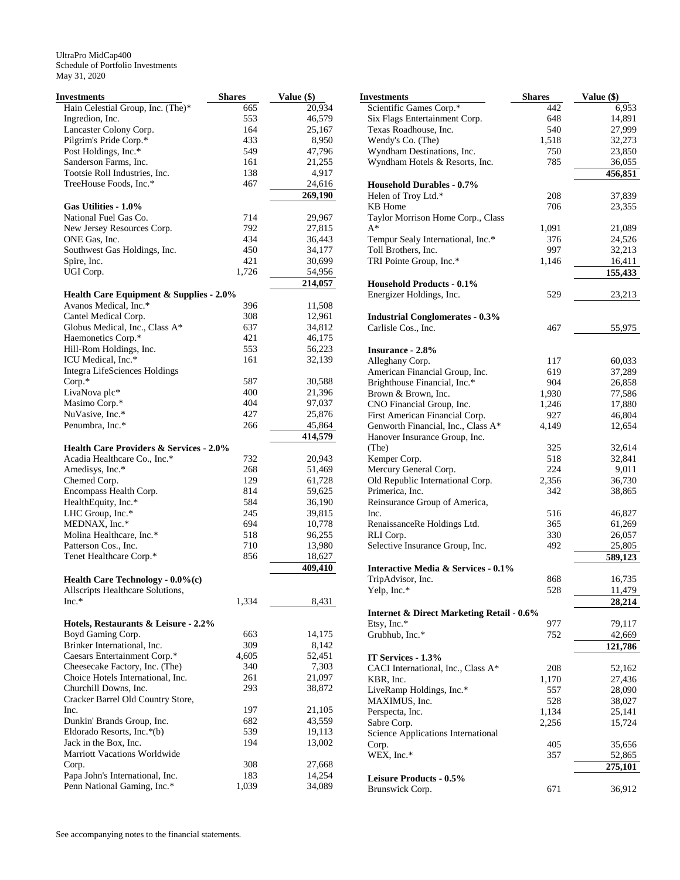UltraPro MidCap400
Schedule of Portfolio Investments
May 31, 2020

| Investments | Shares | Value ($) |
|---|---|---|
| Hain Celestial Group, Inc. (The)* | 665 | 20,934 |
| Ingredion, Inc. | 553 | 46,579 |
| Lancaster Colony Corp. | 164 | 25,167 |
| Pilgrim's Pride Corp.* | 433 | 8,950 |
| Post Holdings, Inc.* | 549 | 47,796 |
| Sanderson Farms, Inc. | 161 | 21,255 |
| Tootsie Roll Industries, Inc. | 138 | 4,917 |
| TreeHouse Foods, Inc.* | 467 | 24,616 |
| | | **269,190** |
| **Gas Utilities - 1.0%** | | |
| National Fuel Gas Co. | 714 | 29,967 |
| New Jersey Resources Corp. | 792 | 27,815 |
| ONE Gas, Inc. | 434 | 36,443 |
| Southwest Gas Holdings, Inc. | 450 | 34,177 |
| Spire, Inc. | 421 | 30,699 |
| UGI Corp. | 1,726 | 54,956 |
| | | **214,057** |
| **Health Care Equipment & Supplies - 2.0%** | | |
| Avanos Medical, Inc.* | 396 | 11,508 |
| Cantel Medical Corp. | 308 | 12,961 |
| Globus Medical, Inc., Class A* | 637 | 34,812 |
| Haemonetics Corp.* | 421 | 46,175 |
| Hill-Rom Holdings, Inc. | 553 | 56,223 |
| ICU Medical, Inc.* | 161 | 32,139 |
| Integra LifeSciences Holdings Corp.* | 587 | 30,588 |
| LivaNova plc* | 400 | 21,396 |
| Masimo Corp.* | 404 | 97,037 |
| NuVasive, Inc.* | 427 | 25,876 |
| Penumbra, Inc.* | 266 | 45,864 |
| | | **414,579** |
| **Health Care Providers & Services - 2.0%** | | |
| Acadia Healthcare Co., Inc.* | 732 | 20,943 |
| Amedisys, Inc.* | 268 | 51,469 |
| Chemed Corp. | 129 | 61,728 |
| Encompass Health Corp. | 814 | 59,625 |
| HealthEquity, Inc.* | 584 | 36,190 |
| LHC Group, Inc.* | 245 | 39,815 |
| MEDNAX, Inc.* | 694 | 10,778 |
| Molina Healthcare, Inc.* | 518 | 96,255 |
| Patterson Cos., Inc. | 710 | 13,980 |
| Tenet Healthcare Corp.* | 856 | 18,627 |
| | | **409,410** |
| **Health Care Technology - 0.0%(c)** | | |
| Allscripts Healthcare Solutions, Inc.* | 1,334 | 8,431 |
| **Hotels, Restaurants & Leisure - 2.2%** | | |
| Boyd Gaming Corp. | 663 | 14,175 |
| Brinker International, Inc. | 309 | 8,142 |
| Caesars Entertainment Corp.* | 4,605 | 52,451 |
| Cheesecake Factory, Inc. (The) | 340 | 7,303 |
| Choice Hotels International, Inc. | 261 | 21,097 |
| Churchill Downs, Inc. | 293 | 38,872 |
| Cracker Barrel Old Country Store, Inc. | 197 | 21,105 |
| Dunkin' Brands Group, Inc. | 682 | 43,559 |
| Eldorado Resorts, Inc.*(b) | 539 | 19,113 |
| Jack in the Box, Inc. | 194 | 13,002 |
| Marriott Vacations Worldwide Corp. | 308 | 27,668 |
| Papa John's International, Inc. | 183 | 14,254 |
| Penn National Gaming, Inc.* | 1,039 | 34,089 |
| Scientific Games Corp.* | 442 | 6,953 |
| Six Flags Entertainment Corp. | 648 | 14,891 |
| Texas Roadhouse, Inc. | 540 | 27,999 |
| Wendy's Co. (The) | 1,518 | 32,273 |
| Wyndham Destinations, Inc. | 750 | 23,850 |
| Wyndham Hotels & Resorts, Inc. | 785 | 36,055 |
| | | **456,851** |
| **Household Durables - 0.7%** | | |
| Helen of Troy Ltd.* | 208 | 37,839 |
| KB Home | 706 | 23,355 |
| Taylor Morrison Home Corp., Class A* | 1,091 | 21,089 |
| Tempur Sealy International, Inc.* | 376 | 24,526 |
| Toll Brothers, Inc. | 997 | 32,213 |
| TRI Pointe Group, Inc.* | 1,146 | 16,411 |
| | | **155,433** |
| **Household Products - 0.1%** | | |
| Energizer Holdings, Inc. | 529 | 23,213 |
| **Industrial Conglomerates - 0.3%** | | |
| Carlisle Cos., Inc. | 467 | 55,975 |
| **Insurance - 2.8%** | | |
| Alleghany Corp. | 117 | 60,033 |
| American Financial Group, Inc. | 619 | 37,289 |
| Brighthouse Financial, Inc.* | 904 | 26,858 |
| Brown & Brown, Inc. | 1,930 | 77,586 |
| CNO Financial Group, Inc. | 1,246 | 17,880 |
| First American Financial Corp. | 927 | 46,804 |
| Genworth Financial, Inc., Class A* | 4,149 | 12,654 |
| Hanover Insurance Group, Inc. (The) | 325 | 32,614 |
| Kemper Corp. | 518 | 32,841 |
| Mercury General Corp. | 224 | 9,011 |
| Old Republic International Corp. | 2,356 | 36,730 |
| Primerica, Inc. | 342 | 38,865 |
| Reinsurance Group of America, Inc. | 516 | 46,827 |
| RenaissanceRe Holdings Ltd. | 365 | 61,269 |
| RLI Corp. | 330 | 26,057 |
| Selective Insurance Group, Inc. | 492 | 25,805 |
| | | **589,123** |
| **Interactive Media & Services - 0.1%** | | |
| TripAdvisor, Inc. | 868 | 16,735 |
| Yelp, Inc.* | 528 | 11,479 |
| | | **28,214** |
| **Internet & Direct Marketing Retail - 0.6%** | | |
| Etsy, Inc.* | 977 | 79,117 |
| Grubhub, Inc.* | 752 | 42,669 |
| | | **121,786** |
| **IT Services - 1.3%** | | |
| CACI International, Inc., Class A* | 208 | 52,162 |
| KBR, Inc. | 1,170 | 27,436 |
| LiveRamp Holdings, Inc.* | 557 | 28,090 |
| MAXIMUS, Inc. | 528 | 38,027 |
| Perspecta, Inc. | 1,134 | 25,141 |
| Sabre Corp. | 2,256 | 15,724 |
| Science Applications International Corp. | 405 | 35,656 |
| WEX, Inc.* | 357 | 52,865 |
| | | **275,101** |
| **Leisure Products - 0.5%** | | |
| Brunswick Corp. | 671 | 36,912 |

See accompanying notes to the financial statements.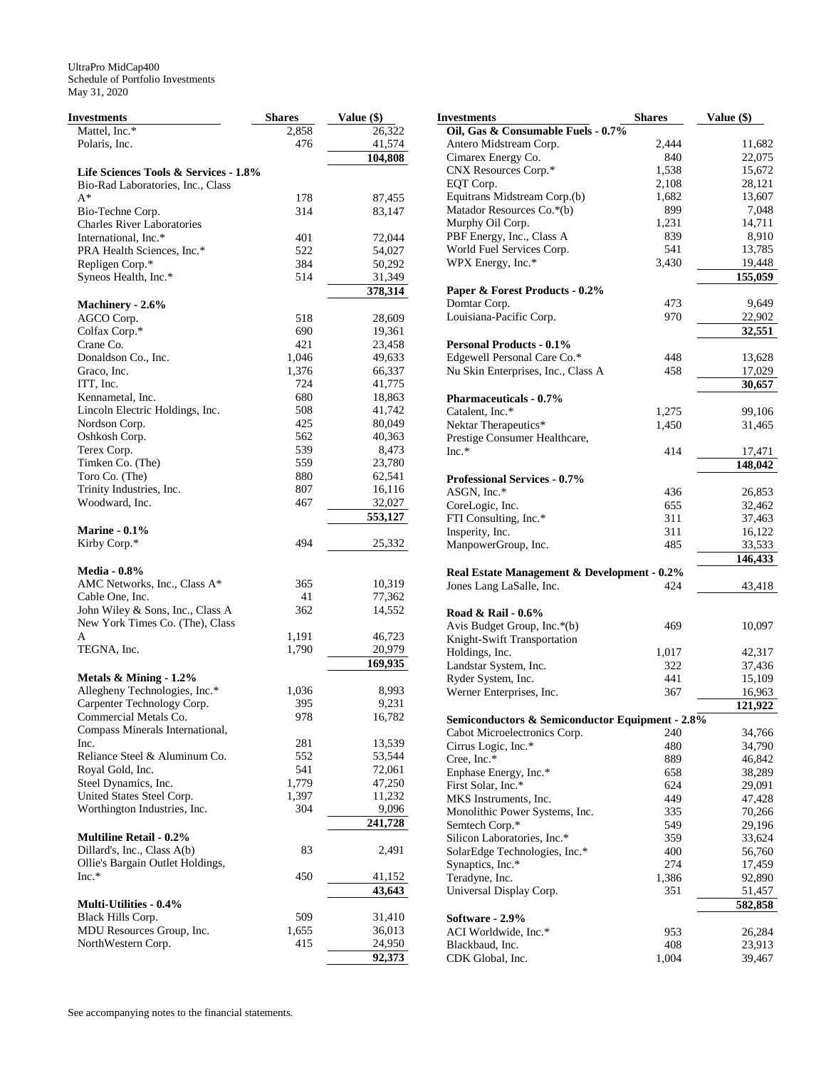UltraPro MidCap400
Schedule of Portfolio Investments
May 31, 2020

| Investments | Shares | Value ($) |
|---|---|---|
| Mattel, Inc.* | 2,858 | 26,322 |
| Polaris, Inc. | 476 | 41,574 |
| | | **104,808** |
| **Life Sciences Tools & Services - 1.8%** | | |
| Bio-Rad Laboratories, Inc., Class A* | 178 | 87,455 |
| Bio-Techne Corp. | 314 | 83,147 |
| Charles River Laboratories International, Inc.* | 401 | 72,044 |
| PRA Health Sciences, Inc.* | 522 | 54,027 |
| Repligen Corp.* | 384 | 50,292 |
| Syneos Health, Inc.* | 514 | 31,349 |
| | | **378,314** |
| **Machinery - 2.6%** | | |
| AGCO Corp. | 518 | 28,609 |
| Colfax Corp.* | 690 | 19,361 |
| Crane Co. | 421 | 23,458 |
| Donaldson Co., Inc. | 1,046 | 49,633 |
| Graco, Inc. | 1,376 | 66,337 |
| ITT, Inc. | 724 | 41,775 |
| Kennametal, Inc. | 680 | 18,863 |
| Lincoln Electric Holdings, Inc. | 508 | 41,742 |
| Nordson Corp. | 425 | 80,049 |
| Oshkosh Corp. | 562 | 40,363 |
| Terex Corp. | 539 | 8,473 |
| Timken Co. (The) | 559 | 23,780 |
| Toro Co. (The) | 880 | 62,541 |
| Trinity Industries, Inc. | 807 | 16,116 |
| Woodward, Inc. | 467 | 32,027 |
| | | **553,127** |
| **Marine - 0.1%** | | |
| Kirby Corp.* | 494 | 25,332 |
| **Media - 0.8%** | | |
| AMC Networks, Inc., Class A* | 365 | 10,319 |
| Cable One, Inc. | 41 | 77,362 |
| John Wiley & Sons, Inc., Class A | 362 | 14,552 |
| New York Times Co. (The), Class A | 1,191 | 46,723 |
| TEGNA, Inc. | 1,790 | 20,979 |
| | | **169,935** |
| **Metals & Mining - 1.2%** | | |
| Allegheny Technologies, Inc.* | 1,036 | 8,993 |
| Carpenter Technology Corp. | 395 | 9,231 |
| Commercial Metals Co. | 978 | 16,782 |
| Compass Minerals International, Inc. | 281 | 13,539 |
| Reliance Steel & Aluminum Co. | 552 | 53,544 |
| Royal Gold, Inc. | 541 | 72,061 |
| Steel Dynamics, Inc. | 1,779 | 47,250 |
| United States Steel Corp. | 1,397 | 11,232 |
| Worthington Industries, Inc. | 304 | 9,096 |
| | | **241,728** |
| **Multiline Retail - 0.2%** | | |
| Dillard's, Inc., Class A(b) | 83 | 2,491 |
| Ollie's Bargain Outlet Holdings, Inc.* | 450 | 41,152 |
| | | **43,643** |
| **Multi-Utilities - 0.4%** | | |
| Black Hills Corp. | 509 | 31,410 |
| MDU Resources Group, Inc. | 1,655 | 36,013 |
| NorthWestern Corp. | 415 | 24,950 |
| | | **92,373** |
| **Oil, Gas & Consumable Fuels - 0.7%** | | |
| Antero Midstream Corp. | 2,444 | 11,682 |
| Cimarex Energy Co. | 840 | 22,075 |
| CNX Resources Corp.* | 1,538 | 15,672 |
| EQT Corp. | 2,108 | 28,121 |
| Equitrans Midstream Corp.(b) | 1,682 | 13,607 |
| Matador Resources Co.*(b) | 899 | 7,048 |
| Murphy Oil Corp. | 1,231 | 14,711 |
| PBF Energy, Inc., Class A | 839 | 8,910 |
| World Fuel Services Corp. | 541 | 13,785 |
| WPX Energy, Inc.* | 3,430 | 19,448 |
| | | **155,059** |
| **Paper & Forest Products - 0.2%** | | |
| Domtar Corp. | 473 | 9,649 |
| Louisiana-Pacific Corp. | 970 | 22,902 |
| | | **32,551** |
| **Personal Products - 0.1%** | | |
| Edgewell Personal Care Co.* | 448 | 13,628 |
| Nu Skin Enterprises, Inc., Class A | 458 | 17,029 |
| | | **30,657** |
| **Pharmaceuticals - 0.7%** | | |
| Catalent, Inc.* | 1,275 | 99,106 |
| Nektar Therapeutics* | 1,450 | 31,465 |
| Prestige Consumer Healthcare, Inc.* | 414 | 17,471 |
| | | **148,042** |
| **Professional Services - 0.7%** | | |
| ASGN, Inc.* | 436 | 26,853 |
| CoreLogic, Inc. | 655 | 32,462 |
| FTI Consulting, Inc.* | 311 | 37,463 |
| Insperity, Inc. | 311 | 16,122 |
| ManpowerGroup, Inc. | 485 | 33,533 |
| | | **146,433** |
| **Real Estate Management & Development - 0.2%** | | |
| Jones Lang LaSalle, Inc. | 424 | 43,418 |
| **Road & Rail - 0.6%** | | |
| Avis Budget Group, Inc.*(b) | 469 | 10,097 |
| Knight-Swift Transportation Holdings, Inc. | 1,017 | 42,317 |
| Landstar System, Inc. | 322 | 37,436 |
| Ryder System, Inc. | 441 | 15,109 |
| Werner Enterprises, Inc. | 367 | 16,963 |
| | | **121,922** |
| **Semiconductors & Semiconductor Equipment - 2.8%** | | |
| Cabot Microelectronics Corp. | 240 | 34,766 |
| Cirrus Logic, Inc.* | 480 | 34,790 |
| Cree, Inc.* | 889 | 46,842 |
| Enphase Energy, Inc.* | 658 | 38,289 |
| First Solar, Inc.* | 624 | 29,091 |
| MKS Instruments, Inc. | 449 | 47,428 |
| Monolithic Power Systems, Inc. | 335 | 70,266 |
| Semtech Corp.* | 549 | 29,196 |
| Silicon Laboratories, Inc.* | 359 | 33,624 |
| SolarEdge Technologies, Inc.* | 400 | 56,760 |
| Synaptics, Inc.* | 274 | 17,459 |
| Teradyne, Inc. | 1,386 | 92,890 |
| Universal Display Corp. | 351 | 51,457 |
| | | **582,858** |
| **Software - 2.9%** | | |
| ACI Worldwide, Inc.* | 953 | 26,284 |
| Blackbaud, Inc. | 408 | 23,913 |
| CDK Global, Inc. | 1,004 | 39,467 |

See accompanying notes to the financial statements.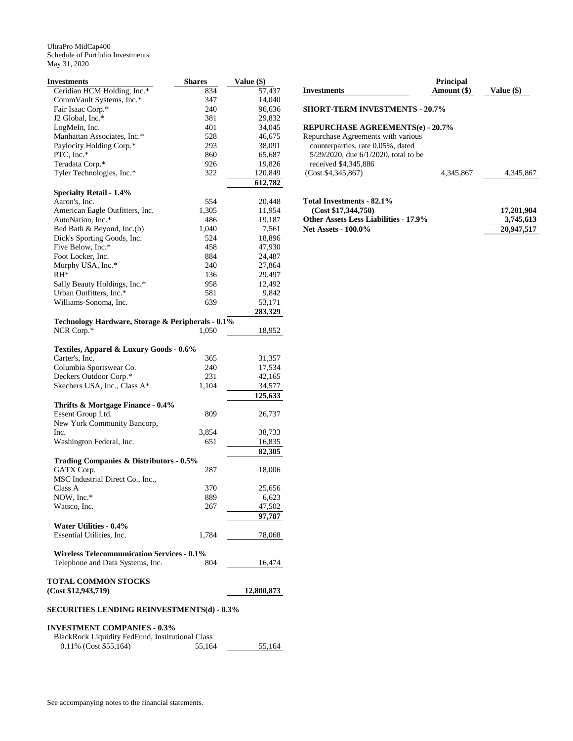UltraPro MidCap400
Schedule of Portfolio Investments
May 31, 2020

| Investments | Shares | Value ($) |
|---|---|---|
| Ceridian HCM Holding, Inc.* | 834 | 57,437 |
| CommVault Systems, Inc.* | 347 | 14,040 |
| Fair Isaac Corp.* | 240 | 96,636 |
| J2 Global, Inc.* | 381 | 29,832 |
| LogMeIn, Inc. | 401 | 34,045 |
| Manhattan Associates, Inc.* | 528 | 46,675 |
| Paylocity Holding Corp.* | 293 | 38,091 |
| PTC, Inc.* | 860 | 65,687 |
| Teradata Corp.* | 926 | 19,826 |
| Tyler Technologies, Inc.* | 322 | 120,849 |
| | | **612,782** |
| **Specialty Retail - 1.4%** | | |
| Aaron's, Inc. | 554 | 20,448 |
| American Eagle Outfitters, Inc. | 1,305 | 11,954 |
| AutoNation, Inc.* | 486 | 19,187 |
| Bed Bath & Beyond, Inc.(b) | 1,040 | 7,561 |
| Dick's Sporting Goods, Inc. | 524 | 18,896 |
| Five Below, Inc.* | 458 | 47,930 |
| Foot Locker, Inc. | 884 | 24,487 |
| Murphy USA, Inc.* | 240 | 27,864 |
| RH* | 136 | 29,497 |
| Sally Beauty Holdings, Inc.* | 958 | 12,492 |
| Urban Outfitters, Inc.* | 581 | 9,842 |
| Williams-Sonoma, Inc. | 639 | 53,171 |
| | | **283,329** |
| **Technology Hardware, Storage & Peripherals - 0.1%** | | |
| NCR Corp.* | 1,050 | 18,952 |
| **Textiles, Apparel & Luxury Goods - 0.6%** | | |
| Carter's, Inc. | 365 | 31,357 |
| Columbia Sportswear Co. | 240 | 17,534 |
| Deckers Outdoor Corp.* | 231 | 42,165 |
| Skechers USA, Inc., Class A* | 1,104 | 34,577 |
| | | **125,633** |
| **Thrifts & Mortgage Finance - 0.4%** | | |
| Essent Group Ltd. | 809 | 26,737 |
| New York Community Bancorp, Inc. | 3,854 | 38,733 |
| Washington Federal, Inc. | 651 | 16,835 |
| | | **82,305** |
| **Trading Companies & Distributors - 0.5%** | | |
| GATX Corp. | 287 | 18,006 |
| MSC Industrial Direct Co., Inc., Class A | 370 | 25,656 |
| NOW, Inc.* | 889 | 6,623 |
| Watsco, Inc. | 267 | 47,502 |
| | | **97,787** |
| **Water Utilities - 0.4%** | | |
| Essential Utilities, Inc. | 1,784 | 78,068 |
| **Wireless Telecommunication Services - 0.1%** | | |
| Telephone and Data Systems, Inc. | 804 | 16,474 |
| **TOTAL COMMON STOCKS (Cost $12,943,719)** | | **12,800,873** |
| **SECURITIES LENDING REINVESTMENTS(d) - 0.3%** | | |
| **INVESTMENT COMPANIES - 0.3%** | | |
| BlackRock Liquidity FedFund, Institutional Class 0.11% (Cost $55,164) | 55,164 | 55,164 |

| Investments | Principal Amount ($) | Value ($) |
|---|---|---|
| **SHORT-TERM INVESTMENTS - 20.7%** | | |
| **REPURCHASE AGREEMENTS(e) - 20.7%** | | |
| Repurchase Agreements with various counterparties, rate 0.05%, dated 5/29/2020, due 6/1/2020, total to be received $4,345,886 (Cost $4,345,867) | 4,345,867 | 4,345,867 |
| **Total Investments - 82.1% (Cost $17,344,750)** | | **17,201,904** |
| **Other Assets Less Liabilities - 17.9%** | | **3,745,613** |
| **Net Assets - 100.0%** | | **20,947,517** |

See accompanying notes to the financial statements.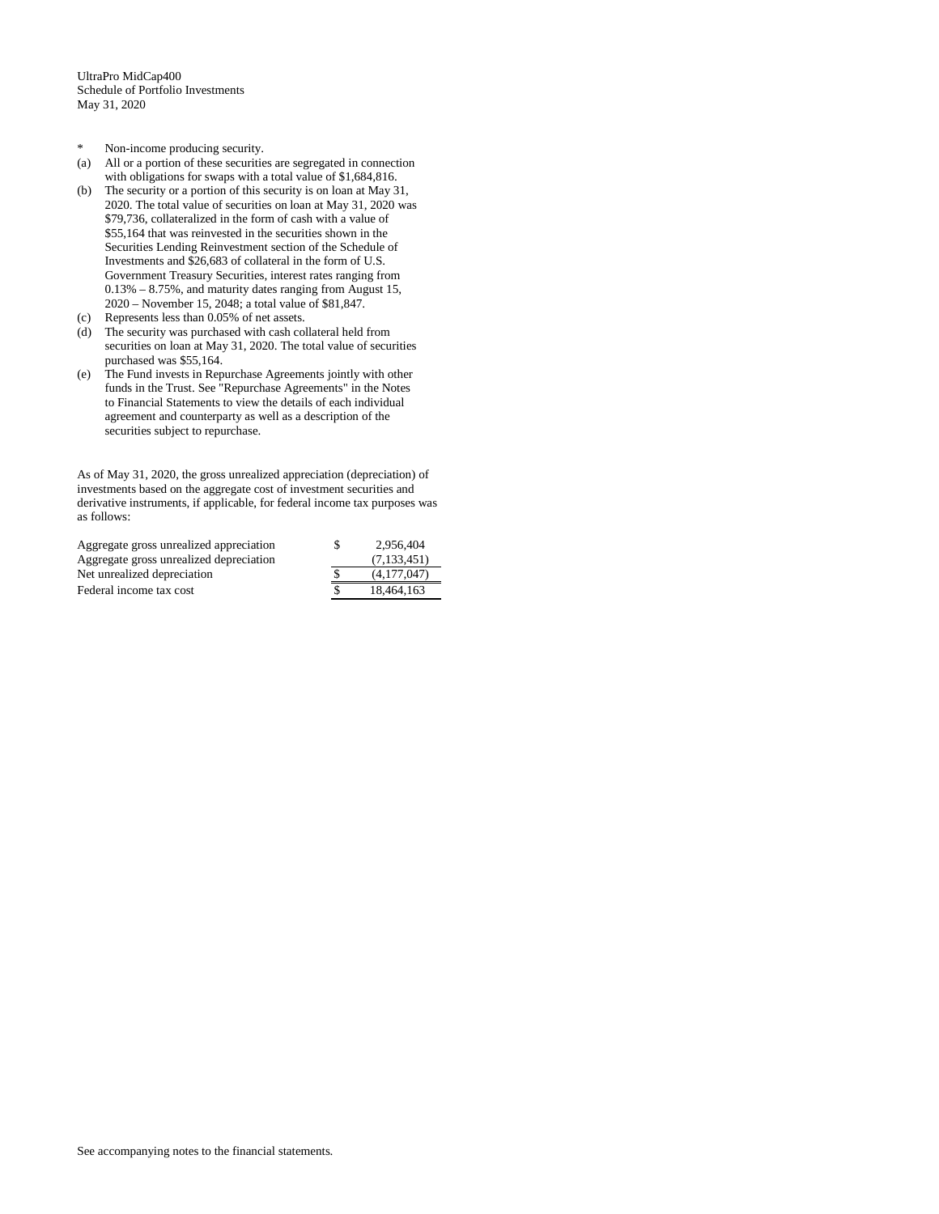UltraPro MidCap400
Schedule of Portfolio Investments
May 31, 2020

- \* Non-income producing security.
- (a) All or a portion of these securities are segregated in connection with obligations for swaps with a total value of $1,684,816.
- (b) The security or a portion of this security is on loan at May 31, 2020. The total value of securities on loan at May 31, 2020 was $79,736, collateralized in the form of cash with a value of $55,164 that was reinvested in the securities shown in the Securities Lending Reinvestment section of the Schedule of Investments and $26,683 of collateral in the form of U.S. Government Treasury Securities, interest rates ranging from 0.13% – 8.75%, and maturity dates ranging from August 15, 2020 – November 15, 2048; a total value of $81,847.
- (c) Represents less than 0.05% of net assets.
- (d) The security was purchased with cash collateral held from securities on loan at May 31, 2020. The total value of securities purchased was $55,164.
- (e) The Fund invests in Repurchase Agreements jointly with other funds in the Trust. See "Repurchase Agreements" in the Notes to Financial Statements to view the details of each individual agreement and counterparty as well as a description of the securities subject to repurchase.

As of May 31, 2020, the gross unrealized appreciation (depreciation) of investments based on the aggregate cost of investment securities and derivative instruments, if applicable, for federal income tax purposes was as follows:

| | | |
|---|---|---|
| Aggregate gross unrealized appreciation | $ | 2,956,404 |
| Aggregate gross unrealized depreciation | | (7,133,451) |
| Net unrealized depreciation | $ | (4,177,047) |
| Federal income tax cost | $ | 18,464,163 |

See accompanying notes to the financial statements.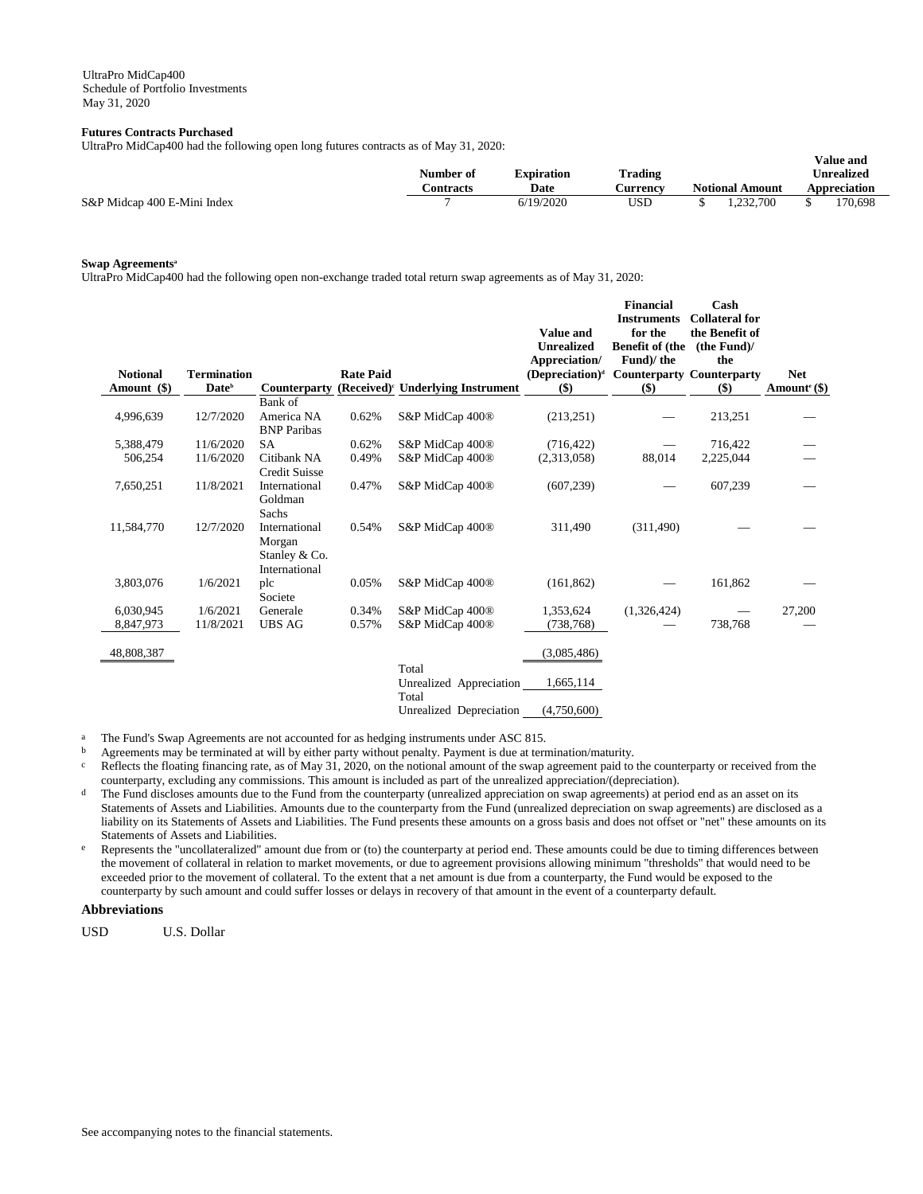UltraPro MidCap400
Schedule of Portfolio Investments
May 31, 2020

**Futures Contracts Purchased**

UltraPro MidCap400 had the following open long futures contracts as of May 31, 2020:

| | Number of Contracts | Expiration Date | Trading Currency | Notional Amount | Value and Unrealized Appreciation |
|---|---|---|---|---|---|
| S&P Midcap 400 E-Mini Index | 7 | 6/19/2020 | USD | $ 1,232,700 | $ 170,698 |

**Swap Agreements**[a]

UltraPro MidCap400 had the following open non-exchange traded total return swap agreements as of May 31, 2020:

| Notional Amount ($) | Termination Date[b] | Counterparty | Rate Paid (Received)[c] | Underlying Instrument | Value and Unrealized Appreciation/ (Depreciation)[d] ($) | Financial Instruments for the Benefit of (the Fund)/ the Counterparty ($) | Cash Collateral for the Benefit of (the Fund)/ the Counterparty ($) | Net Amount[e] ($) |
|---|---|---|---|---|---|---|---|---|
| 4,996,639 | 12/7/2020 | Bank of America NA | 0.62% | S&P MidCap 400® | (213,251) | — | 213,251 | — |
| 5,388,479 | 11/6/2020 | BNP Paribas SA | 0.62% | S&P MidCap 400® | (716,422) | — | 716,422 | — |
| 506,254 | 11/6/2020 | Citibank NA | 0.49% | S&P MidCap 400® | (2,313,058) | 88,014 | 2,225,044 | — |
| 7,650,251 | 11/8/2021 | Credit Suisse International | 0.47% | S&P MidCap 400® | (607,239) | — | 607,239 | — |
| 11,584,770 | 12/7/2020 | Goldman Sachs International | 0.54% | S&P MidCap 400® | 311,490 | (311,490) | — | — |
| 3,803,076 | 1/6/2021 | Morgan Stanley & Co. International plc | 0.05% | S&P MidCap 400® | (161,862) | — | 161,862 | — |
| 6,030,945 | 1/6/2021 | Societe Generale | 0.34% | S&P MidCap 400® | 1,353,624 | (1,326,424) | — | 27,200 |
| 8,847,973 | 11/8/2021 | UBS AG | 0.57% | S&P MidCap 400® | (738,768) | — | 738,768 | — |
| 48,808,387 | | | | | (3,085,486) | | | |
| | | | | Total Unrealized Appreciation | 1,665,114 | | | |
| | | | | Total Unrealized Depreciation | (4,750,600) | | | |

[a] The Fund's Swap Agreements are not accounted for as hedging instruments under ASC 815.

[b] Agreements may be terminated at will by either party without penalty. Payment is due at termination/maturity.

[c] Reflects the floating financing rate, as of May 31, 2020, on the notional amount of the swap agreement paid to the counterparty or received from the counterparty, excluding any commissions. This amount is included as part of the unrealized appreciation/(depreciation).

[d] The Fund discloses amounts due to the Fund from the counterparty (unrealized appreciation on swap agreements) at period end as an asset on its Statements of Assets and Liabilities. Amounts due to the counterparty from the Fund (unrealized depreciation on swap agreements) are disclosed as a liability on its Statements of Assets and Liabilities. The Fund presents these amounts on a gross basis and does not offset or "net" these amounts on its Statements of Assets and Liabilities.

[e] Represents the "uncollateralized" amount due from or (to) the counterparty at period end. These amounts could be due to timing differences between the movement of collateral in relation to market movements, or due to agreement provisions allowing minimum "thresholds" that would need to be exceeded prior to the movement of collateral. To the extent that a net amount is due from a counterparty, the Fund would be exposed to the counterparty by such amount and could suffer losses or delays in recovery of that amount in the event of a counterparty default.

**Abbreviations**

USD U.S. Dollar

See accompanying notes to the financial statements.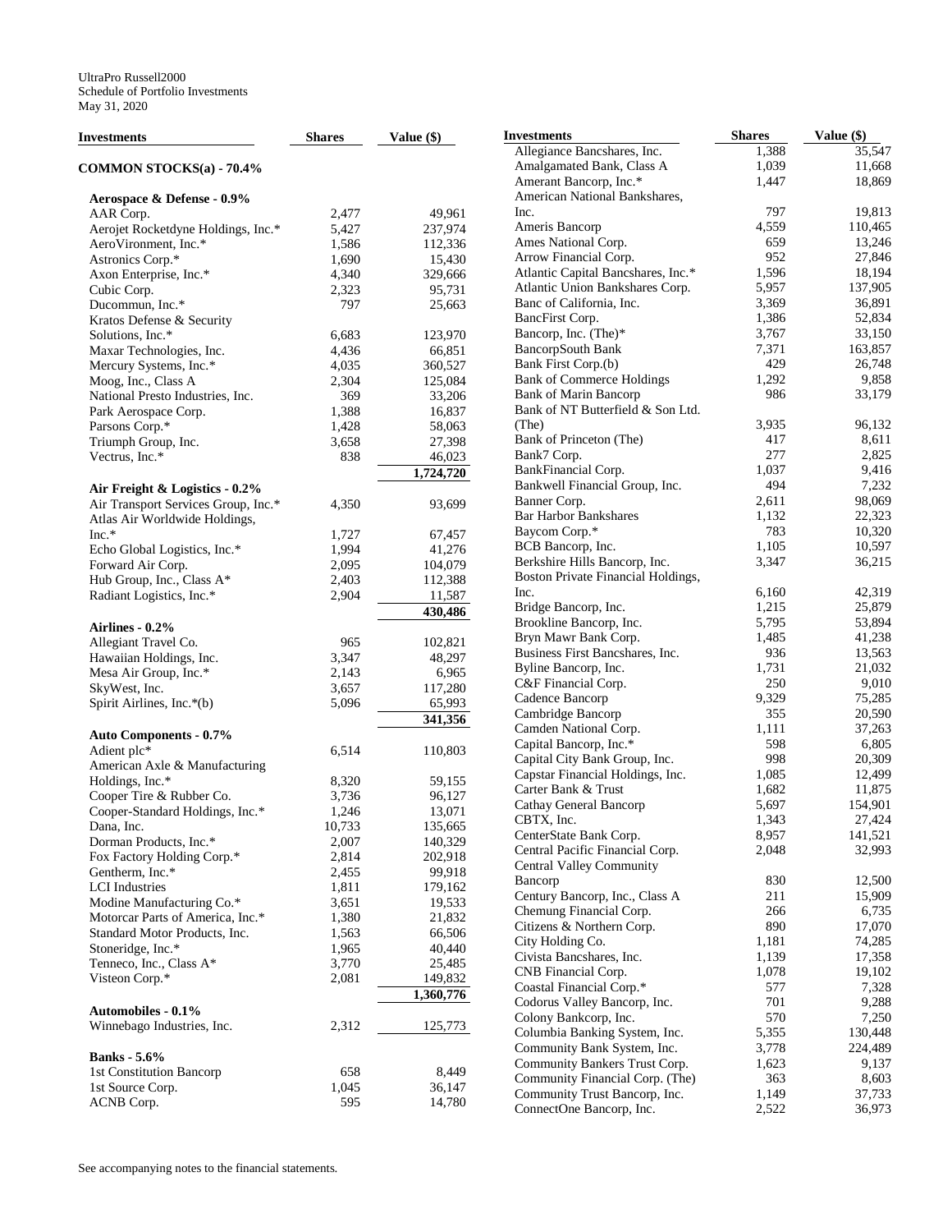UltraPro Russell2000
Schedule of Portfolio Investments
May 31, 2020

| Investments | Shares | Value ($) |
|---|---|---|
| **COMMON STOCKS(a) - 70.4%** | | |
| **Aerospace & Defense - 0.9%** | | |
| AAR Corp. | 2,477 | 49,961 |
| Aerojet Rocketdyne Holdings, Inc.* | 5,427 | 237,974 |
| AeroVironment, Inc.* | 1,586 | 112,336 |
| Astronics Corp.* | 1,690 | 15,430 |
| Axon Enterprise, Inc.* | 4,340 | 329,666 |
| Cubic Corp. | 2,323 | 95,731 |
| Ducommun, Inc.* | 797 | 25,663 |
| Kratos Defense & Security Solutions, Inc.* | 6,683 | 123,970 |
| Maxar Technologies, Inc. | 4,436 | 66,851 |
| Mercury Systems, Inc.* | 4,035 | 360,527 |
| Moog, Inc., Class A | 2,304 | 125,084 |
| National Presto Industries, Inc. | 369 | 33,206 |
| Park Aerospace Corp. | 1,388 | 16,837 |
| Parsons Corp.* | 1,428 | 58,063 |
| Triumph Group, Inc. | 3,658 | 27,398 |
| Vectrus, Inc.* | 838 | 46,023 |
| | | **1,724,720** |
| **Air Freight & Logistics - 0.2%** | | |
| Air Transport Services Group, Inc.* | 4,350 | 93,699 |
| Atlas Air Worldwide Holdings, Inc.* | 1,727 | 67,457 |
| Echo Global Logistics, Inc.* | 1,994 | 41,276 |
| Forward Air Corp. | 2,095 | 104,079 |
| Hub Group, Inc., Class A* | 2,403 | 112,388 |
| Radiant Logistics, Inc.* | 2,904 | 11,587 |
| | | **430,486** |
| **Airlines - 0.2%** | | |
| Allegiant Travel Co. | 965 | 102,821 |
| Hawaiian Holdings, Inc. | 3,347 | 48,297 |
| Mesa Air Group, Inc.* | 2,143 | 6,965 |
| SkyWest, Inc. | 3,657 | 117,280 |
| Spirit Airlines, Inc.*(b) | 5,096 | 65,993 |
| | | **341,356** |
| **Auto Components - 0.7%** | | |
| Adient plc* | 6,514 | 110,803 |
| American Axle & Manufacturing Holdings, Inc.* | 8,320 | 59,155 |
| Cooper Tire & Rubber Co. | 3,736 | 96,127 |
| Cooper-Standard Holdings, Inc.* | 1,246 | 13,071 |
| Dana, Inc. | 10,733 | 135,665 |
| Dorman Products, Inc.* | 2,007 | 140,329 |
| Fox Factory Holding Corp.* | 2,814 | 202,918 |
| Gentherm, Inc.* | 2,455 | 99,918 |
| LCI Industries | 1,811 | 179,162 |
| Modine Manufacturing Co.* | 3,651 | 19,533 |
| Motorcar Parts of America, Inc.* | 1,380 | 21,832 |
| Standard Motor Products, Inc. | 1,563 | 66,506 |
| Stoneridge, Inc.* | 1,965 | 40,440 |
| Tenneco, Inc., Class A* | 3,770 | 25,485 |
| Visteon Corp.* | 2,081 | 149,832 |
| | | **1,360,776** |
| **Automobiles - 0.1%** | | |
| Winnebago Industries, Inc. | 2,312 | 125,773 |
| **Banks - 5.6%** | | |
| 1st Constitution Bancorp | 658 | 8,449 |
| 1st Source Corp. | 1,045 | 36,147 |
| ACNB Corp. | 595 | 14,780 |
| Allegiance Bancshares, Inc. | 1,388 | 35,547 |
| Amalgamated Bank, Class A | 1,039 | 11,668 |
| Amerant Bancorp, Inc.* | 1,447 | 18,869 |
| American National Bankshares, Inc. | 797 | 19,813 |
| Ameris Bancorp | 4,559 | 110,465 |
| Ames National Corp. | 659 | 13,246 |
| Arrow Financial Corp. | 952 | 27,846 |
| Atlantic Capital Bancshares, Inc.* | 1,596 | 18,194 |
| Atlantic Union Bankshares Corp. | 5,957 | 137,905 |
| Banc of California, Inc. | 3,369 | 36,891 |
| BancFirst Corp. | 1,386 | 52,834 |
| Bancorp, Inc. (The)* | 3,767 | 33,150 |
| BancorpSouth Bank | 7,371 | 163,857 |
| Bank First Corp.(b) | 429 | 26,748 |
| Bank of Commerce Holdings | 1,292 | 9,858 |
| Bank of Marin Bancorp | 986 | 33,179 |
| Bank of NT Butterfield & Son Ltd. (The) | 3,935 | 96,132 |
| Bank of Princeton (The) | 417 | 8,611 |
| Bank7 Corp. | 277 | 2,825 |
| BankFinancial Corp. | 1,037 | 9,416 |
| Bankwell Financial Group, Inc. | 494 | 7,232 |
| Banner Corp. | 2,611 | 98,069 |
| Bar Harbor Bankshares | 1,132 | 22,323 |
| Baycom Corp.* | 783 | 10,320 |
| BCB Bancorp, Inc. | 1,105 | 10,597 |
| Berkshire Hills Bancorp, Inc. | 3,347 | 36,215 |
| Boston Private Financial Holdings, Inc. | 6,160 | 42,319 |
| Bridge Bancorp, Inc. | 1,215 | 25,879 |
| Brookline Bancorp, Inc. | 5,795 | 53,894 |
| Bryn Mawr Bank Corp. | 1,485 | 41,238 |
| Business First Bancshares, Inc. | 936 | 13,563 |
| Byline Bancorp, Inc. | 1,731 | 21,032 |
| C&F Financial Corp. | 250 | 9,010 |
| Cadence Bancorp | 9,329 | 75,285 |
| Cambridge Bancorp | 355 | 20,590 |
| Camden National Corp. | 1,111 | 37,263 |
| Capital Bancorp, Inc.* | 598 | 6,805 |
| Capital City Bank Group, Inc. | 998 | 20,309 |
| Capstar Financial Holdings, Inc. | 1,085 | 12,499 |
| Carter Bank & Trust | 1,682 | 11,875 |
| Cathay General Bancorp | 5,697 | 154,901 |
| CBTX, Inc. | 1,343 | 27,424 |
| CenterState Bank Corp. | 8,957 | 141,521 |
| Central Pacific Financial Corp. | 2,048 | 32,993 |
| Central Valley Community Bancorp | 830 | 12,500 |
| Century Bancorp, Inc., Class A | 211 | 15,909 |
| Chemung Financial Corp. | 266 | 6,735 |
| Citizens & Northern Corp. | 890 | 17,070 |
| City Holding Co. | 1,181 | 74,285 |
| Civista Bancshares, Inc. | 1,139 | 17,358 |
| CNB Financial Corp. | 1,078 | 19,102 |
| Coastal Financial Corp.* | 577 | 7,328 |
| Codorus Valley Bancorp, Inc. | 701 | 9,288 |
| Colony Bankcorp, Inc. | 570 | 7,250 |
| Columbia Banking System, Inc. | 5,355 | 130,448 |
| Community Bank System, Inc. | 3,778 | 224,489 |
| Community Bankers Trust Corp. | 1,623 | 9,137 |
| Community Financial Corp. (The) | 363 | 8,603 |
| Community Trust Bancorp, Inc. | 1,149 | 37,733 |
| ConnectOne Bancorp, Inc. | 2,522 | 36,973 |

See accompanying notes to the financial statements.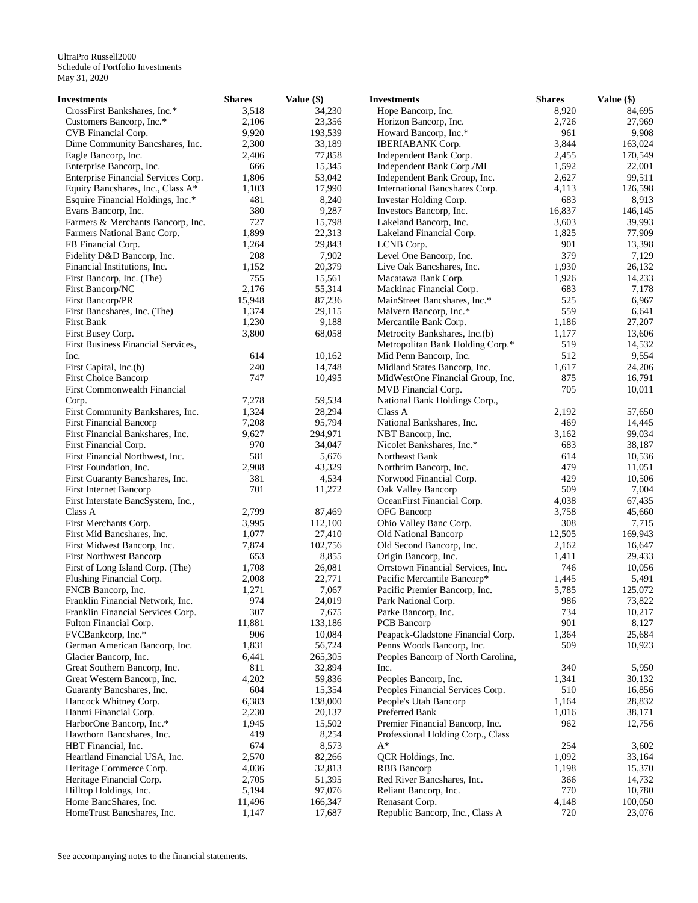UltraPro Russell2000
Schedule of Portfolio Investments
May 31, 2020

| Investments | Shares | Value ($) |
|---|---|---|
| CrossFirst Bankshares, Inc.* | 3,518 | 34,230 |
| Customers Bancorp, Inc.* | 2,106 | 23,356 |
| CVB Financial Corp. | 9,920 | 193,539 |
| Dime Community Bancshares, Inc. | 2,300 | 33,189 |
| Eagle Bancorp, Inc. | 2,406 | 77,858 |
| Enterprise Bancorp, Inc. | 666 | 15,345 |
| Enterprise Financial Services Corp. | 1,806 | 53,042 |
| Equity Bancshares, Inc., Class A* | 1,103 | 17,990 |
| Esquire Financial Holdings, Inc.* | 481 | 8,240 |
| Evans Bancorp, Inc. | 380 | 9,287 |
| Farmers & Merchants Bancorp, Inc. | 727 | 15,798 |
| Farmers National Banc Corp. | 1,899 | 22,313 |
| FB Financial Corp. | 1,264 | 29,843 |
| Fidelity D&D Bancorp, Inc. | 208 | 7,902 |
| Financial Institutions, Inc. | 1,152 | 20,379 |
| First Bancorp, Inc. (The) | 755 | 15,561 |
| First Bancorp/NC | 2,176 | 55,314 |
| First Bancorp/PR | 15,948 | 87,236 |
| First Bancshares, Inc. (The) | 1,374 | 29,115 |
| First Bank | 1,230 | 9,188 |
| First Busey Corp. | 3,800 | 68,058 |
| First Business Financial Services, Inc. | 614 | 10,162 |
| First Capital, Inc.(b) | 240 | 14,748 |
| First Choice Bancorp | 747 | 10,495 |
| First Commonwealth Financial Corp. | 7,278 | 59,534 |
| First Community Bankshares, Inc. | 1,324 | 28,294 |
| First Financial Bancorp | 7,208 | 95,794 |
| First Financial Bankshares, Inc. | 9,627 | 294,971 |
| First Financial Corp. | 970 | 34,047 |
| First Financial Northwest, Inc. | 581 | 5,676 |
| First Foundation, Inc. | 2,908 | 43,329 |
| First Guaranty Bancshares, Inc. | 381 | 4,534 |
| First Internet Bancorp | 701 | 11,272 |
| First Interstate BancSystem, Inc., Class A | 2,799 | 87,469 |
| First Merchants Corp. | 3,995 | 112,100 |
| First Mid Bancshares, Inc. | 1,077 | 27,410 |
| First Midwest Bancorp, Inc. | 7,874 | 102,756 |
| First Northwest Bancorp | 653 | 8,855 |
| First of Long Island Corp. (The) | 1,708 | 26,081 |
| Flushing Financial Corp. | 2,008 | 22,771 |
| FNCB Bancorp, Inc. | 1,271 | 7,067 |
| Franklin Financial Network, Inc. | 974 | 24,019 |
| Franklin Financial Services Corp. | 307 | 7,675 |
| Fulton Financial Corp. | 11,881 | 133,186 |
| FVCBankcorp, Inc.* | 906 | 10,084 |
| German American Bancorp, Inc. | 1,831 | 56,724 |
| Glacier Bancorp, Inc. | 6,441 | 265,305 |
| Great Southern Bancorp, Inc. | 811 | 32,894 |
| Great Western Bancorp, Inc. | 4,202 | 59,836 |
| Guaranty Bancshares, Inc. | 604 | 15,354 |
| Hancock Whitney Corp. | 6,383 | 138,000 |
| Hanmi Financial Corp. | 2,230 | 20,137 |
| HarborOne Bancorp, Inc.* | 1,945 | 15,502 |
| Hawthorn Bancshares, Inc. | 419 | 8,254 |
| HBT Financial, Inc. | 674 | 8,573 |
| Heartland Financial USA, Inc. | 2,570 | 82,266 |
| Heritage Commerce Corp. | 4,036 | 32,813 |
| Heritage Financial Corp. | 2,705 | 51,395 |
| Hilltop Holdings, Inc. | 5,194 | 97,076 |
| Home BancShares, Inc. | 11,496 | 166,347 |
| HomeTrust Bancshares, Inc. | 1,147 | 17,687 |
| Hope Bancorp, Inc. | 8,920 | 84,695 |
| Horizon Bancorp, Inc. | 2,726 | 27,969 |
| Howard Bancorp, Inc.* | 961 | 9,908 |
| IBERIABANK Corp. | 3,844 | 163,024 |
| Independent Bank Corp. | 2,455 | 170,549 |
| Independent Bank Corp./MI | 1,592 | 22,001 |
| Independent Bank Group, Inc. | 2,627 | 99,511 |
| International Bancshares Corp. | 4,113 | 126,598 |
| Investar Holding Corp. | 683 | 8,913 |
| Investors Bancorp, Inc. | 16,837 | 146,145 |
| Lakeland Bancorp, Inc. | 3,603 | 39,993 |
| Lakeland Financial Corp. | 1,825 | 77,909 |
| LCNB Corp. | 901 | 13,398 |
| Level One Bancorp, Inc. | 379 | 7,129 |
| Live Oak Bancshares, Inc. | 1,930 | 26,132 |
| Macatawa Bank Corp. | 1,926 | 14,233 |
| Mackinac Financial Corp. | 683 | 7,178 |
| MainStreet Bancshares, Inc.* | 525 | 6,967 |
| Malvern Bancorp, Inc.* | 559 | 6,641 |
| Mercantile Bank Corp. | 1,186 | 27,207 |
| Metrocity Bankshares, Inc.(b) | 1,177 | 13,606 |
| Metropolitan Bank Holding Corp.* | 519 | 14,532 |
| Mid Penn Bancorp, Inc. | 512 | 9,554 |
| Midland States Bancorp, Inc. | 1,617 | 24,206 |
| MidWestOne Financial Group, Inc. | 875 | 16,791 |
| MVB Financial Corp. | 705 | 10,011 |
| National Bank Holdings Corp., Class A | 2,192 | 57,650 |
| National Bankshares, Inc. | 469 | 14,445 |
| NBT Bancorp, Inc. | 3,162 | 99,034 |
| Nicolet Bankshares, Inc.* | 683 | 38,187 |
| Northeast Bank | 614 | 10,536 |
| Northrim Bancorp, Inc. | 479 | 11,051 |
| Norwood Financial Corp. | 429 | 10,506 |
| Oak Valley Bancorp | 509 | 7,004 |
| OceanFirst Financial Corp. | 4,038 | 67,435 |
| OFG Bancorp | 3,758 | 45,660 |
| Ohio Valley Banc Corp. | 308 | 7,715 |
| Old National Bancorp | 12,505 | 169,943 |
| Old Second Bancorp, Inc. | 2,162 | 16,647 |
| Origin Bancorp, Inc. | 1,411 | 29,433 |
| Orrstown Financial Services, Inc. | 746 | 10,056 |
| Pacific Mercantile Bancorp* | 1,445 | 5,491 |
| Pacific Premier Bancorp, Inc. | 5,785 | 125,072 |
| Park National Corp. | 986 | 73,822 |
| Parke Bancorp, Inc. | 734 | 10,217 |
| PCB Bancorp | 901 | 8,127 |
| Peapack-Gladstone Financial Corp. | 1,364 | 25,684 |
| Penns Woods Bancorp, Inc. | 509 | 10,923 |
| Peoples Bancorp of North Carolina, Inc. | 340 | 5,950 |
| Peoples Bancorp, Inc. | 1,341 | 30,132 |
| Peoples Financial Services Corp. | 510 | 16,856 |
| People's Utah Bancorp | 1,164 | 28,832 |
| Preferred Bank | 1,016 | 38,171 |
| Premier Financial Bancorp, Inc. | 962 | 12,756 |
| Professional Holding Corp., Class A* | 254 | 3,602 |
| QCR Holdings, Inc. | 1,092 | 33,164 |
| RBB Bancorp | 1,198 | 15,370 |
| Red River Bancshares, Inc. | 366 | 14,732 |
| Reliant Bancorp, Inc. | 770 | 10,780 |
| Renasant Corp. | 4,148 | 100,050 |
| Republic Bancorp, Inc., Class A | 720 | 23,076 |

See accompanying notes to the financial statements.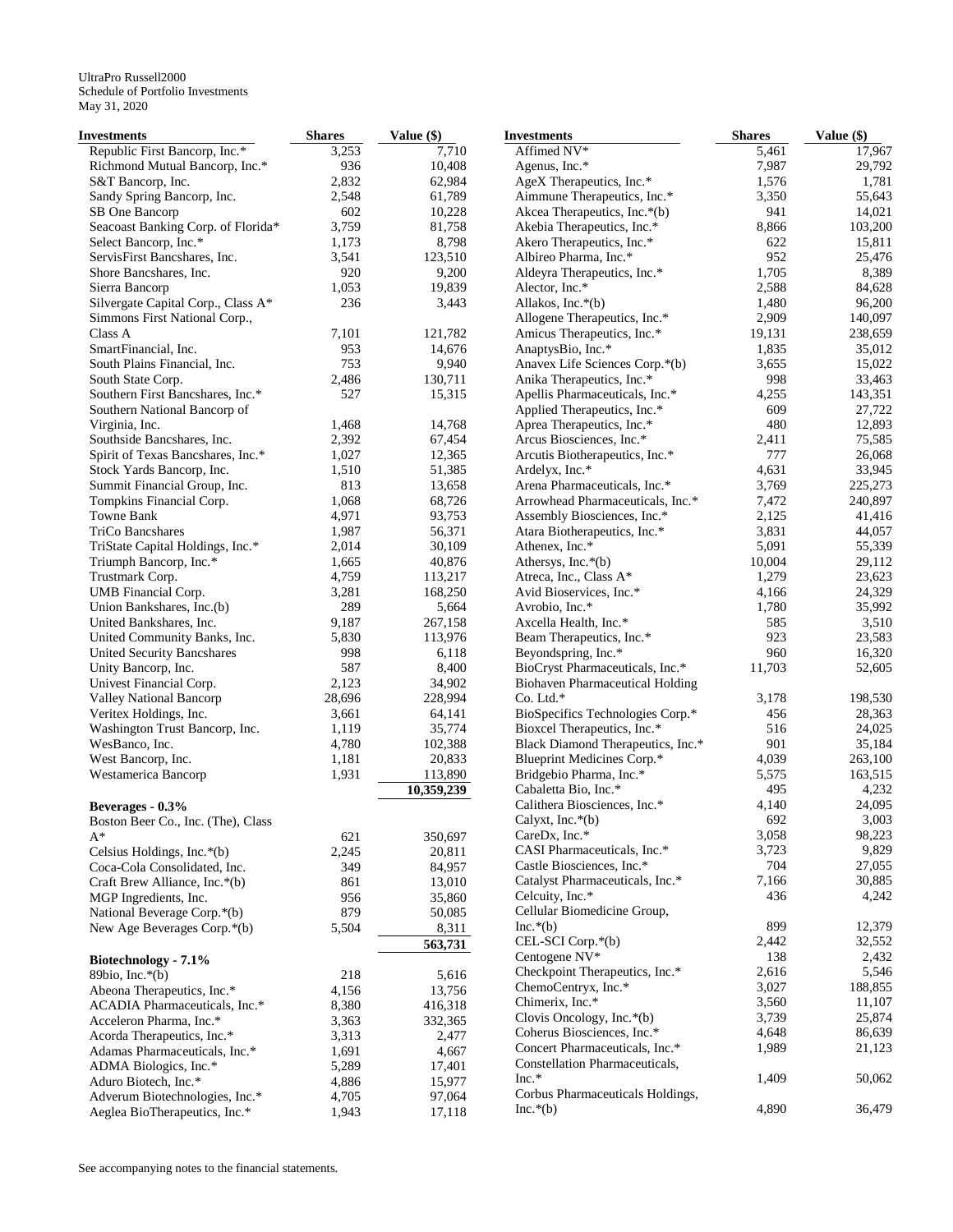UltraPro Russell2000
Schedule of Portfolio Investments
May 31, 2020

| Investments | Shares | Value ($) |
|---|---|---|
| Republic First Bancorp, Inc.* | 3,253 | 7,710 |
| Richmond Mutual Bancorp, Inc.* | 936 | 10,408 |
| S&T Bancorp, Inc. | 2,832 | 62,984 |
| Sandy Spring Bancorp, Inc. | 2,548 | 61,789 |
| SB One Bancorp | 602 | 10,228 |
| Seacoast Banking Corp. of Florida* | 3,759 | 81,758 |
| Select Bancorp, Inc.* | 1,173 | 8,798 |
| ServisFirst Bancshares, Inc. | 3,541 | 123,510 |
| Shore Bancshares, Inc. | 920 | 9,200 |
| Sierra Bancorp | 1,053 | 19,839 |
| Silvergate Capital Corp., Class A* | 236 | 3,443 |
| Simmons First National Corp., Class A | 7,101 | 121,782 |
| SmartFinancial, Inc. | 953 | 14,676 |
| South Plains Financial, Inc. | 753 | 9,940 |
| South State Corp. | 2,486 | 130,711 |
| Southern First Bancshares, Inc.* | 527 | 15,315 |
| Southern National Bancorp of Virginia, Inc. | 1,468 | 14,768 |
| Southside Bancshares, Inc. | 2,392 | 67,454 |
| Spirit of Texas Bancshares, Inc.* | 1,027 | 12,365 |
| Stock Yards Bancorp, Inc. | 1,510 | 51,385 |
| Summit Financial Group, Inc. | 813 | 13,658 |
| Tompkins Financial Corp. | 1,068 | 68,726 |
| Towne Bank | 4,971 | 93,753 |
| TriCo Bancshares | 1,987 | 56,371 |
| TriState Capital Holdings, Inc.* | 2,014 | 30,109 |
| Triumph Bancorp, Inc.* | 1,665 | 40,876 |
| Trustmark Corp. | 4,759 | 113,217 |
| UMB Financial Corp. | 3,281 | 168,250 |
| Union Bankshares, Inc.(b) | 289 | 5,664 |
| United Bankshares, Inc. | 9,187 | 267,158 |
| United Community Banks, Inc. | 5,830 | 113,976 |
| United Security Bancshares | 998 | 6,118 |
| Unity Bancorp, Inc. | 587 | 8,400 |
| Univest Financial Corp. | 2,123 | 34,902 |
| Valley National Bancorp | 28,696 | 228,994 |
| Veritex Holdings, Inc. | 3,661 | 64,141 |
| Washington Trust Bancorp, Inc. | 1,119 | 35,774 |
| WesBanco, Inc. | 4,780 | 102,388 |
| West Bancorp, Inc. | 1,181 | 20,833 |
| Westamerica Bancorp | 1,931 | 113,890 |
| | | **10,359,239** |
| **Beverages - 0.3%** | | |
| Boston Beer Co., Inc. (The), Class A* | 621 | 350,697 |
| Celsius Holdings, Inc.*(b) | 2,245 | 20,811 |
| Coca-Cola Consolidated, Inc. | 349 | 84,957 |
| Craft Brew Alliance, Inc.*(b) | 861 | 13,010 |
| MGP Ingredients, Inc. | 956 | 35,860 |
| National Beverage Corp.*(b) | 879 | 50,085 |
| New Age Beverages Corp.*(b) | 5,504 | 8,311 |
| | | **563,731** |
| **Biotechnology - 7.1%** | | |
| 89bio, Inc.*(b) | 218 | 5,616 |
| Abeona Therapeutics, Inc.* | 4,156 | 13,756 |
| ACADIA Pharmaceuticals, Inc.* | 8,380 | 416,318 |
| Acceleron Pharma, Inc.* | 3,363 | 332,365 |
| Acorda Therapeutics, Inc.* | 3,313 | 2,477 |
| Adamas Pharmaceuticals, Inc.* | 1,691 | 4,667 |
| ADMA Biologics, Inc.* | 5,289 | 17,401 |
| Aduro Biotech, Inc.* | 4,886 | 15,977 |
| Adverum Biotechnologies, Inc.* | 4,705 | 97,064 |
| Aeglea BioTherapeutics, Inc.* | 1,943 | 17,118 |
| Affimed NV* | 5,461 | 17,967 |
| Agenus, Inc.* | 7,987 | 29,792 |
| AgeX Therapeutics, Inc.* | 1,576 | 1,781 |
| Aimmune Therapeutics, Inc.* | 3,350 | 55,643 |
| Akcea Therapeutics, Inc.*(b) | 941 | 14,021 |
| Akebia Therapeutics, Inc.* | 8,866 | 103,200 |
| Akero Therapeutics, Inc.* | 622 | 15,811 |
| Albireo Pharma, Inc.* | 952 | 25,476 |
| Aldeyra Therapeutics, Inc.* | 1,705 | 8,389 |
| Alector, Inc.* | 2,588 | 84,628 |
| Allakos, Inc.*(b) | 1,480 | 96,200 |
| Allogene Therapeutics, Inc.* | 2,909 | 140,097 |
| Amicus Therapeutics, Inc.* | 19,131 | 238,659 |
| AnaptysBio, Inc.* | 1,835 | 35,012 |
| Anavex Life Sciences Corp.*(b) | 3,655 | 15,022 |
| Anika Therapeutics, Inc.* | 998 | 33,463 |
| Apellis Pharmaceuticals, Inc.* | 4,255 | 143,351 |
| Applied Therapeutics, Inc.* | 609 | 27,722 |
| Aprea Therapeutics, Inc.* | 480 | 12,893 |
| Arcus Biosciences, Inc.* | 2,411 | 75,585 |
| Arcutis Biotherapeutics, Inc.* | 777 | 26,068 |
| Ardelyx, Inc.* | 4,631 | 33,945 |
| Arena Pharmaceuticals, Inc.* | 3,769 | 225,273 |
| Arrowhead Pharmaceuticals, Inc.* | 7,472 | 240,897 |
| Assembly Biosciences, Inc.* | 2,125 | 41,416 |
| Atara Biotherapeutics, Inc.* | 3,831 | 44,057 |
| Athenex, Inc.* | 5,091 | 55,339 |
| Athersys, Inc.*(b) | 10,004 | 29,112 |
| Atreca, Inc., Class A* | 1,279 | 23,623 |
| Avid Bioservices, Inc.* | 4,166 | 24,329 |
| Avrobio, Inc.* | 1,780 | 35,992 |
| Axcella Health, Inc.* | 585 | 3,510 |
| Beam Therapeutics, Inc.* | 923 | 23,583 |
| Beyondspring, Inc.* | 960 | 16,320 |
| BioCryst Pharmaceuticals, Inc.* | 11,703 | 52,605 |
| Biohaven Pharmaceutical Holding Co. Ltd.* | 3,178 | 198,530 |
| BioSpecifics Technologies Corp.* | 456 | 28,363 |
| Bioxcel Therapeutics, Inc.* | 516 | 24,025 |
| Black Diamond Therapeutics, Inc.* | 901 | 35,184 |
| Blueprint Medicines Corp.* | 4,039 | 263,100 |
| Bridgebio Pharma, Inc.* | 5,575 | 163,515 |
| Cabaletta Bio, Inc.* | 495 | 4,232 |
| Calithera Biosciences, Inc.* | 4,140 | 24,095 |
| Calyxt, Inc.*(b) | 692 | 3,003 |
| CareDx, Inc.* | 3,058 | 98,223 |
| CASI Pharmaceuticals, Inc.* | 3,723 | 9,829 |
| Castle Biosciences, Inc.* | 704 | 27,055 |
| Catalyst Pharmaceuticals, Inc.* | 7,166 | 30,885 |
| Celcuity, Inc.* | 436 | 4,242 |
| Cellular Biomedicine Group, Inc.*(b) | 899 | 12,379 |
| CEL-SCI Corp.*(b) | 2,442 | 32,552 |
| Centogene NV* | 138 | 2,432 |
| Checkpoint Therapeutics, Inc.* | 2,616 | 5,546 |
| ChemoCentryx, Inc.* | 3,027 | 188,855 |
| Chimerix, Inc.* | 3,560 | 11,107 |
| Clovis Oncology, Inc.*(b) | 3,739 | 25,874 |
| Coherus Biosciences, Inc.* | 4,648 | 86,639 |
| Concert Pharmaceuticals, Inc.* | 1,989 | 21,123 |
| Constellation Pharmaceuticals, Inc.* | 1,409 | 50,062 |
| Corbus Pharmaceuticals Holdings, Inc.*(b) | 4,890 | 36,479 |

See accompanying notes to the financial statements.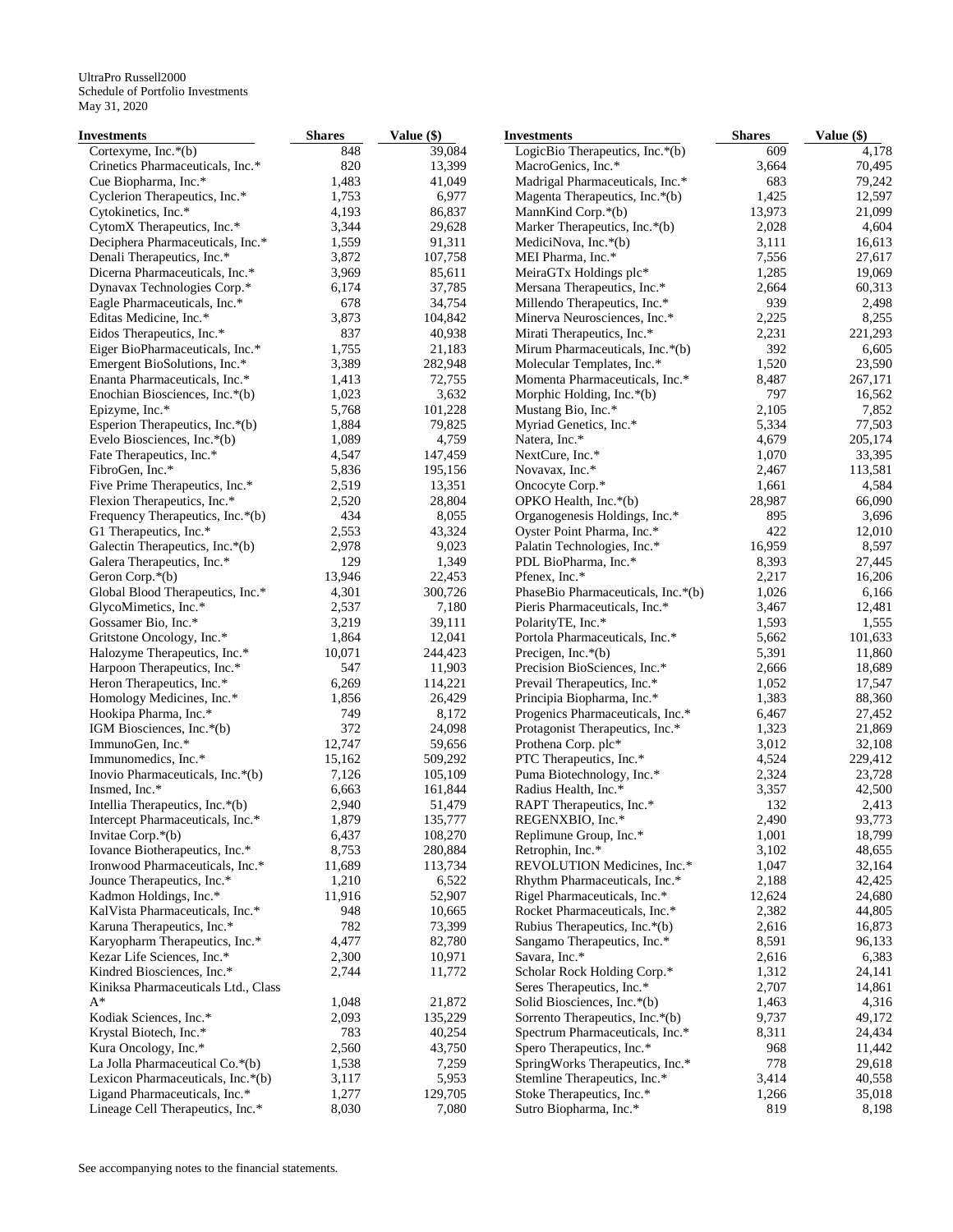UltraPro Russell2000
Schedule of Portfolio Investments
May 31, 2020

| Investments | Shares | Value ($) |
|---|---|---|
| Cortexyme, Inc.*(b) | 848 | 39,084 |
| Crinetics Pharmaceuticals, Inc.* | 820 | 13,399 |
| Cue Biopharma, Inc.* | 1,483 | 41,049 |
| Cyclerion Therapeutics, Inc.* | 1,753 | 6,977 |
| Cytokinetics, Inc.* | 4,193 | 86,837 |
| CytomX Therapeutics, Inc.* | 3,344 | 29,628 |
| Deciphera Pharmaceuticals, Inc.* | 1,559 | 91,311 |
| Denali Therapeutics, Inc.* | 3,872 | 107,758 |
| Dicerna Pharmaceuticals, Inc.* | 3,969 | 85,611 |
| Dynavax Technologies Corp.* | 6,174 | 37,785 |
| Eagle Pharmaceuticals, Inc.* | 678 | 34,754 |
| Editas Medicine, Inc.* | 3,873 | 104,842 |
| Eidos Therapeutics, Inc.* | 837 | 40,938 |
| Eiger BioPharmaceuticals, Inc.* | 1,755 | 21,183 |
| Emergent BioSolutions, Inc.* | 3,389 | 282,948 |
| Enanta Pharmaceuticals, Inc.* | 1,413 | 72,755 |
| Enochian Biosciences, Inc.*(b) | 1,023 | 3,632 |
| Epizyme, Inc.* | 5,768 | 101,228 |
| Esperion Therapeutics, Inc.*(b) | 1,884 | 79,825 |
| Evelo Biosciences, Inc.*(b) | 1,089 | 4,759 |
| Fate Therapeutics, Inc.* | 4,547 | 147,459 |
| FibroGen, Inc.* | 5,836 | 195,156 |
| Five Prime Therapeutics, Inc.* | 2,519 | 13,351 |
| Flexion Therapeutics, Inc.* | 2,520 | 28,804 |
| Frequency Therapeutics, Inc.*(b) | 434 | 8,055 |
| G1 Therapeutics, Inc.* | 2,553 | 43,324 |
| Galectin Therapeutics, Inc.*(b) | 2,978 | 9,023 |
| Galera Therapeutics, Inc.* | 129 | 1,349 |
| Geron Corp.*(b) | 13,946 | 22,453 |
| Global Blood Therapeutics, Inc.* | 4,301 | 300,726 |
| GlycoMimetics, Inc.* | 2,537 | 7,180 |
| Gossamer Bio, Inc.* | 3,219 | 39,111 |
| Gritstone Oncology, Inc.* | 1,864 | 12,041 |
| Halozyme Therapeutics, Inc.* | 10,071 | 244,423 |
| Harpoon Therapeutics, Inc.* | 547 | 11,903 |
| Heron Therapeutics, Inc.* | 6,269 | 114,221 |
| Homology Medicines, Inc.* | 1,856 | 26,429 |
| Hookipa Pharma, Inc.* | 749 | 8,172 |
| IGM Biosciences, Inc.*(b) | 372 | 24,098 |
| ImmunoGen, Inc.* | 12,747 | 59,656 |
| Immunomedics, Inc.* | 15,162 | 509,292 |
| Inovio Pharmaceuticals, Inc.*(b) | 7,126 | 105,109 |
| Insmed, Inc.* | 6,663 | 161,844 |
| Intellia Therapeutics, Inc.*(b) | 2,940 | 51,479 |
| Intercept Pharmaceuticals, Inc.* | 1,879 | 135,777 |
| Invitae Corp.*(b) | 6,437 | 108,270 |
| Iovance Biotherapeutics, Inc.* | 8,753 | 280,884 |
| Ironwood Pharmaceuticals, Inc.* | 11,689 | 113,734 |
| Jounce Therapeutics, Inc.* | 1,210 | 6,522 |
| Kadmon Holdings, Inc.* | 11,916 | 52,907 |
| KalVista Pharmaceuticals, Inc.* | 948 | 10,665 |
| Karuna Therapeutics, Inc.* | 782 | 73,399 |
| Karyopharm Therapeutics, Inc.* | 4,477 | 82,780 |
| Kezar Life Sciences, Inc.* | 2,300 | 10,971 |
| Kindred Biosciences, Inc.* | 2,744 | 11,772 |
| Kiniksa Pharmaceuticals Ltd., Class A* | 1,048 | 21,872 |
| Kodiak Sciences, Inc.* | 2,093 | 135,229 |
| Krystal Biotech, Inc.* | 783 | 40,254 |
| Kura Oncology, Inc.* | 2,560 | 43,750 |
| La Jolla Pharmaceutical Co.*(b) | 1,538 | 7,259 |
| Lexicon Pharmaceuticals, Inc.*(b) | 3,117 | 5,953 |
| Ligand Pharmaceuticals, Inc.* | 1,277 | 129,705 |
| Lineage Cell Therapeutics, Inc.* | 8,030 | 7,080 |
| LogicBio Therapeutics, Inc.*(b) | 609 | 4,178 |
| MacroGenics, Inc.* | 3,664 | 70,495 |
| Madrigal Pharmaceuticals, Inc.* | 683 | 79,242 |
| Magenta Therapeutics, Inc.*(b) | 1,425 | 12,597 |
| MannKind Corp.*(b) | 13,973 | 21,099 |
| Marker Therapeutics, Inc.*(b) | 2,028 | 4,604 |
| MediciNova, Inc.*(b) | 3,111 | 16,613 |
| MEI Pharma, Inc.* | 7,556 | 27,617 |
| MeiraGTx Holdings plc* | 1,285 | 19,069 |
| Mersana Therapeutics, Inc.* | 2,664 | 60,313 |
| Millendo Therapeutics, Inc.* | 939 | 2,498 |
| Minerva Neurosciences, Inc.* | 2,225 | 8,255 |
| Mirati Therapeutics, Inc.* | 2,231 | 221,293 |
| Mirum Pharmaceuticals, Inc.*(b) | 392 | 6,605 |
| Molecular Templates, Inc.* | 1,520 | 23,590 |
| Momenta Pharmaceuticals, Inc.* | 8,487 | 267,171 |
| Morphic Holding, Inc.*(b) | 797 | 16,562 |
| Mustang Bio, Inc.* | 2,105 | 7,852 |
| Myriad Genetics, Inc.* | 5,334 | 77,503 |
| Natera, Inc.* | 4,679 | 205,174 |
| NextCure, Inc.* | 1,070 | 33,395 |
| Novavax, Inc.* | 2,467 | 113,581 |
| Oncocyte Corp.* | 1,661 | 4,584 |
| OPKO Health, Inc.*(b) | 28,987 | 66,090 |
| Organogenesis Holdings, Inc.* | 895 | 3,696 |
| Oyster Point Pharma, Inc.* | 422 | 12,010 |
| Palatin Technologies, Inc.* | 16,959 | 8,597 |
| PDL BioPharma, Inc.* | 8,393 | 27,445 |
| Pfenex, Inc.* | 2,217 | 16,206 |
| PhaseBio Pharmaceuticals, Inc.*(b) | 1,026 | 6,166 |
| Pieris Pharmaceuticals, Inc.* | 3,467 | 12,481 |
| PolarityTE, Inc.* | 1,593 | 1,555 |
| Portola Pharmaceuticals, Inc.* | 5,662 | 101,633 |
| Precigen, Inc.*(b) | 5,391 | 11,860 |
| Precision BioSciences, Inc.* | 2,666 | 18,689 |
| Prevail Therapeutics, Inc.* | 1,052 | 17,547 |
| Principia Biopharma, Inc.* | 1,383 | 88,360 |
| Progenics Pharmaceuticals, Inc.* | 6,467 | 27,452 |
| Protagonist Therapeutics, Inc.* | 1,323 | 21,869 |
| Prothena Corp. plc* | 3,012 | 32,108 |
| PTC Therapeutics, Inc.* | 4,524 | 229,412 |
| Puma Biotechnology, Inc.* | 2,324 | 23,728 |
| Radius Health, Inc.* | 3,357 | 42,500 |
| RAPT Therapeutics, Inc.* | 132 | 2,413 |
| REGENXBIO, Inc.* | 2,490 | 93,773 |
| Replimune Group, Inc.* | 1,001 | 18,799 |
| Retrophin, Inc.* | 3,102 | 48,655 |
| REVOLUTION Medicines, Inc.* | 1,047 | 32,164 |
| Rhythm Pharmaceuticals, Inc.* | 2,188 | 42,425 |
| Rigel Pharmaceuticals, Inc.* | 12,624 | 24,680 |
| Rocket Pharmaceuticals, Inc.* | 2,382 | 44,805 |
| Rubius Therapeutics, Inc.*(b) | 2,616 | 16,873 |
| Sangamo Therapeutics, Inc.* | 8,591 | 96,133 |
| Savara, Inc.* | 2,616 | 6,383 |
| Scholar Rock Holding Corp.* | 1,312 | 24,141 |
| Seres Therapeutics, Inc.* | 2,707 | 14,861 |
| Solid Biosciences, Inc.*(b) | 1,463 | 4,316 |
| Sorrento Therapeutics, Inc.*(b) | 9,737 | 49,172 |
| Spectrum Pharmaceuticals, Inc.* | 8,311 | 24,434 |
| Spero Therapeutics, Inc.* | 968 | 11,442 |
| SpringWorks Therapeutics, Inc.* | 778 | 29,618 |
| Stemline Therapeutics, Inc.* | 3,414 | 40,558 |
| Stoke Therapeutics, Inc.* | 1,266 | 35,018 |
| Sutro Biopharma, Inc.* | 819 | 8,198 |

See accompanying notes to the financial statements.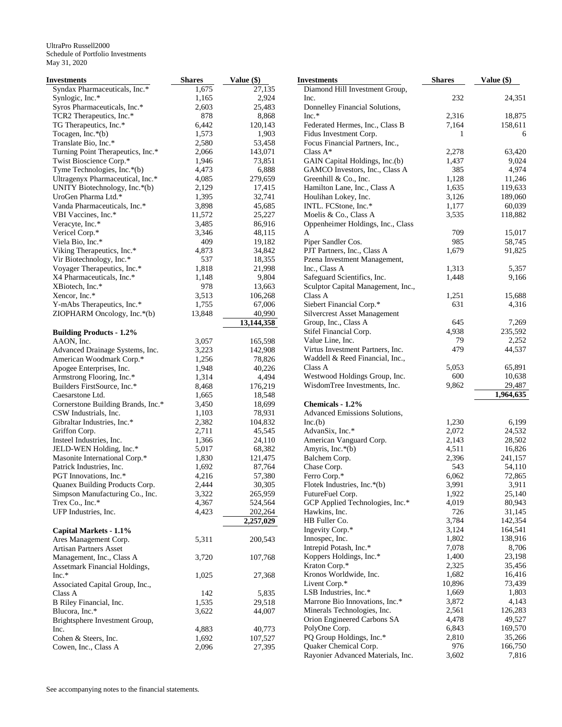UltraPro Russell2000
Schedule of Portfolio Investments
May 31, 2020

| Investments | Shares | Value ($) |
|---|---|---|
| Syndax Pharmaceuticals, Inc.* | 1,675 | 27,135 |
| Synlogic, Inc.* | 1,165 | 2,924 |
| Syros Pharmaceuticals, Inc.* | 2,603 | 25,483 |
| TCR2 Therapeutics, Inc.* | 878 | 8,868 |
| TG Therapeutics, Inc.* | 6,442 | 120,143 |
| Tocagen, Inc.*(b) | 1,573 | 1,903 |
| Translate Bio, Inc.* | 2,580 | 53,458 |
| Turning Point Therapeutics, Inc.* | 2,066 | 143,071 |
| Twist Bioscience Corp.* | 1,946 | 73,851 |
| Tyme Technologies, Inc.*(b) | 4,473 | 6,888 |
| Ultragenyx Pharmaceutical, Inc.* | 4,085 | 279,659 |
| UNITY Biotechnology, Inc.*(b) | 2,129 | 17,415 |
| UroGen Pharma Ltd.* | 1,395 | 32,741 |
| Vanda Pharmaceuticals, Inc.* | 3,898 | 45,685 |
| VBI Vaccines, Inc.* | 11,572 | 25,227 |
| Veracyte, Inc.* | 3,485 | 86,916 |
| Vericel Corp.* | 3,346 | 48,115 |
| Viela Bio, Inc.* | 409 | 19,182 |
| Viking Therapeutics, Inc.* | 4,873 | 34,842 |
| Vir Biotechnology, Inc.* | 537 | 18,355 |
| Voyager Therapeutics, Inc.* | 1,818 | 21,998 |
| X4 Pharmaceuticals, Inc.* | 1,148 | 9,804 |
| XBiotech, Inc.* | 978 | 13,663 |
| Xencor, Inc.* | 3,513 | 106,268 |
| Y-mAbs Therapeutics, Inc.* | 1,755 | 67,006 |
| ZIOPHARM Oncology, Inc.*(b) | 13,848 | 40,990 |
| | | **13,144,358** |
| **Building Products - 1.2%** | | |
| AAON, Inc. | 3,057 | 165,598 |
| Advanced Drainage Systems, Inc. | 3,223 | 142,908 |
| American Woodmark Corp.* | 1,256 | 78,826 |
| Apogee Enterprises, Inc. | 1,948 | 40,226 |
| Armstrong Flooring, Inc.* | 1,314 | 4,494 |
| Builders FirstSource, Inc.* | 8,468 | 176,219 |
| Caesarstone Ltd. | 1,665 | 18,548 |
| Cornerstone Building Brands, Inc.* | 3,450 | 18,699 |
| CSW Industrials, Inc. | 1,103 | 78,931 |
| Gibraltar Industries, Inc.* | 2,382 | 104,832 |
| Griffon Corp. | 2,711 | 45,545 |
| Insteel Industries, Inc. | 1,366 | 24,110 |
| JELD-WEN Holding, Inc.* | 5,017 | 68,382 |
| Masonite International Corp.* | 1,830 | 121,475 |
| Patrick Industries, Inc. | 1,692 | 87,764 |
| PGT Innovations, Inc.* | 4,216 | 57,380 |
| Quanex Building Products Corp. | 2,444 | 30,305 |
| Simpson Manufacturing Co., Inc. | 3,322 | 265,959 |
| Trex Co., Inc.* | 4,367 | 524,564 |
| UFP Industries, Inc. | 4,423 | 202,264 |
| | | **2,257,029** |
| **Capital Markets - 1.1%** | | |
| Ares Management Corp. | 5,311 | 200,543 |
| Artisan Partners Asset Management, Inc., Class A | 3,720 | 107,768 |
| Assetmark Financial Holdings, Inc.* | 1,025 | 27,368 |
| Associated Capital Group, Inc., Class A | 142 | 5,835 |
| B Riley Financial, Inc. | 1,535 | 29,518 |
| Blucora, Inc.* | 3,622 | 44,007 |
| Brightsphere Investment Group, Inc. | 4,883 | 40,773 |
| Cohen & Steers, Inc. | 1,692 | 107,527 |
| Cowen, Inc., Class A | 2,096 | 27,395 |
| Diamond Hill Investment Group, Inc. | 232 | 24,351 |
| Donnelley Financial Solutions, Inc.* | 2,316 | 18,875 |
| Federated Hermes, Inc., Class B | 7,164 | 158,611 |
| Fidus Investment Corp. | 1 | 6 |
| Focus Financial Partners, Inc., Class A* | 2,278 | 63,420 |
| GAIN Capital Holdings, Inc.(b) | 1,437 | 9,024 |
| GAMCO Investors, Inc., Class A | 385 | 4,974 |
| Greenhill & Co., Inc. | 1,128 | 11,246 |
| Hamilton Lane, Inc., Class A | 1,635 | 119,633 |
| Houlihan Lokey, Inc. | 3,126 | 189,060 |
| INTL. FCStone, Inc.* | 1,177 | 60,039 |
| Moelis & Co., Class A | 3,535 | 118,882 |
| Oppenheimer Holdings, Inc., Class A | 709 | 15,017 |
| Piper Sandler Cos. | 985 | 58,745 |
| PJT Partners, Inc., Class A | 1,679 | 91,825 |
| Pzena Investment Management, Inc., Class A | 1,313 | 5,357 |
| Safeguard Scientifics, Inc. | 1,448 | 9,166 |
| Sculptor Capital Management, Inc., Class A | 1,251 | 15,688 |
| Siebert Financial Corp.* | 631 | 4,316 |
| Silvercrest Asset Management Group, Inc., Class A | 645 | 7,269 |
| Stifel Financial Corp. | 4,938 | 235,592 |
| Value Line, Inc. | 79 | 2,252 |
| Virtus Investment Partners, Inc. | 479 | 44,537 |
| Waddell & Reed Financial, Inc., Class A | 5,053 | 65,891 |
| Westwood Holdings Group, Inc. | 600 | 10,638 |
| WisdomTree Investments, Inc. | 9,862 | 29,487 |
| | | **1,964,635** |
| **Chemicals - 1.2%** | | |
| Advanced Emissions Solutions, Inc.(b) | 1,230 | 6,199 |
| AdvanSix, Inc.* | 2,072 | 24,532 |
| American Vanguard Corp. | 2,143 | 28,502 |
| Amyris, Inc.*(b) | 4,511 | 16,826 |
| Balchem Corp. | 2,396 | 241,157 |
| Chase Corp. | 543 | 54,110 |
| Ferro Corp.* | 6,062 | 72,865 |
| Flotek Industries, Inc.*(b) | 3,991 | 3,911 |
| FutureFuel Corp. | 1,922 | 25,140 |
| GCP Applied Technologies, Inc.* | 4,019 | 80,943 |
| Hawkins, Inc. | 726 | 31,145 |
| HB Fuller Co. | 3,784 | 142,354 |
| Ingevity Corp.* | 3,124 | 164,541 |
| Innospec, Inc. | 1,802 | 138,916 |
| Intrepid Potash, Inc.* | 7,078 | 8,706 |
| Koppers Holdings, Inc.* | 1,400 | 23,198 |
| Kraton Corp.* | 2,325 | 35,456 |
| Kronos Worldwide, Inc. | 1,682 | 16,416 |
| Livent Corp.* | 10,896 | 73,439 |
| LSB Industries, Inc.* | 1,669 | 1,803 |
| Marrone Bio Innovations, Inc.* | 3,872 | 4,143 |
| Minerals Technologies, Inc. | 2,561 | 126,283 |
| Orion Engineered Carbons SA | 4,478 | 49,527 |
| PolyOne Corp. | 6,843 | 169,570 |
| PQ Group Holdings, Inc.* | 2,810 | 35,266 |
| Quaker Chemical Corp. | 976 | 166,750 |
| Rayonier Advanced Materials, Inc. | 3,602 | 7,816 |

See accompanying notes to the financial statements.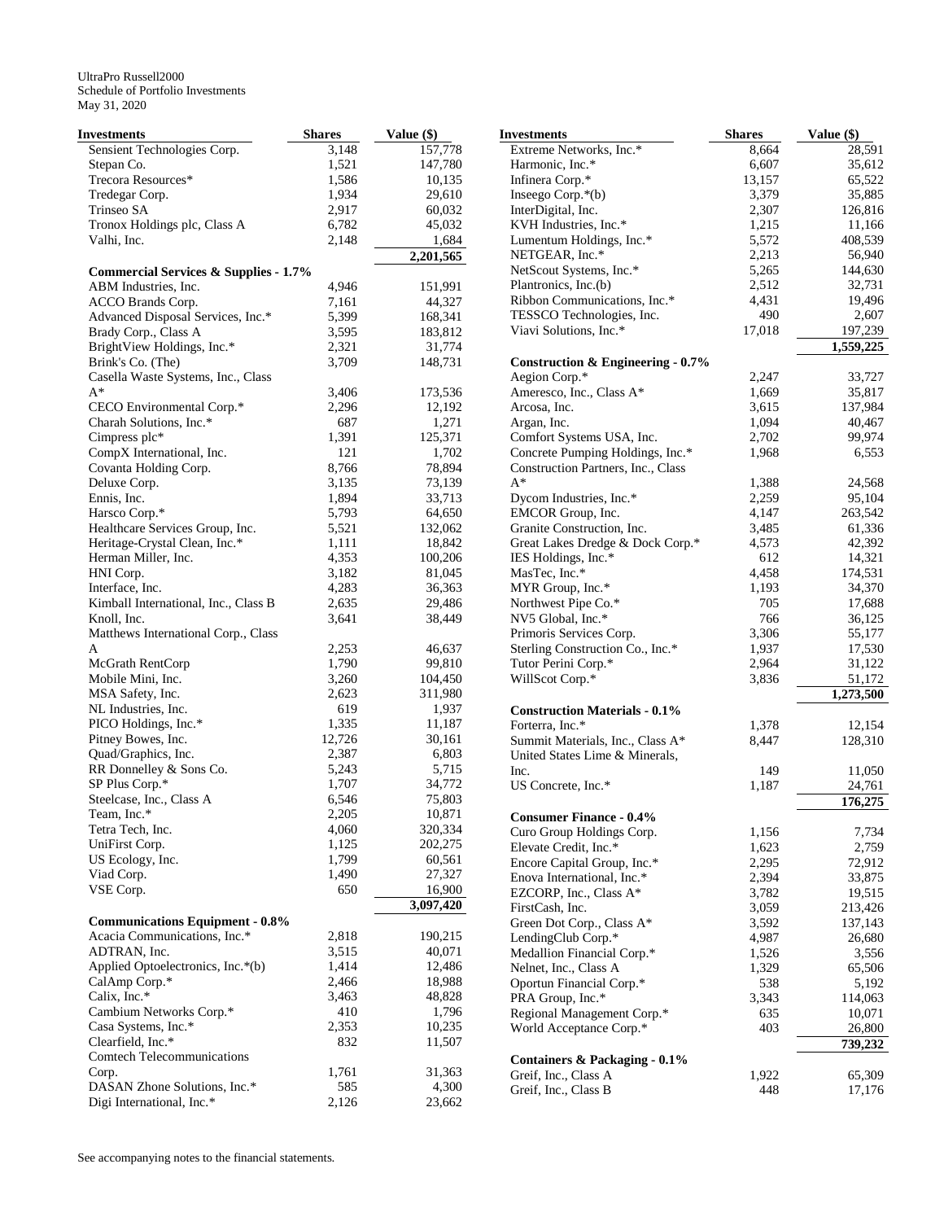UltraPro Russell2000
Schedule of Portfolio Investments
May 31, 2020

| Investments | Shares | Value ($) |
|---|---|---|
| Sensient Technologies Corp. | 3,148 | 157,778 |
| Stepan Co. | 1,521 | 147,780 |
| Trecora Resources* | 1,586 | 10,135 |
| Tredegar Corp. | 1,934 | 29,610 |
| Trinseo SA | 2,917 | 60,032 |
| Tronox Holdings plc, Class A | 6,782 | 45,032 |
| Valhi, Inc. | 2,148 | 1,684 |
| | | 2,201,565 |
| **Commercial Services & Supplies - 1.7%** | | |
| ABM Industries, Inc. | 4,946 | 151,991 |
| ACCO Brands Corp. | 7,161 | 44,327 |
| Advanced Disposal Services, Inc.* | 5,399 | 168,341 |
| Brady Corp., Class A | 3,595 | 183,812 |
| BrightView Holdings, Inc.* | 2,321 | 31,774 |
| Brink's Co. (The) | 3,709 | 148,731 |
| Casella Waste Systems, Inc., Class A* | 3,406 | 173,536 |
| CECO Environmental Corp.* | 2,296 | 12,192 |
| Charah Solutions, Inc.* | 687 | 1,271 |
| Cimpress plc* | 1,391 | 125,371 |
| CompX International, Inc. | 121 | 1,702 |
| Covanta Holding Corp. | 8,766 | 78,894 |
| Deluxe Corp. | 3,135 | 73,139 |
| Ennis, Inc. | 1,894 | 33,713 |
| Harsco Corp.* | 5,793 | 64,650 |
| Healthcare Services Group, Inc. | 5,521 | 132,062 |
| Heritage-Crystal Clean, Inc.* | 1,111 | 18,842 |
| Herman Miller, Inc. | 4,353 | 100,206 |
| HNI Corp. | 3,182 | 81,045 |
| Interface, Inc. | 4,283 | 36,363 |
| Kimball International, Inc., Class B | 2,635 | 29,486 |
| Knoll, Inc. | 3,641 | 38,449 |
| Matthews International Corp., Class A | 2,253 | 46,637 |
| McGrath RentCorp | 1,790 | 99,810 |
| Mobile Mini, Inc. | 3,260 | 104,450 |
| MSA Safety, Inc. | 2,623 | 311,980 |
| NL Industries, Inc. | 619 | 1,937 |
| PICO Holdings, Inc.* | 1,335 | 11,187 |
| Pitney Bowes, Inc. | 12,726 | 30,161 |
| Quad/Graphics, Inc. | 2,387 | 6,803 |
| RR Donnelley & Sons Co. | 5,243 | 5,715 |
| SP Plus Corp.* | 1,707 | 34,772 |
| Steelcase, Inc., Class A | 6,546 | 75,803 |
| Team, Inc.* | 2,205 | 10,871 |
| Tetra Tech, Inc. | 4,060 | 320,334 |
| UniFirst Corp. | 1,125 | 202,275 |
| US Ecology, Inc. | 1,799 | 60,561 |
| Viad Corp. | 1,490 | 27,327 |
| VSE Corp. | 650 | 16,900 |
| | | 3,097,420 |
| **Communications Equipment - 0.8%** | | |
| Acacia Communications, Inc.* | 2,818 | 190,215 |
| ADTRAN, Inc. | 3,515 | 40,071 |
| Applied Optoelectronics, Inc.*(b) | 1,414 | 12,486 |
| CalAmp Corp.* | 2,466 | 18,988 |
| Calix, Inc.* | 3,463 | 48,828 |
| Cambium Networks Corp.* | 410 | 1,796 |
| Casa Systems, Inc.* | 2,353 | 10,235 |
| Clearfield, Inc.* | 832 | 11,507 |
| Comtech Telecommunications Corp. | 1,761 | 31,363 |
| DASAN Zhone Solutions, Inc.* | 585 | 4,300 |
| Digi International, Inc.* | 2,126 | 23,662 |
| Extreme Networks, Inc.* | 8,664 | 28,591 |
| Harmonic, Inc.* | 6,607 | 35,612 |
| Infinera Corp.* | 13,157 | 65,522 |
| Inseego Corp.*(b) | 3,379 | 35,885 |
| InterDigital, Inc. | 2,307 | 126,816 |
| KVH Industries, Inc.* | 1,215 | 11,166 |
| Lumentum Holdings, Inc.* | 5,572 | 408,539 |
| NETGEAR, Inc.* | 2,213 | 56,940 |
| NetScout Systems, Inc.* | 5,265 | 144,630 |
| Plantronics, Inc.(b) | 2,512 | 32,731 |
| Ribbon Communications, Inc.* | 4,431 | 19,496 |
| TESSCO Technologies, Inc. | 490 | 2,607 |
| Viavi Solutions, Inc.* | 17,018 | 197,239 |
| | | 1,559,225 |
| **Construction & Engineering - 0.7%** | | |
| Aegion Corp.* | 2,247 | 33,727 |
| Ameresco, Inc., Class A* | 1,669 | 35,817 |
| Arcosa, Inc. | 3,615 | 137,984 |
| Argan, Inc. | 1,094 | 40,467 |
| Comfort Systems USA, Inc. | 2,702 | 99,974 |
| Concrete Pumping Holdings, Inc.* | 1,968 | 6,553 |
| Construction Partners, Inc., Class A* | 1,388 | 24,568 |
| Dycom Industries, Inc.* | 2,259 | 95,104 |
| EMCOR Group, Inc. | 4,147 | 263,542 |
| Granite Construction, Inc. | 3,485 | 61,336 |
| Great Lakes Dredge & Dock Corp.* | 4,573 | 42,392 |
| IES Holdings, Inc.* | 612 | 14,321 |
| MasTec, Inc.* | 4,458 | 174,531 |
| MYR Group, Inc.* | 1,193 | 34,370 |
| Northwest Pipe Co.* | 705 | 17,688 |
| NV5 Global, Inc.* | 766 | 36,125 |
| Primoris Services Corp. | 3,306 | 55,177 |
| Sterling Construction Co., Inc.* | 1,937 | 17,530 |
| Tutor Perini Corp.* | 2,964 | 31,122 |
| WillScot Corp.* | 3,836 | 51,172 |
| | | 1,273,500 |
| **Construction Materials - 0.1%** | | |
| Forterra, Inc.* | 1,378 | 12,154 |
| Summit Materials, Inc., Class A* | 8,447 | 128,310 |
| United States Lime & Minerals, Inc. | 149 | 11,050 |
| US Concrete, Inc.* | 1,187 | 24,761 |
| | | 176,275 |
| **Consumer Finance - 0.4%** | | |
| Curo Group Holdings Corp. | 1,156 | 7,734 |
| Elevate Credit, Inc.* | 1,623 | 2,759 |
| Encore Capital Group, Inc.* | 2,295 | 72,912 |
| Enova International, Inc.* | 2,394 | 33,875 |
| EZCORP, Inc., Class A* | 3,782 | 19,515 |
| FirstCash, Inc. | 3,059 | 213,426 |
| Green Dot Corp., Class A* | 3,592 | 137,143 |
| LendingClub Corp.* | 4,987 | 26,680 |
| Medallion Financial Corp.* | 1,526 | 3,556 |
| Nelnet, Inc., Class A | 1,329 | 65,506 |
| Oportun Financial Corp.* | 538 | 5,192 |
| PRA Group, Inc.* | 3,343 | 114,063 |
| Regional Management Corp.* | 635 | 10,071 |
| World Acceptance Corp.* | 403 | 26,800 |
| | | 739,232 |
| **Containers & Packaging - 0.1%** | | |
| Greif, Inc., Class A | 1,922 | 65,309 |
| Greif, Inc., Class B | 448 | 17,176 |

See accompanying notes to the financial statements.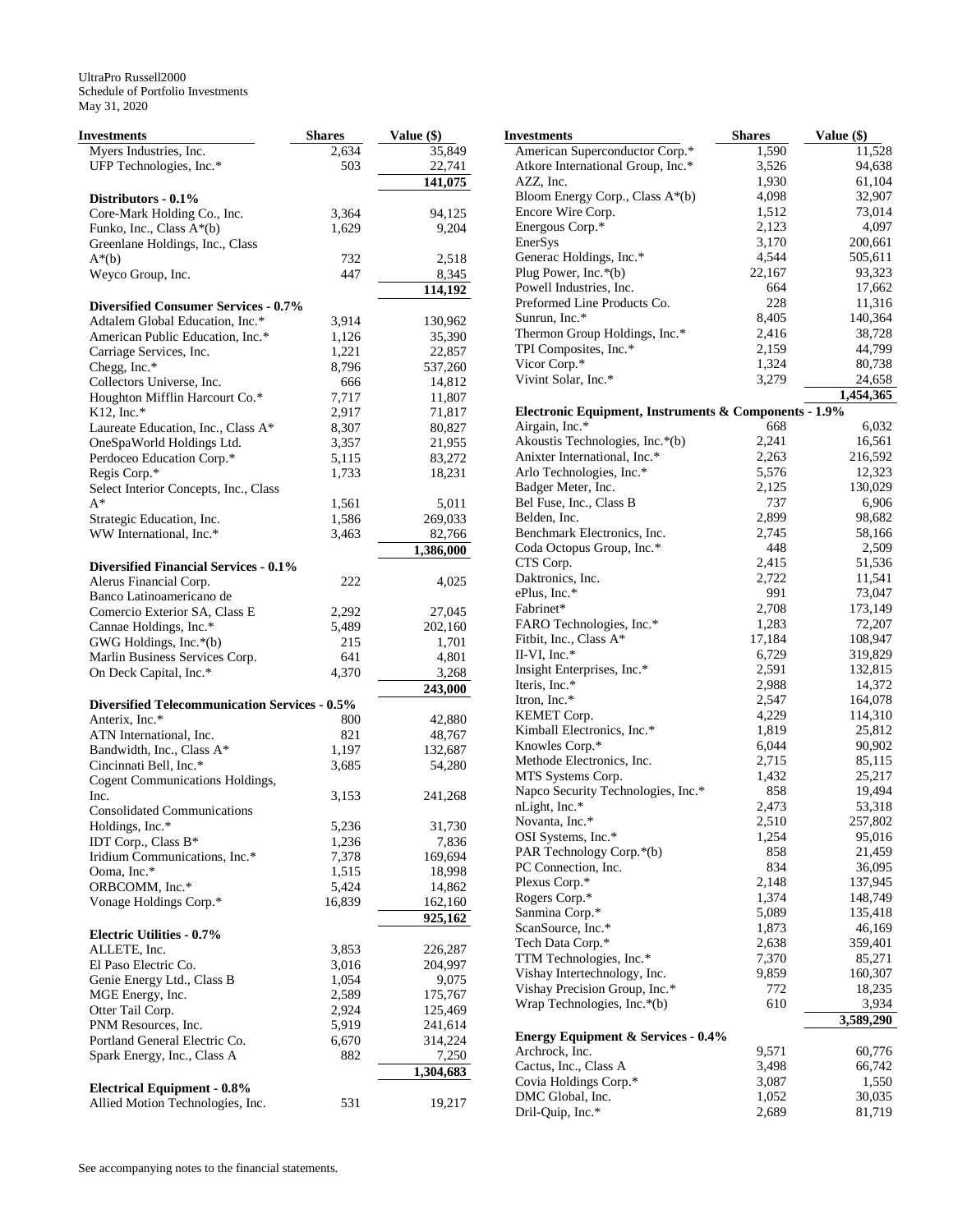UltraPro Russell2000
Schedule of Portfolio Investments
May 31, 2020

| Investments | Shares | Value ($) |
|---|---|---|
| Myers Industries, Inc. | 2,634 | 35,849 |
| UFP Technologies, Inc.* | 503 | 22,741 |
| | | **141,075** |
| **Distributors - 0.1%** | | |
| Core-Mark Holding Co., Inc. | 3,364 | 94,125 |
| Funko, Inc., Class A*(b) | 1,629 | 9,204 |
| Greenlane Holdings, Inc., Class A*(b) | 732 | 2,518 |
| Weyco Group, Inc. | 447 | 8,345 |
| | | **114,192** |
| **Diversified Consumer Services - 0.7%** | | |
| Adtalem Global Education, Inc.* | 3,914 | 130,962 |
| American Public Education, Inc.* | 1,126 | 35,390 |
| Carriage Services, Inc. | 1,221 | 22,857 |
| Chegg, Inc.* | 8,796 | 537,260 |
| Collectors Universe, Inc. | 666 | 14,812 |
| Houghton Mifflin Harcourt Co.* | 7,717 | 11,807 |
| K12, Inc.* | 2,917 | 71,817 |
| Laureate Education, Inc., Class A* | 8,307 | 80,827 |
| OneSpaWorld Holdings Ltd. | 3,357 | 21,955 |
| Perdoceo Education Corp.* | 5,115 | 83,272 |
| Regis Corp.* | 1,733 | 18,231 |
| Select Interior Concepts, Inc., Class A* | 1,561 | 5,011 |
| Strategic Education, Inc. | 1,586 | 269,033 |
| WW International, Inc.* | 3,463 | 82,766 |
| | | **1,386,000** |
| **Diversified Financial Services - 0.1%** | | |
| Alerus Financial Corp. | 222 | 4,025 |
| Banco Latinoamericano de Comercio Exterior SA, Class E | 2,292 | 27,045 |
| Cannae Holdings, Inc.* | 5,489 | 202,160 |
| GWG Holdings, Inc.*(b) | 215 | 1,701 |
| Marlin Business Services Corp. | 641 | 4,801 |
| On Deck Capital, Inc.* | 4,370 | 3,268 |
| | | **243,000** |
| **Diversified Telecommunication Services - 0.5%** | | |
| Anterix, Inc.* | 800 | 42,880 |
| ATN International, Inc. | 821 | 48,767 |
| Bandwidth, Inc., Class A* | 1,197 | 132,687 |
| Cincinnati Bell, Inc.* | 3,685 | 54,280 |
| Cogent Communications Holdings, Inc. | 3,153 | 241,268 |
| Consolidated Communications Holdings, Inc.* | 5,236 | 31,730 |
| IDT Corp., Class B* | 1,236 | 7,836 |
| Iridium Communications, Inc.* | 7,378 | 169,694 |
| Ooma, Inc.* | 1,515 | 18,998 |
| ORBCOMM, Inc.* | 5,424 | 14,862 |
| Vonage Holdings Corp.* | 16,839 | 162,160 |
| | | **925,162** |
| **Electric Utilities - 0.7%** | | |
| ALLETE, Inc. | 3,853 | 226,287 |
| El Paso Electric Co. | 3,016 | 204,997 |
| Genie Energy Ltd., Class B | 1,054 | 9,075 |
| MGE Energy, Inc. | 2,589 | 175,767 |
| Otter Tail Corp. | 2,924 | 125,469 |
| PNM Resources, Inc. | 5,919 | 241,614 |
| Portland General Electric Co. | 6,670 | 314,224 |
| Spark Energy, Inc., Class A | 882 | 7,250 |
| | | **1,304,683** |
| **Electrical Equipment - 0.8%** | | |
| Allied Motion Technologies, Inc. | 531 | 19,217 |
| American Superconductor Corp.* | 1,590 | 11,528 |
| Atkore International Group, Inc.* | 3,526 | 94,638 |
| AZZ, Inc. | 1,930 | 61,104 |
| Bloom Energy Corp., Class A*(b) | 4,098 | 32,907 |
| Encore Wire Corp. | 1,512 | 73,014 |
| Energous Corp.* | 2,123 | 4,097 |
| EnerSys | 3,170 | 200,661 |
| Generac Holdings, Inc.* | 4,544 | 505,611 |
| Plug Power, Inc.*(b) | 22,167 | 93,323 |
| Powell Industries, Inc. | 664 | 17,662 |
| Preformed Line Products Co. | 228 | 11,316 |
| Sunrun, Inc.* | 8,405 | 140,364 |
| Thermon Group Holdings, Inc.* | 2,416 | 38,728 |
| TPI Composites, Inc.* | 2,159 | 44,799 |
| Vicor Corp.* | 1,324 | 80,738 |
| Vivint Solar, Inc.* | 3,279 | 24,658 |
| | | **1,454,365** |
| **Electronic Equipment, Instruments & Components - 1.9%** | | |
| Airgain, Inc.* | 668 | 6,032 |
| Akoustis Technologies, Inc.*(b) | 2,241 | 16,561 |
| Anixter International, Inc.* | 2,263 | 216,592 |
| Arlo Technologies, Inc.* | 5,576 | 12,323 |
| Badger Meter, Inc. | 2,125 | 130,029 |
| Bel Fuse, Inc., Class B | 737 | 6,906 |
| Belden, Inc. | 2,899 | 98,682 |
| Benchmark Electronics, Inc. | 2,745 | 58,166 |
| Coda Octopus Group, Inc.* | 448 | 2,509 |
| CTS Corp. | 2,415 | 51,536 |
| Daktronics, Inc. | 2,722 | 11,541 |
| ePlus, Inc.* | 991 | 73,047 |
| Fabrinet* | 2,708 | 173,149 |
| FARO Technologies, Inc.* | 1,283 | 72,207 |
| Fitbit, Inc., Class A* | 17,184 | 108,947 |
| II-VI, Inc.* | 6,729 | 319,829 |
| Insight Enterprises, Inc.* | 2,591 | 132,815 |
| Iteris, Inc.* | 2,988 | 14,372 |
| Itron, Inc.* | 2,547 | 164,078 |
| KEMET Corp. | 4,229 | 114,310 |
| Kimball Electronics, Inc.* | 1,819 | 25,812 |
| Knowles Corp.* | 6,044 | 90,902 |
| Methode Electronics, Inc. | 2,715 | 85,115 |
| MTS Systems Corp. | 1,432 | 25,217 |
| Napco Security Technologies, Inc.* | 858 | 19,494 |
| nLight, Inc.* | 2,473 | 53,318 |
| Novanta, Inc.* | 2,510 | 257,802 |
| OSI Systems, Inc.* | 1,254 | 95,016 |
| PAR Technology Corp.*(b) | 858 | 21,459 |
| PC Connection, Inc. | 834 | 36,095 |
| Plexus Corp.* | 2,148 | 137,945 |
| Rogers Corp.* | 1,374 | 148,749 |
| Sanmina Corp.* | 5,089 | 135,418 |
| ScanSource, Inc.* | 1,873 | 46,169 |
| Tech Data Corp.* | 2,638 | 359,401 |
| TTM Technologies, Inc.* | 7,370 | 85,271 |
| Vishay Intertechnology, Inc. | 9,859 | 160,307 |
| Vishay Precision Group, Inc.* | 772 | 18,235 |
| Wrap Technologies, Inc.*(b) | 610 | 3,934 |
| | | **3,589,290** |
| **Energy Equipment & Services - 0.4%** | | |
| Archrock, Inc. | 9,571 | 60,776 |
| Cactus, Inc., Class A | 3,498 | 66,742 |
| Covia Holdings Corp.* | 3,087 | 1,550 |
| DMC Global, Inc. | 1,052 | 30,035 |
| Dril-Quip, Inc.* | 2,689 | 81,719 |

See accompanying notes to the financial statements.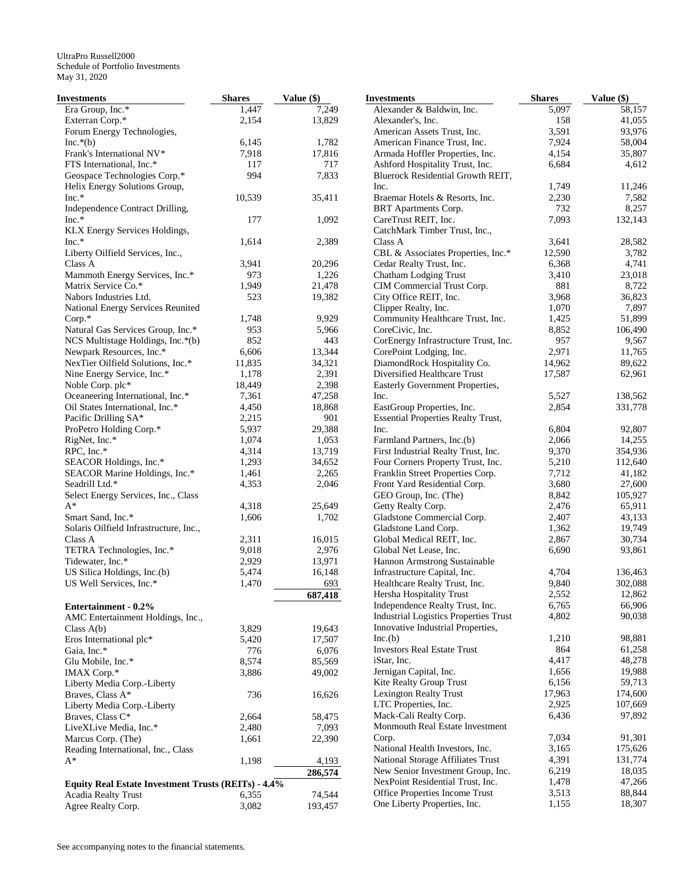UltraPro Russell2000
Schedule of Portfolio Investments
May 31, 2020

| Investments | Shares | Value ($) |
|---|---|---|
| Era Group, Inc.* | 1,447 | 7,249 |
| Exterran Corp.* | 2,154 | 13,829 |
| Forum Energy Technologies, Inc.*(b) | 6,145 | 1,782 |
| Frank's International NV* | 7,918 | 17,816 |
| FTS International, Inc.* | 117 | 717 |
| Geospace Technologies Corp.* | 994 | 7,833 |
| Helix Energy Solutions Group, Inc.* | 10,539 | 35,411 |
| Independence Contract Drilling, Inc.* | 177 | 1,092 |
| KLX Energy Services Holdings, Inc.* | 1,614 | 2,389 |
| Liberty Oilfield Services, Inc., Class A | 3,941 | 20,296 |
| Mammoth Energy Services, Inc.* | 973 | 1,226 |
| Matrix Service Co.* | 1,949 | 21,478 |
| Nabors Industries Ltd. | 523 | 19,382 |
| National Energy Services Reunited Corp.* | 1,748 | 9,929 |
| Natural Gas Services Group, Inc.* | 953 | 5,966 |
| NCS Multistage Holdings, Inc.*(b) | 852 | 443 |
| Newpark Resources, Inc.* | 6,606 | 13,344 |
| NexTier Oilfield Solutions, Inc.* | 11,835 | 34,321 |
| Nine Energy Service, Inc.* | 1,178 | 2,391 |
| Noble Corp. plc* | 18,449 | 2,398 |
| Oceaneering International, Inc.* | 7,361 | 47,258 |
| Oil States International, Inc.* | 4,450 | 18,868 |
| Pacific Drilling SA* | 2,215 | 901 |
| ProPetro Holding Corp.* | 5,937 | 29,388 |
| RigNet, Inc.* | 1,074 | 1,053 |
| RPC, Inc.* | 4,314 | 13,719 |
| SEACOR Holdings, Inc.* | 1,293 | 34,652 |
| SEACOR Marine Holdings, Inc.* | 1,461 | 2,265 |
| Seadrill Ltd.* | 4,353 | 2,046 |
| Select Energy Services, Inc., Class A* | 4,318 | 25,649 |
| Smart Sand, Inc.* | 1,606 | 1,702 |
| Solaris Oilfield Infrastructure, Inc., Class A | 2,311 | 16,015 |
| TETRA Technologies, Inc.* | 9,018 | 2,976 |
| Tidewater, Inc.* | 2,929 | 13,971 |
| US Silica Holdings, Inc.(b) | 5,474 | 16,148 |
| US Well Services, Inc.* | 1,470 | 693 |
| | | **687,418** |
| **Entertainment - 0.2%** | | |
| AMC Entertainment Holdings, Inc., Class A(b) | 3,829 | 19,643 |
| Eros International plc* | 5,420 | 17,507 |
| Gaia, Inc.* | 776 | 6,076 |
| Glu Mobile, Inc.* | 8,574 | 85,569 |
| IMAX Corp.* | 3,886 | 49,002 |
| Liberty Media Corp.-Liberty Braves, Class A* | 736 | 16,626 |
| Liberty Media Corp.-Liberty Braves, Class C* | 2,664 | 58,475 |
| LiveXLive Media, Inc.* | 2,480 | 7,093 |
| Marcus Corp. (The) | 1,661 | 22,390 |
| Reading International, Inc., Class A* | 1,198 | 4,193 |
| | | **286,574** |
| **Equity Real Estate Investment Trusts (REITs) - 4.4%** | | |
| Acadia Realty Trust | 6,355 | 74,544 |
| Agree Realty Corp. | 3,082 | 193,457 |
| Alexander & Baldwin, Inc. | 5,097 | 58,157 |
| Alexander's, Inc. | 158 | 41,055 |
| American Assets Trust, Inc. | 3,591 | 93,976 |
| American Finance Trust, Inc. | 7,924 | 58,004 |
| Armada Hoffler Properties, Inc. | 4,154 | 35,807 |
| Ashford Hospitality Trust, Inc. | 6,684 | 4,612 |
| Bluerock Residential Growth REIT, Inc. | 1,749 | 11,246 |
| Braemar Hotels & Resorts, Inc. | 2,230 | 7,582 |
| BRT Apartments Corp. | 732 | 8,257 |
| CareTrust REIT, Inc. | 7,093 | 132,143 |
| CatchMark Timber Trust, Inc., Class A | 3,641 | 28,582 |
| CBL & Associates Properties, Inc.* | 12,590 | 3,782 |
| Cedar Realty Trust, Inc. | 6,368 | 4,741 |
| Chatham Lodging Trust | 3,410 | 23,018 |
| CIM Commercial Trust Corp. | 881 | 8,722 |
| City Office REIT, Inc. | 3,968 | 36,823 |
| Clipper Realty, Inc. | 1,070 | 7,897 |
| Community Healthcare Trust, Inc. | 1,425 | 51,899 |
| CoreCivic, Inc. | 8,852 | 106,490 |
| CorEnergy Infrastructure Trust, Inc. | 957 | 9,567 |
| CorePoint Lodging, Inc. | 2,971 | 11,765 |
| DiamondRock Hospitality Co. | 14,962 | 89,622 |
| Diversified Healthcare Trust | 17,587 | 62,961 |
| Easterly Government Properties, Inc. | 5,527 | 138,562 |
| EastGroup Properties, Inc. | 2,854 | 331,778 |
| Essential Properties Realty Trust, Inc. | 6,804 | 92,807 |
| Farmland Partners, Inc.(b) | 2,066 | 14,255 |
| First Industrial Realty Trust, Inc. | 9,370 | 354,936 |
| Four Corners Property Trust, Inc. | 5,210 | 112,640 |
| Franklin Street Properties Corp. | 7,712 | 41,182 |
| Front Yard Residential Corp. | 3,680 | 27,600 |
| GEO Group, Inc. (The) | 8,842 | 105,927 |
| Getty Realty Corp. | 2,476 | 65,911 |
| Gladstone Commercial Corp. | 2,407 | 43,133 |
| Gladstone Land Corp. | 1,362 | 19,749 |
| Global Medical REIT, Inc. | 2,867 | 30,734 |
| Global Net Lease, Inc. | 6,690 | 93,861 |
| Hannon Armstrong Sustainable Infrastructure Capital, Inc. | 4,704 | 136,463 |
| Healthcare Realty Trust, Inc. | 9,840 | 302,088 |
| Hersha Hospitality Trust | 2,552 | 12,862 |
| Independence Realty Trust, Inc. | 6,765 | 66,906 |
| Industrial Logistics Properties Trust | 4,802 | 90,038 |
| Innovative Industrial Properties, Inc.(b) | 1,210 | 98,881 |
| Investors Real Estate Trust | 864 | 61,258 |
| iStar, Inc. | 4,417 | 48,278 |
| Jernigan Capital, Inc. | 1,656 | 19,988 |
| Kite Realty Group Trust | 6,156 | 59,713 |
| Lexington Realty Trust | 17,963 | 174,600 |
| LTC Properties, Inc. | 2,925 | 107,669 |
| Mack-Cali Realty Corp. | 6,436 | 97,892 |
| Monmouth Real Estate Investment Corp. | 7,034 | 91,301 |
| National Health Investors, Inc. | 3,165 | 175,626 |
| National Storage Affiliates Trust | 4,391 | 131,774 |
| New Senior Investment Group, Inc. | 6,219 | 18,035 |
| NexPoint Residential Trust, Inc. | 1,478 | 47,266 |
| Office Properties Income Trust | 3,513 | 88,844 |
| One Liberty Properties, Inc. | 1,155 | 18,307 |

See accompanying notes to the financial statements.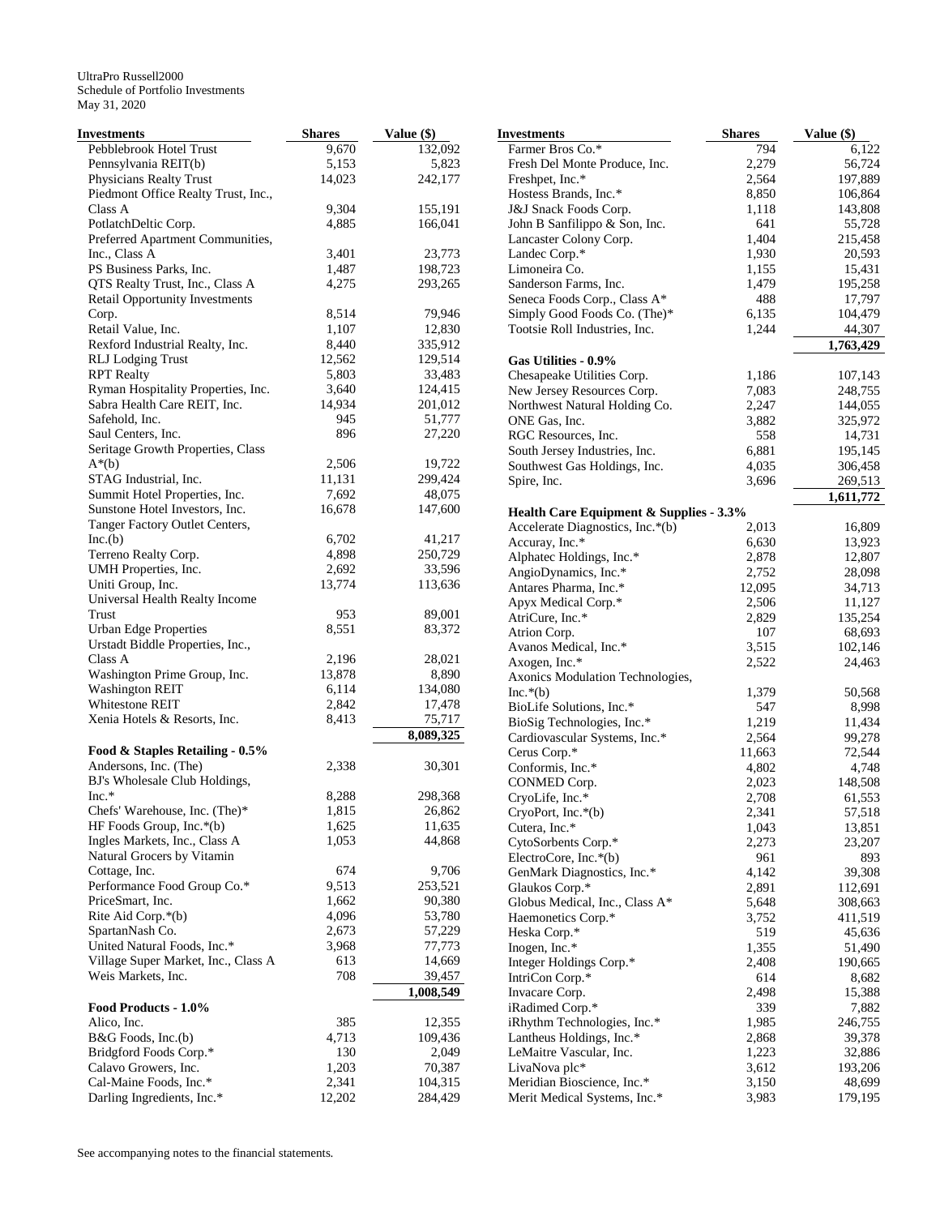UltraPro Russell2000
Schedule of Portfolio Investments
May 31, 2020

| Investments | Shares | Value ($) |
|---|---|---|
| Pebblebrook Hotel Trust | 9,670 | 132,092 |
| Pennsylvania REIT(b) | 5,153 | 5,823 |
| Physicians Realty Trust | 14,023 | 242,177 |
| Piedmont Office Realty Trust, Inc., Class A | 9,304 | 155,191 |
| PotlatchDeltic Corp. | 4,885 | 166,041 |
| Preferred Apartment Communities, Inc., Class A | 3,401 | 23,773 |
| PS Business Parks, Inc. | 1,487 | 198,723 |
| QTS Realty Trust, Inc., Class A | 4,275 | 293,265 |
| Retail Opportunity Investments Corp. | 8,514 | 79,946 |
| Retail Value, Inc. | 1,107 | 12,830 |
| Rexford Industrial Realty, Inc. | 8,440 | 335,912 |
| RLJ Lodging Trust | 12,562 | 129,514 |
| RPT Realty | 5,803 | 33,483 |
| Ryman Hospitality Properties, Inc. | 3,640 | 124,415 |
| Sabra Health Care REIT, Inc. | 14,934 | 201,012 |
| Safehold, Inc. | 945 | 51,777 |
| Saul Centers, Inc. | 896 | 27,220 |
| Seritage Growth Properties, Class A*(b) | 2,506 | 19,722 |
| STAG Industrial, Inc. | 11,131 | 299,424 |
| Summit Hotel Properties, Inc. | 7,692 | 48,075 |
| Sunstone Hotel Investors, Inc. | 16,678 | 147,600 |
| Tanger Factory Outlet Centers, Inc.(b) | 6,702 | 41,217 |
| Terreno Realty Corp. | 4,898 | 250,729 |
| UMH Properties, Inc. | 2,692 | 33,596 |
| Uniti Group, Inc. | 13,774 | 113,636 |
| Universal Health Realty Income Trust | 953 | 89,001 |
| Urban Edge Properties | 8,551 | 83,372 |
| Urstadt Biddle Properties, Inc., Class A | 2,196 | 28,021 |
| Washington Prime Group, Inc. | 13,878 | 8,890 |
| Washington REIT | 6,114 | 134,080 |
| Whitestone REIT | 2,842 | 17,478 |
| Xenia Hotels & Resorts, Inc. | 8,413 | 75,717 |
| | | **8,089,325** |
| **Food & Staples Retailing - 0.5%** | | |
| Andersons, Inc. (The) | 2,338 | 30,301 |
| BJ's Wholesale Club Holdings, Inc.* | 8,288 | 298,368 |
| Chefs' Warehouse, Inc. (The)* | 1,815 | 26,862 |
| HF Foods Group, Inc.*(b) | 1,625 | 11,635 |
| Ingles Markets, Inc., Class A | 1,053 | 44,868 |
| Natural Grocers by Vitamin Cottage, Inc. | 674 | 9,706 |
| Performance Food Group Co.* | 9,513 | 253,521 |
| PriceSmart, Inc. | 1,662 | 90,380 |
| Rite Aid Corp.*(b) | 4,096 | 53,780 |
| SpartanNash Co. | 2,673 | 57,229 |
| United Natural Foods, Inc.* | 3,968 | 77,773 |
| Village Super Market, Inc., Class A | 613 | 14,669 |
| Weis Markets, Inc. | 708 | 39,457 |
| | | **1,008,549** |
| **Food Products - 1.0%** | | |
| Alico, Inc. | 385 | 12,355 |
| B&G Foods, Inc.(b) | 4,713 | 109,436 |
| Bridgford Foods Corp.* | 130 | 2,049 |
| Calavo Growers, Inc. | 1,203 | 70,387 |
| Cal-Maine Foods, Inc.* | 2,341 | 104,315 |
| Darling Ingredients, Inc.* | 12,202 | 284,429 |
| Farmer Bros Co.* | 794 | 6,122 |
| Fresh Del Monte Produce, Inc. | 2,279 | 56,724 |
| Freshpet, Inc.* | 2,564 | 197,889 |
| Hostess Brands, Inc.* | 8,850 | 106,864 |
| J&J Snack Foods Corp. | 1,118 | 143,808 |
| John B Sanfilippo & Son, Inc. | 641 | 55,728 |
| Lancaster Colony Corp. | 1,404 | 215,458 |
| Landec Corp.* | 1,930 | 20,593 |
| Limoneira Co. | 1,155 | 15,431 |
| Sanderson Farms, Inc. | 1,479 | 195,258 |
| Seneca Foods Corp., Class A* | 488 | 17,797 |
| Simply Good Foods Co. (The)* | 6,135 | 104,479 |
| Tootsie Roll Industries, Inc. | 1,244 | 44,307 |
| | | **1,763,429** |
| **Gas Utilities - 0.9%** | | |
| Chesapeake Utilities Corp. | 1,186 | 107,143 |
| New Jersey Resources Corp. | 7,083 | 248,755 |
| Northwest Natural Holding Co. | 2,247 | 144,055 |
| ONE Gas, Inc. | 3,882 | 325,972 |
| RGC Resources, Inc. | 558 | 14,731 |
| South Jersey Industries, Inc. | 6,881 | 195,145 |
| Southwest Gas Holdings, Inc. | 4,035 | 306,458 |
| Spire, Inc. | 3,696 | 269,513 |
| | | **1,611,772** |
| **Health Care Equipment & Supplies - 3.3%** | | |
| Accelerate Diagnostics, Inc.*(b) | 2,013 | 16,809 |
| Accuray, Inc.* | 6,630 | 13,923 |
| Alphatec Holdings, Inc.* | 2,878 | 12,807 |
| AngioDynamics, Inc.* | 2,752 | 28,098 |
| Antares Pharma, Inc.* | 12,095 | 34,713 |
| Apyx Medical Corp.* | 2,506 | 11,127 |
| AtriCure, Inc.* | 2,829 | 135,254 |
| Atrion Corp. | 107 | 68,693 |
| Avanos Medical, Inc.* | 3,515 | 102,146 |
| Axogen, Inc.* | 2,522 | 24,463 |
| Axonics Modulation Technologies, Inc.*(b) | 1,379 | 50,568 |
| BioLife Solutions, Inc.* | 547 | 8,998 |
| BioSig Technologies, Inc.* | 1,219 | 11,434 |
| Cardiovascular Systems, Inc.* | 2,564 | 99,278 |
| Cerus Corp.* | 11,663 | 72,544 |
| Conformis, Inc.* | 4,802 | 4,748 |
| CONMED Corp. | 2,023 | 148,508 |
| CryoLife, Inc.* | 2,708 | 61,553 |
| CryoPort, Inc.*(b) | 2,341 | 57,518 |
| Cutera, Inc.* | 1,043 | 13,851 |
| CytoSorbents Corp.* | 2,273 | 23,207 |
| ElectroCore, Inc.*(b) | 961 | 893 |
| GenMark Diagnostics, Inc.* | 4,142 | 39,308 |
| Glaukos Corp.* | 2,891 | 112,691 |
| Globus Medical, Inc., Class A* | 5,648 | 308,663 |
| Haemonetics Corp.* | 3,752 | 411,519 |
| Heska Corp.* | 519 | 45,636 |
| Inogen, Inc.* | 1,355 | 51,490 |
| Integer Holdings Corp.* | 2,408 | 190,665 |
| IntriCon Corp.* | 614 | 8,682 |
| Invacare Corp. | 2,498 | 15,388 |
| iRadimed Corp.* | 339 | 7,882 |
| iRhythm Technologies, Inc.* | 1,985 | 246,755 |
| Lantheus Holdings, Inc.* | 2,868 | 39,378 |
| LeMaitre Vascular, Inc. | 1,223 | 32,886 |
| LivaNova plc* | 3,612 | 193,206 |
| Meridian Bioscience, Inc.* | 3,150 | 48,699 |
| Merit Medical Systems, Inc.* | 3,983 | 179,195 |

See accompanying notes to the financial statements.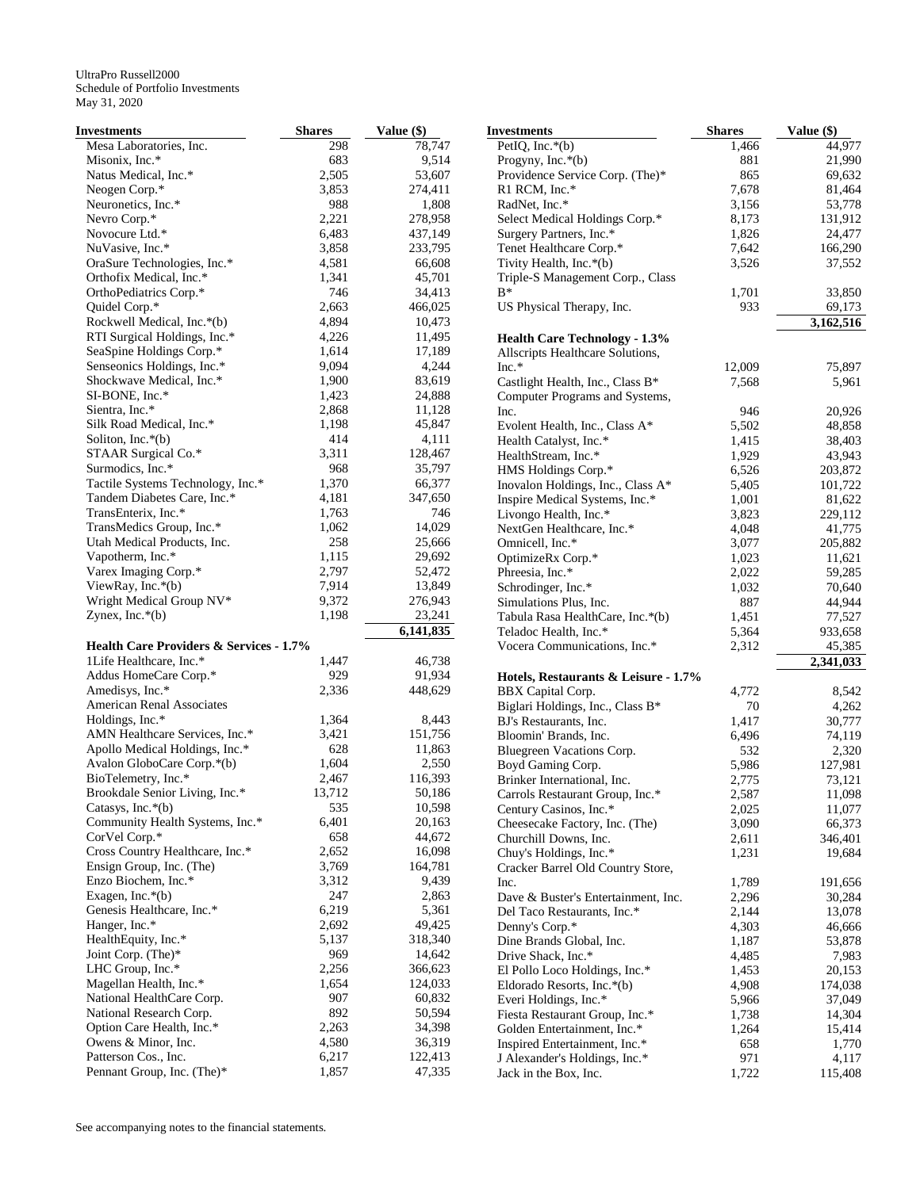UltraPro Russell2000
Schedule of Portfolio Investments
May 31, 2020

| Investments | Shares | Value ($) |
|---|---|---|
| Mesa Laboratories, Inc. | 298 | 78,747 |
| Misonix, Inc.* | 683 | 9,514 |
| Natus Medical, Inc.* | 2,505 | 53,607 |
| Neogen Corp.* | 3,853 | 274,411 |
| Neuronetics, Inc.* | 988 | 1,808 |
| Nevro Corp.* | 2,221 | 278,958 |
| Novocure Ltd.* | 6,483 | 437,149 |
| NuVasive, Inc.* | 3,858 | 233,795 |
| OraSure Technologies, Inc.* | 4,581 | 66,608 |
| Orthofix Medical, Inc.* | 1,341 | 45,701 |
| OrthoPediatrics Corp.* | 746 | 34,413 |
| Quidel Corp.* | 2,663 | 466,025 |
| Rockwell Medical, Inc.*(b) | 4,894 | 10,473 |
| RTI Surgical Holdings, Inc.* | 4,226 | 11,495 |
| SeaSpine Holdings Corp.* | 1,614 | 17,189 |
| Senseonics Holdings, Inc.* | 9,094 | 4,244 |
| Shockwave Medical, Inc.* | 1,900 | 83,619 |
| SI-BONE, Inc.* | 1,423 | 24,888 |
| Sientra, Inc.* | 2,868 | 11,128 |
| Silk Road Medical, Inc.* | 1,198 | 45,847 |
| Soliton, Inc.*(b) | 414 | 4,111 |
| STAAR Surgical Co.* | 3,311 | 128,467 |
| Surmodics, Inc.* | 968 | 35,797 |
| Tactile Systems Technology, Inc.* | 1,370 | 66,377 |
| Tandem Diabetes Care, Inc.* | 4,181 | 347,650 |
| TransEnterix, Inc.* | 1,763 | 746 |
| TransMedics Group, Inc.* | 1,062 | 14,029 |
| Utah Medical Products, Inc. | 258 | 25,666 |
| Vapotherm, Inc.* | 1,115 | 29,692 |
| Varex Imaging Corp.* | 2,797 | 52,472 |
| ViewRay, Inc.*(b) | 7,914 | 13,849 |
| Wright Medical Group NV* | 9,372 | 276,943 |
| Zynex, Inc.*(b) | 1,198 | 23,241 |
| | | **6,141,835** |
| **Health Care Providers & Services - 1.7%** | | |
| 1Life Healthcare, Inc.* | 1,447 | 46,738 |
| Addus HomeCare Corp.* | 929 | 91,934 |
| Amedisys, Inc.* | 2,336 | 448,629 |
| American Renal Associates Holdings, Inc.* | 1,364 | 8,443 |
| AMN Healthcare Services, Inc.* | 3,421 | 151,756 |
| Apollo Medical Holdings, Inc.* | 628 | 11,863 |
| Avalon GloboCare Corp.*(b) | 1,604 | 2,550 |
| BioTelemetry, Inc.* | 2,467 | 116,393 |
| Brookdale Senior Living, Inc.* | 13,712 | 50,186 |
| Catasys, Inc.*(b) | 535 | 10,598 |
| Community Health Systems, Inc.* | 6,401 | 20,163 |
| CorVel Corp.* | 658 | 44,672 |
| Cross Country Healthcare, Inc.* | 2,652 | 16,098 |
| Ensign Group, Inc. (The) | 3,769 | 164,781 |
| Enzo Biochem, Inc.* | 3,312 | 9,439 |
| Exagen, Inc.*(b) | 247 | 2,863 |
| Genesis Healthcare, Inc.* | 6,219 | 5,361 |
| Hanger, Inc.* | 2,692 | 49,425 |
| HealthEquity, Inc.* | 5,137 | 318,340 |
| Joint Corp. (The)* | 969 | 14,642 |
| LHC Group, Inc.* | 2,256 | 366,623 |
| Magellan Health, Inc.* | 1,654 | 124,033 |
| National HealthCare Corp. | 907 | 60,832 |
| National Research Corp. | 892 | 50,594 |
| Option Care Health, Inc.* | 2,263 | 34,398 |
| Owens & Minor, Inc. | 4,580 | 36,319 |
| Patterson Cos., Inc. | 6,217 | 122,413 |
| Pennant Group, Inc. (The)* | 1,857 | 47,335 |
| PetIQ, Inc.*(b) | 1,466 | 44,977 |
| Progyny, Inc.*(b) | 881 | 21,990 |
| Providence Service Corp. (The)* | 865 | 69,632 |
| R1 RCM, Inc.* | 7,678 | 81,464 |
| RadNet, Inc.* | 3,156 | 53,778 |
| Select Medical Holdings Corp.* | 8,173 | 131,912 |
| Surgery Partners, Inc.* | 1,826 | 24,477 |
| Tenet Healthcare Corp.* | 7,642 | 166,290 |
| Tivity Health, Inc.*(b) | 3,526 | 37,552 |
| Triple-S Management Corp., Class B* | 1,701 | 33,850 |
| US Physical Therapy, Inc. | 933 | 69,173 |
| | | **3,162,516** |
| **Health Care Technology - 1.3%** | | |
| Allscripts Healthcare Solutions, Inc.* | 12,009 | 75,897 |
| Castlight Health, Inc., Class B* | 7,568 | 5,961 |
| Computer Programs and Systems, Inc. | 946 | 20,926 |
| Evolent Health, Inc., Class A* | 5,502 | 48,858 |
| Health Catalyst, Inc.* | 1,415 | 38,403 |
| HealthStream, Inc.* | 1,929 | 43,943 |
| HMS Holdings Corp.* | 6,526 | 203,872 |
| Inovalon Holdings, Inc., Class A* | 5,405 | 101,722 |
| Inspire Medical Systems, Inc.* | 1,001 | 81,622 |
| Livongo Health, Inc.* | 3,823 | 229,112 |
| NextGen Healthcare, Inc.* | 4,048 | 41,775 |
| Omnicell, Inc.* | 3,077 | 205,882 |
| OptimizeRx Corp.* | 1,023 | 11,621 |
| Phreesia, Inc.* | 2,022 | 59,285 |
| Schrodinger, Inc.* | 1,032 | 70,640 |
| Simulations Plus, Inc. | 887 | 44,944 |
| Tabula Rasa HealthCare, Inc.*(b) | 1,451 | 77,527 |
| Teladoc Health, Inc.* | 5,364 | 933,658 |
| Vocera Communications, Inc.* | 2,312 | 45,385 |
| | | **2,341,033** |
| **Hotels, Restaurants & Leisure - 1.7%** | | |
| BBX Capital Corp. | 4,772 | 8,542 |
| Biglari Holdings, Inc., Class B* | 70 | 4,262 |
| BJ's Restaurants, Inc. | 1,417 | 30,777 |
| Bloomin' Brands, Inc. | 6,496 | 74,119 |
| Bluegreen Vacations Corp. | 532 | 2,320 |
| Boyd Gaming Corp. | 5,986 | 127,981 |
| Brinker International, Inc. | 2,775 | 73,121 |
| Carrols Restaurant Group, Inc.* | 2,587 | 11,098 |
| Century Casinos, Inc.* | 2,025 | 11,077 |
| Cheesecake Factory, Inc. (The) | 3,090 | 66,373 |
| Churchill Downs, Inc. | 2,611 | 346,401 |
| Chuy's Holdings, Inc.* | 1,231 | 19,684 |
| Cracker Barrel Old Country Store, Inc. | 1,789 | 191,656 |
| Dave & Buster's Entertainment, Inc. | 2,296 | 30,284 |
| Del Taco Restaurants, Inc.* | 2,144 | 13,078 |
| Denny's Corp.* | 4,303 | 46,666 |
| Dine Brands Global, Inc. | 1,187 | 53,878 |
| Drive Shack, Inc.* | 4,485 | 7,983 |
| El Pollo Loco Holdings, Inc.* | 1,453 | 20,153 |
| Eldorado Resorts, Inc.*(b) | 4,908 | 174,038 |
| Everi Holdings, Inc.* | 5,966 | 37,049 |
| Fiesta Restaurant Group, Inc.* | 1,738 | 14,304 |
| Golden Entertainment, Inc.* | 1,264 | 15,414 |
| Inspired Entertainment, Inc.* | 658 | 1,770 |
| J Alexander's Holdings, Inc.* | 971 | 4,117 |
| Jack in the Box, Inc. | 1,722 | 115,408 |

See accompanying notes to the financial statements.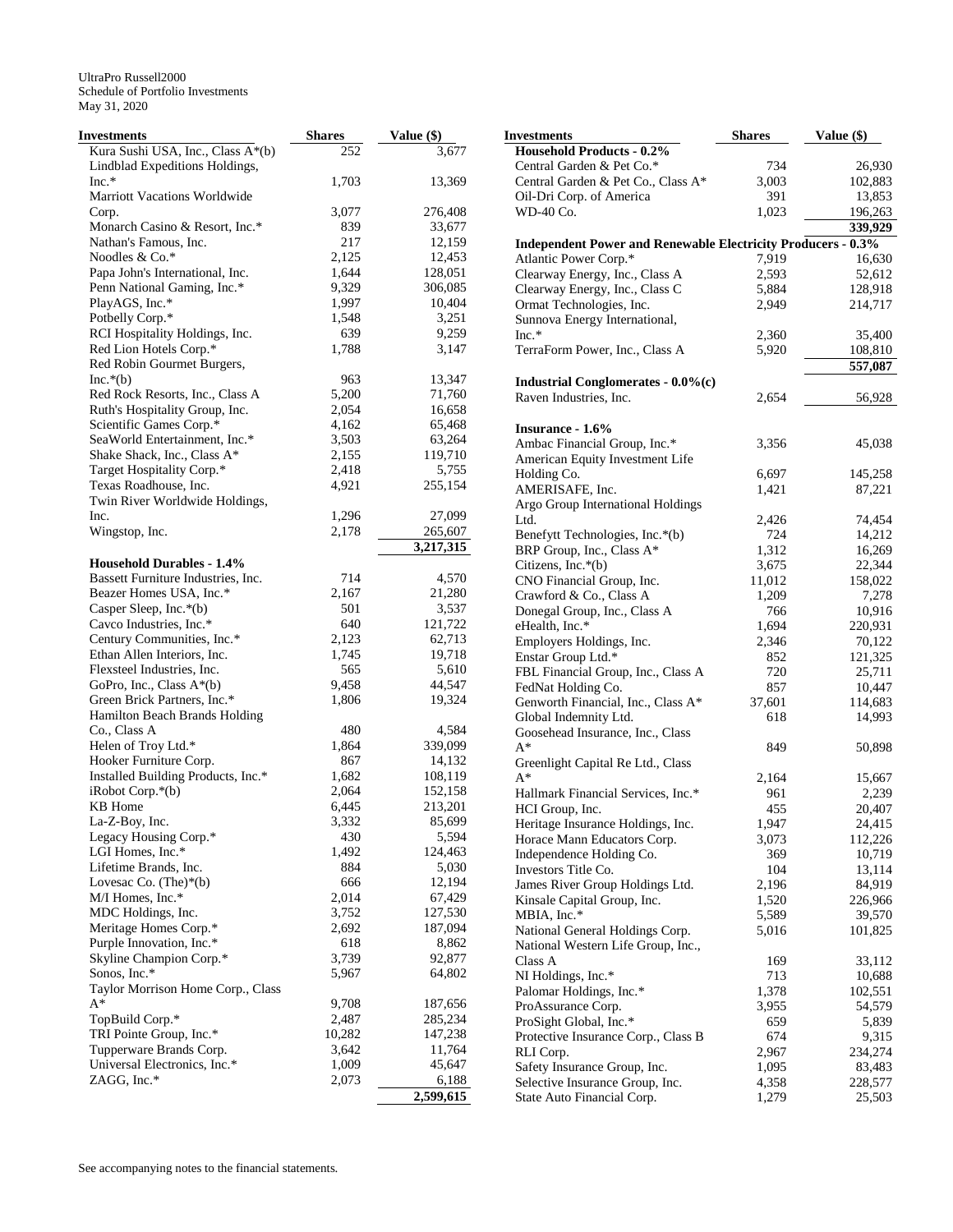UltraPro Russell2000
Schedule of Portfolio Investments
May 31, 2020

| Investments | Shares | Value ($) |
|---|---|---|
| Kura Sushi USA, Inc., Class A*(b) | 252 | 3,677 |
| Lindblad Expeditions Holdings, Inc.* | 1,703 | 13,369 |
| Marriott Vacations Worldwide Corp. | 3,077 | 276,408 |
| Monarch Casino & Resort, Inc.* | 839 | 33,677 |
| Nathan's Famous, Inc. | 217 | 12,159 |
| Noodles & Co.* | 2,125 | 12,453 |
| Papa John's International, Inc. | 1,644 | 128,051 |
| Penn National Gaming, Inc.* | 9,329 | 306,085 |
| PlayAGS, Inc.* | 1,997 | 10,404 |
| Potbelly Corp.* | 1,548 | 3,251 |
| RCI Hospitality Holdings, Inc. | 639 | 9,259 |
| Red Lion Hotels Corp.* | 1,788 | 3,147 |
| Red Robin Gourmet Burgers, Inc.*(b) | 963 | 13,347 |
| Red Rock Resorts, Inc., Class A | 5,200 | 71,760 |
| Ruth's Hospitality Group, Inc. | 2,054 | 16,658 |
| Scientific Games Corp.* | 4,162 | 65,468 |
| SeaWorld Entertainment, Inc.* | 3,503 | 63,264 |
| Shake Shack, Inc., Class A* | 2,155 | 119,710 |
| Target Hospitality Corp.* | 2,418 | 5,755 |
| Texas Roadhouse, Inc. | 4,921 | 255,154 |
| Twin River Worldwide Holdings, Inc. | 1,296 | 27,099 |
| Wingstop, Inc. | 2,178 | 265,607 |
| | | **3,217,315** |
| **Household Durables - 1.4%** | | |
| Bassett Furniture Industries, Inc. | 714 | 4,570 |
| Beazer Homes USA, Inc.* | 2,167 | 21,280 |
| Casper Sleep, Inc.*(b) | 501 | 3,537 |
| Cavco Industries, Inc.* | 640 | 121,722 |
| Century Communities, Inc.* | 2,123 | 62,713 |
| Ethan Allen Interiors, Inc. | 1,745 | 19,718 |
| Flexsteel Industries, Inc. | 565 | 5,610 |
| GoPro, Inc., Class A*(b) | 9,458 | 44,547 |
| Green Brick Partners, Inc.* | 1,806 | 19,324 |
| Hamilton Beach Brands Holding Co., Class A | 480 | 4,584 |
| Helen of Troy Ltd.* | 1,864 | 339,099 |
| Hooker Furniture Corp. | 867 | 14,132 |
| Installed Building Products, Inc.* | 1,682 | 108,119 |
| iRobot Corp.*(b) | 2,064 | 152,158 |
| KB Home | 6,445 | 213,201 |
| La-Z-Boy, Inc. | 3,332 | 85,699 |
| Legacy Housing Corp.* | 430 | 5,594 |
| LGI Homes, Inc.* | 1,492 | 124,463 |
| Lifetime Brands, Inc. | 884 | 5,030 |
| Lovesac Co. (The)*(b) | 666 | 12,194 |
| M/I Homes, Inc.* | 2,014 | 67,429 |
| MDC Holdings, Inc. | 3,752 | 127,530 |
| Meritage Homes Corp.* | 2,692 | 187,094 |
| Purple Innovation, Inc.* | 618 | 8,862 |
| Skyline Champion Corp.* | 3,739 | 92,877 |
| Sonos, Inc.* | 5,967 | 64,802 |
| Taylor Morrison Home Corp., Class A* | 9,708 | 187,656 |
| TopBuild Corp.* | 2,487 | 285,234 |
| TRI Pointe Group, Inc.* | 10,282 | 147,238 |
| Tupperware Brands Corp. | 3,642 | 11,764 |
| Universal Electronics, Inc.* | 1,009 | 45,647 |
| ZAGG, Inc.* | 2,073 | 6,188 |
| | | **2,599,615** |
| **Household Products - 0.2%** | | |
| Central Garden & Pet Co.* | 734 | 26,930 |
| Central Garden & Pet Co., Class A* | 3,003 | 102,883 |
| Oil-Dri Corp. of America | 391 | 13,853 |
| WD-40 Co. | 1,023 | 196,263 |
| | | **339,929** |
| **Independent Power and Renewable Electricity Producers - 0.3%** | | |
| Atlantic Power Corp.* | 7,919 | 16,630 |
| Clearway Energy, Inc., Class A | 2,593 | 52,612 |
| Clearway Energy, Inc., Class C | 5,884 | 128,918 |
| Ormat Technologies, Inc. | 2,949 | 214,717 |
| Sunnova Energy International, Inc.* | 2,360 | 35,400 |
| TerraForm Power, Inc., Class A | 5,920 | 108,810 |
| | | **557,087** |
| **Industrial Conglomerates - 0.0%(c)** | | |
| Raven Industries, Inc. | 2,654 | 56,928 |
| **Insurance - 1.6%** | | |
| Ambac Financial Group, Inc.* | 3,356 | 45,038 |
| American Equity Investment Life Holding Co. | 6,697 | 145,258 |
| AMERISAFE, Inc. | 1,421 | 87,221 |
| Argo Group International Holdings Ltd. | 2,426 | 74,454 |
| Benefytt Technologies, Inc.*(b) | 724 | 14,212 |
| BRP Group, Inc., Class A* | 1,312 | 16,269 |
| Citizens, Inc.*(b) | 3,675 | 22,344 |
| CNO Financial Group, Inc. | 11,012 | 158,022 |
| Crawford & Co., Class A | 1,209 | 7,278 |
| Donegal Group, Inc., Class A | 766 | 10,916 |
| eHealth, Inc.* | 1,694 | 220,931 |
| Employers Holdings, Inc. | 2,346 | 70,122 |
| Enstar Group Ltd.* | 852 | 121,325 |
| FBL Financial Group, Inc., Class A | 720 | 25,711 |
| FedNat Holding Co. | 857 | 10,447 |
| Genworth Financial, Inc., Class A* | 37,601 | 114,683 |
| Global Indemnity Ltd. | 618 | 14,993 |
| Goosehead Insurance, Inc., Class A* | 849 | 50,898 |
| Greenlight Capital Re Ltd., Class A* | 2,164 | 15,667 |
| Hallmark Financial Services, Inc.* | 961 | 2,239 |
| HCI Group, Inc. | 455 | 20,407 |
| Heritage Insurance Holdings, Inc. | 1,947 | 24,415 |
| Horace Mann Educators Corp. | 3,073 | 112,226 |
| Independence Holding Co. | 369 | 10,719 |
| Investors Title Co. | 104 | 13,114 |
| James River Group Holdings Ltd. | 2,196 | 84,919 |
| Kinsale Capital Group, Inc. | 1,520 | 226,966 |
| MBIA, Inc.* | 5,589 | 39,570 |
| National General Holdings Corp. | 5,016 | 101,825 |
| National Western Life Group, Inc., Class A | 169 | 33,112 |
| NI Holdings, Inc.* | 713 | 10,688 |
| Palomar Holdings, Inc.* | 1,378 | 102,551 |
| ProAssurance Corp. | 3,955 | 54,579 |
| ProSight Global, Inc.* | 659 | 5,839 |
| Protective Insurance Corp., Class B | 674 | 9,315 |
| RLI Corp. | 2,967 | 234,274 |
| Safety Insurance Group, Inc. | 1,095 | 83,483 |
| Selective Insurance Group, Inc. | 4,358 | 228,577 |
| State Auto Financial Corp. | 1,279 | 25,503 |

See accompanying notes to the financial statements.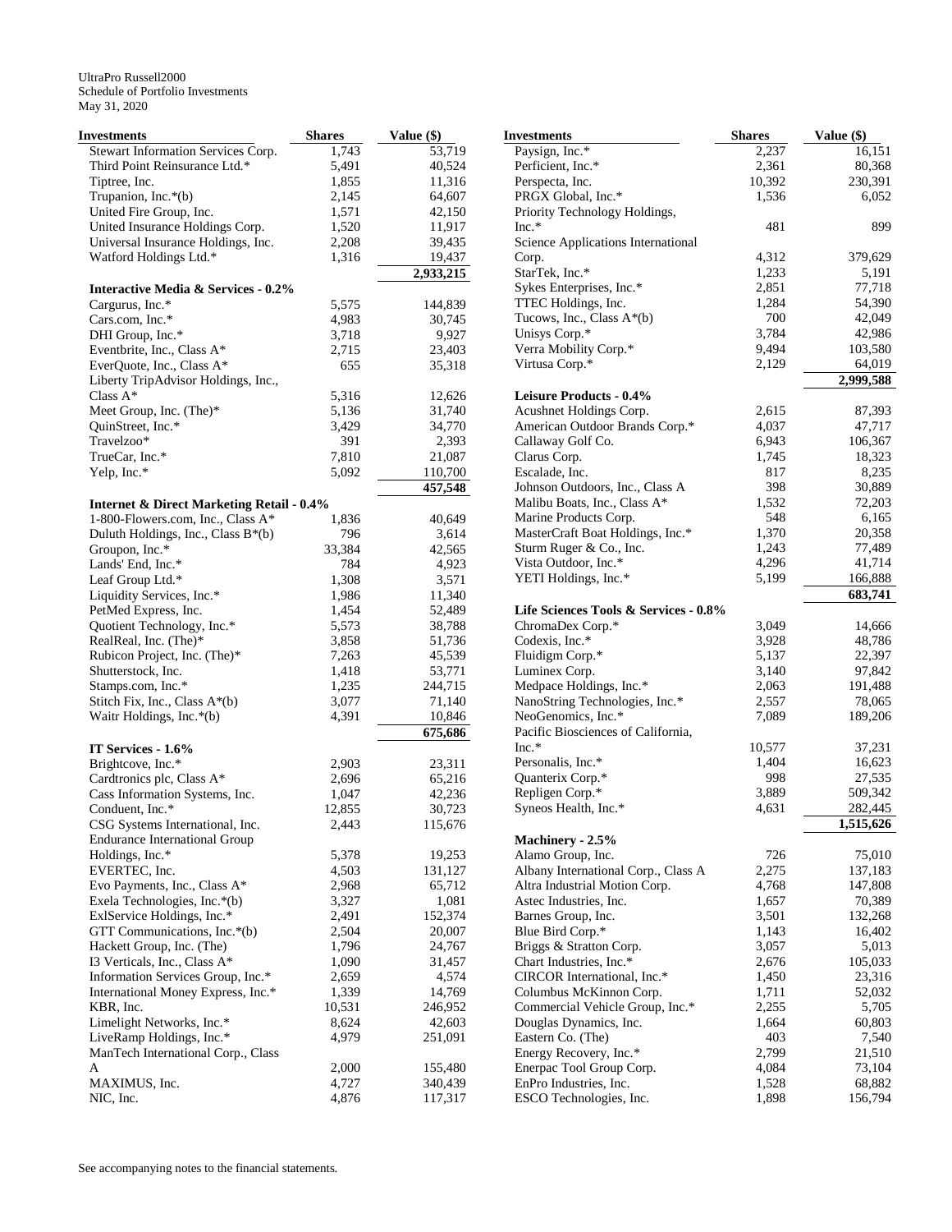UltraPro Russell2000
Schedule of Portfolio Investments
May 31, 2020

| Investments | Shares | Value ($) |
|---|---|---|
| Stewart Information Services Corp. | 1,743 | 53,719 |
| Third Point Reinsurance Ltd.* | 5,491 | 40,524 |
| Tiptree, Inc. | 1,855 | 11,316 |
| Trupanion, Inc.*(b) | 2,145 | 64,607 |
| United Fire Group, Inc. | 1,571 | 42,150 |
| United Insurance Holdings Corp. | 1,520 | 11,917 |
| Universal Insurance Holdings, Inc. | 2,208 | 39,435 |
| Watford Holdings Ltd.* | 1,316 | 19,437 |
| | | **2,933,215** |
| **Interactive Media & Services - 0.2%** | | |
| Cargurus, Inc.* | 5,575 | 144,839 |
| Cars.com, Inc.* | 4,983 | 30,745 |
| DHI Group, Inc.* | 3,718 | 9,927 |
| Eventbrite, Inc., Class A* | 2,715 | 23,403 |
| EverQuote, Inc., Class A* | 655 | 35,318 |
| Liberty TripAdvisor Holdings, Inc., Class A* | 5,316 | 12,626 |
| Meet Group, Inc. (The)* | 5,136 | 31,740 |
| QuinStreet, Inc.* | 3,429 | 34,770 |
| Travelzoo* | 391 | 2,393 |
| TrueCar, Inc.* | 7,810 | 21,087 |
| Yelp, Inc.* | 5,092 | 110,700 |
| | | **457,548** |
| **Internet & Direct Marketing Retail - 0.4%** | | |
| 1-800-Flowers.com, Inc., Class A* | 1,836 | 40,649 |
| Duluth Holdings, Inc., Class B*(b) | 796 | 3,614 |
| Groupon, Inc.* | 33,384 | 42,565 |
| Lands' End, Inc.* | 784 | 4,923 |
| Leaf Group Ltd.* | 1,308 | 3,571 |
| Liquidity Services, Inc.* | 1,986 | 11,340 |
| PetMed Express, Inc. | 1,454 | 52,489 |
| Quotient Technology, Inc.* | 5,573 | 38,788 |
| RealReal, Inc. (The)* | 3,858 | 51,736 |
| Rubicon Project, Inc. (The)* | 7,263 | 45,539 |
| Shutterstock, Inc. | 1,418 | 53,771 |
| Stamps.com, Inc.* | 1,235 | 244,715 |
| Stitch Fix, Inc., Class A*(b) | 3,077 | 71,140 |
| Waitr Holdings, Inc.*(b) | 4,391 | 10,846 |
| | | **675,686** |
| **IT Services - 1.6%** | | |
| Brightcove, Inc.* | 2,903 | 23,311 |
| Cardtronics plc, Class A* | 2,696 | 65,216 |
| Cass Information Systems, Inc. | 1,047 | 42,236 |
| Conduent, Inc.* | 12,855 | 30,723 |
| CSG Systems International, Inc. | 2,443 | 115,676 |
| Endurance International Group Holdings, Inc.* | 5,378 | 19,253 |
| EVERTEC, Inc. | 4,503 | 131,127 |
| Evo Payments, Inc., Class A* | 2,968 | 65,712 |
| Exela Technologies, Inc.*(b) | 3,327 | 1,081 |
| ExlService Holdings, Inc.* | 2,491 | 152,374 |
| GTT Communications, Inc.*(b) | 2,504 | 20,007 |
| Hackett Group, Inc. (The) | 1,796 | 24,767 |
| I3 Verticals, Inc., Class A* | 1,090 | 31,457 |
| Information Services Group, Inc.* | 2,659 | 4,574 |
| International Money Express, Inc.* | 1,339 | 14,769 |
| KBR, Inc. | 10,531 | 246,952 |
| Limelight Networks, Inc.* | 8,624 | 42,603 |
| LiveRamp Holdings, Inc.* | 4,979 | 251,091 |
| ManTech International Corp., Class A | 2,000 | 155,480 |
| MAXIMUS, Inc. | 4,727 | 340,439 |
| NIC, Inc. | 4,876 | 117,317 |
| Paysign, Inc.* | 2,237 | 16,151 |
| Perficient, Inc.* | 2,361 | 80,368 |
| Perspecta, Inc. | 10,392 | 230,391 |
| PRGX Global, Inc.* | 1,536 | 6,052 |
| Priority Technology Holdings, Inc.* | 481 | 899 |
| Science Applications International Corp. | 4,312 | 379,629 |
| StarTek, Inc.* | 1,233 | 5,191 |
| Sykes Enterprises, Inc.* | 2,851 | 77,718 |
| TTEC Holdings, Inc. | 1,284 | 54,390 |
| Tucows, Inc., Class A*(b) | 700 | 42,049 |
| Unisys Corp.* | 3,784 | 42,986 |
| Verra Mobility Corp.* | 9,494 | 103,580 |
| Virtusa Corp.* | 2,129 | 64,019 |
| | | **2,999,588** |
| **Leisure Products - 0.4%** | | |
| Acushnet Holdings Corp. | 2,615 | 87,393 |
| American Outdoor Brands Corp.* | 4,037 | 47,717 |
| Callaway Golf Co. | 6,943 | 106,367 |
| Clarus Corp. | 1,745 | 18,323 |
| Escalade, Inc. | 817 | 8,235 |
| Johnson Outdoors, Inc., Class A | 398 | 30,889 |
| Malibu Boats, Inc., Class A* | 1,532 | 72,203 |
| Marine Products Corp. | 548 | 6,165 |
| MasterCraft Boat Holdings, Inc.* | 1,370 | 20,358 |
| Sturm Ruger & Co., Inc. | 1,243 | 77,489 |
| Vista Outdoor, Inc.* | 4,296 | 41,714 |
| YETI Holdings, Inc.* | 5,199 | 166,888 |
| | | **683,741** |
| **Life Sciences Tools & Services - 0.8%** | | |
| ChromaDex Corp.* | 3,049 | 14,666 |
| Codexis, Inc.* | 3,928 | 48,786 |
| Fluidigm Corp.* | 5,137 | 22,397 |
| Luminex Corp. | 3,140 | 97,842 |
| Medpace Holdings, Inc.* | 2,063 | 191,488 |
| NanoString Technologies, Inc.* | 2,557 | 78,065 |
| NeoGenomics, Inc.* | 7,089 | 189,206 |
| Pacific Biosciences of California, Inc.* | 10,577 | 37,231 |
| Personalis, Inc.* | 1,404 | 16,623 |
| Quanterix Corp.* | 998 | 27,535 |
| Repligen Corp.* | 3,889 | 509,342 |
| Syneos Health, Inc.* | 4,631 | 282,445 |
| | | **1,515,626** |
| **Machinery - 2.5%** | | |
| Alamo Group, Inc. | 726 | 75,010 |
| Albany International Corp., Class A | 2,275 | 137,183 |
| Altra Industrial Motion Corp. | 4,768 | 147,808 |
| Astec Industries, Inc. | 1,657 | 70,389 |
| Barnes Group, Inc. | 3,501 | 132,268 |
| Blue Bird Corp.* | 1,143 | 16,402 |
| Briggs & Stratton Corp. | 3,057 | 5,013 |
| Chart Industries, Inc.* | 2,676 | 105,033 |
| CIRCOR International, Inc.* | 1,450 | 23,316 |
| Columbus McKinnon Corp. | 1,711 | 52,032 |
| Commercial Vehicle Group, Inc.* | 2,255 | 5,705 |
| Douglas Dynamics, Inc. | 1,664 | 60,803 |
| Eastern Co. (The) | 403 | 7,540 |
| Energy Recovery, Inc.* | 2,799 | 21,510 |
| Enerpac Tool Group Corp. | 4,084 | 73,104 |
| EnPro Industries, Inc. | 1,528 | 68,882 |
| ESCO Technologies, Inc. | 1,898 | 156,794 |

See accompanying notes to the financial statements.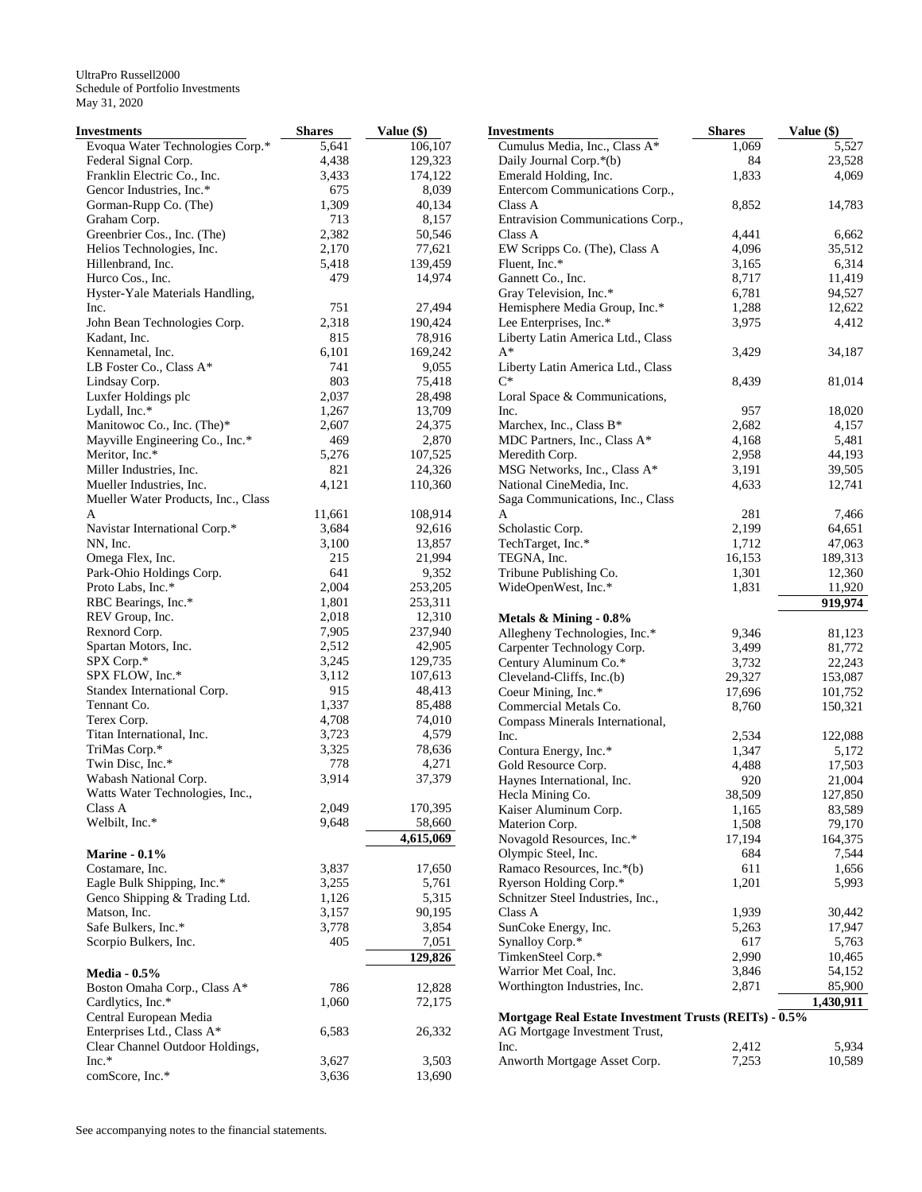UltraPro Russell2000
Schedule of Portfolio Investments
May 31, 2020

| Investments | Shares | Value ($) |
|---|---|---|
| Evoqua Water Technologies Corp.* | 5,641 | 106,107 |
| Federal Signal Corp. | 4,438 | 129,323 |
| Franklin Electric Co., Inc. | 3,433 | 174,122 |
| Gencor Industries, Inc.* | 675 | 8,039 |
| Gorman-Rupp Co. (The) | 1,309 | 40,134 |
| Graham Corp. | 713 | 8,157 |
| Greenbrier Cos., Inc. (The) | 2,382 | 50,546 |
| Helios Technologies, Inc. | 2,170 | 77,621 |
| Hillenbrand, Inc. | 5,418 | 139,459 |
| Hurco Cos., Inc. | 479 | 14,974 |
| Hyster-Yale Materials Handling, Inc. | 751 | 27,494 |
| John Bean Technologies Corp. | 2,318 | 190,424 |
| Kadant, Inc. | 815 | 78,916 |
| Kennametal, Inc. | 6,101 | 169,242 |
| LB Foster Co., Class A* | 741 | 9,055 |
| Lindsay Corp. | 803 | 75,418 |
| Luxfer Holdings plc | 2,037 | 28,498 |
| Lydall, Inc.* | 1,267 | 13,709 |
| Manitowoc Co., Inc. (The)* | 2,607 | 24,375 |
| Mayville Engineering Co., Inc.* | 469 | 2,870 |
| Meritor, Inc.* | 5,276 | 107,525 |
| Miller Industries, Inc. | 821 | 24,326 |
| Mueller Industries, Inc. | 4,121 | 110,360 |
| Mueller Water Products, Inc., Class A | 11,661 | 108,914 |
| Navistar International Corp.* | 3,684 | 92,616 |
| NN, Inc. | 3,100 | 13,857 |
| Omega Flex, Inc. | 215 | 21,994 |
| Park-Ohio Holdings Corp. | 641 | 9,352 |
| Proto Labs, Inc.* | 2,004 | 253,205 |
| RBC Bearings, Inc.* | 1,801 | 253,311 |
| REV Group, Inc. | 2,018 | 12,310 |
| Rexnord Corp. | 7,905 | 237,940 |
| Spartan Motors, Inc. | 2,512 | 42,905 |
| SPX Corp.* | 3,245 | 129,735 |
| SPX FLOW, Inc.* | 3,112 | 107,613 |
| Standex International Corp. | 915 | 48,413 |
| Tennant Co. | 1,337 | 85,488 |
| Terex Corp. | 4,708 | 74,010 |
| Titan International, Inc. | 3,723 | 4,579 |
| TriMas Corp.* | 3,325 | 78,636 |
| Twin Disc, Inc.* | 778 | 4,271 |
| Wabash National Corp. | 3,914 | 37,379 |
| Watts Water Technologies, Inc., Class A | 2,049 | 170,395 |
| Welbilt, Inc.* | 9,648 | 58,660 |
| | | **4,615,069** |
| **Marine - 0.1%** | | |
| Costamare, Inc. | 3,837 | 17,650 |
| Eagle Bulk Shipping, Inc.* | 3,255 | 5,761 |
| Genco Shipping & Trading Ltd. | 1,126 | 5,315 |
| Matson, Inc. | 3,157 | 90,195 |
| Safe Bulkers, Inc.* | 3,778 | 3,854 |
| Scorpio Bulkers, Inc. | 405 | 7,051 |
| | | **129,826** |
| **Media - 0.5%** | | |
| Boston Omaha Corp., Class A* | 786 | 12,828 |
| Cardlytics, Inc.* | 1,060 | 72,175 |
| Central European Media Enterprises Ltd., Class A* | 6,583 | 26,332 |
| Clear Channel Outdoor Holdings, Inc.* | 3,627 | 3,503 |
| comScore, Inc.* | 3,636 | 13,690 |
| Cumulus Media, Inc., Class A* | 1,069 | 5,527 |
| Daily Journal Corp.*(b) | 84 | 23,528 |
| Emerald Holding, Inc. | 1,833 | 4,069 |
| Entercom Communications Corp., Class A | 8,852 | 14,783 |
| Entravision Communications Corp., Class A | 4,441 | 6,662 |
| EW Scripps Co. (The), Class A | 4,096 | 35,512 |
| Fluent, Inc.* | 3,165 | 6,314 |
| Gannett Co., Inc. | 8,717 | 11,419 |
| Gray Television, Inc.* | 6,781 | 94,527 |
| Hemisphere Media Group, Inc.* | 1,288 | 12,622 |
| Lee Enterprises, Inc.* | 3,975 | 4,412 |
| Liberty Latin America Ltd., Class A* | 3,429 | 34,187 |
| Liberty Latin America Ltd., Class C* | 8,439 | 81,014 |
| Loral Space & Communications, Inc. | 957 | 18,020 |
| Marchex, Inc., Class B* | 2,682 | 4,157 |
| MDC Partners, Inc., Class A* | 4,168 | 5,481 |
| Meredith Corp. | 2,958 | 44,193 |
| MSG Networks, Inc., Class A* | 3,191 | 39,505 |
| National CineMedia, Inc. | 4,633 | 12,741 |
| Saga Communications, Inc., Class A | 281 | 7,466 |
| Scholastic Corp. | 2,199 | 64,651 |
| TechTarget, Inc.* | 1,712 | 47,063 |
| TEGNA, Inc. | 16,153 | 189,313 |
| Tribune Publishing Co. | 1,301 | 12,360 |
| WideOpenWest, Inc.* | 1,831 | 11,920 |
| | | **919,974** |
| **Metals & Mining - 0.8%** | | |
| Allegheny Technologies, Inc.* | 9,346 | 81,123 |
| Carpenter Technology Corp. | 3,499 | 81,772 |
| Century Aluminum Co.* | 3,732 | 22,243 |
| Cleveland-Cliffs, Inc.(b) | 29,327 | 153,087 |
| Coeur Mining, Inc.* | 17,696 | 101,752 |
| Commercial Metals Co. | 8,760 | 150,321 |
| Compass Minerals International, Inc. | 2,534 | 122,088 |
| Contura Energy, Inc.* | 1,347 | 5,172 |
| Gold Resource Corp. | 4,488 | 17,503 |
| Haynes International, Inc. | 920 | 21,004 |
| Hecla Mining Co. | 38,509 | 127,850 |
| Kaiser Aluminum Corp. | 1,165 | 83,589 |
| Materion Corp. | 1,508 | 79,170 |
| Novagold Resources, Inc.* | 17,194 | 164,375 |
| Olympic Steel, Inc. | 684 | 7,544 |
| Ramaco Resources, Inc.*(b) | 611 | 1,656 |
| Ryerson Holding Corp.* | 1,201 | 5,993 |
| Schnitzer Steel Industries, Inc., Class A | 1,939 | 30,442 |
| SunCoke Energy, Inc. | 5,263 | 17,947 |
| Synalloy Corp.* | 617 | 5,763 |
| TimkenSteel Corp.* | 2,990 | 10,465 |
| Warrior Met Coal, Inc. | 3,846 | 54,152 |
| Worthington Industries, Inc. | 2,871 | 85,900 |
| | | **1,430,911** |
| **Mortgage Real Estate Investment Trusts (REITs) - 0.5%** | | |
| AG Mortgage Investment Trust, Inc. | 2,412 | 5,934 |
| Anworth Mortgage Asset Corp. | 7,253 | 10,589 |

See accompanying notes to the financial statements.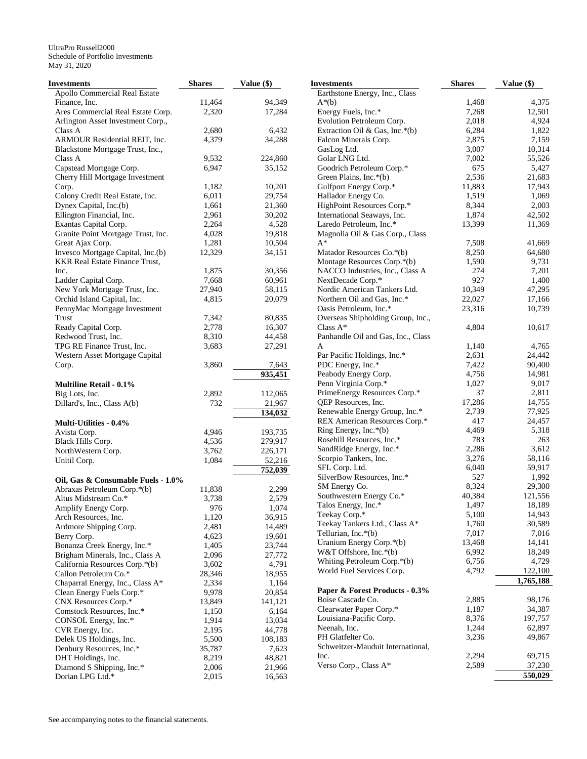UltraPro Russell2000
Schedule of Portfolio Investments
May 31, 2020

| Investments | Shares | Value ($) |
|---|---|---|
| Apollo Commercial Real Estate Finance, Inc. | 11,464 | 94,349 |
| Ares Commercial Real Estate Corp. | 2,320 | 17,284 |
| Arlington Asset Investment Corp., Class A | 2,680 | 6,432 |
| ARMOUR Residential REIT, Inc. | 4,379 | 34,288 |
| Blackstone Mortgage Trust, Inc., Class A | 9,532 | 224,860 |
| Capstead Mortgage Corp. | 6,947 | 35,152 |
| Cherry Hill Mortgage Investment Corp. | 1,182 | 10,201 |
| Colony Credit Real Estate, Inc. | 6,011 | 29,754 |
| Dynex Capital, Inc.(b) | 1,661 | 21,360 |
| Ellington Financial, Inc. | 2,961 | 30,202 |
| Exantas Capital Corp. | 2,264 | 4,528 |
| Granite Point Mortgage Trust, Inc. | 4,028 | 19,818 |
| Great Ajax Corp. | 1,281 | 10,504 |
| Invesco Mortgage Capital, Inc.(b) | 12,329 | 34,151 |
| KKR Real Estate Finance Trust, Inc. | 1,875 | 30,356 |
| Ladder Capital Corp. | 7,668 | 60,961 |
| New York Mortgage Trust, Inc. | 27,940 | 58,115 |
| Orchid Island Capital, Inc. | 4,815 | 20,079 |
| PennyMac Mortgage Investment Trust | 7,342 | 80,835 |
| Ready Capital Corp. | 2,778 | 16,307 |
| Redwood Trust, Inc. | 8,310 | 44,458 |
| TPG RE Finance Trust, Inc. | 3,683 | 27,291 |
| Western Asset Mortgage Capital Corp. | 3,860 | 7,643 |
| | | **935,451** |
| **Multiline Retail - 0.1%** | | |
| Big Lots, Inc. | 2,892 | 112,065 |
| Dillard's, Inc., Class A(b) | 732 | 21,967 |
| | | **134,032** |
| **Multi-Utilities - 0.4%** | | |
| Avista Corp. | 4,946 | 193,735 |
| Black Hills Corp. | 4,536 | 279,917 |
| NorthWestern Corp. | 3,762 | 226,171 |
| Unitil Corp. | 1,084 | 52,216 |
| | | **752,039** |
| **Oil, Gas & Consumable Fuels - 1.0%** | | |
| Abraxas Petroleum Corp.*(b) | 11,838 | 2,299 |
| Altus Midstream Co.* | 3,738 | 2,579 |
| Amplify Energy Corp. | 976 | 1,074 |
| Arch Resources, Inc. | 1,120 | 36,915 |
| Ardmore Shipping Corp. | 2,481 | 14,489 |
| Berry Corp. | 4,623 | 19,601 |
| Bonanza Creek Energy, Inc.* | 1,405 | 23,744 |
| Brigham Minerals, Inc., Class A | 2,096 | 27,772 |
| California Resources Corp.*(b) | 3,602 | 4,791 |
| Callon Petroleum Co.* | 28,346 | 18,955 |
| Chaparral Energy, Inc., Class A* | 2,334 | 1,164 |
| Clean Energy Fuels Corp.* | 9,978 | 20,854 |
| CNX Resources Corp.* | 13,849 | 141,121 |
| Comstock Resources, Inc.* | 1,150 | 6,164 |
| CONSOL Energy, Inc.* | 1,914 | 13,034 |
| CVR Energy, Inc. | 2,195 | 44,778 |
| Delek US Holdings, Inc. | 5,500 | 108,183 |
| Denbury Resources, Inc.* | 35,787 | 7,623 |
| DHT Holdings, Inc. | 8,219 | 48,821 |
| Diamond S Shipping, Inc.* | 2,006 | 21,966 |
| Dorian LPG Ltd.* | 2,015 | 16,563 |
| Earthstone Energy, Inc., Class A*(b) | 1,468 | 4,375 |
| Energy Fuels, Inc.* | 7,268 | 12,501 |
| Evolution Petroleum Corp. | 2,018 | 4,924 |
| Extraction Oil & Gas, Inc.*(b) | 6,284 | 1,822 |
| Falcon Minerals Corp. | 2,875 | 7,159 |
| GasLog Ltd. | 3,007 | 10,314 |
| Golar LNG Ltd. | 7,002 | 55,526 |
| Goodrich Petroleum Corp.* | 675 | 5,427 |
| Green Plains, Inc.*(b) | 2,536 | 21,683 |
| Gulfport Energy Corp.* | 11,883 | 17,943 |
| Hallador Energy Co. | 1,519 | 1,069 |
| HighPoint Resources Corp.* | 8,344 | 2,003 |
| International Seaways, Inc. | 1,874 | 42,502 |
| Laredo Petroleum, Inc.* | 13,399 | 11,369 |
| Magnolia Oil & Gas Corp., Class A* | 7,508 | 41,669 |
| Matador Resources Co.*(b) | 8,250 | 64,680 |
| Montage Resources Corp.*(b) | 1,590 | 9,731 |
| NACCO Industries, Inc., Class A | 274 | 7,201 |
| NextDecade Corp.* | 927 | 1,400 |
| Nordic American Tankers Ltd. | 10,349 | 47,295 |
| Northern Oil and Gas, Inc.* | 22,027 | 17,166 |
| Oasis Petroleum, Inc.* | 23,316 | 10,739 |
| Overseas Shipholding Group, Inc., Class A* | 4,804 | 10,617 |
| Panhandle Oil and Gas, Inc., Class A | 1,140 | 4,765 |
| Par Pacific Holdings, Inc.* | 2,631 | 24,442 |
| PDC Energy, Inc.* | 7,422 | 90,400 |
| Peabody Energy Corp. | 4,756 | 14,981 |
| Penn Virginia Corp.* | 1,027 | 9,017 |
| PrimeEnergy Resources Corp.* | 37 | 2,811 |
| QEP Resources, Inc. | 17,286 | 14,755 |
| Renewable Energy Group, Inc.* | 2,739 | 77,925 |
| REX American Resources Corp.* | 417 | 24,457 |
| Ring Energy, Inc.*(b) | 4,469 | 5,318 |
| Rosehill Resources, Inc.* | 783 | 263 |
| SandRidge Energy, Inc.* | 2,286 | 3,612 |
| Scorpio Tankers, Inc. | 3,276 | 58,116 |
| SFL Corp. Ltd. | 6,040 | 59,917 |
| SilverBow Resources, Inc.* | 527 | 1,992 |
| SM Energy Co. | 8,324 | 29,300 |
| Southwestern Energy Co.* | 40,384 | 121,556 |
| Talos Energy, Inc.* | 1,497 | 18,189 |
| Teekay Corp.* | 5,100 | 14,943 |
| Teekay Tankers Ltd., Class A* | 1,760 | 30,589 |
| Tellurian, Inc.*(b) | 7,017 | 7,016 |
| Uranium Energy Corp.*(b) | 13,468 | 14,141 |
| W&T Offshore, Inc.*(b) | 6,992 | 18,249 |
| Whiting Petroleum Corp.*(b) | 6,756 | 4,729 |
| World Fuel Services Corp. | 4,792 | 122,100 |
| | | **1,765,188** |
| **Paper & Forest Products - 0.3%** | | |
| Boise Cascade Co. | 2,885 | 98,176 |
| Clearwater Paper Corp.* | 1,187 | 34,387 |
| Louisiana-Pacific Corp. | 8,376 | 197,757 |
| Neenah, Inc. | 1,244 | 62,897 |
| PH Glatfelter Co. | 3,236 | 49,867 |
| Schweitzer-Mauduit International, Inc. | 2,294 | 69,715 |
| Verso Corp., Class A* | 2,589 | 37,230 |
| | | **550,029** |

See accompanying notes to the financial statements.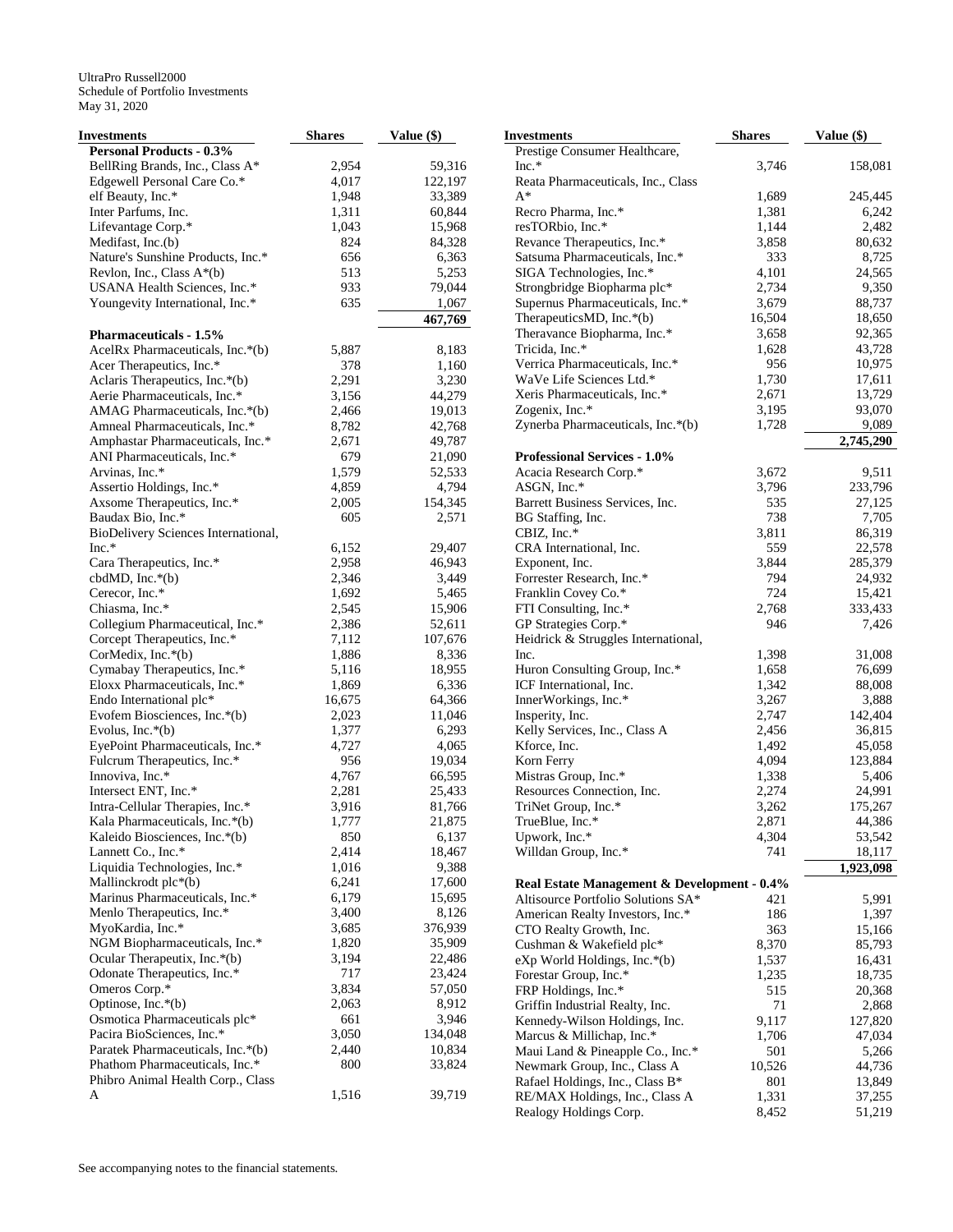UltraPro Russell2000
Schedule of Portfolio Investments
May 31, 2020

| Investments | Shares | Value ($) |
|---|---|---|
| **Personal Products - 0.3%** | | |
| BellRing Brands, Inc., Class A* | 2,954 | 59,316 |
| Edgewell Personal Care Co.* | 4,017 | 122,197 |
| elf Beauty, Inc.* | 1,948 | 33,389 |
| Inter Parfums, Inc. | 1,311 | 60,844 |
| Lifevantage Corp.* | 1,043 | 15,968 |
| Medifast, Inc.(b) | 824 | 84,328 |
| Nature's Sunshine Products, Inc.* | 656 | 6,363 |
| Revlon, Inc., Class A*(b) | 513 | 5,253 |
| USANA Health Sciences, Inc.* | 933 | 79,044 |
| Youngevity International, Inc.* | 635 | 1,067 |
| | | **467,769** |
| **Pharmaceuticals - 1.5%** | | |
| AcelRx Pharmaceuticals, Inc.*(b) | 5,887 | 8,183 |
| Acer Therapeutics, Inc.* | 378 | 1,160 |
| Aclaris Therapeutics, Inc.*(b) | 2,291 | 3,230 |
| Aerie Pharmaceuticals, Inc.* | 3,156 | 44,279 |
| AMAG Pharmaceuticals, Inc.*(b) | 2,466 | 19,013 |
| Amneal Pharmaceuticals, Inc.* | 8,782 | 42,768 |
| Amphastar Pharmaceuticals, Inc.* | 2,671 | 49,787 |
| ANI Pharmaceuticals, Inc.* | 679 | 21,090 |
| Arvinas, Inc.* | 1,579 | 52,533 |
| Assertio Holdings, Inc.* | 4,859 | 4,794 |
| Axsome Therapeutics, Inc.* | 2,005 | 154,345 |
| Baudax Bio, Inc.* | 605 | 2,571 |
| BioDelivery Sciences International, Inc.* | 6,152 | 29,407 |
| Cara Therapeutics, Inc.* | 2,958 | 46,943 |
| cbdMD, Inc.*(b) | 2,346 | 3,449 |
| Cerecor, Inc.* | 1,692 | 5,465 |
| Chiasma, Inc.* | 2,545 | 15,906 |
| Collegium Pharmaceutical, Inc.* | 2,386 | 52,611 |
| Corcept Therapeutics, Inc.* | 7,112 | 107,676 |
| CorMedix, Inc.*(b) | 1,886 | 8,336 |
| Cymabay Therapeutics, Inc.* | 5,116 | 18,955 |
| Eloxx Pharmaceuticals, Inc.* | 1,869 | 6,336 |
| Endo International plc* | 16,675 | 64,366 |
| Evofem Biosciences, Inc.*(b) | 2,023 | 11,046 |
| Evolus, Inc.*(b) | 1,377 | 6,293 |
| EyePoint Pharmaceuticals, Inc.* | 4,727 | 4,065 |
| Fulcrum Therapeutics, Inc.* | 956 | 19,034 |
| Innoviva, Inc.* | 4,767 | 66,595 |
| Intersect ENT, Inc.* | 2,281 | 25,433 |
| Intra-Cellular Therapies, Inc.* | 3,916 | 81,766 |
| Kala Pharmaceuticals, Inc.*(b) | 1,777 | 21,875 |
| Kaleido Biosciences, Inc.*(b) | 850 | 6,137 |
| Lannett Co., Inc.* | 2,414 | 18,467 |
| Liquidia Technologies, Inc.* | 1,016 | 9,388 |
| Mallinckrodt plc*(b) | 6,241 | 17,600 |
| Marinus Pharmaceuticals, Inc.* | 6,179 | 15,695 |
| Menlo Therapeutics, Inc.* | 3,400 | 8,126 |
| MyoKardia, Inc.* | 3,685 | 376,939 |
| NGM Biopharmaceuticals, Inc.* | 1,820 | 35,909 |
| Ocular Therapeutix, Inc.*(b) | 3,194 | 22,486 |
| Odonate Therapeutics, Inc.* | 717 | 23,424 |
| Omeros Corp.* | 3,834 | 57,050 |
| Optinose, Inc.*(b) | 2,063 | 8,912 |
| Osmotica Pharmaceuticals plc* | 661 | 3,946 |
| Pacira BioSciences, Inc.* | 3,050 | 134,048 |
| Paratek Pharmaceuticals, Inc.*(b) | 2,440 | 10,834 |
| Phathom Pharmaceuticals, Inc.* | 800 | 33,824 |
| Phibro Animal Health Corp., Class A | 1,516 | 39,719 |
| Prestige Consumer Healthcare, Inc.* | 3,746 | 158,081 |
| Reata Pharmaceuticals, Inc., Class A* | 1,689 | 245,445 |
| Recro Pharma, Inc.* | 1,381 | 6,242 |
| resTORbio, Inc.* | 1,144 | 2,482 |
| Revance Therapeutics, Inc.* | 3,858 | 80,632 |
| Satsuma Pharmaceuticals, Inc.* | 333 | 8,725 |
| SIGA Technologies, Inc.* | 4,101 | 24,565 |
| Strongbridge Biopharma plc* | 2,734 | 9,350 |
| Supernus Pharmaceuticals, Inc.* | 3,679 | 88,737 |
| TherapeuticsMD, Inc.*(b) | 16,504 | 18,650 |
| Theravance Biopharma, Inc.* | 3,658 | 92,365 |
| Tricida, Inc.* | 1,628 | 43,728 |
| Verrica Pharmaceuticals, Inc.* | 956 | 10,975 |
| WaVe Life Sciences Ltd.* | 1,730 | 17,611 |
| Xeris Pharmaceuticals, Inc.* | 2,671 | 13,729 |
| Zogenix, Inc.* | 3,195 | 93,070 |
| Zynerba Pharmaceuticals, Inc.*(b) | 1,728 | 9,089 |
| | | **2,745,290** |
| **Professional Services - 1.0%** | | |
| Acacia Research Corp.* | 3,672 | 9,511 |
| ASGN, Inc.* | 3,796 | 233,796 |
| Barrett Business Services, Inc. | 535 | 27,125 |
| BG Staffing, Inc. | 738 | 7,705 |
| CBIZ, Inc.* | 3,811 | 86,319 |
| CRA International, Inc. | 559 | 22,578 |
| Exponent, Inc. | 3,844 | 285,379 |
| Forrester Research, Inc.* | 794 | 24,932 |
| Franklin Covey Co.* | 724 | 15,421 |
| FTI Consulting, Inc.* | 2,768 | 333,433 |
| GP Strategies Corp.* | 946 | 7,426 |
| Heidrick & Struggles International, Inc. | 1,398 | 31,008 |
| Huron Consulting Group, Inc.* | 1,658 | 76,699 |
| ICF International, Inc. | 1,342 | 88,008 |
| InnerWorkings, Inc.* | 3,267 | 3,888 |
| Insperity, Inc. | 2,747 | 142,404 |
| Kelly Services, Inc., Class A | 2,456 | 36,815 |
| Kforce, Inc. | 1,492 | 45,058 |
| Korn Ferry | 4,094 | 123,884 |
| Mistras Group, Inc.* | 1,338 | 5,406 |
| Resources Connection, Inc. | 2,274 | 24,991 |
| TriNet Group, Inc.* | 3,262 | 175,267 |
| TrueBlue, Inc.* | 2,871 | 44,386 |
| Upwork, Inc.* | 4,304 | 53,542 |
| Willdan Group, Inc.* | 741 | 18,117 |
| | | **1,923,098** |
| **Real Estate Management & Development - 0.4%** | | |
| Altisource Portfolio Solutions SA* | 421 | 5,991 |
| American Realty Investors, Inc.* | 186 | 1,397 |
| CTO Realty Growth, Inc. | 363 | 15,166 |
| Cushman & Wakefield plc* | 8,370 | 85,793 |
| eXp World Holdings, Inc.*(b) | 1,537 | 16,431 |
| Forestar Group, Inc.* | 1,235 | 18,735 |
| FRP Holdings, Inc.* | 515 | 20,368 |
| Griffin Industrial Realty, Inc. | 71 | 2,868 |
| Kennedy-Wilson Holdings, Inc. | 9,117 | 127,820 |
| Marcus & Millichap, Inc.* | 1,706 | 47,034 |
| Maui Land & Pineapple Co., Inc.* | 501 | 5,266 |
| Newmark Group, Inc., Class A | 10,526 | 44,736 |
| Rafael Holdings, Inc., Class B* | 801 | 13,849 |
| RE/MAX Holdings, Inc., Class A | 1,331 | 37,255 |
| Realogy Holdings Corp. | 8,452 | 51,219 |

See accompanying notes to the financial statements.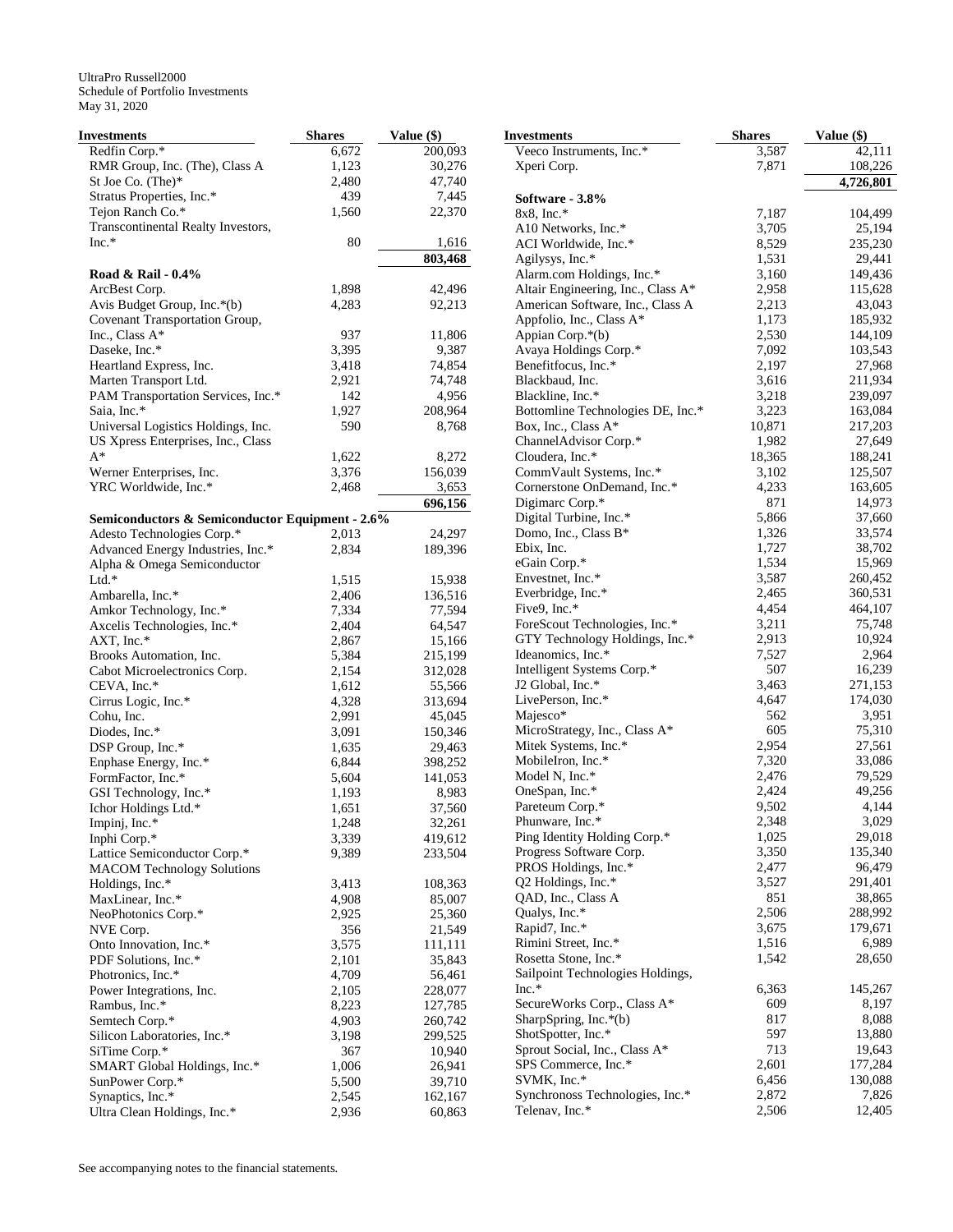UltraPro Russell2000
Schedule of Portfolio Investments
May 31, 2020

| Investments | Shares | Value ($) |
|---|---|---|
| Redfin Corp.* | 6,672 | 200,093 |
| RMR Group, Inc. (The), Class A | 1,123 | 30,276 |
| St Joe Co. (The)* | 2,480 | 47,740 |
| Stratus Properties, Inc.* | 439 | 7,445 |
| Tejon Ranch Co.* | 1,560 | 22,370 |
| Transcontinental Realty Investors, Inc.* | 80 | 1,616 |
| | | **803,468** |
| **Road & Rail - 0.4%** | | |
| ArcBest Corp. | 1,898 | 42,496 |
| Avis Budget Group, Inc.*(b) | 4,283 | 92,213 |
| Covenant Transportation Group, Inc., Class A* | 937 | 11,806 |
| Daseke, Inc.* | 3,395 | 9,387 |
| Heartland Express, Inc. | 3,418 | 74,854 |
| Marten Transport Ltd. | 2,921 | 74,748 |
| PAM Transportation Services, Inc.* | 142 | 4,956 |
| Saia, Inc.* | 1,927 | 208,964 |
| Universal Logistics Holdings, Inc. | 590 | 8,768 |
| US Xpress Enterprises, Inc., Class A* | 1,622 | 8,272 |
| Werner Enterprises, Inc. | 3,376 | 156,039 |
| YRC Worldwide, Inc.* | 2,468 | 3,653 |
| | | **696,156** |
| **Semiconductors & Semiconductor Equipment - 2.6%** | | |
| Adesto Technologies Corp.* | 2,013 | 24,297 |
| Advanced Energy Industries, Inc.* | 2,834 | 189,396 |
| Alpha & Omega Semiconductor Ltd.* | 1,515 | 15,938 |
| Ambarella, Inc.* | 2,406 | 136,516 |
| Amkor Technology, Inc.* | 7,334 | 77,594 |
| Axcelis Technologies, Inc.* | 2,404 | 64,547 |
| AXT, Inc.* | 2,867 | 15,166 |
| Brooks Automation, Inc. | 5,384 | 215,199 |
| Cabot Microelectronics Corp. | 2,154 | 312,028 |
| CEVA, Inc.* | 1,612 | 55,566 |
| Cirrus Logic, Inc.* | 4,328 | 313,694 |
| Cohu, Inc. | 2,991 | 45,045 |
| Diodes, Inc.* | 3,091 | 150,346 |
| DSP Group, Inc.* | 1,635 | 29,463 |
| Enphase Energy, Inc.* | 6,844 | 398,252 |
| FormFactor, Inc.* | 5,604 | 141,053 |
| GSI Technology, Inc.* | 1,193 | 8,983 |
| Ichor Holdings Ltd.* | 1,651 | 37,560 |
| Impinj, Inc.* | 1,248 | 32,261 |
| Inphi Corp.* | 3,339 | 419,612 |
| Lattice Semiconductor Corp.* | 9,389 | 233,504 |
| MACOM Technology Solutions Holdings, Inc.* | 3,413 | 108,363 |
| MaxLinear, Inc.* | 4,908 | 85,007 |
| NeoPhotonics Corp.* | 2,925 | 25,360 |
| NVE Corp. | 356 | 21,549 |
| Onto Innovation, Inc.* | 3,575 | 111,111 |
| PDF Solutions, Inc.* | 2,101 | 35,843 |
| Photronics, Inc.* | 4,709 | 56,461 |
| Power Integrations, Inc. | 2,105 | 228,077 |
| Rambus, Inc.* | 8,223 | 127,785 |
| Semtech Corp.* | 4,903 | 260,742 |
| Silicon Laboratories, Inc.* | 3,198 | 299,525 |
| SiTime Corp.* | 367 | 10,940 |
| SMART Global Holdings, Inc.* | 1,006 | 26,941 |
| SunPower Corp.* | 5,500 | 39,710 |
| Synaptics, Inc.* | 2,545 | 162,167 |
| Ultra Clean Holdings, Inc.* | 2,936 | 60,863 |
| Veeco Instruments, Inc.* | 3,587 | 42,111 |
| Xperi Corp. | 7,871 | 108,226 |
| | | **4,726,801** |
| **Software - 3.8%** | | |
| 8x8, Inc.* | 7,187 | 104,499 |
| A10 Networks, Inc.* | 3,705 | 25,194 |
| ACI Worldwide, Inc.* | 8,529 | 235,230 |
| Agilysys, Inc.* | 1,531 | 29,441 |
| Alarm.com Holdings, Inc.* | 3,160 | 149,436 |
| Altair Engineering, Inc., Class A* | 2,958 | 115,628 |
| American Software, Inc., Class A | 2,213 | 43,043 |
| Appfolio, Inc., Class A* | 1,173 | 185,932 |
| Appian Corp.*(b) | 2,530 | 144,109 |
| Avaya Holdings Corp.* | 7,092 | 103,543 |
| Benefitfocus, Inc.* | 2,197 | 27,968 |
| Blackbaud, Inc. | 3,616 | 211,934 |
| Blackline, Inc.* | 3,218 | 239,097 |
| Bottomline Technologies DE, Inc.* | 3,223 | 163,084 |
| Box, Inc., Class A* | 10,871 | 217,203 |
| ChannelAdvisor Corp.* | 1,982 | 27,649 |
| Cloudera, Inc.* | 18,365 | 188,241 |
| CommVault Systems, Inc.* | 3,102 | 125,507 |
| Cornerstone OnDemand, Inc.* | 4,233 | 163,605 |
| Digimarc Corp.* | 871 | 14,973 |
| Digital Turbine, Inc.* | 5,866 | 37,660 |
| Domo, Inc., Class B* | 1,326 | 33,574 |
| Ebix, Inc. | 1,727 | 38,702 |
| eGain Corp.* | 1,534 | 15,969 |
| Envestnet, Inc.* | 3,587 | 260,452 |
| Everbridge, Inc.* | 2,465 | 360,531 |
| Five9, Inc.* | 4,454 | 464,107 |
| ForeScout Technologies, Inc.* | 3,211 | 75,748 |
| GTY Technology Holdings, Inc.* | 2,913 | 10,924 |
| Ideanomics, Inc.* | 7,527 | 2,964 |
| Intelligent Systems Corp.* | 507 | 16,239 |
| J2 Global, Inc.* | 3,463 | 271,153 |
| LivePerson, Inc.* | 4,647 | 174,030 |
| Majesco* | 562 | 3,951 |
| MicroStrategy, Inc., Class A* | 605 | 75,310 |
| Mitek Systems, Inc.* | 2,954 | 27,561 |
| MobileIron, Inc.* | 7,320 | 33,086 |
| Model N, Inc.* | 2,476 | 79,529 |
| OneSpan, Inc.* | 2,424 | 49,256 |
| Pareteum Corp.* | 9,502 | 4,144 |
| Phunware, Inc.* | 2,348 | 3,029 |
| Ping Identity Holding Corp.* | 1,025 | 29,018 |
| Progress Software Corp. | 3,350 | 135,340 |
| PROS Holdings, Inc.* | 2,477 | 96,479 |
| Q2 Holdings, Inc.* | 3,527 | 291,401 |
| QAD, Inc., Class A | 851 | 38,865 |
| Qualys, Inc.* | 2,506 | 288,992 |
| Rapid7, Inc.* | 3,675 | 179,671 |
| Rimini Street, Inc.* | 1,516 | 6,989 |
| Rosetta Stone, Inc.* | 1,542 | 28,650 |
| Sailpoint Technologies Holdings, Inc.* | 6,363 | 145,267 |
| SecureWorks Corp., Class A* | 609 | 8,197 |
| SharpSpring, Inc.*(b) | 817 | 8,088 |
| ShotSpotter, Inc.* | 597 | 13,880 |
| Sprout Social, Inc., Class A* | 713 | 19,643 |
| SPS Commerce, Inc.* | 2,601 | 177,284 |
| SVMK, Inc.* | 6,456 | 130,088 |
| Synchronoss Technologies, Inc.* | 2,872 | 7,826 |
| Telenav, Inc.* | 2,506 | 12,405 |

See accompanying notes to the financial statements.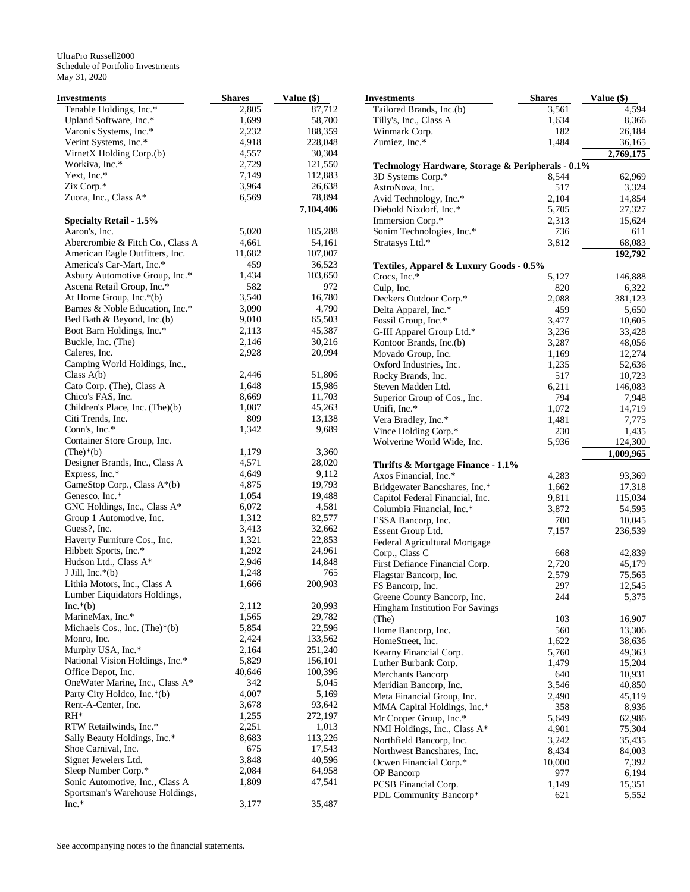UltraPro Russell2000
Schedule of Portfolio Investments
May 31, 2020

| Investments | Shares | Value ($) |
|---|---|---|
| Tenable Holdings, Inc.* | 2,805 | 87,712 |
| Upland Software, Inc.* | 1,699 | 58,700 |
| Varonis Systems, Inc.* | 2,232 | 188,359 |
| Verint Systems, Inc.* | 4,918 | 228,048 |
| VirnetX Holding Corp.(b) | 4,557 | 30,304 |
| Workiva, Inc.* | 2,729 | 121,550 |
| Yext, Inc.* | 7,149 | 112,883 |
| Zix Corp.* | 3,964 | 26,638 |
| Zuora, Inc., Class A* | 6,569 | 78,894 |
| | | **7,104,406** |
| **Specialty Retail - 1.5%** | | |
| Aaron's, Inc. | 5,020 | 185,288 |
| Abercrombie & Fitch Co., Class A | 4,661 | 54,161 |
| American Eagle Outfitters, Inc. | 11,682 | 107,007 |
| America's Car-Mart, Inc.* | 459 | 36,523 |
| Asbury Automotive Group, Inc.* | 1,434 | 103,650 |
| Ascena Retail Group, Inc.* | 582 | 972 |
| At Home Group, Inc.*(b) | 3,540 | 16,780 |
| Barnes & Noble Education, Inc.* | 3,090 | 4,790 |
| Bed Bath & Beyond, Inc.(b) | 9,010 | 65,503 |
| Boot Barn Holdings, Inc.* | 2,113 | 45,387 |
| Buckle, Inc. (The) | 2,146 | 30,216 |
| Caleres, Inc. | 2,928 | 20,994 |
| Camping World Holdings, Inc., Class A(b) | 2,446 | 51,806 |
| Cato Corp. (The), Class A | 1,648 | 15,986 |
| Chico's FAS, Inc. | 8,669 | 11,703 |
| Children's Place, Inc. (The)(b) | 1,087 | 45,263 |
| Citi Trends, Inc. | 809 | 13,138 |
| Conn's, Inc.* | 1,342 | 9,689 |
| Container Store Group, Inc. (The)*(b) | 1,179 | 3,360 |
| Designer Brands, Inc., Class A | 4,571 | 28,020 |
| Express, Inc.* | 4,649 | 9,112 |
| GameStop Corp., Class A*(b) | 4,875 | 19,793 |
| Genesco, Inc.* | 1,054 | 19,488 |
| GNC Holdings, Inc., Class A* | 6,072 | 4,581 |
| Group 1 Automotive, Inc. | 1,312 | 82,577 |
| Guess?, Inc. | 3,413 | 32,662 |
| Haverty Furniture Cos., Inc. | 1,321 | 22,853 |
| Hibbett Sports, Inc.* | 1,292 | 24,961 |
| Hudson Ltd., Class A* | 2,946 | 14,848 |
| J Jill, Inc.*(b) | 1,248 | 765 |
| Lithia Motors, Inc., Class A | 1,666 | 200,903 |
| Lumber Liquidators Holdings, Inc.*(b) | 2,112 | 20,993 |
| MarineMax, Inc.* | 1,565 | 29,782 |
| Michaels Cos., Inc. (The)*(b) | 5,854 | 22,596 |
| Monro, Inc. | 2,424 | 133,562 |
| Murphy USA, Inc.* | 2,164 | 251,240 |
| National Vision Holdings, Inc.* | 5,829 | 156,101 |
| Office Depot, Inc. | 40,646 | 100,396 |
| OneWater Marine, Inc., Class A* | 342 | 5,045 |
| Party City Holdco, Inc.*(b) | 4,007 | 5,169 |
| Rent-A-Center, Inc. | 3,678 | 93,642 |
| RH* | 1,255 | 272,197 |
| RTW Retailwinds, Inc.* | 2,251 | 1,013 |
| Sally Beauty Holdings, Inc.* | 8,683 | 113,226 |
| Shoe Carnival, Inc. | 675 | 17,543 |
| Signet Jewelers Ltd. | 3,848 | 40,596 |
| Sleep Number Corp.* | 2,084 | 64,958 |
| Sonic Automotive, Inc., Class A | 1,809 | 47,541 |
| Sportsman's Warehouse Holdings, Inc.* | 3,177 | 35,487 |
| Tailored Brands, Inc.(b) | 3,561 | 4,594 |
| Tilly's, Inc., Class A | 1,634 | 8,366 |
| Winmark Corp. | 182 | 26,184 |
| Zumiez, Inc.* | 1,484 | 36,165 |
| | | **2,769,175** |
| **Technology Hardware, Storage & Peripherals - 0.1%** | | |
| 3D Systems Corp.* | 8,544 | 62,969 |
| AstroNova, Inc. | 517 | 3,324 |
| Avid Technology, Inc.* | 2,104 | 14,854 |
| Diebold Nixdorf, Inc.* | 5,705 | 27,327 |
| Immersion Corp.* | 2,313 | 15,624 |
| Sonim Technologies, Inc.* | 736 | 611 |
| Stratasys Ltd.* | 3,812 | 68,083 |
| | | **192,792** |
| **Textiles, Apparel & Luxury Goods - 0.5%** | | |
| Crocs, Inc.* | 5,127 | 146,888 |
| Culp, Inc. | 820 | 6,322 |
| Deckers Outdoor Corp.* | 2,088 | 381,123 |
| Delta Apparel, Inc.* | 459 | 5,650 |
| Fossil Group, Inc.* | 3,477 | 10,605 |
| G-III Apparel Group Ltd.* | 3,236 | 33,428 |
| Kontoor Brands, Inc.(b) | 3,287 | 48,056 |
| Movado Group, Inc. | 1,169 | 12,274 |
| Oxford Industries, Inc. | 1,235 | 52,636 |
| Rocky Brands, Inc. | 517 | 10,723 |
| Steven Madden Ltd. | 6,211 | 146,083 |
| Superior Group of Cos., Inc. | 794 | 7,948 |
| Unifi, Inc.* | 1,072 | 14,719 |
| Vera Bradley, Inc.* | 1,481 | 7,775 |
| Vince Holding Corp.* | 230 | 1,435 |
| Wolverine World Wide, Inc. | 5,936 | 124,300 |
| | | **1,009,965** |
| **Thrifts & Mortgage Finance - 1.1%** | | |
| Axos Financial, Inc.* | 4,283 | 93,369 |
| Bridgewater Bancshares, Inc.* | 1,662 | 17,318 |
| Capitol Federal Financial, Inc. | 9,811 | 115,034 |
| Columbia Financial, Inc.* | 3,872 | 54,595 |
| ESSA Bancorp, Inc. | 700 | 10,045 |
| Essent Group Ltd. | 7,157 | 236,539 |
| Federal Agricultural Mortgage Corp., Class C | 668 | 42,839 |
| First Defiance Financial Corp. | 2,720 | 45,179 |
| Flagstar Bancorp, Inc. | 2,579 | 75,565 |
| FS Bancorp, Inc. | 297 | 12,545 |
| Greene County Bancorp, Inc. | 244 | 5,375 |
| Hingham Institution For Savings (The) | 103 | 16,907 |
| Home Bancorp, Inc. | 560 | 13,306 |
| HomeStreet, Inc. | 1,622 | 38,636 |
| Kearny Financial Corp. | 5,760 | 49,363 |
| Luther Burbank Corp. | 1,479 | 15,204 |
| Merchants Bancorp | 640 | 10,931 |
| Meridian Bancorp, Inc. | 3,546 | 40,850 |
| Meta Financial Group, Inc. | 2,490 | 45,119 |
| MMA Capital Holdings, Inc.* | 358 | 8,936 |
| Mr Cooper Group, Inc.* | 5,649 | 62,986 |
| NMI Holdings, Inc., Class A* | 4,901 | 75,304 |
| Northfield Bancorp, Inc. | 3,242 | 35,435 |
| Northwest Bancshares, Inc. | 8,434 | 84,003 |
| Ocwen Financial Corp.* | 10,000 | 7,392 |
| OP Bancorp | 977 | 6,194 |
| PCSB Financial Corp. | 1,149 | 15,351 |
| PDL Community Bancorp* | 621 | 5,552 |

See accompanying notes to the financial statements.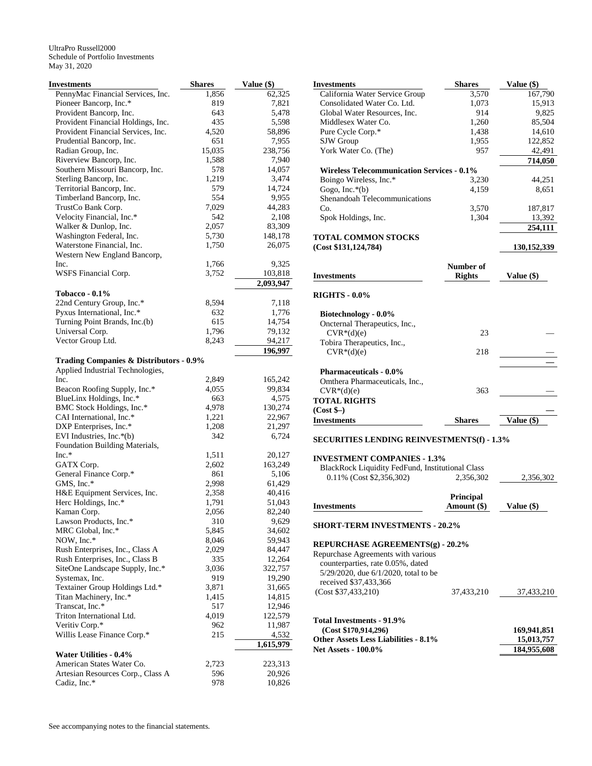UltraPro Russell2000
Schedule of Portfolio Investments
May 31, 2020

| Investments | Shares | Value ($) |
|---|---|---|
| PennyMac Financial Services, Inc. | 1,856 | 62,325 |
| Pioneer Bancorp, Inc.* | 819 | 7,821 |
| Provident Bancorp, Inc. | 643 | 5,478 |
| Provident Financial Holdings, Inc. | 435 | 5,598 |
| Provident Financial Services, Inc. | 4,520 | 58,896 |
| Prudential Bancorp, Inc. | 651 | 7,955 |
| Radian Group, Inc. | 15,035 | 238,756 |
| Riverview Bancorp, Inc. | 1,588 | 7,940 |
| Southern Missouri Bancorp, Inc. | 578 | 14,057 |
| Sterling Bancorp, Inc. | 1,219 | 3,474 |
| Territorial Bancorp, Inc. | 579 | 14,724 |
| Timberland Bancorp, Inc. | 554 | 9,955 |
| TrustCo Bank Corp. | 7,029 | 44,283 |
| Velocity Financial, Inc.* | 542 | 2,108 |
| Walker & Dunlop, Inc. | 2,057 | 83,309 |
| Washington Federal, Inc. | 5,730 | 148,178 |
| Waterstone Financial, Inc. | 1,750 | 26,075 |
| Western New England Bancorp, Inc. | 1,766 | 9,325 |
| WSFS Financial Corp. | 3,752 | 103,818 |
| | | **2,093,947** |
| **Tobacco - 0.1%** | | |
| 22nd Century Group, Inc.* | 8,594 | 7,118 |
| Pyxus International, Inc.* | 632 | 1,776 |
| Turning Point Brands, Inc.(b) | 615 | 14,754 |
| Universal Corp. | 1,796 | 79,132 |
| Vector Group Ltd. | 8,243 | 94,217 |
| | | **196,997** |
| **Trading Companies & Distributors - 0.9%** | | |
| Applied Industrial Technologies, Inc. | 2,849 | 165,242 |
| Beacon Roofing Supply, Inc.* | 4,055 | 99,834 |
| BlueLinx Holdings, Inc.* | 663 | 4,575 |
| BMC Stock Holdings, Inc.* | 4,978 | 130,274 |
| CAI International, Inc.* | 1,221 | 22,967 |
| DXP Enterprises, Inc.* | 1,208 | 21,297 |
| EVI Industries, Inc.*(b) | 342 | 6,724 |
| Foundation Building Materials, Inc.* | 1,511 | 20,127 |
| GATX Corp. | 2,602 | 163,249 |
| General Finance Corp.* | 861 | 5,106 |
| GMS, Inc.* | 2,998 | 61,429 |
| H&E Equipment Services, Inc. | 2,358 | 40,416 |
| Herc Holdings, Inc.* | 1,791 | 51,043 |
| Kaman Corp. | 2,056 | 82,240 |
| Lawson Products, Inc.* | 310 | 9,629 |
| MRC Global, Inc.* | 5,845 | 34,602 |
| NOW, Inc.* | 8,046 | 59,943 |
| Rush Enterprises, Inc., Class A | 2,029 | 84,447 |
| Rush Enterprises, Inc., Class B | 335 | 12,264 |
| SiteOne Landscape Supply, Inc.* | 3,036 | 322,757 |
| Systemax, Inc. | 919 | 19,290 |
| Textainer Group Holdings Ltd.* | 3,871 | 31,665 |
| Titan Machinery, Inc.* | 1,415 | 14,815 |
| Transcat, Inc.* | 517 | 12,946 |
| Triton International Ltd. | 4,019 | 122,579 |
| Veritiv Corp.* | 962 | 11,987 |
| Willis Lease Finance Corp.* | 215 | 4,532 |
| | | **1,615,979** |
| **Water Utilities - 0.4%** | | |
| American States Water Co. | 2,723 | 223,313 |
| Artesian Resources Corp., Class A | 596 | 20,926 |
| Cadiz, Inc.* | 978 | 10,826 |
| California Water Service Group | 3,570 | 167,790 |
| Consolidated Water Co. Ltd. | 1,073 | 15,913 |
| Global Water Resources, Inc. | 914 | 9,825 |
| Middlesex Water Co. | 1,260 | 85,504 |
| Pure Cycle Corp.* | 1,438 | 14,610 |
| SJW Group | 1,955 | 122,852 |
| York Water Co. (The) | 957 | 42,491 |
| | | **714,050** |
| **Wireless Telecommunication Services - 0.1%** | | |
| Boingo Wireless, Inc.* | 3,230 | 44,251 |
| Gogo, Inc.*(b) | 4,159 | 8,651 |
| Shenandoah Telecommunications Co. | 3,570 | 187,817 |
| Spok Holdings, Inc. | 1,304 | 13,392 |
| | | **254,111** |
| **TOTAL COMMON STOCKS (Cost $131,124,784)** | | **130,152,339** |

| Investments | Number of Rights | Value ($) |
|---|---|---|
| **RIGHTS - 0.0%** | | |
| **Biotechnology - 0.0%** | | |
| Oncternal Therapeutics, Inc., CVR*(d)(e) | 23 | — |
| Tobira Therapeutics, Inc., CVR*(d)(e) | 218 | — |
| | | — |
| **Pharmaceuticals - 0.0%** | | |
| Omthera Pharmaceuticals, Inc., CVR*(d)(e) | 363 | — |
| **TOTAL RIGHTS (Cost $–)** | | — |

| Investments | Shares | Value ($) |
|---|---|---|
| **SECURITIES LENDING REINVESTMENTS(f) - 1.3%** | | |
| **INVESTMENT COMPANIES - 1.3%** | | |
| BlackRock Liquidity FedFund, Institutional Class 0.11% (Cost $2,356,302) | 2,356,302 | 2,356,302 |

| Investments | Principal Amount ($) | Value ($) |
|---|---|---|
| **SHORT-TERM INVESTMENTS - 20.2%** | | |
| **REPURCHASE AGREEMENTS(g) - 20.2%** | | |
| Repurchase Agreements with various counterparties, rate 0.05%, dated 5/29/2020, due 6/1/2020, total to be received $37,433,366 (Cost $37,433,210) | 37,433,210 | 37,433,210 |
| | | |
| **Total Investments - 91.9% (Cost $170,914,296)** | | **169,941,851** |
| **Other Assets Less Liabilities - 8.1%** | | **15,013,757** |
| **Net Assets - 100.0%** | | **184,955,608** |

See accompanying notes to the financial statements.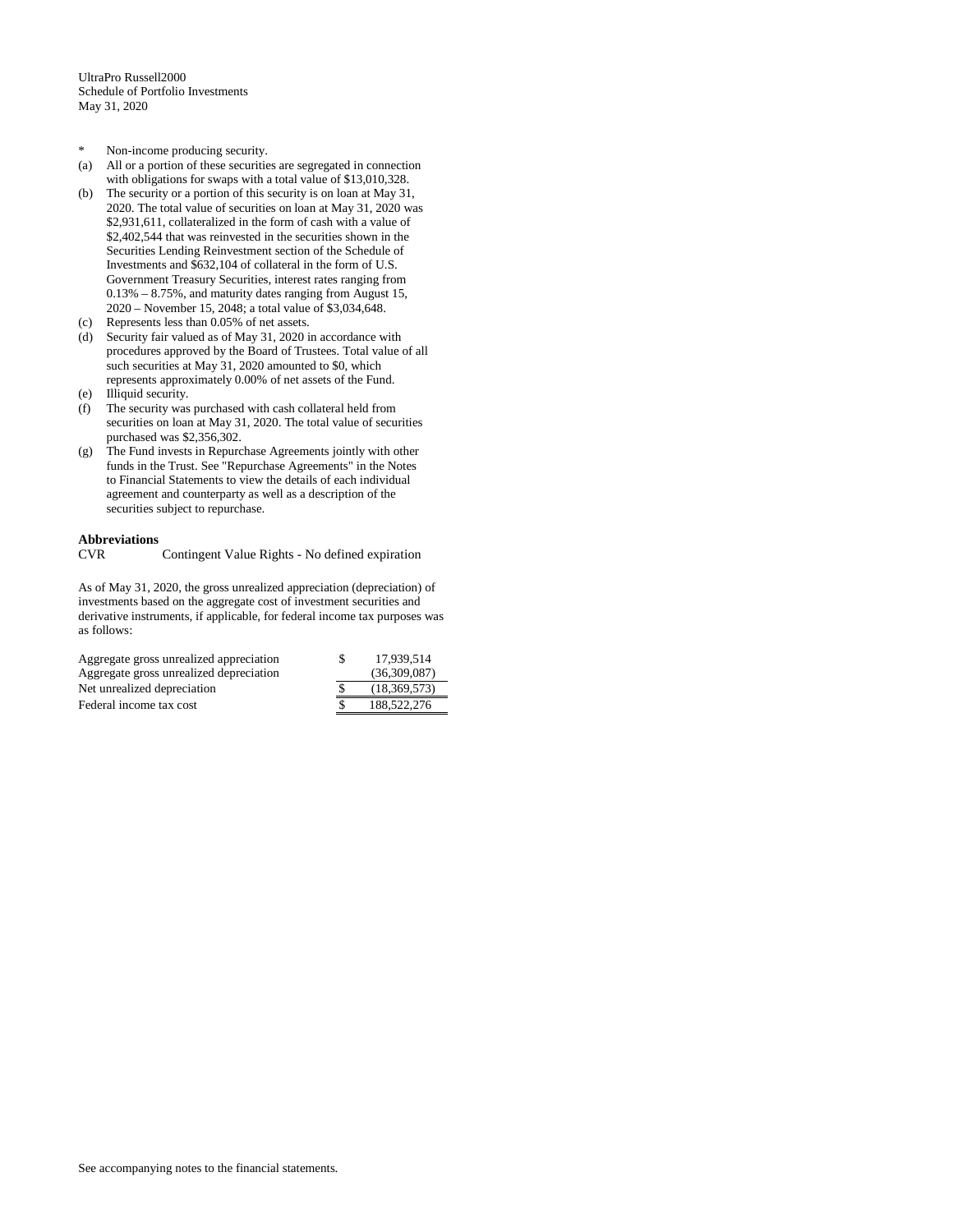UltraPro Russell2000
Schedule of Portfolio Investments
May 31, 2020

- \* Non-income producing security.
- (a) All or a portion of these securities are segregated in connection with obligations for swaps with a total value of $13,010,328.
- (b) The security or a portion of this security is on loan at May 31, 2020. The total value of securities on loan at May 31, 2020 was $2,931,611, collateralized in the form of cash with a value of $2,402,544 that was reinvested in the securities shown in the Securities Lending Reinvestment section of the Schedule of Investments and $632,104 of collateral in the form of U.S. Government Treasury Securities, interest rates ranging from 0.13% – 8.75%, and maturity dates ranging from August 15, 2020 – November 15, 2048; a total value of $3,034,648.
- (c) Represents less than 0.05% of net assets.
- (d) Security fair valued as of May 31, 2020 in accordance with procedures approved by the Board of Trustees. Total value of all such securities at May 31, 2020 amounted to $0, which represents approximately 0.00% of net assets of the Fund.
- (e) Illiquid security.
- (f) The security was purchased with cash collateral held from securities on loan at May 31, 2020. The total value of securities purchased was $2,356,302.
- (g) The Fund invests in Repurchase Agreements jointly with other funds in the Trust. See "Repurchase Agreements" in the Notes to Financial Statements to view the details of each individual agreement and counterparty as well as a description of the securities subject to repurchase.

**Abbreviations**

CVR Contingent Value Rights - No defined expiration

As of May 31, 2020, the gross unrealized appreciation (depreciation) of investments based on the aggregate cost of investment securities and derivative instruments, if applicable, for federal income tax purposes was as follows:

| | | |
|---|---|---|
| Aggregate gross unrealized appreciation | $ | 17,939,514 |
| Aggregate gross unrealized depreciation | | (36,309,087) |
| Net unrealized depreciation | $ | (18,369,573) |
| Federal income tax cost | $ | 188,522,276 |

See accompanying notes to the financial statements.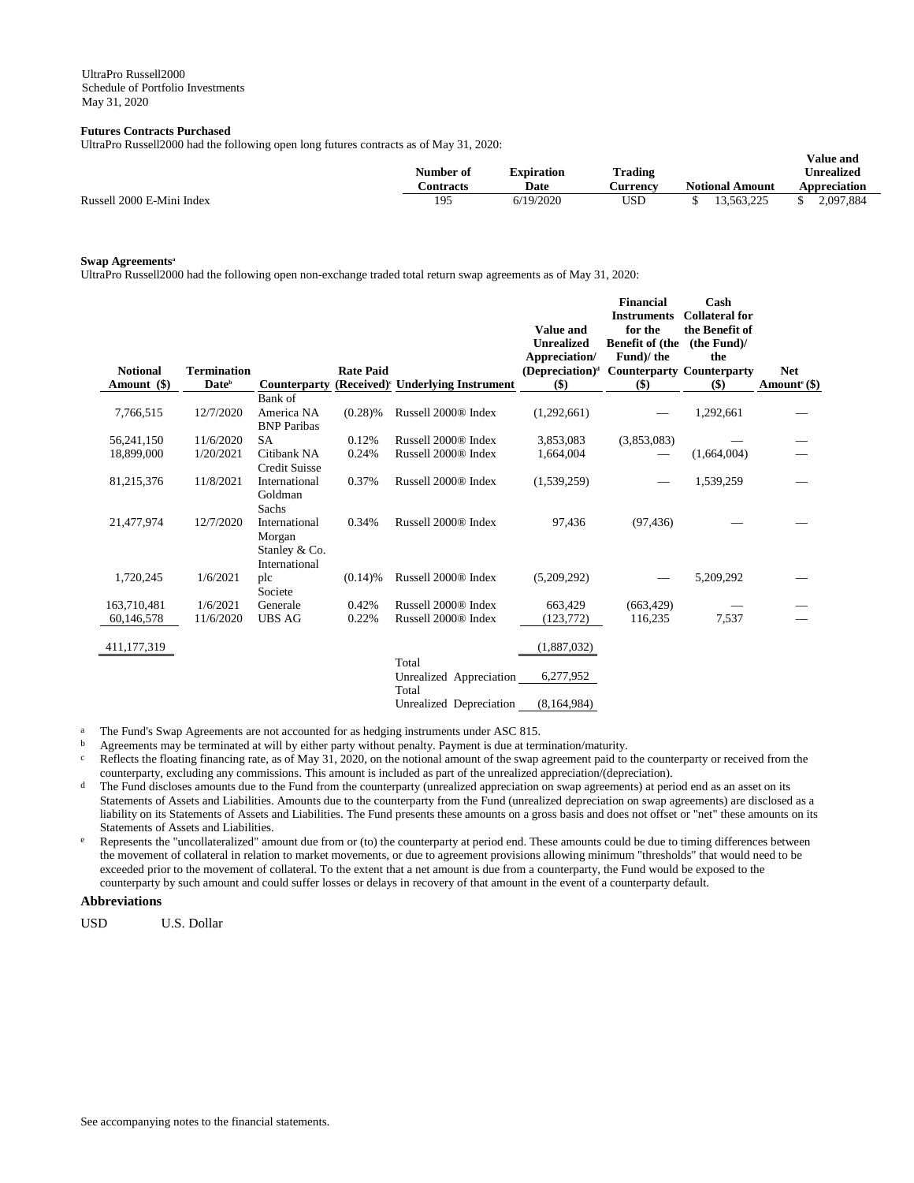UltraPro Russell2000
Schedule of Portfolio Investments
May 31, 2020

**Futures Contracts Purchased**

UltraPro Russell2000 had the following open long futures contracts as of May 31, 2020:

| | Number of Contracts | Expiration Date | Trading Currency | Notional Amount | Value and Unrealized Appreciation |
|---|---|---|---|---|---|
| Russell 2000 E-Mini Index | 195 | 6/19/2020 | USD | $ 13,563,225 | $ 2,097,884 |

**Swap Agreements[a]**

UltraPro Russell2000 had the following open non-exchange traded total return swap agreements as of May 31, 2020:

| Notional Amount ($) | Termination Date[b] | Counterparty | Rate Paid (Received)[c] | Underlying Instrument | Value and Unrealized Appreciation/ (Depreciation)[d] ($) | Financial Instruments for the Benefit of (the Fund)/ the Counterparty ($) | Cash Collateral for the Benefit of (the Fund)/ the Counterparty ($) | Net Amount[e] ($) |
|---|---|---|---|---|---|---|---|---|
| 7,766,515 | 12/7/2020 | Bank of America NA | (0.28)% | Russell 2000® Index | (1,292,661) | — | 1,292,661 | — |
| 56,241,150 | 11/6/2020 | BNP Paribas SA | 0.12% | Russell 2000® Index | 3,853,083 | (3,853,083) | — | — |
| 18,899,000 | 1/20/2021 | Citibank NA | 0.24% | Russell 2000® Index | 1,664,004 | — | (1,664,004) | — |
| 81,215,376 | 11/8/2021 | Credit Suisse International | 0.37% | Russell 2000® Index | (1,539,259) | — | 1,539,259 | — |
| 21,477,974 | 12/7/2020 | Goldman Sachs International | 0.34% | Russell 2000® Index | 97,436 | (97,436) | — | — |
| 1,720,245 | 1/6/2021 | Morgan Stanley & Co. International plc | (0.14)% | Russell 2000® Index | (5,209,292) | — | 5,209,292 | — |
| 163,710,481 | 1/6/2021 | Societe Generale | 0.42% | Russell 2000® Index | 663,429 | (663,429) | — | — |
| 60,146,578 | 11/6/2020 | UBS AG | 0.22% | Russell 2000® Index | (123,772) | 116,235 | 7,537 | — |
| 411,177,319 | | | | | (1,887,032) | | | |
| | | | | Total Unrealized Appreciation | 6,277,952 | | | |
| | | | | Total Unrealized Depreciation | (8,164,984) | | | |

[a] The Fund's Swap Agreements are not accounted for as hedging instruments under ASC 815.

[b] Agreements may be terminated at will by either party without penalty. Payment is due at termination/maturity.

[c] Reflects the floating financing rate, as of May 31, 2020, on the notional amount of the swap agreement paid to the counterparty or received from the counterparty, excluding any commissions. This amount is included as part of the unrealized appreciation/(depreciation).

[d] The Fund discloses amounts due to the Fund from the counterparty (unrealized appreciation on swap agreements) at period end as an asset on its Statements of Assets and Liabilities. Amounts due to the counterparty from the Fund (unrealized depreciation on swap agreements) are disclosed as a liability on its Statements of Assets and Liabilities. The Fund presents these amounts on a gross basis and does not offset or "net" these amounts on its Statements of Assets and Liabilities.

[e] Represents the "uncollateralized" amount due from or (to) the counterparty at period end. These amounts could be due to timing differences between the movement of collateral in relation to market movements, or due to agreement provisions allowing minimum "thresholds" that would need to be exceeded prior to the movement of collateral. To the extent that a net amount is due from a counterparty, the Fund would be exposed to the counterparty by such amount and could suffer losses or delays in recovery of that amount in the event of a counterparty default.

**Abbreviations**

USD U.S. Dollar

See accompanying notes to the financial statements.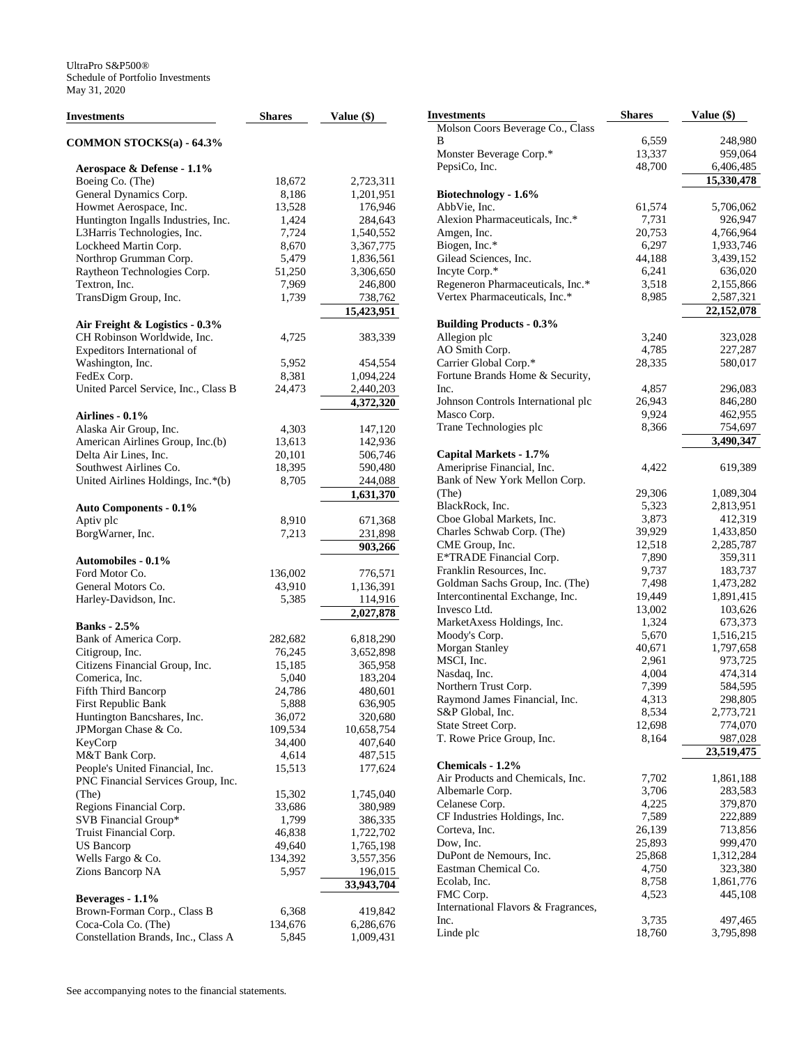UltraPro S&P500®
Schedule of Portfolio Investments
May 31, 2020

| Investments | Shares | Value ($) |
|---|---|---|
| **COMMON STOCKS(a) - 64.3%** | | |
| **Aerospace & Defense - 1.1%** | | |
| Boeing Co. (The) | 18,672 | 2,723,311 |
| General Dynamics Corp. | 8,186 | 1,201,951 |
| Howmet Aerospace, Inc. | 13,528 | 176,946 |
| Huntington Ingalls Industries, Inc. | 1,424 | 284,643 |
| L3Harris Technologies, Inc. | 7,724 | 1,540,552 |
| Lockheed Martin Corp. | 8,670 | 3,367,775 |
| Northrop Grumman Corp. | 5,479 | 1,836,561 |
| Raytheon Technologies Corp. | 51,250 | 3,306,650 |
| Textron, Inc. | 7,969 | 246,800 |
| TransDigm Group, Inc. | 1,739 | 738,762 |
| | | **15,423,951** |
| **Air Freight & Logistics - 0.3%** | | |
| CH Robinson Worldwide, Inc. | 4,725 | 383,339 |
| Expeditors International of Washington, Inc. | 5,952 | 454,554 |
| FedEx Corp. | 8,381 | 1,094,224 |
| United Parcel Service, Inc., Class B | 24,473 | 2,440,203 |
| | | **4,372,320** |
| **Airlines - 0.1%** | | |
| Alaska Air Group, Inc. | 4,303 | 147,120 |
| American Airlines Group, Inc.(b) | 13,613 | 142,936 |
| Delta Air Lines, Inc. | 20,101 | 506,746 |
| Southwest Airlines Co. | 18,395 | 590,480 |
| United Airlines Holdings, Inc.*(b) | 8,705 | 244,088 |
| | | **1,631,370** |
| **Auto Components - 0.1%** | | |
| Aptiv plc | 8,910 | 671,368 |
| BorgWarner, Inc. | 7,213 | 231,898 |
| | | **903,266** |
| **Automobiles - 0.1%** | | |
| Ford Motor Co. | 136,002 | 776,571 |
| General Motors Co. | 43,910 | 1,136,391 |
| Harley-Davidson, Inc. | 5,385 | 114,916 |
| | | **2,027,878** |
| **Banks - 2.5%** | | |
| Bank of America Corp. | 282,682 | 6,818,290 |
| Citigroup, Inc. | 76,245 | 3,652,898 |
| Citizens Financial Group, Inc. | 15,185 | 365,958 |
| Comerica, Inc. | 5,040 | 183,204 |
| Fifth Third Bancorp | 24,786 | 480,601 |
| First Republic Bank | 5,888 | 636,905 |
| Huntington Bancshares, Inc. | 36,072 | 320,680 |
| JPMorgan Chase & Co. | 109,534 | 10,658,754 |
| KeyCorp | 34,400 | 407,640 |
| M&T Bank Corp. | 4,614 | 487,515 |
| People's United Financial, Inc. | 15,513 | 177,624 |
| PNC Financial Services Group, Inc. (The) | 15,302 | 1,745,040 |
| Regions Financial Corp. | 33,686 | 380,989 |
| SVB Financial Group* | 1,799 | 386,335 |
| Truist Financial Corp. | 46,838 | 1,722,702 |
| US Bancorp | 49,640 | 1,765,198 |
| Wells Fargo & Co. | 134,392 | 3,557,356 |
| Zions Bancorp NA | 5,957 | 196,015 |
| | | **33,943,704** |
| **Beverages - 1.1%** | | |
| Brown-Forman Corp., Class B | 6,368 | 419,842 |
| Coca-Cola Co. (The) | 134,676 | 6,286,676 |
| Constellation Brands, Inc., Class A | 5,845 | 1,009,431 |
| Molson Coors Beverage Co., Class B | 6,559 | 248,980 |
| Monster Beverage Corp.* | 13,337 | 959,064 |
| PepsiCo, Inc. | 48,700 | 6,406,485 |
| | | **15,330,478** |
| **Biotechnology - 1.6%** | | |
| AbbVie, Inc. | 61,574 | 5,706,062 |
| Alexion Pharmaceuticals, Inc.* | 7,731 | 926,947 |
| Amgen, Inc. | 20,753 | 4,766,964 |
| Biogen, Inc.* | 6,297 | 1,933,746 |
| Gilead Sciences, Inc. | 44,188 | 3,439,152 |
| Incyte Corp.* | 6,241 | 636,020 |
| Regeneron Pharmaceuticals, Inc.* | 3,518 | 2,155,866 |
| Vertex Pharmaceuticals, Inc.* | 8,985 | 2,587,321 |
| | | **22,152,078** |
| **Building Products - 0.3%** | | |
| Allegion plc | 3,240 | 323,028 |
| AO Smith Corp. | 4,785 | 227,287 |
| Carrier Global Corp.* | 28,335 | 580,017 |
| Fortune Brands Home & Security, Inc. | 4,857 | 296,083 |
| Johnson Controls International plc | 26,943 | 846,280 |
| Masco Corp. | 9,924 | 462,955 |
| Trane Technologies plc | 8,366 | 754,697 |
| | | **3,490,347** |
| **Capital Markets - 1.7%** | | |
| Ameriprise Financial, Inc. | 4,422 | 619,389 |
| Bank of New York Mellon Corp. (The) | 29,306 | 1,089,304 |
| BlackRock, Inc. | 5,323 | 2,813,951 |
| Cboe Global Markets, Inc. | 3,873 | 412,319 |
| Charles Schwab Corp. (The) | 39,929 | 1,433,850 |
| CME Group, Inc. | 12,518 | 2,285,787 |
| E*TRADE Financial Corp. | 7,890 | 359,311 |
| Franklin Resources, Inc. | 9,737 | 183,737 |
| Goldman Sachs Group, Inc. (The) | 7,498 | 1,473,282 |
| Intercontinental Exchange, Inc. | 19,449 | 1,891,415 |
| Invesco Ltd. | 13,002 | 103,626 |
| MarketAxess Holdings, Inc. | 1,324 | 673,373 |
| Moody's Corp. | 5,670 | 1,516,215 |
| Morgan Stanley | 40,671 | 1,797,658 |
| MSCI, Inc. | 2,961 | 973,725 |
| Nasdaq, Inc. | 4,004 | 474,314 |
| Northern Trust Corp. | 7,399 | 584,595 |
| Raymond James Financial, Inc. | 4,313 | 298,805 |
| S&P Global, Inc. | 8,534 | 2,773,721 |
| State Street Corp. | 12,698 | 774,070 |
| T. Rowe Price Group, Inc. | 8,164 | 987,028 |
| | | **23,519,475** |
| **Chemicals - 1.2%** | | |
| Air Products and Chemicals, Inc. | 7,702 | 1,861,188 |
| Albemarle Corp. | 3,706 | 283,583 |
| Celanese Corp. | 4,225 | 379,870 |
| CF Industries Holdings, Inc. | 7,589 | 222,889 |
| Corteva, Inc. | 26,139 | 713,856 |
| Dow, Inc. | 25,893 | 999,470 |
| DuPont de Nemours, Inc. | 25,868 | 1,312,284 |
| Eastman Chemical Co. | 4,750 | 323,380 |
| Ecolab, Inc. | 8,758 | 1,861,776 |
| FMC Corp. | 4,523 | 445,108 |
| International Flavors & Fragrances, Inc. | 3,735 | 497,465 |
| Linde plc | 18,760 | 3,795,898 |

See accompanying notes to the financial statements.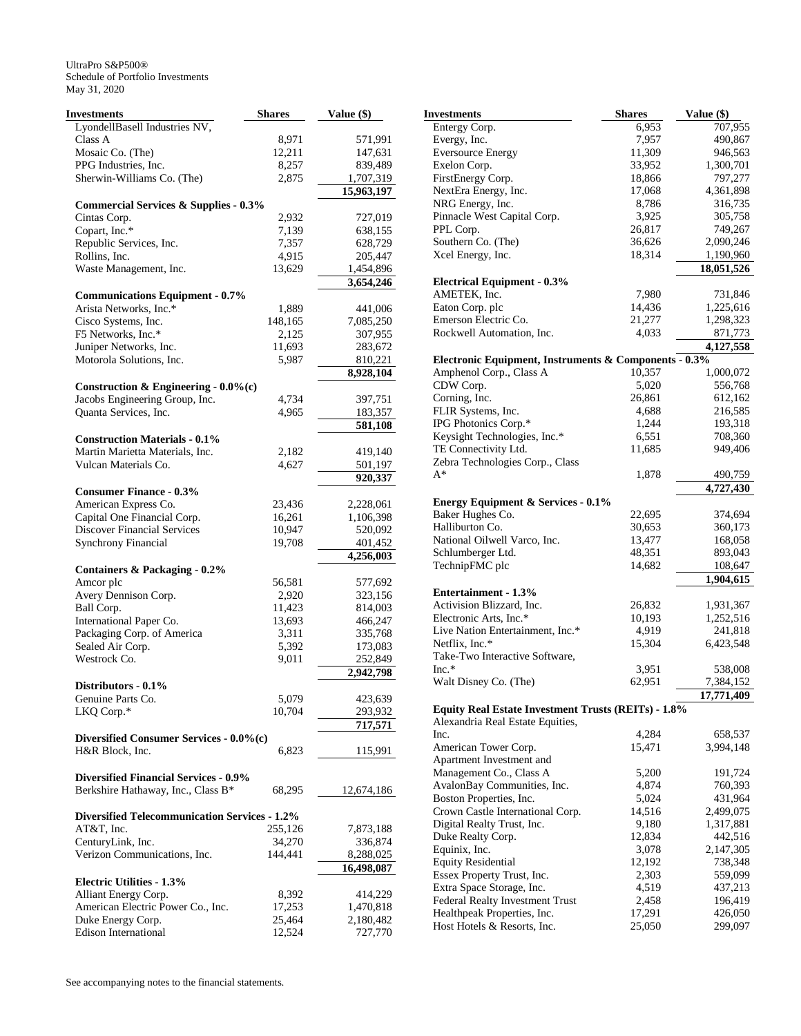UltraPro S&P500®
Schedule of Portfolio Investments
May 31, 2020

| Investments | Shares | Value ($) |
|---|---|---|
| LyondellBasell Industries NV, Class A | 8,971 | 571,991 |
| Mosaic Co. (The) | 12,211 | 147,631 |
| PPG Industries, Inc. | 8,257 | 839,489 |
| Sherwin-Williams Co. (The) | 2,875 | 1,707,319 |
| | | **15,963,197** |
| **Commercial Services & Supplies - 0.3%** | | |
| Cintas Corp. | 2,932 | 727,019 |
| Copart, Inc.* | 7,139 | 638,155 |
| Republic Services, Inc. | 7,357 | 628,729 |
| Rollins, Inc. | 4,915 | 205,447 |
| Waste Management, Inc. | 13,629 | 1,454,896 |
| | | **3,654,246** |
| **Communications Equipment - 0.7%** | | |
| Arista Networks, Inc.* | 1,889 | 441,006 |
| Cisco Systems, Inc. | 148,165 | 7,085,250 |
| F5 Networks, Inc.* | 2,125 | 307,955 |
| Juniper Networks, Inc. | 11,693 | 283,672 |
| Motorola Solutions, Inc. | 5,987 | 810,221 |
| | | **8,928,104** |
| **Construction & Engineering - 0.0%(c)** | | |
| Jacobs Engineering Group, Inc. | 4,734 | 397,751 |
| Quanta Services, Inc. | 4,965 | 183,357 |
| | | **581,108** |
| **Construction Materials - 0.1%** | | |
| Martin Marietta Materials, Inc. | 2,182 | 419,140 |
| Vulcan Materials Co. | 4,627 | 501,197 |
| | | **920,337** |
| **Consumer Finance - 0.3%** | | |
| American Express Co. | 23,436 | 2,228,061 |
| Capital One Financial Corp. | 16,261 | 1,106,398 |
| Discover Financial Services | 10,947 | 520,092 |
| Synchrony Financial | 19,708 | 401,452 |
| | | **4,256,003** |
| **Containers & Packaging - 0.2%** | | |
| Amcor plc | 56,581 | 577,692 |
| Avery Dennison Corp. | 2,920 | 323,156 |
| Ball Corp. | 11,423 | 814,003 |
| International Paper Co. | 13,693 | 466,247 |
| Packaging Corp. of America | 3,311 | 335,768 |
| Sealed Air Corp. | 5,392 | 173,083 |
| Westrock Co. | 9,011 | 252,849 |
| | | **2,942,798** |
| **Distributors - 0.1%** | | |
| Genuine Parts Co. | 5,079 | 423,639 |
| LKQ Corp.* | 10,704 | 293,932 |
| | | **717,571** |
| **Diversified Consumer Services - 0.0%(c)** | | |
| H&R Block, Inc. | 6,823 | 115,991 |
| **Diversified Financial Services - 0.9%** | | |
| Berkshire Hathaway, Inc., Class B* | 68,295 | 12,674,186 |
| **Diversified Telecommunication Services - 1.2%** | | |
| AT&T, Inc. | 255,126 | 7,873,188 |
| CenturyLink, Inc. | 34,270 | 336,874 |
| Verizon Communications, Inc. | 144,441 | 8,288,025 |
| | | **16,498,087** |
| **Electric Utilities - 1.3%** | | |
| Alliant Energy Corp. | 8,392 | 414,229 |
| American Electric Power Co., Inc. | 17,253 | 1,470,818 |
| Duke Energy Corp. | 25,464 | 2,180,482 |
| Edison International | 12,524 | 727,770 |
| Entergy Corp. | 6,953 | 707,955 |
| Evergy, Inc. | 7,957 | 490,867 |
| Eversource Energy | 11,309 | 946,563 |
| Exelon Corp. | 33,952 | 1,300,701 |
| FirstEnergy Corp. | 18,866 | 797,277 |
| NextEra Energy, Inc. | 17,068 | 4,361,898 |
| NRG Energy, Inc. | 8,786 | 316,735 |
| Pinnacle West Capital Corp. | 3,925 | 305,758 |
| PPL Corp. | 26,817 | 749,267 |
| Southern Co. (The) | 36,626 | 2,090,246 |
| Xcel Energy, Inc. | 18,314 | 1,190,960 |
| | | **18,051,526** |
| **Electrical Equipment - 0.3%** | | |
| AMETEK, Inc. | 7,980 | 731,846 |
| Eaton Corp. plc | 14,436 | 1,225,616 |
| Emerson Electric Co. | 21,277 | 1,298,323 |
| Rockwell Automation, Inc. | 4,033 | 871,773 |
| | | **4,127,558** |
| **Electronic Equipment, Instruments & Components - 0.3%** | | |
| Amphenol Corp., Class A | 10,357 | 1,000,072 |
| CDW Corp. | 5,020 | 556,768 |
| Corning, Inc. | 26,861 | 612,162 |
| FLIR Systems, Inc. | 4,688 | 216,585 |
| IPG Photonics Corp.* | 1,244 | 193,318 |
| Keysight Technologies, Inc.* | 6,551 | 708,360 |
| TE Connectivity Ltd. | 11,685 | 949,406 |
| Zebra Technologies Corp., Class A* | 1,878 | 490,759 |
| | | **4,727,430** |
| **Energy Equipment & Services - 0.1%** | | |
| Baker Hughes Co. | 22,695 | 374,694 |
| Halliburton Co. | 30,653 | 360,173 |
| National Oilwell Varco, Inc. | 13,477 | 168,058 |
| Schlumberger Ltd. | 48,351 | 893,043 |
| TechnipFMC plc | 14,682 | 108,647 |
| | | **1,904,615** |
| **Entertainment - 1.3%** | | |
| Activision Blizzard, Inc. | 26,832 | 1,931,367 |
| Electronic Arts, Inc.* | 10,193 | 1,252,516 |
| Live Nation Entertainment, Inc.* | 4,919 | 241,818 |
| Netflix, Inc.* | 15,304 | 6,423,548 |
| Take-Two Interactive Software, Inc.* | 3,951 | 538,008 |
| Walt Disney Co. (The) | 62,951 | 7,384,152 |
| | | **17,771,409** |
| **Equity Real Estate Investment Trusts (REITs) - 1.8%** | | |
| Alexandria Real Estate Equities, Inc. | 4,284 | 658,537 |
| American Tower Corp. | 15,471 | 3,994,148 |
| Apartment Investment and Management Co., Class A | 5,200 | 191,724 |
| AvalonBay Communities, Inc. | 4,874 | 760,393 |
| Boston Properties, Inc. | 5,024 | 431,964 |
| Crown Castle International Corp. | 14,516 | 2,499,075 |
| Digital Realty Trust, Inc. | 9,180 | 1,317,881 |
| Duke Realty Corp. | 12,834 | 442,516 |
| Equinix, Inc. | 3,078 | 2,147,305 |
| Equity Residential | 12,192 | 738,348 |
| Essex Property Trust, Inc. | 2,303 | 559,099 |
| Extra Space Storage, Inc. | 4,519 | 437,213 |
| Federal Realty Investment Trust | 2,458 | 196,419 |
| Healthpeak Properties, Inc. | 17,291 | 426,050 |
| Host Hotels & Resorts, Inc. | 25,050 | 299,097 |

See accompanying notes to the financial statements.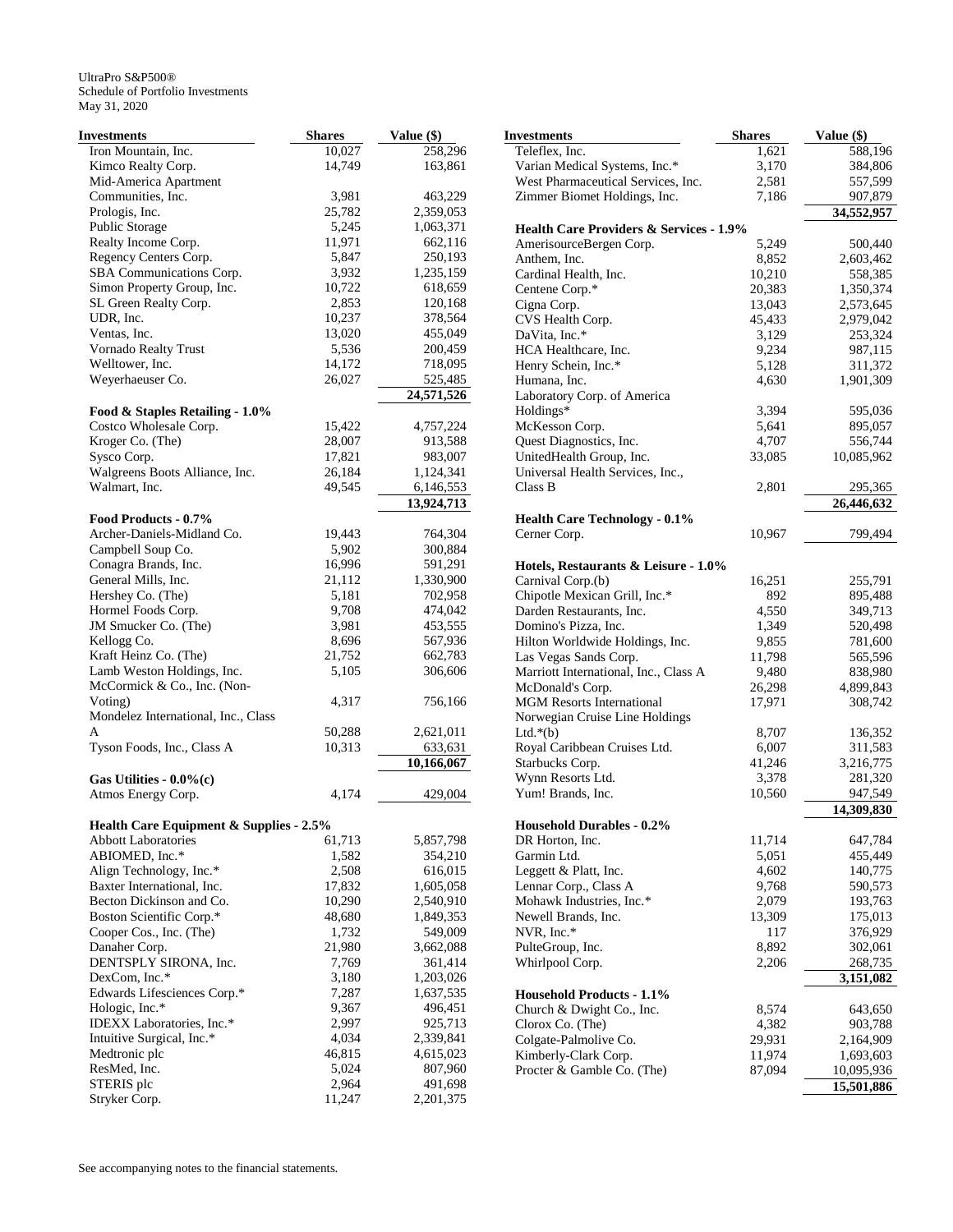UltraPro S&P500®
Schedule of Portfolio Investments
May 31, 2020

| Investments | Shares | Value ($) |
|---|---|---|
| Iron Mountain, Inc. | 10,027 | 258,296 |
| Kimco Realty Corp. | 14,749 | 163,861 |
| Mid-America Apartment Communities, Inc. | 3,981 | 463,229 |
| Prologis, Inc. | 25,782 | 2,359,053 |
| Public Storage | 5,245 | 1,063,371 |
| Realty Income Corp. | 11,971 | 662,116 |
| Regency Centers Corp. | 5,847 | 250,193 |
| SBA Communications Corp. | 3,932 | 1,235,159 |
| Simon Property Group, Inc. | 10,722 | 618,659 |
| SL Green Realty Corp. | 2,853 | 120,168 |
| UDR, Inc. | 10,237 | 378,564 |
| Ventas, Inc. | 13,020 | 455,049 |
| Vornado Realty Trust | 5,536 | 200,459 |
| Welltower, Inc. | 14,172 | 718,095 |
| Weyerhaeuser Co. | 26,027 | 525,485 |
| | | **24,571,526** |
| **Food & Staples Retailing - 1.0%** | | |
| Costco Wholesale Corp. | 15,422 | 4,757,224 |
| Kroger Co. (The) | 28,007 | 913,588 |
| Sysco Corp. | 17,821 | 983,007 |
| Walgreens Boots Alliance, Inc. | 26,184 | 1,124,341 |
| Walmart, Inc. | 49,545 | 6,146,553 |
| | | **13,924,713** |
| **Food Products - 0.7%** | | |
| Archer-Daniels-Midland Co. | 19,443 | 764,304 |
| Campbell Soup Co. | 5,902 | 300,884 |
| Conagra Brands, Inc. | 16,996 | 591,291 |
| General Mills, Inc. | 21,112 | 1,330,900 |
| Hershey Co. (The) | 5,181 | 702,958 |
| Hormel Foods Corp. | 9,708 | 474,042 |
| JM Smucker Co. (The) | 3,981 | 453,555 |
| Kellogg Co. | 8,696 | 567,936 |
| Kraft Heinz Co. (The) | 21,752 | 662,783 |
| Lamb Weston Holdings, Inc. | 5,105 | 306,606 |
| McCormick & Co., Inc. (Non-Voting) | 4,317 | 756,166 |
| Mondelez International, Inc., Class A | 50,288 | 2,621,011 |
| Tyson Foods, Inc., Class A | 10,313 | 633,631 |
| | | **10,166,067** |
| **Gas Utilities - 0.0%(c)** | | |
| Atmos Energy Corp. | 4,174 | 429,004 |
| **Health Care Equipment & Supplies - 2.5%** | | |
| Abbott Laboratories | 61,713 | 5,857,798 |
| ABIOMED, Inc.* | 1,582 | 354,210 |
| Align Technology, Inc.* | 2,508 | 616,015 |
| Baxter International, Inc. | 17,832 | 1,605,058 |
| Becton Dickinson and Co. | 10,290 | 2,540,910 |
| Boston Scientific Corp.* | 48,680 | 1,849,353 |
| Cooper Cos., Inc. (The) | 1,732 | 549,009 |
| Danaher Corp. | 21,980 | 3,662,088 |
| DENTSPLY SIRONA, Inc. | 7,769 | 361,414 |
| DexCom, Inc.* | 3,180 | 1,203,026 |
| Edwards Lifesciences Corp.* | 7,287 | 1,637,535 |
| Hologic, Inc.* | 9,367 | 496,451 |
| IDEXX Laboratories, Inc.* | 2,997 | 925,713 |
| Intuitive Surgical, Inc.* | 4,034 | 2,339,841 |
| Medtronic plc | 46,815 | 4,615,023 |
| ResMed, Inc. | 5,024 | 807,960 |
| STERIS plc | 2,964 | 491,698 |
| Stryker Corp. | 11,247 | 2,201,375 |
| Teleflex, Inc. | 1,621 | 588,196 |
| Varian Medical Systems, Inc.* | 3,170 | 384,806 |
| West Pharmaceutical Services, Inc. | 2,581 | 557,599 |
| Zimmer Biomet Holdings, Inc. | 7,186 | 907,879 |
| | | **34,552,957** |
| **Health Care Providers & Services - 1.9%** | | |
| AmerisourceBergen Corp. | 5,249 | 500,440 |
| Anthem, Inc. | 8,852 | 2,603,462 |
| Cardinal Health, Inc. | 10,210 | 558,385 |
| Centene Corp.* | 20,383 | 1,350,374 |
| Cigna Corp. | 13,043 | 2,573,645 |
| CVS Health Corp. | 45,433 | 2,979,042 |
| DaVita, Inc.* | 3,129 | 253,324 |
| HCA Healthcare, Inc. | 9,234 | 987,115 |
| Henry Schein, Inc.* | 5,128 | 311,372 |
| Humana, Inc. | 4,630 | 1,901,309 |
| Laboratory Corp. of America Holdings* | 3,394 | 595,036 |
| McKesson Corp. | 5,641 | 895,057 |
| Quest Diagnostics, Inc. | 4,707 | 556,744 |
| UnitedHealth Group, Inc. | 33,085 | 10,085,962 |
| Universal Health Services, Inc., Class B | 2,801 | 295,365 |
| | | **26,446,632** |
| **Health Care Technology - 0.1%** | | |
| Cerner Corp. | 10,967 | 799,494 |
| **Hotels, Restaurants & Leisure - 1.0%** | | |
| Carnival Corp.(b) | 16,251 | 255,791 |
| Chipotle Mexican Grill, Inc.* | 892 | 895,488 |
| Darden Restaurants, Inc. | 4,550 | 349,713 |
| Domino's Pizza, Inc. | 1,349 | 520,498 |
| Hilton Worldwide Holdings, Inc. | 9,855 | 781,600 |
| Las Vegas Sands Corp. | 11,798 | 565,596 |
| Marriott International, Inc., Class A | 9,480 | 838,980 |
| McDonald's Corp. | 26,298 | 4,899,843 |
| MGM Resorts International | 17,971 | 308,742 |
| Norwegian Cruise Line Holdings Ltd.*(b) | 8,707 | 136,352 |
| Royal Caribbean Cruises Ltd. | 6,007 | 311,583 |
| Starbucks Corp. | 41,246 | 3,216,775 |
| Wynn Resorts Ltd. | 3,378 | 281,320 |
| Yum! Brands, Inc. | 10,560 | 947,549 |
| | | **14,309,830** |
| **Household Durables - 0.2%** | | |
| DR Horton, Inc. | 11,714 | 647,784 |
| Garmin Ltd. | 5,051 | 455,449 |
| Leggett & Platt, Inc. | 4,602 | 140,775 |
| Lennar Corp., Class A | 9,768 | 590,573 |
| Mohawk Industries, Inc.* | 2,079 | 193,763 |
| Newell Brands, Inc. | 13,309 | 175,013 |
| NVR, Inc.* | 117 | 376,929 |
| PulteGroup, Inc. | 8,892 | 302,061 |
| Whirlpool Corp. | 2,206 | 268,735 |
| | | **3,151,082** |
| **Household Products - 1.1%** | | |
| Church & Dwight Co., Inc. | 8,574 | 643,650 |
| Clorox Co. (The) | 4,382 | 903,788 |
| Colgate-Palmolive Co. | 29,931 | 2,164,909 |
| Kimberly-Clark Corp. | 11,974 | 1,693,603 |
| Procter & Gamble Co. (The) | 87,094 | 10,095,936 |
| | | **15,501,886** |

See accompanying notes to the financial statements.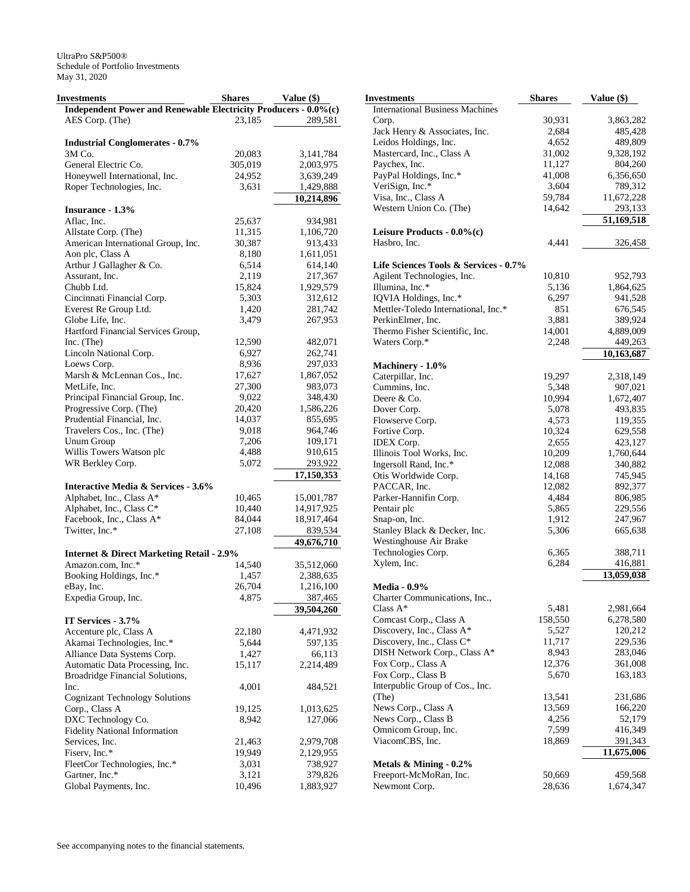UltraPro S&P500®
Schedule of Portfolio Investments
May 31, 2020

| Investments | Shares | Value ($) |
|---|---|---|
| **Independent Power and Renewable Electricity Producers - 0.0%(c)** | | |
| AES Corp. (The) | 23,185 | 289,581 |
| **Industrial Conglomerates - 0.7%** | | |
| 3M Co. | 20,083 | 3,141,784 |
| General Electric Co. | 305,019 | 2,003,975 |
| Honeywell International, Inc. | 24,952 | 3,639,249 |
| Roper Technologies, Inc. | 3,631 | 1,429,888 |
| | | **10,214,896** |
| **Insurance - 1.3%** | | |
| Aflac, Inc. | 25,637 | 934,981 |
| Allstate Corp. (The) | 11,315 | 1,106,720 |
| American International Group, Inc. | 30,387 | 913,433 |
| Aon plc, Class A | 8,180 | 1,611,051 |
| Arthur J Gallagher & Co. | 6,514 | 614,140 |
| Assurant, Inc. | 2,119 | 217,367 |
| Chubb Ltd. | 15,824 | 1,929,579 |
| Cincinnati Financial Corp. | 5,303 | 312,612 |
| Everest Re Group Ltd. | 1,420 | 281,742 |
| Globe Life, Inc. | 3,479 | 267,953 |
| Hartford Financial Services Group, Inc. (The) | 12,590 | 482,071 |
| Lincoln National Corp. | 6,927 | 262,741 |
| Loews Corp. | 8,936 | 297,033 |
| Marsh & McLennan Cos., Inc. | 17,627 | 1,867,052 |
| MetLife, Inc. | 27,300 | 983,073 |
| Principal Financial Group, Inc. | 9,022 | 348,430 |
| Progressive Corp. (The) | 20,420 | 1,586,226 |
| Prudential Financial, Inc. | 14,037 | 855,695 |
| Travelers Cos., Inc. (The) | 9,018 | 964,746 |
| Unum Group | 7,206 | 109,171 |
| Willis Towers Watson plc | 4,488 | 910,615 |
| WR Berkley Corp. | 5,072 | 293,922 |
| | | **17,150,353** |
| **Interactive Media & Services - 3.6%** | | |
| Alphabet, Inc., Class A* | 10,465 | 15,001,787 |
| Alphabet, Inc., Class C* | 10,440 | 14,917,925 |
| Facebook, Inc., Class A* | 84,044 | 18,917,464 |
| Twitter, Inc.* | 27,108 | 839,534 |
| | | **49,676,710** |
| **Internet & Direct Marketing Retail - 2.9%** | | |
| Amazon.com, Inc.* | 14,540 | 35,512,060 |
| Booking Holdings, Inc.* | 1,457 | 2,388,635 |
| eBay, Inc. | 26,704 | 1,216,100 |
| Expedia Group, Inc. | 4,875 | 387,465 |
| | | **39,504,260** |
| **IT Services - 3.7%** | | |
| Accenture plc, Class A | 22,180 | 4,471,932 |
| Akamai Technologies, Inc.* | 5,644 | 597,135 |
| Alliance Data Systems Corp. | 1,427 | 66,113 |
| Automatic Data Processing, Inc. | 15,117 | 2,214,489 |
| Broadridge Financial Solutions, Inc. | 4,001 | 484,521 |
| Cognizant Technology Solutions Corp., Class A | 19,125 | 1,013,625 |
| DXC Technology Co. | 8,942 | 127,066 |
| Fidelity National Information Services, Inc. | 21,463 | 2,979,708 |
| Fiserv, Inc.* | 19,949 | 2,129,955 |
| FleetCor Technologies, Inc.* | 3,031 | 738,927 |
| Gartner, Inc.* | 3,121 | 379,826 |
| Global Payments, Inc. | 10,496 | 1,883,927 |
| International Business Machines Corp. | 30,931 | 3,863,282 |
| Jack Henry & Associates, Inc. | 2,684 | 485,428 |
| Leidos Holdings, Inc. | 4,652 | 489,809 |
| Mastercard, Inc., Class A | 31,002 | 9,328,192 |
| Paychex, Inc. | 11,127 | 804,260 |
| PayPal Holdings, Inc.* | 41,008 | 6,356,650 |
| VeriSign, Inc.* | 3,604 | 789,312 |
| Visa, Inc., Class A | 59,784 | 11,672,228 |
| Western Union Co. (The) | 14,642 | 293,133 |
| | | **51,169,518** |
| **Leisure Products - 0.0%(c)** | | |
| Hasbro, Inc. | 4,441 | 326,458 |
| **Life Sciences Tools & Services - 0.7%** | | |
| Agilent Technologies, Inc. | 10,810 | 952,793 |
| Illumina, Inc.* | 5,136 | 1,864,625 |
| IQVIA Holdings, Inc.* | 6,297 | 941,528 |
| Mettler-Toledo International, Inc.* | 851 | 676,545 |
| PerkinElmer, Inc. | 3,881 | 389,924 |
| Thermo Fisher Scientific, Inc. | 14,001 | 4,889,009 |
| Waters Corp.* | 2,248 | 449,263 |
| | | **10,163,687** |
| **Machinery - 1.0%** | | |
| Caterpillar, Inc. | 19,297 | 2,318,149 |
| Cummins, Inc. | 5,348 | 907,021 |
| Deere & Co. | 10,994 | 1,672,407 |
| Dover Corp. | 5,078 | 493,835 |
| Flowserve Corp. | 4,573 | 119,355 |
| Fortive Corp. | 10,324 | 629,558 |
| IDEX Corp. | 2,655 | 423,127 |
| Illinois Tool Works, Inc. | 10,209 | 1,760,644 |
| Ingersoll Rand, Inc.* | 12,088 | 340,882 |
| Otis Worldwide Corp. | 14,168 | 745,945 |
| PACCAR, Inc. | 12,082 | 892,377 |
| Parker-Hannifin Corp. | 4,484 | 806,985 |
| Pentair plc | 5,865 | 229,556 |
| Snap-on, Inc. | 1,912 | 247,967 |
| Stanley Black & Decker, Inc. | 5,306 | 665,638 |
| Westinghouse Air Brake Technologies Corp. | 6,365 | 388,711 |
| Xylem, Inc. | 6,284 | 416,881 |
| | | **13,059,038** |
| **Media - 0.9%** | | |
| Charter Communications, Inc., Class A* | 5,481 | 2,981,664 |
| Comcast Corp., Class A | 158,550 | 6,278,580 |
| Discovery, Inc., Class A* | 5,527 | 120,212 |
| Discovery, Inc., Class C* | 11,717 | 229,536 |
| DISH Network Corp., Class A* | 8,943 | 283,046 |
| Fox Corp., Class A | 12,376 | 361,008 |
| Fox Corp., Class B | 5,670 | 163,183 |
| Interpublic Group of Cos., Inc. (The) | 13,541 | 231,686 |
| News Corp., Class A | 13,569 | 166,220 |
| News Corp., Class B | 4,256 | 52,179 |
| Omnicom Group, Inc. | 7,599 | 416,349 |
| ViacomCBS, Inc. | 18,869 | 391,343 |
| | | **11,675,006** |
| **Metals & Mining - 0.2%** | | |
| Freeport-McMoRan, Inc. | 50,669 | 459,568 |
| Newmont Corp. | 28,636 | 1,674,347 |

See accompanying notes to the financial statements.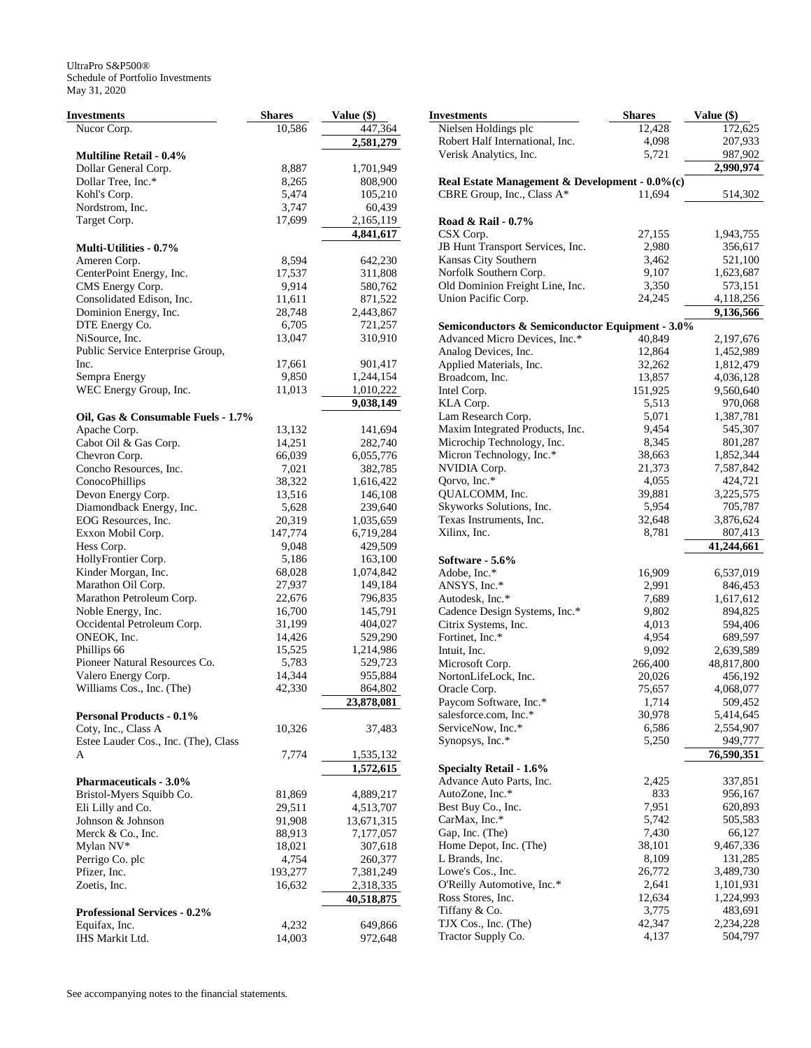UltraPro S&P500®
Schedule of Portfolio Investments
May 31, 2020

| Investments | Shares | Value ($) |
|---|---|---|
| Nucor Corp. | 10,586 | 447,364 |
| | | **2,581,279** |
| **Multiline Retail - 0.4%** | | |
| Dollar General Corp. | 8,887 | 1,701,949 |
| Dollar Tree, Inc.* | 8,265 | 808,900 |
| Kohl's Corp. | 5,474 | 105,210 |
| Nordstrom, Inc. | 3,747 | 60,439 |
| Target Corp. | 17,699 | 2,165,119 |
| | | **4,841,617** |
| **Multi-Utilities - 0.7%** | | |
| Ameren Corp. | 8,594 | 642,230 |
| CenterPoint Energy, Inc. | 17,537 | 311,808 |
| CMS Energy Corp. | 9,914 | 580,762 |
| Consolidated Edison, Inc. | 11,611 | 871,522 |
| Dominion Energy, Inc. | 28,748 | 2,443,867 |
| DTE Energy Co. | 6,705 | 721,257 |
| NiSource, Inc. | 13,047 | 310,910 |
| Public Service Enterprise Group, Inc. | 17,661 | 901,417 |
| Sempra Energy | 9,850 | 1,244,154 |
| WEC Energy Group, Inc. | 11,013 | 1,010,222 |
| | | **9,038,149** |
| **Oil, Gas & Consumable Fuels - 1.7%** | | |
| Apache Corp. | 13,132 | 141,694 |
| Cabot Oil & Gas Corp. | 14,251 | 282,740 |
| Chevron Corp. | 66,039 | 6,055,776 |
| Concho Resources, Inc. | 7,021 | 382,785 |
| ConocoPhillips | 38,322 | 1,616,422 |
| Devon Energy Corp. | 13,516 | 146,108 |
| Diamondback Energy, Inc. | 5,628 | 239,640 |
| EOG Resources, Inc. | 20,319 | 1,035,659 |
| Exxon Mobil Corp. | 147,774 | 6,719,284 |
| Hess Corp. | 9,048 | 429,509 |
| HollyFrontier Corp. | 5,186 | 163,100 |
| Kinder Morgan, Inc. | 68,028 | 1,074,842 |
| Marathon Oil Corp. | 27,937 | 149,184 |
| Marathon Petroleum Corp. | 22,676 | 796,835 |
| Noble Energy, Inc. | 16,700 | 145,791 |
| Occidental Petroleum Corp. | 31,199 | 404,027 |
| ONEOK, Inc. | 14,426 | 529,290 |
| Phillips 66 | 15,525 | 1,214,986 |
| Pioneer Natural Resources Co. | 5,783 | 529,723 |
| Valero Energy Corp. | 14,344 | 955,884 |
| Williams Cos., Inc. (The) | 42,330 | 864,802 |
| | | **23,878,081** |
| **Personal Products - 0.1%** | | |
| Coty, Inc., Class A | 10,326 | 37,483 |
| Estee Lauder Cos., Inc. (The), Class A | 7,774 | 1,535,132 |
| | | **1,572,615** |
| **Pharmaceuticals - 3.0%** | | |
| Bristol-Myers Squibb Co. | 81,869 | 4,889,217 |
| Eli Lilly and Co. | 29,511 | 4,513,707 |
| Johnson & Johnson | 91,908 | 13,671,315 |
| Merck & Co., Inc. | 88,913 | 7,177,057 |
| Mylan NV* | 18,021 | 307,618 |
| Perrigo Co. plc | 4,754 | 260,377 |
| Pfizer, Inc. | 193,277 | 7,381,249 |
| Zoetis, Inc. | 16,632 | 2,318,335 |
| | | **40,518,875** |
| **Professional Services - 0.2%** | | |
| Equifax, Inc. | 4,232 | 649,866 |
| IHS Markit Ltd. | 14,003 | 972,648 |
| Nielsen Holdings plc | 12,428 | 172,625 |
| Robert Half International, Inc. | 4,098 | 207,933 |
| Verisk Analytics, Inc. | 5,721 | 987,902 |
| | | **2,990,974** |
| **Real Estate Management & Development - 0.0%(c)** | | |
| CBRE Group, Inc., Class A* | 11,694 | 514,302 |
| **Road & Rail - 0.7%** | | |
| CSX Corp. | 27,155 | 1,943,755 |
| JB Hunt Transport Services, Inc. | 2,980 | 356,617 |
| Kansas City Southern | 3,462 | 521,100 |
| Norfolk Southern Corp. | 9,107 | 1,623,687 |
| Old Dominion Freight Line, Inc. | 3,350 | 573,151 |
| Union Pacific Corp. | 24,245 | 4,118,256 |
| | | **9,136,566** |
| **Semiconductors & Semiconductor Equipment - 3.0%** | | |
| Advanced Micro Devices, Inc.* | 40,849 | 2,197,676 |
| Analog Devices, Inc. | 12,864 | 1,452,989 |
| Applied Materials, Inc. | 32,262 | 1,812,479 |
| Broadcom, Inc. | 13,857 | 4,036,128 |
| Intel Corp. | 151,925 | 9,560,640 |
| KLA Corp. | 5,513 | 970,068 |
| Lam Research Corp. | 5,071 | 1,387,781 |
| Maxim Integrated Products, Inc. | 9,454 | 545,307 |
| Microchip Technology, Inc. | 8,345 | 801,287 |
| Micron Technology, Inc.* | 38,663 | 1,852,344 |
| NVIDIA Corp. | 21,373 | 7,587,842 |
| Qorvo, Inc.* | 4,055 | 424,721 |
| QUALCOMM, Inc. | 39,881 | 3,225,575 |
| Skyworks Solutions, Inc. | 5,954 | 705,787 |
| Texas Instruments, Inc. | 32,648 | 3,876,624 |
| Xilinx, Inc. | 8,781 | 807,413 |
| | | **41,244,661** |
| **Software - 5.6%** | | |
| Adobe, Inc.* | 16,909 | 6,537,019 |
| ANSYS, Inc.* | 2,991 | 846,453 |
| Autodesk, Inc.* | 7,689 | 1,617,612 |
| Cadence Design Systems, Inc.* | 9,802 | 894,825 |
| Citrix Systems, Inc. | 4,013 | 594,406 |
| Fortinet, Inc.* | 4,954 | 689,597 |
| Intuit, Inc. | 9,092 | 2,639,589 |
| Microsoft Corp. | 266,400 | 48,817,800 |
| NortonLifeLock, Inc. | 20,026 | 456,192 |
| Oracle Corp. | 75,657 | 4,068,077 |
| Paycom Software, Inc.* | 1,714 | 509,452 |
| salesforce.com, Inc.* | 30,978 | 5,414,645 |
| ServiceNow, Inc.* | 6,586 | 2,554,907 |
| Synopsys, Inc.* | 5,250 | 949,777 |
| | | **76,590,351** |
| **Specialty Retail - 1.6%** | | |
| Advance Auto Parts, Inc. | 2,425 | 337,851 |
| AutoZone, Inc.* | 833 | 956,167 |
| Best Buy Co., Inc. | 7,951 | 620,893 |
| CarMax, Inc.* | 5,742 | 505,583 |
| Gap, Inc. (The) | 7,430 | 66,127 |
| Home Depot, Inc. (The) | 38,101 | 9,467,336 |
| L Brands, Inc. | 8,109 | 131,285 |
| Lowe's Cos., Inc. | 26,772 | 3,489,730 |
| O'Reilly Automotive, Inc.* | 2,641 | 1,101,931 |
| Ross Stores, Inc. | 12,634 | 1,224,993 |
| Tiffany & Co. | 3,775 | 483,691 |
| TJX Cos., Inc. (The) | 42,347 | 2,234,228 |
| Tractor Supply Co. | 4,137 | 504,797 |

See accompanying notes to the financial statements.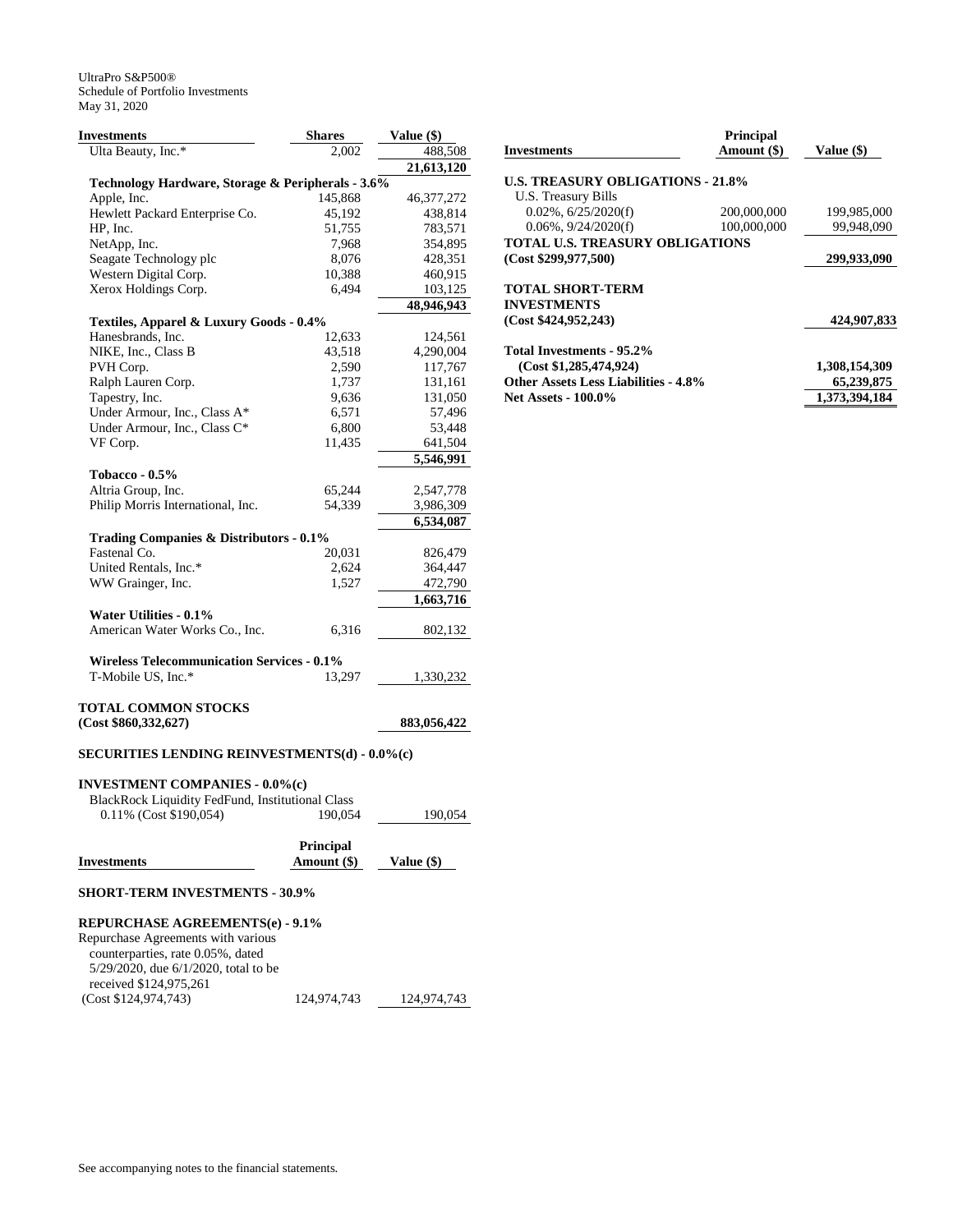UltraPro S&P500®
Schedule of Portfolio Investments
May 31, 2020

| Investments | Shares | Value ($) |
|---|---|---|
| Ulta Beauty, Inc.* | 2,002 | 488,508 |
| | | 21,613,120 |
| **Technology Hardware, Storage & Peripherals - 3.6%** | | |
| Apple, Inc. | 145,868 | 46,377,272 |
| Hewlett Packard Enterprise Co. | 45,192 | 438,814 |
| HP, Inc. | 51,755 | 783,571 |
| NetApp, Inc. | 7,968 | 354,895 |
| Seagate Technology plc | 8,076 | 428,351 |
| Western Digital Corp. | 10,388 | 460,915 |
| Xerox Holdings Corp. | 6,494 | 103,125 |
| | | 48,946,943 |
| **Textiles, Apparel & Luxury Goods - 0.4%** | | |
| Hanesbrands, Inc. | 12,633 | 124,561 |
| NIKE, Inc., Class B | 43,518 | 4,290,004 |
| PVH Corp. | 2,590 | 117,767 |
| Ralph Lauren Corp. | 1,737 | 131,161 |
| Tapestry, Inc. | 9,636 | 131,050 |
| Under Armour, Inc., Class A* | 6,571 | 57,496 |
| Under Armour, Inc., Class C* | 6,800 | 53,448 |
| VF Corp. | 11,435 | 641,504 |
| | | 5,546,991 |
| **Tobacco - 0.5%** | | |
| Altria Group, Inc. | 65,244 | 2,547,778 |
| Philip Morris International, Inc. | 54,339 | 3,986,309 |
| | | 6,534,087 |
| **Trading Companies & Distributors - 0.1%** | | |
| Fastenal Co. | 20,031 | 826,479 |
| United Rentals, Inc.* | 2,624 | 364,447 |
| WW Grainger, Inc. | 1,527 | 472,790 |
| | | 1,663,716 |
| **Water Utilities - 0.1%** | | |
| American Water Works Co., Inc. | 6,316 | 802,132 |
| **Wireless Telecommunication Services - 0.1%** | | |
| T-Mobile US, Inc.* | 13,297 | 1,330,232 |
| **TOTAL COMMON STOCKS (Cost $860,332,627)** | | **883,056,422** |

**SECURITIES LENDING REINVESTMENTS(d) - 0.0%(c)**

| Investments | Shares | Value ($) |
|---|---|---|
| **INVESTMENT COMPANIES - 0.0%(c)** | | |
| BlackRock Liquidity FedFund, Institutional Class 0.11% (Cost $190,054) | 190,054 | 190,054 |

| Investments | Principal Amount ($) | Value ($) |
|---|---|---|
| **SHORT-TERM INVESTMENTS - 30.9%** | | |
| **REPURCHASE AGREEMENTS(e) - 9.1%** | | |
| Repurchase Agreements with various counterparties, rate 0.05%, dated 5/29/2020, due 6/1/2020, total to be received $124,975,261 (Cost $124,974,743) | 124,974,743 | 124,974,743 |
| **U.S. TREASURY OBLIGATIONS - 21.8%** | | |
| U.S. Treasury Bills | | |
| 0.02%, 6/25/2020(f) | 200,000,000 | 199,985,000 |
| 0.06%, 9/24/2020(f) | 100,000,000 | 99,948,090 |
| **TOTAL U.S. TREASURY OBLIGATIONS (Cost $299,977,500)** | | **299,933,090** |
| **TOTAL SHORT-TERM INVESTMENTS (Cost $424,952,243)** | | **424,907,833** |
| **Total Investments - 95.2% (Cost $1,285,474,924)** | | **1,308,154,309** |
| **Other Assets Less Liabilities - 4.8%** | | **65,239,875** |
| **Net Assets - 100.0%** | | **1,373,394,184** |

See accompanying notes to the financial statements.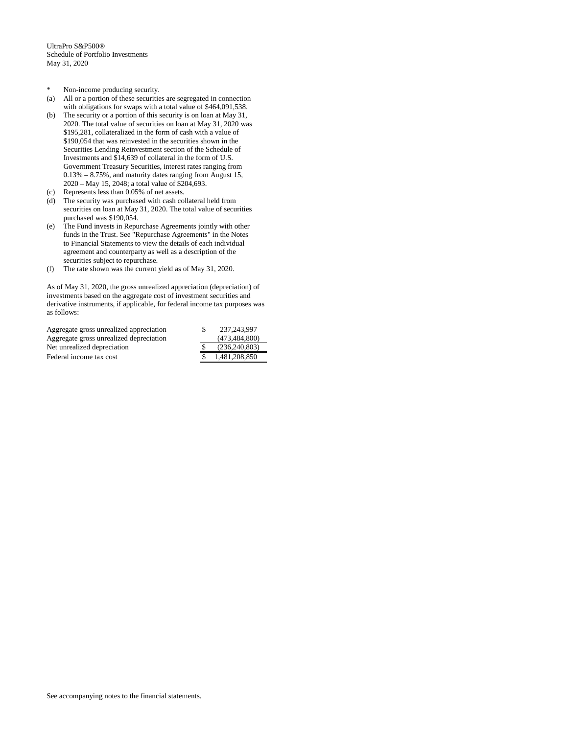UltraPro S&P500®
Schedule of Portfolio Investments
May 31, 2020

- \* Non-income producing security.
- (a) All or a portion of these securities are segregated in connection with obligations for swaps with a total value of $464,091,538.
- (b) The security or a portion of this security is on loan at May 31, 2020. The total value of securities on loan at May 31, 2020 was $195,281, collateralized in the form of cash with a value of $190,054 that was reinvested in the securities shown in the Securities Lending Reinvestment section of the Schedule of Investments and $14,639 of collateral in the form of U.S. Government Treasury Securities, interest rates ranging from 0.13% – 8.75%, and maturity dates ranging from August 15, 2020 – May 15, 2048; a total value of $204,693.
- (c) Represents less than 0.05% of net assets.
- (d) The security was purchased with cash collateral held from securities on loan at May 31, 2020. The total value of securities purchased was $190,054.
- (e) The Fund invests in Repurchase Agreements jointly with other funds in the Trust. See "Repurchase Agreements" in the Notes to Financial Statements to view the details of each individual agreement and counterparty as well as a description of the securities subject to repurchase.
- (f) The rate shown was the current yield as of May 31, 2020.

As of May 31, 2020, the gross unrealized appreciation (depreciation) of investments based on the aggregate cost of investment securities and derivative instruments, if applicable, for federal income tax purposes was as follows:

| | | |
|---|---|---|
| Aggregate gross unrealized appreciation | $ | 237,243,997 |
| Aggregate gross unrealized depreciation | | (473,484,800) |
| Net unrealized depreciation | $ | (236,240,803) |
| Federal income tax cost | $ | 1,481,208,850 |

See accompanying notes to the financial statements.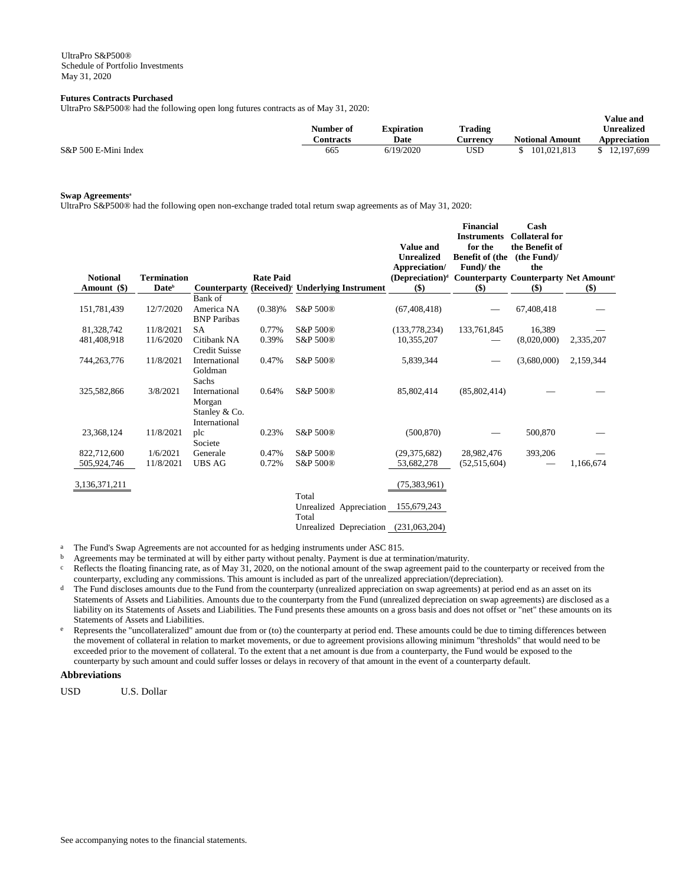UltraPro S&P500®
Schedule of Portfolio Investments
May 31, 2020

**Futures Contracts Purchased**

UltraPro S&P500® had the following open long futures contracts as of May 31, 2020:

| | Number of Contracts | Expiration Date | Trading Currency | Notional Amount | Value and Unrealized Appreciation |
|---|---|---|---|---|---|
| S&P 500 E-Mini Index | 665 | 6/19/2020 | USD | $ 101,021,813 | $ 12,197,699 |

**Swap Agreements**[a]

UltraPro S&P500® had the following open non-exchange traded total return swap agreements as of May 31, 2020:

| Notional Amount ($) | Termination Date[b] | Counterparty | Rate Paid (Received)[c] | Underlying Instrument | Value and Unrealized Appreciation/ (Depreciation)[d] ($) | Financial Instruments for the Benefit of (the Fund)/ the Counterparty ($) | Cash Collateral for the Benefit of (the Fund)/ the Counterparty ($) | Net Amount[e] ($) |
|---|---|---|---|---|---|---|---|---|
| 151,781,439 | 12/7/2020 | Bank of America NA | (0.38)% | S&P 500® | (67,408,418) | — | 67,408,418 | — |
| 81,328,742 | 11/8/2021 | BNP Paribas SA | 0.77% | S&P 500® | (133,778,234) | 133,761,845 | 16,389 | — |
| 481,408,918 | 11/6/2020 | Citibank NA | 0.39% | S&P 500® | 10,355,207 | — | (8,020,000) | 2,335,207 |
| 744,263,776 | 11/8/2021 | Credit Suisse International | 0.47% | S&P 500® | 5,839,344 | — | (3,680,000) | 2,159,344 |
| 325,582,866 | 3/8/2021 | Goldman Sachs International | 0.64% | S&P 500® | 85,802,414 | (85,802,414) | — | — |
| 23,368,124 | 11/8/2021 | Morgan Stanley & Co. International plc | 0.23% | S&P 500® | (500,870) | — | 500,870 | — |
| 822,712,600 | 1/6/2021 | Societe Generale | 0.47% | S&P 500® | (29,375,682) | 28,982,476 | 393,206 | — |
| 505,924,746 | 11/8/2021 | UBS AG | 0.72% | S&P 500® | 53,682,278 | (52,515,604) | — | 1,166,674 |
| 3,136,371,211 | | | | | (75,383,961) | | | |
| | | | | Total Unrealized Appreciation | 155,679,243 | | | |
| | | | | Total Unrealized Depreciation | (231,063,204) | | | |

[a] The Fund's Swap Agreements are not accounted for as hedging instruments under ASC 815.

[b] Agreements may be terminated at will by either party without penalty. Payment is due at termination/maturity.

[c] Reflects the floating financing rate, as of May 31, 2020, on the notional amount of the swap agreement paid to the counterparty or received from the counterparty, excluding any commissions. This amount is included as part of the unrealized appreciation/(depreciation).

[d] The Fund discloses amounts due to the Fund from the counterparty (unrealized appreciation on swap agreements) at period end as an asset on its Statements of Assets and Liabilities. Amounts due to the counterparty from the Fund (unrealized depreciation on swap agreements) are disclosed as a liability on its Statements of Assets and Liabilities. The Fund presents these amounts on a gross basis and does not offset or "net" these amounts on its Statements of Assets and Liabilities.

[e] Represents the "uncollateralized" amount due from or (to) the counterparty at period end. These amounts could be due to timing differences between the movement of collateral in relation to market movements, or due to agreement provisions allowing minimum "thresholds" that would need to be exceeded prior to the movement of collateral. To the extent that a net amount is due from a counterparty, the Fund would be exposed to the counterparty by such amount and could suffer losses or delays in recovery of that amount in the event of a counterparty default.

**Abbreviations**

USD U.S. Dollar

See accompanying notes to the financial statements.